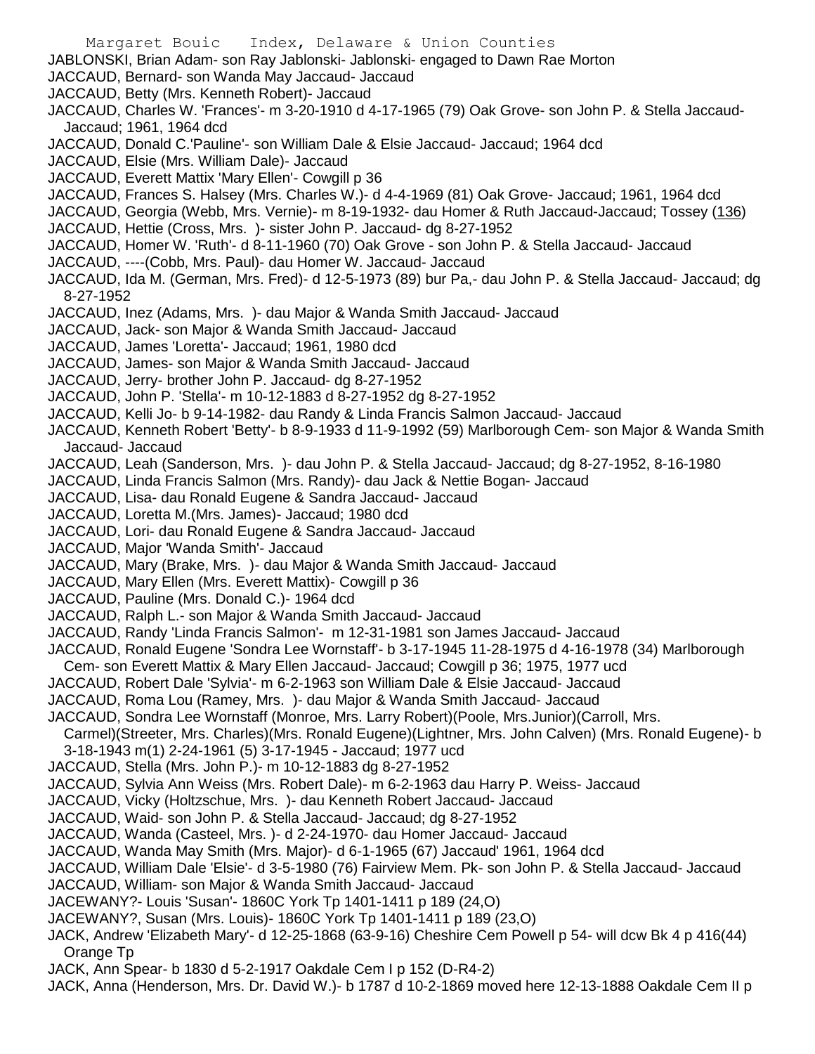JABLONSKI, Brian Adam- son Ray Jablonski- Jablonski- engaged to Dawn Rae Morton

JACCAUD, Bernard- son Wanda May Jaccaud- Jaccaud

JACCAUD, Betty (Mrs. Kenneth Robert)- Jaccaud

JACCAUD, Charles W. 'Frances'- m 3-20-1910 d 4-17-1965 (79) Oak Grove- son John P. & Stella Jaccaud- Jaccaud; 1961, 1964 dcd

JACCAUD, Donald C.'Pauline'- son William Dale & Elsie Jaccaud- Jaccaud; 1964 dcd

JACCAUD, Elsie (Mrs. William Dale)- Jaccaud

JACCAUD, Everett Mattix 'Mary Ellen'- Cowgill p 36

JACCAUD, Frances S. Halsey (Mrs. Charles W.)- d 4-4-1969 (81) Oak Grove- Jaccaud; 1961, 1964 dcd

JACCAUD, Georgia (Webb, Mrs. Vernie)- m 8-19-1932- dau Homer & Ruth Jaccaud-Jaccaud; Tossey (136)

JACCAUD, Hettie (Cross, Mrs. )- sister John P. Jaccaud- dg 8-27-1952

JACCAUD, Homer W. 'Ruth'- d 8-11-1960 (70) Oak Grove - son John P. & Stella Jaccaud- Jaccaud

JACCAUD, ----(Cobb, Mrs. Paul)- dau Homer W. Jaccaud- Jaccaud

JACCAUD, Ida M. (German, Mrs. Fred)- d 12-5-1973 (89) bur Pa,- dau John P. & Stella Jaccaud- Jaccaud; dg 8-27-1952

JACCAUD, Inez (Adams, Mrs. )- dau Major & Wanda Smith Jaccaud- Jaccaud

JACCAUD, Jack- son Major & Wanda Smith Jaccaud- Jaccaud

JACCAUD, James 'Loretta'- Jaccaud; 1961, 1980 dcd

JACCAUD, James- son Major & Wanda Smith Jaccaud- Jaccaud

JACCAUD, Jerry- brother John P. Jaccaud- dg 8-27-1952

JACCAUD, John P. 'Stella'- m 10-12-1883 d 8-27-1952 dg 8-27-1952

JACCAUD, Kelli Jo- b 9-14-1982- dau Randy & Linda Francis Salmon Jaccaud- Jaccaud

JACCAUD, Kenneth Robert 'Betty'- b 8-9-1933 d 11-9-1992 (59) Marlborough Cem- son Major & Wanda Smith Jaccaud- Jaccaud

JACCAUD, Leah (Sanderson, Mrs. )- dau John P. & Stella Jaccaud- Jaccaud; dg 8-27-1952, 8-16-1980

JACCAUD, Linda Francis Salmon (Mrs. Randy)- dau Jack & Nettie Bogan- Jaccaud

JACCAUD, Lisa- dau Ronald Eugene & Sandra Jaccaud- Jaccaud

JACCAUD, Loretta M.(Mrs. James)- Jaccaud; 1980 dcd

JACCAUD, Lori- dau Ronald Eugene & Sandra Jaccaud- Jaccaud

JACCAUD, Major 'Wanda Smith'- Jaccaud

JACCAUD, Mary (Brake, Mrs. )- dau Major & Wanda Smith Jaccaud- Jaccaud

JACCAUD, Mary Ellen (Mrs. Everett Mattix)- Cowgill p 36

JACCAUD, Pauline (Mrs. Donald C.)- 1964 dcd

JACCAUD, Ralph L.- son Major & Wanda Smith Jaccaud- Jaccaud

JACCAUD, Randy 'Linda Francis Salmon'- m 12-31-1981 son James Jaccaud- Jaccaud

JACCAUD, Ronald Eugene 'Sondra Lee Wornstaff'- b 3-17-1945 11-28-1975 d 4-16-1978 (34) Marlborough Cem- son Everett Mattix & Mary Ellen Jaccaud- Jaccaud; Cowgill p 36; 1975, 1977 ucd

JACCAUD, Robert Dale 'Sylvia'- m 6-2-1963 son William Dale & Elsie Jaccaud- Jaccaud

JACCAUD, Roma Lou (Ramey, Mrs. )- dau Major & Wanda Smith Jaccaud- Jaccaud

JACCAUD, Sondra Lee Wornstaff (Monroe, Mrs. Larry Robert)(Poole, Mrs.Junior)(Carroll, Mrs. Carmel)(Streeter, Mrs. Charles)(Mrs. Ronald Eugene)(Lightner, Mrs. John Calven) (Mrs. Ronald Eugene)- b 3-18-1943 m(1) 2-24-1961 (5) 3-17-1945 - Jaccaud; 1977 ucd

JACCAUD, Stella (Mrs. John P.)- m 10-12-1883 dg 8-27-1952

JACCAUD, Sylvia Ann Weiss (Mrs. Robert Dale)- m 6-2-1963 dau Harry P. Weiss- Jaccaud

JACCAUD, Vicky (Holtzschue, Mrs. )- dau Kenneth Robert Jaccaud- Jaccaud

JACCAUD, Waid- son John P. & Stella Jaccaud- Jaccaud; dg 8-27-1952

JACCAUD, Wanda (Casteel, Mrs. )- d 2-24-1970- dau Homer Jaccaud- Jaccaud

JACCAUD, Wanda May Smith (Mrs. Major)- d 6-1-1965 (67) Jaccaud' 1961, 1964 dcd

JACCAUD, William Dale 'Elsie'- d 3-5-1980 (76) Fairview Mem. Pk- son John P. & Stella Jaccaud- Jaccaud

JACCAUD, William- son Major & Wanda Smith Jaccaud- Jaccaud

JACEWANY?- Louis 'Susan'- 1860C York Tp 1401-1411 p 189 (24,O)

JACEWANY?, Susan (Mrs. Louis)- 1860C York Tp 1401-1411 p 189 (23,O)

JACK, Andrew 'Elizabeth Mary'- d 12-25-1868 (63-9-16) Cheshire Cem Powell p 54- will dcw Bk 4 p 416(44) Orange Tp

JACK, Ann Spear- b 1830 d 5-2-1917 Oakdale Cem I p 152 (D-R4-2)

JACK, Anna (Henderson, Mrs. Dr. David W.)- b 1787 d 10-2-1869 moved here 12-13-1888 Oakdale Cem II p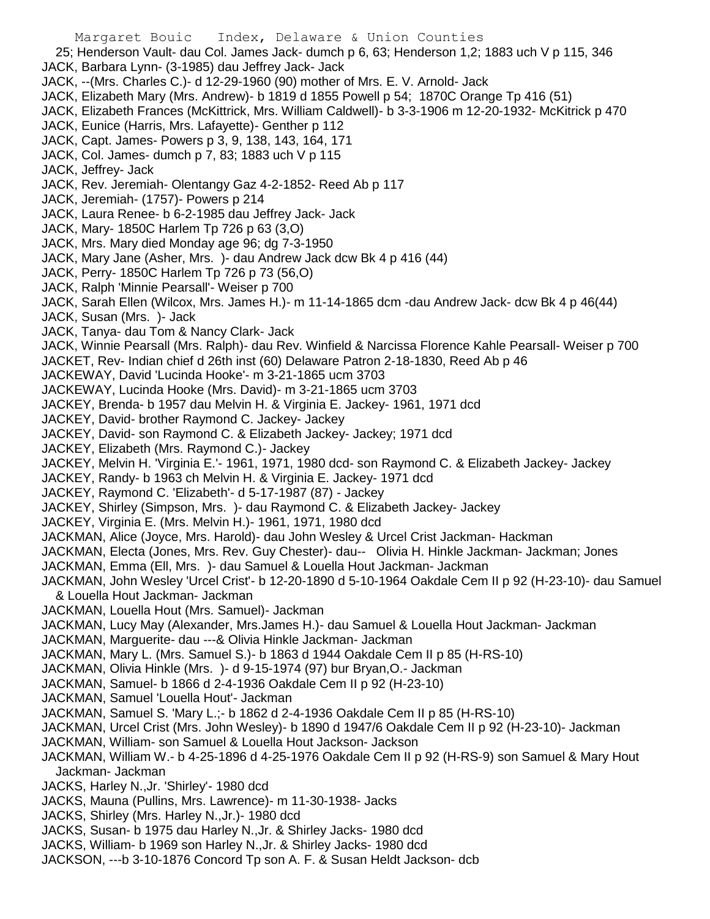25; Henderson Vault- dau Col. James Jack- dumch p 6, 63; Henderson 1,2; 1883 uch V p 115, 346
JACK, Barbara Lynn- (3-1985) dau Jeffrey Jack- Jack
JACK, --(Mrs. Charles C.)- d 12-29-1960 (90) mother of Mrs. E. V. Arnold- Jack
JACK, Elizabeth Mary (Mrs. Andrew)- b 1819 d 1855 Powell p 54; 1870C Orange Tp 416 (51)
JACK, Elizabeth Frances (McKittrick, Mrs. William Caldwell)- b 3-3-1906 m 12-20-1932- McKitrick p 470
JACK, Eunice (Harris, Mrs. Lafayette)- Genther p 112
JACK, Capt. James- Powers p 3, 9, 138, 143, 164, 171
JACK, Col. James- dumch p 7, 83; 1883 uch V p 115
JACK, Jeffrey- Jack
JACK, Rev. Jeremiah- Olentangy Gaz 4-2-1852- Reed Ab p 117
JACK, Jeremiah- (1757)- Powers p 214
JACK, Laura Renee- b 6-2-1985 dau Jeffrey Jack- Jack
JACK, Mary- 1850C Harlem Tp 726 p 63 (3,O)
JACK, Mrs. Mary died Monday age 96; dg 7-3-1950
JACK, Mary Jane (Asher, Mrs. )- dau Andrew Jack dcw Bk 4 p 416 (44)
JACK, Perry- 1850C Harlem Tp 726 p 73 (56,O)
JACK, Ralph 'Minnie Pearsall'- Weiser p 700
JACK, Sarah Ellen (Wilcox, Mrs. James H.)- m 11-14-1865 dcm -dau Andrew Jack- dcw Bk 4 p 46(44)
JACK, Susan (Mrs. )- Jack
JACK, Tanya- dau Tom & Nancy Clark- Jack
JACK, Winnie Pearsall (Mrs. Ralph)- dau Rev. Winfield & Narcissa Florence Kahle Pearsall- Weiser p 700
JACKET, Rev- Indian chief d 26th inst (60) Delaware Patron 2-18-1830, Reed Ab p 46
JACKEWAY, David 'Lucinda Hooke'- m 3-21-1865 ucm 3703
JACKEWAY, Lucinda Hooke (Mrs. David)- m 3-21-1865 ucm 3703
JACKEY, Brenda- b 1957 dau Melvin H. & Virginia E. Jackey- 1961, 1971 dcd
JACKEY, David- brother Raymond C. Jackey- Jackey
JACKEY, David- son Raymond C. & Elizabeth Jackey- Jackey; 1971 dcd
JACKEY, Elizabeth (Mrs. Raymond C.)- Jackey
JACKEY, Melvin H. 'Virginia E.'- 1961, 1971, 1980 dcd- son Raymond C. & Elizabeth Jackey- Jackey
JACKEY, Randy- b 1963 ch Melvin H. & Virginia E. Jackey- 1971 dcd
JACKEY, Raymond C. 'Elizabeth'- d 5-17-1987 (87) - Jackey
JACKEY, Shirley (Simpson, Mrs. )- dau Raymond C. & Elizabeth Jackey- Jackey
JACKEY, Virginia E. (Mrs. Melvin H.)- 1961, 1971, 1980 dcd
JACKMAN, Alice (Joyce, Mrs. Harold)- dau John Wesley & Urcel Crist Jackman- Hackman
JACKMAN, Electa (Jones, Mrs. Rev. Guy Chester)- dau-- Olivia H. Hinkle Jackman- Jackman; Jones
JACKMAN, Emma (Ell, Mrs. )- dau Samuel & Louella Hout Jackman- Jackman
JACKMAN, John Wesley 'Urcel Crist'- b 12-20-1890 d 5-10-1964 Oakdale Cem II p 92 (H-23-10)- dau Samuel & Louella Hout Jackman- Jackman
JACKMAN, Louella Hout (Mrs. Samuel)- Jackman
JACKMAN, Lucy May (Alexander, Mrs.James H.)- dau Samuel & Louella Hout Jackman- Jackman
JACKMAN, Marguerite- dau ---& Olivia Hinkle Jackman- Jackman
JACKMAN, Mary L. (Mrs. Samuel S.)- b 1863 d 1944 Oakdale Cem II p 85 (H-RS-10)
JACKMAN, Olivia Hinkle (Mrs. )- d 9-15-1974 (97) bur Bryan,O.- Jackman
JACKMAN, Samuel- b 1866 d 2-4-1936 Oakdale Cem II p 92 (H-23-10)
JACKMAN, Samuel 'Louella Hout'- Jackman
JACKMAN, Samuel S. 'Mary L.;- b 1862 d 2-4-1936 Oakdale Cem II p 85 (H-RS-10)
JACKMAN, Urcel Crist (Mrs. John Wesley)- b 1890 d 1947/6 Oakdale Cem II p 92 (H-23-10)- Jackman
JACKMAN, William- son Samuel & Louella Hout Jackson- Jackson
JACKMAN, William W.- b 4-25-1896 d 4-25-1976 Oakdale Cem II p 92 (H-RS-9) son Samuel & Mary Hout Jackman- Jackman
JACKS, Harley N.,Jr. 'Shirley'- 1980 dcd
JACKS, Mauna (Pullins, Mrs. Lawrence)- m 11-30-1938- Jacks
JACKS, Shirley (Mrs. Harley N.,Jr.)- 1980 dcd
JACKS, Susan- b 1975 dau Harley N.,Jr. & Shirley Jacks- 1980 dcd
JACKS, William- b 1969 son Harley N.,Jr. & Shirley Jacks- 1980 dcd
JACKSON, ---b 3-10-1876 Concord Tp son A. F. & Susan Heldt Jackson- dcb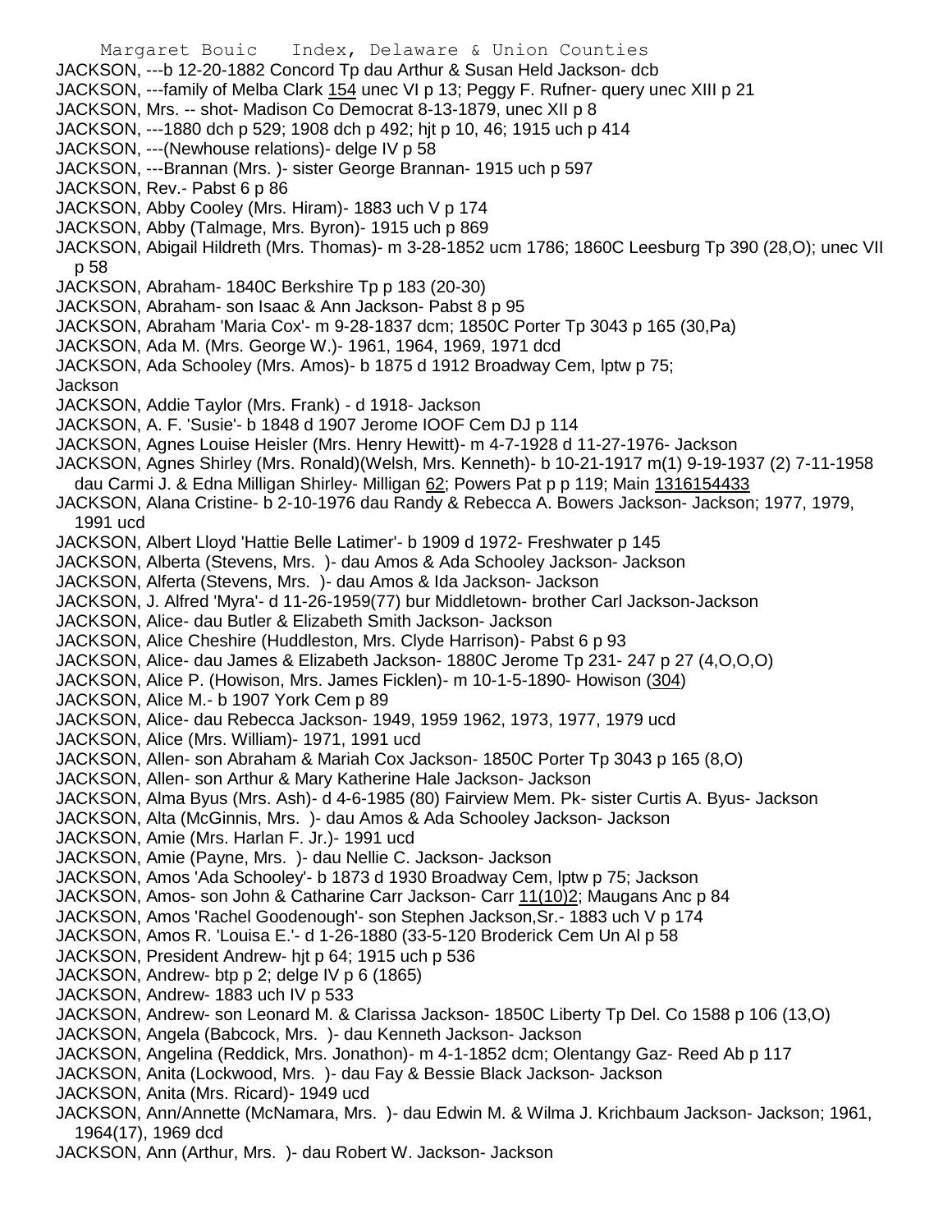JACKSON, ---b 12-20-1882 Concord Tp dau Arthur & Susan Held Jackson- dcb
JACKSON, ---family of Melba Clark 154 unec VI p 13; Peggy F. Rufner- query unec XIII p 21
JACKSON, Mrs. -- shot- Madison Co Democrat 8-13-1879, unec XII p 8
JACKSON, ---1880 dch p 529; 1908 dch p 492; hjt p 10, 46; 1915 uch p 414
JACKSON, ---(Newhouse relations)- delge IV p 58
JACKSON, ---Brannan (Mrs. )- sister George Brannan- 1915 uch p 597
JACKSON, Rev.- Pabst 6 p 86
JACKSON, Abby Cooley (Mrs. Hiram)- 1883 uch V p 174
JACKSON, Abby (Talmage, Mrs. Byron)- 1915 uch p 869
JACKSON, Abigail Hildreth (Mrs. Thomas)- m 3-28-1852 ucm 1786; 1860C Leesburg Tp 390 (28,O); unec VII p 58
JACKSON, Abraham- 1840C Berkshire Tp p 183 (20-30)
JACKSON, Abraham- son Isaac & Ann Jackson- Pabst 8 p 95
JACKSON, Abraham 'Maria Cox'- m 9-28-1837 dcm; 1850C Porter Tp 3043 p 165 (30,Pa)
JACKSON, Ada M. (Mrs. George W.)- 1961, 1964, 1969, 1971 dcd
JACKSON, Ada Schooley (Mrs. Amos)- b 1875 d 1912 Broadway Cem, lptw p 75; Jackson
JACKSON, Addie Taylor (Mrs. Frank) - d 1918- Jackson
JACKSON, A. F. 'Susie'- b 1848 d 1907 Jerome IOOF Cem DJ p 114
JACKSON, Agnes Louise Heisler (Mrs. Henry Hewitt)- m 4-7-1928 d 11-27-1976- Jackson
JACKSON, Agnes Shirley (Mrs. Ronald)(Welsh, Mrs. Kenneth)- b 10-21-1917 m(1) 9-19-1937 (2) 7-11-1958 dau Carmi J. & Edna Milligan Shirley- Milligan 62; Powers Pat p p 119; Main 1316154433
JACKSON, Alana Cristine- b 2-10-1976 dau Randy & Rebecca A. Bowers Jackson- Jackson; 1977, 1979, 1991 ucd
JACKSON, Albert Lloyd 'Hattie Belle Latimer'- b 1909 d 1972- Freshwater p 145
JACKSON, Alberta (Stevens, Mrs. )- dau Amos & Ada Schooley Jackson- Jackson
JACKSON, Alferta (Stevens, Mrs. )- dau Amos & Ida Jackson- Jackson
JACKSON, J. Alfred 'Myra'- d 11-26-1959(77) bur Middletown- brother Carl Jackson-Jackson
JACKSON, Alice- dau Butler & Elizabeth Smith Jackson- Jackson
JACKSON, Alice Cheshire (Huddleston, Mrs. Clyde Harrison)- Pabst 6 p 93
JACKSON, Alice- dau James & Elizabeth Jackson- 1880C Jerome Tp 231- 247 p 27 (4,O,O,O)
JACKSON, Alice P. (Howison, Mrs. James Ficklen)- m 10-1-5-1890- Howison (304)
JACKSON, Alice M.- b 1907 York Cem p 89
JACKSON, Alice- dau Rebecca Jackson- 1949, 1959 1962, 1973, 1977, 1979 ucd
JACKSON, Alice (Mrs. William)- 1971, 1991 ucd
JACKSON, Allen- son Abraham & Mariah Cox Jackson- 1850C Porter Tp 3043 p 165 (8,O)
JACKSON, Allen- son Arthur & Mary Katherine Hale Jackson- Jackson
JACKSON, Alma Byus (Mrs. Ash)- d 4-6-1985 (80) Fairview Mem. Pk- sister Curtis A. Byus- Jackson
JACKSON, Alta (McGinnis, Mrs. )- dau Amos & Ada Schooley Jackson- Jackson
JACKSON, Amie (Mrs. Harlan F. Jr.)- 1991 ucd
JACKSON, Amie (Payne, Mrs. )- dau Nellie C. Jackson- Jackson
JACKSON, Amos 'Ada Schooley'- b 1873 d 1930 Broadway Cem, lptw p 75; Jackson
JACKSON, Amos- son John & Catharine Carr Jackson- Carr 11(10)2; Maugans Anc p 84
JACKSON, Amos 'Rachel Goodenough'- son Stephen Jackson,Sr.- 1883 uch V p 174
JACKSON, Amos R. 'Louisa E.'- d 1-26-1880 (33-5-120 Broderick Cem Un Al p 58
JACKSON, President Andrew- hjt p 64; 1915 uch p 536
JACKSON, Andrew- btp p 2; delge IV p 6 (1865)
JACKSON, Andrew- 1883 uch IV p 533
JACKSON, Andrew- son Leonard M. & Clarissa Jackson- 1850C Liberty Tp Del. Co 1588 p 106 (13,O)
JACKSON, Angela (Babcock, Mrs. )- dau Kenneth Jackson- Jackson
JACKSON, Angelina (Reddick, Mrs. Jonathon)- m 4-1-1852 dcm; Olentangy Gaz- Reed Ab p 117
JACKSON, Anita (Lockwood, Mrs. )- dau Fay & Bessie Black Jackson- Jackson
JACKSON, Anita (Mrs. Ricard)- 1949 ucd
JACKSON, Ann/Annette (McNamara, Mrs. )- dau Edwin M. & Wilma J. Krichbaum Jackson- Jackson; 1961, 1964(17), 1969 dcd
JACKSON, Ann (Arthur, Mrs. )- dau Robert W. Jackson- Jackson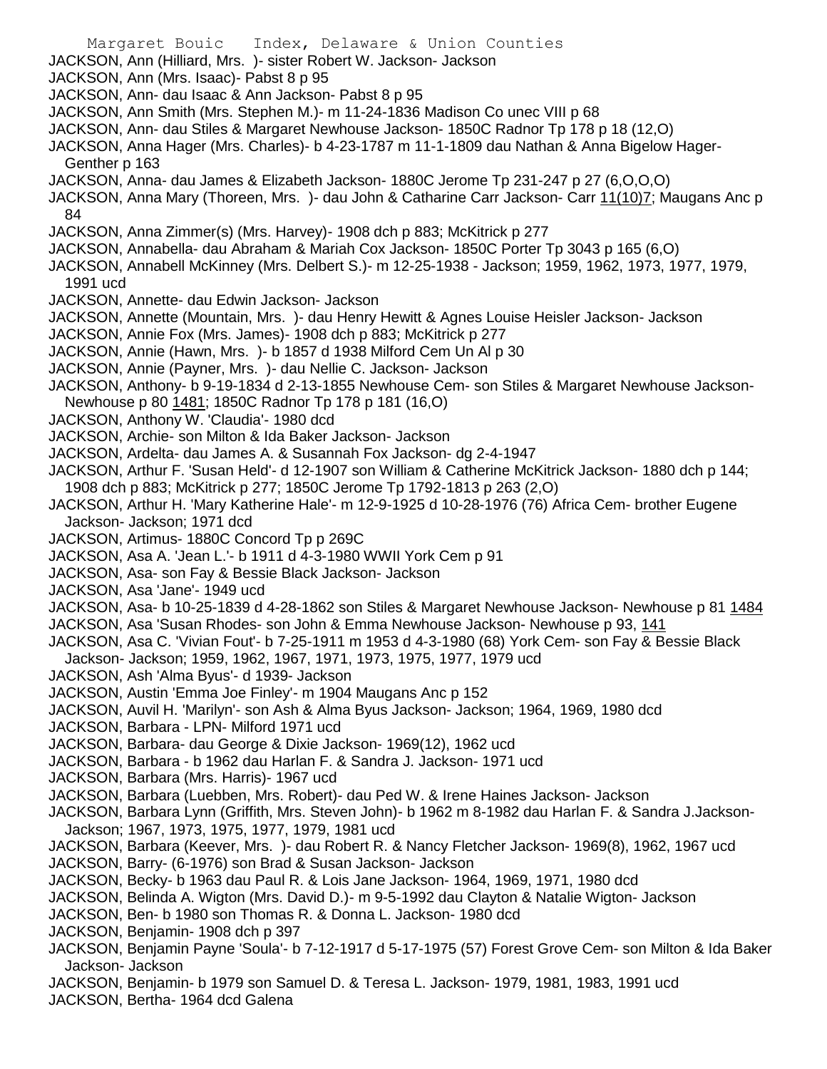JACKSON, Ann (Hilliard, Mrs. )- sister Robert W. Jackson- Jackson

JACKSON, Ann (Mrs. Isaac)- Pabst 8 p 95

JACKSON, Ann- dau Isaac & Ann Jackson- Pabst 8 p 95

JACKSON, Ann Smith (Mrs. Stephen M.)- m 11-24-1836 Madison Co unec VIII p 68

JACKSON, Ann- dau Stiles & Margaret Newhouse Jackson- 1850C Radnor Tp 178 p 18 (12,O)

JACKSON, Anna Hager (Mrs. Charles)- b 4-23-1787 m 11-1-1809 dau Nathan & Anna Bigelow Hager- Genther p 163

JACKSON, Anna- dau James & Elizabeth Jackson- 1880C Jerome Tp 231-247 p 27 (6,O,O,O)

JACKSON, Anna Mary (Thoreen, Mrs. )- dau John & Catharine Carr Jackson- Carr 11(10)7; Maugans Anc p 84

JACKSON, Anna Zimmer(s) (Mrs. Harvey)- 1908 dch p 883; McKitrick p 277

JACKSON, Annabella- dau Abraham & Mariah Cox Jackson- 1850C Porter Tp 3043 p 165 (6,O)

JACKSON, Annabell McKinney (Mrs. Delbert S.)- m 12-25-1938 - Jackson; 1959, 1962, 1973, 1977, 1979, 1991 ucd

JACKSON, Annette- dau Edwin Jackson- Jackson

JACKSON, Annette (Mountain, Mrs. )- dau Henry Hewitt & Agnes Louise Heisler Jackson- Jackson

JACKSON, Annie Fox (Mrs. James)- 1908 dch p 883; McKitrick p 277

JACKSON, Annie (Hawn, Mrs. )- b 1857 d 1938 Milford Cem Un Al p 30

JACKSON, Annie (Payner, Mrs. )- dau Nellie C. Jackson- Jackson

JACKSON, Anthony- b 9-19-1834 d 2-13-1855 Newhouse Cem- son Stiles & Margaret Newhouse Jackson- Newhouse p 80 1481; 1850C Radnor Tp 178 p 181 (16,O)

JACKSON, Anthony W. 'Claudia'- 1980 dcd

JACKSON, Archie- son Milton & Ida Baker Jackson- Jackson

JACKSON, Ardelta- dau James A. & Susannah Fox Jackson- dg 2-4-1947

JACKSON, Arthur F. 'Susan Held'- d 12-1907 son William & Catherine McKitrick Jackson- 1880 dch p 144; 1908 dch p 883; McKitrick p 277; 1850C Jerome Tp 1792-1813 p 263 (2,O)

JACKSON, Arthur H. 'Mary Katherine Hale'- m 12-9-1925 d 10-28-1976 (76) Africa Cem- brother Eugene Jackson- Jackson; 1971 dcd

JACKSON, Artimus- 1880C Concord Tp p 269C

JACKSON, Asa A. 'Jean L.'- b 1911 d 4-3-1980 WWII York Cem p 91

JACKSON, Asa- son Fay & Bessie Black Jackson- Jackson

JACKSON, Asa 'Jane'- 1949 ucd

JACKSON, Asa- b 10-25-1839 d 4-28-1862 son Stiles & Margaret Newhouse Jackson- Newhouse p 81 1484

JACKSON, Asa 'Susan Rhodes- son John & Emma Newhouse Jackson- Newhouse p 93, 141

JACKSON, Asa C. 'Vivian Fout'- b 7-25-1911 m 1953 d 4-3-1980 (68) York Cem- son Fay & Bessie Black Jackson- Jackson; 1959, 1962, 1967, 1971, 1973, 1975, 1977, 1979 ucd

JACKSON, Ash 'Alma Byus'- d 1939- Jackson

JACKSON, Austin 'Emma Joe Finley'- m 1904 Maugans Anc p 152

JACKSON, Auvil H. 'Marilyn'- son Ash & Alma Byus Jackson- Jackson; 1964, 1969, 1980 dcd

JACKSON, Barbara - LPN- Milford 1971 ucd

JACKSON, Barbara- dau George & Dixie Jackson- 1969(12), 1962 ucd

JACKSON, Barbara - b 1962 dau Harlan F. & Sandra J. Jackson- 1971 ucd

JACKSON, Barbara (Mrs. Harris)- 1967 ucd

JACKSON, Barbara (Luebben, Mrs. Robert)- dau Ped W. & Irene Haines Jackson- Jackson

JACKSON, Barbara Lynn (Griffith, Mrs. Steven John)- b 1962 m 8-1982 dau Harlan F. & Sandra J.Jackson- Jackson; 1967, 1973, 1975, 1977, 1979, 1981 ucd

JACKSON, Barbara (Keever, Mrs. )- dau Robert R. & Nancy Fletcher Jackson- 1969(8), 1962, 1967 ucd

JACKSON, Barry- (6-1976) son Brad & Susan Jackson- Jackson

JACKSON, Becky- b 1963 dau Paul R. & Lois Jane Jackson- 1964, 1969, 1971, 1980 dcd

JACKSON, Belinda A. Wigton (Mrs. David D.)- m 9-5-1992 dau Clayton & Natalie Wigton- Jackson

JACKSON, Ben- b 1980 son Thomas R. & Donna L. Jackson- 1980 dcd

JACKSON, Benjamin- 1908 dch p 397

JACKSON, Benjamin Payne 'Soula'- b 7-12-1917 d 5-17-1975 (57) Forest Grove Cem- son Milton & Ida Baker Jackson- Jackson

JACKSON, Benjamin- b 1979 son Samuel D. & Teresa L. Jackson- 1979, 1981, 1983, 1991 ucd

JACKSON, Bertha- 1964 dcd Galena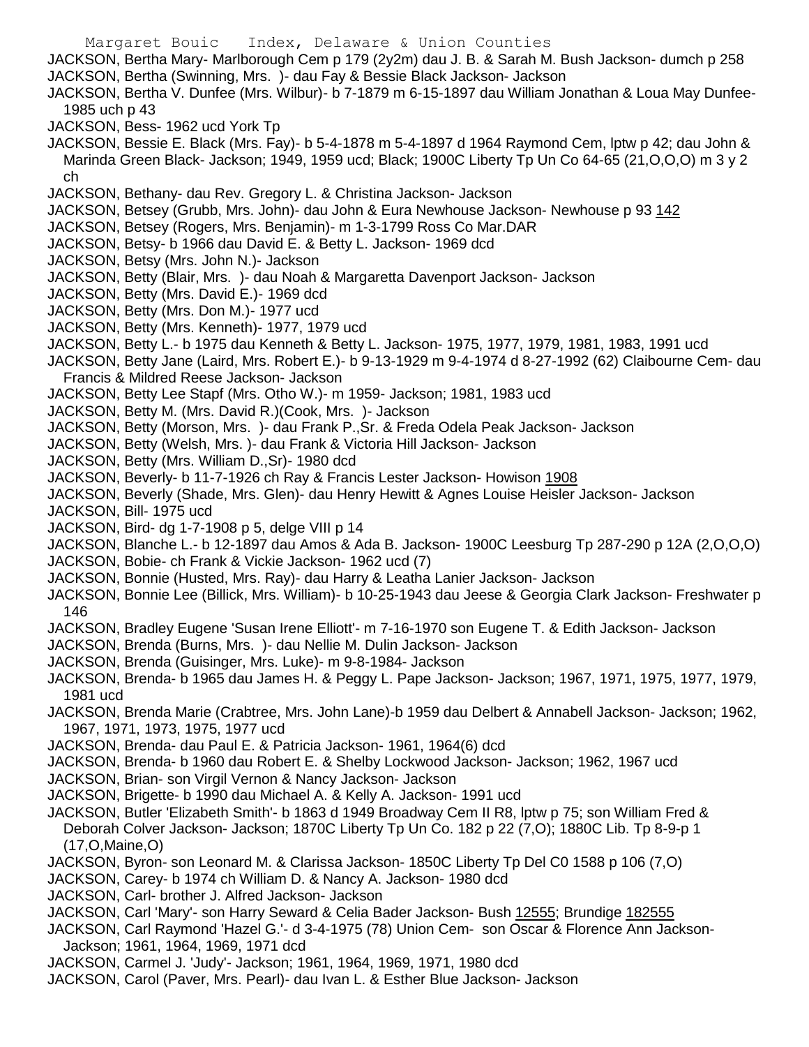JACKSON, Bertha Mary- Marlborough Cem p 179 (2y2m) dau J. B. & Sarah M. Bush Jackson- dumch p 258

JACKSON, Bertha (Swinning, Mrs. )- dau Fay & Bessie Black Jackson- Jackson

JACKSON, Bertha V. Dunfee (Mrs. Wilbur)- b 7-1879 m 6-15-1897 dau William Jonathan & Loua May Dunfee- 1985 uch p 43

JACKSON, Bess- 1962 ucd York Tp

JACKSON, Bessie E. Black (Mrs. Fay)- b 5-4-1878 m 5-4-1897 d 1964 Raymond Cem, lptw p 42; dau John & Marinda Green Black- Jackson; 1949, 1959 ucd; Black; 1900C Liberty Tp Un Co 64-65 (21,O,O,O) m 3 y 2 ch

JACKSON, Bethany- dau Rev. Gregory L. & Christina Jackson- Jackson

JACKSON, Betsey (Grubb, Mrs. John)- dau John & Eura Newhouse Jackson- Newhouse p 93 142

JACKSON, Betsey (Rogers, Mrs. Benjamin)- m 1-3-1799 Ross Co Mar.DAR

JACKSON, Betsy- b 1966 dau David E. & Betty L. Jackson- 1969 dcd

JACKSON, Betsy (Mrs. John N.)- Jackson

JACKSON, Betty (Blair, Mrs. )- dau Noah & Margaretta Davenport Jackson- Jackson

JACKSON, Betty (Mrs. David E.)- 1969 dcd

JACKSON, Betty (Mrs. Don M.)- 1977 ucd

JACKSON, Betty (Mrs. Kenneth)- 1977, 1979 ucd

JACKSON, Betty L.- b 1975 dau Kenneth & Betty L. Jackson- 1975, 1977, 1979, 1981, 1983, 1991 ucd

JACKSON, Betty Jane (Laird, Mrs. Robert E.)- b 9-13-1929 m 9-4-1974 d 8-27-1992 (62) Claibourne Cem- dau Francis & Mildred Reese Jackson- Jackson

JACKSON, Betty Lee Stapf (Mrs. Otho W.)- m 1959- Jackson; 1981, 1983 ucd

JACKSON, Betty M. (Mrs. David R.)(Cook, Mrs. )- Jackson

JACKSON, Betty (Morson, Mrs. )- dau Frank P.,Sr. & Freda Odela Peak Jackson- Jackson

JACKSON, Betty (Welsh, Mrs. )- dau Frank & Victoria Hill Jackson- Jackson

JACKSON, Betty (Mrs. William D.,Sr)- 1980 dcd

JACKSON, Beverly- b 11-7-1926 ch Ray & Francis Lester Jackson- Howison 1908

JACKSON, Beverly (Shade, Mrs. Glen)- dau Henry Hewitt & Agnes Louise Heisler Jackson- Jackson

JACKSON, Bill- 1975 ucd

JACKSON, Bird- dg 1-7-1908 p 5, delge VIII p 14

JACKSON, Blanche L.- b 12-1897 dau Amos & Ada B. Jackson- 1900C Leesburg Tp 287-290 p 12A (2,O,O,O)

JACKSON, Bobie- ch Frank & Vickie Jackson- 1962 ucd (7)

JACKSON, Bonnie (Husted, Mrs. Ray)- dau Harry & Leatha Lanier Jackson- Jackson

JACKSON, Bonnie Lee (Billick, Mrs. William)- b 10-25-1943 dau Jeese & Georgia Clark Jackson- Freshwater p 146

JACKSON, Bradley Eugene 'Susan Irene Elliott'- m 7-16-1970 son Eugene T. & Edith Jackson- Jackson

JACKSON, Brenda (Burns, Mrs. )- dau Nellie M. Dulin Jackson- Jackson

JACKSON, Brenda (Guisinger, Mrs. Luke)- m 9-8-1984- Jackson

JACKSON, Brenda- b 1965 dau James H. & Peggy L. Pape Jackson- Jackson; 1967, 1971, 1975, 1977, 1979, 1981 ucd

JACKSON, Brenda Marie (Crabtree, Mrs. John Lane)-b 1959 dau Delbert & Annabell Jackson- Jackson; 1962, 1967, 1971, 1973, 1975, 1977 ucd

JACKSON, Brenda- dau Paul E. & Patricia Jackson- 1961, 1964(6) dcd

JACKSON, Brenda- b 1960 dau Robert E. & Shelby Lockwood Jackson- Jackson; 1962, 1967 ucd

JACKSON, Brian- son Virgil Vernon & Nancy Jackson- Jackson

JACKSON, Brigette- b 1990 dau Michael A. & Kelly A. Jackson- 1991 ucd

JACKSON, Butler 'Elizabeth Smith'- b 1863 d 1949 Broadway Cem II R8, lptw p 75; son William Fred & Deborah Colver Jackson- Jackson; 1870C Liberty Tp Un Co. 182 p 22 (7,O); 1880C Lib. Tp 8-9-p 1 (17,O,Maine,O)

JACKSON, Byron- son Leonard M. & Clarissa Jackson- 1850C Liberty Tp Del C0 1588 p 106 (7,O)

JACKSON, Carey- b 1974 ch William D. & Nancy A. Jackson- 1980 dcd

JACKSON, Carl- brother J. Alfred Jackson- Jackson

JACKSON, Carl 'Mary'- son Harry Seward & Celia Bader Jackson- Bush 12555; Brundige 182555

JACKSON, Carl Raymond 'Hazel G.'- d 3-4-1975 (78) Union Cem- son Oscar & Florence Ann Jackson- Jackson; 1961, 1964, 1969, 1971 dcd

JACKSON, Carmel J. 'Judy'- Jackson; 1961, 1964, 1969, 1971, 1980 dcd

JACKSON, Carol (Paver, Mrs. Pearl)- dau Ivan L. & Esther Blue Jackson- Jackson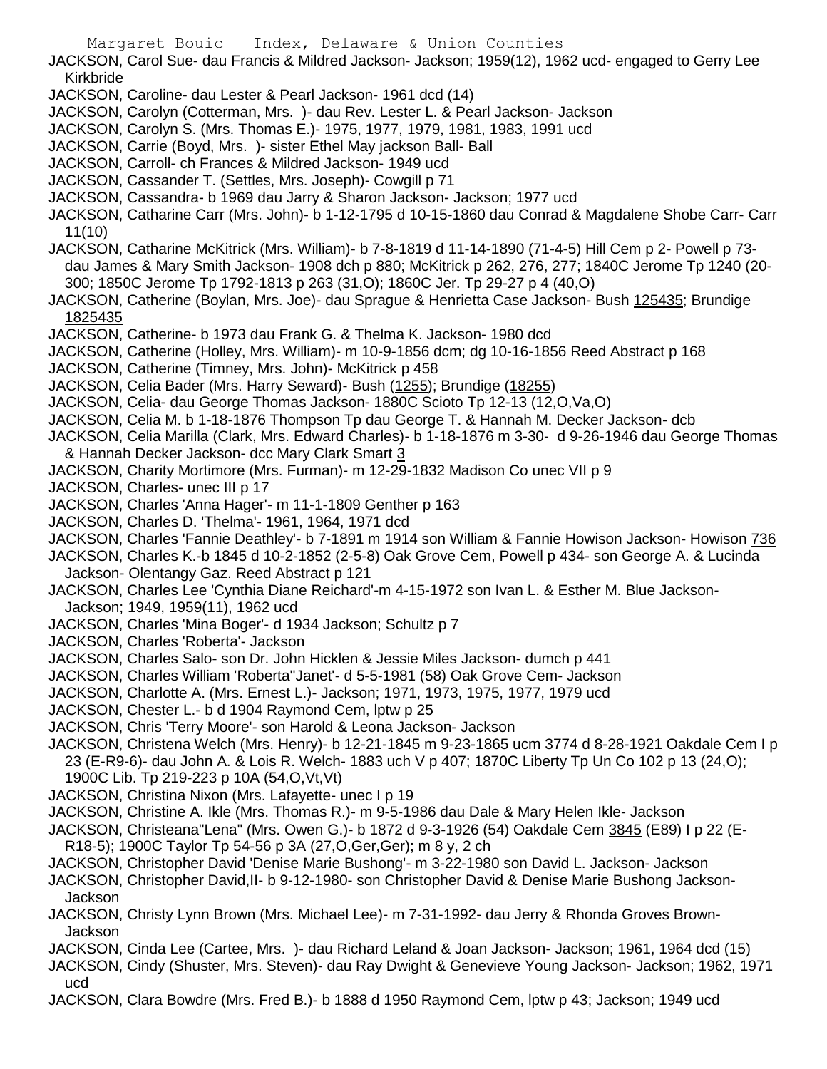JACKSON, Carol Sue- dau Francis & Mildred Jackson- Jackson; 1959(12), 1962 ucd- engaged to Gerry Lee Kirkbride

JACKSON, Caroline- dau Lester & Pearl Jackson- 1961 dcd (14)

JACKSON, Carolyn (Cotterman, Mrs. )- dau Rev. Lester L. & Pearl Jackson- Jackson

JACKSON, Carolyn S. (Mrs. Thomas E.)- 1975, 1977, 1979, 1981, 1983, 1991 ucd

JACKSON, Carrie (Boyd, Mrs. )- sister Ethel May jackson Ball- Ball

JACKSON, Carroll- ch Frances & Mildred Jackson- 1949 ucd

JACKSON, Cassander T. (Settles, Mrs. Joseph)- Cowgill p 71

JACKSON, Cassandra- b 1969 dau Jarry & Sharon Jackson- Jackson; 1977 ucd

JACKSON, Catharine Carr (Mrs. John)- b 1-12-1795 d 10-15-1860 dau Conrad & Magdalene Shobe Carr- Carr 11(10)

JACKSON, Catharine McKitrick (Mrs. William)- b 7-8-1819 d 11-14-1890 (71-4-5) Hill Cem p 2- Powell p 73- dau James & Mary Smith Jackson- 1908 dch p 880; McKitrick p 262, 276, 277; 1840C Jerome Tp 1240 (20-300; 1850C Jerome Tp 1792-1813 p 263 (31,O); 1860C Jer. Tp 29-27 p 4 (40,O)

JACKSON, Catherine (Boylan, Mrs. Joe)- dau Sprague & Henrietta Case Jackson- Bush 125435; Brundige 1825435

JACKSON, Catherine- b 1973 dau Frank G. & Thelma K. Jackson- 1980 dcd

JACKSON, Catherine (Holley, Mrs. William)- m 10-9-1856 dcm; dg 10-16-1856 Reed Abstract p 168

JACKSON, Catherine (Timney, Mrs. John)- McKitrick p 458

JACKSON, Celia Bader (Mrs. Harry Seward)- Bush (1255); Brundige (18255)

JACKSON, Celia- dau George Thomas Jackson- 1880C Scioto Tp 12-13 (12,O,Va,O)

JACKSON, Celia M. b 1-18-1876 Thompson Tp dau George T. & Hannah M. Decker Jackson- dcb

JACKSON, Celia Marilla (Clark, Mrs. Edward Charles)- b 1-18-1876 m 3-30- d 9-26-1946 dau George Thomas & Hannah Decker Jackson- dcc Mary Clark Smart 3

JACKSON, Charity Mortimore (Mrs. Furman)- m 12-29-1832 Madison Co unec VII p 9

JACKSON, Charles- unec III p 17

JACKSON, Charles 'Anna Hager'- m 11-1-1809 Genther p 163

JACKSON, Charles D. 'Thelma'- 1961, 1964, 1971 dcd

JACKSON, Charles 'Fannie Deathley'- b 7-1891 m 1914 son William & Fannie Howison Jackson- Howison 736

JACKSON, Charles K.-b 1845 d 10-2-1852 (2-5-8) Oak Grove Cem, Powell p 434- son George A. & Lucinda Jackson- Olentangy Gaz. Reed Abstract p 121

JACKSON, Charles Lee 'Cynthia Diane Reichard'-m 4-15-1972 son Ivan L. & Esther M. Blue Jackson- Jackson; 1949, 1959(11), 1962 ucd

JACKSON, Charles 'Mina Boger'- d 1934 Jackson; Schultz p 7

JACKSON, Charles 'Roberta'- Jackson

JACKSON, Charles Salo- son Dr. John Hicklen & Jessie Miles Jackson- dumch p 441

JACKSON, Charles William 'Roberta''Janet'- d 5-5-1981 (58) Oak Grove Cem- Jackson

JACKSON, Charlotte A. (Mrs. Ernest L.)- Jackson; 1971, 1973, 1975, 1977, 1979 ucd

JACKSON, Chester L.- b d 1904 Raymond Cem, lptw p 25

JACKSON, Chris 'Terry Moore'- son Harold & Leona Jackson- Jackson

JACKSON, Christena Welch (Mrs. Henry)- b 12-21-1845 m 9-23-1865 ucm 3774 d 8-28-1921 Oakdale Cem I p 23 (E-R9-6)- dau John A. & Lois R. Welch- 1883 uch V p 407; 1870C Liberty Tp Un Co 102 p 13 (24,O); 1900C Lib. Tp 219-223 p 10A (54,O,Vt,Vt)

JACKSON, Christina Nixon (Mrs. Lafayette- unec I p 19

JACKSON, Christine A. Ikle (Mrs. Thomas R.)- m 9-5-1986 dau Dale & Mary Helen Ikle- Jackson

JACKSON, Christeana"Lena" (Mrs. Owen G.)- b 1872 d 9-3-1926 (54) Oakdale Cem 3845 (E89) I p 22 (E-R18-5); 1900C Taylor Tp 54-56 p 3A (27,O,Ger,Ger); m 8 y, 2 ch

JACKSON, Christopher David 'Denise Marie Bushong'- m 3-22-1980 son David L. Jackson- Jackson

JACKSON, Christopher David,II- b 9-12-1980- son Christopher David & Denise Marie Bushong Jackson- Jackson

JACKSON, Christy Lynn Brown (Mrs. Michael Lee)- m 7-31-1992- dau Jerry & Rhonda Groves Brown- Jackson

JACKSON, Cinda Lee (Cartee, Mrs. )- dau Richard Leland & Joan Jackson- Jackson; 1961, 1964 dcd (15)

JACKSON, Cindy (Shuster, Mrs. Steven)- dau Ray Dwight & Genevieve Young Jackson- Jackson; 1962, 1971 ucd

JACKSON, Clara Bowdre (Mrs. Fred B.)- b 1888 d 1950 Raymond Cem, lptw p 43; Jackson; 1949 ucd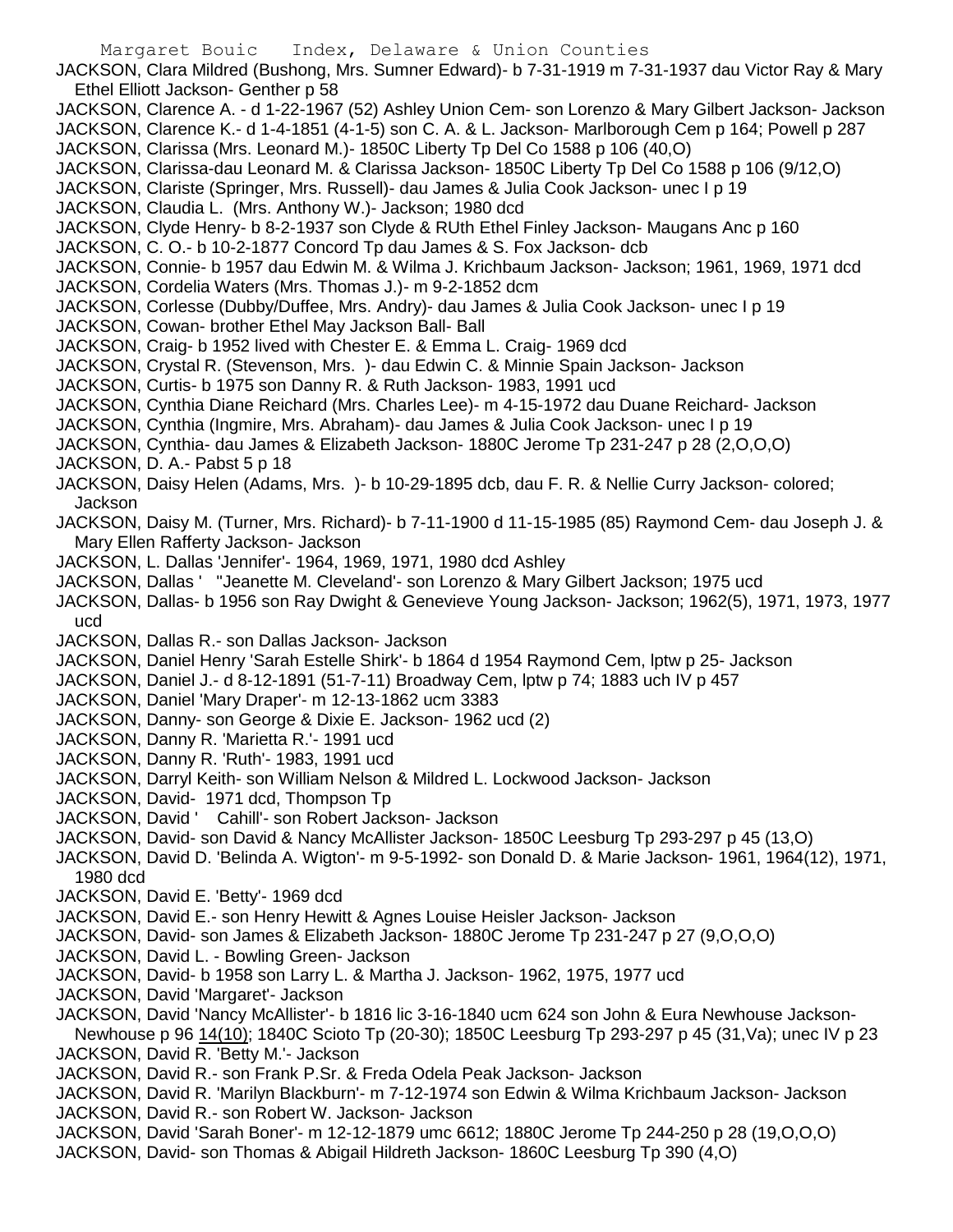JACKSON, Clara Mildred (Bushong, Mrs. Sumner Edward)- b 7-31-1919 m 7-31-1937 dau Victor Ray & Mary Ethel Elliott Jackson- Genther p 58

JACKSON, Clarence A. - d 1-22-1967 (52) Ashley Union Cem- son Lorenzo & Mary Gilbert Jackson- Jackson

JACKSON, Clarence K.- d 1-4-1851 (4-1-5) son C. A. & L. Jackson- Marlborough Cem p 164; Powell p 287

JACKSON, Clarissa (Mrs. Leonard M.)- 1850C Liberty Tp Del Co 1588 p 106 (40,O)

JACKSON, Clarissa-dau Leonard M. & Clarissa Jackson- 1850C Liberty Tp Del Co 1588 p 106 (9/12,O)

JACKSON, Clariste (Springer, Mrs. Russell)- dau James & Julia Cook Jackson- unec I p 19

JACKSON, Claudia L. (Mrs. Anthony W.)- Jackson; 1980 dcd

JACKSON, Clyde Henry- b 8-2-1937 son Clyde & RUth Ethel Finley Jackson- Maugans Anc p 160

JACKSON, C. O.- b 10-2-1877 Concord Tp dau James & S. Fox Jackson- dcb

JACKSON, Connie- b 1957 dau Edwin M. & Wilma J. Krichbaum Jackson- Jackson; 1961, 1969, 1971 dcd

JACKSON, Cordelia Waters (Mrs. Thomas J.)- m 9-2-1852 dcm

JACKSON, Corlesse (Dubby/Duffee, Mrs. Andry)- dau James & Julia Cook Jackson- unec I p 19

JACKSON, Cowan- brother Ethel May Jackson Ball- Ball

JACKSON, Craig- b 1952 lived with Chester E. & Emma L. Craig- 1969 dcd

JACKSON, Crystal R. (Stevenson, Mrs. )- dau Edwin C. & Minnie Spain Jackson- Jackson

JACKSON, Curtis- b 1975 son Danny R. & Ruth Jackson- 1983, 1991 ucd

JACKSON, Cynthia Diane Reichard (Mrs. Charles Lee)- m 4-15-1972 dau Duane Reichard- Jackson

JACKSON, Cynthia (Ingmire, Mrs. Abraham)- dau James & Julia Cook Jackson- unec I p 19

JACKSON, Cynthia- dau James & Elizabeth Jackson- 1880C Jerome Tp 231-247 p 28 (2,O,O,O)

JACKSON, D. A.- Pabst 5 p 18

JACKSON, Daisy Helen (Adams, Mrs. )- b 10-29-1895 dcb, dau F. R. & Nellie Curry Jackson- colored; Jackson

JACKSON, Daisy M. (Turner, Mrs. Richard)- b 7-11-1900 d 11-15-1985 (85) Raymond Cem- dau Joseph J. & Mary Ellen Rafferty Jackson- Jackson

JACKSON, L. Dallas 'Jennifer'- 1964, 1969, 1971, 1980 dcd Ashley

JACKSON, Dallas ' "Jeanette M. Cleveland'- son Lorenzo & Mary Gilbert Jackson; 1975 ucd

JACKSON, Dallas- b 1956 son Ray Dwight & Genevieve Young Jackson- Jackson; 1962(5), 1971, 1973, 1977 ucd

JACKSON, Dallas R.- son Dallas Jackson- Jackson

JACKSON, Daniel Henry 'Sarah Estelle Shirk'- b 1864 d 1954 Raymond Cem, lptw p 25- Jackson

JACKSON, Daniel J.- d 8-12-1891 (51-7-11) Broadway Cem, lptw p 74; 1883 uch IV p 457

JACKSON, Daniel 'Mary Draper'- m 12-13-1862 ucm 3383

JACKSON, Danny- son George & Dixie E. Jackson- 1962 ucd (2)

JACKSON, Danny R. 'Marietta R.'- 1991 ucd

JACKSON, Danny R. 'Ruth'- 1983, 1991 ucd

JACKSON, Darryl Keith- son William Nelson & Mildred L. Lockwood Jackson- Jackson

JACKSON, David- 1971 dcd, Thompson Tp

JACKSON, David ' Cahill'- son Robert Jackson- Jackson

JACKSON, David- son David & Nancy McAllister Jackson- 1850C Leesburg Tp 293-297 p 45 (13,O)

JACKSON, David D. 'Belinda A. Wigton'- m 9-5-1992- son Donald D. & Marie Jackson- 1961, 1964(12), 1971, 1980 dcd

JACKSON, David E. 'Betty'- 1969 dcd

JACKSON, David E.- son Henry Hewitt & Agnes Louise Heisler Jackson- Jackson

JACKSON, David- son James & Elizabeth Jackson- 1880C Jerome Tp 231-247 p 27 (9,O,O,O)

JACKSON, David L. - Bowling Green- Jackson

JACKSON, David- b 1958 son Larry L. & Martha J. Jackson- 1962, 1975, 1977 ucd

JACKSON, David 'Margaret'- Jackson

JACKSON, David 'Nancy McAllister'- b 1816 lic 3-16-1840 ucm 624 son John & Eura Newhouse Jackson- Newhouse p 96 14(10); 1840C Scioto Tp (20-30); 1850C Leesburg Tp 293-297 p 45 (31,Va); unec IV p 23

JACKSON, David R. 'Betty M.'- Jackson

JACKSON, David R.- son Frank P.Sr. & Freda Odela Peak Jackson- Jackson

JACKSON, David R. 'Marilyn Blackburn'- m 7-12-1974 son Edwin & Wilma Krichbaum Jackson- Jackson

JACKSON, David R.- son Robert W. Jackson- Jackson

JACKSON, David 'Sarah Boner'- m 12-12-1879 umc 6612; 1880C Jerome Tp 244-250 p 28 (19,O,O,O)

JACKSON, David- son Thomas & Abigail Hildreth Jackson- 1860C Leesburg Tp 390 (4,O)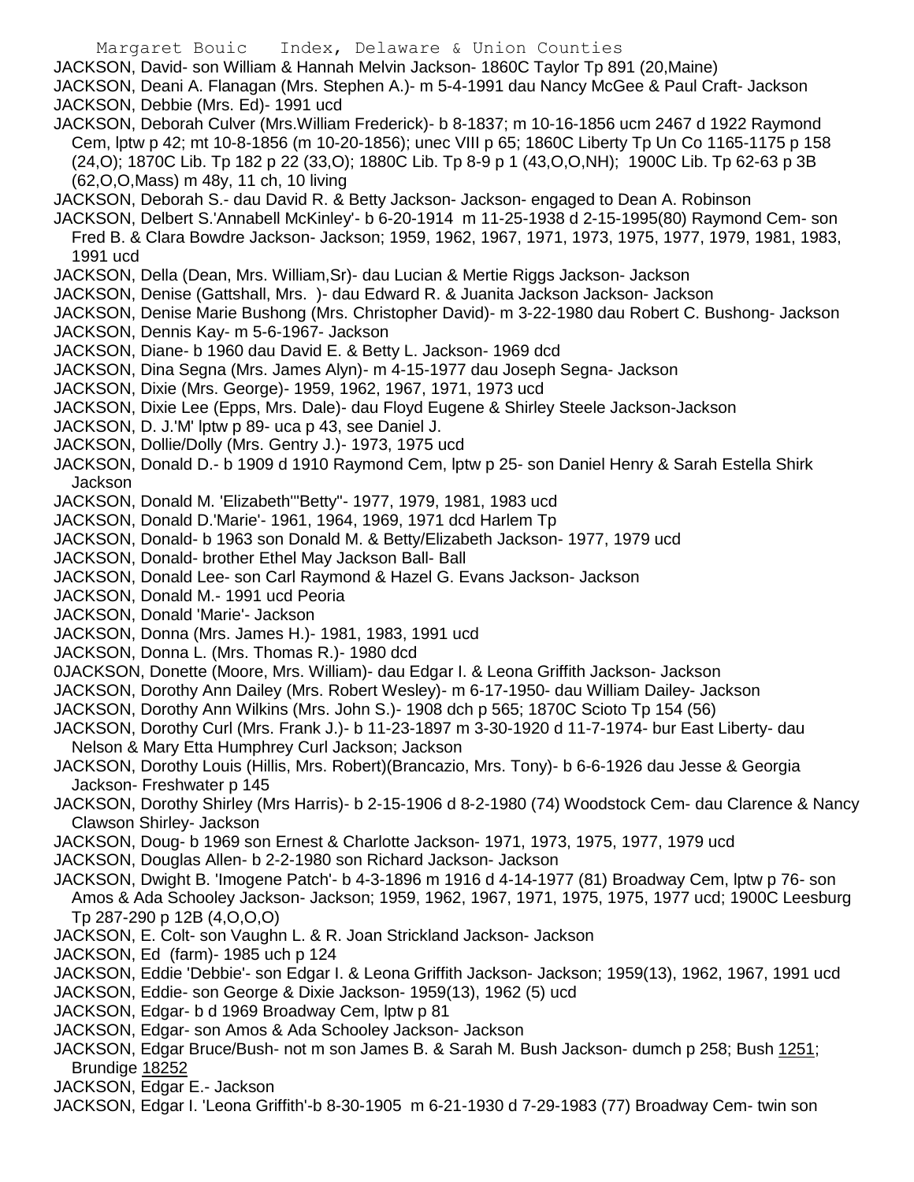JACKSON, David- son William & Hannah Melvin Jackson- 1860C Taylor Tp 891 (20,Maine)

JACKSON, Deani A. Flanagan (Mrs. Stephen A.)- m 5-4-1991 dau Nancy McGee & Paul Craft- Jackson

JACKSON, Debbie (Mrs. Ed)- 1991 ucd

JACKSON, Deborah Culver (Mrs.William Frederick)- b 8-1837; m 10-16-1856 ucm 2467 d 1922 Raymond Cem, lptw p 42; mt 10-8-1856 (m 10-20-1856); unec VIII p 65; 1860C Liberty Tp Un Co 1165-1175 p 158 (24,O); 1870C Lib. Tp 182 p 22 (33,O); 1880C Lib. Tp 8-9 p 1 (43,O,O,NH); 1900C Lib. Tp 62-63 p 3B (62,O,O,Mass) m 48y, 11 ch, 10 living

JACKSON, Deborah S.- dau David R. & Betty Jackson- Jackson- engaged to Dean A. Robinson

JACKSON, Delbert S.'Annabell McKinley'- b 6-20-1914 m 11-25-1938 d 2-15-1995(80) Raymond Cem- son Fred B. & Clara Bowdre Jackson- Jackson; 1959, 1962, 1967, 1971, 1973, 1975, 1977, 1979, 1981, 1983, 1991 ucd

JACKSON, Della (Dean, Mrs. William,Sr)- dau Lucian & Mertie Riggs Jackson- Jackson

JACKSON, Denise (Gattshall, Mrs. )- dau Edward R. & Juanita Jackson Jackson- Jackson

JACKSON, Denise Marie Bushong (Mrs. Christopher David)- m 3-22-1980 dau Robert C. Bushong- Jackson

JACKSON, Dennis Kay- m 5-6-1967- Jackson

JACKSON, Diane- b 1960 dau David E. & Betty L. Jackson- 1969 dcd

JACKSON, Dina Segna (Mrs. James Alyn)- m 4-15-1977 dau Joseph Segna- Jackson

JACKSON, Dixie (Mrs. George)- 1959, 1962, 1967, 1971, 1973 ucd

JACKSON, Dixie Lee (Epps, Mrs. Dale)- dau Floyd Eugene & Shirley Steele Jackson-Jackson

JACKSON, D. J.'M' lptw p 89- uca p 43, see Daniel J.

JACKSON, Dollie/Dolly (Mrs. Gentry J.)- 1973, 1975 ucd

JACKSON, Donald D.- b 1909 d 1910 Raymond Cem, lptw p 25- son Daniel Henry & Sarah Estella Shirk Jackson

JACKSON, Donald M. 'Elizabeth'"Betty"- 1977, 1979, 1981, 1983 ucd

JACKSON, Donald D.'Marie'- 1961, 1964, 1969, 1971 dcd Harlem Tp

JACKSON, Donald- b 1963 son Donald M. & Betty/Elizabeth Jackson- 1977, 1979 ucd

JACKSON, Donald- brother Ethel May Jackson Ball- Ball

JACKSON, Donald Lee- son Carl Raymond & Hazel G. Evans Jackson- Jackson

JACKSON, Donald M.- 1991 ucd Peoria

JACKSON, Donald 'Marie'- Jackson

JACKSON, Donna (Mrs. James H.)- 1981, 1983, 1991 ucd

JACKSON, Donna L. (Mrs. Thomas R.)- 1980 dcd

0JACKSON, Donette (Moore, Mrs. William)- dau Edgar I. & Leona Griffith Jackson- Jackson

JACKSON, Dorothy Ann Dailey (Mrs. Robert Wesley)- m 6-17-1950- dau William Dailey- Jackson

JACKSON, Dorothy Ann Wilkins (Mrs. John S.)- 1908 dch p 565; 1870C Scioto Tp 154 (56)

JACKSON, Dorothy Curl (Mrs. Frank J.)- b 11-23-1897 m 3-30-1920 d 11-7-1974- bur East Liberty- dau Nelson & Mary Etta Humphrey Curl Jackson; Jackson

JACKSON, Dorothy Louis (Hillis, Mrs. Robert)(Brancazio, Mrs. Tony)- b 6-6-1926 dau Jesse & Georgia Jackson- Freshwater p 145

JACKSON, Dorothy Shirley (Mrs Harris)- b 2-15-1906 d 8-2-1980 (74) Woodstock Cem- dau Clarence & Nancy Clawson Shirley- Jackson

JACKSON, Doug- b 1969 son Ernest & Charlotte Jackson- 1971, 1973, 1975, 1977, 1979 ucd

JACKSON, Douglas Allen- b 2-2-1980 son Richard Jackson- Jackson

JACKSON, Dwight B. 'Imogene Patch'- b 4-3-1896 m 1916 d 4-14-1977 (81) Broadway Cem, lptw p 76- son Amos & Ada Schooley Jackson- Jackson; 1959, 1962, 1967, 1971, 1975, 1975, 1977 ucd; 1900C Leesburg Tp 287-290 p 12B (4,O,O,O)

JACKSON, E. Colt- son Vaughn L. & R. Joan Strickland Jackson- Jackson

JACKSON, Ed (farm)- 1985 uch p 124

JACKSON, Eddie 'Debbie'- son Edgar I. & Leona Griffith Jackson- Jackson; 1959(13), 1962, 1967, 1991 ucd

JACKSON, Eddie- son George & Dixie Jackson- 1959(13), 1962 (5) ucd

JACKSON, Edgar- b d 1969 Broadway Cem, lptw p 81

JACKSON, Edgar- son Amos & Ada Schooley Jackson- Jackson

JACKSON, Edgar Bruce/Bush- not m son James B. & Sarah M. Bush Jackson- dumch p 258; Bush 1251; Brundige 18252

JACKSON, Edgar E.- Jackson

JACKSON, Edgar I. 'Leona Griffith'-b 8-30-1905 m 6-21-1930 d 7-29-1983 (77) Broadway Cem- twin son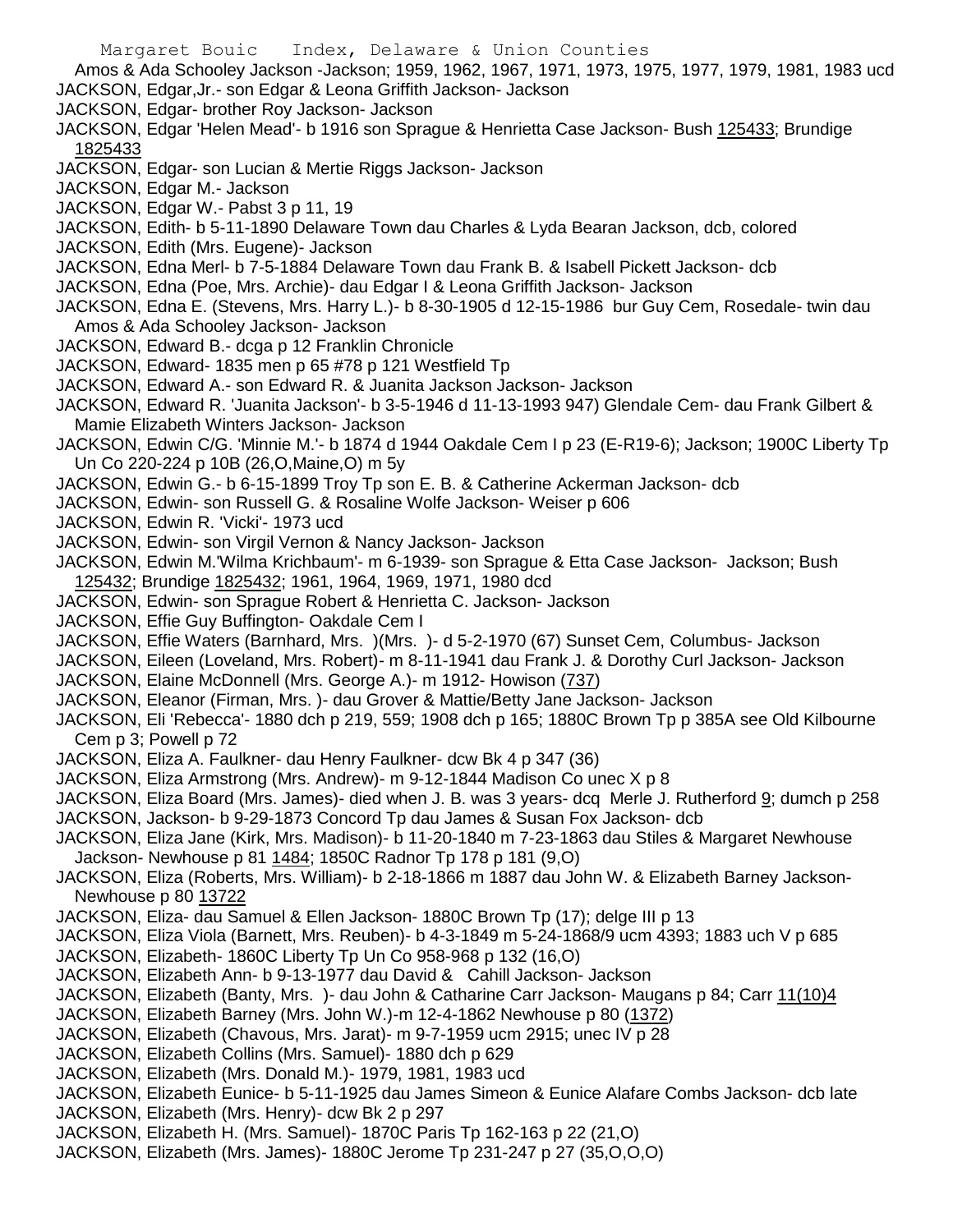Amos & Ada Schooley Jackson -Jackson; 1959, 1962, 1967, 1971, 1973, 1975, 1977, 1979, 1981, 1983 ucd

JACKSON, Edgar,Jr.- son Edgar & Leona Griffith Jackson- Jackson

JACKSON, Edgar- brother Roy Jackson- Jackson

JACKSON, Edgar 'Helen Mead'- b 1916 son Sprague & Henrietta Case Jackson- Bush 125433; Brundige 1825433

JACKSON, Edgar- son Lucian & Mertie Riggs Jackson- Jackson

JACKSON, Edgar M.- Jackson

JACKSON, Edgar W.- Pabst 3 p 11, 19

JACKSON, Edith- b 5-11-1890 Delaware Town dau Charles & Lyda Bearan Jackson, dcb, colored

JACKSON, Edith (Mrs. Eugene)- Jackson

JACKSON, Edna Merl- b 7-5-1884 Delaware Town dau Frank B. & Isabell Pickett Jackson- dcb

JACKSON, Edna (Poe, Mrs. Archie)- dau Edgar I & Leona Griffith Jackson- Jackson

JACKSON, Edna E. (Stevens, Mrs. Harry L.)- b 8-30-1905 d 12-15-1986 bur Guy Cem, Rosedale- twin dau Amos & Ada Schooley Jackson- Jackson

JACKSON, Edward B.- dcga p 12 Franklin Chronicle

JACKSON, Edward- 1835 men p 65 #78 p 121 Westfield Tp

JACKSON, Edward A.- son Edward R. & Juanita Jackson Jackson- Jackson

JACKSON, Edward R. 'Juanita Jackson'- b 3-5-1946 d 11-13-1993 947) Glendale Cem- dau Frank Gilbert & Mamie Elizabeth Winters Jackson- Jackson

JACKSON, Edwin C/G. 'Minnie M.'- b 1874 d 1944 Oakdale Cem I p 23 (E-R19-6); Jackson; 1900C Liberty Tp Un Co 220-224 p 10B (26,O,Maine,O) m 5y

JACKSON, Edwin G.- b 6-15-1899 Troy Tp son E. B. & Catherine Ackerman Jackson- dcb

JACKSON, Edwin- son Russell G. & Rosaline Wolfe Jackson- Weiser p 606

JACKSON, Edwin R. 'Vicki'- 1973 ucd

JACKSON, Edwin- son Virgil Vernon & Nancy Jackson- Jackson

JACKSON, Edwin M.'Wilma Krichbaum'- m 6-1939- son Sprague & Etta Case Jackson- Jackson; Bush 125432; Brundige 1825432; 1961, 1964, 1969, 1971, 1980 dcd

JACKSON, Edwin- son Sprague Robert & Henrietta C. Jackson- Jackson

JACKSON, Effie Guy Buffington- Oakdale Cem I

JACKSON, Effie Waters (Barnhard, Mrs. )(Mrs. )- d 5-2-1970 (67) Sunset Cem, Columbus- Jackson

JACKSON, Eileen (Loveland, Mrs. Robert)- m 8-11-1941 dau Frank J. & Dorothy Curl Jackson- Jackson

JACKSON, Elaine McDonnell (Mrs. George A.)- m 1912- Howison (737)

JACKSON, Eleanor (Firman, Mrs. )- dau Grover & Mattie/Betty Jane Jackson- Jackson

JACKSON, Eli 'Rebecca'- 1880 dch p 219, 559; 1908 dch p 165; 1880C Brown Tp p 385A see Old Kilbourne Cem p 3; Powell p 72

JACKSON, Eliza A. Faulkner- dau Henry Faulkner- dcw Bk 4 p 347 (36)

JACKSON, Eliza Armstrong (Mrs. Andrew)- m 9-12-1844 Madison Co unec X p 8

JACKSON, Eliza Board (Mrs. James)- died when J. B. was 3 years- dcq Merle J. Rutherford 9; dumch p 258

JACKSON, Jackson- b 9-29-1873 Concord Tp dau James & Susan Fox Jackson- dcb

JACKSON, Eliza Jane (Kirk, Mrs. Madison)- b 11-20-1840 m 7-23-1863 dau Stiles & Margaret Newhouse Jackson- Newhouse p 81 1484; 1850C Radnor Tp 178 p 181 (9,O)

JACKSON, Eliza (Roberts, Mrs. William)- b 2-18-1866 m 1887 dau John W. & Elizabeth Barney Jackson- Newhouse p 80 13722

JACKSON, Eliza- dau Samuel & Ellen Jackson- 1880C Brown Tp (17); delge III p 13

JACKSON, Eliza Viola (Barnett, Mrs. Reuben)- b 4-3-1849 m 5-24-1868/9 ucm 4393; 1883 uch V p 685

JACKSON, Elizabeth- 1860C Liberty Tp Un Co 958-968 p 132 (16,O)

JACKSON, Elizabeth Ann- b 9-13-1977 dau David & Cahill Jackson- Jackson

JACKSON, Elizabeth (Banty, Mrs. )- dau John & Catharine Carr Jackson- Maugans p 84; Carr 11(10)4

JACKSON, Elizabeth Barney (Mrs. John W.)-m 12-4-1862 Newhouse p 80 (1372)

JACKSON, Elizabeth (Chavous, Mrs. Jarat)- m 9-7-1959 ucm 2915; unec IV p 28

JACKSON, Elizabeth Collins (Mrs. Samuel)- 1880 dch p 629

JACKSON, Elizabeth (Mrs. Donald M.)- 1979, 1981, 1983 ucd

JACKSON, Elizabeth Eunice- b 5-11-1925 dau James Simeon & Eunice Alafare Combs Jackson- dcb late

JACKSON, Elizabeth (Mrs. Henry)- dcw Bk 2 p 297

JACKSON, Elizabeth H. (Mrs. Samuel)- 1870C Paris Tp 162-163 p 22 (21,O)

JACKSON, Elizabeth (Mrs. James)- 1880C Jerome Tp 231-247 p 27 (35,O,O,O)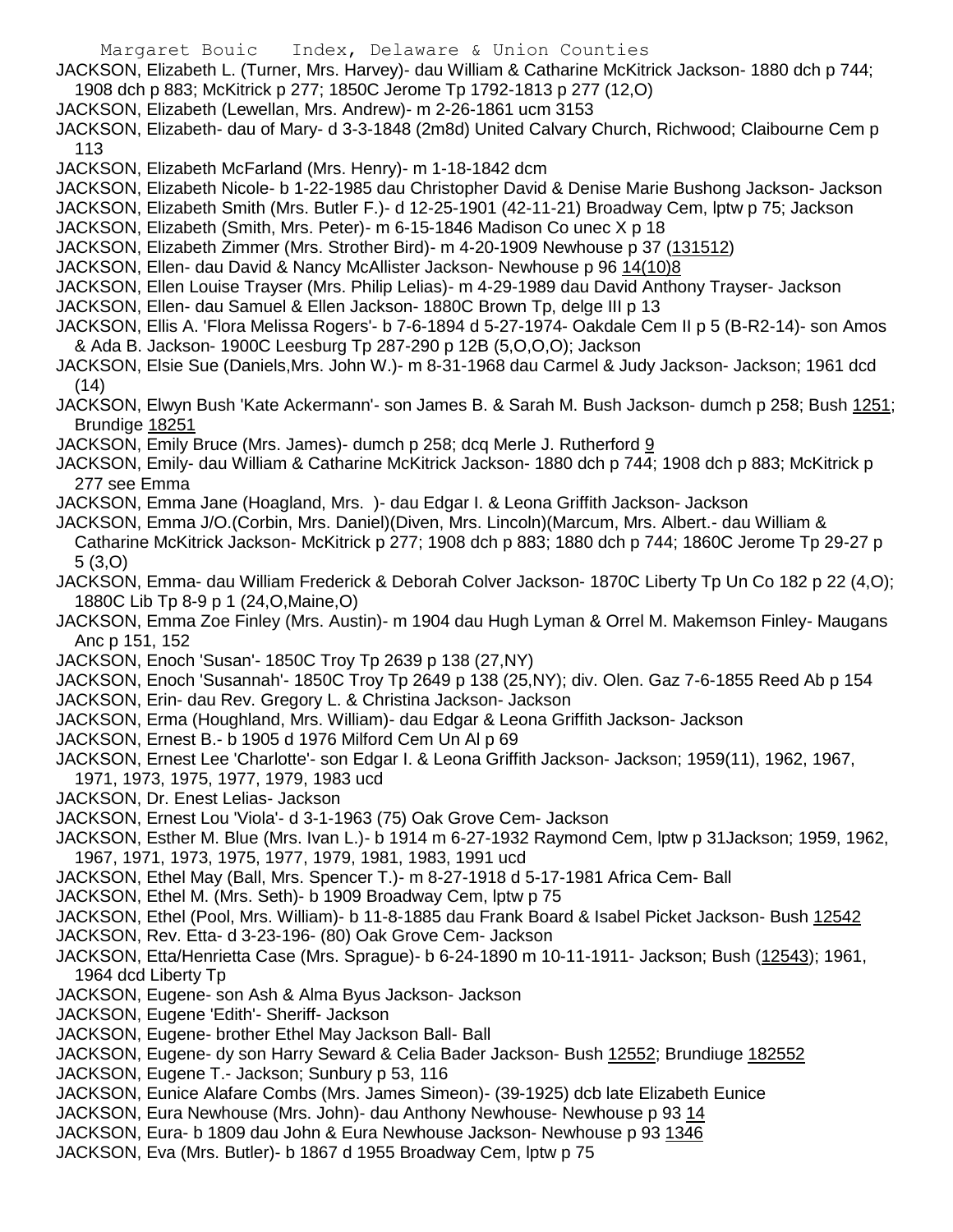JACKSON, Elizabeth L. (Turner, Mrs. Harvey)- dau William & Catharine McKitrick Jackson- 1880 dch p 744; 1908 dch p 883; McKitrick p 277; 1850C Jerome Tp 1792-1813 p 277 (12,O)

JACKSON, Elizabeth (Lewellan, Mrs. Andrew)- m 2-26-1861 ucm 3153

JACKSON, Elizabeth- dau of Mary- d 3-3-1848 (2m8d) United Calvary Church, Richwood; Claibourne Cem p 113

JACKSON, Elizabeth McFarland (Mrs. Henry)- m 1-18-1842 dcm

JACKSON, Elizabeth Nicole- b 1-22-1985 dau Christopher David & Denise Marie Bushong Jackson- Jackson

JACKSON, Elizabeth Smith (Mrs. Butler F.)- d 12-25-1901 (42-11-21) Broadway Cem, lptw p 75; Jackson

JACKSON, Elizabeth (Smith, Mrs. Peter)- m 6-15-1846 Madison Co unec X p 18

JACKSON, Elizabeth Zimmer (Mrs. Strother Bird)- m 4-20-1909 Newhouse p 37 (131512)

JACKSON, Ellen- dau David & Nancy McAllister Jackson- Newhouse p 96 14(10)8

JACKSON, Ellen Louise Trayser (Mrs. Philip Lelias)- m 4-29-1989 dau David Anthony Trayser- Jackson

JACKSON, Ellen- dau Samuel & Ellen Jackson- 1880C Brown Tp, delge III p 13

JACKSON, Ellis A. 'Flora Melissa Rogers'- b 7-6-1894 d 5-27-1974- Oakdale Cem II p 5 (B-R2-14)- son Amos & Ada B. Jackson- 1900C Leesburg Tp 287-290 p 12B (5,O,O,O); Jackson

JACKSON, Elsie Sue (Daniels,Mrs. John W.)- m 8-31-1968 dau Carmel & Judy Jackson- Jackson; 1961 dcd (14)

JACKSON, Elwyn Bush 'Kate Ackermann'- son James B. & Sarah M. Bush Jackson- dumch p 258; Bush 1251; Brundige 18251

JACKSON, Emily Bruce (Mrs. James)- dumch p 258; dcq Merle J. Rutherford 9

JACKSON, Emily- dau William & Catharine McKitrick Jackson- 1880 dch p 744; 1908 dch p 883; McKitrick p 277 see Emma

JACKSON, Emma Jane (Hoagland, Mrs. )- dau Edgar I. & Leona Griffith Jackson- Jackson

JACKSON, Emma J/O.(Corbin, Mrs. Daniel)(Diven, Mrs. Lincoln)(Marcum, Mrs. Albert.- dau William & Catharine McKitrick Jackson- McKitrick p 277; 1908 dch p 883; 1880 dch p 744; 1860C Jerome Tp 29-27 p 5 (3,O)

JACKSON, Emma- dau William Frederick & Deborah Colver Jackson- 1870C Liberty Tp Un Co 182 p 22 (4,O); 1880C Lib Tp 8-9 p 1 (24,O,Maine,O)

JACKSON, Emma Zoe Finley (Mrs. Austin)- m 1904 dau Hugh Lyman & Orrel M. Makemson Finley- Maugans Anc p 151, 152

JACKSON, Enoch 'Susan'- 1850C Troy Tp 2639 p 138 (27,NY)

JACKSON, Enoch 'Susannah'- 1850C Troy Tp 2649 p 138 (25,NY); div. Olen. Gaz 7-6-1855 Reed Ab p 154

JACKSON, Erin- dau Rev. Gregory L. & Christina Jackson- Jackson

JACKSON, Erma (Houghland, Mrs. William)- dau Edgar & Leona Griffith Jackson- Jackson

JACKSON, Ernest B.- b 1905 d 1976 Milford Cem Un Al p 69

JACKSON, Ernest Lee 'Charlotte'- son Edgar I. & Leona Griffith Jackson- Jackson; 1959(11), 1962, 1967, 1971, 1973, 1975, 1977, 1979, 1983 ucd

JACKSON, Dr. Enest Lelias- Jackson

JACKSON, Ernest Lou 'Viola'- d 3-1-1963 (75) Oak Grove Cem- Jackson

JACKSON, Esther M. Blue (Mrs. Ivan L.)- b 1914 m 6-27-1932 Raymond Cem, lptw p 31Jackson; 1959, 1962, 1967, 1971, 1973, 1975, 1977, 1979, 1981, 1983, 1991 ucd

JACKSON, Ethel May (Ball, Mrs. Spencer T.)- m 8-27-1918 d 5-17-1981 Africa Cem- Ball

JACKSON, Ethel M. (Mrs. Seth)- b 1909 Broadway Cem, lptw p 75

JACKSON, Ethel (Pool, Mrs. William)- b 11-8-1885 dau Frank Board & Isabel Picket Jackson- Bush 12542

JACKSON, Rev. Etta- d 3-23-196- (80) Oak Grove Cem- Jackson

JACKSON, Etta/Henrietta Case (Mrs. Sprague)- b 6-24-1890 m 10-11-1911- Jackson; Bush (12543); 1961, 1964 dcd Liberty Tp

JACKSON, Eugene- son Ash & Alma Byus Jackson- Jackson

JACKSON, Eugene 'Edith'- Sheriff- Jackson

JACKSON, Eugene- brother Ethel May Jackson Ball- Ball

JACKSON, Eugene- dy son Harry Seward & Celia Bader Jackson- Bush 12552; Brundiuge 182552

JACKSON, Eugene T.- Jackson; Sunbury p 53, 116

JACKSON, Eunice Alafare Combs (Mrs. James Simeon)- (39-1925) dcb late Elizabeth Eunice

JACKSON, Eura Newhouse (Mrs. John)- dau Anthony Newhouse- Newhouse p 93 14

JACKSON, Eura- b 1809 dau John & Eura Newhouse Jackson- Newhouse p 93 1346

JACKSON, Eva (Mrs. Butler)- b 1867 d 1955 Broadway Cem, lptw p 75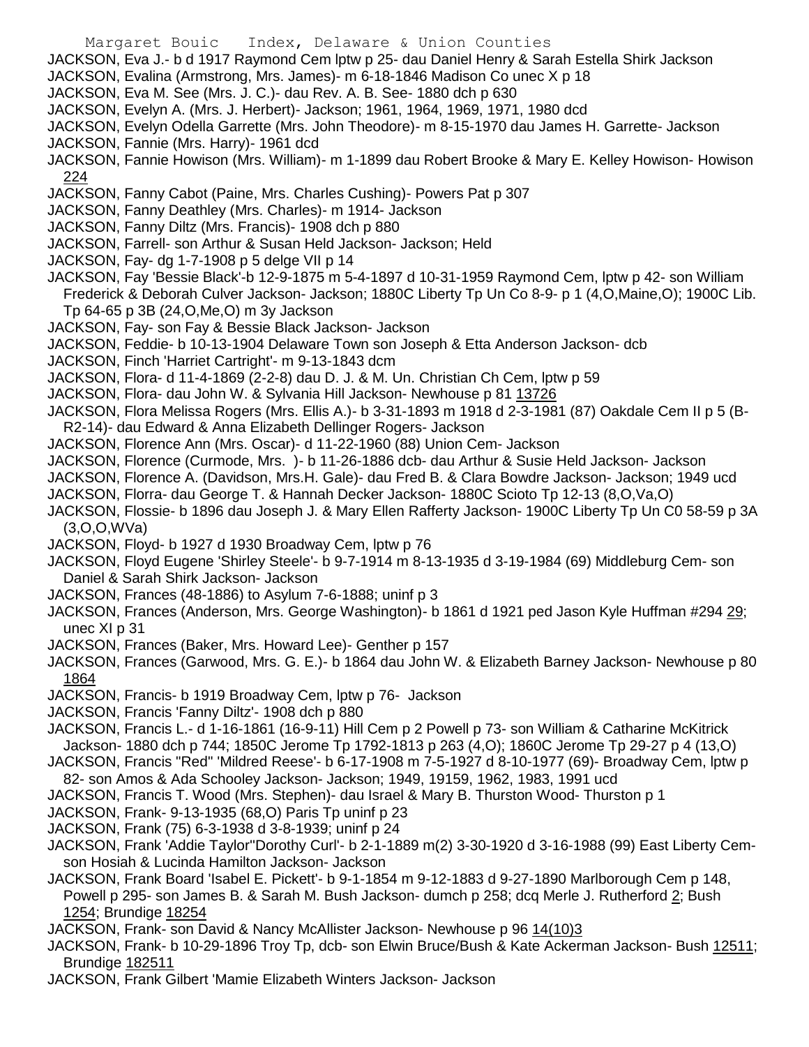JACKSON, Eva J.- b d 1917 Raymond Cem lptw p 25- dau Daniel Henry & Sarah Estella Shirk Jackson

JACKSON, Evalina (Armstrong, Mrs. James)- m 6-18-1846 Madison Co unec X p 18

JACKSON, Eva M. See (Mrs. J. C.)- dau Rev. A. B. See- 1880 dch p 630

JACKSON, Evelyn A. (Mrs. J. Herbert)- Jackson; 1961, 1964, 1969, 1971, 1980 dcd

JACKSON, Evelyn Odella Garrette (Mrs. John Theodore)- m 8-15-1970 dau James H. Garrette- Jackson

JACKSON, Fannie (Mrs. Harry)- 1961 dcd

JACKSON, Fannie Howison (Mrs. William)- m 1-1899 dau Robert Brooke & Mary E. Kelley Howison- Howison 224

JACKSON, Fanny Cabot (Paine, Mrs. Charles Cushing)- Powers Pat p 307

JACKSON, Fanny Deathley (Mrs. Charles)- m 1914- Jackson

JACKSON, Fanny Diltz (Mrs. Francis)- 1908 dch p 880

JACKSON, Farrell- son Arthur & Susan Held Jackson- Jackson; Held

JACKSON, Fay- dg 1-7-1908 p 5 delge VII p 14

JACKSON, Fay 'Bessie Black'-b 12-9-1875 m 5-4-1897 d 10-31-1959 Raymond Cem, lptw p 42- son William Frederick & Deborah Culver Jackson- Jackson; 1880C Liberty Tp Un Co 8-9- p 1 (4,O,Maine,O); 1900C Lib. Tp 64-65 p 3B (24,O,Me,O) m 3y Jackson

JACKSON, Fay- son Fay & Bessie Black Jackson- Jackson

JACKSON, Feddie- b 10-13-1904 Delaware Town son Joseph & Etta Anderson Jackson- dcb

JACKSON, Finch 'Harriet Cartright'- m 9-13-1843 dcm

JACKSON, Flora- d 11-4-1869 (2-2-8) dau D. J. & M. Un. Christian Ch Cem, lptw p 59

JACKSON, Flora- dau John W. & Sylvania Hill Jackson- Newhouse p 81 13726

JACKSON, Flora Melissa Rogers (Mrs. Ellis A.)- b 3-31-1893 m 1918 d 2-3-1981 (87) Oakdale Cem II p 5 (B-R2-14)- dau Edward & Anna Elizabeth Dellinger Rogers- Jackson

JACKSON, Florence Ann (Mrs. Oscar)- d 11-22-1960 (88) Union Cem- Jackson

JACKSON, Florence (Curmode, Mrs. )- b 11-26-1886 dcb- dau Arthur & Susie Held Jackson- Jackson

JACKSON, Florence A. (Davidson, Mrs.H. Gale)- dau Fred B. & Clara Bowdre Jackson- Jackson; 1949 ucd

JACKSON, Florra- dau George T. & Hannah Decker Jackson- 1880C Scioto Tp 12-13 (8,O,Va,O)

JACKSON, Flossie- b 1896 dau Joseph J. & Mary Ellen Rafferty Jackson- 1900C Liberty Tp Un C0 58-59 p 3A (3,O,O,WVa)

JACKSON, Floyd- b 1927 d 1930 Broadway Cem, lptw p 76

JACKSON, Floyd Eugene 'Shirley Steele'- b 9-7-1914 m 8-13-1935 d 3-19-1984 (69) Middleburg Cem- son Daniel & Sarah Shirk Jackson- Jackson

JACKSON, Frances (48-1886) to Asylum 7-6-1888; uninf p 3

JACKSON, Frances (Anderson, Mrs. George Washington)- b 1861 d 1921 ped Jason Kyle Huffman #294 29; unec XI p 31

JACKSON, Frances (Baker, Mrs. Howard Lee)- Genther p 157

JACKSON, Frances (Garwood, Mrs. G. E.)- b 1864 dau John W. & Elizabeth Barney Jackson- Newhouse p 80 1864

JACKSON, Francis- b 1919 Broadway Cem, lptw p 76- Jackson

JACKSON, Francis 'Fanny Diltz'- 1908 dch p 880

JACKSON, Francis L.- d 1-16-1861 (16-9-11) Hill Cem p 2 Powell p 73- son William & Catharine McKitrick Jackson- 1880 dch p 744; 1850C Jerome Tp 1792-1813 p 263 (4,O); 1860C Jerome Tp 29-27 p 4 (13,O)

JACKSON, Francis "Red" 'Mildred Reese'- b 6-17-1908 m 7-5-1927 d 8-10-1977 (69)- Broadway Cem, lptw p 82- son Amos & Ada Schooley Jackson- Jackson; 1949, 19159, 1962, 1983, 1991 ucd

JACKSON, Francis T. Wood (Mrs. Stephen)- dau Israel & Mary B. Thurston Wood- Thurston p 1

JACKSON, Frank- 9-13-1935 (68,O) Paris Tp uninf p 23

JACKSON, Frank (75) 6-3-1938 d 3-8-1939; uninf p 24

JACKSON, Frank 'Addie Taylor''Dorothy Curl'- b 2-1-1889 m(2) 3-30-1920 d 3-16-1988 (99) East Liberty Cem- son Hosiah & Lucinda Hamilton Jackson- Jackson

JACKSON, Frank Board 'Isabel E. Pickett'- b 9-1-1854 m 9-12-1883 d 9-27-1890 Marlborough Cem p 148, Powell p 295- son James B. & Sarah M. Bush Jackson- dumch p 258; dcq Merle J. Rutherford 2; Bush 1254; Brundige 18254

JACKSON, Frank- son David & Nancy McAllister Jackson- Newhouse p 96 14(10)3

JACKSON, Frank- b 10-29-1896 Troy Tp, dcb- son Elwin Bruce/Bush & Kate Ackerman Jackson- Bush 12511; Brundige 182511

JACKSON, Frank Gilbert 'Mamie Elizabeth Winters Jackson- Jackson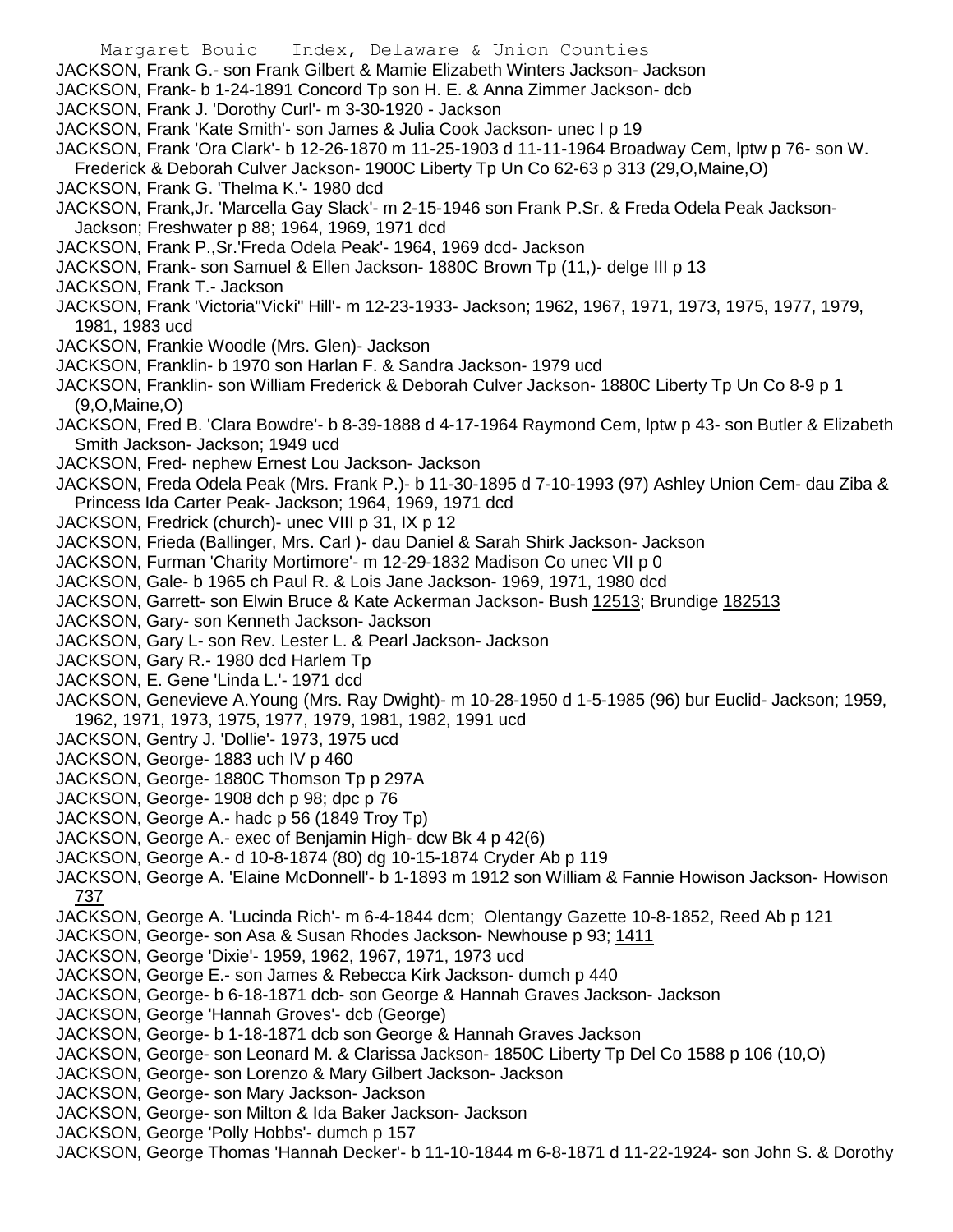JACKSON, Frank G.- son Frank Gilbert & Mamie Elizabeth Winters Jackson- Jackson
JACKSON, Frank- b 1-24-1891 Concord Tp son H. E. & Anna Zimmer Jackson- dcb
JACKSON, Frank J. 'Dorothy Curl'- m 3-30-1920 - Jackson
JACKSON, Frank 'Kate Smith'- son James & Julia Cook Jackson- unec I p 19
JACKSON, Frank 'Ora Clark'- b 12-26-1870 m 11-25-1903 d 11-11-1964 Broadway Cem, lptw p 76- son W. Frederick & Deborah Culver Jackson- 1900C Liberty Tp Un Co 62-63 p 313 (29,O,Maine,O)
JACKSON, Frank G. 'Thelma K.'- 1980 dcd
JACKSON, Frank,Jr. 'Marcella Gay Slack'- m 2-15-1946 son Frank P.Sr. & Freda Odela Peak Jackson- Jackson; Freshwater p 88; 1964, 1969, 1971 dcd
JACKSON, Frank P.,Sr.'Freda Odela Peak'- 1964, 1969 dcd- Jackson
JACKSON, Frank- son Samuel & Ellen Jackson- 1880C Brown Tp (11,)- delge III p 13
JACKSON, Frank T.- Jackson
JACKSON, Frank 'Victoria"Vicki" Hill'- m 12-23-1933- Jackson; 1962, 1967, 1971, 1973, 1975, 1977, 1979, 1981, 1983 ucd
JACKSON, Frankie Woodle (Mrs. Glen)- Jackson
JACKSON, Franklin- b 1970 son Harlan F. & Sandra Jackson- 1979 ucd
JACKSON, Franklin- son William Frederick & Deborah Culver Jackson- 1880C Liberty Tp Un Co 8-9 p 1 (9,O,Maine,O)
JACKSON, Fred B. 'Clara Bowdre'- b 8-39-1888 d 4-17-1964 Raymond Cem, lptw p 43- son Butler & Elizabeth Smith Jackson- Jackson; 1949 ucd
JACKSON, Fred- nephew Ernest Lou Jackson- Jackson
JACKSON, Freda Odela Peak (Mrs. Frank P.)- b 11-30-1895 d 7-10-1993 (97) Ashley Union Cem- dau Ziba & Princess Ida Carter Peak- Jackson; 1964, 1969, 1971 dcd
JACKSON, Fredrick (church)- unec VIII p 31, IX p 12
JACKSON, Frieda (Ballinger, Mrs. Carl )- dau Daniel & Sarah Shirk Jackson- Jackson
JACKSON, Furman 'Charity Mortimore'- m 12-29-1832 Madison Co unec VII p 0
JACKSON, Gale- b 1965 ch Paul R. & Lois Jane Jackson- 1969, 1971, 1980 dcd
JACKSON, Garrett- son Elwin Bruce & Kate Ackerman Jackson- Bush 12513; Brundige 182513
JACKSON, Gary- son Kenneth Jackson- Jackson
JACKSON, Gary L- son Rev. Lester L. & Pearl Jackson- Jackson
JACKSON, Gary R.- 1980 dcd Harlem Tp
JACKSON, E. Gene 'Linda L.'- 1971 dcd
JACKSON, Genevieve A.Young (Mrs. Ray Dwight)- m 10-28-1950 d 1-5-1985 (96) bur Euclid- Jackson; 1959, 1962, 1971, 1973, 1975, 1977, 1979, 1981, 1982, 1991 ucd
JACKSON, Gentry J. 'Dollie'- 1973, 1975 ucd
JACKSON, George- 1883 uch IV p 460
JACKSON, George- 1880C Thomson Tp p 297A
JACKSON, George- 1908 dch p 98; dpc p 76
JACKSON, George A.- hadc p 56 (1849 Troy Tp)
JACKSON, George A.- exec of Benjamin High- dcw Bk 4 p 42(6)
JACKSON, George A.- d 10-8-1874 (80) dg 10-15-1874 Cryder Ab p 119
JACKSON, George A. 'Elaine McDonnell'- b 1-1893 m 1912 son William & Fannie Howison Jackson- Howison 737
JACKSON, George A. 'Lucinda Rich'- m 6-4-1844 dcm; Olentangy Gazette 10-8-1852, Reed Ab p 121
JACKSON, George- son Asa & Susan Rhodes Jackson- Newhouse p 93; 1411
JACKSON, George 'Dixie'- 1959, 1962, 1967, 1971, 1973 ucd
JACKSON, George E.- son James & Rebecca Kirk Jackson- dumch p 440
JACKSON, George- b 6-18-1871 dcb- son George & Hannah Graves Jackson- Jackson
JACKSON, George 'Hannah Groves'- dcb (George)
JACKSON, George- b 1-18-1871 dcb son George & Hannah Graves Jackson
JACKSON, George- son Leonard M. & Clarissa Jackson- 1850C Liberty Tp Del Co 1588 p 106 (10,O)
JACKSON, George- son Lorenzo & Mary Gilbert Jackson- Jackson
JACKSON, George- son Mary Jackson- Jackson
JACKSON, George- son Milton & Ida Baker Jackson- Jackson
JACKSON, George 'Polly Hobbs'- dumch p 157
JACKSON, George Thomas 'Hannah Decker'- b 11-10-1844 m 6-8-1871 d 11-22-1924- son John S. & Dorothy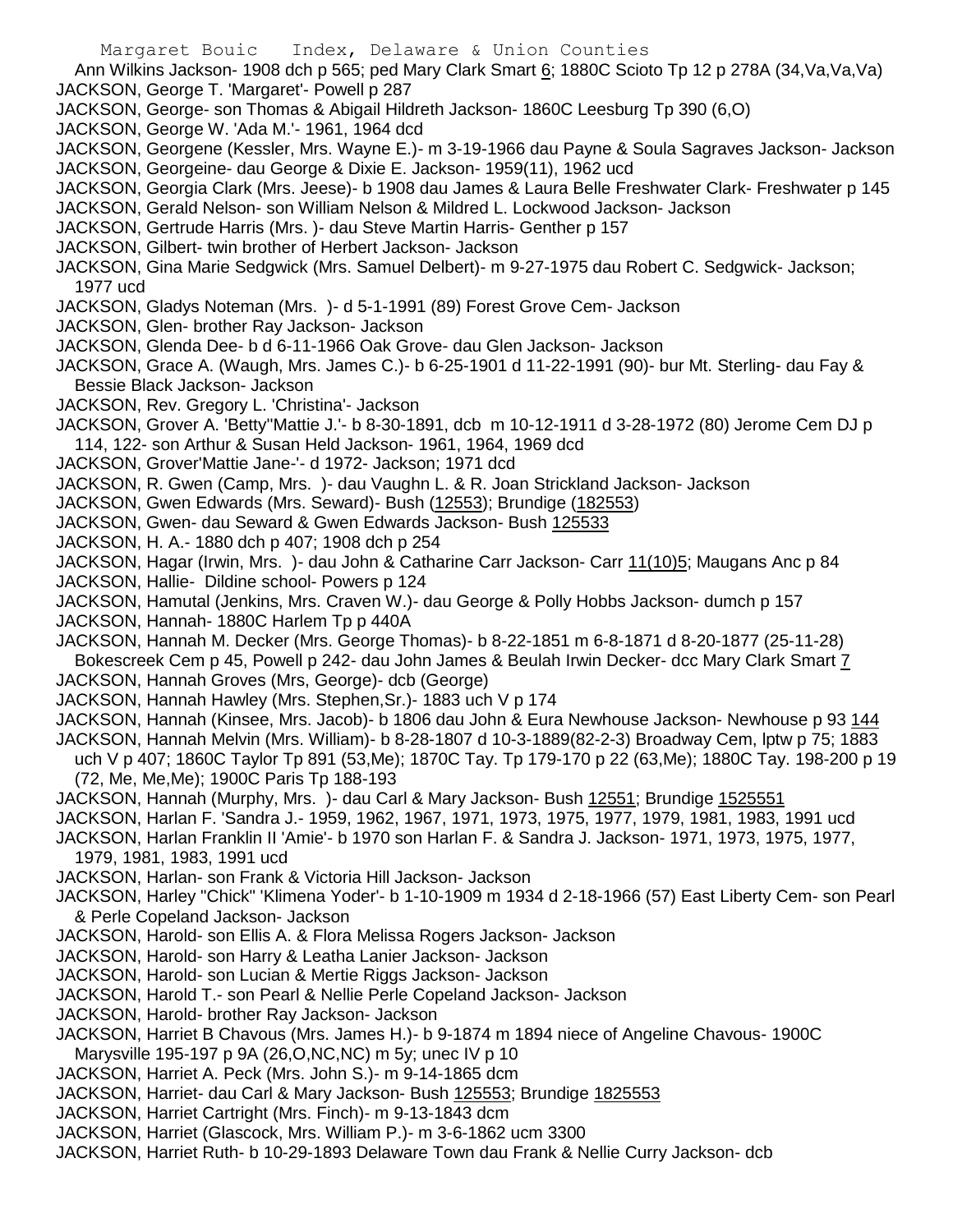Ann Wilkins Jackson- 1908 dch p 565; ped Mary Clark Smart 6; 1880C Scioto Tp 12 p 278A (34,Va,Va,Va)

JACKSON, George T. 'Margaret'- Powell p 287

JACKSON, George- son Thomas & Abigail Hildreth Jackson- 1860C Leesburg Tp 390 (6,O)

JACKSON, George W. 'Ada M.'- 1961, 1964 dcd

JACKSON, Georgene (Kessler, Mrs. Wayne E.)- m 3-19-1966 dau Payne & Soula Sagraves Jackson- Jackson

JACKSON, Georgeine- dau George & Dixie E. Jackson- 1959(11), 1962 ucd

JACKSON, Georgia Clark (Mrs. Jeese)- b 1908 dau James & Laura Belle Freshwater Clark- Freshwater p 145

JACKSON, Gerald Nelson- son William Nelson & Mildred L. Lockwood Jackson- Jackson

JACKSON, Gertrude Harris (Mrs. )- dau Steve Martin Harris- Genther p 157

JACKSON, Gilbert- twin brother of Herbert Jackson- Jackson

JACKSON, Gina Marie Sedgwick (Mrs. Samuel Delbert)- m 9-27-1975 dau Robert C. Sedgwick- Jackson; 1977 ucd

JACKSON, Gladys Noteman (Mrs. )- d 5-1-1991 (89) Forest Grove Cem- Jackson

JACKSON, Glen- brother Ray Jackson- Jackson

JACKSON, Glenda Dee- b d 6-11-1966 Oak Grove- dau Glen Jackson- Jackson

JACKSON, Grace A. (Waugh, Mrs. James C.)- b 6-25-1901 d 11-22-1991 (90)- bur Mt. Sterling- dau Fay & Bessie Black Jackson- Jackson

JACKSON, Rev. Gregory L. 'Christina'- Jackson

JACKSON, Grover A. 'Betty''Mattie J.'- b 8-30-1891, dcb m 10-12-1911 d 3-28-1972 (80) Jerome Cem DJ p 114, 122- son Arthur & Susan Held Jackson- 1961, 1964, 1969 dcd

JACKSON, Grover'Mattie Jane-'- d 1972- Jackson; 1971 dcd

JACKSON, R. Gwen (Camp, Mrs. )- dau Vaughn L. & R. Joan Strickland Jackson- Jackson

JACKSON, Gwen Edwards (Mrs. Seward)- Bush (12553); Brundige (182553)

JACKSON, Gwen- dau Seward & Gwen Edwards Jackson- Bush 125533

JACKSON, H. A.- 1880 dch p 407; 1908 dch p 254

JACKSON, Hagar (Irwin, Mrs. )- dau John & Catharine Carr Jackson- Carr 11(10)5; Maugans Anc p 84

JACKSON, Hallie- Dildine school- Powers p 124

JACKSON, Hamutal (Jenkins, Mrs. Craven W.)- dau George & Polly Hobbs Jackson- dumch p 157

JACKSON, Hannah- 1880C Harlem Tp p 440A

JACKSON, Hannah M. Decker (Mrs. George Thomas)- b 8-22-1851 m 6-8-1871 d 8-20-1877 (25-11-28) Bokescreek Cem p 45, Powell p 242- dau John James & Beulah Irwin Decker- dcc Mary Clark Smart 7

JACKSON, Hannah Groves (Mrs, George)- dcb (George)

JACKSON, Hannah Hawley (Mrs. Stephen,Sr.)- 1883 uch V p 174

JACKSON, Hannah (Kinsee, Mrs. Jacob)- b 1806 dau John & Eura Newhouse Jackson- Newhouse p 93 144

JACKSON, Hannah Melvin (Mrs. William)- b 8-28-1807 d 10-3-1889(82-2-3) Broadway Cem, lptw p 75; 1883 uch V p 407; 1860C Taylor Tp 891 (53,Me); 1870C Tay. Tp 179-170 p 22 (63,Me); 1880C Tay. 198-200 p 19 (72, Me, Me,Me); 1900C Paris Tp 188-193

JACKSON, Hannah (Murphy, Mrs. )- dau Carl & Mary Jackson- Bush 12551; Brundige 1525551

JACKSON, Harlan F. 'Sandra J.- 1959, 1962, 1967, 1971, 1973, 1975, 1977, 1979, 1981, 1983, 1991 ucd

JACKSON, Harlan Franklin II 'Amie'- b 1970 son Harlan F. & Sandra J. Jackson- 1971, 1973, 1975, 1977, 1979, 1981, 1983, 1991 ucd

JACKSON, Harlan- son Frank & Victoria Hill Jackson- Jackson

JACKSON, Harley "Chick" 'Klimena Yoder'- b 1-10-1909 m 1934 d 2-18-1966 (57) East Liberty Cem- son Pearl & Perle Copeland Jackson- Jackson

JACKSON, Harold- son Ellis A. & Flora Melissa Rogers Jackson- Jackson

JACKSON, Harold- son Harry & Leatha Lanier Jackson- Jackson

JACKSON, Harold- son Lucian & Mertie Riggs Jackson- Jackson

JACKSON, Harold T.- son Pearl & Nellie Perle Copeland Jackson- Jackson

JACKSON, Harold- brother Ray Jackson- Jackson

JACKSON, Harriet B Chavous (Mrs. James H.)- b 9-1874 m 1894 niece of Angeline Chavous- 1900C Marysville 195-197 p 9A (26,O,NC,NC) m 5y; unec IV p 10

JACKSON, Harriet A. Peck (Mrs. John S.)- m 9-14-1865 dcm

JACKSON, Harriet- dau Carl & Mary Jackson- Bush 125553; Brundige 1825553

JACKSON, Harriet Cartright (Mrs. Finch)- m 9-13-1843 dcm

JACKSON, Harriet (Glascock, Mrs. William P.)- m 3-6-1862 ucm 3300

JACKSON, Harriet Ruth- b 10-29-1893 Delaware Town dau Frank & Nellie Curry Jackson- dcb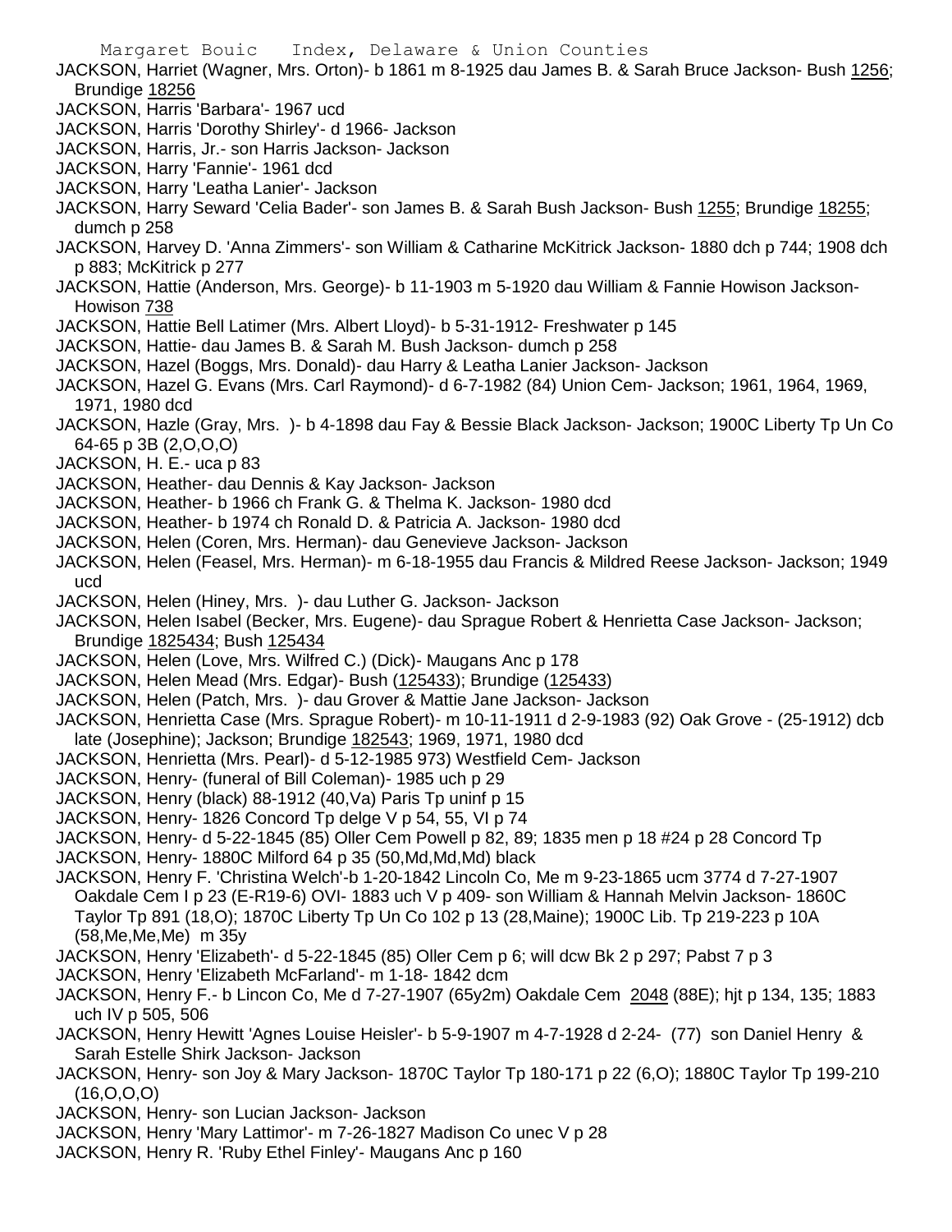JACKSON, Harriet (Wagner, Mrs. Orton)- b 1861 m 8-1925 dau James B. & Sarah Bruce Jackson- Bush 1256; Brundige 18256

JACKSON, Harris 'Barbara'- 1967 ucd

JACKSON, Harris 'Dorothy Shirley'- d 1966- Jackson

JACKSON, Harris, Jr.- son Harris Jackson- Jackson

JACKSON, Harry 'Fannie'- 1961 dcd

JACKSON, Harry 'Leatha Lanier'- Jackson

JACKSON, Harry Seward 'Celia Bader'- son James B. & Sarah Bush Jackson- Bush 1255; Brundige 18255; dumch p 258

JACKSON, Harvey D. 'Anna Zimmers'- son William & Catharine McKitrick Jackson- 1880 dch p 744; 1908 dch p 883; McKitrick p 277

JACKSON, Hattie (Anderson, Mrs. George)- b 11-1903 m 5-1920 dau William & Fannie Howison Jackson- Howison 738

JACKSON, Hattie Bell Latimer (Mrs. Albert Lloyd)- b 5-31-1912- Freshwater p 145

JACKSON, Hattie- dau James B. & Sarah M. Bush Jackson- dumch p 258

JACKSON, Hazel (Boggs, Mrs. Donald)- dau Harry & Leatha Lanier Jackson- Jackson

JACKSON, Hazel G. Evans (Mrs. Carl Raymond)- d 6-7-1982 (84) Union Cem- Jackson; 1961, 1964, 1969, 1971, 1980 dcd

JACKSON, Hazle (Gray, Mrs. )- b 4-1898 dau Fay & Bessie Black Jackson- Jackson; 1900C Liberty Tp Un Co 64-65 p 3B (2,O,O,O)

JACKSON, H. E.- uca p 83

JACKSON, Heather- dau Dennis & Kay Jackson- Jackson

JACKSON, Heather- b 1966 ch Frank G. & Thelma K. Jackson- 1980 dcd

JACKSON, Heather- b 1974 ch Ronald D. & Patricia A. Jackson- 1980 dcd

JACKSON, Helen (Coren, Mrs. Herman)- dau Genevieve Jackson- Jackson

JACKSON, Helen (Feasel, Mrs. Herman)- m 6-18-1955 dau Francis & Mildred Reese Jackson- Jackson; 1949 ucd

JACKSON, Helen (Hiney, Mrs. )- dau Luther G. Jackson- Jackson

JACKSON, Helen Isabel (Becker, Mrs. Eugene)- dau Sprague Robert & Henrietta Case Jackson- Jackson; Brundige 1825434; Bush 125434

JACKSON, Helen (Love, Mrs. Wilfred C.) (Dick)- Maugans Anc p 178

JACKSON, Helen Mead (Mrs. Edgar)- Bush (125433); Brundige (125433)

JACKSON, Helen (Patch, Mrs. )- dau Grover & Mattie Jane Jackson- Jackson

JACKSON, Henrietta Case (Mrs. Sprague Robert)- m 10-11-1911 d 2-9-1983 (92) Oak Grove - (25-1912) dcb late (Josephine); Jackson; Brundige 182543; 1969, 1971, 1980 dcd

JACKSON, Henrietta (Mrs. Pearl)- d 5-12-1985 973) Westfield Cem- Jackson

JACKSON, Henry- (funeral of Bill Coleman)- 1985 uch p 29

JACKSON, Henry (black) 88-1912 (40,Va) Paris Tp uninf p 15

JACKSON, Henry- 1826 Concord Tp delge V p 54, 55, VI p 74

JACKSON, Henry- d 5-22-1845 (85) Oller Cem Powell p 82, 89; 1835 men p 18 #24 p 28 Concord Tp

JACKSON, Henry- 1880C Milford 64 p 35 (50,Md,Md,Md) black

JACKSON, Henry F. 'Christina Welch'-b 1-20-1842 Lincoln Co, Me m 9-23-1865 ucm 3774 d 7-27-1907 Oakdale Cem I p 23 (E-R19-6) OVI- 1883 uch V p 409- son William & Hannah Melvin Jackson- 1860C Taylor Tp 891 (18,O); 1870C Liberty Tp Un Co 102 p 13 (28,Maine); 1900C Lib. Tp 219-223 p 10A (58,Me,Me,Me) m 35y

JACKSON, Henry 'Elizabeth'- d 5-22-1845 (85) Oller Cem p 6; will dcw Bk 2 p 297; Pabst 7 p 3

JACKSON, Henry 'Elizabeth McFarland'- m 1-18- 1842 dcm

JACKSON, Henry F.- b Lincon Co, Me d 7-27-1907 (65y2m) Oakdale Cem 2048 (88E); hjt p 134, 135; 1883 uch IV p 505, 506

JACKSON, Henry Hewitt 'Agnes Louise Heisler'- b 5-9-1907 m 4-7-1928 d 2-24- (77) son Daniel Henry & Sarah Estelle Shirk Jackson- Jackson

JACKSON, Henry- son Joy & Mary Jackson- 1870C Taylor Tp 180-171 p 22 (6,O); 1880C Taylor Tp 199-210 (16,O,O,O)

JACKSON, Henry- son Lucian Jackson- Jackson

JACKSON, Henry 'Mary Lattimor'- m 7-26-1827 Madison Co unec V p 28

JACKSON, Henry R. 'Ruby Ethel Finley'- Maugans Anc p 160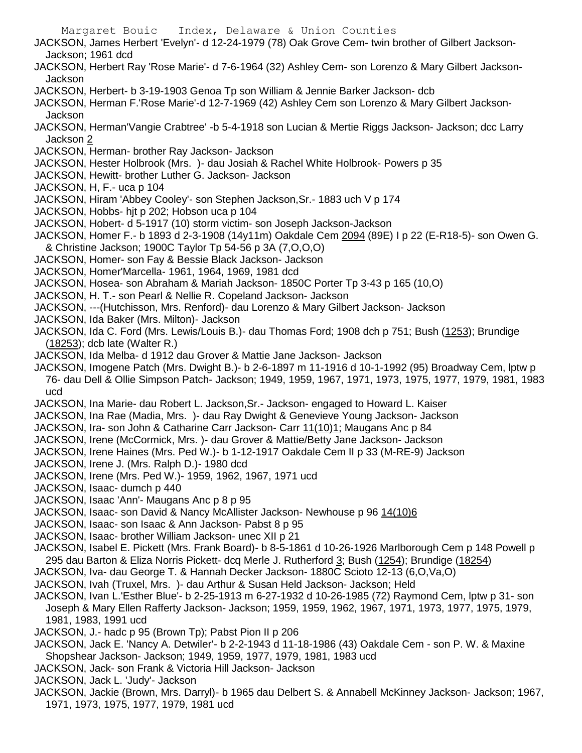JACKSON, James Herbert 'Evelyn'- d 12-24-1979 (78) Oak Grove Cem- twin brother of Gilbert Jackson- Jackson; 1961 dcd

JACKSON, Herbert Ray 'Rose Marie'- d 7-6-1964 (32) Ashley Cem- son Lorenzo & Mary Gilbert Jackson- Jackson

JACKSON, Herbert- b 3-19-1903 Genoa Tp son William & Jennie Barker Jackson- dcb

JACKSON, Herman F.'Rose Marie'-d 12-7-1969 (42) Ashley Cem son Lorenzo & Mary Gilbert Jackson- Jackson

JACKSON, Herman'Vangie Crabtree' -b 5-4-1918 son Lucian & Mertie Riggs Jackson- Jackson; dcc Larry Jackson 2

JACKSON, Herman- brother Ray Jackson- Jackson

JACKSON, Hester Holbrook (Mrs. )- dau Josiah & Rachel White Holbrook- Powers p 35

JACKSON, Hewitt- brother Luther G. Jackson- Jackson

JACKSON, H, F.- uca p 104

JACKSON, Hiram 'Abbey Cooley'- son Stephen Jackson,Sr.- 1883 uch V p 174

JACKSON, Hobbs- hjt p 202; Hobson uca p 104

JACKSON, Hobert- d 5-1917 (10) storm victim- son Joseph Jackson-Jackson

JACKSON, Homer F.- b 1893 d 2-3-1908 (14y11m) Oakdale Cem 2094 (89E) I p 22 (E-R18-5)- son Owen G. & Christine Jackson; 1900C Taylor Tp 54-56 p 3A (7,O,O,O)

JACKSON, Homer- son Fay & Bessie Black Jackson- Jackson

JACKSON, Homer'Marcella- 1961, 1964, 1969, 1981 dcd

JACKSON, Hosea- son Abraham & Mariah Jackson- 1850C Porter Tp 3-43 p 165 (10,O)

JACKSON, H. T.- son Pearl & Nellie R. Copeland Jackson- Jackson

JACKSON, ---(Hutchisson, Mrs. Renford)- dau Lorenzo & Mary Gilbert Jackson- Jackson

JACKSON, Ida Baker (Mrs. Milton)- Jackson

JACKSON, Ida C. Ford (Mrs. Lewis/Louis B.)- dau Thomas Ford; 1908 dch p 751; Bush (1253); Brundige (18253); dcb late (Walter R.)

JACKSON, Ida Melba- d 1912 dau Grover & Mattie Jane Jackson- Jackson

JACKSON, Imogene Patch (Mrs. Dwight B.)- b 2-6-1897 m 11-1916 d 10-1-1992 (95) Broadway Cem, lptw p 76- dau Dell & Ollie Simpson Patch- Jackson; 1949, 1959, 1967, 1971, 1973, 1975, 1977, 1979, 1981, 1983 ucd

JACKSON, Ina Marie- dau Robert L. Jackson,Sr.- Jackson- engaged to Howard L. Kaiser

JACKSON, Ina Rae (Madia, Mrs. )- dau Ray Dwight & Genevieve Young Jackson- Jackson

JACKSON, Ira- son John & Catharine Carr Jackson- Carr 11(10)1; Maugans Anc p 84

JACKSON, Irene (McCormick, Mrs. )- dau Grover & Mattie/Betty Jane Jackson- Jackson

JACKSON, Irene Haines (Mrs. Ped W.)- b 1-12-1917 Oakdale Cem II p 33 (M-RE-9) Jackson

JACKSON, Irene J. (Mrs. Ralph D.)- 1980 dcd

JACKSON, Irene (Mrs. Ped W.)- 1959, 1962, 1967, 1971 ucd

JACKSON, Isaac- dumch p 440

JACKSON, Isaac 'Ann'- Maugans Anc p 8 p 95

JACKSON, Isaac- son David & Nancy McAllister Jackson- Newhouse p 96 14(10)6

JACKSON, Isaac- son Isaac & Ann Jackson- Pabst 8 p 95

JACKSON, Isaac- brother William Jackson- unec XII p 21

JACKSON, Isabel E. Pickett (Mrs. Frank Board)- b 8-5-1861 d 10-26-1926 Marlborough Cem p 148 Powell p 295 dau Barton & Eliza Norris Pickett- dcq Merle J. Rutherford 3; Bush (1254); Brundige (18254)

JACKSON, Iva- dau George T. & Hannah Decker Jackson- 1880C Scioto 12-13 (6,O,Va,O)

JACKSON, Ivah (Truxel, Mrs. )- dau Arthur & Susan Held Jackson- Jackson; Held

JACKSON, Ivan L.'Esther Blue'- b 2-25-1913 m 6-27-1932 d 10-26-1985 (72) Raymond Cem, lptw p 31- son Joseph & Mary Ellen Rafferty Jackson- Jackson; 1959, 1959, 1962, 1967, 1971, 1973, 1977, 1975, 1979, 1981, 1983, 1991 ucd

JACKSON, J.- hadc p 95 (Brown Tp); Pabst Pion II p 206

JACKSON, Jack E. 'Nancy A. Detwiler'- b 2-2-1943 d 11-18-1986 (43) Oakdale Cem - son P. W. & Maxine Shopshear Jackson- Jackson; 1949, 1959, 1977, 1979, 1981, 1983 ucd

JACKSON, Jack- son Frank & Victoria Hill Jackson- Jackson

JACKSON, Jack L. 'Judy'- Jackson

JACKSON, Jackie (Brown, Mrs. Darryl)- b 1965 dau Delbert S. & Annabell McKinney Jackson- Jackson; 1967, 1971, 1973, 1975, 1977, 1979, 1981 ucd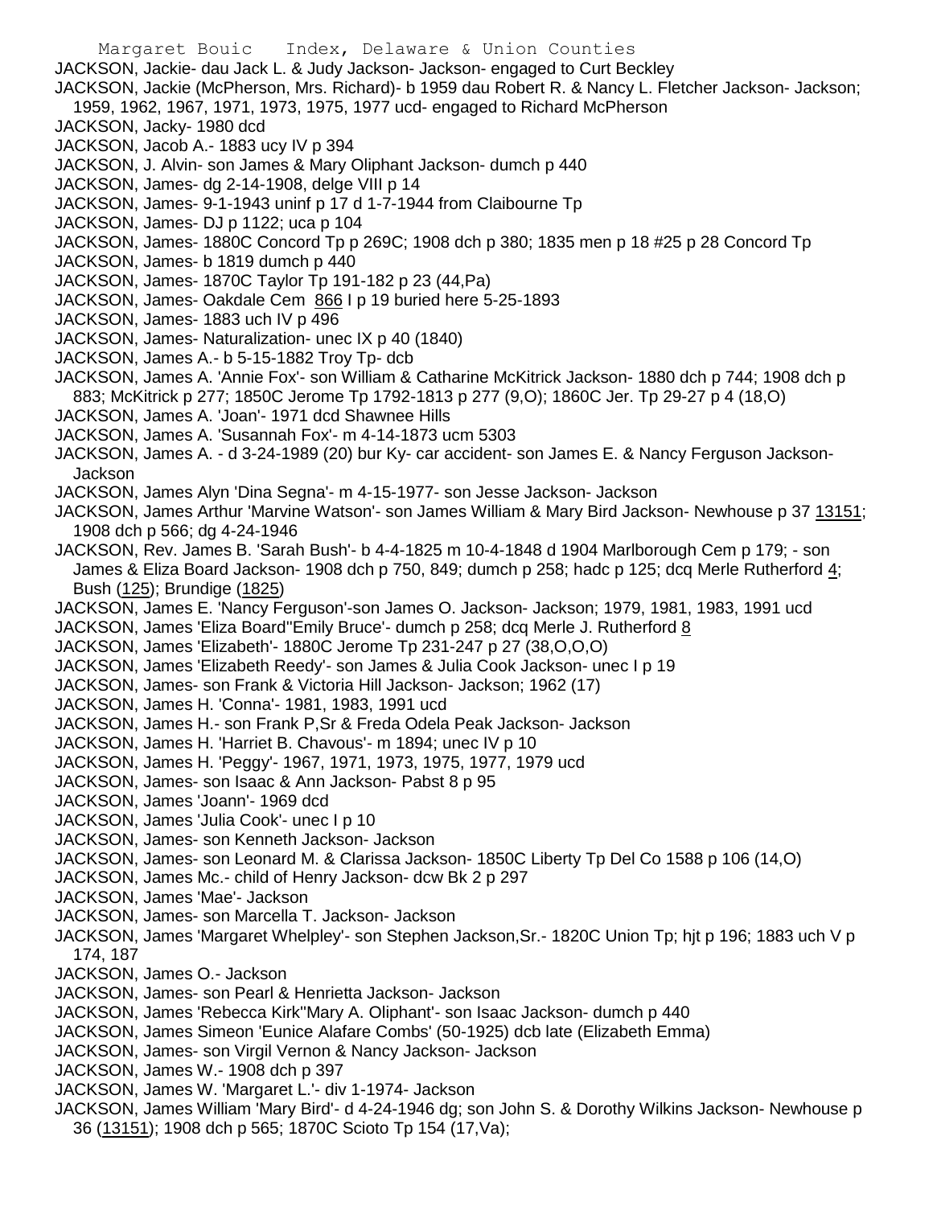JACKSON, Jackie- dau Jack L. & Judy Jackson- Jackson- engaged to Curt Beckley

JACKSON, Jackie (McPherson, Mrs. Richard)- b 1959 dau Robert R. & Nancy L. Fletcher Jackson- Jackson; 1959, 1962, 1967, 1971, 1973, 1975, 1977 ucd- engaged to Richard McPherson

JACKSON, Jacky- 1980 dcd

JACKSON, Jacob A.- 1883 ucy IV p 394

JACKSON, J. Alvin- son James & Mary Oliphant Jackson- dumch p 440

JACKSON, James- dg 2-14-1908, delge VIII p 14

JACKSON, James- 9-1-1943 uninf p 17 d 1-7-1944 from Claibourne Tp

JACKSON, James- DJ p 1122; uca p 104

JACKSON, James- 1880C Concord Tp p 269C; 1908 dch p 380; 1835 men p 18 #25 p 28 Concord Tp

JACKSON, James- b 1819 dumch p 440

JACKSON, James- 1870C Taylor Tp 191-182 p 23 (44,Pa)

JACKSON, James- Oakdale Cem 866 I p 19 buried here 5-25-1893

JACKSON, James- 1883 uch IV p 496

JACKSON, James- Naturalization- unec IX p 40 (1840)

JACKSON, James A.- b 5-15-1882 Troy Tp- dcb

JACKSON, James A. 'Annie Fox'- son William & Catharine McKitrick Jackson- 1880 dch p 744; 1908 dch p 883; McKitrick p 277; 1850C Jerome Tp 1792-1813 p 277 (9,O); 1860C Jer. Tp 29-27 p 4 (18,O)

JACKSON, James A. 'Joan'- 1971 dcd Shawnee Hills

JACKSON, James A. 'Susannah Fox'- m 4-14-1873 ucm 5303

JACKSON, James A. - d 3-24-1989 (20) bur Ky- car accident- son James E. & Nancy Ferguson Jackson- Jackson

JACKSON, James Alyn 'Dina Segna'- m 4-15-1977- son Jesse Jackson- Jackson

JACKSON, James Arthur 'Marvine Watson'- son James William & Mary Bird Jackson- Newhouse p 37 13151; 1908 dch p 566; dg 4-24-1946

JACKSON, Rev. James B. 'Sarah Bush'- b 4-4-1825 m 10-4-1848 d 1904 Marlborough Cem p 179; - son James & Eliza Board Jackson- 1908 dch p 750, 849; dumch p 258; hadc p 125; dcq Merle Rutherford 4; Bush (125); Brundige (1825)

JACKSON, James E. 'Nancy Ferguson'-son James O. Jackson- Jackson; 1979, 1981, 1983, 1991 ucd

JACKSON, James 'Eliza Board''Emily Bruce'- dumch p 258; dcq Merle J. Rutherford 8

JACKSON, James 'Elizabeth'- 1880C Jerome Tp 231-247 p 27 (38,O,O,O)

JACKSON, James 'Elizabeth Reedy'- son James & Julia Cook Jackson- unec I p 19

JACKSON, James- son Frank & Victoria Hill Jackson- Jackson; 1962 (17)

JACKSON, James H. 'Conna'- 1981, 1983, 1991 ucd

JACKSON, James H.- son Frank P,Sr & Freda Odela Peak Jackson- Jackson

JACKSON, James H. 'Harriet B. Chavous'- m 1894; unec IV p 10

JACKSON, James H. 'Peggy'- 1967, 1971, 1973, 1975, 1977, 1979 ucd

JACKSON, James- son Isaac & Ann Jackson- Pabst 8 p 95

JACKSON, James 'Joann'- 1969 dcd

JACKSON, James 'Julia Cook'- unec I p 10

JACKSON, James- son Kenneth Jackson- Jackson

JACKSON, James- son Leonard M. & Clarissa Jackson- 1850C Liberty Tp Del Co 1588 p 106 (14,O)

JACKSON, James Mc.- child of Henry Jackson- dcw Bk 2 p 297

JACKSON, James 'Mae'- Jackson

JACKSON, James- son Marcella T. Jackson- Jackson

JACKSON, James 'Margaret Whelpley'- son Stephen Jackson,Sr.- 1820C Union Tp; hjt p 196; 1883 uch V p 174, 187

JACKSON, James O.- Jackson

JACKSON, James- son Pearl & Henrietta Jackson- Jackson

JACKSON, James 'Rebecca Kirk''Mary A. Oliphant'- son Isaac Jackson- dumch p 440

JACKSON, James Simeon 'Eunice Alafare Combs' (50-1925) dcb late (Elizabeth Emma)

JACKSON, James- son Virgil Vernon & Nancy Jackson- Jackson

JACKSON, James W.- 1908 dch p 397

JACKSON, James W. 'Margaret L.'- div 1-1974- Jackson

JACKSON, James William 'Mary Bird'- d 4-24-1946 dg; son John S. & Dorothy Wilkins Jackson- Newhouse p 36 (13151); 1908 dch p 565; 1870C Scioto Tp 154 (17,Va);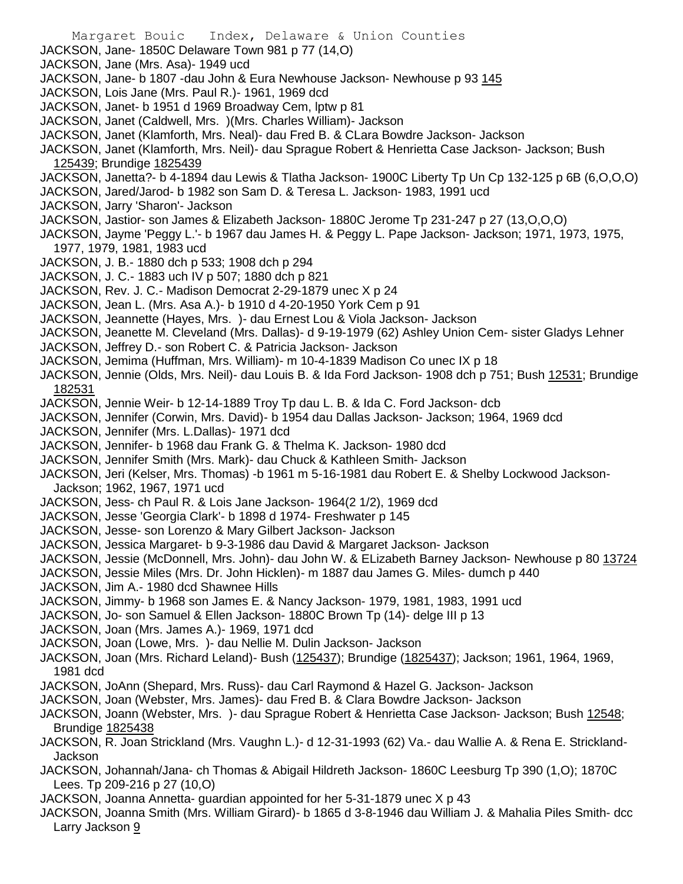JACKSON, Jane- 1850C Delaware Town 981 p 77 (14,O)
JACKSON, Jane (Mrs. Asa)- 1949 ucd
JACKSON, Jane- b 1807 -dau John & Eura Newhouse Jackson- Newhouse p 93 145
JACKSON, Lois Jane (Mrs. Paul R.)- 1961, 1969 dcd
JACKSON, Janet- b 1951 d 1969 Broadway Cem, lptw p 81
JACKSON, Janet (Caldwell, Mrs. )(Mrs. Charles William)- Jackson
JACKSON, Janet (Klamforth, Mrs. Neal)- dau Fred B. & CLara Bowdre Jackson- Jackson
JACKSON, Janet (Klamforth, Mrs. Neil)- dau Sprague Robert & Henrietta Case Jackson- Jackson; Bush 125439; Brundige 1825439
JACKSON, Janetta?- b 4-1894 dau Lewis & Tlatha Jackson- 1900C Liberty Tp Un Cp 132-125 p 6B (6,O,O,O)
JACKSON, Jared/Jarod- b 1982 son Sam D. & Teresa L. Jackson- 1983, 1991 ucd
JACKSON, Jarry 'Sharon'- Jackson
JACKSON, Jastior- son James & Elizabeth Jackson- 1880C Jerome Tp 231-247 p 27 (13,O,O,O)
JACKSON, Jayme 'Peggy L.'- b 1967 dau James H. & Peggy L. Pape Jackson- Jackson; 1971, 1973, 1975, 1977, 1979, 1981, 1983 ucd
JACKSON, J. B.- 1880 dch p 533; 1908 dch p 294
JACKSON, J. C.- 1883 uch IV p 507; 1880 dch p 821
JACKSON, Rev. J. C.- Madison Democrat 2-29-1879 unec X p 24
JACKSON, Jean L. (Mrs. Asa A.)- b 1910 d 4-20-1950 York Cem p 91
JACKSON, Jeannette M. (Hayes, Mrs. )- dau Ernest Lou & Viola Jackson- Jackson
JACKSON, Jeanette M. Cleveland (Mrs. Dallas)- d 9-19-1979 (62) Ashley Union Cem- sister Gladys Lehner
JACKSON, Jeffrey D.- son Robert C. & Patricia Jackson- Jackson
JACKSON, Jemima (Huffman, Mrs. William)- m 10-4-1839 Madison Co unec IX p 18
JACKSON, Jennie (Olds, Mrs. Neil)- dau Louis B. & Ida Ford Jackson- 1908 dch p 751; Bush 12531; Brundige 182531
JACKSON, Jennie Weir- b 12-14-1889 Troy Tp dau L. B. & Ida C. Ford Jackson- dcb
JACKSON, Jennifer (Corwin, Mrs. David)- b 1954 dau Dallas Jackson- Jackson; 1964, 1969 dcd
JACKSON, Jennifer (Mrs. L.Dallas)- 1971 dcd
JACKSON, Jennifer- b 1968 dau Frank G. & Thelma K. Jackson- 1980 dcd
JACKSON, Jennifer Smith (Mrs. Mark)- dau Chuck & Kathleen Smith- Jackson
JACKSON, Jeri (Kelser, Mrs. Thomas) -b 1961 m 5-16-1981 dau Robert E. & Shelby Lockwood Jackson- Jackson; 1962, 1967, 1971 ucd
JACKSON, Jess- ch Paul R. & Lois Jane Jackson- 1964(2 1/2), 1969 dcd
JACKSON, Jesse 'Georgia Clark'- b 1898 d 1974- Freshwater p 145
JACKSON, Jesse- son Lorenzo & Mary Gilbert Jackson- Jackson
JACKSON, Jessica Margaret- b 9-3-1986 dau David & Margaret Jackson- Jackson
JACKSON, Jessie (McDonnell, Mrs. John)- dau John W. & ELizabeth Barney Jackson- Newhouse p 80 13724
JACKSON, Jessie Miles (Mrs. Dr. John Hicklen)- m 1887 dau James G. Miles- dumch p 440
JACKSON, Jim A.- 1980 dcd Shawnee Hills
JACKSON, Jimmy- b 1968 son James E. & Nancy Jackson- 1979, 1981, 1983, 1991 ucd
JACKSON, Jo- son Samuel & Ellen Jackson- 1880C Brown Tp (14)- delge III p 13
JACKSON, Joan (Mrs. James A.)- 1969, 1971 dcd
JACKSON, Joan (Lowe, Mrs. )- dau Nellie M. Dulin Jackson- Jackson
JACKSON, Joan (Mrs. Richard Leland)- Bush (125437); Brundige (1825437); Jackson; 1961, 1964, 1969, 1981 dcd
JACKSON, JoAnn (Shepard, Mrs. Russ)- dau Carl Raymond & Hazel G. Jackson- Jackson
JACKSON, Joan (Webster, Mrs. James)- dau Fred B. & Clara Bowdre Jackson- Jackson
JACKSON, Joann (Webster, Mrs. )- dau Sprague Robert & Henrietta Case Jackson- Jackson; Bush 12548; Brundige 1825438
JACKSON, R. Joan Strickland (Mrs. Vaughn L.)- d 12-31-1993 (62) Va.- dau Wallie A. & Rena E. Strickland- Jackson
JACKSON, Johannah/Jana- ch Thomas & Abigail Hildreth Jackson- 1860C Leesburg Tp 390 (1,O); 1870C Lees. Tp 209-216 p 27 (10,O)
JACKSON, Joanna Annetta- guardian appointed for her 5-31-1879 unec X p 43
JACKSON, Joanna Smith (Mrs. William Girard)- b 1865 d 3-8-1946 dau William J. & Mahalia Piles Smith- dcc Larry Jackson 9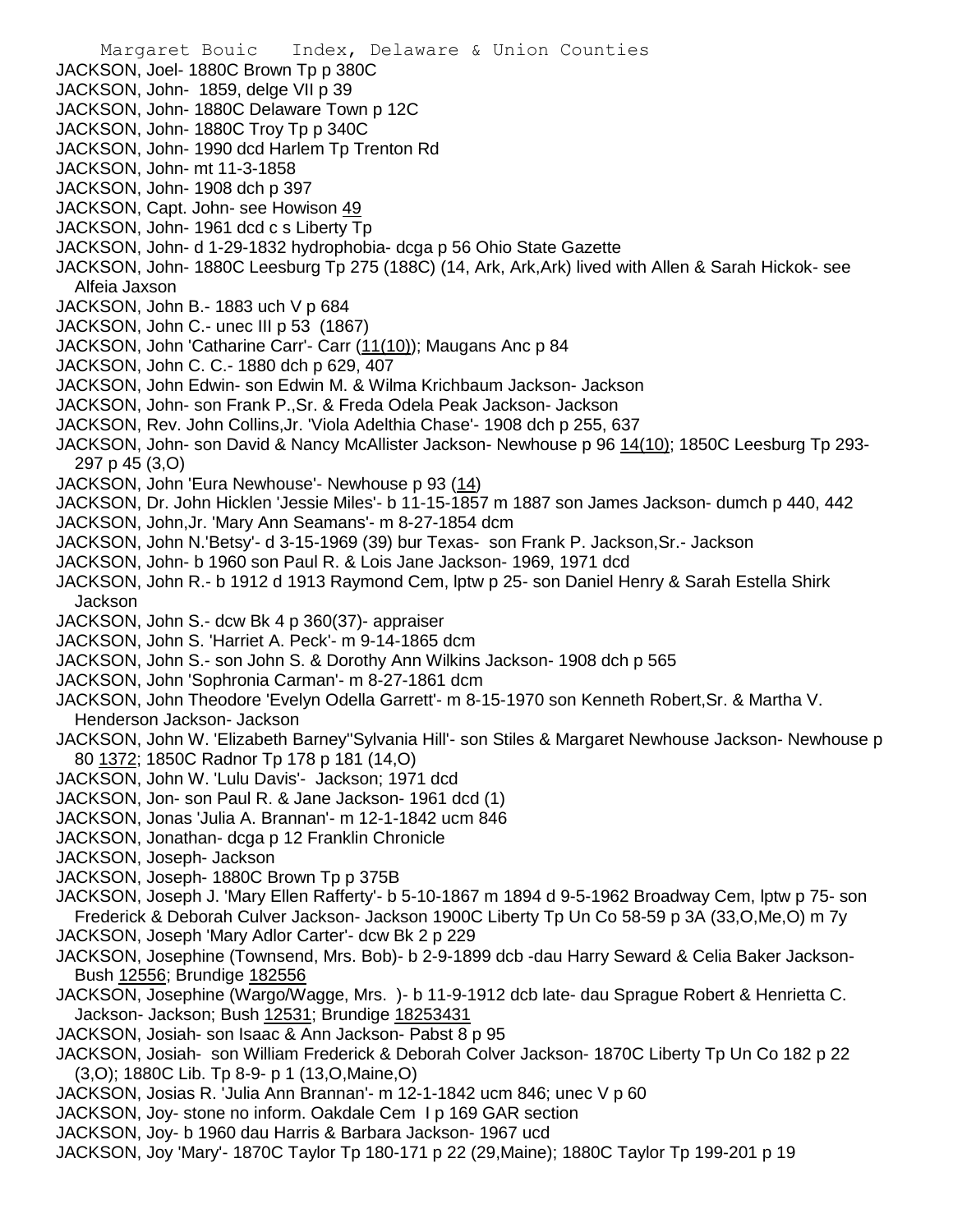JACKSON, Joel- 1880C Brown Tp p 380C
JACKSON, John- 1859, delge VII p 39
JACKSON, John- 1880C Delaware Town p 12C
JACKSON, John- 1880C Troy Tp p 340C
JACKSON, John- 1990 dcd Harlem Tp Trenton Rd
JACKSON, John- mt 11-3-1858
JACKSON, John- 1908 dch p 397
JACKSON, Capt. John- see Howison 49
JACKSON, John- 1961 dcd c s Liberty Tp
JACKSON, John- d 1-29-1832 hydrophobia- dcga p 56 Ohio State Gazette
JACKSON, John- 1880C Leesburg Tp 275 (188C) (14, Ark, Ark,Ark) lived with Allen & Sarah Hickok- see Alfeia Jaxson
JACKSON, John B.- 1883 uch V p 684
JACKSON, John C.- unec III p 53 (1867)
JACKSON, John 'Catharine Carr'- Carr (11(10)); Maugans Anc p 84
JACKSON, John C. C.- 1880 dch p 629, 407
JACKSON, John Edwin- son Edwin M. & Wilma Krichbaum Jackson- Jackson
JACKSON, John- son Frank P.,Sr. & Freda Odela Peak Jackson- Jackson
JACKSON, Rev. John Collins,Jr. 'Viola Adelthia Chase'- 1908 dch p 255, 637
JACKSON, John- son David & Nancy McAllister Jackson- Newhouse p 96 14(10); 1850C Leesburg Tp 293-297 p 45 (3,O)
JACKSON, John 'Eura Newhouse'- Newhouse p 93 (14)
JACKSON, Dr. John Hicklen 'Jessie Miles'- b 11-15-1857 m 1887 son James Jackson- dumch p 440, 442
JACKSON, John,Jr. 'Mary Ann Seamans'- m 8-27-1854 dcm
JACKSON, John N.'Betsy'- d 3-15-1969 (39) bur Texas- son Frank P. Jackson,Sr.- Jackson
JACKSON, John- b 1960 son Paul R. & Lois Jane Jackson- 1969, 1971 dcd
JACKSON, John R.- b 1912 d 1913 Raymond Cem, lptw p 25- son Daniel Henry & Sarah Estella Shirk Jackson
JACKSON, John S.- dcw Bk 4 p 360(37)- appraiser
JACKSON, John S. 'Harriet A. Peck'- m 9-14-1865 dcm
JACKSON, John S.- son John S. & Dorothy Ann Wilkins Jackson- 1908 dch p 565
JACKSON, John 'Sophronia Carman'- m 8-27-1861 dcm
JACKSON, John Theodore 'Evelyn Odella Garrett'- m 8-15-1970 son Kenneth Robert,Sr. & Martha V. Henderson Jackson- Jackson
JACKSON, John W. 'Elizabeth Barney''Sylvania Hill'- son Stiles & Margaret Newhouse Jackson- Newhouse p 80 1372; 1850C Radnor Tp 178 p 181 (14,O)
JACKSON, John W. 'Lulu Davis'- Jackson; 1971 dcd
JACKSON, Jon- son Paul R. & Jane Jackson- 1961 dcd (1)
JACKSON, Jonas 'Julia A. Brannan'- m 12-1-1842 ucm 846
JACKSON, Jonathan- dcga p 12 Franklin Chronicle
JACKSON, Joseph- Jackson
JACKSON, Joseph- 1880C Brown Tp p 375B
JACKSON, Joseph J. 'Mary Ellen Rafferty'- b 5-10-1867 m 1894 d 9-5-1962 Broadway Cem, lptw p 75- son Frederick & Deborah Culver Jackson- Jackson 1900C Liberty Tp Un Co 58-59 p 3A (33,O,Me,O) m 7y
JACKSON, Joseph 'Mary Adlor Carter'- dcw Bk 2 p 229
JACKSON, Josephine (Townsend, Mrs. Bob)- b 2-9-1899 dcb -dau Harry Seward & Celia Baker Jackson- Bush 12556; Brundige 182556
JACKSON, Josephine (Wargo/Wagge, Mrs. )- b 11-9-1912 dcb late- dau Sprague Robert & Henrietta C. Jackson- Jackson; Bush 12531; Brundige 18253431
JACKSON, Josiah- son Isaac & Ann Jackson- Pabst 8 p 95
JACKSON, Josiah- son William Frederick & Deborah Colver Jackson- 1870C Liberty Tp Un Co 182 p 22 (3,O); 1880C Lib. Tp 8-9- p 1 (13,O,Maine,O)
JACKSON, Josias R. 'Julia Ann Brannan'- m 12-1-1842 ucm 846; unec V p 60
JACKSON, Joy- stone no inform. Oakdale Cem I p 169 GAR section
JACKSON, Joy- b 1960 dau Harris & Barbara Jackson- 1967 ucd
JACKSON, Joy 'Mary'- 1870C Taylor Tp 180-171 p 22 (29,Maine); 1880C Taylor Tp 199-201 p 19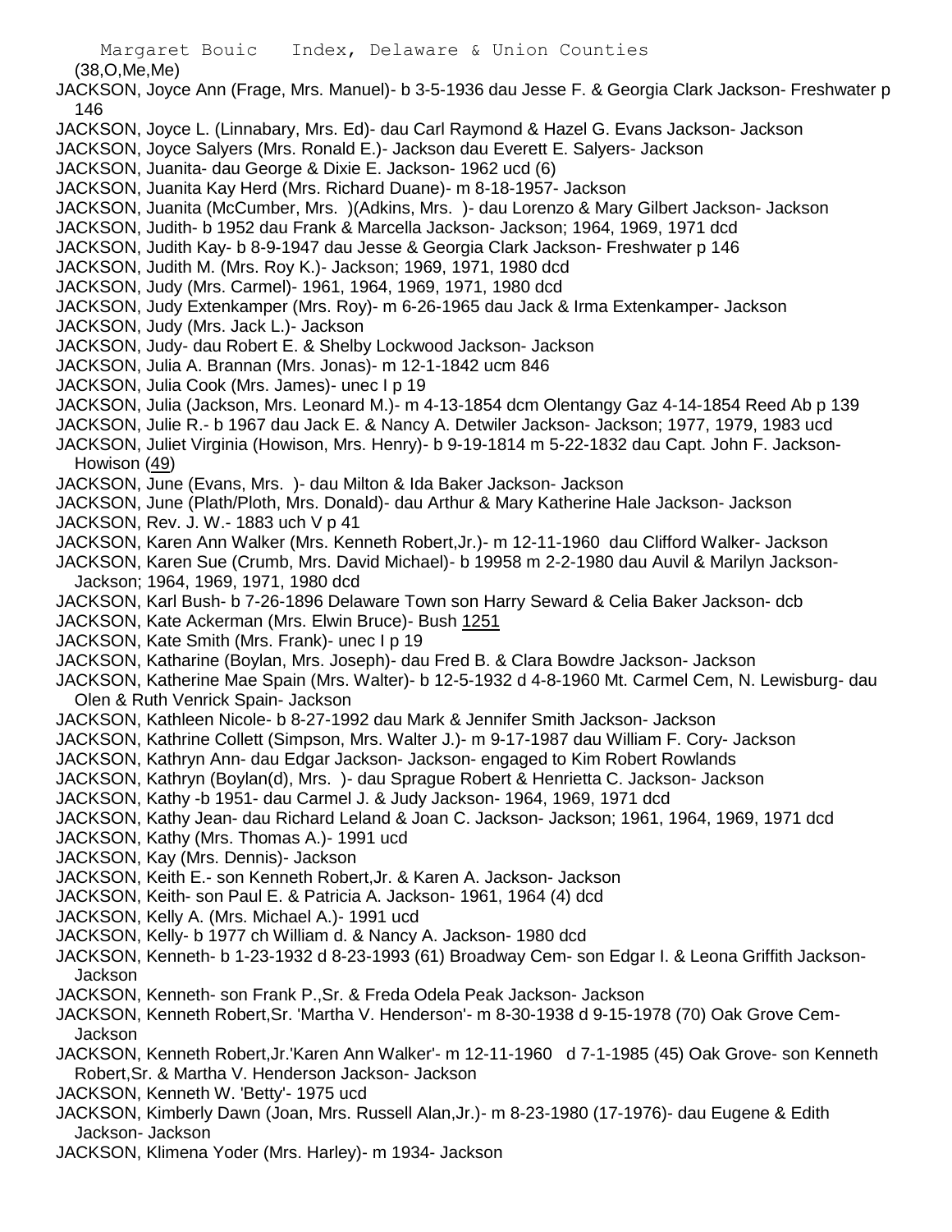(38,O,Me,Me)

JACKSON, Joyce Ann (Frage, Mrs. Manuel)- b 3-5-1936 dau Jesse F. & Georgia Clark Jackson- Freshwater p 146

JACKSON, Joyce L. (Linnabary, Mrs. Ed)- dau Carl Raymond & Hazel G. Evans Jackson- Jackson

JACKSON, Joyce Salyers (Mrs. Ronald E.)- Jackson dau Everett E. Salyers- Jackson

JACKSON, Juanita- dau George & Dixie E. Jackson- 1962 ucd (6)

JACKSON, Juanita Kay Herd (Mrs. Richard Duane)- m 8-18-1957- Jackson

JACKSON, Juanita (McCumber, Mrs. )(Adkins, Mrs. )- dau Lorenzo & Mary Gilbert Jackson- Jackson

JACKSON, Judith- b 1952 dau Frank & Marcella Jackson- Jackson; 1964, 1969, 1971 dcd

JACKSON, Judith Kay- b 8-9-1947 dau Jesse & Georgia Clark Jackson- Freshwater p 146

JACKSON, Judith M. (Mrs. Roy K.)- Jackson; 1969, 1971, 1980 dcd

JACKSON, Judy (Mrs. Carmel)- 1961, 1964, 1969, 1971, 1980 dcd

JACKSON, Judy Extenkamper (Mrs. Roy)- m 6-26-1965 dau Jack & Irma Extenkamper- Jackson

JACKSON, Judy (Mrs. Jack L.)- Jackson

JACKSON, Judy- dau Robert E. & Shelby Lockwood Jackson- Jackson

JACKSON, Julia A. Brannan (Mrs. Jonas)- m 12-1-1842 ucm 846

JACKSON, Julia Cook (Mrs. James)- unec I p 19

JACKSON, Julia (Jackson, Mrs. Leonard M.)- m 4-13-1854 dcm Olentangy Gaz 4-14-1854 Reed Ab p 139

JACKSON, Julie R.- b 1967 dau Jack E. & Nancy A. Detwiler Jackson- Jackson; 1977, 1979, 1983 ucd

JACKSON, Juliet Virginia (Howison, Mrs. Henry)- b 9-19-1814 m 5-22-1832 dau Capt. John F. Jackson- Howison (49)

JACKSON, June (Evans, Mrs. )- dau Milton & Ida Baker Jackson- Jackson

JACKSON, June (Plath/Ploth, Mrs. Donald)- dau Arthur & Mary Katherine Hale Jackson- Jackson

JACKSON, Rev. J. W.- 1883 uch V p 41

JACKSON, Karen Ann Walker (Mrs. Kenneth Robert,Jr.)- m 12-11-1960 dau Clifford Walker- Jackson

JACKSON, Karen Sue (Crumb, Mrs. David Michael)- b 19958 m 2-2-1980 dau Auvil & Marilyn Jackson- Jackson; 1964, 1969, 1971, 1980 dcd

JACKSON, Karl Bush- b 7-26-1896 Delaware Town son Harry Seward & Celia Baker Jackson- dcb

JACKSON, Kate Ackerman (Mrs. Elwin Bruce)- Bush 1251

JACKSON, Kate Smith (Mrs. Frank)- unec I p 19

JACKSON, Katharine (Boylan, Mrs. Joseph)- dau Fred B. & Clara Bowdre Jackson- Jackson

JACKSON, Katherine Mae Spain (Mrs. Walter)- b 12-5-1932 d 4-8-1960 Mt. Carmel Cem, N. Lewisburg- dau Olen & Ruth Venrick Spain- Jackson

JACKSON, Kathleen Nicole- b 8-27-1992 dau Mark & Jennifer Smith Jackson- Jackson

JACKSON, Kathrine Collett (Simpson, Mrs. Walter J.)- m 9-17-1987 dau William F. Cory- Jackson

JACKSON, Kathryn Ann- dau Edgar Jackson- Jackson- engaged to Kim Robert Rowlands

JACKSON, Kathryn (Boylan(d), Mrs. )- dau Sprague Robert & Henrietta C. Jackson- Jackson

JACKSON, Kathy -b 1951- dau Carmel J. & Judy Jackson- 1964, 1969, 1971 dcd

JACKSON, Kathy Jean- dau Richard Leland & Joan C. Jackson- Jackson; 1961, 1964, 1969, 1971 dcd

JACKSON, Kathy (Mrs. Thomas A.)- 1991 ucd

JACKSON, Kay (Mrs. Dennis)- Jackson

JACKSON, Keith E.- son Kenneth Robert,Jr. & Karen A. Jackson- Jackson

JACKSON, Keith- son Paul E. & Patricia A. Jackson- 1961, 1964 (4) dcd

JACKSON, Kelly A. (Mrs. Michael A.)- 1991 ucd

JACKSON, Kelly- b 1977 ch William d. & Nancy A. Jackson- 1980 dcd

JACKSON, Kenneth- b 1-23-1932 d 8-23-1993 (61) Broadway Cem- son Edgar I. & Leona Griffith Jackson- Jackson

JACKSON, Kenneth- son Frank P.,Sr. & Freda Odela Peak Jackson- Jackson

JACKSON, Kenneth Robert,Sr. 'Martha V. Henderson'- m 8-30-1938 d 9-15-1978 (70) Oak Grove Cem- Jackson

JACKSON, Kenneth Robert,Jr.'Karen Ann Walker'- m 12-11-1960 d 7-1-1985 (45) Oak Grove- son Kenneth Robert,Sr. & Martha V. Henderson Jackson- Jackson

JACKSON, Kenneth W. 'Betty'- 1975 ucd

JACKSON, Kimberly Dawn (Joan, Mrs. Russell Alan,Jr.)- m 8-23-1980 (17-1976)- dau Eugene & Edith Jackson- Jackson

JACKSON, Klimena Yoder (Mrs. Harley)- m 1934- Jackson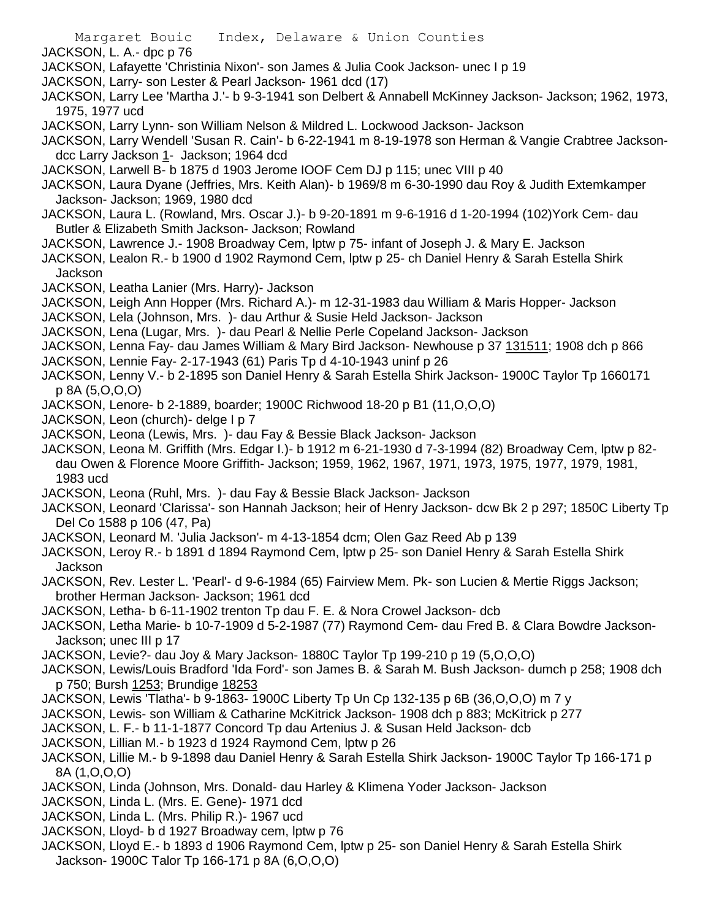JACKSON, L. A.- dpc p 76

JACKSON, Lafayette 'Christinia Nixon'- son James & Julia Cook Jackson- unec I p 19

JACKSON, Larry- son Lester & Pearl Jackson- 1961 dcd (17)

JACKSON, Larry Lee 'Martha J.'- b 9-3-1941 son Delbert & Annabell McKinney Jackson- Jackson; 1962, 1973, 1975, 1977 ucd

JACKSON, Larry Lynn- son William Nelson & Mildred L. Lockwood Jackson- Jackson

JACKSON, Larry Wendell 'Susan R. Cain'- b 6-22-1941 m 8-19-1978 son Herman & Vangie Crabtree Jackson- dcc Larry Jackson 1- Jackson; 1964 dcd

JACKSON, Larwell B- b 1875 d 1903 Jerome IOOF Cem DJ p 115; unec VIII p 40

JACKSON, Laura Dyane (Jeffries, Mrs. Keith Alan)- b 1969/8 m 6-30-1990 dau Roy & Judith Extemkamper Jackson- Jackson; 1969, 1980 dcd

JACKSON, Laura L. (Rowland, Mrs. Oscar J.)- b 9-20-1891 m 9-6-1916 d 1-20-1994 (102)York Cem- dau Butler & Elizabeth Smith Jackson- Jackson; Rowland

JACKSON, Lawrence J.- 1908 Broadway Cem, lptw p 75- infant of Joseph J. & Mary E. Jackson

JACKSON, Lealon R.- b 1900 d 1902 Raymond Cem, lptw p 25- ch Daniel Henry & Sarah Estella Shirk Jackson

JACKSON, Leatha Lanier (Mrs. Harry)- Jackson

JACKSON, Leigh Ann Hopper (Mrs. Richard A.)- m 12-31-1983 dau William & Maris Hopper- Jackson

JACKSON, Lela (Johnson, Mrs. )- dau Arthur & Susie Held Jackson- Jackson

JACKSON, Lena (Lugar, Mrs. )- dau Pearl & Nellie Perle Copeland Jackson- Jackson

JACKSON, Lenna Fay- dau James William & Mary Bird Jackson- Newhouse p 37 131511; 1908 dch p 866

JACKSON, Lennie Fay- 2-17-1943 (61) Paris Tp d 4-10-1943 uninf p 26

JACKSON, Lenny V.- b 2-1895 son Daniel Henry & Sarah Estella Shirk Jackson- 1900C Taylor Tp 1660171 p 8A (5,O,O,O)

JACKSON, Lenore- b 2-1889, boarder; 1900C Richwood 18-20 p B1 (11,O,O,O)

JACKSON, Leon (church)- delge I p 7

JACKSON, Leona (Lewis, Mrs. )- dau Fay & Bessie Black Jackson- Jackson

JACKSON, Leona M. Griffith (Mrs. Edgar I.)- b 1912 m 6-21-1930 d 7-3-1994 (82) Broadway Cem, lptw p 82- dau Owen & Florence Moore Griffith- Jackson; 1959, 1962, 1967, 1971, 1973, 1975, 1977, 1979, 1981, 1983 ucd

JACKSON, Leona (Ruhl, Mrs. )- dau Fay & Bessie Black Jackson- Jackson

JACKSON, Leonard 'Clarissa'- son Hannah Jackson; heir of Henry Jackson- dcw Bk 2 p 297; 1850C Liberty Tp Del Co 1588 p 106 (47, Pa)

JACKSON, Leonard M. 'Julia Jackson'- m 4-13-1854 dcm; Olen Gaz Reed Ab p 139

JACKSON, Leroy R.- b 1891 d 1894 Raymond Cem, lptw p 25- son Daniel Henry & Sarah Estella Shirk Jackson

JACKSON, Rev. Lester L. 'Pearl'- d 9-6-1984 (65) Fairview Mem. Pk- son Lucien & Mertie Riggs Jackson; brother Herman Jackson- Jackson; 1961 dcd

JACKSON, Letha- b 6-11-1902 trenton Tp dau F. E. & Nora Crowel Jackson- dcb

JACKSON, Letha Marie- b 10-7-1909 d 5-2-1987 (77) Raymond Cem- dau Fred B. & Clara Bowdre Jackson- Jackson; unec III p 17

JACKSON, Levie?- dau Joy & Mary Jackson- 1880C Taylor Tp 199-210 p 19 (5,O,O,O)

JACKSON, Lewis/Louis Bradford 'Ida Ford'- son James B. & Sarah M. Bush Jackson- dumch p 258; 1908 dch p 750; Bursh 1253; Brundige 18253

JACKSON, Lewis 'Tlatha'- b 9-1863- 1900C Liberty Tp Un Cp 132-135 p 6B (36,O,O,O) m 7 y

JACKSON, Lewis- son William & Catharine McKitrick Jackson- 1908 dch p 883; McKitrick p 277

JACKSON, L. F.- b 11-1-1877 Concord Tp dau Artenius J. & Susan Held Jackson- dcb

JACKSON, Lillian M.- b 1923 d 1924 Raymond Cem, lptw p 26

JACKSON, Lillie M.- b 9-1898 dau Daniel Henry & Sarah Estella Shirk Jackson- 1900C Taylor Tp 166-171 p 8A (1,O,O,O)

JACKSON, Linda (Johnson, Mrs. Donald- dau Harley & Klimena Yoder Jackson- Jackson

JACKSON, Linda L. (Mrs. E. Gene)- 1971 dcd

JACKSON, Linda L. (Mrs. Philip R.)- 1967 ucd

JACKSON, Lloyd- b d 1927 Broadway cem, lptw p 76

JACKSON, Lloyd E.- b 1893 d 1906 Raymond Cem, lptw p 25- son Daniel Henry & Sarah Estella Shirk Jackson- 1900C Talor Tp 166-171 p 8A (6,O,O,O)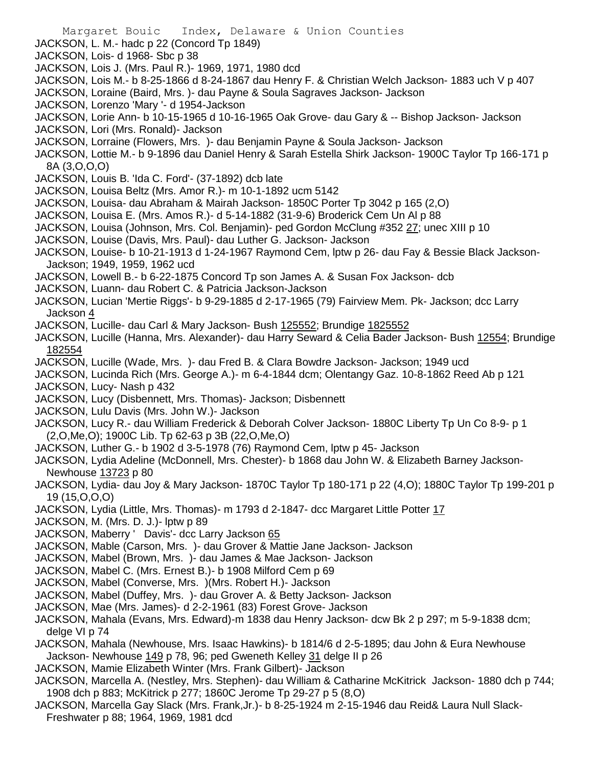JACKSON, L. M.- hadc p 22 (Concord Tp 1849)
JACKSON, Lois- d 1968- Sbc p 38
JACKSON, Lois J. (Mrs. Paul R.)- 1969, 1971, 1980 dcd
JACKSON, Lois M.- b 8-25-1866 d 8-24-1867 dau Henry F. & Christian Welch Jackson- 1883 uch V p 407
JACKSON, Loraine (Baird, Mrs. )- dau Payne & Soula Sagraves Jackson- Jackson
JACKSON, Lorenzo 'Mary '- d 1954-Jackson
JACKSON, Lorie Ann- b 10-15-1965 d 10-16-1965 Oak Grove- dau Gary & -- Bishop Jackson- Jackson
JACKSON, Lori (Mrs. Ronald)- Jackson
JACKSON, Lorraine (Flowers, Mrs. )- dau Benjamin Payne & Soula Jackson- Jackson
JACKSON, Lottie M.- b 9-1896 dau Daniel Henry & Sarah Estella Shirk Jackson- 1900C Taylor Tp 166-171 p 8A (3,O,O,O)
JACKSON, Louis B. 'Ida C. Ford'- (37-1892) dcb late
JACKSON, Louisa Beltz (Mrs. Amor R.)- m 10-1-1892 ucm 5142
JACKSON, Louisa- dau Abraham & Mairah Jackson- 1850C Porter Tp 3042 p 165 (2,O)
JACKSON, Louisa E. (Mrs. Amos R.)- d 5-14-1882 (31-9-6) Broderick Cem Un Al p 88
JACKSON, Louisa (Johnson, Mrs. Col. Benjamin)- ped Gordon McClung #352 27; unec XIII p 10
JACKSON, Louise (Davis, Mrs. Paul)- dau Luther G. Jackson- Jackson
JACKSON, Louise- b 10-21-1913 d 1-24-1967 Raymond Cem, lptw p 26- dau Fay & Bessie Black Jackson- Jackson; 1949, 1959, 1962 ucd
JACKSON, Lowell B.- b 6-22-1875 Concord Tp son James A. & Susan Fox Jackson- dcb
JACKSON, Luann- dau Robert C. & Patricia Jackson-Jackson
JACKSON, Lucian 'Mertie Riggs'- b 9-29-1885 d 2-17-1965 (79) Fairview Mem. Pk- Jackson; dcc Larry Jackson 4
JACKSON, Lucille- dau Carl & Mary Jackson- Bush 125552; Brundige 1825552
JACKSON, Lucille (Hanna, Mrs. Alexander)- dau Harry Seward & Celia Bader Jackson- Bush 12554; Brundige 182554
JACKSON, Lucille (Wade, Mrs. )- dau Fred B. & Clara Bowdre Jackson- Jackson; 1949 ucd
JACKSON, Lucinda Rich (Mrs. George A.)- m 6-4-1844 dcm; Olentangy Gaz. 10-8-1862 Reed Ab p 121
JACKSON, Lucy- Nash p 432
JACKSON, Lucy (Disbennett, Mrs. Thomas)- Jackson; Disbennett
JACKSON, Lulu Davis (Mrs. John W.)- Jackson
JACKSON, Lucy R.- dau William Frederick & Deborah Colver Jackson- 1880C Liberty Tp Un Co 8-9- p 1 (2,O,Me,O); 1900C Lib. Tp 62-63 p 3B (22,O,Me,O)
JACKSON, Luther G.- b 1902 d 3-5-1978 (76) Raymond Cem, lptw p 45- Jackson
JACKSON, Lydia Adeline (McDonnell, Mrs. Chester)- b 1868 dau John W. & Elizabeth Barney Jackson- Newhouse 13723 p 80
JACKSON, Lydia- dau Joy & Mary Jackson- 1870C Taylor Tp 180-171 p 22 (4,O); 1880C Taylor Tp 199-201 p 19 (15,O,O,O)
JACKSON, Lydia (Little, Mrs. Thomas)- m 1793 d 2-1847- dcc Margaret Little Potter 17
JACKSON, M. (Mrs. D. J.)- lptw p 89
JACKSON, Maberry ' Davis'- dcc Larry Jackson 65
JACKSON, Mable (Carson, Mrs. )- dau Grover & Mattie Jane Jackson- Jackson
JACKSON, Mabel (Brown, Mrs. )- dau James & Mae Jackson- Jackson
JACKSON, Mabel C. (Mrs. Ernest B.)- b 1908 Milford Cem p 69
JACKSON, Mabel (Converse, Mrs. )(Mrs. Robert H.)- Jackson
JACKSON, Mabel (Duffey, Mrs. )- dau Grover A. & Betty Jackson- Jackson
JACKSON, Mae (Mrs. James)- d 2-2-1961 (83) Forest Grove- Jackson
JACKSON, Mahala (Evans, Mrs. Edward)-m 1838 dau Henry Jackson- dcw Bk 2 p 297; m 5-9-1838 dcm; delge VI p 74
JACKSON, Mahala (Newhouse, Mrs. Isaac Hawkins)- b 1814/6 d 2-5-1895; dau John & Eura Newhouse Jackson- Newhouse 149 p 78, 96; ped Gweneth Kelley 31 delge II p 26
JACKSON, Mamie Elizabeth Winter (Mrs. Frank Gilbert)- Jackson
JACKSON, Marcella A. (Nestley, Mrs. Stephen)- dau William & Catharine McKitrick Jackson- 1880 dch p 744; 1908 dch p 883; McKitrick p 277; 1860C Jerome Tp 29-27 p 5 (8,O)
JACKSON, Marcella Gay Slack (Mrs. Frank,Jr.)- b 8-25-1924 m 2-15-1946 dau Reid& Laura Null Slack- Freshwater p 88; 1964, 1969, 1981 dcd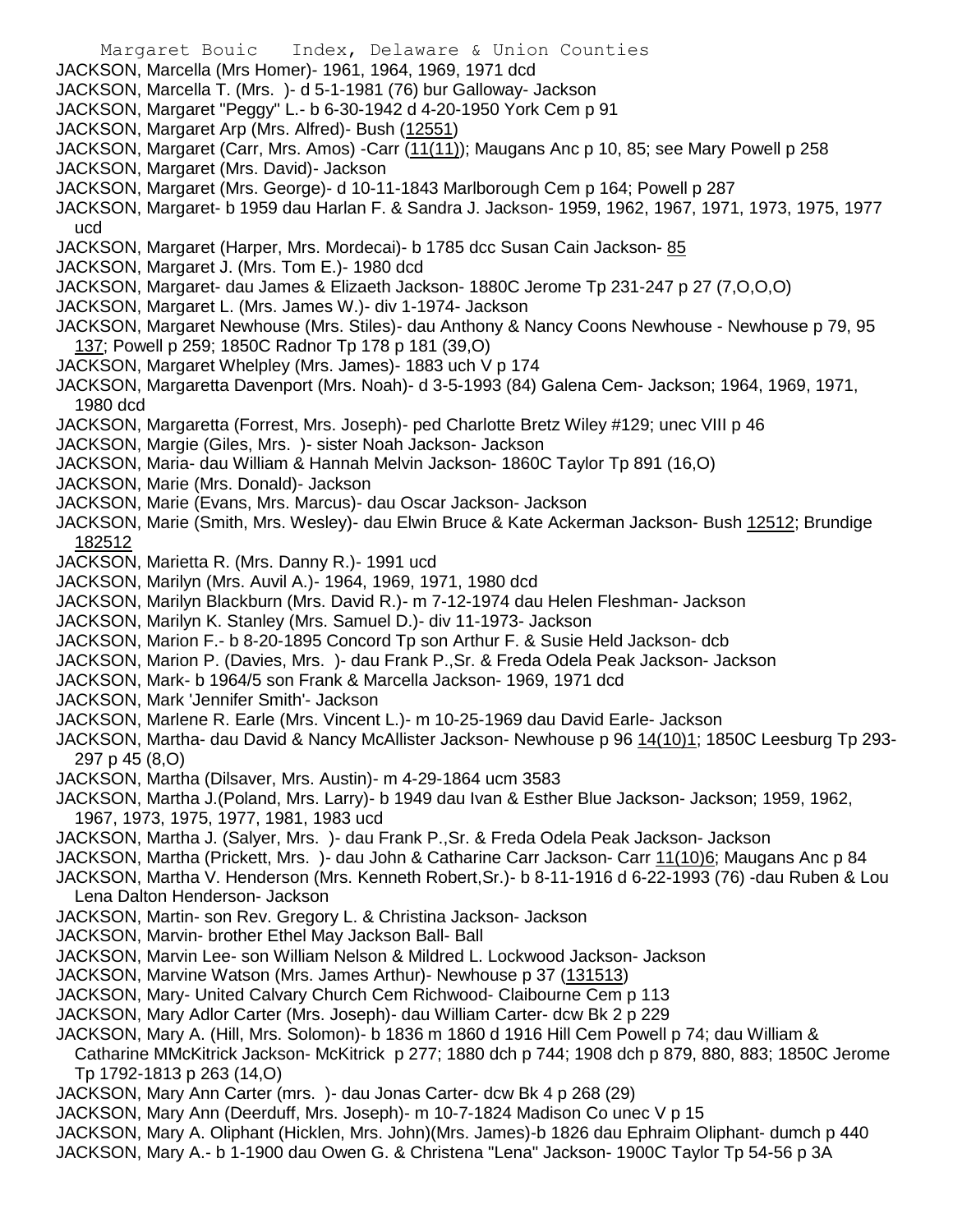JACKSON, Marcella (Mrs Homer)- 1961, 1964, 1969, 1971 dcd
JACKSON, Marcella T. (Mrs. )- d 5-1-1981 (76) bur Galloway- Jackson
JACKSON, Margaret "Peggy" L.- b 6-30-1942 d 4-20-1950 York Cem p 91
JACKSON, Margaret Arp (Mrs. Alfred)- Bush (12551)
JACKSON, Margaret (Carr, Mrs. Amos) -Carr (11(11)); Maugans Anc p 10, 85; see Mary Powell p 258
JACKSON, Margaret (Mrs. David)- Jackson
JACKSON, Margaret (Mrs. George)- d 10-11-1843 Marlborough Cem p 164; Powell p 287
JACKSON, Margaret- b 1959 dau Harlan F. & Sandra J. Jackson- 1959, 1962, 1967, 1971, 1973, 1975, 1977 ucd
JACKSON, Margaret (Harper, Mrs. Mordecai)- b 1785 dcc Susan Cain Jackson- 85
JACKSON, Margaret J. (Mrs. Tom E.)- 1980 dcd
JACKSON, Margaret- dau James & Elizaeth Jackson- 1880C Jerome Tp 231-247 p 27 (7,O,O,O)
JACKSON, Margaret L. (Mrs. James W.)- div 1-1974- Jackson
JACKSON, Margaret Newhouse (Mrs. Stiles)- dau Anthony & Nancy Coons Newhouse - Newhouse p 79, 95 137; Powell p 259; 1850C Radnor Tp 178 p 181 (39,O)
JACKSON, Margaret Whelpley (Mrs. James)- 1883 uch V p 174
JACKSON, Margaretta Davenport (Mrs. Noah)- d 3-5-1993 (84) Galena Cem- Jackson; 1964, 1969, 1971, 1980 dcd
JACKSON, Margaretta (Forrest, Mrs. Joseph)- ped Charlotte Bretz Wiley #129; unec VIII p 46
JACKSON, Margie (Giles, Mrs. )- sister Noah Jackson- Jackson
JACKSON, Maria- dau William & Hannah Melvin Jackson- 1860C Taylor Tp 891 (16,O)
JACKSON, Marie (Mrs. Donald)- Jackson
JACKSON, Marie (Evans, Mrs. Marcus)- dau Oscar Jackson- Jackson
JACKSON, Marie (Smith, Mrs. Wesley)- dau Elwin Bruce & Kate Ackerman Jackson- Bush 12512; Brundige 182512
JACKSON, Marietta R. (Mrs. Danny R.)- 1991 ucd
JACKSON, Marilyn (Mrs. Auvil A.)- 1964, 1969, 1971, 1980 dcd
JACKSON, Marilyn Blackburn (Mrs. David R.)- m 7-12-1974 dau Helen Fleshman- Jackson
JACKSON, Marilyn K. Stanley (Mrs. Samuel D.)- div 11-1973- Jackson
JACKSON, Marion F.- b 8-20-1895 Concord Tp son Arthur F. & Susie Held Jackson- dcb
JACKSON, Marion P. (Davies, Mrs. )- dau Frank P.,Sr. & Freda Odela Peak Jackson- Jackson
JACKSON, Mark- b 1964/5 son Frank & Marcella Jackson- 1969, 1971 dcd
JACKSON, Mark 'Jennifer Smith'- Jackson
JACKSON, Marlene R. Earle (Mrs. Vincent L.)- m 10-25-1969 dau David Earle- Jackson
JACKSON, Martha- dau David & Nancy McAllister Jackson- Newhouse p 96 14(10)1; 1850C Leesburg Tp 293-297 p 45 (8,O)
JACKSON, Martha (Dilsaver, Mrs. Austin)- m 4-29-1864 ucm 3583
JACKSON, Martha J.(Poland, Mrs. Larry)- b 1949 dau Ivan & Esther Blue Jackson- Jackson; 1959, 1962, 1967, 1973, 1975, 1977, 1981, 1983 ucd
JACKSON, Martha J. (Salyer, Mrs. )- dau Frank P.,Sr. & Freda Odela Peak Jackson- Jackson
JACKSON, Martha (Prickett, Mrs. )- dau John & Catharine Carr Jackson- Carr 11(10)6; Maugans Anc p 84
JACKSON, Martha V. Henderson (Mrs. Kenneth Robert,Sr.)- b 8-11-1916 d 6-22-1993 (76) -dau Ruben & Lou Lena Dalton Henderson- Jackson
JACKSON, Martin- son Rev. Gregory L. & Christina Jackson- Jackson
JACKSON, Marvin- brother Ethel May Jackson Ball- Ball
JACKSON, Marvin Lee- son William Nelson & Mildred L. Lockwood Jackson- Jackson
JACKSON, Marvine Watson (Mrs. James Arthur)- Newhouse p 37 (131513)
JACKSON, Mary- United Calvary Church Cem Richwood- Claibourne Cem p 113
JACKSON, Mary Adlor Carter (Mrs. Joseph)- dau William Carter- dcw Bk 2 p 229
JACKSON, Mary A. (Hill, Mrs. Solomon)- b 1836 m 1860 d 1916 Hill Cem Powell p 74; dau William & Catharine MMcKitrick Jackson- McKitrick p 277; 1880 dch p 744; 1908 dch p 879, 880, 883; 1850C Jerome Tp 1792-1813 p 263 (14,O)
JACKSON, Mary Ann Carter (mrs. )- dau Jonas Carter- dcw Bk 4 p 268 (29)
JACKSON, Mary Ann (Deerduff, Mrs. Joseph)- m 10-7-1824 Madison Co unec V p 15
JACKSON, Mary A. Oliphant (Hicklen, Mrs. John)(Mrs. James)-b 1826 dau Ephraim Oliphant- dumch p 440
JACKSON, Mary A.- b 1-1900 dau Owen G. & Christena "Lena" Jackson- 1900C Taylor Tp 54-56 p 3A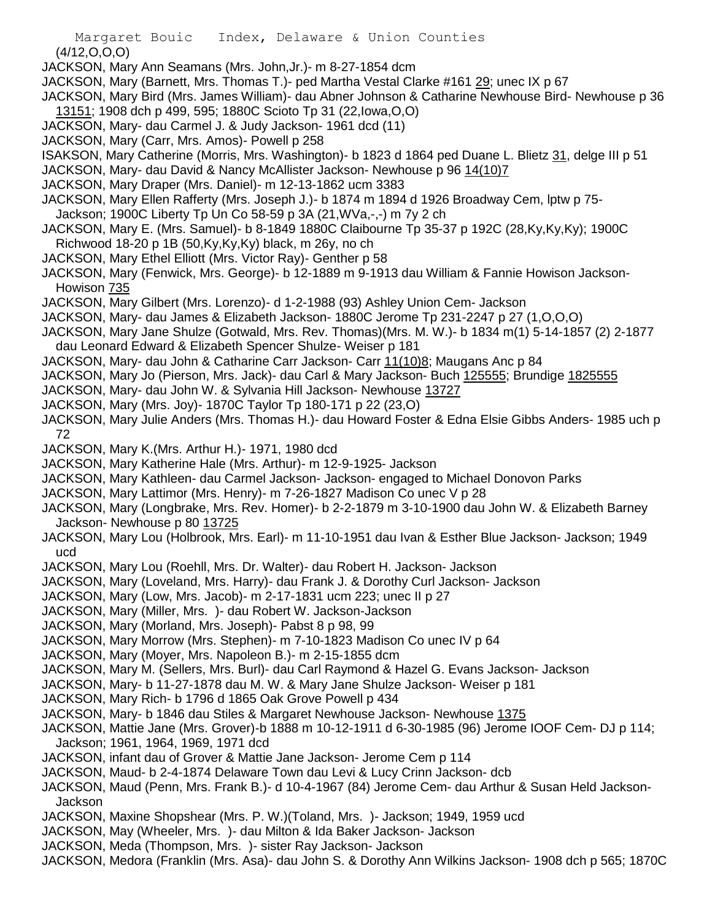(4/12,O,O,O)

JACKSON, Mary Ann Seamans (Mrs. John,Jr.)- m 8-27-1854 dcm

JACKSON, Mary (Barnett, Mrs. Thomas T.)- ped Martha Vestal Clarke #161 29; unec IX p 67

JACKSON, Mary Bird (Mrs. James William)- dau Abner Johnson & Catharine Newhouse Bird- Newhouse p 36 13151; 1908 dch p 499, 595; 1880C Scioto Tp 31 (22,Iowa,O,O)

JACKSON, Mary- dau Carmel J. & Judy Jackson- 1961 dcd (11)

JACKSON, Mary (Carr, Mrs. Amos)- Powell p 258

ISAKSON, Mary Catherine (Morris, Mrs. Washington)- b 1823 d 1864 ped Duane L. Blietz 31, delge III p 51

JACKSON, Mary- dau David & Nancy McAllister Jackson- Newhouse p 96 14(10)7

JACKSON, Mary Draper (Mrs. Daniel)- m 12-13-1862 ucm 3383

JACKSON, Mary Ellen Rafferty (Mrs. Joseph J.)- b 1874 m 1894 d 1926 Broadway Cem, lptw p 75- Jackson; 1900C Liberty Tp Un Co 58-59 p 3A (21,WVa,-,-) m 7y 2 ch

JACKSON, Mary E. (Mrs. Samuel)- b 8-1849 1880C Claibourne Tp 35-37 p 192C (28,Ky,Ky,Ky); 1900C Richwood 18-20 p 1B (50,Ky,Ky,Ky) black, m 26y, no ch

JACKSON, Mary Ethel Elliott (Mrs. Victor Ray)- Genther p 58

JACKSON, Mary (Fenwick, Mrs. George)- b 12-1889 m 9-1913 dau William & Fannie Howison Jackson- Howison 735

JACKSON, Mary Gilbert (Mrs. Lorenzo)- d 1-2-1988 (93) Ashley Union Cem- Jackson

JACKSON, Mary- dau James & Elizabeth Jackson- 1880C Jerome Tp 231-2247 p 27 (1,O,O,O)

JACKSON, Mary Jane Shulze (Gotwald, Mrs. Rev. Thomas)(Mrs. M. W.)- b 1834 m(1) 5-14-1857 (2) 2-1877 dau Leonard Edward & Elizabeth Spencer Shulze- Weiser p 181

JACKSON, Mary- dau John & Catharine Carr Jackson- Carr 11(10)8; Maugans Anc p 84

JACKSON, Mary Jo (Pierson, Mrs. Jack)- dau Carl & Mary Jackson- Buch 125555; Brundige 1825555

JACKSON, Mary- dau John W. & Sylvania Hill Jackson- Newhouse 13727

JACKSON, Mary (Mrs. Joy)- 1870C Taylor Tp 180-171 p 22 (23,O)

JACKSON, Mary Julie Anders (Mrs. Thomas H.)- dau Howard Foster & Edna Elsie Gibbs Anders- 1985 uch p 72

JACKSON, Mary K.(Mrs. Arthur H.)- 1971, 1980 dcd

JACKSON, Mary Katherine Hale (Mrs. Arthur)- m 12-9-1925- Jackson

JACKSON, Mary Kathleen- dau Carmel Jackson- Jackson- engaged to Michael Donovon Parks

JACKSON, Mary Lattimor (Mrs. Henry)- m 7-26-1827 Madison Co unec V p 28

JACKSON, Mary (Longbrake, Mrs. Rev. Homer)- b 2-2-1879 m 3-10-1900 dau John W. & Elizabeth Barney Jackson- Newhouse p 80 13725

JACKSON, Mary Lou (Holbrook, Mrs. Earl)- m 11-10-1951 dau Ivan & Esther Blue Jackson- Jackson; 1949 ucd

JACKSON, Mary Lou (Roehll, Mrs. Dr. Walter)- dau Robert H. Jackson- Jackson

JACKSON, Mary (Loveland, Mrs. Harry)- dau Frank J. & Dorothy Curl Jackson- Jackson

JACKSON, Mary (Low, Mrs. Jacob)- m 2-17-1831 ucm 223; unec II p 27

JACKSON, Mary (Miller, Mrs. )- dau Robert W. Jackson-Jackson

JACKSON, Mary (Morland, Mrs. Joseph)- Pabst 8 p 98, 99

JACKSON, Mary Morrow (Mrs. Stephen)- m 7-10-1823 Madison Co unec IV p 64

JACKSON, Mary (Moyer, Mrs. Napoleon B.)- m 2-15-1855 dcm

JACKSON, Mary M. (Sellers, Mrs. Burl)- dau Carl Raymond & Hazel G. Evans Jackson- Jackson

JACKSON, Mary- b 11-27-1878 dau M. W. & Mary Jane Shulze Jackson- Weiser p 181

JACKSON, Mary Rich- b 1796 d 1865 Oak Grove Powell p 434

JACKSON, Mary- b 1846 dau Stiles & Margaret Newhouse Jackson- Newhouse 1375

JACKSON, Mattie Jane (Mrs. Grover)-b 1888 m 10-12-1911 d 6-30-1985 (96) Jerome IOOF Cem- DJ p 114; Jackson; 1961, 1964, 1969, 1971 dcd

JACKSON, infant dau of Grover & Mattie Jane Jackson- Jerome Cem p 114

JACKSON, Maud- b 2-4-1874 Delaware Town dau Levi & Lucy Crinn Jackson- dcb

JACKSON, Maud (Penn, Mrs. Frank B.)- d 10-4-1967 (84) Jerome Cem- dau Arthur & Susan Held Jackson- Jackson

JACKSON, Maxine Shopshear (Mrs. P. W.)(Toland, Mrs. )- Jackson; 1949, 1959 ucd

JACKSON, May (Wheeler, Mrs. )- dau Milton & Ida Baker Jackson- Jackson

JACKSON, Meda (Thompson, Mrs. )- sister Ray Jackson- Jackson

JACKSON, Medora (Franklin (Mrs. Asa)- dau John S. & Dorothy Ann Wilkins Jackson- 1908 dch p 565; 1870C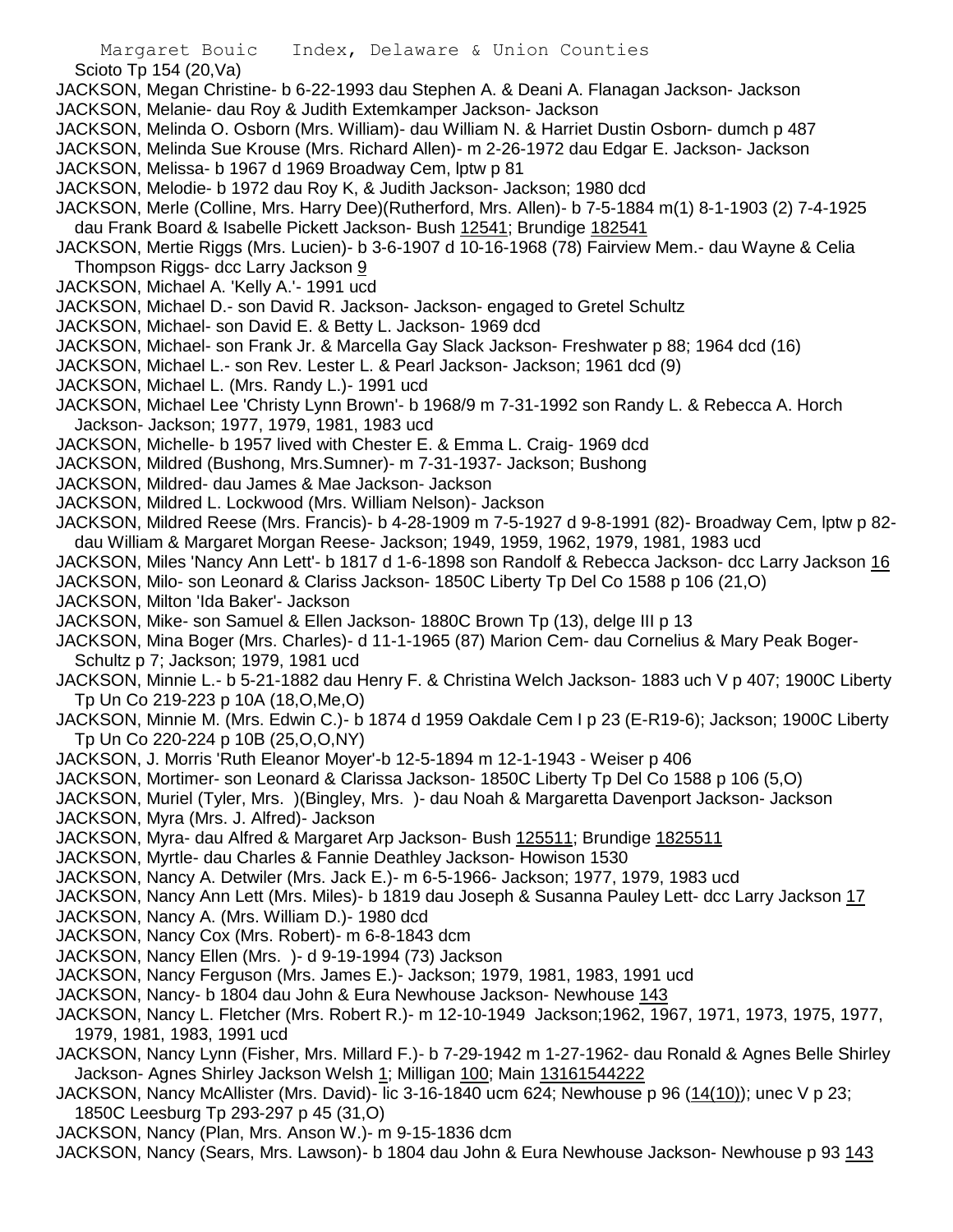Scioto Tp 154 (20,Va)

JACKSON, Megan Christine- b 6-22-1993 dau Stephen A. & Deani A. Flanagan Jackson- Jackson

JACKSON, Melanie- dau Roy & Judith Extemkamper Jackson- Jackson

JACKSON, Melinda O. Osborn (Mrs. William)- dau William N. & Harriet Dustin Osborn- dumch p 487

JACKSON, Melinda Sue Krouse (Mrs. Richard Allen)- m 2-26-1972 dau Edgar E. Jackson- Jackson

JACKSON, Melissa- b 1967 d 1969 Broadway Cem, lptw p 81

JACKSON, Melodie- b 1972 dau Roy K, & Judith Jackson- Jackson; 1980 dcd

JACKSON, Merle (Colline, Mrs. Harry Dee)(Rutherford, Mrs. Allen)- b 7-5-1884 m(1) 8-1-1903 (2) 7-4-1925 dau Frank Board & Isabelle Pickett Jackson- Bush 12541; Brundige 182541

JACKSON, Mertie Riggs (Mrs. Lucien)- b 3-6-1907 d 10-16-1968 (78) Fairview Mem.- dau Wayne & Celia Thompson Riggs- dcc Larry Jackson 9

JACKSON, Michael A. 'Kelly A.'- 1991 ucd

JACKSON, Michael D.- son David R. Jackson- Jackson- engaged to Gretel Schultz

JACKSON, Michael- son David E. & Betty L. Jackson- 1969 dcd

JACKSON, Michael- son Frank Jr. & Marcella Gay Slack Jackson- Freshwater p 88; 1964 dcd (16)

JACKSON, Michael L.- son Rev. Lester L. & Pearl Jackson- Jackson; 1961 dcd (9)

JACKSON, Michael L. (Mrs. Randy L.)- 1991 ucd

JACKSON, Michael Lee 'Christy Lynn Brown'- b 1968/9 m 7-31-1992 son Randy L. & Rebecca A. Horch Jackson- Jackson; 1977, 1979, 1981, 1983 ucd

JACKSON, Michelle- b 1957 lived with Chester E. & Emma L. Craig- 1969 dcd

JACKSON, Mildred (Bushong, Mrs.Sumner)- m 7-31-1937- Jackson; Bushong

JACKSON, Mildred- dau James & Mae Jackson- Jackson

JACKSON, Mildred L. Lockwood (Mrs. William Nelson)- Jackson

JACKSON, Mildred Reese (Mrs. Francis)- b 4-28-1909 m 7-5-1927 d 9-8-1991 (82)- Broadway Cem, lptw p 82- dau William & Margaret Morgan Reese- Jackson; 1949, 1959, 1962, 1979, 1981, 1983 ucd

JACKSON, Miles 'Nancy Ann Lett'- b 1817 d 1-6-1898 son Randolf & Rebecca Jackson- dcc Larry Jackson 16

JACKSON, Milo- son Leonard & Clariss Jackson- 1850C Liberty Tp Del Co 1588 p 106 (21,O)

JACKSON, Milton 'Ida Baker'- Jackson

JACKSON, Mike- son Samuel & Ellen Jackson- 1880C Brown Tp (13), delge III p 13

JACKSON, Mina Boger (Mrs. Charles)- d 11-1-1965 (87) Marion Cem- dau Cornelius & Mary Peak Boger- Schultz p 7; Jackson; 1979, 1981 ucd

JACKSON, Minnie L.- b 5-21-1882 dau Henry F. & Christina Welch Jackson- 1883 uch V p 407; 1900C Liberty Tp Un Co 219-223 p 10A (18,O,Me,O)

JACKSON, Minnie M. (Mrs. Edwin C.)- b 1874 d 1959 Oakdale Cem I p 23 (E-R19-6); Jackson; 1900C Liberty Tp Un Co 220-224 p 10B (25,O,O,NY)

JACKSON, J. Morris 'Ruth Eleanor Moyer'-b 12-5-1894 m 12-1-1943 - Weiser p 406

JACKSON, Mortimer- son Leonard & Clarissa Jackson- 1850C Liberty Tp Del Co 1588 p 106 (5,O)

JACKSON, Muriel (Tyler, Mrs. )(Bingley, Mrs. )- dau Noah & Margaretta Davenport Jackson- Jackson

JACKSON, Myra (Mrs. J. Alfred)- Jackson

JACKSON, Myra- dau Alfred & Margaret Arp Jackson- Bush 125511; Brundige 1825511

JACKSON, Myrtle- dau Charles & Fannie Deathley Jackson- Howison 1530

JACKSON, Nancy A. Detwiler (Mrs. Jack E.)- m 6-5-1966- Jackson; 1977, 1979, 1983 ucd

JACKSON, Nancy Ann Lett (Mrs. Miles)- b 1819 dau Joseph & Susanna Pauley Lett- dcc Larry Jackson 17

JACKSON, Nancy A. (Mrs. William D.)- 1980 dcd

JACKSON, Nancy Cox (Mrs. Robert)- m 6-8-1843 dcm

JACKSON, Nancy Ellen (Mrs. )- d 9-19-1994 (73) Jackson

JACKSON, Nancy Ferguson (Mrs. James E.)- Jackson; 1979, 1981, 1983, 1991 ucd

JACKSON, Nancy- b 1804 dau John & Eura Newhouse Jackson- Newhouse 143

JACKSON, Nancy L. Fletcher (Mrs. Robert R.)- m 12-10-1949 Jackson;1962, 1967, 1971, 1973, 1975, 1977, 1979, 1981, 1983, 1991 ucd

JACKSON, Nancy Lynn (Fisher, Mrs. Millard F.)- b 7-29-1942 m 1-27-1962- dau Ronald & Agnes Belle Shirley Jackson- Agnes Shirley Jackson Welsh 1; Milligan 100; Main 13161544222

JACKSON, Nancy McAllister (Mrs. David)- lic 3-16-1840 ucm 624; Newhouse p 96 (14(10)); unec V p 23; 1850C Leesburg Tp 293-297 p 45 (31,O)

JACKSON, Nancy (Plan, Mrs. Anson W.)- m 9-15-1836 dcm

JACKSON, Nancy (Sears, Mrs. Lawson)- b 1804 dau John & Eura Newhouse Jackson- Newhouse p 93 143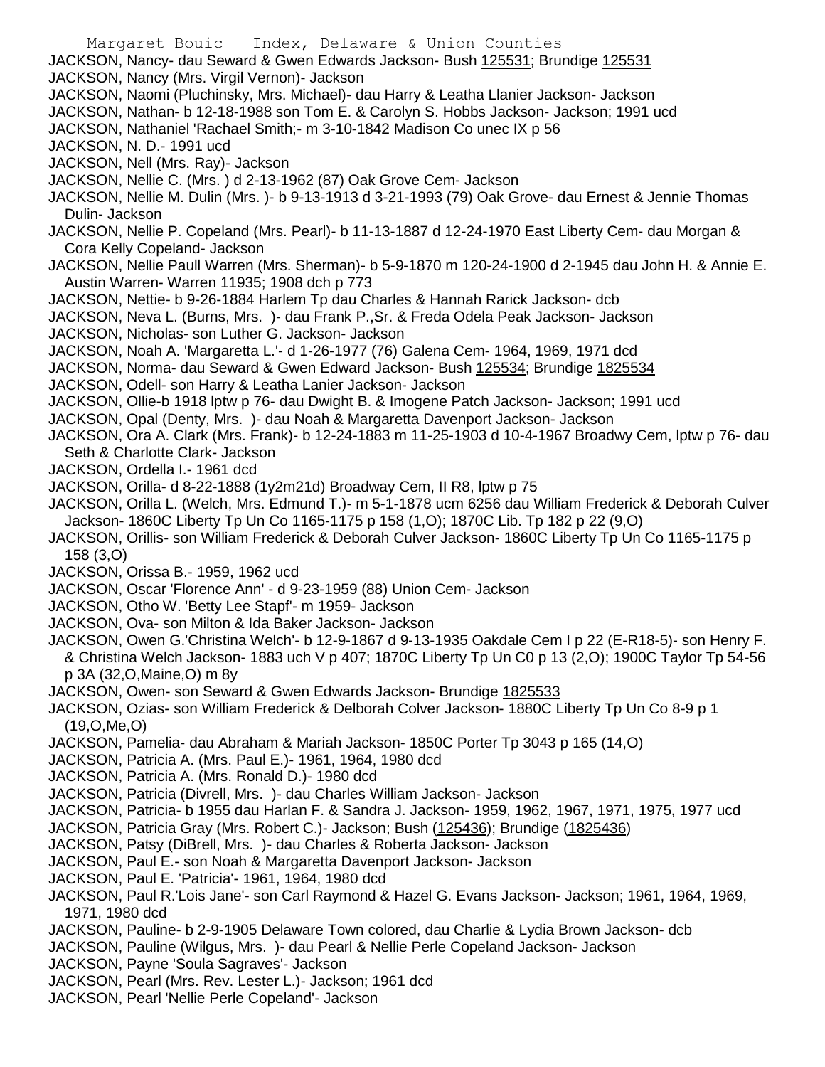JACKSON, Nancy- dau Seward & Gwen Edwards Jackson- Bush 125531; Brundige 125531
JACKSON, Nancy (Mrs. Virgil Vernon)- Jackson
JACKSON, Naomi (Pluchinsky, Mrs. Michael)- dau Harry & Leatha Llanier Jackson- Jackson
JACKSON, Nathan- b 12-18-1988 son Tom E. & Carolyn S. Hobbs Jackson- Jackson; 1991 ucd
JACKSON, Nathaniel 'Rachael Smith;- m 3-10-1842 Madison Co unec IX p 56
JACKSON, N. D.- 1991 ucd
JACKSON, Nell (Mrs. Ray)- Jackson
JACKSON, Nellie C. (Mrs. ) d 2-13-1962 (87) Oak Grove Cem- Jackson
JACKSON, Nellie M. Dulin (Mrs. )- b 9-13-1913 d 3-21-1993 (79) Oak Grove- dau Ernest & Jennie Thomas Dulin- Jackson
JACKSON, Nellie P. Copeland (Mrs. Pearl)- b 11-13-1887 d 12-24-1970 East Liberty Cem- dau Morgan & Cora Kelly Copeland- Jackson
JACKSON, Nellie Paull Warren (Mrs. Sherman)- b 5-9-1870 m 120-24-1900 d 2-1945 dau John H. & Annie E. Austin Warren- Warren 11935; 1908 dch p 773
JACKSON, Nettie- b 9-26-1884 Harlem Tp dau Charles & Hannah Rarick Jackson- dcb
JACKSON, Neva L. (Burns, Mrs. )- dau Frank P.,Sr. & Freda Odela Peak Jackson- Jackson
JACKSON, Nicholas- son Luther G. Jackson- Jackson
JACKSON, Noah A. 'Margaretta L.'- d 1-26-1977 (76) Galena Cem- 1964, 1969, 1971 dcd
JACKSON, Norma- dau Seward & Gwen Edward Jackson- Bush 125534; Brundige 1825534
JACKSON, Odell- son Harry & Leatha Lanier Jackson- Jackson
JACKSON, Ollie-b 1918 lptw p 76- dau Dwight B. & Imogene Patch Jackson- Jackson; 1991 ucd
JACKSON, Opal (Denty, Mrs. )- dau Noah & Margaretta Davenport Jackson- Jackson
JACKSON, Ora A. Clark (Mrs. Frank)- b 12-24-1883 m 11-25-1903 d 10-4-1967 Broadwy Cem, lptw p 76- dau Seth & Charlotte Clark- Jackson
JACKSON, Ordella I.- 1961 dcd
JACKSON, Orilla- d 8-22-1888 (1y2m21d) Broadway Cem, II R8, lptw p 75
JACKSON, Orilla L. (Welch, Mrs. Edmund T.)- m 5-1-1878 ucm 6256 dau William Frederick & Deborah Culver Jackson- 1860C Liberty Tp Un Co 1165-1175 p 158 (1,O); 1870C Lib. Tp 182 p 22 (9,O)
JACKSON, Orillis- son William Frederick & Deborah Culver Jackson- 1860C Liberty Tp Un Co 1165-1175 p 158 (3,O)
JACKSON, Orissa B.- 1959, 1962 ucd
JACKSON, Oscar 'Florence Ann' - d 9-23-1959 (88) Union Cem- Jackson
JACKSON, Otho W. 'Betty Lee Stapf'- m 1959- Jackson
JACKSON, Ova- son Milton & Ida Baker Jackson- Jackson
JACKSON, Owen G.'Christina Welch'- b 12-9-1867 d 9-13-1935 Oakdale Cem I p 22 (E-R18-5)- son Henry F. & Christina Welch Jackson- 1883 uch V p 407; 1870C Liberty Tp Un C0 p 13 (2,O); 1900C Taylor Tp 54-56 p 3A (32,O,Maine,O) m 8y
JACKSON, Owen- son Seward & Gwen Edwards Jackson- Brundige 1825533
JACKSON, Ozias- son William Frederick & Delborah Colver Jackson- 1880C Liberty Tp Un Co 8-9 p 1 (19,O,Me,O)
JACKSON, Pamelia- dau Abraham & Mariah Jackson- 1850C Porter Tp 3043 p 165 (14,O)
JACKSON, Patricia A. (Mrs. Paul E.)- 1961, 1964, 1980 dcd
JACKSON, Patricia A. (Mrs. Ronald D.)- 1980 dcd
JACKSON, Patricia (Divrell, Mrs. )- dau Charles William Jackson- Jackson
JACKSON, Patricia- b 1955 dau Harlan F. & Sandra J. Jackson- 1959, 1962, 1967, 1971, 1975, 1977 ucd
JACKSON, Patricia Gray (Mrs. Robert C.)- Jackson; Bush (125436); Brundige (1825436)
JACKSON, Patsy (DiBrell, Mrs. )- dau Charles & Roberta Jackson- Jackson
JACKSON, Paul E.- son Noah & Margaretta Davenport Jackson- Jackson
JACKSON, Paul E. 'Patricia'- 1961, 1964, 1980 dcd
JACKSON, Paul R.'Lois Jane'- son Carl Raymond & Hazel G. Evans Jackson- Jackson; 1961, 1964, 1969, 1971, 1980 dcd
JACKSON, Pauline- b 2-9-1905 Delaware Town colored, dau Charlie & Lydia Brown Jackson- dcb
JACKSON, Pauline (Wilgus, Mrs. )- dau Pearl & Nellie Perle Copeland Jackson- Jackson
JACKSON, Payne 'Soula Sagraves'- Jackson
JACKSON, Pearl (Mrs. Rev. Lester L.)- Jackson; 1961 dcd
JACKSON, Pearl 'Nellie Perle Copeland'- Jackson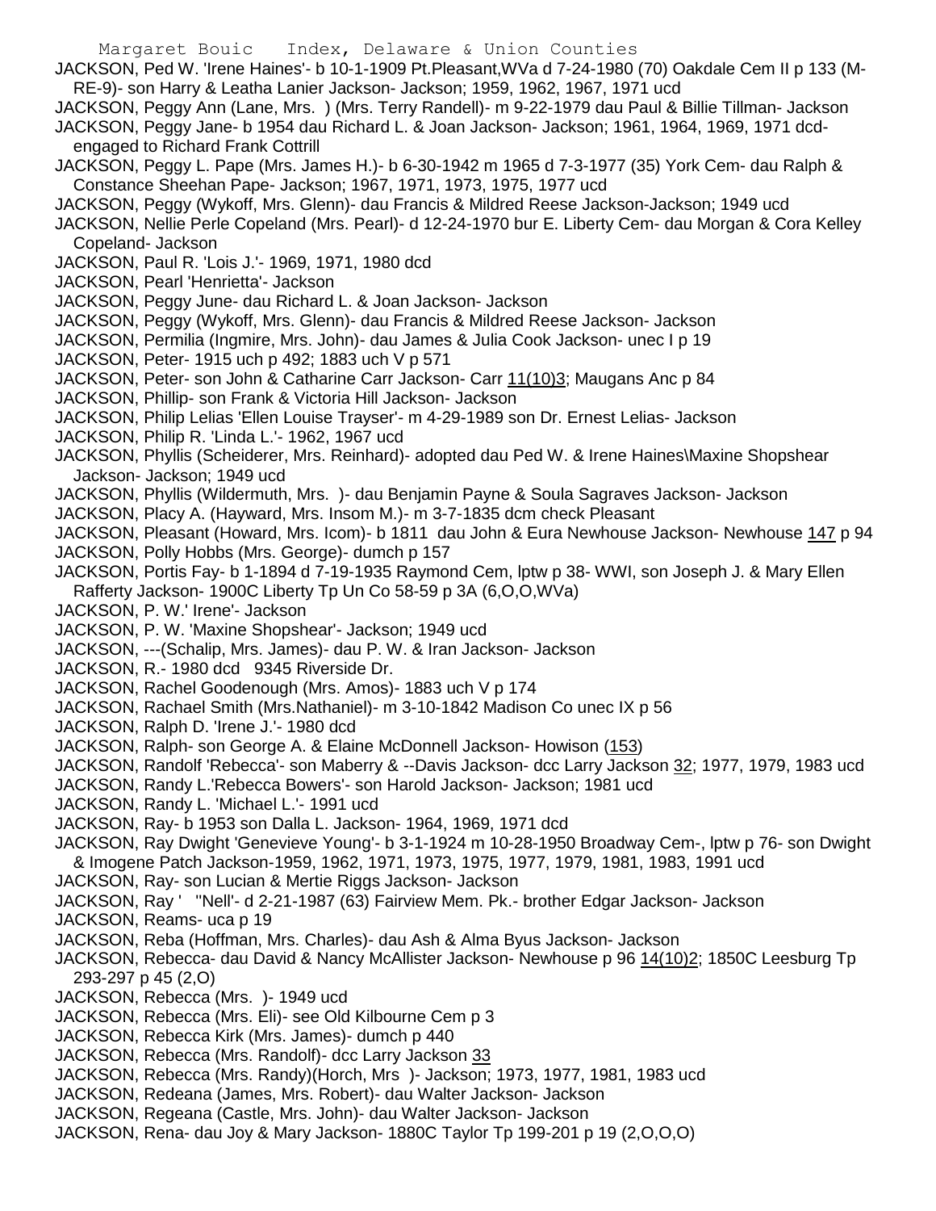JACKSON, Ped W. 'Irene Haines'- b 10-1-1909 Pt.Pleasant,WVa d 7-24-1980 (70) Oakdale Cem II p 133 (M-RE-9)- son Harry & Leatha Lanier Jackson- Jackson; 1959, 1962, 1967, 1971 ucd

JACKSON, Peggy Ann (Lane, Mrs. ) (Mrs. Terry Randell)- m 9-22-1979 dau Paul & Billie Tillman- Jackson

JACKSON, Peggy Jane- b 1954 dau Richard L. & Joan Jackson- Jackson; 1961, 1964, 1969, 1971 dcd- engaged to Richard Frank Cottrill

JACKSON, Peggy L. Pape (Mrs. James H.)- b 6-30-1942 m 1965 d 7-3-1977 (35) York Cem- dau Ralph & Constance Sheehan Pape- Jackson; 1967, 1971, 1973, 1975, 1977 ucd

JACKSON, Peggy (Wykoff, Mrs. Glenn)- dau Francis & Mildred Reese Jackson-Jackson; 1949 ucd

JACKSON, Nellie Perle Copeland (Mrs. Pearl)- d 12-24-1970 bur E. Liberty Cem- dau Morgan & Cora Kelley Copeland- Jackson

JACKSON, Paul R. 'Lois J.'- 1969, 1971, 1980 dcd

JACKSON, Pearl 'Henrietta'- Jackson

JACKSON, Peggy June- dau Richard L. & Joan Jackson- Jackson

JACKSON, Peggy (Wykoff, Mrs. Glenn)- dau Francis & Mildred Reese Jackson- Jackson

JACKSON, Permilia (Ingmire, Mrs. John)- dau James & Julia Cook Jackson- unec I p 19

JACKSON, Peter- 1915 uch p 492; 1883 uch V p 571

JACKSON, Peter- son John & Catharine Carr Jackson- Carr 11(10)3; Maugans Anc p 84

JACKSON, Phillip- son Frank & Victoria Hill Jackson- Jackson

JACKSON, Philip Lelias 'Ellen Louise Trayser'- m 4-29-1989 son Dr. Ernest Lelias- Jackson

JACKSON, Philip R. 'Linda L.'- 1962, 1967 ucd

JACKSON, Phyllis (Scheiderer, Mrs. Reinhard)- adopted dau Ped W. & Irene Haines\Maxine Shopshear Jackson- Jackson; 1949 ucd

JACKSON, Phyllis (Wildermuth, Mrs. )- dau Benjamin Payne & Soula Sagraves Jackson- Jackson

JACKSON, Placy A. (Hayward, Mrs. Insom M.)- m 3-7-1835 dcm check Pleasant

JACKSON, Pleasant (Howard, Mrs. Icom)- b 1811 dau John & Eura Newhouse Jackson- Newhouse 147 p 94

JACKSON, Polly Hobbs (Mrs. George)- dumch p 157

JACKSON, Portis Fay- b 1-1894 d 7-19-1935 Raymond Cem, lptw p 38- WWI, son Joseph J. & Mary Ellen Rafferty Jackson- 1900C Liberty Tp Un Co 58-59 p 3A (6,O,O,WVa)

JACKSON, P. W.' Irene'- Jackson

JACKSON, P. W. 'Maxine Shopshear'- Jackson; 1949 ucd

JACKSON, ---(Schalip, Mrs. James)- dau P. W. & Iran Jackson- Jackson

JACKSON, R.- 1980 dcd 9345 Riverside Dr.

JACKSON, Rachel Goodenough (Mrs. Amos)- 1883 uch V p 174

JACKSON, Rachael Smith (Mrs.Nathaniel)- m 3-10-1842 Madison Co unec IX p 56

JACKSON, Ralph D. 'Irene J.'- 1980 dcd

JACKSON, Ralph- son George A. & Elaine McDonnell Jackson- Howison (153)

JACKSON, Randolf 'Rebecca'- son Maberry & --Davis Jackson- dcc Larry Jackson 32; 1977, 1979, 1983 ucd

JACKSON, Randy L.'Rebecca Bowers'- son Harold Jackson- Jackson; 1981 ucd

JACKSON, Randy L. 'Michael L.'- 1991 ucd

JACKSON, Ray- b 1953 son Dalla L. Jackson- 1964, 1969, 1971 dcd

JACKSON, Ray Dwight 'Genevieve Young'- b 3-1-1924 m 10-28-1950 Broadway Cem-, lptw p 76- son Dwight & Imogene Patch Jackson-1959, 1962, 1971, 1973, 1975, 1977, 1979, 1981, 1983, 1991 ucd

JACKSON, Ray- son Lucian & Mertie Riggs Jackson- Jackson

JACKSON, Ray ' "Nell'- d 2-21-1987 (63) Fairview Mem. Pk.- brother Edgar Jackson- Jackson

JACKSON, Reams- uca p 19

JACKSON, Reba (Hoffman, Mrs. Charles)- dau Ash & Alma Byus Jackson- Jackson

JACKSON, Rebecca- dau David & Nancy McAllister Jackson- Newhouse p 96 14(10)2; 1850C Leesburg Tp 293-297 p 45 (2,O)

JACKSON, Rebecca (Mrs. )- 1949 ucd

JACKSON, Rebecca (Mrs. Eli)- see Old Kilbourne Cem p 3

JACKSON, Rebecca Kirk (Mrs. James)- dumch p 440

JACKSON, Rebecca (Mrs. Randolf)- dcc Larry Jackson 33

JACKSON, Rebecca (Mrs. Randy)(Horch, Mrs )- Jackson; 1973, 1977, 1981, 1983 ucd

JACKSON, Redeana (James, Mrs. Robert)- dau Walter Jackson- Jackson

JACKSON, Regeana (Castle, Mrs. John)- dau Walter Jackson- Jackson

JACKSON, Rena- dau Joy & Mary Jackson- 1880C Taylor Tp 199-201 p 19 (2,O,O,O)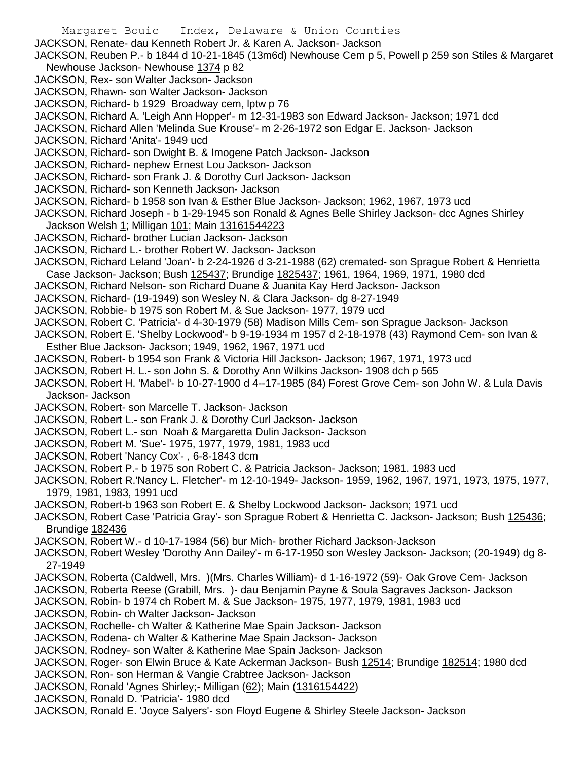JACKSON, Renate- dau Kenneth Robert Jr. & Karen A. Jackson- Jackson

JACKSON, Reuben P.- b 1844 d 10-21-1845 (13m6d) Newhouse Cem p 5, Powell p 259 son Stiles & Margaret Newhouse Jackson- Newhouse 1374 p 82

JACKSON, Rex- son Walter Jackson- Jackson

JACKSON, Rhawn- son Walter Jackson- Jackson

JACKSON, Richard- b 1929 Broadway cem, lptw p 76

JACKSON, Richard A. 'Leigh Ann Hopper'- m 12-31-1983 son Edward Jackson- Jackson; 1971 dcd

JACKSON, Richard Allen 'Melinda Sue Krouse'- m 2-26-1972 son Edgar E. Jackson- Jackson

JACKSON, Richard 'Anita'- 1949 ucd

JACKSON, Richard- son Dwight B. & Imogene Patch Jackson- Jackson

JACKSON, Richard- nephew Ernest Lou Jackson- Jackson

JACKSON, Richard- son Frank J. & Dorothy Curl Jackson- Jackson

JACKSON, Richard- son Kenneth Jackson- Jackson

JACKSON, Richard- b 1958 son Ivan & Esther Blue Jackson- Jackson; 1962, 1967, 1973 ucd

JACKSON, Richard Joseph - b 1-29-1945 son Ronald & Agnes Belle Shirley Jackson- dcc Agnes Shirley Jackson Welsh 1; Milligan 101; Main 13161544223

JACKSON, Richard- brother Lucian Jackson- Jackson

JACKSON, Richard L.- brother Robert W. Jackson- Jackson

JACKSON, Richard Leland 'Joan'- b 2-24-1926 d 3-21-1988 (62) cremated- son Sprague Robert & Henrietta Case Jackson- Jackson; Bush 125437; Brundige 1825437; 1961, 1964, 1969, 1971, 1980 dcd

JACKSON, Richard Nelson- son Richard Duane & Juanita Kay Herd Jackson- Jackson

JACKSON, Richard- (19-1949) son Wesley N. & Clara Jackson- dg 8-27-1949

JACKSON, Robbie- b 1975 son Robert M. & Sue Jackson- 1977, 1979 ucd

JACKSON, Robert C. 'Patricia'- d 4-30-1979 (58) Madison Mills Cem- son Sprague Jackson- Jackson

JACKSON, Robert E. 'Shelby Lockwood'- b 9-19-1934 m 1957 d 2-18-1978 (43) Raymond Cem- son Ivan & Esther Blue Jackson- Jackson; 1949, 1962, 1967, 1971 ucd

JACKSON, Robert- b 1954 son Frank & Victoria Hill Jackson- Jackson; 1967, 1971, 1973 ucd

JACKSON, Robert H. L.- son John S. & Dorothy Ann Wilkins Jackson- 1908 dch p 565

JACKSON, Robert H. 'Mabel'- b 10-27-1900 d 4--17-1985 (84) Forest Grove Cem- son John W. & Lula Davis Jackson- Jackson

JACKSON, Robert- son Marcelle T. Jackson- Jackson

JACKSON, Robert L.- son Frank J. & Dorothy Curl Jackson- Jackson

JACKSON, Robert L.- son Noah & Margaretta Dulin Jackson- Jackson

JACKSON, Robert M. 'Sue'- 1975, 1977, 1979, 1981, 1983 ucd

JACKSON, Robert 'Nancy Cox'- , 6-8-1843 dcm

JACKSON, Robert P.- b 1975 son Robert C. & Patricia Jackson- Jackson; 1981. 1983 ucd

JACKSON, Robert R.'Nancy L. Fletcher'- m 12-10-1949- Jackson- 1959, 1962, 1967, 1971, 1973, 1975, 1977, 1979, 1981, 1983, 1991 ucd

JACKSON, Robert-b 1963 son Robert E. & Shelby Lockwood Jackson- Jackson; 1971 ucd

JACKSON, Robert Case 'Patricia Gray'- son Sprague Robert & Henrietta C. Jackson- Jackson; Bush 125436; Brundige 182436

JACKSON, Robert W.- d 10-17-1984 (56) bur Mich- brother Richard Jackson-Jackson

JACKSON, Robert Wesley 'Dorothy Ann Dailey'- m 6-17-1950 son Wesley Jackson- Jackson; (20-1949) dg 8-27-1949

JACKSON, Roberta (Caldwell, Mrs. )(Mrs. Charles William)- d 1-16-1972 (59)- Oak Grove Cem- Jackson

JACKSON, Roberta Reese (Grabill, Mrs. )- dau Benjamin Payne & Soula Sagraves Jackson- Jackson

JACKSON, Robin- b 1974 ch Robert M. & Sue Jackson- 1975, 1977, 1979, 1981, 1983 ucd

JACKSON, Robin- ch Walter Jackson- Jackson

JACKSON, Rochelle- ch Walter & Katherine Mae Spain Jackson- Jackson

JACKSON, Rodena- ch Walter & Katherine Mae Spain Jackson- Jackson

JACKSON, Rodney- son Walter & Katherine Mae Spain Jackson- Jackson

JACKSON, Roger- son Elwin Bruce & Kate Ackerman Jackson- Bush 12514; Brundige 182514; 1980 dcd

JACKSON, Ron- son Herman & Vangie Crabtree Jackson- Jackson

JACKSON, Ronald 'Agnes Shirley;- Milligan (62); Main (1316154422)

JACKSON, Ronald D. 'Patricia'- 1980 dcd

JACKSON, Ronald E. 'Joyce Salyers'- son Floyd Eugene & Shirley Steele Jackson- Jackson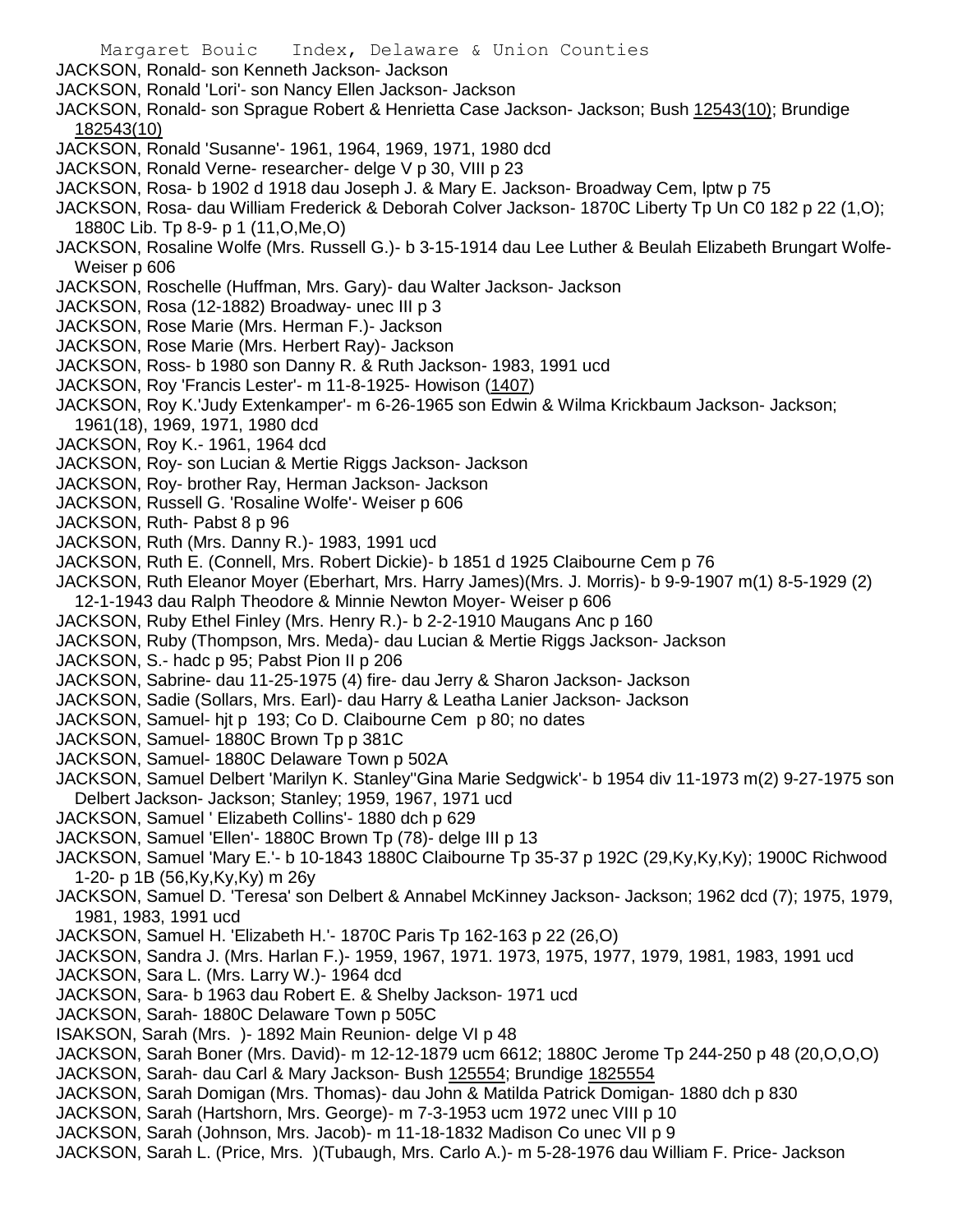JACKSON, Ronald- son Kenneth Jackson- Jackson
JACKSON, Ronald 'Lori'- son Nancy Ellen Jackson- Jackson
JACKSON, Ronald- son Sprague Robert & Henrietta Case Jackson- Jackson; Bush 12543(10); Brundige 182543(10)
JACKSON, Ronald 'Susanne'- 1961, 1964, 1969, 1971, 1980 dcd
JACKSON, Ronald Verne- researcher- delge V p 30, VIII p 23
JACKSON, Rosa- b 1902 d 1918 dau Joseph J. & Mary E. Jackson- Broadway Cem, lptw p 75
JACKSON, Rosa- dau William Frederick & Deborah Colver Jackson- 1870C Liberty Tp Un C0 182 p 22 (1,O); 1880C Lib. Tp 8-9- p 1 (11,O,Me,O)
JACKSON, Rosaline Wolfe (Mrs. Russell G.)- b 3-15-1914 dau Lee Luther & Beulah Elizabeth Brungart Wolfe- Weiser p 606
JACKSON, Roschelle (Huffman, Mrs. Gary)- dau Walter Jackson- Jackson
JACKSON, Rosa (12-1882) Broadway- unec III p 3
JACKSON, Rose Marie (Mrs. Herman F.)- Jackson
JACKSON, Rose Marie (Mrs. Herbert Ray)- Jackson
JACKSON, Ross- b 1980 son Danny R. & Ruth Jackson- 1983, 1991 ucd
JACKSON, Roy 'Francis Lester'- m 11-8-1925- Howison (1407)
JACKSON, Roy K.'Judy Extenkamper'- m 6-26-1965 son Edwin & Wilma Krickbaum Jackson- Jackson; 1961(18), 1969, 1971, 1980 dcd
JACKSON, Roy K.- 1961, 1964 dcd
JACKSON, Roy- son Lucian & Mertie Riggs Jackson- Jackson
JACKSON, Roy- brother Ray, Herman Jackson- Jackson
JACKSON, Russell G. 'Rosaline Wolfe'- Weiser p 606
JACKSON, Ruth- Pabst 8 p 96
JACKSON, Ruth (Mrs. Danny R.)- 1983, 1991 ucd
JACKSON, Ruth E. (Connell, Mrs. Robert Dickie)- b 1851 d 1925 Claibourne Cem p 76
JACKSON, Ruth Eleanor Moyer (Eberhart, Mrs. Harry James)(Mrs. J. Morris)- b 9-9-1907 m(1) 8-5-1929 (2) 12-1-1943 dau Ralph Theodore & Minnie Newton Moyer- Weiser p 606
JACKSON, Ruby Ethel Finley (Mrs. Henry R.)- b 2-2-1910 Maugans Anc p 160
JACKSON, Ruby (Thompson, Mrs. Meda)- dau Lucian & Mertie Riggs Jackson- Jackson
JACKSON, S.- hadc p 95; Pabst Pion II p 206
JACKSON, Sabrine- dau 11-25-1975 (4) fire- dau Jerry & Sharon Jackson- Jackson
JACKSON, Sadie (Sollars, Mrs. Earl)- dau Harry & Leatha Lanier Jackson- Jackson
JACKSON, Samuel- hjt p 193; Co D. Claibourne Cem p 80; no dates
JACKSON, Samuel- 1880C Brown Tp p 381C
JACKSON, Samuel- 1880C Delaware Town p 502A
JACKSON, Samuel Delbert 'Marilyn K. Stanley''Gina Marie Sedgwick'- b 1954 div 11-1973 m(2) 9-27-1975 son Delbert Jackson- Jackson; Stanley; 1959, 1967, 1971 ucd
JACKSON, Samuel ' Elizabeth Collins'- 1880 dch p 629
JACKSON, Samuel 'Ellen'- 1880C Brown Tp (78)- delge III p 13
JACKSON, Samuel 'Mary E.'- b 10-1843 1880C Claibourne Tp 35-37 p 192C (29,Ky,Ky,Ky); 1900C Richwood 1-20- p 1B (56,Ky,Ky,Ky) m 26y
JACKSON, Samuel D. 'Teresa' son Delbert & Annabel McKinney Jackson- Jackson; 1962 dcd (7); 1975, 1979, 1981, 1983, 1991 ucd
JACKSON, Samuel H. 'Elizabeth H.'- 1870C Paris Tp 162-163 p 22 (26,O)
JACKSON, Sandra J. (Mrs. Harlan F.)- 1959, 1967, 1971. 1973, 1975, 1977, 1979, 1981, 1983, 1991 ucd
JACKSON, Sara L. (Mrs. Larry W.)- 1964 dcd
JACKSON, Sara- b 1963 dau Robert E. & Shelby Jackson- 1971 ucd
JACKSON, Sarah- 1880C Delaware Town p 505C
ISAKSON, Sarah (Mrs. )- 1892 Main Reunion- delge VI p 48
JACKSON, Sarah Boner (Mrs. David)- m 12-12-1879 ucm 6612; 1880C Jerome Tp 244-250 p 48 (20,O,O,O)
JACKSON, Sarah- dau Carl & Mary Jackson- Bush 125554; Brundige 1825554
JACKSON, Sarah Domigan (Mrs. Thomas)- dau John & Matilda Patrick Domigan- 1880 dch p 830
JACKSON, Sarah (Hartshorn, Mrs. George)- m 7-3-1953 ucm 1972 unec VIII p 10
JACKSON, Sarah (Johnson, Mrs. Jacob)- m 11-18-1832 Madison Co unec VII p 9
JACKSON, Sarah L. (Price, Mrs. )(Tubaugh, Mrs. Carlo A.)- m 5-28-1976 dau William F. Price- Jackson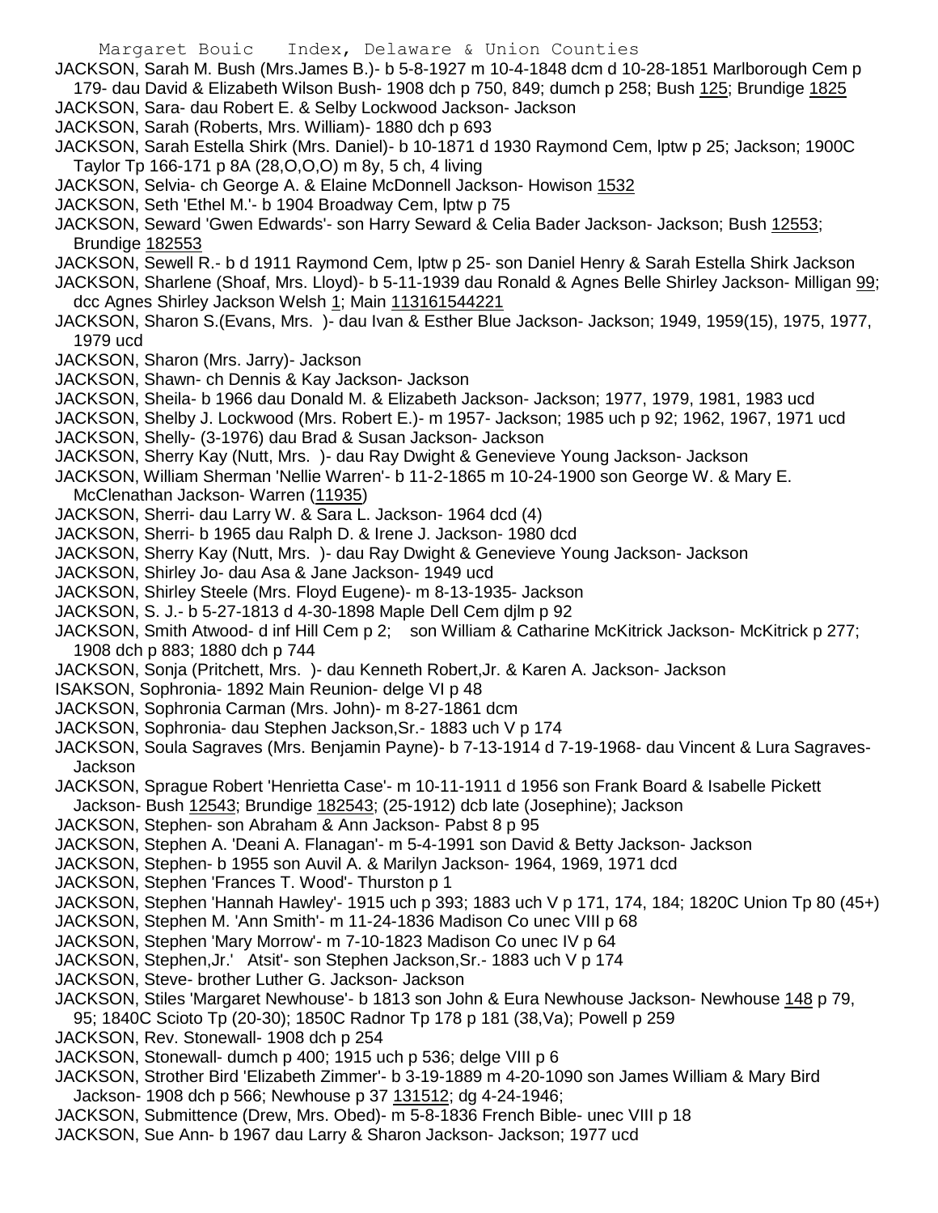JACKSON, Sarah M. Bush (Mrs.James B.)- b 5-8-1927 m 10-4-1848 dcm d 10-28-1851 Marlborough Cem p 179- dau David & Elizabeth Wilson Bush- 1908 dch p 750, 849; dumch p 258; Bush 125; Brundige 1825

JACKSON, Sara- dau Robert E. & Selby Lockwood Jackson- Jackson

JACKSON, Sarah (Roberts, Mrs. William)- 1880 dch p 693

JACKSON, Sarah Estella Shirk (Mrs. Daniel)- b 10-1871 d 1930 Raymond Cem, lptw p 25; Jackson; 1900C Taylor Tp 166-171 p 8A (28,O,O,O) m 8y, 5 ch, 4 living

JACKSON, Selvia- ch George A. & Elaine McDonnell Jackson- Howison 1532

JACKSON, Seth 'Ethel M.'- b 1904 Broadway Cem, lptw p 75

JACKSON, Seward 'Gwen Edwards'- son Harry Seward & Celia Bader Jackson- Jackson; Bush 12553; Brundige 182553

JACKSON, Sewell R.- b d 1911 Raymond Cem, lptw p 25- son Daniel Henry & Sarah Estella Shirk Jackson

JACKSON, Sharlene (Shoaf, Mrs. Lloyd)- b 5-11-1939 dau Ronald & Agnes Belle Shirley Jackson- Milligan 99; dcc Agnes Shirley Jackson Welsh 1; Main 113161544221

JACKSON, Sharon S.(Evans, Mrs. )- dau Ivan & Esther Blue Jackson- Jackson; 1949, 1959(15), 1975, 1977, 1979 ucd

JACKSON, Sharon (Mrs. Jarry)- Jackson

JACKSON, Shawn- ch Dennis & Kay Jackson- Jackson

JACKSON, Sheila- b 1966 dau Donald M. & Elizabeth Jackson- Jackson; 1977, 1979, 1981, 1983 ucd

JACKSON, Shelby J. Lockwood (Mrs. Robert E.)- m 1957- Jackson; 1985 uch p 92; 1962, 1967, 1971 ucd

JACKSON, Shelly- (3-1976) dau Brad & Susan Jackson- Jackson

JACKSON, Sherry Kay (Nutt, Mrs. )- dau Ray Dwight & Genevieve Young Jackson- Jackson

JACKSON, William Sherman 'Nellie Warren'- b 11-2-1865 m 10-24-1900 son George W. & Mary E. McClenathan Jackson- Warren (11935)

JACKSON, Sherri- dau Larry W. & Sara L. Jackson- 1964 dcd (4)

JACKSON, Sherri- b 1965 dau Ralph D. & Irene J. Jackson- 1980 dcd

JACKSON, Sherry Kay (Nutt, Mrs. )- dau Ray Dwight & Genevieve Young Jackson- Jackson

JACKSON, Shirley Jo- dau Asa & Jane Jackson- 1949 ucd

JACKSON, Shirley Steele (Mrs. Floyd Eugene)- m 8-13-1935- Jackson

JACKSON, S. J.- b 5-27-1813 d 4-30-1898 Maple Dell Cem djlm p 92

JACKSON, Smith Atwood- d inf Hill Cem p 2;    son William & Catharine McKitrick Jackson- McKitrick p 277; 1908 dch p 883; 1880 dch p 744

JACKSON, Sonja (Pritchett, Mrs. )- dau Kenneth Robert,Jr. & Karen A. Jackson- Jackson

ISAKSON, Sophronia- 1892 Main Reunion- delge VI p 48

JACKSON, Sophronia Carman (Mrs. John)- m 8-27-1861 dcm

JACKSON, Sophronia- dau Stephen Jackson,Sr.- 1883 uch V p 174

JACKSON, Soula Sagraves (Mrs. Benjamin Payne)- b 7-13-1914 d 7-19-1968- dau Vincent & Lura Sagraves- Jackson

JACKSON, Sprague Robert 'Henrietta Case'- m 10-11-1911 d 1956 son Frank Board & Isabelle Pickett Jackson- Bush 12543; Brundige 182543; (25-1912) dcb late (Josephine); Jackson

JACKSON, Stephen- son Abraham & Ann Jackson- Pabst 8 p 95

JACKSON, Stephen A. 'Deani A. Flanagan'- m 5-4-1991 son David & Betty Jackson- Jackson

JACKSON, Stephen- b 1955 son Auvil A. & Marilyn Jackson- 1964, 1969, 1971 dcd

JACKSON, Stephen 'Frances T. Wood'- Thurston p 1

JACKSON, Stephen 'Hannah Hawley'- 1915 uch p 393; 1883 uch V p 171, 174, 184; 1820C Union Tp 80 (45+)

JACKSON, Stephen M. 'Ann Smith'- m 11-24-1836 Madison Co unec VIII p 68

JACKSON, Stephen 'Mary Morrow'- m 7-10-1823 Madison Co unec IV p 64

JACKSON, Stephen,Jr.' Atsit'- son Stephen Jackson,Sr.- 1883 uch V p 174

JACKSON, Steve- brother Luther G. Jackson- Jackson

JACKSON, Stiles 'Margaret Newhouse'- b 1813 son John & Eura Newhouse Jackson- Newhouse 148 p 79, 95; 1840C Scioto Tp (20-30); 1850C Radnor Tp 178 p 181 (38,Va); Powell p 259

JACKSON, Rev. Stonewall- 1908 dch p 254

JACKSON, Stonewall- dumch p 400; 1915 uch p 536; delge VIII p 6

JACKSON, Strother Bird 'Elizabeth Zimmer'- b 3-19-1889 m 4-20-1090 son James William & Mary Bird Jackson- 1908 dch p 566; Newhouse p 37 131512; dg 4-24-1946;

JACKSON, Submittence (Drew, Mrs. Obed)- m 5-8-1836 French Bible- unec VIII p 18

JACKSON, Sue Ann- b 1967 dau Larry & Sharon Jackson- Jackson; 1977 ucd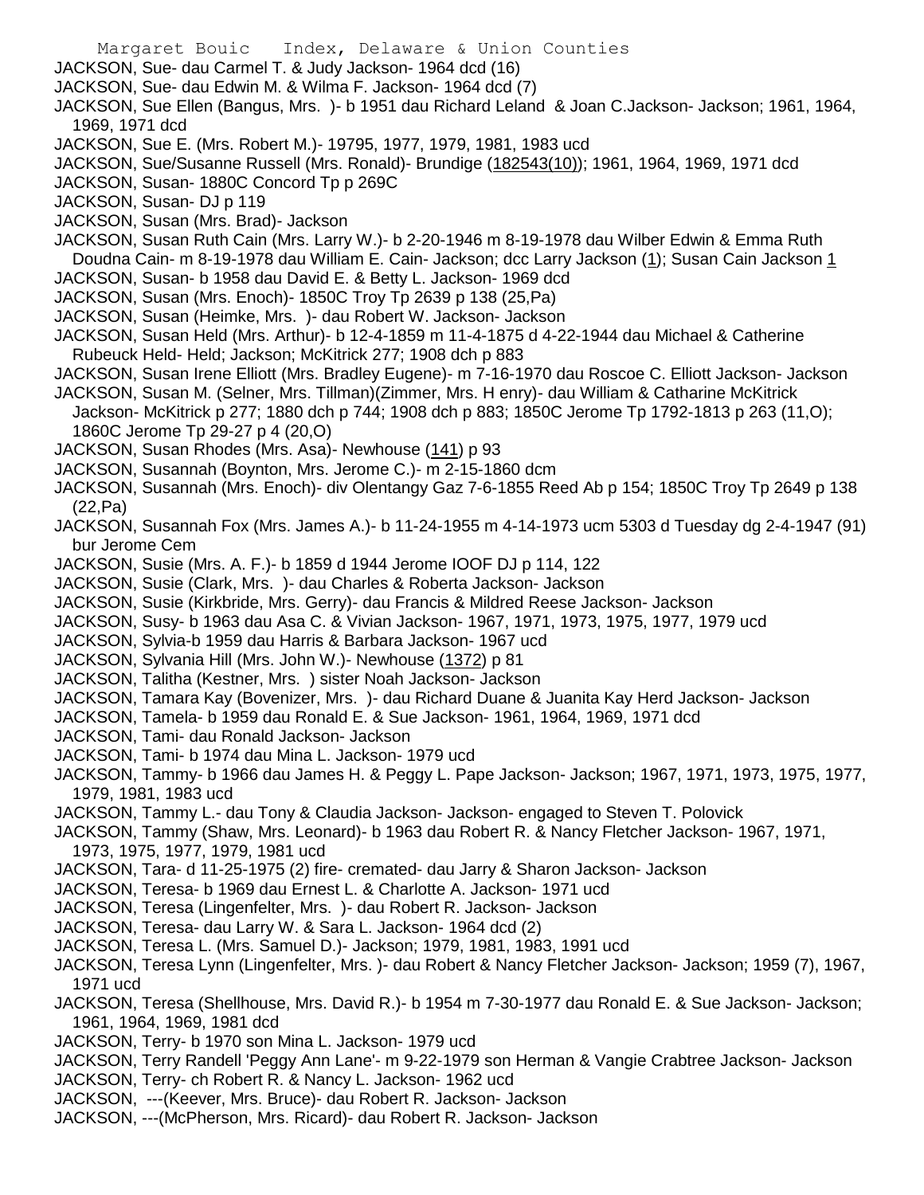JACKSON, Sue- dau Carmel T. & Judy Jackson- 1964 dcd (16)
JACKSON, Sue- dau Edwin M. & Wilma F. Jackson- 1964 dcd (7)
JACKSON, Sue Ellen (Bangus, Mrs. )- b 1951 dau Richard Leland & Joan C.Jackson- Jackson; 1961, 1964, 1969, 1971 dcd
JACKSON, Sue E. (Mrs. Robert M.)- 19795, 1977, 1979, 1981, 1983 ucd
JACKSON, Sue/Susanne Russell (Mrs. Ronald)- Brundige (182543(10)); 1961, 1964, 1969, 1971 dcd
JACKSON, Susan- 1880C Concord Tp p 269C
JACKSON, Susan- DJ p 119
JACKSON, Susan (Mrs. Brad)- Jackson
JACKSON, Susan Ruth Cain (Mrs. Larry W.)- b 2-20-1946 m 8-19-1978 dau Wilber Edwin & Emma Ruth Doudna Cain- m 8-19-1978 dau William E. Cain- Jackson; dcc Larry Jackson (1); Susan Cain Jackson 1
JACKSON, Susan- b 1958 dau David E. & Betty L. Jackson- 1969 dcd
JACKSON, Susan (Mrs. Enoch)- 1850C Troy Tp 2639 p 138 (25,Pa)
JACKSON, Susan (Heimke, Mrs. )- dau Robert W. Jackson- Jackson
JACKSON, Susan Held (Mrs. Arthur)- b 12-4-1859 m 11-4-1875 d 4-22-1944 dau Michael & Catherine Rubeuck Held- Held; Jackson; McKitrick 277; 1908 dch p 883
JACKSON, Susan Irene Elliott (Mrs. Bradley Eugene)- m 7-16-1970 dau Roscoe C. Elliott Jackson- Jackson
JACKSON, Susan M. (Selner, Mrs. Tillman)(Zimmer, Mrs. H enry)- dau William & Catharine McKitrick Jackson- McKitrick p 277; 1880 dch p 744; 1908 dch p 883; 1850C Jerome Tp 1792-1813 p 263 (11,O); 1860C Jerome Tp 29-27 p 4 (20,O)
JACKSON, Susan Rhodes (Mrs. Asa)- Newhouse (141) p 93
JACKSON, Susannah (Boynton, Mrs. Jerome C.)- m 2-15-1860 dcm
JACKSON, Susannah (Mrs. Enoch)- div Olentangy Gaz 7-6-1855 Reed Ab p 154; 1850C Troy Tp 2649 p 138 (22,Pa)
JACKSON, Susannah Fox (Mrs. James A.)- b 11-24-1955 m 4-14-1973 ucm 5303 d Tuesday dg 2-4-1947 (91) bur Jerome Cem
JACKSON, Susie (Mrs. A. F.)- b 1859 d 1944 Jerome IOOF DJ p 114, 122
JACKSON, Susie (Clark, Mrs. )- dau Charles & Roberta Jackson- Jackson
JACKSON, Susie (Kirkbride, Mrs. Gerry)- dau Francis & Mildred Reese Jackson- Jackson
JACKSON, Susy- b 1963 dau Asa C. & Vivian Jackson- 1967, 1971, 1973, 1975, 1977, 1979 ucd
JACKSON, Sylvia-b 1959 dau Harris & Barbara Jackson- 1967 ucd
JACKSON, Sylvania Hill (Mrs. John W.)- Newhouse (1372) p 81
JACKSON, Talitha (Kestner, Mrs. ) sister Noah Jackson- Jackson
JACKSON, Tamara Kay (Bovenizer, Mrs. )- dau Richard Duane & Juanita Kay Herd Jackson- Jackson
JACKSON, Tamela- b 1959 dau Ronald E. & Sue Jackson- 1961, 1964, 1969, 1971 dcd
JACKSON, Tami- dau Ronald Jackson- Jackson
JACKSON, Tami- b 1974 dau Mina L. Jackson- 1979 ucd
JACKSON, Tammy- b 1966 dau James H. & Peggy L. Pape Jackson- Jackson; 1967, 1971, 1973, 1975, 1977, 1979, 1981, 1983 ucd
JACKSON, Tammy L.- dau Tony & Claudia Jackson- Jackson- engaged to Steven T. Polovick
JACKSON, Tammy (Shaw, Mrs. Leonard)- b 1963 dau Robert R. & Nancy Fletcher Jackson- 1967, 1971, 1973, 1975, 1977, 1979, 1981 ucd
JACKSON, Tara- d 11-25-1975 (2) fire- cremated- dau Jarry & Sharon Jackson- Jackson
JACKSON, Teresa- b 1969 dau Ernest L. & Charlotte A. Jackson- 1971 ucd
JACKSON, Teresa (Lingenfelter, Mrs. )- dau Robert R. Jackson- Jackson
JACKSON, Teresa- dau Larry W. & Sara L. Jackson- 1964 dcd (2)
JACKSON, Teresa L. (Mrs. Samuel D.)- Jackson; 1979, 1981, 1983, 1991 ucd
JACKSON, Teresa Lynn (Lingenfelter, Mrs. )- dau Robert & Nancy Fletcher Jackson- Jackson; 1959 (7), 1967, 1971 ucd
JACKSON, Teresa (Shellhouse, Mrs. David R.)- b 1954 m 7-30-1977 dau Ronald E. & Sue Jackson- Jackson; 1961, 1964, 1969, 1981 dcd
JACKSON, Terry- b 1970 son Mina L. Jackson- 1979 ucd
JACKSON, Terry Randell 'Peggy Ann Lane'- m 9-22-1979 son Herman & Vangie Crabtree Jackson- Jackson
JACKSON, Terry- ch Robert R. & Nancy L. Jackson- 1962 ucd
JACKSON, ---(Keever, Mrs. Bruce)- dau Robert R. Jackson- Jackson
JACKSON, ---(McPherson, Mrs. Ricard)- dau Robert R. Jackson- Jackson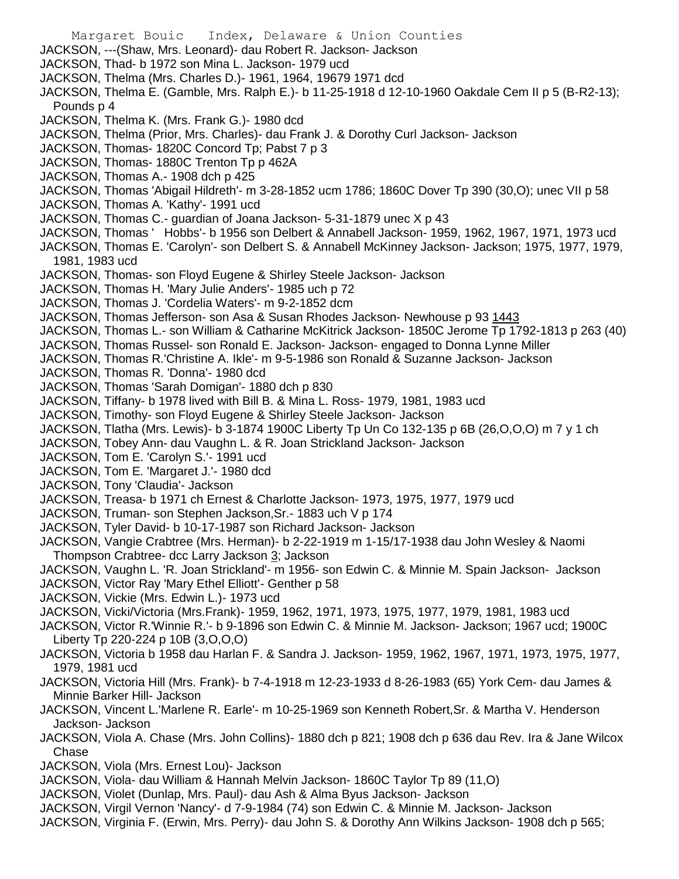JACKSON, ---(Shaw, Mrs. Leonard)- dau Robert R. Jackson- Jackson
JACKSON, Thad- b 1972 son Mina L. Jackson- 1979 ucd
JACKSON, Thelma (Mrs. Charles D.)- 1961, 1964, 19679 1971 dcd
JACKSON, Thelma E. (Gamble, Mrs. Ralph E.)- b 11-25-1918 d 12-10-1960 Oakdale Cem II p 5 (B-R2-13); Pounds p 4
JACKSON, Thelma K. (Mrs. Frank G.)- 1980 dcd
JACKSON, Thelma (Prior, Mrs. Charles)- dau Frank J. & Dorothy Curl Jackson- Jackson
JACKSON, Thomas- 1820C Concord Tp; Pabst 7 p 3
JACKSON, Thomas- 1880C Trenton Tp p 462A
JACKSON, Thomas A.- 1908 dch p 425
JACKSON, Thomas 'Abigail Hildreth'- m 3-28-1852 ucm 1786; 1860C Dover Tp 390 (30,O); unec VII p 58
JACKSON, Thomas A. 'Kathy'- 1991 ucd
JACKSON, Thomas C.- guardian of Joana Jackson- 5-31-1879 unec X p 43
JACKSON, Thomas ' Hobbs'- b 1956 son Delbert & Annabell Jackson- 1959, 1962, 1967, 1971, 1973 ucd
JACKSON, Thomas E. 'Carolyn'- son Delbert S. & Annabell McKinney Jackson- Jackson; 1975, 1977, 1979, 1981, 1983 ucd
JACKSON, Thomas- son Floyd Eugene & Shirley Steele Jackson- Jackson
JACKSON, Thomas H. 'Mary Julie Anders'- 1985 uch p 72
JACKSON, Thomas J. 'Cordelia Waters'- m 9-2-1852 dcm
JACKSON, Thomas Jefferson- son Asa & Susan Rhodes Jackson- Newhouse p 93 1443
JACKSON, Thomas L.- son William & Catharine McKitrick Jackson- 1850C Jerome Tp 1792-1813 p 263 (40)
JACKSON, Thomas Russel- son Ronald E. Jackson- Jackson- engaged to Donna Lynne Miller
JACKSON, Thomas R.'Christine A. Ikle'- m 9-5-1986 son Ronald & Suzanne Jackson- Jackson
JACKSON, Thomas R. 'Donna'- 1980 dcd
JACKSON, Thomas 'Sarah Domigan'- 1880 dch p 830
JACKSON, Tiffany- b 1978 lived with Bill B. & Mina L. Ross- 1979, 1981, 1983 ucd
JACKSON, Timothy- son Floyd Eugene & Shirley Steele Jackson- Jackson
JACKSON, Tlatha (Mrs. Lewis)- b 3-1874 1900C Liberty Tp Un Co 132-135 p 6B (26,O,O,O) m 7 y 1 ch
JACKSON, Tobey Ann- dau Vaughn L. & R. Joan Strickland Jackson- Jackson
JACKSON, Tom E. 'Carolyn S.'- 1991 ucd
JACKSON, Tom E. 'Margaret J.'- 1980 dcd
JACKSON, Tony 'Claudia'- Jackson
JACKSON, Treasa- b 1971 ch Ernest & Charlotte Jackson- 1973, 1975, 1977, 1979 ucd
JACKSON, Truman- son Stephen Jackson,Sr.- 1883 uch V p 174
JACKSON, Tyler David- b 10-17-1987 son Richard Jackson- Jackson
JACKSON, Vangie Crabtree (Mrs. Herman)- b 2-22-1919 m 1-15/17-1938 dau John Wesley & Naomi Thompson Crabtree- dcc Larry Jackson 3; Jackson
JACKSON, Vaughn L. 'R. Joan Strickland'- m 1956- son Edwin C. & Minnie M. Spain Jackson- Jackson
JACKSON, Victor Ray 'Mary Ethel Elliott'- Genther p 58
JACKSON, Vickie (Mrs. Edwin L.)- 1973 ucd
JACKSON, Vicki/Victoria (Mrs.Frank)- 1959, 1962, 1971, 1973, 1975, 1977, 1979, 1981, 1983 ucd
JACKSON, Victor R.'Winnie R.'- b 9-1896 son Edwin C. & Minnie M. Jackson- Jackson; 1967 ucd; 1900C Liberty Tp 220-224 p 10B (3,O,O,O)
JACKSON, Victoria b 1958 dau Harlan F. & Sandra J. Jackson- 1959, 1962, 1967, 1971, 1973, 1975, 1977, 1979, 1981 ucd
JACKSON, Victoria Hill (Mrs. Frank)- b 7-4-1918 m 12-23-1933 d 8-26-1983 (65) York Cem- dau James & Minnie Barker Hill- Jackson
JACKSON, Vincent L.'Marlene R. Earle'- m 10-25-1969 son Kenneth Robert,Sr. & Martha V. Henderson Jackson- Jackson
JACKSON, Viola A. Chase (Mrs. John Collins)- 1880 dch p 821; 1908 dch p 636 dau Rev. Ira & Jane Wilcox Chase
JACKSON, Viola (Mrs. Ernest Lou)- Jackson
JACKSON, Viola- dau William & Hannah Melvin Jackson- 1860C Taylor Tp 89 (11,O)
JACKSON, Violet (Dunlap, Mrs. Paul)- dau Ash & Alma Byus Jackson- Jackson
JACKSON, Virgil Vernon 'Nancy'- d 7-9-1984 (74) son Edwin C. & Minnie M. Jackson- Jackson
JACKSON, Virginia F. (Erwin, Mrs. Perry)- dau John S. & Dorothy Ann Wilkins Jackson- 1908 dch p 565;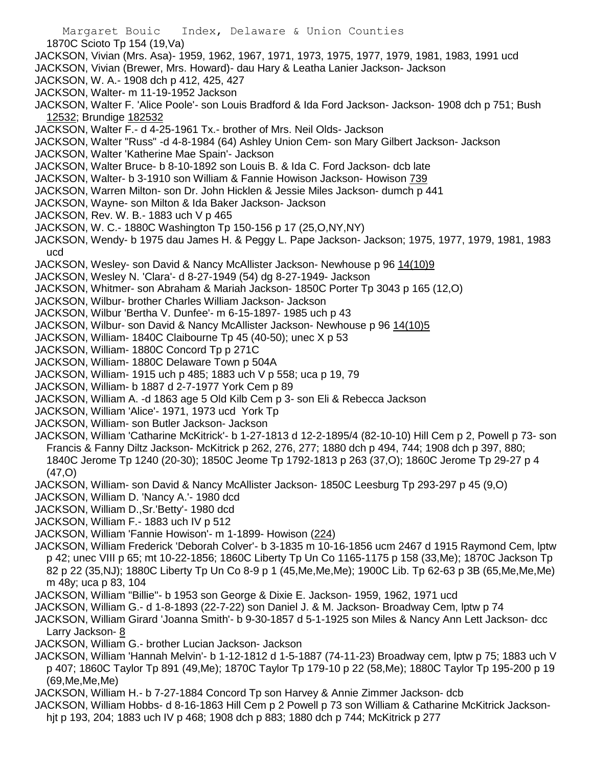1870C Scioto Tp 154 (19,Va)

JACKSON, Vivian (Mrs. Asa)- 1959, 1962, 1967, 1971, 1973, 1975, 1977, 1979, 1981, 1983, 1991 ucd

JACKSON, Vivian (Brewer, Mrs. Howard)- dau Hary & Leatha Lanier Jackson- Jackson

JACKSON, W. A.- 1908 dch p 412, 425, 427

JACKSON, Walter- m 11-19-1952 Jackson

JACKSON, Walter F. 'Alice Poole'- son Louis Bradford & Ida Ford Jackson- Jackson- 1908 dch p 751; Bush 12532; Brundige 182532

JACKSON, Walter F.- d 4-25-1961 Tx.- brother of Mrs. Neil Olds- Jackson

JACKSON, Walter "Russ" -d 4-8-1984 (64) Ashley Union Cem- son Mary Gilbert Jackson- Jackson

JACKSON, Walter 'Katherine Mae Spain'- Jackson

JACKSON, Walter Bruce- b 8-10-1892 son Louis B. & Ida C. Ford Jackson- dcb late

JACKSON, Walter- b 3-1910 son William & Fannie Howison Jackson- Howison 739

JACKSON, Warren Milton- son Dr. John Hicklen & Jessie Miles Jackson- dumch p 441

JACKSON, Wayne- son Milton & Ida Baker Jackson- Jackson

JACKSON, Rev. W. B.- 1883 uch V p 465

JACKSON, W. C.- 1880C Washington Tp 150-156 p 17 (25,O,NY,NY)

JACKSON, Wendy- b 1975 dau James H. & Peggy L. Pape Jackson- Jackson; 1975, 1977, 1979, 1981, 1983 ucd

JACKSON, Wesley- son David & Nancy McAllister Jackson- Newhouse p 96 14(10)9

JACKSON, Wesley N. 'Clara'- d 8-27-1949 (54) dg 8-27-1949- Jackson

JACKSON, Whitmer- son Abraham & Mariah Jackson- 1850C Porter Tp 3043 p 165 (12,O)

JACKSON, Wilbur- brother Charles William Jackson- Jackson

JACKSON, Wilbur 'Bertha V. Dunfee'- m 6-15-1897- 1985 uch p 43

JACKSON, Wilbur- son David & Nancy McAllister Jackson- Newhouse p 96 14(10)5

JACKSON, William- 1840C Claibourne Tp 45 (40-50); unec X p 53

JACKSON, William- 1880C Concord Tp p 271C

JACKSON, William- 1880C Delaware Town p 504A

JACKSON, William- 1915 uch p 485; 1883 uch V p 558; uca p 19, 79

JACKSON, William- b 1887 d 2-7-1977 York Cem p 89

JACKSON, William A. -d 1863 age 5 Old Kilb Cem p 3- son Eli & Rebecca Jackson

JACKSON, William 'Alice'- 1971, 1973 ucd York Tp

JACKSON, William- son Butler Jackson- Jackson

JACKSON, William 'Catharine McKitrick'- b 1-27-1813 d 12-2-1895/4 (82-10-10) Hill Cem p 2, Powell p 73- son Francis & Fanny Diltz Jackson- McKitrick p 262, 276, 277; 1880 dch p 494, 744; 1908 dch p 397, 880; 1840C Jerome Tp 1240 (20-30); 1850C Jeome Tp 1792-1813 p 263 (37,O); 1860C Jerome Tp 29-27 p 4 (47,O)

JACKSON, William- son David & Nancy McAllister Jackson- 1850C Leesburg Tp 293-297 p 45 (9,O)

JACKSON, William D. 'Nancy A.'- 1980 dcd

JACKSON, William D.,Sr.'Betty'- 1980 dcd

JACKSON, William F.- 1883 uch IV p 512

JACKSON, William 'Fannie Howison'- m 1-1899- Howison (224)

JACKSON, William Frederick 'Deborah Colver'- b 3-1835 m 10-16-1856 ucm 2467 d 1915 Raymond Cem, lptw p 42; unec VIII p 65; mt 10-22-1856; 1860C Liberty Tp Un Co 1165-1175 p 158 (33,Me); 1870C Jackson Tp 82 p 22 (35,NJ); 1880C Liberty Tp Un Co 8-9 p 1 (45,Me,Me,Me); 1900C Lib. Tp 62-63 p 3B (65,Me,Me,Me) m 48y; uca p 83, 104

JACKSON, William "Billie"- b 1953 son George & Dixie E. Jackson- 1959, 1962, 1971 ucd

JACKSON, William G.- d 1-8-1893 (22-7-22) son Daniel J. & M. Jackson- Broadway Cem, lptw p 74

JACKSON, William Girard 'Joanna Smith'- b 9-30-1857 d 5-1-1925 son Miles & Nancy Ann Lett Jackson- dcc Larry Jackson- 8

JACKSON, William G.- brother Lucian Jackson- Jackson

JACKSON, William 'Hannah Melvin'- b 1-12-1812 d 1-5-1887 (74-11-23) Broadway cem, lptw p 75; 1883 uch V p 407; 1860C Taylor Tp 891 (49,Me); 1870C Taylor Tp 179-10 p 22 (58,Me); 1880C Taylor Tp 195-200 p 19 (69,Me,Me,Me)

JACKSON, William H.- b 7-27-1884 Concord Tp son Harvey & Annie Zimmer Jackson- dcb

JACKSON, William Hobbs- d 8-16-1863 Hill Cem p 2 Powell p 73 son William & Catharine McKitrick Jackson- hjt p 193, 204; 1883 uch IV p 468; 1908 dch p 883; 1880 dch p 744; McKitrick p 277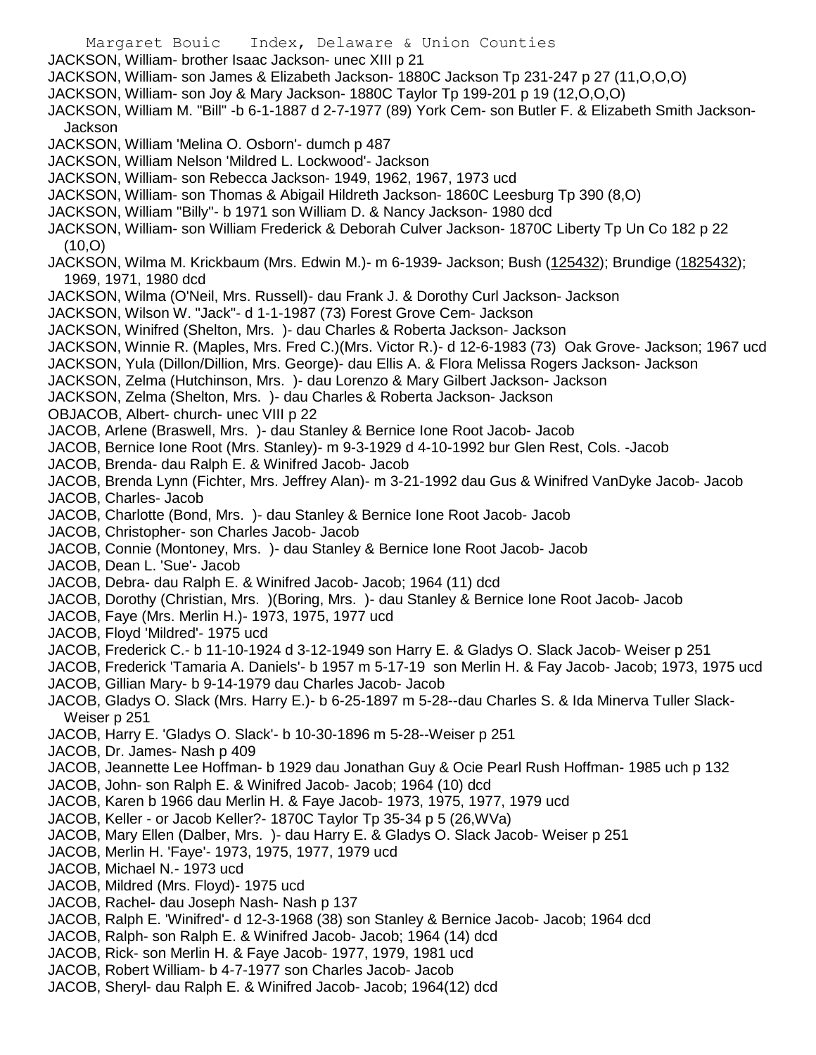JACKSON, William- brother Isaac Jackson- unec XIII p 21
JACKSON, William- son James & Elizabeth Jackson- 1880C Jackson Tp 231-247 p 27 (11,O,O,O)
JACKSON, William- son Joy & Mary Jackson- 1880C Taylor Tp 199-201 p 19 (12,O,O,O)
JACKSON, William M. "Bill" -b 6-1-1887 d 2-7-1977 (89) York Cem- son Butler F. & Elizabeth Smith Jackson- Jackson
JACKSON, William 'Melina O. Osborn'- dumch p 487
JACKSON, William Nelson 'Mildred L. Lockwood'- Jackson
JACKSON, William- son Rebecca Jackson- 1949, 1962, 1967, 1973 ucd
JACKSON, William- son Thomas & Abigail Hildreth Jackson- 1860C Leesburg Tp 390 (8,O)
JACKSON, William "Billy"- b 1971 son William D. & Nancy Jackson- 1980 dcd
JACKSON, William- son William Frederick & Deborah Culver Jackson- 1870C Liberty Tp Un Co 182 p 22 (10,O)
JACKSON, Wilma M. Krickbaum (Mrs. Edwin M.)- m 6-1939- Jackson; Bush (125432); Brundige (1825432); 1969, 1971, 1980 dcd
JACKSON, Wilma (O'Neil, Mrs. Russell)- dau Frank J. & Dorothy Curl Jackson- Jackson
JACKSON, Wilson W. "Jack"- d 1-1-1987 (73) Forest Grove Cem- Jackson
JACKSON, Winifred (Shelton, Mrs. )- dau Charles & Roberta Jackson- Jackson
JACKSON, Winnie R. (Maples, Mrs. Fred C.)(Mrs. Victor R.)- d 12-6-1983 (73) Oak Grove- Jackson; 1967 ucd
JACKSON, Yula (Dillon/Dillion, Mrs. George)- dau Ellis A. & Flora Melissa Rogers Jackson- Jackson
JACKSON, Zelma (Hutchinson, Mrs. )- dau Lorenzo & Mary Gilbert Jackson- Jackson
JACKSON, Zelma (Shelton, Mrs. )- dau Charles & Roberta Jackson- Jackson
OBJACOB, Albert- church- unec VIII p 22
JACOB, Arlene (Braswell, Mrs. )- dau Stanley & Bernice Ione Root Jacob- Jacob
JACOB, Bernice Ione Root (Mrs. Stanley)- m 9-3-1929 d 4-10-1992 bur Glen Rest, Cols. -Jacob
JACOB, Brenda- dau Ralph E. & Winifred Jacob- Jacob
JACOB, Brenda Lynn (Fichter, Mrs. Jeffrey Alan)- m 3-21-1992 dau Gus & Winifred VanDyke Jacob- Jacob
JACOB, Charles- Jacob
JACOB, Charlotte (Bond, Mrs. )- dau Stanley & Bernice Ione Root Jacob- Jacob
JACOB, Christopher- son Charles Jacob- Jacob
JACOB, Connie (Montoney, Mrs. )- dau Stanley & Bernice Ione Root Jacob- Jacob
JACOB, Dean L. 'Sue'- Jacob
JACOB, Debra- dau Ralph E. & Winifred Jacob- Jacob; 1964 (11) dcd
JACOB, Dorothy (Christian, Mrs. )(Boring, Mrs. )- dau Stanley & Bernice Ione Root Jacob- Jacob
JACOB, Faye (Mrs. Merlin H.)- 1973, 1975, 1977 ucd
JACOB, Floyd 'Mildred'- 1975 ucd
JACOB, Frederick C.- b 11-10-1924 d 3-12-1949 son Harry E. & Gladys O. Slack Jacob- Weiser p 251
JACOB, Frederick 'Tamaria A. Daniels'- b 1957 m 5-17-19 son Merlin H. & Fay Jacob- Jacob; 1973, 1975 ucd
JACOB, Gillian Mary- b 9-14-1979 dau Charles Jacob- Jacob
JACOB, Gladys O. Slack (Mrs. Harry E.)- b 6-25-1897 m 5-28--dau Charles S. & Ida Minerva Tuller Slack- Weiser p 251
JACOB, Harry E. 'Gladys O. Slack'- b 10-30-1896 m 5-28--Weiser p 251
JACOB, Dr. James- Nash p 409
JACOB, Jeannette Lee Hoffman- b 1929 dau Jonathan Guy & Ocie Pearl Rush Hoffman- 1985 uch p 132
JACOB, John- son Ralph E. & Winifred Jacob- Jacob; 1964 (10) dcd
JACOB, Karen b 1966 dau Merlin H. & Faye Jacob- 1973, 1975, 1977, 1979 ucd
JACOB, Keller - or Jacob Keller?- 1870C Taylor Tp 35-34 p 5 (26,WVa)
JACOB, Mary Ellen (Dalber, Mrs. )- dau Harry E. & Gladys O. Slack Jacob- Weiser p 251
JACOB, Merlin H. 'Faye'- 1973, 1975, 1977, 1979 ucd
JACOB, Michael N.- 1973 ucd
JACOB, Mildred (Mrs. Floyd)- 1975 ucd
JACOB, Rachel- dau Joseph Nash- Nash p 137
JACOB, Ralph E. 'Winifred'- d 12-3-1968 (38) son Stanley & Bernice Jacob- Jacob; 1964 dcd
JACOB, Ralph- son Ralph E. & Winifred Jacob- Jacob; 1964 (14) dcd
JACOB, Rick- son Merlin H. & Faye Jacob- 1977, 1979, 1981 ucd
JACOB, Robert William- b 4-7-1977 son Charles Jacob- Jacob
JACOB, Sheryl- dau Ralph E. & Winifred Jacob- Jacob; 1964(12) dcd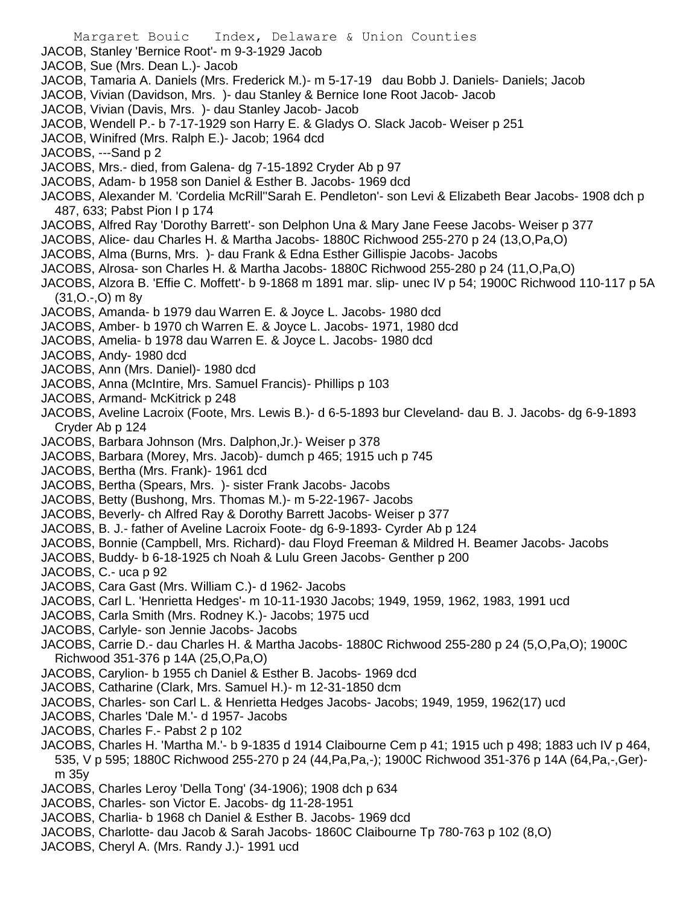JACOB, Stanley 'Bernice Root'- m 9-3-1929 Jacob
JACOB, Sue (Mrs. Dean L.)- Jacob
JACOB, Tamaria A. Daniels (Mrs. Frederick M.)- m 5-17-19 dau Bobb J. Daniels- Daniels; Jacob
JACOB, Vivian (Davidson, Mrs. )- dau Stanley & Bernice Ione Root Jacob- Jacob
JACOB, Vivian (Davis, Mrs. )- dau Stanley Jacob- Jacob
JACOB, Wendell P.- b 7-17-1929 son Harry E. & Gladys O. Slack Jacob- Weiser p 251
JACOB, Winifred (Mrs. Ralph E.)- Jacob; 1964 dcd
JACOBS, ---Sand p 2
JACOBS, Mrs.- died, from Galena- dg 7-15-1892 Cryder Ab p 97
JACOBS, Adam- b 1958 son Daniel & Esther B. Jacobs- 1969 dcd
JACOBS, Alexander M. 'Cordelia McRill''Sarah E. Pendleton'- son Levi & Elizabeth Bear Jacobs- 1908 dch p 487, 633; Pabst Pion I p 174
JACOBS, Alfred Ray 'Dorothy Barrett'- son Delphon Una & Mary Jane Feese Jacobs- Weiser p 377
JACOBS, Alice- dau Charles H. & Martha Jacobs- 1880C Richwood 255-270 p 24 (13,O,Pa,O)
JACOBS, Alma (Burns, Mrs. )- dau Frank & Edna Esther Gillispie Jacobs- Jacobs
JACOBS, Alrosa- son Charles H. & Martha Jacobs- 1880C Richwood 255-280 p 24 (11,O,Pa,O)
JACOBS, Alzora B. 'Effie C. Moffett'- b 9-1868 m 1891 mar. slip- unec IV p 54; 1900C Richwood 110-117 p 5A (31,O.-,O) m 8y
JACOBS, Amanda- b 1979 dau Warren E. & Joyce L. Jacobs- 1980 dcd
JACOBS, Amber- b 1970 ch Warren E. & Joyce L. Jacobs- 1971, 1980 dcd
JACOBS, Amelia- b 1978 dau Warren E. & Joyce L. Jacobs- 1980 dcd
JACOBS, Andy- 1980 dcd
JACOBS, Ann (Mrs. Daniel)- 1980 dcd
JACOBS, Anna (McIntire, Mrs. Samuel Francis)- Phillips p 103
JACOBS, Armand- McKitrick p 248
JACOBS, Aveline Lacroix (Foote, Mrs. Lewis B.)- d 6-5-1893 bur Cleveland- dau B. J. Jacobs- dg 6-9-1893 Cryder Ab p 124
JACOBS, Barbara Johnson (Mrs. Dalphon,Jr.)- Weiser p 378
JACOBS, Barbara (Morey, Mrs. Jacob)- dumch p 465; 1915 uch p 745
JACOBS, Bertha (Mrs. Frank)- 1961 dcd
JACOBS, Bertha (Spears, Mrs. )- sister Frank Jacobs- Jacobs
JACOBS, Betty (Bushong, Mrs. Thomas M.)- m 5-22-1967- Jacobs
JACOBS, Beverly- ch Alfred Ray & Dorothy Barrett Jacobs- Weiser p 377
JACOBS, B. J.- father of Aveline Lacroix Foote- dg 6-9-1893- Cyrder Ab p 124
JACOBS, Bonnie (Campbell, Mrs. Richard)- dau Floyd Freeman & Mildred H. Beamer Jacobs- Jacobs
JACOBS, Buddy- b 6-18-1925 ch Noah & Lulu Green Jacobs- Genther p 200
JACOBS, C.- uca p 92
JACOBS, Cara Gast (Mrs. William C.)- d 1962- Jacobs
JACOBS, Carl L. 'Henrietta Hedges'- m 10-11-1930 Jacobs; 1949, 1959, 1962, 1983, 1991 ucd
JACOBS, Carla Smith (Mrs. Rodney K.)- Jacobs; 1975 ucd
JACOBS, Carlyle- son Jennie Jacobs- Jacobs
JACOBS, Carrie D.- dau Charles H. & Martha Jacobs- 1880C Richwood 255-280 p 24 (5,O,Pa,O); 1900C Richwood 351-376 p 14A (25,O,Pa,O)
JACOBS, Carylion- b 1955 ch Daniel & Esther B. Jacobs- 1969 dcd
JACOBS, Catharine (Clark, Mrs. Samuel H.)- m 12-31-1850 dcm
JACOBS, Charles- son Carl L. & Henrietta Hedges Jacobs- Jacobs; 1949, 1959, 1962(17) ucd
JACOBS, Charles 'Dale M.'- d 1957- Jacobs
JACOBS, Charles F.- Pabst 2 p 102
JACOBS, Charles H. 'Martha M.'- b 9-1835 d 1914 Claibourne Cem p 41; 1915 uch p 498; 1883 uch IV p 464, 535, V p 595; 1880C Richwood 255-270 p 24 (44,Pa,Pa,-); 1900C Richwood 351-376 p 14A (64,Pa,-,Ger)- m 35y
JACOBS, Charles Leroy 'Della Tong' (34-1906); 1908 dch p 634
JACOBS, Charles- son Victor E. Jacobs- dg 11-28-1951
JACOBS, Charlia- b 1968 ch Daniel & Esther B. Jacobs- 1969 dcd
JACOBS, Charlotte- dau Jacob & Sarah Jacobs- 1860C Claibourne Tp 780-763 p 102 (8,O)
JACOBS, Cheryl A. (Mrs. Randy J.)- 1991 ucd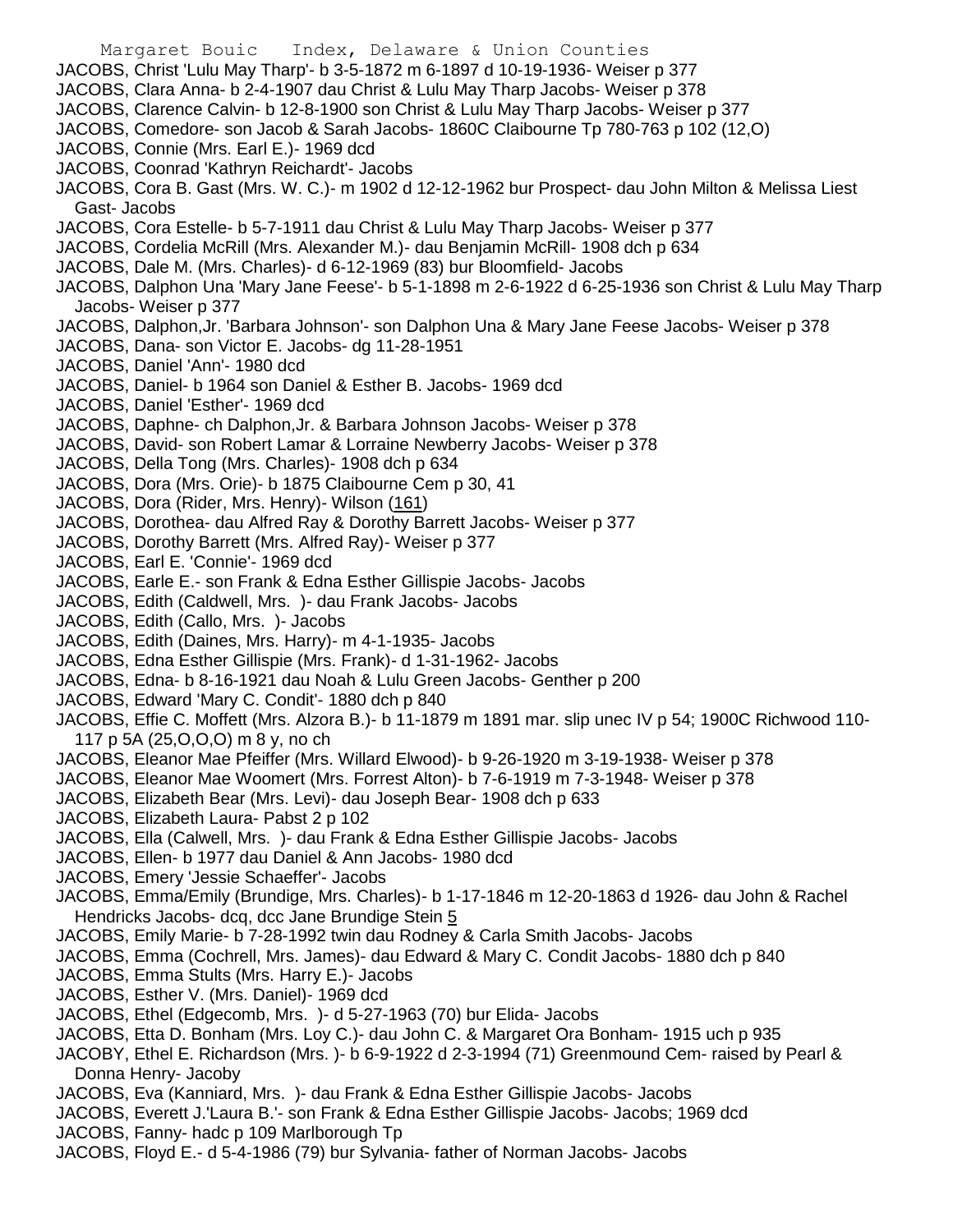JACOBS, Christ 'Lulu May Tharp'- b 3-5-1872 m 6-1897 d 10-19-1936- Weiser p 377
JACOBS, Clara Anna- b 2-4-1907 dau Christ & Lulu May Tharp Jacobs- Weiser p 378
JACOBS, Clarence Calvin- b 12-8-1900 son Christ & Lulu May Tharp Jacobs- Weiser p 377
JACOBS, Comedore- son Jacob & Sarah Jacobs- 1860C Claibourne Tp 780-763 p 102 (12,O)
JACOBS, Connie (Mrs. Earl E.)- 1969 dcd
JACOBS, Coonrad 'Kathryn Reichardt'- Jacobs
JACOBS, Cora B. Gast (Mrs. W. C.)- m 1902 d 12-12-1962 bur Prospect- dau John Milton & Melissa Liest Gast- Jacobs
JACOBS, Cora Estelle- b 5-7-1911 dau Christ & Lulu May Tharp Jacobs- Weiser p 377
JACOBS, Cordelia McRill (Mrs. Alexander M.)- dau Benjamin McRill- 1908 dch p 634
JACOBS, Dale M. (Mrs. Charles)- d 6-12-1969 (83) bur Bloomfield- Jacobs
JACOBS, Dalphon Una 'Mary Jane Feese'- b 5-1-1898 m 2-6-1922 d 6-25-1936 son Christ & Lulu May Tharp Jacobs- Weiser p 377
JACOBS, Dalphon,Jr. 'Barbara Johnson'- son Dalphon Una & Mary Jane Feese Jacobs- Weiser p 378
JACOBS, Dana- son Victor E. Jacobs- dg 11-28-1951
JACOBS, Daniel 'Ann'- 1980 dcd
JACOBS, Daniel- b 1964 son Daniel & Esther B. Jacobs- 1969 dcd
JACOBS, Daniel 'Esther'- 1969 dcd
JACOBS, Daphne- ch Dalphon,Jr. & Barbara Johnson Jacobs- Weiser p 378
JACOBS, David- son Robert Lamar & Lorraine Newberry Jacobs- Weiser p 378
JACOBS, Della Tong (Mrs. Charles)- 1908 dch p 634
JACOBS, Dora (Mrs. Orie)- b 1875 Claibourne Cem p 30, 41
JACOBS, Dora (Rider, Mrs. Henry)- Wilson (161)
JACOBS, Dorothea- dau Alfred Ray & Dorothy Barrett Jacobs- Weiser p 377
JACOBS, Dorothy Barrett (Mrs. Alfred Ray)- Weiser p 377
JACOBS, Earl E. 'Connie'- 1969 dcd
JACOBS, Earle E.- son Frank & Edna Esther Gillispie Jacobs- Jacobs
JACOBS, Edith (Caldwell, Mrs. )- dau Frank Jacobs- Jacobs
JACOBS, Edith (Callo, Mrs. )- Jacobs
JACOBS, Edith (Daines, Mrs. Harry)- m 4-1-1935- Jacobs
JACOBS, Edna Esther Gillispie (Mrs. Frank)- d 1-31-1962- Jacobs
JACOBS, Edna- b 8-16-1921 dau Noah & Lulu Green Jacobs- Genther p 200
JACOBS, Edward 'Mary C. Condit'- 1880 dch p 840
JACOBS, Effie C. Moffett (Mrs. Alzora B.)- b 11-1879 m 1891 mar. slip unec IV p 54; 1900C Richwood 110-117 p 5A (25,O,O,O) m 8 y, no ch
JACOBS, Eleanor Mae Pfeiffer (Mrs. Willard Elwood)- b 9-26-1920 m 3-19-1938- Weiser p 378
JACOBS, Eleanor Mae Woomert (Mrs. Forrest Alton)- b 7-6-1919 m 7-3-1948- Weiser p 378
JACOBS, Elizabeth Bear (Mrs. Levi)- dau Joseph Bear- 1908 dch p 633
JACOBS, Elizabeth Laura- Pabst 2 p 102
JACOBS, Ella (Calwell, Mrs. )- dau Frank & Edna Esther Gillispie Jacobs- Jacobs
JACOBS, Ellen- b 1977 dau Daniel & Ann Jacobs- 1980 dcd
JACOBS, Emery 'Jessie Schaeffer'- Jacobs
JACOBS, Emma/Emily (Brundige, Mrs. Charles)- b 1-17-1846 m 12-20-1863 d 1926- dau John & Rachel Hendricks Jacobs- dcq, dcc Jane Brundige Stein 5
JACOBS, Emily Marie- b 7-28-1992 twin dau Rodney & Carla Smith Jacobs- Jacobs
JACOBS, Emma (Cochrell, Mrs. James)- dau Edward & Mary C. Condit Jacobs- 1880 dch p 840
JACOBS, Emma Stults (Mrs. Harry E.)- Jacobs
JACOBS, Esther V. (Mrs. Daniel)- 1969 dcd
JACOBS, Ethel (Edgecomb, Mrs. )- d 5-27-1963 (70) bur Elida- Jacobs
JACOBS, Etta D. Bonham (Mrs. Loy C.)- dau John C. & Margaret Ora Bonham- 1915 uch p 935
JACOBY, Ethel E. Richardson (Mrs. )- b 6-9-1922 d 2-3-1994 (71) Greenmound Cem- raised by Pearl & Donna Henry- Jacoby
JACOBS, Eva (Kanniard, Mrs. )- dau Frank & Edna Esther Gillispie Jacobs- Jacobs
JACOBS, Everett J.'Laura B.'- son Frank & Edna Esther Gillispie Jacobs- Jacobs; 1969 dcd
JACOBS, Fanny- hadc p 109 Marlborough Tp
JACOBS, Floyd E.- d 5-4-1986 (79) bur Sylvania- father of Norman Jacobs- Jacobs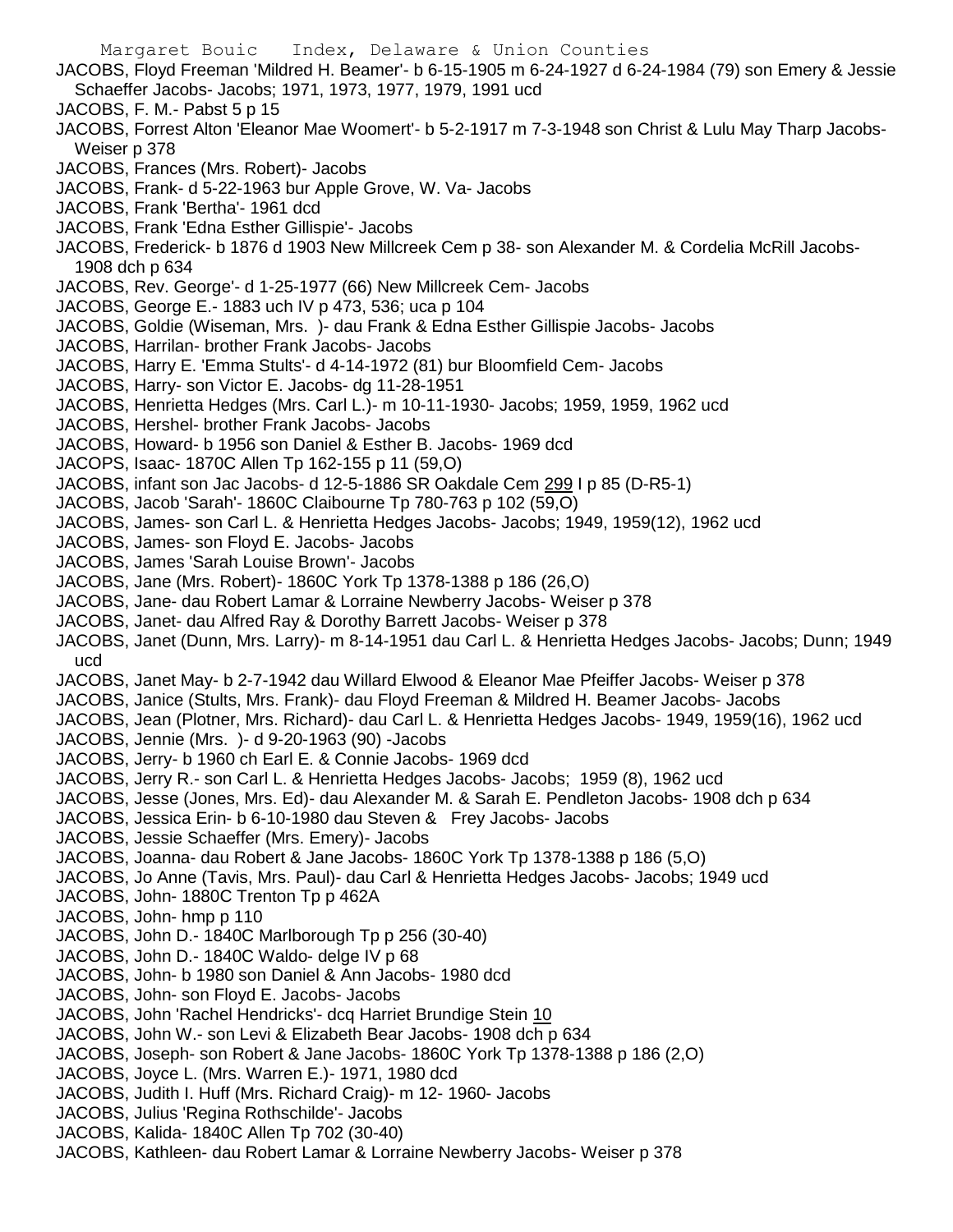JACOBS, Floyd Freeman 'Mildred H. Beamer'- b 6-15-1905 m 6-24-1927 d 6-24-1984 (79) son Emery & Jessie Schaeffer Jacobs- Jacobs; 1971, 1973, 1977, 1979, 1991 ucd

JACOBS, F. M.- Pabst 5 p 15

JACOBS, Forrest Alton 'Eleanor Mae Woomert'- b 5-2-1917 m 7-3-1948 son Christ & Lulu May Tharp Jacobs- Weiser p 378

JACOBS, Frances (Mrs. Robert)- Jacobs

JACOBS, Frank- d 5-22-1963 bur Apple Grove, W. Va- Jacobs

JACOBS, Frank 'Bertha'- 1961 dcd

JACOBS, Frank 'Edna Esther Gillispie'- Jacobs

JACOBS, Frederick- b 1876 d 1903 New Millcreek Cem p 38- son Alexander M. & Cordelia McRill Jacobs- 1908 dch p 634

JACOBS, Rev. George'- d 1-25-1977 (66) New Millcreek Cem- Jacobs

JACOBS, George E.- 1883 uch IV p 473, 536; uca p 104

JACOBS, Goldie (Wiseman, Mrs. )- dau Frank & Edna Esther Gillispie Jacobs- Jacobs

JACOBS, Harrilan- brother Frank Jacobs- Jacobs

JACOBS, Harry E. 'Emma Stults'- d 4-14-1972 (81) bur Bloomfield Cem- Jacobs

JACOBS, Harry- son Victor E. Jacobs- dg 11-28-1951

JACOBS, Henrietta Hedges (Mrs. Carl L.)- m 10-11-1930- Jacobs; 1959, 1959, 1962 ucd

JACOBS, Hershel- brother Frank Jacobs- Jacobs

JACOBS, Howard- b 1956 son Daniel & Esther B. Jacobs- 1969 dcd

JACOPS, Isaac- 1870C Allen Tp 162-155 p 11 (59,O)

JACOBS, infant son Jac Jacobs- d 12-5-1886 SR Oakdale Cem 299 I p 85 (D-R5-1)

JACOBS, Jacob 'Sarah'- 1860C Claibourne Tp 780-763 p 102 (59,O)

JACOBS, James- son Carl L. & Henrietta Hedges Jacobs- Jacobs; 1949, 1959(12), 1962 ucd

JACOBS, James- son Floyd E. Jacobs- Jacobs

JACOBS, James 'Sarah Louise Brown'- Jacobs

JACOBS, Jane (Mrs. Robert)- 1860C York Tp 1378-1388 p 186 (26,O)

JACOBS, Jane- dau Robert Lamar & Lorraine Newberry Jacobs- Weiser p 378

JACOBS, Janet- dau Alfred Ray & Dorothy Barrett Jacobs- Weiser p 378

JACOBS, Janet (Dunn, Mrs. Larry)- m 8-14-1951 dau Carl L. & Henrietta Hedges Jacobs- Jacobs; Dunn; 1949 ucd

JACOBS, Janet May- b 2-7-1942 dau Willard Elwood & Eleanor Mae Pfeiffer Jacobs- Weiser p 378

JACOBS, Janice (Stults, Mrs. Frank)- dau Floyd Freeman & Mildred H. Beamer Jacobs- Jacobs

JACOBS, Jean (Plotner, Mrs. Richard)- dau Carl L. & Henrietta Hedges Jacobs- 1949, 1959(16), 1962 ucd

JACOBS, Jennie (Mrs. )- d 9-20-1963 (90) -Jacobs

JACOBS, Jerry- b 1960 ch Earl E. & Connie Jacobs- 1969 dcd

JACOBS, Jerry R.- son Carl L. & Henrietta Hedges Jacobs- Jacobs; 1959 (8), 1962 ucd

JACOBS, Jesse (Jones, Mrs. Ed)- dau Alexander M. & Sarah E. Pendleton Jacobs- 1908 dch p 634

JACOBS, Jessica Erin- b 6-10-1980 dau Steven & Frey Jacobs- Jacobs

JACOBS, Jessie Schaeffer (Mrs. Emery)- Jacobs

JACOBS, Joanna- dau Robert & Jane Jacobs- 1860C York Tp 1378-1388 p 186 (5,O)

JACOBS, Jo Anne (Tavis, Mrs. Paul)- dau Carl & Henrietta Hedges Jacobs- Jacobs; 1949 ucd

JACOBS, John- 1880C Trenton Tp p 462A

JACOBS, John- hmp p 110

JACOBS, John D.- 1840C Marlborough Tp p 256 (30-40)

JACOBS, John D.- 1840C Waldo- delge IV p 68

JACOBS, John- b 1980 son Daniel & Ann Jacobs- 1980 dcd

JACOBS, John- son Floyd E. Jacobs- Jacobs

JACOBS, John 'Rachel Hendricks'- dcq Harriet Brundige Stein 10

JACOBS, John W.- son Levi & Elizabeth Bear Jacobs- 1908 dch p 634

JACOBS, Joseph- son Robert & Jane Jacobs- 1860C York Tp 1378-1388 p 186 (2,O)

JACOBS, Joyce L. (Mrs. Warren E.)- 1971, 1980 dcd

JACOBS, Judith I. Huff (Mrs. Richard Craig)- m 12- 1960- Jacobs

JACOBS, Julius 'Regina Rothschilde'- Jacobs

JACOBS, Kalida- 1840C Allen Tp 702 (30-40)

JACOBS, Kathleen- dau Robert Lamar & Lorraine Newberry Jacobs- Weiser p 378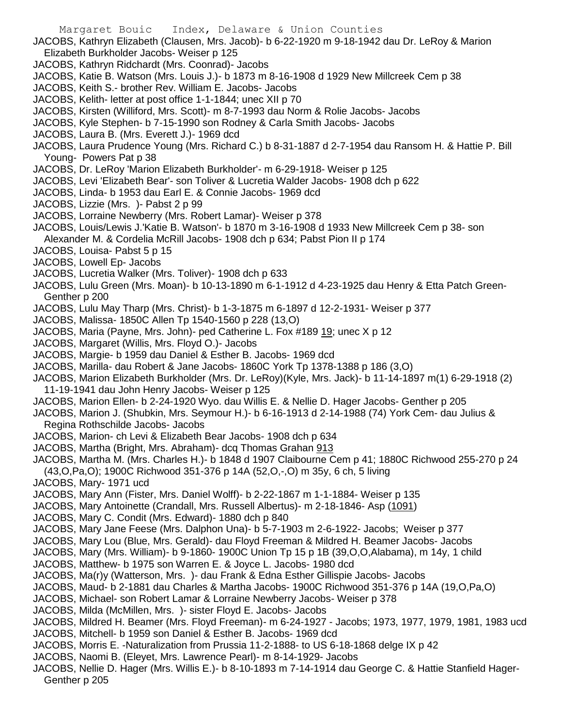JACOBS, Kathryn Elizabeth (Clausen, Mrs. Jacob)- b 6-22-1920 m 9-18-1942 dau Dr. LeRoy & Marion Elizabeth Burkholder Jacobs- Weiser p 125

JACOBS, Kathryn Ridchardt (Mrs. Coonrad)- Jacobs

JACOBS, Katie B. Watson (Mrs. Louis J.)- b 1873 m 8-16-1908 d 1929 New Millcreek Cem p 38

JACOBS, Keith S.- brother Rev. William E. Jacobs- Jacobs

JACOBS, Kelith- letter at post office 1-1-1844; unec XII p 70

JACOBS, Kirsten (Williford, Mrs. Scott)- m 8-7-1993 dau Norm & Rolie Jacobs- Jacobs

JACOBS, Kyle Stephen- b 7-15-1990 son Rodney & Carla Smith Jacobs- Jacobs

JACOBS, Laura B. (Mrs. Everett J.)- 1969 dcd

JACOBS, Laura Prudence Young (Mrs. Richard C.) b 8-31-1887 d 2-7-1954 dau Ransom H. & Hattie P. Bill Young- Powers Pat p 38

JACOBS, Dr. LeRoy 'Marion Elizabeth Burkholder'- m 6-29-1918- Weiser p 125

JACOBS, Levi 'Elizabeth Bear'- son Toliver & Lucretia Walder Jacobs- 1908 dch p 622

JACOBS, Linda- b 1953 dau Earl E. & Connie Jacobs- 1969 dcd

JACOBS, Lizzie (Mrs. )- Pabst 2 p 99

JACOBS, Lorraine Newberry (Mrs. Robert Lamar)- Weiser p 378

JACOBS, Louis/Lewis J.'Katie B. Watson'- b 1870 m 3-16-1908 d 1933 New Millcreek Cem p 38- son Alexander M. & Cordelia McRill Jacobs- 1908 dch p 634; Pabst Pion II p 174

JACOBS, Louisa- Pabst 5 p 15

JACOBS, Lowell Ep- Jacobs

JACOBS, Lucretia Walker (Mrs. Toliver)- 1908 dch p 633

JACOBS, Lulu Green (Mrs. Moan)- b 10-13-1890 m 6-1-1912 d 4-23-1925 dau Henry & Etta Patch Green- Genther p 200

JACOBS, Lulu May Tharp (Mrs. Christ)- b 1-3-1875 m 6-1897 d 12-2-1931- Weiser p 377

JACOBS, Malissa- 1850C Allen Tp 1540-1560 p 228 (13,O)

JACOBS, Maria (Payne, Mrs. John)- ped Catherine L. Fox #189 19; unec X p 12

JACOBS, Margaret (Willis, Mrs. Floyd O.)- Jacobs

JACOBS, Margie- b 1959 dau Daniel & Esther B. Jacobs- 1969 dcd

JACOBS, Marilla- dau Robert & Jane Jacobs- 1860C York Tp 1378-1388 p 186 (3,O)

JACOBS, Marion Elizabeth Burkholder (Mrs. Dr. LeRoy)(Kyle, Mrs. Jack)- b 11-14-1897 m(1) 6-29-1918 (2) 11-19-1941 dau John Henry Jacobs- Weiser p 125

JACOBS, Marion Ellen- b 2-24-1920 Wyo. dau Willis E. & Nellie D. Hager Jacobs- Genther p 205

JACOBS, Marion J. (Shubkin, Mrs. Seymour H.)- b 6-16-1913 d 2-14-1988 (74) York Cem- dau Julius & Regina Rothschilde Jacobs- Jacobs

JACOBS, Marion- ch Levi & Elizabeth Bear Jacobs- 1908 dch p 634

JACOBS, Martha (Bright, Mrs. Abraham)- dcq Thomas Grahan 913

JACOBS, Martha M. (Mrs. Charles H.)- b 1848 d 1907 Claibourne Cem p 41; 1880C Richwood 255-270 p 24 (43,O,Pa,O); 1900C Richwood 351-376 p 14A (52,O,-,O) m 35y, 6 ch, 5 living

JACOBS, Mary- 1971 ucd

JACOBS, Mary Ann (Fister, Mrs. Daniel Wolff)- b 2-22-1867 m 1-1-1884- Weiser p 135

JACOBS, Mary Antoinette (Crandall, Mrs. Russell Albertus)- m 2-18-1846- Asp (1091)

JACOBS, Mary C. Condit (Mrs. Edward)- 1880 dch p 840

JACOBS, Mary Jane Feese (Mrs. Dalphon Una)- b 5-7-1903 m 2-6-1922- Jacobs; Weiser p 377

JACOBS, Mary Lou (Blue, Mrs. Gerald)- dau Floyd Freeman & Mildred H. Beamer Jacobs- Jacobs

JACOBS, Mary (Mrs. William)- b 9-1860- 1900C Union Tp 15 p 1B (39,O,O,Alabama), m 14y, 1 child

JACOBS, Matthew- b 1975 son Warren E. & Joyce L. Jacobs- 1980 dcd

JACOBS, Ma(r)y (Watterson, Mrs. )- dau Frank & Edna Esther Gillispie Jacobs- Jacobs

JACOBS, Maud- b 2-1881 dau Charles & Martha Jacobs- 1900C Richwood 351-376 p 14A (19,O,Pa,O)

JACOBS, Michael- son Robert Lamar & Lorraine Newberry Jacobs- Weiser p 378

JACOBS, Milda (McMillen, Mrs. )- sister Floyd E. Jacobs- Jacobs

JACOBS, Mildred H. Beamer (Mrs. Floyd Freeman)- m 6-24-1927 - Jacobs; 1973, 1977, 1979, 1981, 1983 ucd

JACOBS, Mitchell- b 1959 son Daniel & Esther B. Jacobs- 1969 dcd

JACOBS, Morris E. -Naturalization from Prussia 11-2-1888- to US 6-18-1868 delge IX p 42

JACOBS, Naomi B. (Eleyet, Mrs. Lawrence Pearl)- m 8-14-1929- Jacobs

JACOBS, Nellie D. Hager (Mrs. Willis E.)- b 8-10-1893 m 7-14-1914 dau George C. & Hattie Stanfield Hager- Genther p 205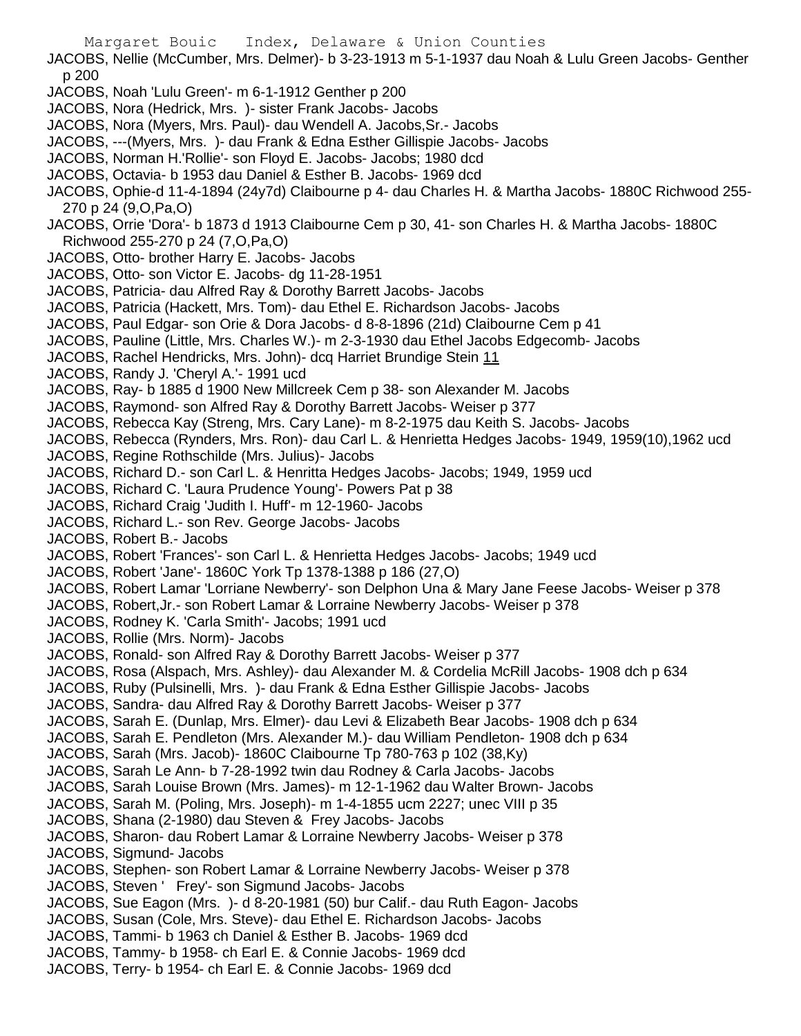JACOBS, Nellie (McCumber, Mrs. Delmer)- b 3-23-1913 m 5-1-1937 dau Noah & Lulu Green Jacobs- Genther p 200

JACOBS, Noah 'Lulu Green'- m 6-1-1912 Genther p 200

JACOBS, Nora (Hedrick, Mrs. )- sister Frank Jacobs- Jacobs

JACOBS, Nora (Myers, Mrs. Paul)- dau Wendell A. Jacobs,Sr.- Jacobs

JACOBS, ---(Myers, Mrs. )- dau Frank & Edna Esther Gillispie Jacobs- Jacobs

JACOBS, Norman H.'Rollie'- son Floyd E. Jacobs- Jacobs; 1980 dcd

JACOBS, Octavia- b 1953 dau Daniel & Esther B. Jacobs- 1969 dcd

JACOBS, Ophie-d 11-4-1894 (24y7d) Claibourne p 4- dau Charles H. & Martha Jacobs- 1880C Richwood 255-270 p 24 (9,O,Pa,O)

JACOBS, Orrie 'Dora'- b 1873 d 1913 Claibourne Cem p 30, 41- son Charles H. & Martha Jacobs- 1880C Richwood 255-270 p 24 (7,O,Pa,O)

JACOBS, Otto- brother Harry E. Jacobs- Jacobs

JACOBS, Otto- son Victor E. Jacobs- dg 11-28-1951

JACOBS, Patricia- dau Alfred Ray & Dorothy Barrett Jacobs- Jacobs

JACOBS, Patricia (Hackett, Mrs. Tom)- dau Ethel E. Richardson Jacobs- Jacobs

JACOBS, Paul Edgar- son Orie & Dora Jacobs- d 8-8-1896 (21d) Claibourne Cem p 41

JACOBS, Pauline (Little, Mrs. Charles W.)- m 2-3-1930 dau Ethel Jacobs Edgecomb- Jacobs

JACOBS, Rachel Hendricks, Mrs. John)- dcq Harriet Brundige Stein 11

JACOBS, Randy J. 'Cheryl A.'- 1991 ucd

JACOBS, Ray- b 1885 d 1900 New Millcreek Cem p 38- son Alexander M. Jacobs

JACOBS, Raymond- son Alfred Ray & Dorothy Barrett Jacobs- Weiser p 377

JACOBS, Rebecca Kay (Streng, Mrs. Cary Lane)- m 8-2-1975 dau Keith S. Jacobs- Jacobs

JACOBS, Rebecca (Rynders, Mrs. Ron)- dau Carl L. & Henrietta Hedges Jacobs- 1949, 1959(10),1962 ucd

JACOBS, Regine Rothschilde (Mrs. Julius)- Jacobs

JACOBS, Richard D.- son Carl L. & Henritta Hedges Jacobs- Jacobs; 1949, 1959 ucd

JACOBS, Richard C. 'Laura Prudence Young'- Powers Pat p 38

JACOBS, Richard Craig 'Judith I. Huff'- m 12-1960- Jacobs

JACOBS, Richard L.- son Rev. George Jacobs- Jacobs

JACOBS, Robert B.- Jacobs

JACOBS, Robert 'Frances'- son Carl L. & Henrietta Hedges Jacobs- Jacobs; 1949 ucd

JACOBS, Robert 'Jane'- 1860C York Tp 1378-1388 p 186 (27,O)

JACOBS, Robert Lamar 'Lorriane Newberry'- son Delphon Una & Mary Jane Feese Jacobs- Weiser p 378

JACOBS, Robert,Jr.- son Robert Lamar & Lorraine Newberry Jacobs- Weiser p 378

JACOBS, Rodney K. 'Carla Smith'- Jacobs; 1991 ucd

JACOBS, Rollie (Mrs. Norm)- Jacobs

JACOBS, Ronald- son Alfred Ray & Dorothy Barrett Jacobs- Weiser p 377

JACOBS, Rosa (Alspach, Mrs. Ashley)- dau Alexander M. & Cordelia McRill Jacobs- 1908 dch p 634

JACOBS, Ruby (Pulsinelli, Mrs. )- dau Frank & Edna Esther Gillispie Jacobs- Jacobs

JACOBS, Sandra- dau Alfred Ray & Dorothy Barrett Jacobs- Weiser p 377

JACOBS, Sarah E. (Dunlap, Mrs. Elmer)- dau Levi & Elizabeth Bear Jacobs- 1908 dch p 634

JACOBS, Sarah E. Pendleton (Mrs. Alexander M.)- dau William Pendleton- 1908 dch p 634

JACOBS, Sarah (Mrs. Jacob)- 1860C Claibourne Tp 780-763 p 102 (38,Ky)

JACOBS, Sarah Le Ann- b 7-28-1992 twin dau Rodney & Carla Jacobs- Jacobs

JACOBS, Sarah Louise Brown (Mrs. James)- m 12-1-1962 dau Walter Brown- Jacobs

JACOBS, Sarah M. (Poling, Mrs. Joseph)- m 1-4-1855 ucm 2227; unec VIII p 35

JACOBS, Shana (2-1980) dau Steven & Frey Jacobs- Jacobs

JACOBS, Sharon- dau Robert Lamar & Lorraine Newberry Jacobs- Weiser p 378

JACOBS, Sigmund- Jacobs

JACOBS, Stephen- son Robert Lamar & Lorraine Newberry Jacobs- Weiser p 378

JACOBS, Steven ' Frey'- son Sigmund Jacobs- Jacobs

JACOBS, Sue Eagon (Mrs. )- d 8-20-1981 (50) bur Calif.- dau Ruth Eagon- Jacobs

JACOBS, Susan (Cole, Mrs. Steve)- dau Ethel E. Richardson Jacobs- Jacobs

JACOBS, Tammi- b 1963 ch Daniel & Esther B. Jacobs- 1969 dcd

JACOBS, Tammy- b 1958- ch Earl E. & Connie Jacobs- 1969 dcd

JACOBS, Terry- b 1954- ch Earl E. & Connie Jacobs- 1969 dcd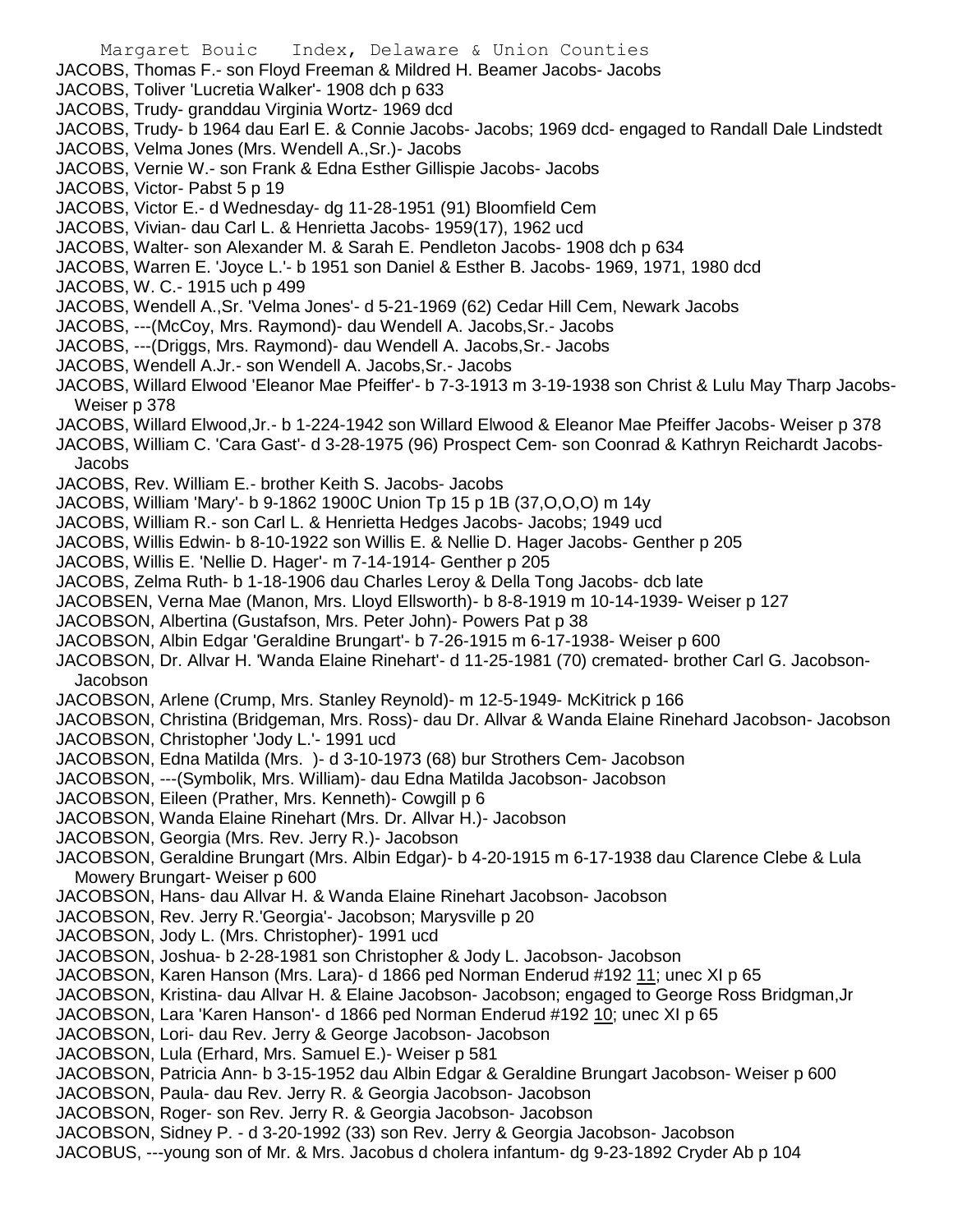JACOBS, Thomas F.- son Floyd Freeman & Mildred H. Beamer Jacobs- Jacobs
JACOBS, Toliver 'Lucretia Walker'- 1908 dch p 633
JACOBS, Trudy- granddau Virginia Wortz- 1969 dcd
JACOBS, Trudy- b 1964 dau Earl E. & Connie Jacobs- Jacobs; 1969 dcd- engaged to Randall Dale Lindstedt
JACOBS, Velma Jones (Mrs. Wendell A.,Sr.)- Jacobs
JACOBS, Vernie W.- son Frank & Edna Esther Gillispie Jacobs- Jacobs
JACOBS, Victor- Pabst 5 p 19
JACOBS, Victor E.- d Wednesday- dg 11-28-1951 (91) Bloomfield Cem
JACOBS, Vivian- dau Carl L. & Henrietta Jacobs- 1959(17), 1962 ucd
JACOBS, Walter- son Alexander M. & Sarah E. Pendleton Jacobs- 1908 dch p 634
JACOBS, Warren E. 'Joyce L.'- b 1951 son Daniel & Esther B. Jacobs- 1969, 1971, 1980 dcd
JACOBS, W. C.- 1915 uch p 499
JACOBS, Wendell A.,Sr. 'Velma Jones'- d 5-21-1969 (62) Cedar Hill Cem, Newark Jacobs
JACOBS, ---(McCoy, Mrs. Raymond)- dau Wendell A. Jacobs,Sr.- Jacobs
JACOBS, ---(Driggs, Mrs. Raymond)- dau Wendell A. Jacobs,Sr.- Jacobs
JACOBS, Wendell A.Jr.- son Wendell A. Jacobs,Sr.- Jacobs
JACOBS, Willard Elwood 'Eleanor Mae Pfeiffer'- b 7-3-1913 m 3-19-1938 son Christ & Lulu May Tharp Jacobs- Weiser p 378
JACOBS, Willard Elwood,Jr.- b 1-224-1942 son Willard Elwood & Eleanor Mae Pfeiffer Jacobs- Weiser p 378
JACOBS, William C. 'Cara Gast'- d 3-28-1975 (96) Prospect Cem- son Coonrad & Kathryn Reichardt Jacobs- Jacobs
JACOBS, Rev. William E.- brother Keith S. Jacobs- Jacobs
JACOBS, William 'Mary'- b 9-1862 1900C Union Tp 15 p 1B (37,O,O,O) m 14y
JACOBS, William R.- son Carl L. & Henrietta Hedges Jacobs- Jacobs; 1949 ucd
JACOBS, Willis Edwin- b 8-10-1922 son Willis E. & Nellie D. Hager Jacobs- Genther p 205
JACOBS, Willis E. 'Nellie D. Hager'- m 7-14-1914- Genther p 205
JACOBS, Zelma Ruth- b 1-18-1906 dau Charles Leroy & Della Tong Jacobs- dcb late
JACOBSEN, Verna Mae (Manon, Mrs. Lloyd Ellsworth)- b 8-8-1919 m 10-14-1939- Weiser p 127
JACOBSON, Albertina (Gustafson, Mrs. Peter John)- Powers Pat p 38
JACOBSON, Albin Edgar 'Geraldine Brungart'- b 7-26-1915 m 6-17-1938- Weiser p 600
JACOBSON, Dr. Allvar H. 'Wanda Elaine Rinehart'- d 11-25-1981 (70) cremated- brother Carl G. Jacobson- Jacobson
JACOBSON, Arlene (Crump, Mrs. Stanley Reynold)- m 12-5-1949- McKitrick p 166
JACOBSON, Christina (Bridgeman, Mrs. Ross)- dau Dr. Allvar & Wanda Elaine Rinehard Jacobson- Jacobson
JACOBSON, Christopher 'Jody L.'- 1991 ucd
JACOBSON, Edna Matilda (Mrs. )- d 3-10-1973 (68) bur Strothers Cem- Jacobson
JACOBSON, ---(Symbolik, Mrs. William)- dau Edna Matilda Jacobson- Jacobson
JACOBSON, Eileen (Prather, Mrs. Kenneth)- Cowgill p 6
JACOBSON, Wanda Elaine Rinehart (Mrs. Dr. Allvar H.)- Jacobson
JACOBSON, Georgia (Mrs. Rev. Jerry R.)- Jacobson
JACOBSON, Geraldine Brungart (Mrs. Albin Edgar)- b 4-20-1915 m 6-17-1938 dau Clarence Clebe & Lula Mowery Brungart- Weiser p 600
JACOBSON, Hans- dau Allvar H. & Wanda Elaine Rinehart Jacobson- Jacobson
JACOBSON, Rev. Jerry R.'Georgia'- Jacobson; Marysville p 20
JACOBSON, Jody L. (Mrs. Christopher)- 1991 ucd
JACOBSON, Joshua- b 2-28-1981 son Christopher & Jody L. Jacobson- Jacobson
JACOBSON, Karen Hanson (Mrs. Lara)- d 1866 ped Norman Enderud #192 11; unec XI p 65
JACOBSON, Kristina- dau Allvar H. & Elaine Jacobson- Jacobson; engaged to George Ross Bridgman,Jr
JACOBSON, Lara 'Karen Hanson'- d 1866 ped Norman Enderud #192 10; unec XI p 65
JACOBSON, Lori- dau Rev. Jerry & George Jacobson- Jacobson
JACOBSON, Lula (Erhard, Mrs. Samuel E.)- Weiser p 581
JACOBSON, Patricia Ann- b 3-15-1952 dau Albin Edgar & Geraldine Brungart Jacobson- Weiser p 600
JACOBSON, Paula- dau Rev. Jerry R. & Georgia Jacobson- Jacobson
JACOBSON, Roger- son Rev. Jerry R. & Georgia Jacobson- Jacobson
JACOBSON, Sidney P. - d 3-20-1992 (33) son Rev. Jerry & Georgia Jacobson- Jacobson
JACOBUS, ---young son of Mr. & Mrs. Jacobus d cholera infantum- dg 9-23-1892 Cryder Ab p 104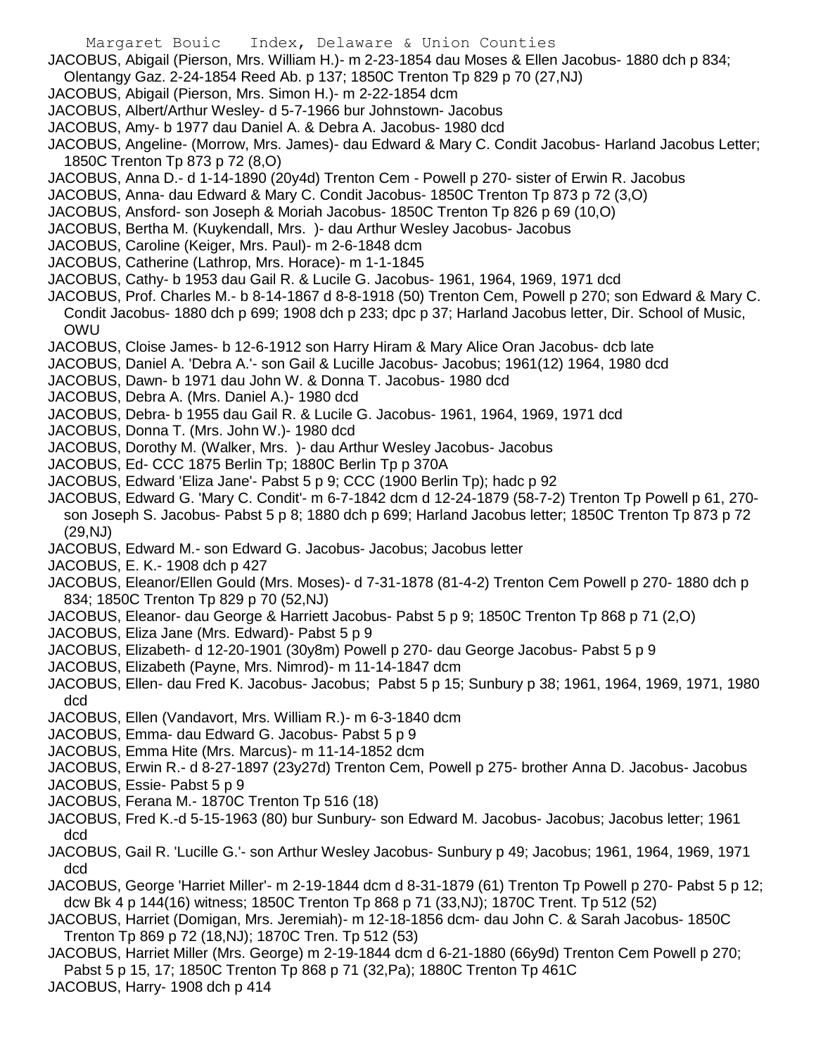JACOBUS, Abigail (Pierson, Mrs. William H.)- m 2-23-1854 dau Moses & Ellen Jacobus- 1880 dch p 834; Olentangy Gaz. 2-24-1854 Reed Ab. p 137; 1850C Trenton Tp 829 p 70 (27,NJ)

JACOBUS, Abigail (Pierson, Mrs. Simon H.)- m 2-22-1854 dcm

JACOBUS, Albert/Arthur Wesley- d 5-7-1966 bur Johnstown- Jacobus

JACOBUS, Amy- b 1977 dau Daniel A. & Debra A. Jacobus- 1980 dcd

JACOBUS, Angeline- (Morrow, Mrs. James)- dau Edward & Mary C. Condit Jacobus- Harland Jacobus Letter; 1850C Trenton Tp 873 p 72 (8,O)

JACOBUS, Anna D.- d 1-14-1890 (20y4d) Trenton Cem - Powell p 270- sister of Erwin R. Jacobus

JACOBUS, Anna- dau Edward & Mary C. Condit Jacobus- 1850C Trenton Tp 873 p 72 (3,O)

JACOBUS, Ansford- son Joseph & Moriah Jacobus- 1850C Trenton Tp 826 p 69 (10,O)

JACOBUS, Bertha M. (Kuykendall, Mrs. )- dau Arthur Wesley Jacobus- Jacobus

JACOBUS, Caroline (Keiger, Mrs. Paul)- m 2-6-1848 dcm

JACOBUS, Catherine (Lathrop, Mrs. Horace)- m 1-1-1845

JACOBUS, Cathy- b 1953 dau Gail R. & Lucile G. Jacobus- 1961, 1964, 1969, 1971 dcd

JACOBUS, Prof. Charles M.- b 8-14-1867 d 8-8-1918 (50) Trenton Cem, Powell p 270; son Edward & Mary C. Condit Jacobus- 1880 dch p 699; 1908 dch p 233; dpc p 37; Harland Jacobus letter, Dir. School of Music, OWU

JACOBUS, Cloise James- b 12-6-1912 son Harry Hiram & Mary Alice Oran Jacobus- dcb late

JACOBUS, Daniel A. 'Debra A.'- son Gail & Lucille Jacobus- Jacobus; 1961(12) 1964, 1980 dcd

JACOBUS, Dawn- b 1971 dau John W. & Donna T. Jacobus- 1980 dcd

JACOBUS, Debra A. (Mrs. Daniel A.)- 1980 dcd

JACOBUS, Debra- b 1955 dau Gail R. & Lucile G. Jacobus- 1961, 1964, 1969, 1971 dcd

JACOBUS, Donna T. (Mrs. John W.)- 1980 dcd

JACOBUS, Dorothy M. (Walker, Mrs. )- dau Arthur Wesley Jacobus- Jacobus

JACOBUS, Ed- CCC 1875 Berlin Tp; 1880C Berlin Tp p 370A

JACOBUS, Edward 'Eliza Jane'- Pabst 5 p 9; CCC (1900 Berlin Tp); hadc p 92

JACOBUS, Edward G. 'Mary C. Condit'- m 6-7-1842 dcm d 12-24-1879 (58-7-2) Trenton Tp Powell p 61, 270- son Joseph S. Jacobus- Pabst 5 p 8; 1880 dch p 699; Harland Jacobus letter; 1850C Trenton Tp 873 p 72 (29,NJ)

JACOBUS, Edward M.- son Edward G. Jacobus- Jacobus; Jacobus letter

JACOBUS, E. K.- 1908 dch p 427

JACOBUS, Eleanor/Ellen Gould (Mrs. Moses)- d 7-31-1878 (81-4-2) Trenton Cem Powell p 270- 1880 dch p 834; 1850C Trenton Tp 829 p 70 (52,NJ)

JACOBUS, Eleanor- dau George & Harriett Jacobus- Pabst 5 p 9; 1850C Trenton Tp 868 p 71 (2,O)

JACOBUS, Eliza Jane (Mrs. Edward)- Pabst 5 p 9

JACOBUS, Elizabeth- d 12-20-1901 (30y8m) Powell p 270- dau George Jacobus- Pabst 5 p 9

JACOBUS, Elizabeth (Payne, Mrs. Nimrod)- m 11-14-1847 dcm

JACOBUS, Ellen- dau Fred K. Jacobus- Jacobus; Pabst 5 p 15; Sunbury p 38; 1961, 1964, 1969, 1971, 1980 dcd

JACOBUS, Ellen (Vandavort, Mrs. William R.)- m 6-3-1840 dcm

JACOBUS, Emma- dau Edward G. Jacobus- Pabst 5 p 9

JACOBUS, Emma Hite (Mrs. Marcus)- m 11-14-1852 dcm

JACOBUS, Erwin R.- d 8-27-1897 (23y27d) Trenton Cem, Powell p 275- brother Anna D. Jacobus- Jacobus

JACOBUS, Essie- Pabst 5 p 9

JACOBUS, Ferana M.- 1870C Trenton Tp 516 (18)

JACOBUS, Fred K.-d 5-15-1963 (80) bur Sunbury- son Edward M. Jacobus- Jacobus; Jacobus letter; 1961 dcd

JACOBUS, Gail R. 'Lucille G.'- son Arthur Wesley Jacobus- Sunbury p 49; Jacobus; 1961, 1964, 1969, 1971 dcd

JACOBUS, George 'Harriet Miller'- m 2-19-1844 dcm d 8-31-1879 (61) Trenton Tp Powell p 270- Pabst 5 p 12; dcw Bk 4 p 144(16) witness; 1850C Trenton Tp 868 p 71 (33,NJ); 1870C Trent. Tp 512 (52)

JACOBUS, Harriet (Domigan, Mrs. Jeremiah)- m 12-18-1856 dcm- dau John C. & Sarah Jacobus- 1850C Trenton Tp 869 p 72 (18,NJ); 1870C Tren. Tp 512 (53)

JACOBUS, Harriet Miller (Mrs. George) m 2-19-1844 dcm d 6-21-1880 (66y9d) Trenton Cem Powell p 270; Pabst 5 p 15, 17; 1850C Trenton Tp 868 p 71 (32,Pa); 1880C Trenton Tp 461C

JACOBUS, Harry- 1908 dch p 414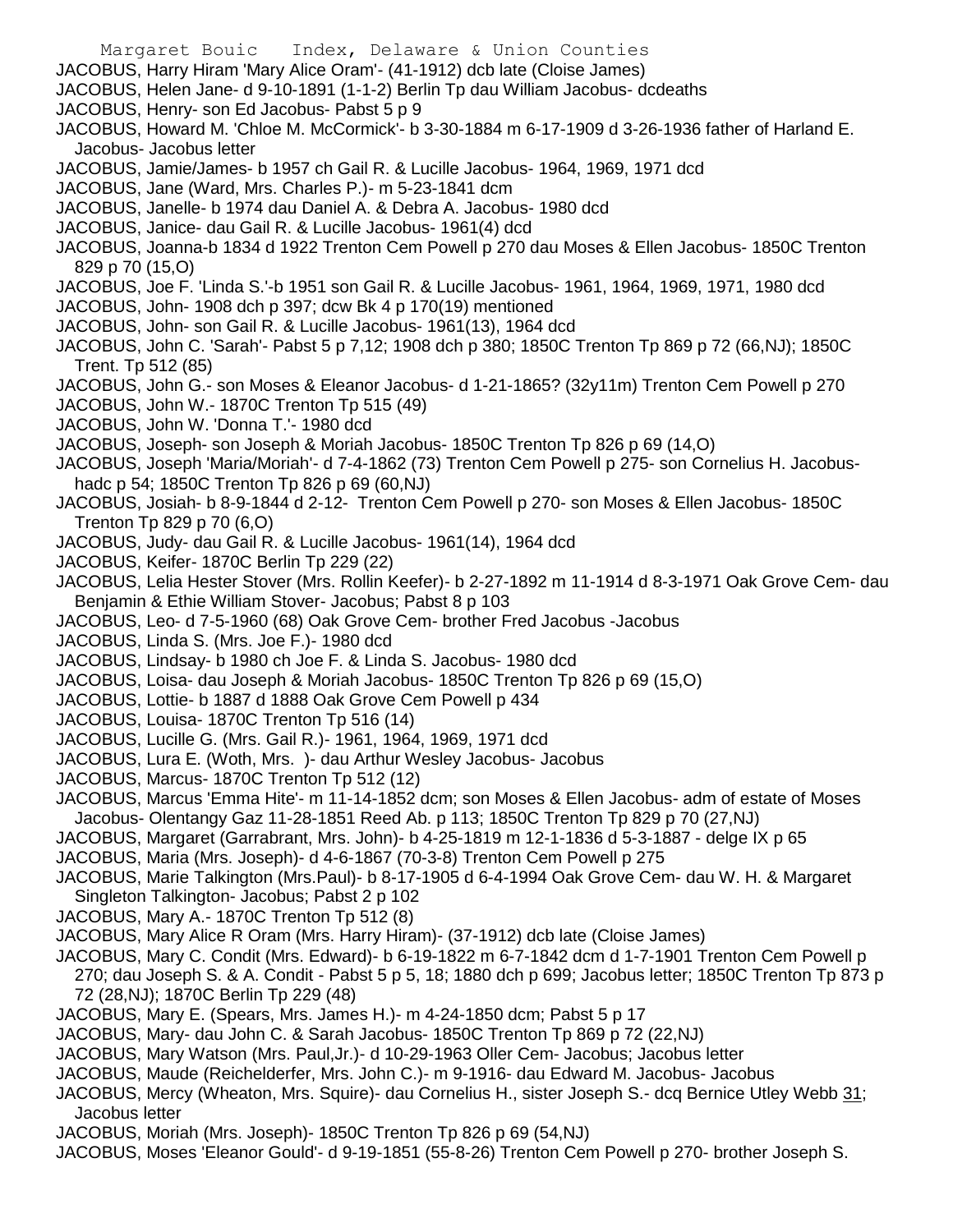JACOBUS, Harry Hiram 'Mary Alice Oram'- (41-1912) dcb late (Cloise James)
JACOBUS, Helen Jane- d 9-10-1891 (1-1-2) Berlin Tp dau William Jacobus- dcdeaths
JACOBUS, Henry- son Ed Jacobus- Pabst 5 p 9
JACOBUS, Howard M. 'Chloe M. McCormick'- b 3-30-1884 m 6-17-1909 d 3-26-1936 father of Harland E. Jacobus- Jacobus letter
JACOBUS, Jamie/James- b 1957 ch Gail R. & Lucille Jacobus- 1964, 1969, 1971 dcd
JACOBUS, Jane (Ward, Mrs. Charles P.)- m 5-23-1841 dcm
JACOBUS, Janelle- b 1974 dau Daniel A. & Debra A. Jacobus- 1980 dcd
JACOBUS, Janice- dau Gail R. & Lucille Jacobus- 1961(4) dcd
JACOBUS, Joanna-b 1834 d 1922 Trenton Cem Powell p 270 dau Moses & Ellen Jacobus- 1850C Trenton 829 p 70 (15,O)
JACOBUS, Joe F. 'Linda S.'-b 1951 son Gail R. & Lucille Jacobus- 1961, 1964, 1969, 1971, 1980 dcd
JACOBUS, John- 1908 dch p 397; dcw Bk 4 p 170(19) mentioned
JACOBUS, John- son Gail R. & Lucille Jacobus- 1961(13), 1964 dcd
JACOBUS, John C. 'Sarah'- Pabst 5 p 7,12; 1908 dch p 380; 1850C Trenton Tp 869 p 72 (66,NJ); 1850C Trent. Tp 512 (85)
JACOBUS, John G.- son Moses & Eleanor Jacobus- d 1-21-1865? (32y11m) Trenton Cem Powell p 270
JACOBUS, John W.- 1870C Trenton Tp 515 (49)
JACOBUS, John W. 'Donna T.'- 1980 dcd
JACOBUS, Joseph- son Joseph & Moriah Jacobus- 1850C Trenton Tp 826 p 69 (14,O)
JACOBUS, Joseph 'Maria/Moriah'- d 7-4-1862 (73) Trenton Cem Powell p 275- son Cornelius H. Jacobus- hadc p 54; 1850C Trenton Tp 826 p 69 (60,NJ)
JACOBUS, Josiah- b 8-9-1844 d 2-12- Trenton Cem Powell p 270- son Moses & Ellen Jacobus- 1850C Trenton Tp 829 p 70 (6,O)
JACOBUS, Judy- dau Gail R. & Lucille Jacobus- 1961(14), 1964 dcd
JACOBUS, Keifer- 1870C Berlin Tp 229 (22)
JACOBUS, Lelia Hester Stover (Mrs. Rollin Keefer)- b 2-27-1892 m 11-1914 d 8-3-1971 Oak Grove Cem- dau Benjamin & Ethie William Stover- Jacobus; Pabst 8 p 103
JACOBUS, Leo- d 7-5-1960 (68) Oak Grove Cem- brother Fred Jacobus -Jacobus
JACOBUS, Linda S. (Mrs. Joe F.)- 1980 dcd
JACOBUS, Lindsay- b 1980 ch Joe F. & Linda S. Jacobus- 1980 dcd
JACOBUS, Loisa- dau Joseph & Moriah Jacobus- 1850C Trenton Tp 826 p 69 (15,O)
JACOBUS, Lottie- b 1887 d 1888 Oak Grove Cem Powell p 434
JACOBUS, Louisa- 1870C Trenton Tp 516 (14)
JACOBUS, Lucille G. (Mrs. Gail R.)- 1961, 1964, 1969, 1971 dcd
JACOBUS, Lura E. (Woth, Mrs. )- dau Arthur Wesley Jacobus- Jacobus
JACOBUS, Marcus- 1870C Trenton Tp 512 (12)
JACOBUS, Marcus 'Emma Hite'- m 11-14-1852 dcm; son Moses & Ellen Jacobus- adm of estate of Moses Jacobus- Olentangy Gaz 11-28-1851 Reed Ab. p 113; 1850C Trenton Tp 829 p 70 (27,NJ)
JACOBUS, Margaret (Garrabrant, Mrs. John)- b 4-25-1819 m 12-1-1836 d 5-3-1887 - delge IX p 65
JACOBUS, Maria (Mrs. Joseph)- d 4-6-1867 (70-3-8) Trenton Cem Powell p 275
JACOBUS, Marie Talkington (Mrs.Paul)- b 8-17-1905 d 6-4-1994 Oak Grove Cem- dau W. H. & Margaret Singleton Talkington- Jacobus; Pabst 2 p 102
JACOBUS, Mary A.- 1870C Trenton Tp 512 (8)
JACOBUS, Mary Alice R Oram (Mrs. Harry Hiram)- (37-1912) dcb late (Cloise James)
JACOBUS, Mary C. Condit (Mrs. Edward)- b 6-19-1822 m 6-7-1842 dcm d 1-7-1901 Trenton Cem Powell p 270; dau Joseph S. & A. Condit - Pabst 5 p 5, 18; 1880 dch p 699; Jacobus letter; 1850C Trenton Tp 873 p 72 (28,NJ); 1870C Berlin Tp 229 (48)
JACOBUS, Mary E. (Spears, Mrs. James H.)- m 4-24-1850 dcm; Pabst 5 p 17
JACOBUS, Mary- dau John C. & Sarah Jacobus- 1850C Trenton Tp 869 p 72 (22,NJ)
JACOBUS, Mary Watson (Mrs. Paul,Jr.)- d 10-29-1963 Oller Cem- Jacobus; Jacobus letter
JACOBUS, Maude (Reichelderfer, Mrs. John C.)- m 9-1916- dau Edward M. Jacobus- Jacobus
JACOBUS, Mercy (Wheaton, Mrs. Squire)- dau Cornelius H., sister Joseph S.- dcq Bernice Utley Webb 31; Jacobus letter
JACOBUS, Moriah (Mrs. Joseph)- 1850C Trenton Tp 826 p 69 (54,NJ)
JACOBUS, Moses 'Eleanor Gould'- d 9-19-1851 (55-8-26) Trenton Cem Powell p 270- brother Joseph S.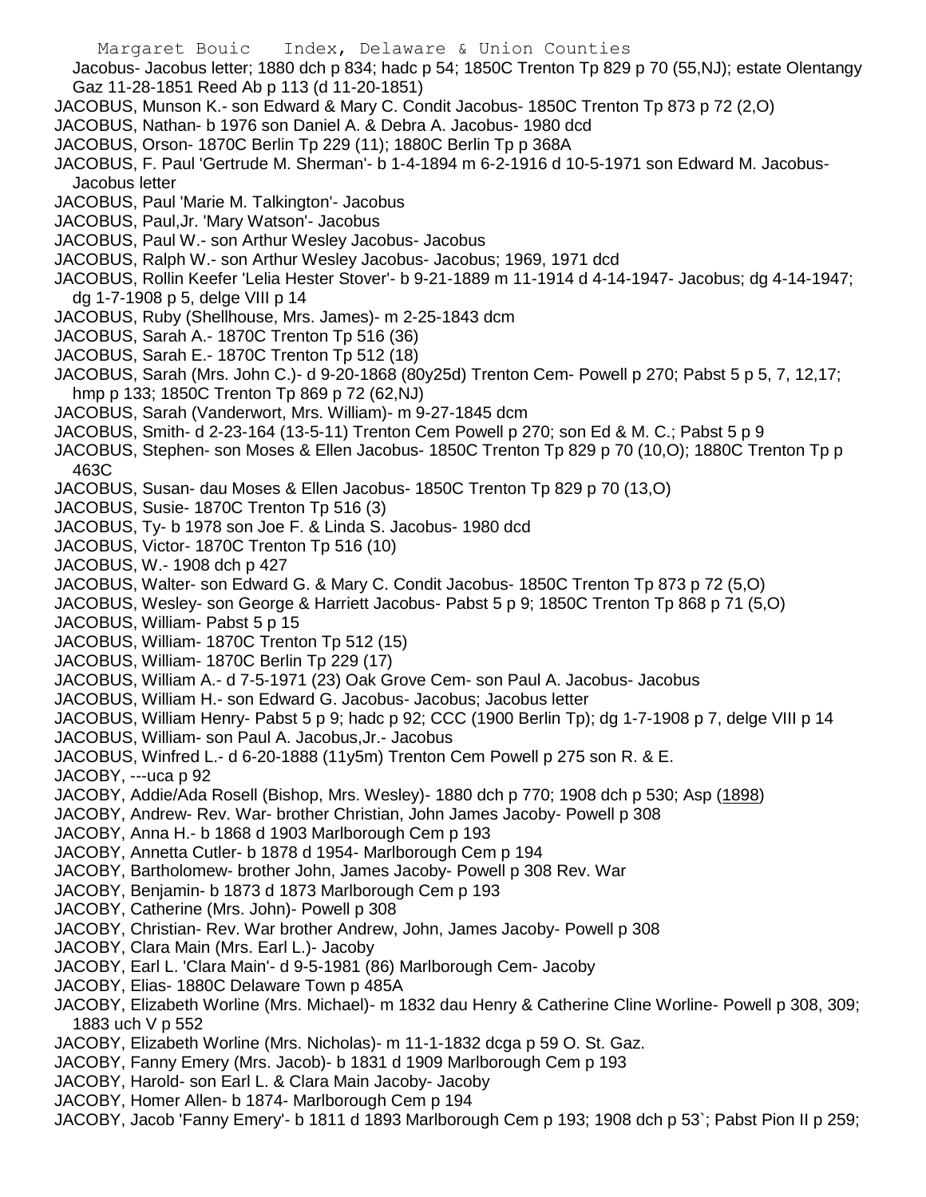Jacobus- Jacobus letter; 1880 dch p 834; hadc p 54; 1850C Trenton Tp 829 p 70 (55,NJ); estate Olentangy Gaz 11-28-1851 Reed Ab p 113 (d 11-20-1851)

JACOBUS, Munson K.- son Edward & Mary C. Condit Jacobus- 1850C Trenton Tp 873 p 72 (2,O)

JACOBUS, Nathan- b 1976 son Daniel A. & Debra A. Jacobus- 1980 dcd

JACOBUS, Orson- 1870C Berlin Tp 229 (11); 1880C Berlin Tp p 368A

JACOBUS, F. Paul 'Gertrude M. Sherman'- b 1-4-1894 m 6-2-1916 d 10-5-1971 son Edward M. Jacobus- Jacobus letter

JACOBUS, Paul 'Marie M. Talkington'- Jacobus

JACOBUS, Paul,Jr. 'Mary Watson'- Jacobus

JACOBUS, Paul W.- son Arthur Wesley Jacobus- Jacobus

JACOBUS, Ralph W.- son Arthur Wesley Jacobus- Jacobus; 1969, 1971 dcd

JACOBUS, Rollin Keefer 'Lelia Hester Stover'- b 9-21-1889 m 11-1914 d 4-14-1947- Jacobus; dg 4-14-1947; dg 1-7-1908 p 5, delge VIII p 14

JACOBUS, Ruby (Shellhouse, Mrs. James)- m 2-25-1843 dcm

JACOBUS, Sarah A.- 1870C Trenton Tp 516 (36)

JACOBUS, Sarah E.- 1870C Trenton Tp 512 (18)

JACOBUS, Sarah (Mrs. John C.)- d 9-20-1868 (80y25d) Trenton Cem- Powell p 270; Pabst 5 p 5, 7, 12,17; hmp p 133; 1850C Trenton Tp 869 p 72 (62,NJ)

JACOBUS, Sarah (Vanderwort, Mrs. William)- m 9-27-1845 dcm

JACOBUS, Smith- d 2-23-164 (13-5-11) Trenton Cem Powell p 270; son Ed & M. C.; Pabst 5 p 9

JACOBUS, Stephen- son Moses & Ellen Jacobus- 1850C Trenton Tp 829 p 70 (10,O); 1880C Trenton Tp p 463C

JACOBUS, Susan- dau Moses & Ellen Jacobus- 1850C Trenton Tp 829 p 70 (13,O)

JACOBUS, Susie- 1870C Trenton Tp 516 (3)

JACOBUS, Ty- b 1978 son Joe F. & Linda S. Jacobus- 1980 dcd

JACOBUS, Victor- 1870C Trenton Tp 516 (10)

JACOBUS, W.- 1908 dch p 427

JACOBUS, Walter- son Edward G. & Mary C. Condit Jacobus- 1850C Trenton Tp 873 p 72 (5,O)

JACOBUS, Wesley- son George & Harriett Jacobus- Pabst 5 p 9; 1850C Trenton Tp 868 p 71 (5,O)

JACOBUS, William- Pabst 5 p 15

JACOBUS, William- 1870C Trenton Tp 512 (15)

JACOBUS, William- 1870C Berlin Tp 229 (17)

JACOBUS, William A.- d 7-5-1971 (23) Oak Grove Cem- son Paul A. Jacobus- Jacobus

JACOBUS, William H.- son Edward G. Jacobus- Jacobus; Jacobus letter

JACOBUS, William Henry- Pabst 5 p 9; hadc p 92; CCC (1900 Berlin Tp); dg 1-7-1908 p 7, delge VIII p 14

JACOBUS, William- son Paul A. Jacobus,Jr.- Jacobus

JACOBUS, Winfred L.- d 6-20-1888 (11y5m) Trenton Cem Powell p 275 son R. & E.

JACOBY, ---uca p 92

JACOBY, Addie/Ada Rosell (Bishop, Mrs. Wesley)- 1880 dch p 770; 1908 dch p 530; Asp (1898)

JACOBY, Andrew- Rev. War- brother Christian, John James Jacoby- Powell p 308

JACOBY, Anna H.- b 1868 d 1903 Marlborough Cem p 193

JACOBY, Annetta Cutler- b 1878 d 1954- Marlborough Cem p 194

JACOBY, Bartholomew- brother John, James Jacoby- Powell p 308 Rev. War

JACOBY, Benjamin- b 1873 d 1873 Marlborough Cem p 193

JACOBY, Catherine (Mrs. John)- Powell p 308

JACOBY, Christian- Rev. War brother Andrew, John, James Jacoby- Powell p 308

JACOBY, Clara Main (Mrs. Earl L.)- Jacoby

JACOBY, Earl L. 'Clara Main'- d 9-5-1981 (86) Marlborough Cem- Jacoby

JACOBY, Elias- 1880C Delaware Town p 485A

JACOBY, Elizabeth Worline (Mrs. Michael)- m 1832 dau Henry & Catherine Cline Worline- Powell p 308, 309; 1883 uch V p 552

JACOBY, Elizabeth Worline (Mrs. Nicholas)- m 11-1-1832 dcga p 59 O. St. Gaz.

JACOBY, Fanny Emery (Mrs. Jacob)- b 1831 d 1909 Marlborough Cem p 193

JACOBY, Harold- son Earl L. & Clara Main Jacoby- Jacoby

JACOBY, Homer Allen- b 1874- Marlborough Cem p 194

JACOBY, Jacob 'Fanny Emery'- b 1811 d 1893 Marlborough Cem p 193; 1908 dch p 53`; Pabst Pion II p 259;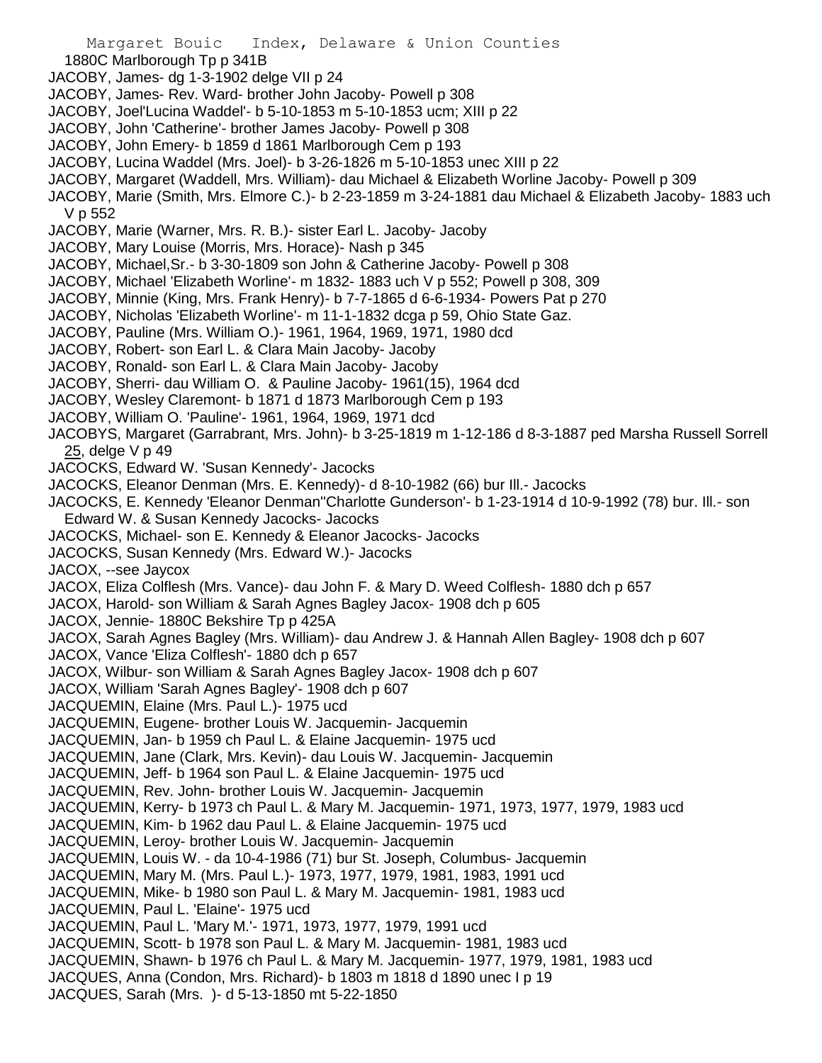1880C Marlborough Tp p 341B

JACOBY, James- dg 1-3-1902 delge VII p 24

JACOBY, James- Rev. Ward- brother John Jacoby- Powell p 308

JACOBY, Joel'Lucina Waddel'- b 5-10-1853 m 5-10-1853 ucm; XIII p 22

JACOBY, John 'Catherine'- brother James Jacoby- Powell p 308

JACOBY, John Emery- b 1859 d 1861 Marlborough Cem p 193

JACOBY, Lucina Waddel (Mrs. Joel)- b 3-26-1826 m 5-10-1853 unec XIII p 22

JACOBY, Margaret (Waddell, Mrs. William)- dau Michael & Elizabeth Worline Jacoby- Powell p 309

JACOBY, Marie (Smith, Mrs. Elmore C.)- b 2-23-1859 m 3-24-1881 dau Michael & Elizabeth Jacoby- 1883 uch V p 552

JACOBY, Marie (Warner, Mrs. R. B.)- sister Earl L. Jacoby- Jacoby

JACOBY, Mary Louise (Morris, Mrs. Horace)- Nash p 345

JACOBY, Michael,Sr.- b 3-30-1809 son John & Catherine Jacoby- Powell p 308

JACOBY, Michael 'Elizabeth Worline'- m 1832- 1883 uch V p 552; Powell p 308, 309

JACOBY, Minnie (King, Mrs. Frank Henry)- b 7-7-1865 d 6-6-1934- Powers Pat p 270

JACOBY, Nicholas 'Elizabeth Worline'- m 11-1-1832 dcga p 59, Ohio State Gaz.

JACOBY, Pauline (Mrs. William O.)- 1961, 1964, 1969, 1971, 1980 dcd

JACOBY, Robert- son Earl L. & Clara Main Jacoby- Jacoby

JACOBY, Ronald- son Earl L. & Clara Main Jacoby- Jacoby

JACOBY, Sherri- dau William O. & Pauline Jacoby- 1961(15), 1964 dcd

JACOBY, Wesley Claremont- b 1871 d 1873 Marlborough Cem p 193

JACOBY, William O. 'Pauline'- 1961, 1964, 1969, 1971 dcd

JACOBYS, Margaret (Garrabrant, Mrs. John)- b 3-25-1819 m 1-12-186 d 8-3-1887 ped Marsha Russell Sorrell 25, delge V p 49

JACOCKS, Edward W. 'Susan Kennedy'- Jacocks

JACOCKS, Eleanor Denman (Mrs. E. Kennedy)- d 8-10-1982 (66) bur Ill.- Jacocks

JACOCKS, E. Kennedy 'Eleanor Denman''Charlotte Gunderson'- b 1-23-1914 d 10-9-1992 (78) bur. Ill.- son Edward W. & Susan Kennedy Jacocks- Jacocks

JACOCKS, Michael- son E. Kennedy & Eleanor Jacocks- Jacocks

JACOCKS, Susan Kennedy (Mrs. Edward W.)- Jacocks

JACOX, --see Jaycox

JACOX, Eliza Colflesh (Mrs. Vance)- dau John F. & Mary D. Weed Colflesh- 1880 dch p 657

JACOX, Harold- son William & Sarah Agnes Bagley Jacox- 1908 dch p 605

JACOX, Jennie- 1880C Bekshire Tp p 425A

JACOX, Sarah Agnes Bagley (Mrs. William)- dau Andrew J. & Hannah Allen Bagley- 1908 dch p 607

JACOX, Vance 'Eliza Colflesh'- 1880 dch p 657

JACOX, Wilbur- son William & Sarah Agnes Bagley Jacox- 1908 dch p 607

JACOX, William 'Sarah Agnes Bagley'- 1908 dch p 607

JACQUEMIN, Elaine (Mrs. Paul L.)- 1975 ucd

JACQUEMIN, Eugene- brother Louis W. Jacquemin- Jacquemin

JACQUEMIN, Jan- b 1959 ch Paul L. & Elaine Jacquemin- 1975 ucd

JACQUEMIN, Jane (Clark, Mrs. Kevin)- dau Louis W. Jacquemin- Jacquemin

JACQUEMIN, Jeff- b 1964 son Paul L. & Elaine Jacquemin- 1975 ucd

JACQUEMIN, Rev. John- brother Louis W. Jacquemin- Jacquemin

JACQUEMIN, Kerry- b 1973 ch Paul L. & Mary M. Jacquemin- 1971, 1973, 1977, 1979, 1983 ucd

JACQUEMIN, Kim- b 1962 dau Paul L. & Elaine Jacquemin- 1975 ucd

JACQUEMIN, Leroy- brother Louis W. Jacquemin- Jacquemin

JACQUEMIN, Louis W. - da 10-4-1986 (71) bur St. Joseph, Columbus- Jacquemin

JACQUEMIN, Mary M. (Mrs. Paul L.)- 1973, 1977, 1979, 1981, 1983, 1991 ucd

JACQUEMIN, Mike- b 1980 son Paul L. & Mary M. Jacquemin- 1981, 1983 ucd

JACQUEMIN, Paul L. 'Elaine'- 1975 ucd

JACQUEMIN, Paul L. 'Mary M.'- 1971, 1973, 1977, 1979, 1991 ucd

JACQUEMIN, Scott- b 1978 son Paul L. & Mary M. Jacquemin- 1981, 1983 ucd

JACQUEMIN, Shawn- b 1976 ch Paul L. & Mary M. Jacquemin- 1977, 1979, 1981, 1983 ucd

JACQUES, Anna (Condon, Mrs. Richard)- b 1803 m 1818 d 1890 unec I p 19

JACQUES, Sarah (Mrs. )- d 5-13-1850 mt 5-22-1850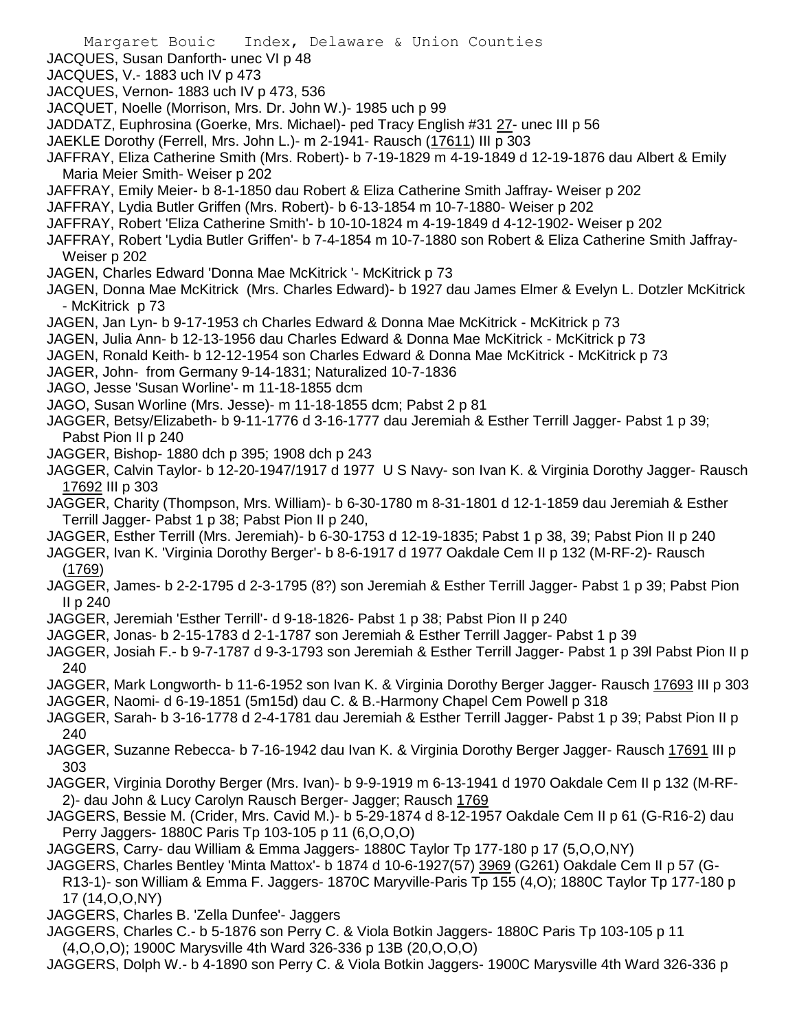JACQUES, Susan Danforth- unec VI p 48

JACQUES, V.- 1883 uch IV p 473

JACQUES, Vernon- 1883 uch IV p 473, 536

JACQUET, Noelle (Morrison, Mrs. Dr. John W.)- 1985 uch p 99

JADDATZ, Euphrosina (Goerke, Mrs. Michael)- ped Tracy English #31 27- unec III p 56

JAEKLE Dorothy (Ferrell, Mrs. John L.)- m 2-1941- Rausch (17611) III p 303

JAFFRAY, Eliza Catherine Smith (Mrs. Robert)- b 7-19-1829 m 4-19-1849 d 12-19-1876 dau Albert & Emily Maria Meier Smith- Weiser p 202

JAFFRAY, Emily Meier- b 8-1-1850 dau Robert & Eliza Catherine Smith Jaffray- Weiser p 202

JAFFRAY, Lydia Butler Griffen (Mrs. Robert)- b 6-13-1854 m 10-7-1880- Weiser p 202

JAFFRAY, Robert 'Eliza Catherine Smith'- b 10-10-1824 m 4-19-1849 d 4-12-1902- Weiser p 202

JAFFRAY, Robert 'Lydia Butler Griffen'- b 7-4-1854 m 10-7-1880 son Robert & Eliza Catherine Smith Jaffray- Weiser p 202

JAGEN, Charles Edward 'Donna Mae McKitrick '- McKitrick p 73

JAGEN, Donna Mae McKitrick (Mrs. Charles Edward)- b 1927 dau James Elmer & Evelyn L. Dotzler McKitrick - McKitrick p 73

JAGEN, Jan Lyn- b 9-17-1953 ch Charles Edward & Donna Mae McKitrick - McKitrick p 73

JAGEN, Julia Ann- b 12-13-1956 dau Charles Edward & Donna Mae McKitrick - McKitrick p 73

JAGEN, Ronald Keith- b 12-12-1954 son Charles Edward & Donna Mae McKitrick - McKitrick p 73

JAGER, John- from Germany 9-14-1831; Naturalized 10-7-1836

JAGO, Jesse 'Susan Worline'- m 11-18-1855 dcm

JAGO, Susan Worline (Mrs. Jesse)- m 11-18-1855 dcm; Pabst 2 p 81

JAGGER, Betsy/Elizabeth- b 9-11-1776 d 3-16-1777 dau Jeremiah & Esther Terrill Jagger- Pabst 1 p 39; Pabst Pion II p 240

JAGGER, Bishop- 1880 dch p 395; 1908 dch p 243

JAGGER, Calvin Taylor- b 12-20-1947/1917 d 1977 U S Navy- son Ivan K. & Virginia Dorothy Jagger- Rausch 17692 III p 303

JAGGER, Charity (Thompson, Mrs. William)- b 6-30-1780 m 8-31-1801 d 12-1-1859 dau Jeremiah & Esther Terrill Jagger- Pabst 1 p 38; Pabst Pion II p 240,

JAGGER, Esther Terrill (Mrs. Jeremiah)- b 6-30-1753 d 12-19-1835; Pabst 1 p 38, 39; Pabst Pion II p 240

JAGGER, Ivan K. 'Virginia Dorothy Berger'- b 8-6-1917 d 1977 Oakdale Cem II p 132 (M-RF-2)- Rausch (1769)

JAGGER, James- b 2-2-1795 d 2-3-1795 (8?) son Jeremiah & Esther Terrill Jagger- Pabst 1 p 39; Pabst Pion II p 240

JAGGER, Jeremiah 'Esther Terrill'- d 9-18-1826- Pabst 1 p 38; Pabst Pion II p 240

JAGGER, Jonas- b 2-15-1783 d 2-1-1787 son Jeremiah & Esther Terrill Jagger- Pabst 1 p 39

JAGGER, Josiah F.- b 9-7-1787 d 9-3-1793 son Jeremiah & Esther Terrill Jagger- Pabst 1 p 39l Pabst Pion II p 240

JAGGER, Mark Longworth- b 11-6-1952 son Ivan K. & Virginia Dorothy Berger Jagger- Rausch 17693 III p 303

JAGGER, Naomi- d 6-19-1851 (5m15d) dau C. & B.-Harmony Chapel Cem Powell p 318

JAGGER, Sarah- b 3-16-1778 d 2-4-1781 dau Jeremiah & Esther Terrill Jagger- Pabst 1 p 39; Pabst Pion II p 240

JAGGER, Suzanne Rebecca- b 7-16-1942 dau Ivan K. & Virginia Dorothy Berger Jagger- Rausch 17691 III p 303

JAGGER, Virginia Dorothy Berger (Mrs. Ivan)- b 9-9-1919 m 6-13-1941 d 1970 Oakdale Cem II p 132 (M-RF-2)- dau John & Lucy Carolyn Rausch Berger- Jagger; Rausch 1769

JAGGERS, Bessie M. (Crider, Mrs. Cavid M.)- b 5-29-1874 d 8-12-1957 Oakdale Cem II p 61 (G-R16-2) dau Perry Jaggers- 1880C Paris Tp 103-105 p 11 (6,O,O,O)

JAGGERS, Carry- dau William & Emma Jaggers- 1880C Taylor Tp 177-180 p 17 (5,O,O,NY)

JAGGERS, Charles Bentley 'Minta Mattox'- b 1874 d 10-6-1927(57) 3969 (G261) Oakdale Cem II p 57 (G-R13-1)- son William & Emma F. Jaggers- 1870C Maryville-Paris Tp 155 (4,O); 1880C Taylor Tp 177-180 p 17 (14,O,O,NY)

JAGGERS, Charles B. 'Zella Dunfee'- Jaggers

JAGGERS, Charles C.- b 5-1876 son Perry C. & Viola Botkin Jaggers- 1880C Paris Tp 103-105 p 11 (4,O,O,O); 1900C Marysville 4th Ward 326-336 p 13B (20,O,O,O)

JAGGERS, Dolph W.- b 4-1890 son Perry C. & Viola Botkin Jaggers- 1900C Marysville 4th Ward 326-336 p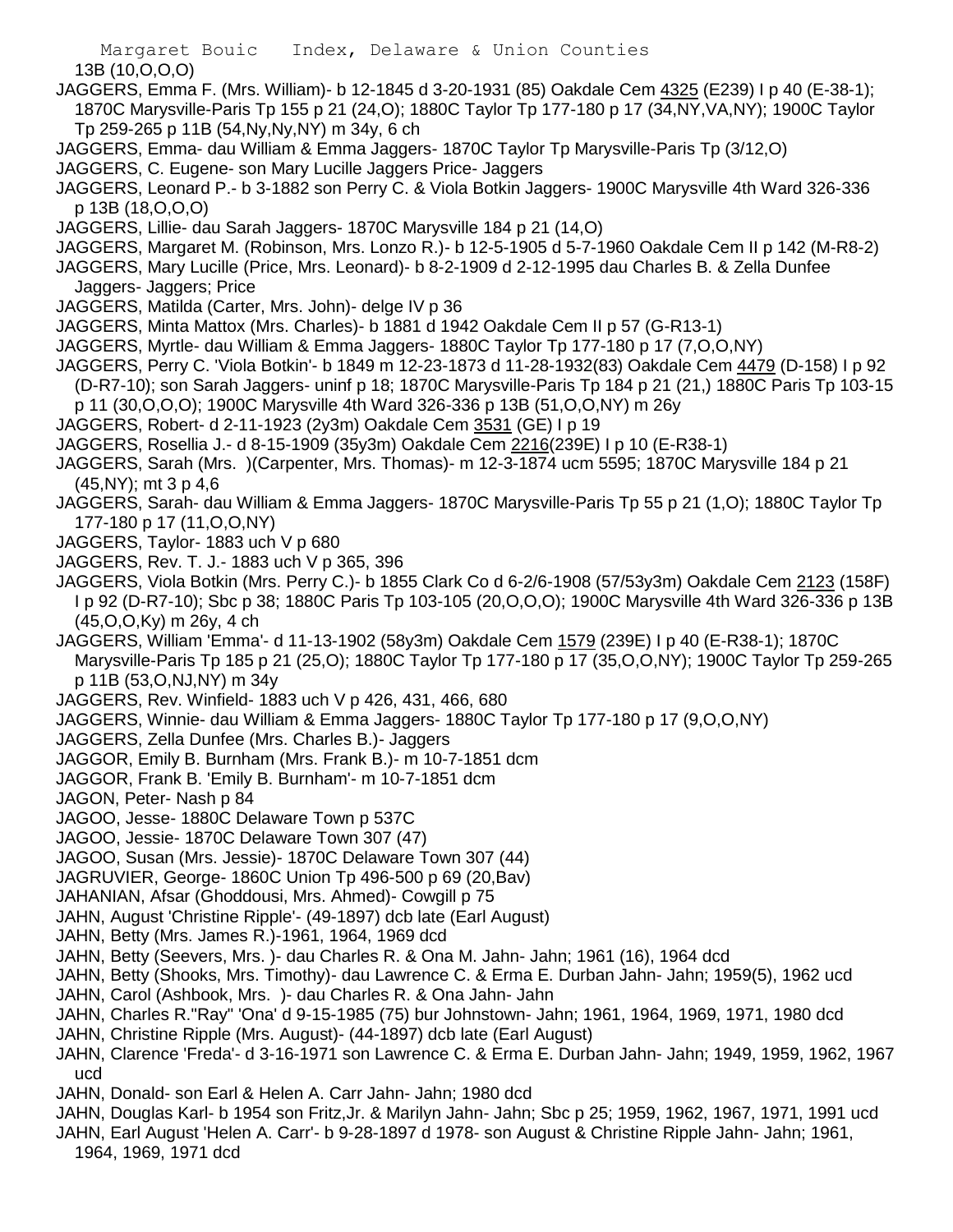13B (10,O,O,O)

JAGGERS, Emma F. (Mrs. William)- b 12-1845 d 3-20-1931 (85) Oakdale Cem 4325 (E239) I p 40 (E-38-1); 1870C Marysville-Paris Tp 155 p 21 (24,O); 1880C Taylor Tp 177-180 p 17 (34,NY,VA,NY); 1900C Taylor Tp 259-265 p 11B (54,Ny,Ny,NY) m 34y, 6 ch

JAGGERS, Emma- dau William & Emma Jaggers- 1870C Taylor Tp Marysville-Paris Tp (3/12,O)

JAGGERS, C. Eugene- son Mary Lucille Jaggers Price- Jaggers

JAGGERS, Leonard P.- b 3-1882 son Perry C. & Viola Botkin Jaggers- 1900C Marysville 4th Ward 326-336 p 13B (18,O,O,O)

JAGGERS, Lillie- dau Sarah Jaggers- 1870C Marysville 184 p 21 (14,O)

JAGGERS, Margaret M. (Robinson, Mrs. Lonzo R.)- b 12-5-1905 d 5-7-1960 Oakdale Cem II p 142 (M-R8-2)

JAGGERS, Mary Lucille (Price, Mrs. Leonard)- b 8-2-1909 d 2-12-1995 dau Charles B. & Zella Dunfee Jaggers- Jaggers; Price

JAGGERS, Matilda (Carter, Mrs. John)- delge IV p 36

JAGGERS, Minta Mattox (Mrs. Charles)- b 1881 d 1942 Oakdale Cem II p 57 (G-R13-1)

JAGGERS, Myrtle- dau William & Emma Jaggers- 1880C Taylor Tp 177-180 p 17 (7,O,O,NY)

JAGGERS, Perry C. 'Viola Botkin'- b 1849 m 12-23-1873 d 11-28-1932(83) Oakdale Cem 4479 (D-158) I p 92 (D-R7-10); son Sarah Jaggers- uninf p 18; 1870C Marysville-Paris Tp 184 p 21 (21,) 1880C Paris Tp 103-15 p 11 (30,O,O,O); 1900C Marysville 4th Ward 326-336 p 13B (51,O,O,NY) m 26y

JAGGERS, Robert- d 2-11-1923 (2y3m) Oakdale Cem 3531 (GE) I p 19

JAGGERS, Rosellia J.- d 8-15-1909 (35y3m) Oakdale Cem 2216(239E) I p 10 (E-R38-1)

JAGGERS, Sarah (Mrs. )(Carpenter, Mrs. Thomas)- m 12-3-1874 ucm 5595; 1870C Marysville 184 p 21 (45,NY); mt 3 p 4,6

JAGGERS, Sarah- dau William & Emma Jaggers- 1870C Marysville-Paris Tp 55 p 21 (1,O); 1880C Taylor Tp 177-180 p 17 (11,O,O,NY)

JAGGERS, Taylor- 1883 uch V p 680

JAGGERS, Rev. T. J.- 1883 uch V p 365, 396

JAGGERS, Viola Botkin (Mrs. Perry C.)- b 1855 Clark Co d 6-2/6-1908 (57/53y3m) Oakdale Cem 2123 (158F) I p 92 (D-R7-10); Sbc p 38; 1880C Paris Tp 103-105 (20,O,O,O); 1900C Marysville 4th Ward 326-336 p 13B (45,O,O,Ky) m 26y, 4 ch

JAGGERS, William 'Emma'- d 11-13-1902 (58y3m) Oakdale Cem 1579 (239E) I p 40 (E-R38-1); 1870C Marysville-Paris Tp 185 p 21 (25,O); 1880C Taylor Tp 177-180 p 17 (35,O,O,NY); 1900C Taylor Tp 259-265 p 11B (53,O,NJ,NY) m 34y

JAGGERS, Rev. Winfield- 1883 uch V p 426, 431, 466, 680

JAGGERS, Winnie- dau William & Emma Jaggers- 1880C Taylor Tp 177-180 p 17 (9,O,O,NY)

JAGGERS, Zella Dunfee (Mrs. Charles B.)- Jaggers

JAGGOR, Emily B. Burnham (Mrs. Frank B.)- m 10-7-1851 dcm

JAGGOR, Frank B. 'Emily B. Burnham'- m 10-7-1851 dcm

JAGON, Peter- Nash p 84

JAGOO, Jesse- 1880C Delaware Town p 537C

JAGOO, Jessie- 1870C Delaware Town 307 (47)

JAGOO, Susan (Mrs. Jessie)- 1870C Delaware Town 307 (44)

JAGRUVIER, George- 1860C Union Tp 496-500 p 69 (20,Bav)

JAHANIAN, Afsar (Ghoddousi, Mrs. Ahmed)- Cowgill p 75

JAHN, August 'Christine Ripple'- (49-1897) dcb late (Earl August)

JAHN, Betty (Mrs. James R.)-1961, 1964, 1969 dcd

JAHN, Betty (Seevers, Mrs. )- dau Charles R. & Ona M. Jahn- Jahn; 1961 (16), 1964 dcd

JAHN, Betty (Shooks, Mrs. Timothy)- dau Lawrence C. & Erma E. Durban Jahn- Jahn; 1959(5), 1962 ucd

JAHN, Carol (Ashbook, Mrs. )- dau Charles R. & Ona Jahn- Jahn

JAHN, Charles R."Ray" 'Ona' d 9-15-1985 (75) bur Johnstown- Jahn; 1961, 1964, 1969, 1971, 1980 dcd

JAHN, Christine Ripple (Mrs. August)- (44-1897) dcb late (Earl August)

JAHN, Clarence 'Freda'- d 3-16-1971 son Lawrence C. & Erma E. Durban Jahn- Jahn; 1949, 1959, 1962, 1967 ucd

JAHN, Donald- son Earl & Helen A. Carr Jahn- Jahn; 1980 dcd

JAHN, Douglas Karl- b 1954 son Fritz,Jr. & Marilyn Jahn- Jahn; Sbc p 25; 1959, 1962, 1967, 1971, 1991 ucd

JAHN, Earl August 'Helen A. Carr'- b 9-28-1897 d 1978- son August & Christine Ripple Jahn- Jahn; 1961, 1964, 1969, 1971 dcd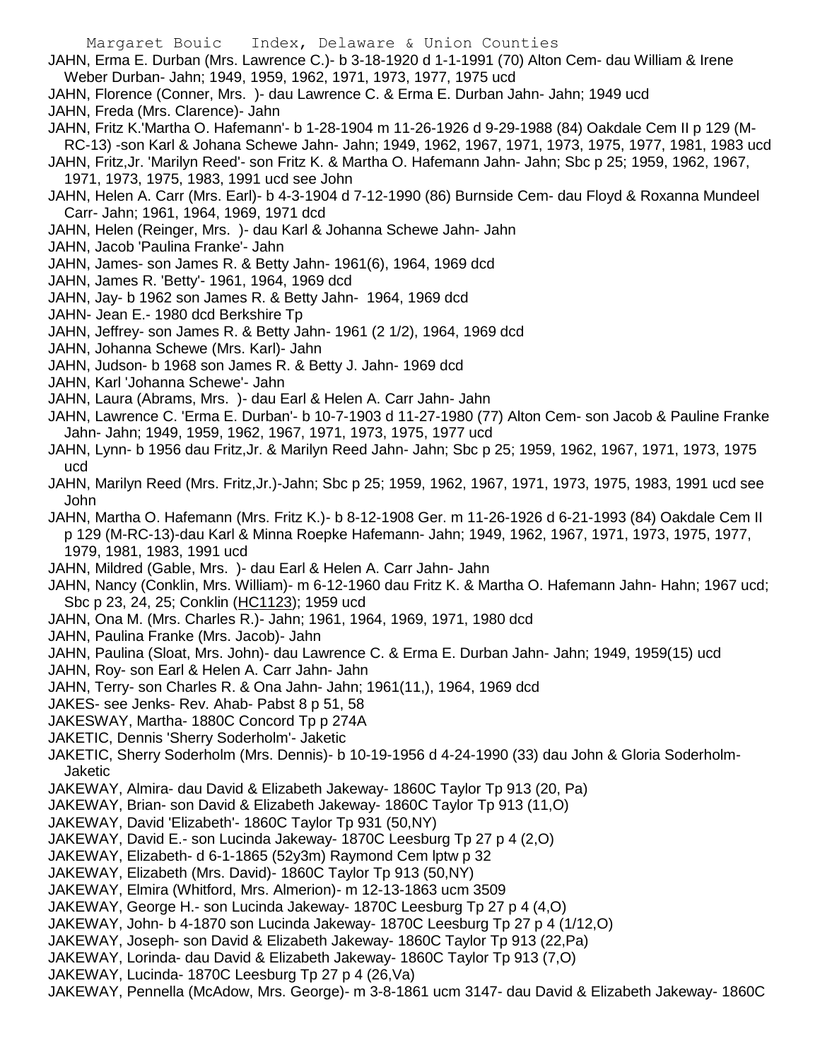JAHN, Erma E. Durban (Mrs. Lawrence C.)- b 3-18-1920 d 1-1-1991 (70) Alton Cem- dau William & Irene Weber Durban- Jahn; 1949, 1959, 1962, 1971, 1973, 1977, 1975 ucd

JAHN, Florence (Conner, Mrs. )- dau Lawrence C. & Erma E. Durban Jahn- Jahn; 1949 ucd

JAHN, Freda (Mrs. Clarence)- Jahn

JAHN, Fritz K.'Martha O. Hafemann'- b 1-28-1904 m 11-26-1926 d 9-29-1988 (84) Oakdale Cem II p 129 (M-RC-13) -son Karl & Johana Schewe Jahn- Jahn; 1949, 1962, 1967, 1971, 1973, 1975, 1977, 1981, 1983 ucd

JAHN, Fritz,Jr. 'Marilyn Reed'- son Fritz K. & Martha O. Hafemann Jahn- Jahn; Sbc p 25; 1959, 1962, 1967, 1971, 1973, 1975, 1983, 1991 ucd see John

JAHN, Helen A. Carr (Mrs. Earl)- b 4-3-1904 d 7-12-1990 (86) Burnside Cem- dau Floyd & Roxanna Mundeel Carr- Jahn; 1961, 1964, 1969, 1971 dcd

JAHN, Helen (Reinger, Mrs. )- dau Karl & Johanna Schewe Jahn- Jahn

JAHN, Jacob 'Paulina Franke'- Jahn

JAHN, James- son James R. & Betty Jahn- 1961(6), 1964, 1969 dcd

JAHN, James R. 'Betty'- 1961, 1964, 1969 dcd

JAHN, Jay- b 1962 son James R. & Betty Jahn- 1964, 1969 dcd

JAHN- Jean E.- 1980 dcd Berkshire Tp

JAHN, Jeffrey- son James R. & Betty Jahn- 1961 (2 1/2), 1964, 1969 dcd

JAHN, Johanna Schewe (Mrs. Karl)- Jahn

JAHN, Judson- b 1968 son James R. & Betty J. Jahn- 1969 dcd

JAHN, Karl 'Johanna Schewe'- Jahn

JAHN, Laura (Abrams, Mrs. )- dau Earl & Helen A. Carr Jahn- Jahn

JAHN, Lawrence C. 'Erma E. Durban'- b 10-7-1903 d 11-27-1980 (77) Alton Cem- son Jacob & Pauline Franke Jahn- Jahn; 1949, 1959, 1962, 1967, 1971, 1973, 1975, 1977 ucd

JAHN, Lynn- b 1956 dau Fritz,Jr. & Marilyn Reed Jahn- Jahn; Sbc p 25; 1959, 1962, 1967, 1971, 1973, 1975 ucd

JAHN, Marilyn Reed (Mrs. Fritz,Jr.)-Jahn; Sbc p 25; 1959, 1962, 1967, 1971, 1973, 1975, 1983, 1991 ucd see John

JAHN, Martha O. Hafemann (Mrs. Fritz K.)- b 8-12-1908 Ger. m 11-26-1926 d 6-21-1993 (84) Oakdale Cem II p 129 (M-RC-13)-dau Karl & Minna Roepke Hafemann- Jahn; 1949, 1962, 1967, 1971, 1973, 1975, 1977, 1979, 1981, 1983, 1991 ucd

JAHN, Mildred (Gable, Mrs. )- dau Earl & Helen A. Carr Jahn- Jahn

JAHN, Nancy (Conklin, Mrs. William)- m 6-12-1960 dau Fritz K. & Martha O. Hafemann Jahn- Hahn; 1967 ucd; Sbc p 23, 24, 25; Conklin (HC1123); 1959 ucd

JAHN, Ona M. (Mrs. Charles R.)- Jahn; 1961, 1964, 1969, 1971, 1980 dcd

JAHN, Paulina Franke (Mrs. Jacob)- Jahn

JAHN, Paulina (Sloat, Mrs. John)- dau Lawrence C. & Erma E. Durban Jahn- Jahn; 1949, 1959(15) ucd

JAHN, Roy- son Earl & Helen A. Carr Jahn- Jahn

JAHN, Terry- son Charles R. & Ona Jahn- Jahn; 1961(11,), 1964, 1969 dcd

JAKES- see Jenks- Rev. Ahab- Pabst 8 p 51, 58

JAKESWAY, Martha- 1880C Concord Tp p 274A

JAKETIC, Dennis 'Sherry Soderholm'- Jaketic

JAKETIC, Sherry Soderholm (Mrs. Dennis)- b 10-19-1956 d 4-24-1990 (33) dau John & Gloria Soderholm- Jaketic

JAKEWAY, Almira- dau David & Elizabeth Jakeway- 1860C Taylor Tp 913 (20, Pa)

JAKEWAY, Brian- son David & Elizabeth Jakeway- 1860C Taylor Tp 913 (11,O)

JAKEWAY, David 'Elizabeth'- 1860C Taylor Tp 931 (50,NY)

JAKEWAY, David E.- son Lucinda Jakeway- 1870C Leesburg Tp 27 p 4 (2,O)

JAKEWAY, Elizabeth- d 6-1-1865 (52y3m) Raymond Cem lptw p 32

JAKEWAY, Elizabeth (Mrs. David)- 1860C Taylor Tp 913 (50,NY)

JAKEWAY, Elmira (Whitford, Mrs. Almerion)- m 12-13-1863 ucm 3509

JAKEWAY, George H.- son Lucinda Jakeway- 1870C Leesburg Tp 27 p 4 (4,O)

JAKEWAY, John- b 4-1870 son Lucinda Jakeway- 1870C Leesburg Tp 27 p 4 (1/12,O)

JAKEWAY, Joseph- son David & Elizabeth Jakeway- 1860C Taylor Tp 913 (22,Pa)

JAKEWAY, Lorinda- dau David & Elizabeth Jakeway- 1860C Taylor Tp 913 (7,O)

JAKEWAY, Lucinda- 1870C Leesburg Tp 27 p 4 (26,Va)

JAKEWAY, Pennella (McAdow, Mrs. George)- m 3-8-1861 ucm 3147- dau David & Elizabeth Jakeway- 1860C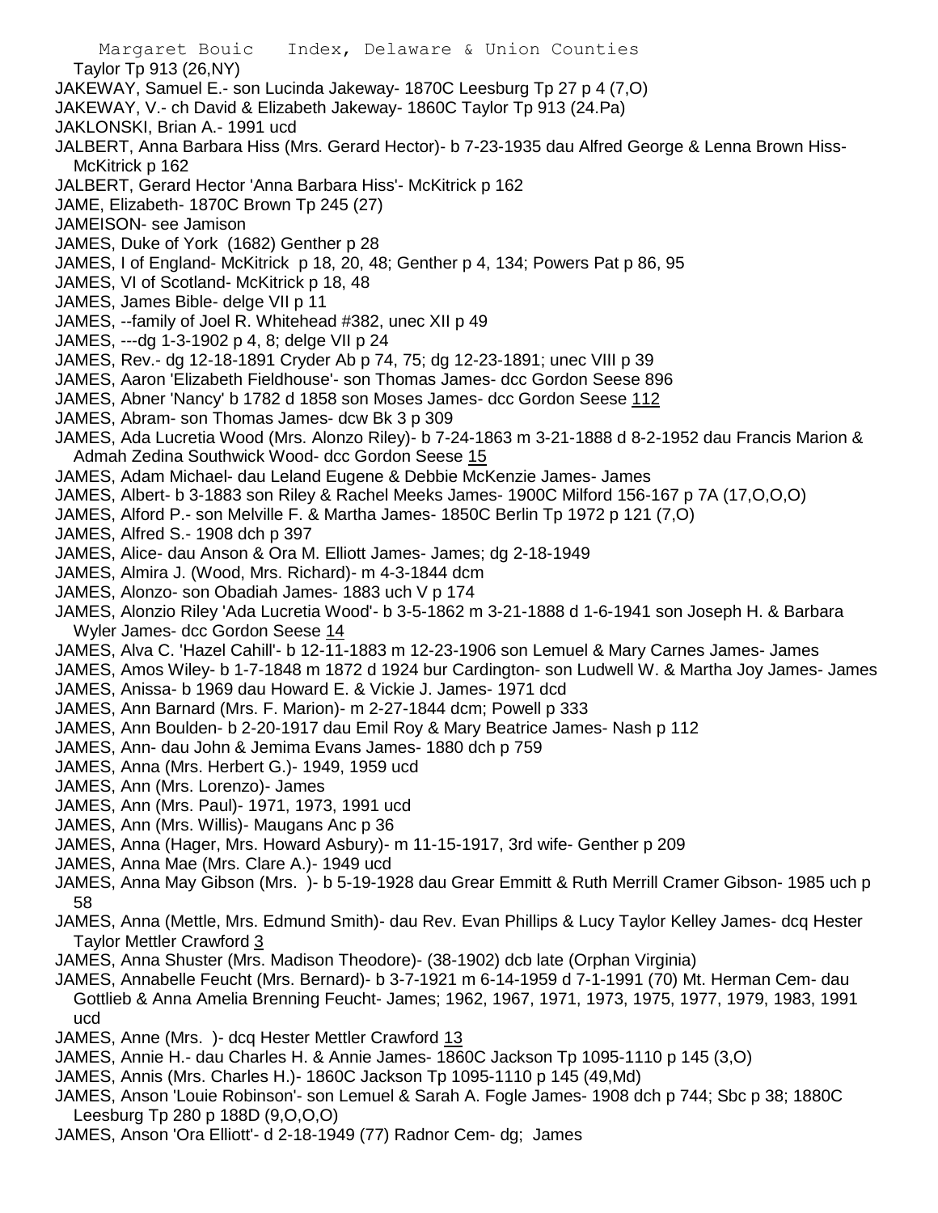Taylor Tp 913 (26,NY)
JAKEWAY, Samuel E.- son Lucinda Jakeway- 1870C Leesburg Tp 27 p 4 (7,O)
JAKEWAY, V.- ch David & Elizabeth Jakeway- 1860C Taylor Tp 913 (24.Pa)
JAKLONSKI, Brian A.- 1991 ucd
JALBERT, Anna Barbara Hiss (Mrs. Gerard Hector)- b 7-23-1935 dau Alfred George & Lenna Brown Hiss- McKitrick p 162
JALBERT, Gerard Hector 'Anna Barbara Hiss'- McKitrick p 162
JAME, Elizabeth- 1870C Brown Tp 245 (27)
JAMEISON- see Jamison
JAMES, Duke of York (1682) Genther p 28
JAMES, I of England- McKitrick p 18, 20, 48; Genther p 4, 134; Powers Pat p 86, 95
JAMES, VI of Scotland- McKitrick p 18, 48
JAMES, James Bible- delge VII p 11
JAMES, --family of Joel R. Whitehead #382, unec XII p 49
JAMES, ---dg 1-3-1902 p 4, 8; delge VII p 24
JAMES, Rev.- dg 12-18-1891 Cryder Ab p 74, 75; dg 12-23-1891; unec VIII p 39
JAMES, Aaron 'Elizabeth Fieldhouse'- son Thomas James- dcc Gordon Seese 896
JAMES, Abner 'Nancy' b 1782 d 1858 son Moses James- dcc Gordon Seese 112
JAMES, Abram- son Thomas James- dcw Bk 3 p 309
JAMES, Ada Lucretia Wood (Mrs. Alonzo Riley)- b 7-24-1863 m 3-21-1888 d 8-2-1952 dau Francis Marion & Admah Zedina Southwick Wood- dcc Gordon Seese 15
JAMES, Adam Michael- dau Leland Eugene & Debbie McKenzie James- James
JAMES, Albert- b 3-1883 son Riley & Rachel Meeks James- 1900C Milford 156-167 p 7A (17,O,O,O)
JAMES, Alford P.- son Melville F. & Martha James- 1850C Berlin Tp 1972 p 121 (7,O)
JAMES, Alfred S.- 1908 dch p 397
JAMES, Alice- dau Anson & Ora M. Elliott James- James; dg 2-18-1949
JAMES, Almira J. (Wood, Mrs. Richard)- m 4-3-1844 dcm
JAMES, Alonzo- son Obadiah James- 1883 uch V p 174
JAMES, Alonzio Riley 'Ada Lucretia Wood'- b 3-5-1862 m 3-21-1888 d 1-6-1941 son Joseph H. & Barbara Wyler James- dcc Gordon Seese 14
JAMES, Alva C. 'Hazel Cahill'- b 12-11-1883 m 12-23-1906 son Lemuel & Mary Carnes James- James
JAMES, Amos Wiley- b 1-7-1848 m 1872 d 1924 bur Cardington- son Ludwell W. & Martha Joy James- James
JAMES, Anissa- b 1969 dau Howard E. & Vickie J. James- 1971 dcd
JAMES, Ann Barnard (Mrs. F. Marion)- m 2-27-1844 dcm; Powell p 333
JAMES, Ann Boulden- b 2-20-1917 dau Emil Roy & Mary Beatrice James- Nash p 112
JAMES, Ann- dau John & Jemima Evans James- 1880 dch p 759
JAMES, Anna (Mrs. Herbert G.)- 1949, 1959 ucd
JAMES, Ann (Mrs. Lorenzo)- James
JAMES, Ann (Mrs. Paul)- 1971, 1973, 1991 ucd
JAMES, Ann (Mrs. Willis)- Maugans Anc p 36
JAMES, Anna (Hager, Mrs. Howard Asbury)- m 11-15-1917, 3rd wife- Genther p 209
JAMES, Anna Mae (Mrs. Clare A.)- 1949 ucd
JAMES, Anna May Gibson (Mrs. )- b 5-19-1928 dau Grear Emmitt & Ruth Merrill Cramer Gibson- 1985 uch p 58
JAMES, Anna (Mettle, Mrs. Edmund Smith)- dau Rev. Evan Phillips & Lucy Taylor Kelley James- dcq Hester Taylor Mettler Crawford 3
JAMES, Anna Shuster (Mrs. Madison Theodore)- (38-1902) dcb late (Orphan Virginia)
JAMES, Annabelle Feucht (Mrs. Bernard)- b 3-7-1921 m 6-14-1959 d 7-1-1991 (70) Mt. Herman Cem- dau Gottlieb & Anna Amelia Brenning Feucht- James; 1962, 1967, 1971, 1973, 1975, 1977, 1979, 1983, 1991 ucd
JAMES, Anne (Mrs. )- dcq Hester Mettler Crawford 13
JAMES, Annie H.- dau Charles H. & Annie James- 1860C Jackson Tp 1095-1110 p 145 (3,O)
JAMES, Annis (Mrs. Charles H.)- 1860C Jackson Tp 1095-1110 p 145 (49,Md)
JAMES, Anson 'Louie Robinson'- son Lemuel & Sarah A. Fogle James- 1908 dch p 744; Sbc p 38; 1880C Leesburg Tp 280 p 188D (9,O,O,O)
JAMES, Anson 'Ora Elliott'- d 2-18-1949 (77) Radnor Cem- dg; James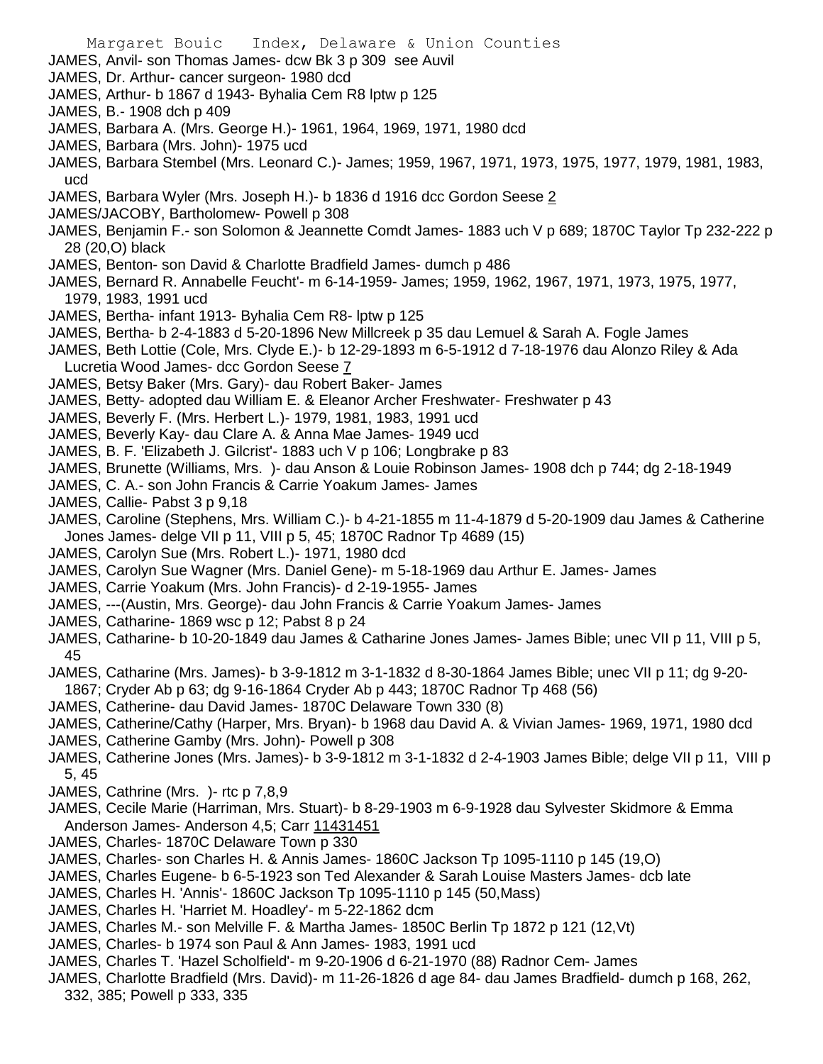JAMES, Anvil- son Thomas James- dcw Bk 3 p 309 see Auvil
JAMES, Dr. Arthur- cancer surgeon- 1980 dcd
JAMES, Arthur- b 1867 d 1943- Byhalia Cem R8 lptw p 125
JAMES, B.- 1908 dch p 409
JAMES, Barbara A. (Mrs. George H.)- 1961, 1964, 1969, 1971, 1980 dcd
JAMES, Barbara (Mrs. John)- 1975 ucd
JAMES, Barbara Stembel (Mrs. Leonard C.)- James; 1959, 1967, 1971, 1973, 1975, 1977, 1979, 1981, 1983, ucd
JAMES, Barbara Wyler (Mrs. Joseph H.)- b 1836 d 1916 dcc Gordon Seese 2
JAMES/JACOBY, Bartholomew- Powell p 308
JAMES, Benjamin F.- son Solomon & Jeannette Comdt James- 1883 uch V p 689; 1870C Taylor Tp 232-222 p 28 (20,O) black
JAMES, Benton- son David & Charlotte Bradfield James- dumch p 486
JAMES, Bernard R. Annabelle Feucht'- m 6-14-1959- James; 1959, 1962, 1967, 1971, 1973, 1975, 1977, 1979, 1983, 1991 ucd
JAMES, Bertha- infant 1913- Byhalia Cem R8- lptw p 125
JAMES, Bertha- b 2-4-1883 d 5-20-1896 New Millcreek p 35 dau Lemuel & Sarah A. Fogle James
JAMES, Beth Lottie (Cole, Mrs. Clyde E.)- b 12-29-1893 m 6-5-1912 d 7-18-1976 dau Alonzo Riley & Ada Lucretia Wood James- dcc Gordon Seese 7
JAMES, Betsy Baker (Mrs. Gary)- dau Robert Baker- James
JAMES, Betty- adopted dau William E. & Eleanor Archer Freshwater- Freshwater p 43
JAMES, Beverly F. (Mrs. Herbert L.)- 1979, 1981, 1983, 1991 ucd
JAMES, Beverly Kay- dau Clare A. & Anna Mae James- 1949 ucd
JAMES, B. F. 'Elizabeth J. Gilcrist'- 1883 uch V p 106; Longbrake p 83
JAMES, Brunette (Williams, Mrs. )- dau Anson & Louie Robinson James- 1908 dch p 744; dg 2-18-1949
JAMES, C. A.- son John Francis & Carrie Yoakum James- James
JAMES, Callie- Pabst 3 p 9,18
JAMES, Caroline (Stephens, Mrs. William C.)- b 4-21-1855 m 11-4-1879 d 5-20-1909 dau James & Catherine Jones James- delge VII p 11, VIII p 5, 45; 1870C Radnor Tp 4689 (15)
JAMES, Carolyn Sue (Mrs. Robert L.)- 1971, 1980 dcd
JAMES, Carolyn Sue Wagner (Mrs. Daniel Gene)- m 5-18-1969 dau Arthur E. James- James
JAMES, Carrie Yoakum (Mrs. John Francis)- d 2-19-1955- James
JAMES, ---(Austin, Mrs. George)- dau John Francis & Carrie Yoakum James- James
JAMES, Catharine- 1869 wsc p 12; Pabst 8 p 24
JAMES, Catharine- b 10-20-1849 dau James & Catharine Jones James- James Bible; unec VII p 11, VIII p 5, 45
JAMES, Catharine (Mrs. James)- b 3-9-1812 m 3-1-1832 d 8-30-1864 James Bible; unec VII p 11; dg 9-20-1867; Cryder Ab p 63; dg 9-16-1864 Cryder Ab p 443; 1870C Radnor Tp 468 (56)
JAMES, Catherine- dau David James- 1870C Delaware Town 330 (8)
JAMES, Catherine/Cathy (Harper, Mrs. Bryan)- b 1968 dau David A. & Vivian James- 1969, 1971, 1980 dcd
JAMES, Catherine Gamby (Mrs. John)- Powell p 308
JAMES, Catherine Jones (Mrs. James)- b 3-9-1812 m 3-1-1832 d 2-4-1903 James Bible; delge VII p 11, VIII p 5, 45
JAMES, Cathrine (Mrs. )- rtc p 7,8,9
JAMES, Cecile Marie (Harriman, Mrs. Stuart)- b 8-29-1903 m 6-9-1928 dau Sylvester Skidmore & Emma Anderson James- Anderson 4,5; Carr 11431451
JAMES, Charles- 1870C Delaware Town p 330
JAMES, Charles- son Charles H. & Annis James- 1860C Jackson Tp 1095-1110 p 145 (19,O)
JAMES, Charles Eugene- b 6-5-1923 son Ted Alexander & Sarah Louise Masters James- dcb late
JAMES, Charles H. 'Annis'- 1860C Jackson Tp 1095-1110 p 145 (50,Mass)
JAMES, Charles H. 'Harriet M. Hoadley'- m 5-22-1862 dcm
JAMES, Charles M.- son Melville F. & Martha James- 1850C Berlin Tp 1872 p 121 (12,Vt)
JAMES, Charles- b 1974 son Paul & Ann James- 1983, 1991 ucd
JAMES, Charles T. 'Hazel Scholfield'- m 9-20-1906 d 6-21-1970 (88) Radnor Cem- James
JAMES, Charlotte Bradfield (Mrs. David)- m 11-26-1826 d age 84- dau James Bradfield- dumch p 168, 262, 332, 385; Powell p 333, 335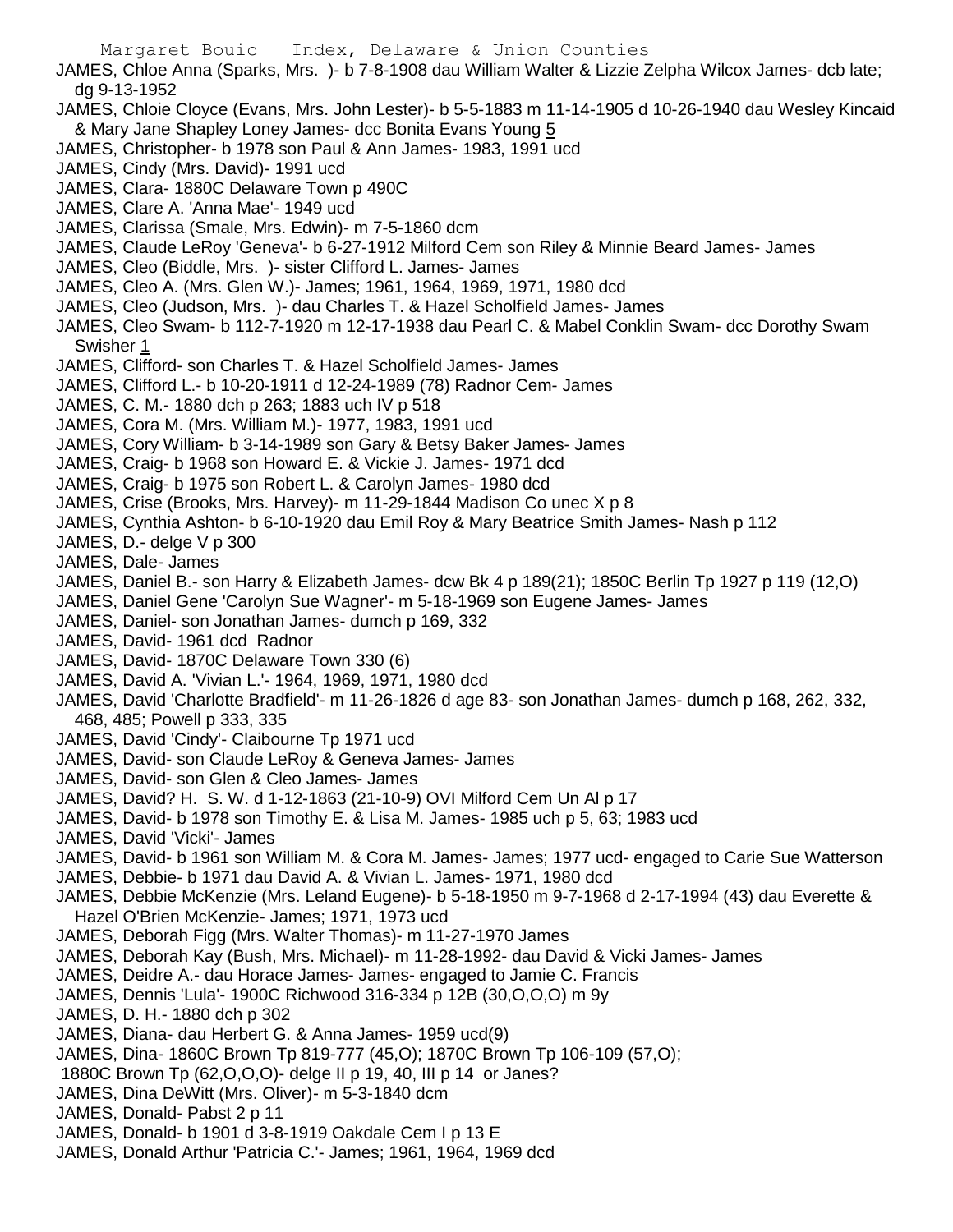JAMES, Chloe Anna (Sparks, Mrs. )- b 7-8-1908 dau William Walter & Lizzie Zelpha Wilcox James- dcb late; dg 9-13-1952

JAMES, Chloie Cloyce (Evans, Mrs. John Lester)- b 5-5-1883 m 11-14-1905 d 10-26-1940 dau Wesley Kincaid & Mary Jane Shapley Loney James- dcc Bonita Evans Young 5

JAMES, Christopher- b 1978 son Paul & Ann James- 1983, 1991 ucd

JAMES, Cindy (Mrs. David)- 1991 ucd

JAMES, Clara- 1880C Delaware Town p 490C

JAMES, Clare A. 'Anna Mae'- 1949 ucd

JAMES, Clarissa (Smale, Mrs. Edwin)- m 7-5-1860 dcm

JAMES, Claude LeRoy 'Geneva'- b 6-27-1912 Milford Cem son Riley & Minnie Beard James- James

JAMES, Cleo (Biddle, Mrs. )- sister Clifford L. James- James

JAMES, Cleo A. (Mrs. Glen W.)- James; 1961, 1964, 1969, 1971, 1980 dcd

JAMES, Cleo (Judson, Mrs. )- dau Charles T. & Hazel Scholfield James- James

JAMES, Cleo Swam- b 112-7-1920 m 12-17-1938 dau Pearl C. & Mabel Conklin Swam- dcc Dorothy Swam Swisher 1

JAMES, Clifford- son Charles T. & Hazel Scholfield James- James

JAMES, Clifford L.- b 10-20-1911 d 12-24-1989 (78) Radnor Cem- James

JAMES, C. M.- 1880 dch p 263; 1883 uch IV p 518

JAMES, Cora M. (Mrs. William M.)- 1977, 1983, 1991 ucd

JAMES, Cory William- b 3-14-1989 son Gary & Betsy Baker James- James

JAMES, Craig- b 1968 son Howard E. & Vickie J. James- 1971 dcd

JAMES, Craig- b 1975 son Robert L. & Carolyn James- 1980 dcd

JAMES, Crise (Brooks, Mrs. Harvey)- m 11-29-1844 Madison Co unec X p 8

JAMES, Cynthia Ashton- b 6-10-1920 dau Emil Roy & Mary Beatrice Smith James- Nash p 112

JAMES, D.- delge V p 300

JAMES, Dale- James

JAMES, Daniel B.- son Harry & Elizabeth James- dcw Bk 4 p 189(21); 1850C Berlin Tp 1927 p 119 (12,O)

JAMES, Daniel Gene 'Carolyn Sue Wagner'- m 5-18-1969 son Eugene James- James

JAMES, Daniel- son Jonathan James- dumch p 169, 332

JAMES, David- 1961 dcd Radnor

JAMES, David- 1870C Delaware Town 330 (6)

JAMES, David A. 'Vivian L.'- 1964, 1969, 1971, 1980 dcd

JAMES, David 'Charlotte Bradfield'- m 11-26-1826 d age 83- son Jonathan James- dumch p 168, 262, 332, 468, 485; Powell p 333, 335

JAMES, David 'Cindy'- Claibourne Tp 1971 ucd

JAMES, David- son Claude LeRoy & Geneva James- James

JAMES, David- son Glen & Cleo James- James

JAMES, David? H. S. W. d 1-12-1863 (21-10-9) OVI Milford Cem Un Al p 17

JAMES, David- b 1978 son Timothy E. & Lisa M. James- 1985 uch p 5, 63; 1983 ucd

JAMES, David 'Vicki'- James

JAMES, David- b 1961 son William M. & Cora M. James- James; 1977 ucd- engaged to Carie Sue Watterson

JAMES, Debbie- b 1971 dau David A. & Vivian L. James- 1971, 1980 dcd

JAMES, Debbie McKenzie (Mrs. Leland Eugene)- b 5-18-1950 m 9-7-1968 d 2-17-1994 (43) dau Everette & Hazel O'Brien McKenzie- James; 1971, 1973 ucd

JAMES, Deborah Figg (Mrs. Walter Thomas)- m 11-27-1970 James

JAMES, Deborah Kay (Bush, Mrs. Michael)- m 11-28-1992- dau David & Vicki James- James

JAMES, Deidre A.- dau Horace James- James- engaged to Jamie C. Francis

JAMES, Dennis 'Lula'- 1900C Richwood 316-334 p 12B (30,O,O,O) m 9y

JAMES, D. H.- 1880 dch p 302

JAMES, Diana- dau Herbert G. & Anna James- 1959 ucd(9)

JAMES, Dina- 1860C Brown Tp 819-777 (45,O); 1870C Brown Tp 106-109 (57,O);
1880C Brown Tp (62,O,O,O)- delge II p 19, 40, III p 14 or Janes?

JAMES, Dina DeWitt (Mrs. Oliver)- m 5-3-1840 dcm

JAMES, Donald- Pabst 2 p 11

JAMES, Donald- b 1901 d 3-8-1919 Oakdale Cem I p 13 E

JAMES, Donald Arthur 'Patricia C.'- James; 1961, 1964, 1969 dcd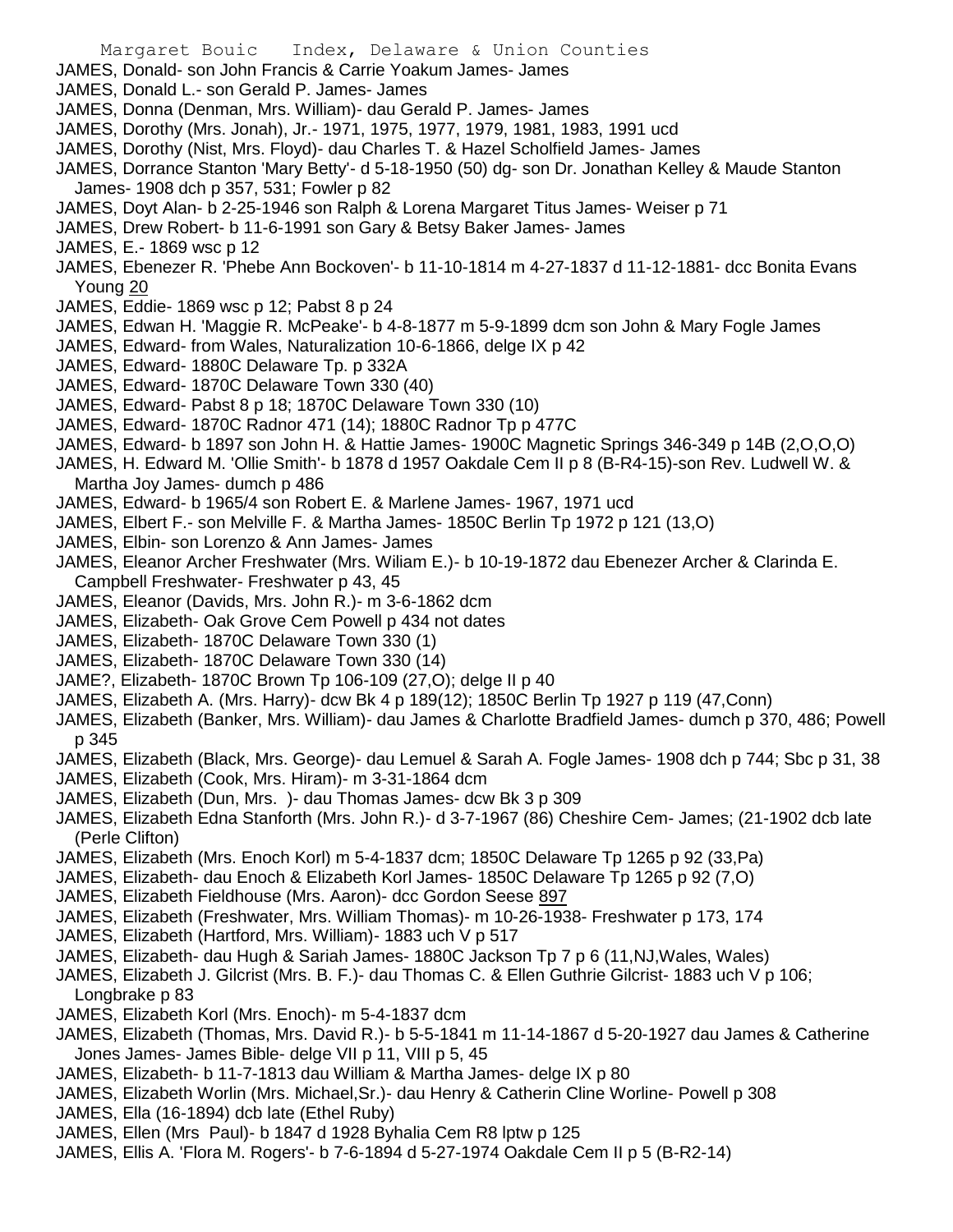JAMES, Donald- son John Francis & Carrie Yoakum James- James

JAMES, Donald L.- son Gerald P. James- James

JAMES, Donna (Denman, Mrs. William)- dau Gerald P. James- James

JAMES, Dorothy (Mrs. Jonah), Jr.- 1971, 1975, 1977, 1979, 1981, 1983, 1991 ucd

JAMES, Dorothy (Nist, Mrs. Floyd)- dau Charles T. & Hazel Scholfield James- James

JAMES, Dorrance Stanton 'Mary Betty'- d 5-18-1950 (50) dg- son Dr. Jonathan Kelley & Maude Stanton James- 1908 dch p 357, 531; Fowler p 82

JAMES, Doyt Alan- b 2-25-1946 son Ralph & Lorena Margaret Titus James- Weiser p 71

JAMES, Drew Robert- b 11-6-1991 son Gary & Betsy Baker James- James

JAMES, E.- 1869 wsc p 12

JAMES, Ebenezer R. 'Phebe Ann Bockoven'- b 11-10-1814 m 4-27-1837 d 11-12-1881- dcc Bonita Evans Young 20

JAMES, Eddie- 1869 wsc p 12; Pabst 8 p 24

JAMES, Edwan H. 'Maggie R. McPeake'- b 4-8-1877 m 5-9-1899 dcm son John & Mary Fogle James

JAMES, Edward- from Wales, Naturalization 10-6-1866, delge IX p 42

JAMES, Edward- 1880C Delaware Tp. p 332A

JAMES, Edward- 1870C Delaware Town 330 (40)

JAMES, Edward- Pabst 8 p 18; 1870C Delaware Town 330 (10)

JAMES, Edward- 1870C Radnor 471 (14); 1880C Radnor Tp p 477C

JAMES, Edward- b 1897 son John H. & Hattie James- 1900C Magnetic Springs 346-349 p 14B (2,O,O,O)

JAMES, H. Edward M. 'Ollie Smith'- b 1878 d 1957 Oakdale Cem II p 8 (B-R4-15)-son Rev. Ludwell W. & Martha Joy James- dumch p 486

JAMES, Edward- b 1965/4 son Robert E. & Marlene James- 1967, 1971 ucd

JAMES, Elbert F.- son Melville F. & Martha James- 1850C Berlin Tp 1972 p 121 (13,O)

JAMES, Elbin- son Lorenzo & Ann James- James

JAMES, Eleanor Archer Freshwater (Mrs. Wiliam E.)- b 10-19-1872 dau Ebenezer Archer & Clarinda E. Campbell Freshwater- Freshwater p 43, 45

JAMES, Eleanor (Davids, Mrs. John R.)- m 3-6-1862 dcm

JAMES, Elizabeth- Oak Grove Cem Powell p 434 not dates

JAMES, Elizabeth- 1870C Delaware Town 330 (1)

JAMES, Elizabeth- 1870C Delaware Town 330 (14)

JAME?, Elizabeth- 1870C Brown Tp 106-109 (27,O); delge II p 40

JAMES, Elizabeth A. (Mrs. Harry)- dcw Bk 4 p 189(12); 1850C Berlin Tp 1927 p 119 (47,Conn)

JAMES, Elizabeth (Banker, Mrs. William)- dau James & Charlotte Bradfield James- dumch p 370, 486; Powell p 345

JAMES, Elizabeth (Black, Mrs. George)- dau Lemuel & Sarah A. Fogle James- 1908 dch p 744; Sbc p 31, 38

JAMES, Elizabeth (Cook, Mrs. Hiram)- m 3-31-1864 dcm

JAMES, Elizabeth (Dun, Mrs. )- dau Thomas James- dcw Bk 3 p 309

JAMES, Elizabeth Edna Stanforth (Mrs. John R.)- d 3-7-1967 (86) Cheshire Cem- James; (21-1902 dcb late (Perle Clifton)

JAMES, Elizabeth (Mrs. Enoch Korl) m 5-4-1837 dcm; 1850C Delaware Tp 1265 p 92 (33,Pa)

JAMES, Elizabeth- dau Enoch & Elizabeth Korl James- 1850C Delaware Tp 1265 p 92 (7,O)

JAMES, Elizabeth Fieldhouse (Mrs. Aaron)- dcc Gordon Seese 897

JAMES, Elizabeth (Freshwater, Mrs. William Thomas)- m 10-26-1938- Freshwater p 173, 174

JAMES, Elizabeth (Hartford, Mrs. William)- 1883 uch V p 517

JAMES, Elizabeth- dau Hugh & Sariah James- 1880C Jackson Tp 7 p 6 (11,NJ,Wales, Wales)

JAMES, Elizabeth J. Gilcrist (Mrs. B. F.)- dau Thomas C. & Ellen Guthrie Gilcrist- 1883 uch V p 106; Longbrake p 83

JAMES, Elizabeth Korl (Mrs. Enoch)- m 5-4-1837 dcm

JAMES, Elizabeth (Thomas, Mrs. David R.)- b 5-5-1841 m 11-14-1867 d 5-20-1927 dau James & Catherine Jones James- James Bible- delge VII p 11, VIII p 5, 45

JAMES, Elizabeth- b 11-7-1813 dau William & Martha James- delge IX p 80

JAMES, Elizabeth Worlin (Mrs. Michael,Sr.)- dau Henry & Catherin Cline Worline- Powell p 308

JAMES, Ella (16-1894) dcb late (Ethel Ruby)

JAMES, Ellen (Mrs Paul)- b 1847 d 1928 Byhalia Cem R8 lptw p 125

JAMES, Ellis A. 'Flora M. Rogers'- b 7-6-1894 d 5-27-1974 Oakdale Cem II p 5 (B-R2-14)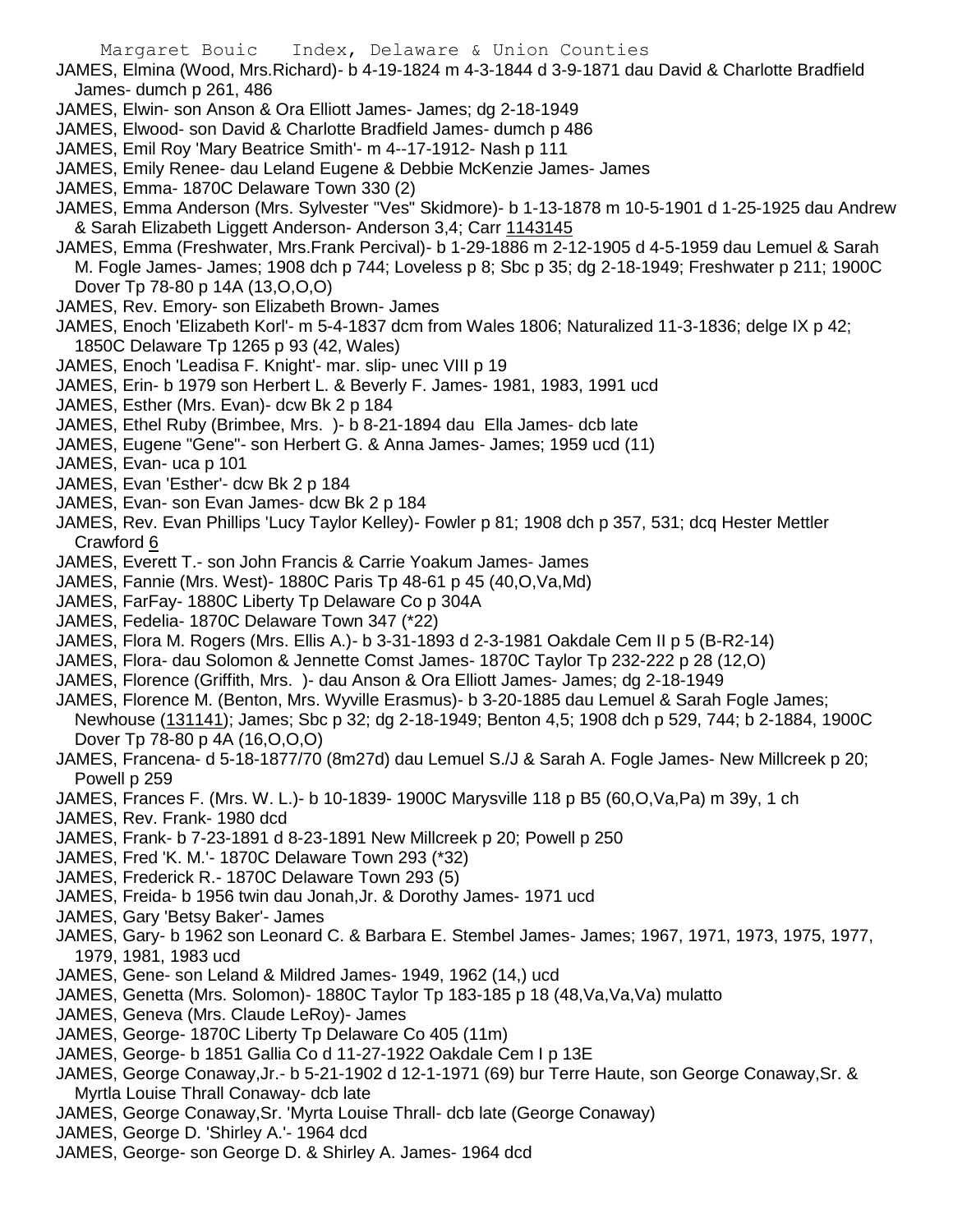JAMES, Elmina (Wood, Mrs.Richard)- b 4-19-1824 m 4-3-1844 d 3-9-1871 dau David & Charlotte Bradfield James- dumch p 261, 486

JAMES, Elwin- son Anson & Ora Elliott James- James; dg 2-18-1949

JAMES, Elwood- son David & Charlotte Bradfield James- dumch p 486

JAMES, Emil Roy 'Mary Beatrice Smith'- m 4--17-1912- Nash p 111

JAMES, Emily Renee- dau Leland Eugene & Debbie McKenzie James- James

JAMES, Emma- 1870C Delaware Town 330 (2)

JAMES, Emma Anderson (Mrs. Sylvester "Ves" Skidmore)- b 1-13-1878 m 10-5-1901 d 1-25-1925 dau Andrew & Sarah Elizabeth Liggett Anderson- Anderson 3,4; Carr 1143145

JAMES, Emma (Freshwater, Mrs.Frank Percival)- b 1-29-1886 m 2-12-1905 d 4-5-1959 dau Lemuel & Sarah M. Fogle James- James; 1908 dch p 744; Loveless p 8; Sbc p 35; dg 2-18-1949; Freshwater p 211; 1900C Dover Tp 78-80 p 14A (13,O,O,O)

JAMES, Rev. Emory- son Elizabeth Brown- James

JAMES, Enoch 'Elizabeth Korl'- m 5-4-1837 dcm from Wales 1806; Naturalized 11-3-1836; delge IX p 42; 1850C Delaware Tp 1265 p 93 (42, Wales)

JAMES, Enoch 'Leadisa F. Knight'- mar. slip- unec VIII p 19

JAMES, Erin- b 1979 son Herbert L. & Beverly F. James- 1981, 1983, 1991 ucd

JAMES, Esther (Mrs. Evan)- dcw Bk 2 p 184

JAMES, Ethel Ruby (Brimbee, Mrs. )- b 8-21-1894 dau Ella James- dcb late

JAMES, Eugene "Gene"- son Herbert G. & Anna James- James; 1959 ucd (11)

JAMES, Evan- uca p 101

JAMES, Evan 'Esther'- dcw Bk 2 p 184

JAMES, Evan- son Evan James- dcw Bk 2 p 184

JAMES, Rev. Evan Phillips 'Lucy Taylor Kelley)- Fowler p 81; 1908 dch p 357, 531; dcq Hester Mettler Crawford 6

JAMES, Everett T.- son John Francis & Carrie Yoakum James- James

JAMES, Fannie (Mrs. West)- 1880C Paris Tp 48-61 p 45 (40,O,Va,Md)

JAMES, FarFay- 1880C Liberty Tp Delaware Co p 304A

JAMES, Fedelia- 1870C Delaware Town 347 (*22)

JAMES, Flora M. Rogers (Mrs. Ellis A.)- b 3-31-1893 d 2-3-1981 Oakdale Cem II p 5 (B-R2-14)

JAMES, Flora- dau Solomon & Jennette Comst James- 1870C Taylor Tp 232-222 p 28 (12,O)

JAMES, Florence (Griffith, Mrs. )- dau Anson & Ora Elliott James- James; dg 2-18-1949

JAMES, Florence M. (Benton, Mrs. Wyville Erasmus)- b 3-20-1885 dau Lemuel & Sarah Fogle James; Newhouse (131141); James; Sbc p 32; dg 2-18-1949; Benton 4,5; 1908 dch p 529, 744; b 2-1884, 1900C Dover Tp 78-80 p 4A (16,O,O,O)

JAMES, Francena- d 5-18-1877/70 (8m27d) dau Lemuel S./J & Sarah A. Fogle James- New Millcreek p 20; Powell p 259

JAMES, Frances F. (Mrs. W. L.)- b 10-1839- 1900C Marysville 118 p B5 (60,O,Va,Pa) m 39y, 1 ch

JAMES, Rev. Frank- 1980 dcd

JAMES, Frank- b 7-23-1891 d 8-23-1891 New Millcreek p 20; Powell p 250

JAMES, Fred 'K. M.'- 1870C Delaware Town 293 (*32)

JAMES, Frederick R.- 1870C Delaware Town 293 (5)

JAMES, Freida- b 1956 twin dau Jonah,Jr. & Dorothy James- 1971 ucd

JAMES, Gary 'Betsy Baker'- James

JAMES, Gary- b 1962 son Leonard C. & Barbara E. Stembel James- James; 1967, 1971, 1973, 1975, 1977, 1979, 1981, 1983 ucd

JAMES, Gene- son Leland & Mildred James- 1949, 1962 (14,) ucd

JAMES, Genetta (Mrs. Solomon)- 1880C Taylor Tp 183-185 p 18 (48,Va,Va,Va) mulatto

JAMES, Geneva (Mrs. Claude LeRoy)- James

JAMES, George- 1870C Liberty Tp Delaware Co 405 (11m)

JAMES, George- b 1851 Gallia Co d 11-27-1922 Oakdale Cem I p 13E

JAMES, George Conaway,Jr.- b 5-21-1902 d 12-1-1971 (69) bur Terre Haute, son George Conaway,Sr. & Myrtla Louise Thrall Conaway- dcb late

JAMES, George Conaway,Sr. 'Myrta Louise Thrall- dcb late (George Conaway)

JAMES, George D. 'Shirley A.'- 1964 dcd

JAMES, George- son George D. & Shirley A. James- 1964 dcd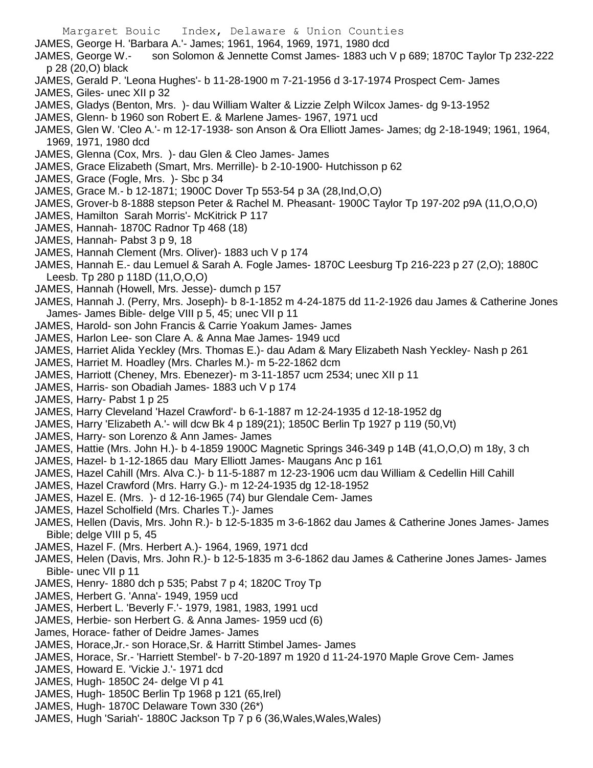JAMES, George H. 'Barbara A.'- James; 1961, 1964, 1969, 1971, 1980 dcd

JAMES, George W.- son Solomon & Jennette Comst James- 1883 uch V p 689; 1870C Taylor Tp 232-222 p 28 (20,O) black

JAMES, Gerald P. 'Leona Hughes'- b 11-28-1900 m 7-21-1956 d 3-17-1974 Prospect Cem- James

JAMES, Giles- unec XII p 32

JAMES, Gladys (Benton, Mrs. )- dau William Walter & Lizzie Zelph Wilcox James- dg 9-13-1952

JAMES, Glenn- b 1960 son Robert E. & Marlene James- 1967, 1971 ucd

JAMES, Glen W. 'Cleo A.'- m 12-17-1938- son Anson & Ora Elliott James- James; dg 2-18-1949; 1961, 1964, 1969, 1971, 1980 dcd

JAMES, Glenna (Cox, Mrs. )- dau Glen & Cleo James- James

JAMES, Grace Elizabeth (Smart, Mrs. Merrille)- b 2-10-1900- Hutchisson p 62

JAMES, Grace (Fogle, Mrs. )- Sbc p 34

JAMES, Grace M.- b 12-1871; 1900C Dover Tp 553-54 p 3A (28,Ind,O,O)

JAMES, Grover-b 8-1888 stepson Peter & Rachel M. Pheasant- 1900C Taylor Tp 197-202 p9A (11,O,O,O)

JAMES, Hamilton Sarah Morris'- McKitrick P 117

JAMES, Hannah- 1870C Radnor Tp 468 (18)

JAMES, Hannah- Pabst 3 p 9, 18

JAMES, Hannah Clement (Mrs. Oliver)- 1883 uch V p 174

JAMES, Hannah E.- dau Lemuel & Sarah A. Fogle James- 1870C Leesburg Tp 216-223 p 27 (2,O); 1880C Leesb. Tp 280 p 118D (11,O,O,O)

JAMES, Hannah (Howell, Mrs. Jesse)- dumch p 157

JAMES, Hannah J. (Perry, Mrs. Joseph)- b 8-1-1852 m 4-24-1875 dd 11-2-1926 dau James & Catherine Jones James- James Bible- delge VIII p 5, 45; unec VII p 11

JAMES, Harold- son John Francis & Carrie Yoakum James- James

JAMES, Harlon Lee- son Clare A. & Anna Mae James- 1949 ucd

JAMES, Harriet Alida Yeckley (Mrs. Thomas E.)- dau Adam & Mary Elizabeth Nash Yeckley- Nash p 261

JAMES, Harriet M. Hoadley (Mrs. Charles M.)- m 5-22-1862 dcm

JAMES, Harriott (Cheney, Mrs. Ebenezer)- m 3-11-1857 ucm 2534; unec XII p 11

JAMES, Harris- son Obadiah James- 1883 uch V p 174

JAMES, Harry- Pabst 1 p 25

JAMES, Harry Cleveland 'Hazel Crawford'- b 6-1-1887 m 12-24-1935 d 12-18-1952 dg

JAMES, Harry 'Elizabeth A.'- will dcw Bk 4 p 189(21); 1850C Berlin Tp 1927 p 119 (50,Vt)

JAMES, Harry- son Lorenzo & Ann James- James

JAMES, Hattie (Mrs. John H.)- b 4-1859 1900C Magnetic Springs 346-349 p 14B (41,O,O,O) m 18y, 3 ch

JAMES, Hazel- b 1-12-1865 dau Mary Elliott James- Maugans Anc p 161

JAMES, Hazel Cahill (Mrs. Alva C.)- b 11-5-1887 m 12-23-1906 ucm dau William & Cedellin Hill Cahill

JAMES, Hazel Crawford (Mrs. Harry G.)- m 12-24-1935 dg 12-18-1952

JAMES, Hazel E. (Mrs. )- d 12-16-1965 (74) bur Glendale Cem- James

JAMES, Hazel Scholfield (Mrs. Charles T.)- James

JAMES, Hellen (Davis, Mrs. John R.)- b 12-5-1835 m 3-6-1862 dau James & Catherine Jones James- James Bible; delge VIII p 5, 45

JAMES, Hazel F. (Mrs. Herbert A.)- 1964, 1969, 1971 dcd

JAMES, Helen (Davis, Mrs. John R.)- b 12-5-1835 m 3-6-1862 dau James & Catherine Jones James- James Bible- unec VII p 11

JAMES, Henry- 1880 dch p 535; Pabst 7 p 4; 1820C Troy Tp

JAMES, Herbert G. 'Anna'- 1949, 1959 ucd

JAMES, Herbert L. 'Beverly F.'- 1979, 1981, 1983, 1991 ucd

JAMES, Herbie- son Herbert G. & Anna James- 1959 ucd (6)

James, Horace- father of Deidre James- James

JAMES, Horace,Jr.- son Horace,Sr. & Harritt Stimbel James- James

JAMES, Horace, Sr.- 'Harriett Stembel'- b 7-20-1897 m 1920 d 11-24-1970 Maple Grove Cem- James

JAMES, Howard E. 'Vickie J.'- 1971 dcd

JAMES, Hugh- 1850C 24- delge VI p 41

JAMES, Hugh- 1850C Berlin Tp 1968 p 121 (65,Irel)

JAMES, Hugh- 1870C Delaware Town 330 (26*)

JAMES, Hugh 'Sariah'- 1880C Jackson Tp 7 p 6 (36,Wales,Wales,Wales)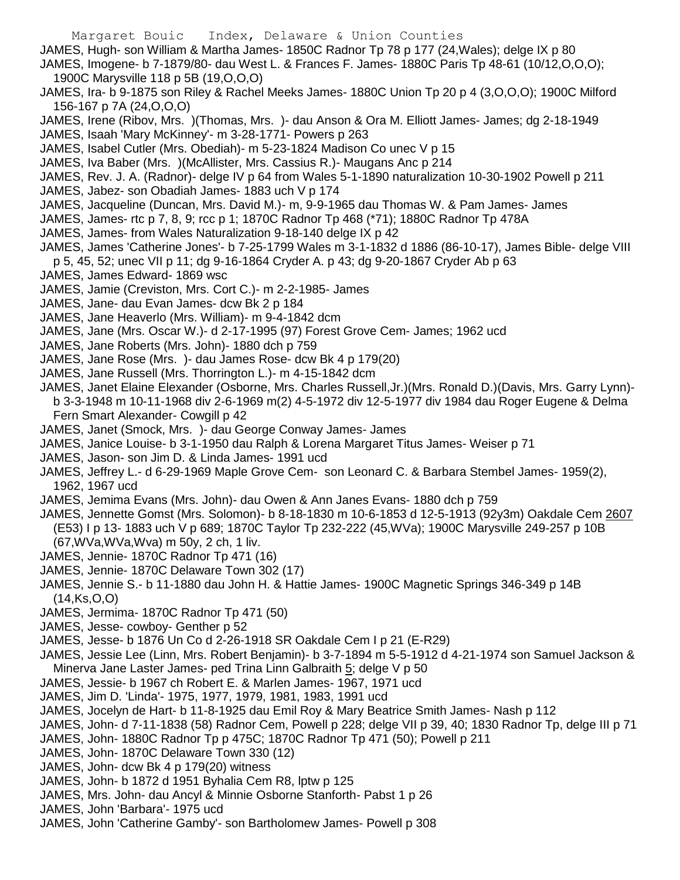JAMES, Hugh- son William & Martha James- 1850C Radnor Tp 78 p 177 (24,Wales); delge IX p 80

JAMES, Imogene- b 7-1879/80- dau West L. & Frances F. James- 1880C Paris Tp 48-61 (10/12,O,O,O); 1900C Marysville 118 p 5B (19,O,O,O)

JAMES, Ira- b 9-1875 son Riley & Rachel Meeks James- 1880C Union Tp 20 p 4 (3,O,O,O); 1900C Milford 156-167 p 7A (24,O,O,O)

JAMES, Irene (Ribov, Mrs. )(Thomas, Mrs. )- dau Anson & Ora M. Elliott James- James; dg 2-18-1949

JAMES, Isaah 'Mary McKinney'- m 3-28-1771- Powers p 263

JAMES, Isabel Cutler (Mrs. Obediah)- m 5-23-1824 Madison Co unec V p 15

JAMES, Iva Baber (Mrs. )(McAllister, Mrs. Cassius R.)- Maugans Anc p 214

JAMES, Rev. J. A. (Radnor)- delge IV p 64 from Wales 5-1-1890 naturalization 10-30-1902 Powell p 211

JAMES, Jabez- son Obadiah James- 1883 uch V p 174

JAMES, Jacqueline (Duncan, Mrs. David M.)- m, 9-9-1965 dau Thomas W. & Pam James- James

JAMES, James- rtc p 7, 8, 9; rcc p 1; 1870C Radnor Tp 468 (*71); 1880C Radnor Tp 478A

JAMES, James- from Wales Naturalization 9-18-140 delge IX p 42

JAMES, James 'Catherine Jones'- b 7-25-1799 Wales m 3-1-1832 d 1886 (86-10-17), James Bible- delge VIII p 5, 45, 52; unec VII p 11; dg 9-16-1864 Cryder A. p 43; dg 9-20-1867 Cryder Ab p 63

JAMES, James Edward- 1869 wsc

JAMES, Jamie (Creviston, Mrs. Cort C.)- m 2-2-1985- James

JAMES, Jane- dau Evan James- dcw Bk 2 p 184

JAMES, Jane Heaverlo (Mrs. William)- m 9-4-1842 dcm

JAMES, Jane (Mrs. Oscar W.)- d 2-17-1995 (97) Forest Grove Cem- James; 1962 ucd

JAMES, Jane Roberts (Mrs. John)- 1880 dch p 759

JAMES, Jane Rose (Mrs. )- dau James Rose- dcw Bk 4 p 179(20)

JAMES, Jane Russell (Mrs. Thorrington L.)- m 4-15-1842 dcm

JAMES, Janet Elaine Elexander (Osborne, Mrs. Charles Russell,Jr.)(Mrs. Ronald D.)(Davis, Mrs. Garry Lynn)- b 3-3-1948 m 10-11-1968 div 2-6-1969 m(2) 4-5-1972 div 12-5-1977 div 1984 dau Roger Eugene & Delma Fern Smart Alexander- Cowgill p 42

JAMES, Janet (Smock, Mrs. )- dau George Conway James- James

JAMES, Janice Louise- b 3-1-1950 dau Ralph & Lorena Margaret Titus James- Weiser p 71

JAMES, Jason- son Jim D. & Linda James- 1991 ucd

JAMES, Jeffrey L.- d 6-29-1969 Maple Grove Cem- son Leonard C. & Barbara Stembel James- 1959(2), 1962, 1967 ucd

JAMES, Jemima Evans (Mrs. John)- dau Owen & Ann Janes Evans- 1880 dch p 759

JAMES, Jennette Gomst (Mrs. Solomon)- b 8-18-1830 m 10-6-1853 d 12-5-1913 (92y3m) Oakdale Cem 2607 (E53) I p 13- 1883 uch V p 689; 1870C Taylor Tp 232-222 (45,WVa); 1900C Marysville 249-257 p 10B (67,WVa,WVa,Wva) m 50y, 2 ch, 1 liv.

JAMES, Jennie- 1870C Radnor Tp 471 (16)

JAMES, Jennie- 1870C Delaware Town 302 (17)

JAMES, Jennie S.- b 11-1880 dau John H. & Hattie James- 1900C Magnetic Springs 346-349 p 14B (14,Ks,O,O)

JAMES, Jermima- 1870C Radnor Tp 471 (50)

JAMES, Jesse- cowboy- Genther p 52

JAMES, Jesse- b 1876 Un Co d 2-26-1918 SR Oakdale Cem I p 21 (E-R29)

JAMES, Jessie Lee (Linn, Mrs. Robert Benjamin)- b 3-7-1894 m 5-5-1912 d 4-21-1974 son Samuel Jackson & Minerva Jane Laster James- ped Trina Linn Galbraith 5; delge V p 50

JAMES, Jessie- b 1967 ch Robert E. & Marlen James- 1967, 1971 ucd

JAMES, Jim D. 'Linda'- 1975, 1977, 1979, 1981, 1983, 1991 ucd

JAMES, Jocelyn de Hart- b 11-8-1925 dau Emil Roy & Mary Beatrice Smith James- Nash p 112

JAMES, John- d 7-11-1838 (58) Radnor Cem, Powell p 228; delge VII p 39, 40; 1830 Radnor Tp, delge III p 71

JAMES, John- 1880C Radnor Tp p 475C; 1870C Radnor Tp 471 (50); Powell p 211

JAMES, John- 1870C Delaware Town 330 (12)

JAMES, John- dcw Bk 4 p 179(20) witness

JAMES, John- b 1872 d 1951 Byhalia Cem R8, lptw p 125

JAMES, Mrs. John- dau Ancyl & Minnie Osborne Stanforth- Pabst 1 p 26

JAMES, John 'Barbara'- 1975 ucd

JAMES, John 'Catherine Gamby'- son Bartholomew James- Powell p 308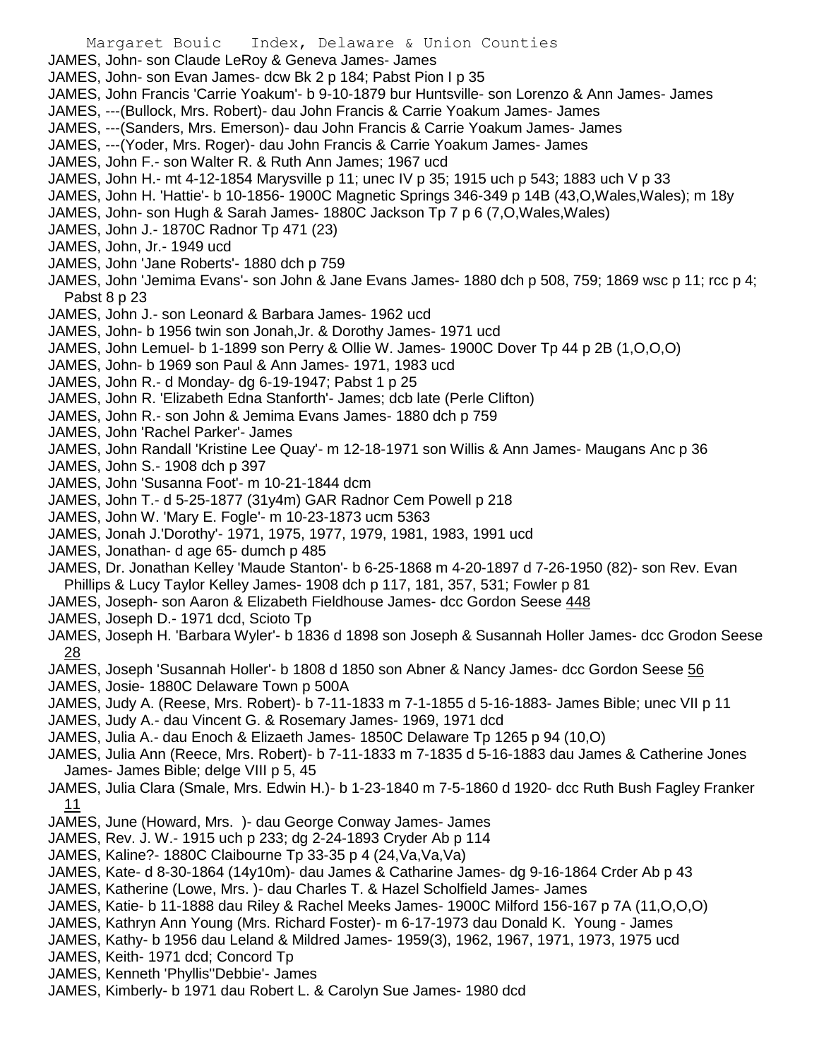JAMES, John- son Claude LeRoy & Geneva James- James
JAMES, John- son Evan James- dcw Bk 2 p 184; Pabst Pion I p 35
JAMES, John Francis 'Carrie Yoakum'- b 9-10-1879 bur Huntsville- son Lorenzo & Ann James- James
JAMES, ---(Bullock, Mrs. Robert)- dau John Francis & Carrie Yoakum James- James
JAMES, ---(Sanders, Mrs. Emerson)- dau John Francis & Carrie Yoakum James- James
JAMES, ---(Yoder, Mrs. Roger)- dau John Francis & Carrie Yoakum James- James
JAMES, John F.- son Walter R. & Ruth Ann James; 1967 ucd
JAMES, John H.- mt 4-12-1854 Marysville p 11; unec IV p 35; 1915 uch p 543; 1883 uch V p 33
JAMES, John H. 'Hattie'- b 10-1856- 1900C Magnetic Springs 346-349 p 14B (43,O,Wales,Wales); m 18y
JAMES, John- son Hugh & Sarah James- 1880C Jackson Tp 7 p 6 (7,O,Wales,Wales)
JAMES, John J.- 1870C Radnor Tp 471 (23)
JAMES, John, Jr.- 1949 ucd
JAMES, John 'Jane Roberts'- 1880 dch p 759
JAMES, John 'Jemima Evans'- son John & Jane Evans James- 1880 dch p 508, 759; 1869 wsc p 11; rcc p 4; Pabst 8 p 23
JAMES, John J.- son Leonard & Barbara James- 1962 ucd
JAMES, John- b 1956 twin son Jonah,Jr. & Dorothy James- 1971 ucd
JAMES, John Lemuel- b 1-1899 son Perry & Ollie W. James- 1900C Dover Tp 44 p 2B (1,O,O,O)
JAMES, John- b 1969 son Paul & Ann James- 1971, 1983 ucd
JAMES, John R.- d Monday- dg 6-19-1947; Pabst 1 p 25
JAMES, John R. 'Elizabeth Edna Stanforth'- James; dcb late (Perle Clifton)
JAMES, John R.- son John & Jemima Evans James- 1880 dch p 759
JAMES, John 'Rachel Parker'- James
JAMES, John Randall 'Kristine Lee Quay'- m 12-18-1971 son Willis & Ann James- Maugans Anc p 36
JAMES, John S.- 1908 dch p 397
JAMES, John 'Susanna Foot'- m 10-21-1844 dcm
JAMES, John T.- d 5-25-1877 (31y4m) GAR Radnor Cem Powell p 218
JAMES, John W. 'Mary E. Fogle'- m 10-23-1873 ucm 5363
JAMES, Jonah J.'Dorothy'- 1971, 1975, 1977, 1979, 1981, 1983, 1991 ucd
JAMES, Jonathan- d age 65- dumch p 485
JAMES, Dr. Jonathan Kelley 'Maude Stanton'- b 6-25-1868 m 4-20-1897 d 7-26-1950 (82)- son Rev. Evan Phillips & Lucy Taylor Kelley James- 1908 dch p 117, 181, 357, 531; Fowler p 81
JAMES, Joseph- son Aaron & Elizabeth Fieldhouse James- dcc Gordon Seese 448
JAMES, Joseph D.- 1971 dcd, Scioto Tp
JAMES, Joseph H. 'Barbara Wyler'- b 1836 d 1898 son Joseph & Susannah Holler James- dcc Grodon Seese 28
JAMES, Joseph 'Susannah Holler'- b 1808 d 1850 son Abner & Nancy James- dcc Gordon Seese 56
JAMES, Josie- 1880C Delaware Town p 500A
JAMES, Judy A. (Reese, Mrs. Robert)- b 7-11-1833 m 7-1-1855 d 5-16-1883- James Bible; unec VII p 11
JAMES, Judy A.- dau Vincent G. & Rosemary James- 1969, 1971 dcd
JAMES, Julia A.- dau Enoch & Elizaeth James- 1850C Delaware Tp 1265 p 94 (10,O)
JAMES, Julia Ann (Reece, Mrs. Robert)- b 7-11-1833 m 7-1835 d 5-16-1883 dau James & Catherine Jones James- James Bible; delge VIII p 5, 45
JAMES, Julia Clara (Smale, Mrs. Edwin H.)- b 1-23-1840 m 7-5-1860 d 1920- dcc Ruth Bush Fagley Franker 11
JAMES, June (Howard, Mrs. )- dau George Conway James- James
JAMES, Rev. J. W.- 1915 uch p 233; dg 2-24-1893 Cryder Ab p 114
JAMES, Kaline?- 1880C Claibourne Tp 33-35 p 4 (24,Va,Va,Va)
JAMES, Kate- d 8-30-1864 (14y10m)- dau James & Catharine James- dg 9-16-1864 Crder Ab p 43
JAMES, Katherine (Lowe, Mrs. )- dau Charles T. & Hazel Scholfield James- James
JAMES, Katie- b 11-1888 dau Riley & Rachel Meeks James- 1900C Milford 156-167 p 7A (11,O,O,O)
JAMES, Kathryn Ann Young (Mrs. Richard Foster)- m 6-17-1973 dau Donald K. Young - James
JAMES, Kathy- b 1956 dau Leland & Mildred James- 1959(3), 1962, 1967, 1971, 1973, 1975 ucd
JAMES, Keith- 1971 dcd; Concord Tp
JAMES, Kenneth 'Phyllis''Debbie'- James
JAMES, Kimberly- b 1971 dau Robert L. & Carolyn Sue James- 1980 dcd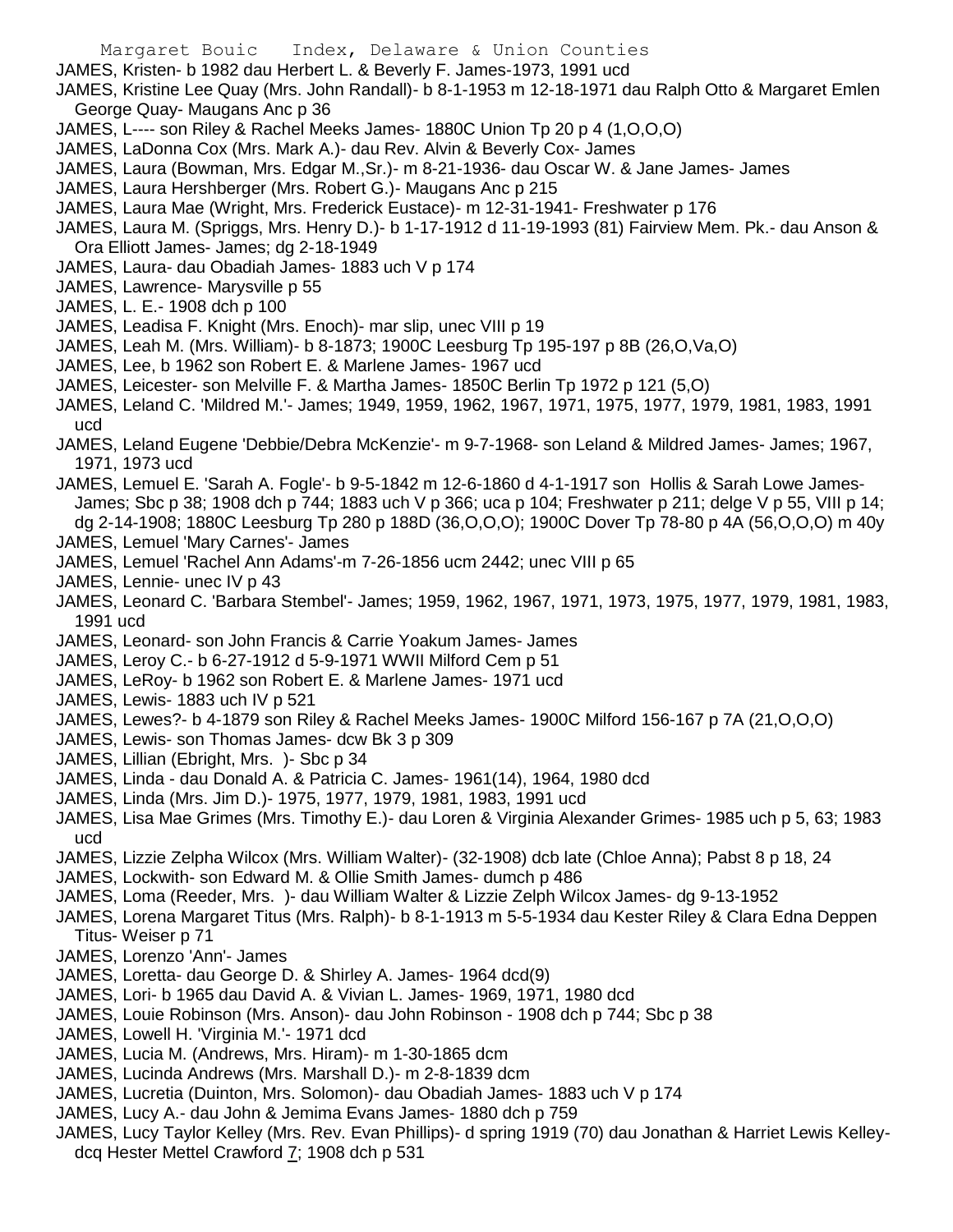JAMES, Kristen- b 1982 dau Herbert L. & Beverly F. James-1973, 1991 ucd

JAMES, Kristine Lee Quay (Mrs. John Randall)- b 8-1-1953 m 12-18-1971 dau Ralph Otto & Margaret Emlen George Quay- Maugans Anc p 36

JAMES, L---- son Riley & Rachel Meeks James- 1880C Union Tp 20 p 4 (1,O,O,O)

JAMES, LaDonna Cox (Mrs. Mark A.)- dau Rev. Alvin & Beverly Cox- James

JAMES, Laura (Bowman, Mrs. Edgar M.,Sr.)- m 8-21-1936- dau Oscar W. & Jane James- James

JAMES, Laura Hershberger (Mrs. Robert G.)- Maugans Anc p 215

JAMES, Laura Mae (Wright, Mrs. Frederick Eustace)- m 12-31-1941- Freshwater p 176

JAMES, Laura M. (Spriggs, Mrs. Henry D.)- b 1-17-1912 d 11-19-1993 (81) Fairview Mem. Pk.- dau Anson & Ora Elliott James- James; dg 2-18-1949

JAMES, Laura- dau Obadiah James- 1883 uch V p 174

JAMES, Lawrence- Marysville p 55

JAMES, L. E.- 1908 dch p 100

JAMES, Leadisa F. Knight (Mrs. Enoch)- mar slip, unec VIII p 19

JAMES, Leah M. (Mrs. William)- b 8-1873; 1900C Leesburg Tp 195-197 p 8B (26,O,Va,O)

JAMES, Lee, b 1962 son Robert E. & Marlene James- 1967 ucd

JAMES, Leicester- son Melville F. & Martha James- 1850C Berlin Tp 1972 p 121 (5,O)

JAMES, Leland C. 'Mildred M.'- James; 1949, 1959, 1962, 1967, 1971, 1975, 1977, 1979, 1981, 1983, 1991 ucd

JAMES, Leland Eugene 'Debbie/Debra McKenzie'- m 9-7-1968- son Leland & Mildred James- James; 1967, 1971, 1973 ucd

JAMES, Lemuel E. 'Sarah A. Fogle'- b 9-5-1842 m 12-6-1860 d 4-1-1917 son Hollis & Sarah Lowe James- James; Sbc p 38; 1908 dch p 744; 1883 uch V p 366; uca p 104; Freshwater p 211; delge V p 55, VIII p 14; dg 2-14-1908; 1880C Leesburg Tp 280 p 188D (36,O,O,O); 1900C Dover Tp 78-80 p 4A (56,O,O,O) m 40y

JAMES, Lemuel 'Mary Carnes'- James

JAMES, Lemuel 'Rachel Ann Adams'-m 7-26-1856 ucm 2442; unec VIII p 65

JAMES, Lennie- unec IV p 43

JAMES, Leonard C. 'Barbara Stembel'- James; 1959, 1962, 1967, 1971, 1973, 1975, 1977, 1979, 1981, 1983, 1991 ucd

JAMES, Leonard- son John Francis & Carrie Yoakum James- James

JAMES, Leroy C.- b 6-27-1912 d 5-9-1971 WWII Milford Cem p 51

JAMES, LeRoy- b 1962 son Robert E. & Marlene James- 1971 ucd

JAMES, Lewis- 1883 uch IV p 521

JAMES, Lewes?- b 4-1879 son Riley & Rachel Meeks James- 1900C Milford 156-167 p 7A (21,O,O,O)

JAMES, Lewis- son Thomas James- dcw Bk 3 p 309

JAMES, Lillian (Ebright, Mrs. )- Sbc p 34

JAMES, Linda - dau Donald A. & Patricia C. James- 1961(14), 1964, 1980 dcd

JAMES, Linda (Mrs. Jim D.)- 1975, 1977, 1979, 1981, 1983, 1991 ucd

JAMES, Lisa Mae Grimes (Mrs. Timothy E.)- dau Loren & Virginia Alexander Grimes- 1985 uch p 5, 63; 1983 ucd

JAMES, Lizzie Zelpha Wilcox (Mrs. William Walter)- (32-1908) dcb late (Chloe Anna); Pabst 8 p 18, 24

JAMES, Lockwith- son Edward M. & Ollie Smith James- dumch p 486

JAMES, Loma (Reeder, Mrs. )- dau William Walter & Lizzie Zelph Wilcox James- dg 9-13-1952

JAMES, Lorena Margaret Titus (Mrs. Ralph)- b 8-1-1913 m 5-5-1934 dau Kester Riley & Clara Edna Deppen Titus- Weiser p 71

JAMES, Lorenzo 'Ann'- James

JAMES, Loretta- dau George D. & Shirley A. James- 1964 dcd(9)

JAMES, Lori- b 1965 dau David A. & Vivian L. James- 1969, 1971, 1980 dcd

JAMES, Louie Robinson (Mrs. Anson)- dau John Robinson - 1908 dch p 744; Sbc p 38

JAMES, Lowell H. 'Virginia M.'- 1971 dcd

JAMES, Lucia M. (Andrews, Mrs. Hiram)- m 1-30-1865 dcm

JAMES, Lucinda Andrews (Mrs. Marshall D.)- m 2-8-1839 dcm

JAMES, Lucretia (Duinton, Mrs. Solomon)- dau Obadiah James- 1883 uch V p 174

JAMES, Lucy A.- dau John & Jemima Evans James- 1880 dch p 759

JAMES, Lucy Taylor Kelley (Mrs. Rev. Evan Phillips)- d spring 1919 (70) dau Jonathan & Harriet Lewis Kelley- dcq Hester Mettel Crawford 7; 1908 dch p 531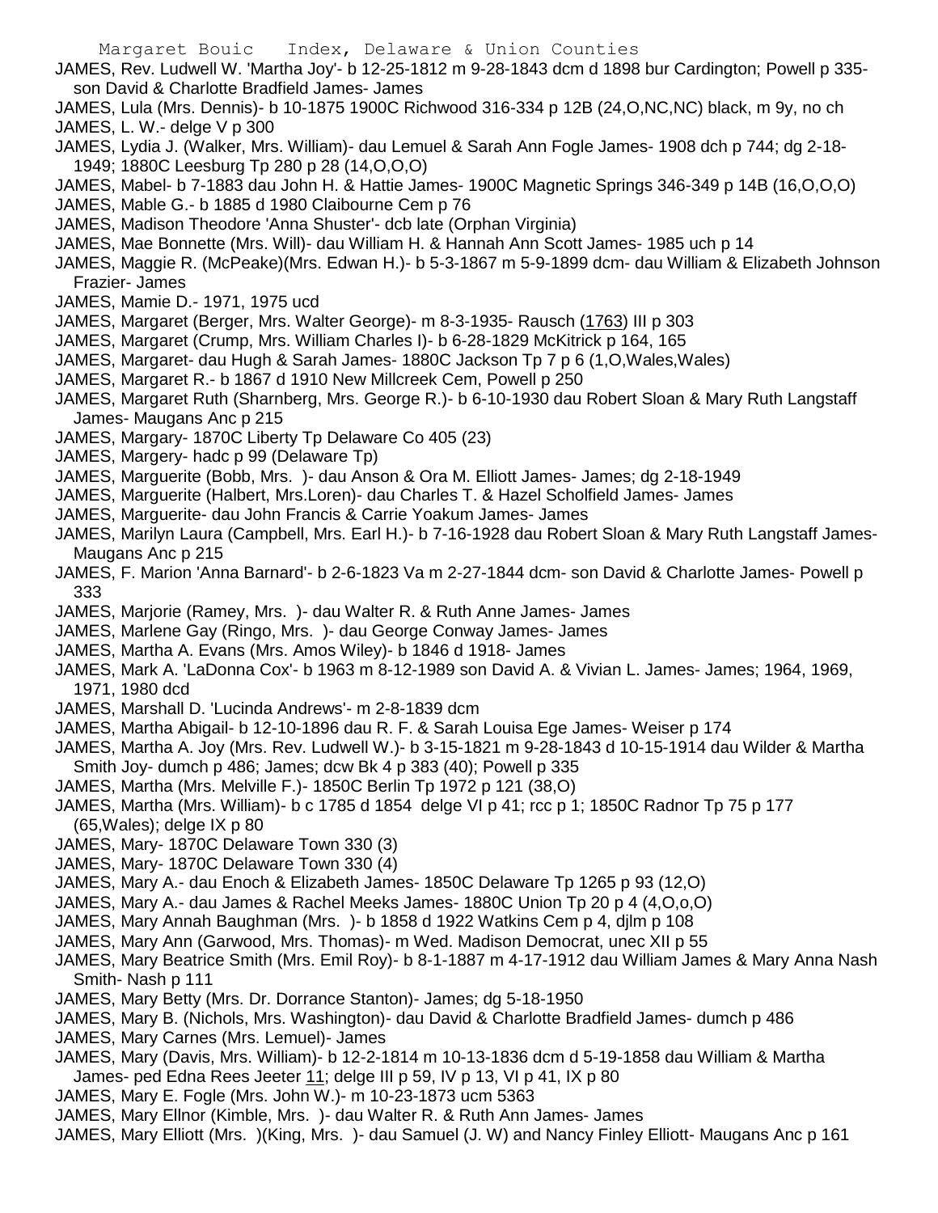JAMES, Rev. Ludwell W. 'Martha Joy'- b 12-25-1812 m 9-28-1843 dcm d 1898 bur Cardington; Powell p 335- son David & Charlotte Bradfield James- James

JAMES, Lula (Mrs. Dennis)- b 10-1875 1900C Richwood 316-334 p 12B (24,O,NC,NC) black, m 9y, no ch

JAMES, L. W.- delge V p 300

JAMES, Lydia J. (Walker, Mrs. William)- dau Lemuel & Sarah Ann Fogle James- 1908 dch p 744; dg 2-18-1949; 1880C Leesburg Tp 280 p 28 (14,O,O,O)

JAMES, Mabel- b 7-1883 dau John H. & Hattie James- 1900C Magnetic Springs 346-349 p 14B (16,O,O,O)

JAMES, Mable G.- b 1885 d 1980 Claibourne Cem p 76

JAMES, Madison Theodore 'Anna Shuster'- dcb late (Orphan Virginia)

JAMES, Mae Bonnette (Mrs. Will)- dau William H. & Hannah Ann Scott James- 1985 uch p 14

JAMES, Maggie R. (McPeake)(Mrs. Edwan H.)- b 5-3-1867 m 5-9-1899 dcm- dau William & Elizabeth Johnson Frazier- James

JAMES, Mamie D.- 1971, 1975 ucd

JAMES, Margaret (Berger, Mrs. Walter George)- m 8-3-1935- Rausch (1763) III p 303

JAMES, Margaret (Crump, Mrs. William Charles I)- b 6-28-1829 McKitrick p 164, 165

JAMES, Margaret- dau Hugh & Sarah James- 1880C Jackson Tp 7 p 6 (1,O,Wales,Wales)

JAMES, Margaret R.- b 1867 d 1910 New Millcreek Cem, Powell p 250

JAMES, Margaret Ruth (Sharnberg, Mrs. George R.)- b 6-10-1930 dau Robert Sloan & Mary Ruth Langstaff James- Maugans Anc p 215

JAMES, Margary- 1870C Liberty Tp Delaware Co 405 (23)

JAMES, Margery- hadc p 99 (Delaware Tp)

JAMES, Marguerite (Bobb, Mrs. )- dau Anson & Ora M. Elliott James- James; dg 2-18-1949

JAMES, Marguerite (Halbert, Mrs.Loren)- dau Charles T. & Hazel Scholfield James- James

JAMES, Marguerite- dau John Francis & Carrie Yoakum James- James

JAMES, Marilyn Laura (Campbell, Mrs. Earl H.)- b 7-16-1928 dau Robert Sloan & Mary Ruth Langstaff James- Maugans Anc p 215

JAMES, F. Marion 'Anna Barnard'- b 2-6-1823 Va m 2-27-1844 dcm- son David & Charlotte James- Powell p 333

JAMES, Marjorie (Ramey, Mrs. )- dau Walter R. & Ruth Anne James- James

JAMES, Marlene Gay (Ringo, Mrs. )- dau George Conway James- James

JAMES, Martha A. Evans (Mrs. Amos Wiley)- b 1846 d 1918- James

JAMES, Mark A. 'LaDonna Cox'- b 1963 m 8-12-1989 son David A. & Vivian L. James- James; 1964, 1969, 1971, 1980 dcd

JAMES, Marshall D. 'Lucinda Andrews'- m 2-8-1839 dcm

JAMES, Martha Abigail- b 12-10-1896 dau R. F. & Sarah Louisa Ege James- Weiser p 174

JAMES, Martha A. Joy (Mrs. Rev. Ludwell W.)- b 3-15-1821 m 9-28-1843 d 10-15-1914 dau Wilder & Martha Smith Joy- dumch p 486; James; dcw Bk 4 p 383 (40); Powell p 335

JAMES, Martha (Mrs. Melville F.)- 1850C Berlin Tp 1972 p 121 (38,O)

JAMES, Martha (Mrs. William)- b c 1785 d 1854 delge VI p 41; rcc p 1; 1850C Radnor Tp 75 p 177 (65,Wales); delge IX p 80

JAMES, Mary- 1870C Delaware Town 330 (3)

JAMES, Mary- 1870C Delaware Town 330 (4)

JAMES, Mary A.- dau Enoch & Elizabeth James- 1850C Delaware Tp 1265 p 93 (12,O)

JAMES, Mary A.- dau James & Rachel Meeks James- 1880C Union Tp 20 p 4 (4,O,o,O)

JAMES, Mary Annah Baughman (Mrs. )- b 1858 d 1922 Watkins Cem p 4, djlm p 108

JAMES, Mary Ann (Garwood, Mrs. Thomas)- m Wed. Madison Democrat, unec XII p 55

JAMES, Mary Beatrice Smith (Mrs. Emil Roy)- b 8-1-1887 m 4-17-1912 dau William James & Mary Anna Nash Smith- Nash p 111

JAMES, Mary Betty (Mrs. Dr. Dorrance Stanton)- James; dg 5-18-1950

JAMES, Mary B. (Nichols, Mrs. Washington)- dau David & Charlotte Bradfield James- dumch p 486

JAMES, Mary Carnes (Mrs. Lemuel)- James

JAMES, Mary (Davis, Mrs. William)- b 12-2-1814 m 10-13-1836 dcm d 5-19-1858 dau William & Martha James- ped Edna Rees Jeeter 11; delge III p 59, IV p 13, VI p 41, IX p 80

JAMES, Mary E. Fogle (Mrs. John W.)- m 10-23-1873 ucm 5363

JAMES, Mary Ellnor (Kimble, Mrs. )- dau Walter R. & Ruth Ann James- James

JAMES, Mary Elliott (Mrs. )(King, Mrs. )- dau Samuel (J. W) and Nancy Finley Elliott- Maugans Anc p 161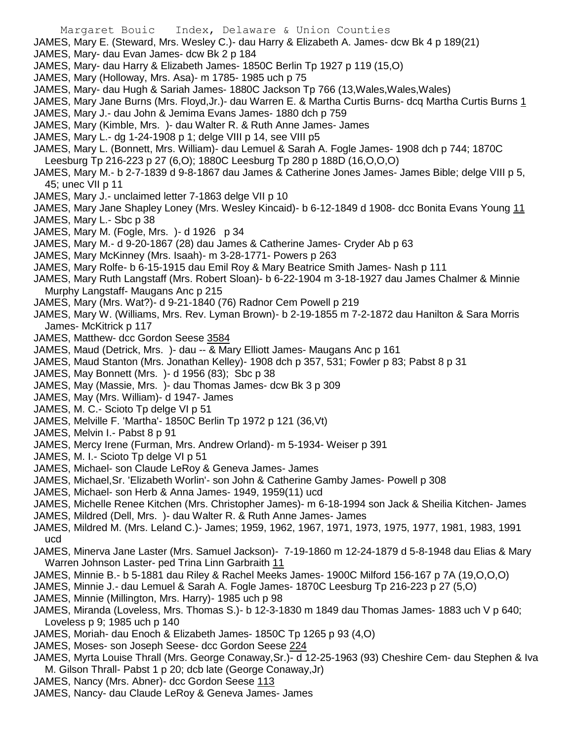JAMES, Mary E. (Steward, Mrs. Wesley C.)- dau Harry & Elizabeth A. James- dcw Bk 4 p 189(21)

JAMES, Mary- dau Evan James- dcw Bk 2 p 184

JAMES, Mary- dau Harry & Elizabeth James- 1850C Berlin Tp 1927 p 119 (15,O)

JAMES, Mary (Holloway, Mrs. Asa)- m 1785- 1985 uch p 75

JAMES, Mary- dau Hugh & Sariah James- 1880C Jackson Tp 766 (13,Wales,Wales,Wales)

JAMES, Mary Jane Burns (Mrs. Floyd,Jr.)- dau Warren E. & Martha Curtis Burns- dcq Martha Curtis Burns 1

JAMES, Mary J.- dau John & Jemima Evans James- 1880 dch p 759

JAMES, Mary (Kimble, Mrs. )- dau Walter R. & Ruth Anne James- James

JAMES, Mary L.- dg 1-24-1908 p 1; delge VIII p 14, see VIII p5

JAMES, Mary L. (Bonnett, Mrs. William)- dau Lemuel & Sarah A. Fogle James- 1908 dch p 744; 1870C Leesburg Tp 216-223 p 27 (6,O); 1880C Leesburg Tp 280 p 188D (16,O,O,O)

JAMES, Mary M.- b 2-7-1839 d 9-8-1867 dau James & Catherine Jones James- James Bible; delge VIII p 5, 45; unec VII p 11

JAMES, Mary J.- unclaimed letter 7-1863 delge VII p 10

JAMES, Mary Jane Shapley Loney (Mrs. Wesley Kincaid)- b 6-12-1849 d 1908- dcc Bonita Evans Young 11

JAMES, Mary L.- Sbc p 38

JAMES, Mary M. (Fogle, Mrs. )- d 1926 p 34

JAMES, Mary M.- d 9-20-1867 (28) dau James & Catherine James- Cryder Ab p 63

JAMES, Mary McKinney (Mrs. Isaah)- m 3-28-1771- Powers p 263

JAMES, Mary Rolfe- b 6-15-1915 dau Emil Roy & Mary Beatrice Smith James- Nash p 111

JAMES, Mary Ruth Langstaff (Mrs. Robert Sloan)- b 6-22-1904 m 3-18-1927 dau James Chalmer & Minnie Murphy Langstaff- Maugans Anc p 215

JAMES, Mary (Mrs. Wat?)- d 9-21-1840 (76) Radnor Cem Powell p 219

JAMES, Mary W. (Williams, Mrs. Rev. Lyman Brown)- b 2-19-1855 m 7-2-1872 dau Hanilton & Sara Morris James- McKitrick p 117

JAMES, Matthew- dcc Gordon Seese 3584

JAMES, Maud (Detrick, Mrs. )- dau -- & Mary Elliott James- Maugans Anc p 161

JAMES, Maud Stanton (Mrs. Jonathan Kelley)- 1908 dch p 357, 531; Fowler p 83; Pabst 8 p 31

JAMES, May Bonnett (Mrs. )- d 1956 (83); Sbc p 38

JAMES, May (Massie, Mrs. )- dau Thomas James- dcw Bk 3 p 309

JAMES, May (Mrs. William)- d 1947- James

JAMES, M. C.- Scioto Tp delge VI p 51

JAMES, Melville F. 'Martha'- 1850C Berlin Tp 1972 p 121 (36,Vt)

JAMES, Melvin I.- Pabst 8 p 91

JAMES, Mercy Irene (Furman, Mrs. Andrew Orland)- m 5-1934- Weiser p 391

JAMES, M. I.- Scioto Tp delge VI p 51

JAMES, Michael- son Claude LeRoy & Geneva James- James

JAMES, Michael,Sr. 'Elizabeth Worlin'- son John & Catherine Gamby James- Powell p 308

JAMES, Michael- son Herb & Anna James- 1949, 1959(11) ucd

JAMES, Michelle Renee Kitchen (Mrs. Christopher James)- m 6-18-1994 son Jack & Sheilia Kitchen- James

JAMES, Mildred (Dell, Mrs. )- dau Walter R. & Ruth Anne James- James

JAMES, Mildred M. (Mrs. Leland C.)- James; 1959, 1962, 1967, 1971, 1973, 1975, 1977, 1981, 1983, 1991 ucd

JAMES, Minerva Jane Laster (Mrs. Samuel Jackson)- 7-19-1860 m 12-24-1879 d 5-8-1948 dau Elias & Mary Warren Johnson Laster- ped Trina Linn Garbraith 11

JAMES, Minnie B.- b 5-1881 dau Riley & Rachel Meeks James- 1900C Milford 156-167 p 7A (19,O,O,O)

JAMES, Minnie J.- dau Lemuel & Sarah A. Fogle James- 1870C Leesburg Tp 216-223 p 27 (5,O)

JAMES, Minnie (Millington, Mrs. Harry)- 1985 uch p 98

JAMES, Miranda (Loveless, Mrs. Thomas S.)- b 12-3-1830 m 1849 dau Thomas James- 1883 uch V p 640; Loveless p 9; 1985 uch p 140

JAMES, Moriah- dau Enoch & Elizabeth James- 1850C Tp 1265 p 93 (4,O)

JAMES, Moses- son Joseph Seese- dcc Gordon Seese 224

JAMES, Myrta Louise Thrall (Mrs. George Conaway,Sr.)- d 12-25-1963 (93) Cheshire Cem- dau Stephen & Iva M. Gilson Thrall- Pabst 1 p 20; dcb late (George Conaway,Jr)

JAMES, Nancy (Mrs. Abner)- dcc Gordon Seese 113

JAMES, Nancy- dau Claude LeRoy & Geneva James- James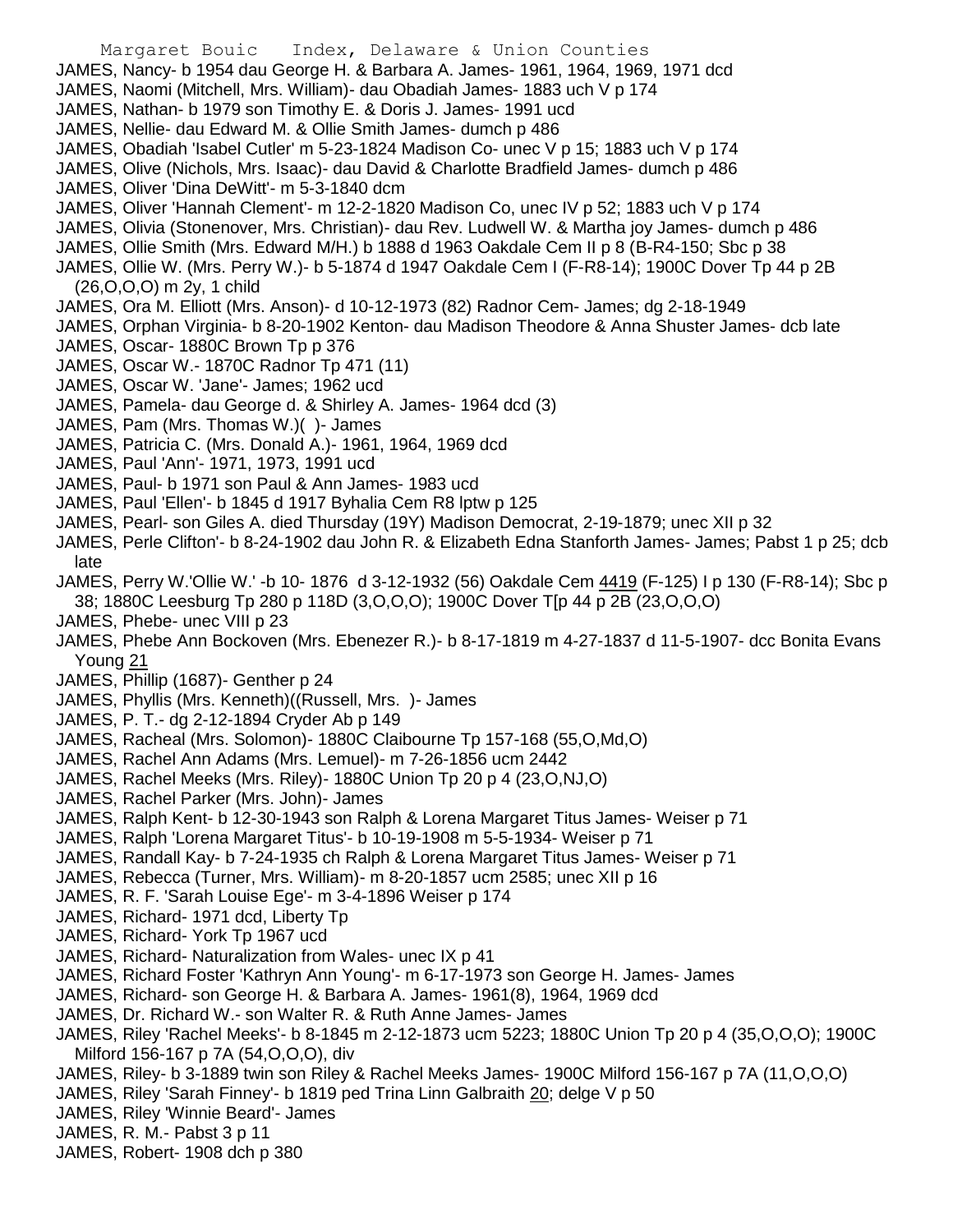JAMES, Nancy- b 1954 dau George H. & Barbara A. James- 1961, 1964, 1969, 1971 dcd
JAMES, Naomi (Mitchell, Mrs. William)- dau Obadiah James- 1883 uch V p 174
JAMES, Nathan- b 1979 son Timothy E. & Doris J. James- 1991 ucd
JAMES, Nellie- dau Edward M. & Ollie Smith James- dumch p 486
JAMES, Obadiah 'Isabel Cutler' m 5-23-1824 Madison Co- unec V p 15; 1883 uch V p 174
JAMES, Olive (Nichols, Mrs. Isaac)- dau David & Charlotte Bradfield James- dumch p 486
JAMES, Oliver 'Dina DeWitt'- m 5-3-1840 dcm
JAMES, Oliver 'Hannah Clement'- m 12-2-1820 Madison Co, unec IV p 52; 1883 uch V p 174
JAMES, Olivia (Stonenover, Mrs. Christian)- dau Rev. Ludwell W. & Martha joy James- dumch p 486
JAMES, Ollie Smith (Mrs. Edward M/H.) b 1888 d 1963 Oakdale Cem II p 8 (B-R4-150; Sbc p 38
JAMES, Ollie W. (Mrs. Perry W.)- b 5-1874 d 1947 Oakdale Cem I (F-R8-14); 1900C Dover Tp 44 p 2B (26,O,O,O) m 2y, 1 child
JAMES, Ora M. Elliott (Mrs. Anson)- d 10-12-1973 (82) Radnor Cem- James; dg 2-18-1949
JAMES, Orphan Virginia- b 8-20-1902 Kenton- dau Madison Theodore & Anna Shuster James- dcb late
JAMES, Oscar- 1880C Brown Tp p 376
JAMES, Oscar W.- 1870C Radnor Tp 471 (11)
JAMES, Oscar W. 'Jane'- James; 1962 ucd
JAMES, Pamela- dau George d. & Shirley A. James- 1964 dcd (3)
JAMES, Pam (Mrs. Thomas W.)( )- James
JAMES, Patricia C. (Mrs. Donald A.)- 1961, 1964, 1969 dcd
JAMES, Paul 'Ann'- 1971, 1973, 1991 ucd
JAMES, Paul- b 1971 son Paul & Ann James- 1983 ucd
JAMES, Paul 'Ellen'- b 1845 d 1917 Byhalia Cem R8 lptw p 125
JAMES, Pearl- son Giles A. died Thursday (19Y) Madison Democrat, 2-19-1879; unec XII p 32
JAMES, Perle Clifton'- b 8-24-1902 dau John R. & Elizabeth Edna Stanforth James- James; Pabst 1 p 25; dcb late
JAMES, Perry W.'Ollie W.' -b 10- 1876 d 3-12-1932 (56) Oakdale Cem 4419 (F-125) I p 130 (F-R8-14); Sbc p 38; 1880C Leesburg Tp 280 p 118D (3,O,O,O); 1900C Dover T[p 44 p 2B (23,O,O,O)
JAMES, Phebe- unec VIII p 23
JAMES, Phebe Ann Bockoven (Mrs. Ebenezer R.)- b 8-17-1819 m 4-27-1837 d 11-5-1907- dcc Bonita Evans Young 21
JAMES, Phillip (1687)- Genther p 24
JAMES, Phyllis (Mrs. Kenneth)((Russell, Mrs. )- James
JAMES, P. T.- dg 2-12-1894 Cryder Ab p 149
JAMES, Racheal (Mrs. Solomon)- 1880C Claibourne Tp 157-168 (55,O,Md,O)
JAMES, Rachel Ann Adams (Mrs. Lemuel)- m 7-26-1856 ucm 2442
JAMES, Rachel Meeks (Mrs. Riley)- 1880C Union Tp 20 p 4 (23,O,NJ,O)
JAMES, Rachel Parker (Mrs. John)- James
JAMES, Ralph Kent- b 12-30-1943 son Ralph & Lorena Margaret Titus James- Weiser p 71
JAMES, Ralph 'Lorena Margaret Titus'- b 10-19-1908 m 5-5-1934- Weiser p 71
JAMES, Randall Kay- b 7-24-1935 ch Ralph & Lorena Margaret Titus James- Weiser p 71
JAMES, Rebecca (Turner, Mrs. William)- m 8-20-1857 ucm 2585; unec XII p 16
JAMES, R. F. 'Sarah Louise Ege'- m 3-4-1896 Weiser p 174
JAMES, Richard- 1971 dcd, Liberty Tp
JAMES, Richard- York Tp 1967 ucd
JAMES, Richard- Naturalization from Wales- unec IX p 41
JAMES, Richard Foster 'Kathryn Ann Young'- m 6-17-1973 son George H. James- James
JAMES, Richard- son George H. & Barbara A. James- 1961(8), 1964, 1969 dcd
JAMES, Dr. Richard W.- son Walter R. & Ruth Anne James- James
JAMES, Riley 'Rachel Meeks'- b 8-1845 m 2-12-1873 ucm 5223; 1880C Union Tp 20 p 4 (35,O,O,O); 1900C Milford 156-167 p 7A (54,O,O,O), div
JAMES, Riley- b 3-1889 twin son Riley & Rachel Meeks James- 1900C Milford 156-167 p 7A (11,O,O,O)
JAMES, Riley 'Sarah Finney'- b 1819 ped Trina Linn Galbraith 20; delge V p 50
JAMES, Riley 'Winnie Beard'- James
JAMES, R. M.- Pabst 3 p 11
JAMES, Robert- 1908 dch p 380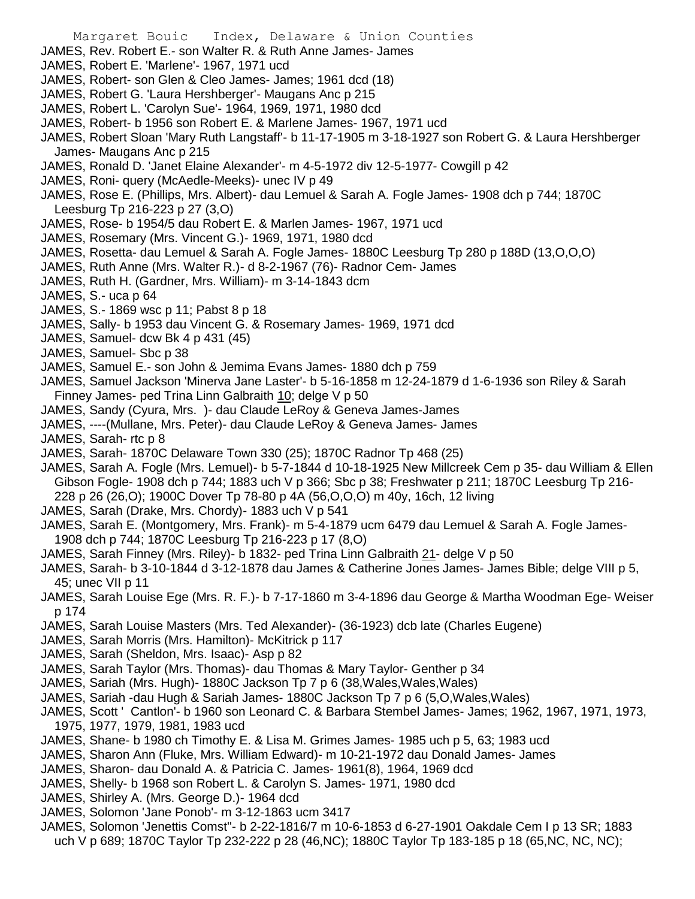JAMES, Rev. Robert E.- son Walter R. & Ruth Anne James- James

JAMES, Robert E. 'Marlene'- 1967, 1971 ucd

JAMES, Robert- son Glen & Cleo James- James; 1961 dcd (18)

JAMES, Robert G. 'Laura Hershberger'- Maugans Anc p 215

JAMES, Robert L. 'Carolyn Sue'- 1964, 1969, 1971, 1980 dcd

JAMES, Robert- b 1956 son Robert E. & Marlene James- 1967, 1971 ucd

JAMES, Robert Sloan 'Mary Ruth Langstaff'- b 11-17-1905 m 3-18-1927 son Robert G. & Laura Hershberger James- Maugans Anc p 215

JAMES, Ronald D. 'Janet Elaine Alexander'- m 4-5-1972 div 12-5-1977- Cowgill p 42

JAMES, Roni- query (McAedle-Meeks)- unec IV p 49

JAMES, Rose E. (Phillips, Mrs. Albert)- dau Lemuel & Sarah A. Fogle James- 1908 dch p 744; 1870C Leesburg Tp 216-223 p 27 (3,O)

JAMES, Rose- b 1954/5 dau Robert E. & Marlen James- 1967, 1971 ucd

JAMES, Rosemary (Mrs. Vincent G.)- 1969, 1971, 1980 dcd

JAMES, Rosetta- dau Lemuel & Sarah A. Fogle James- 1880C Leesburg Tp 280 p 188D (13,O,O,O)

JAMES, Ruth Anne (Mrs. Walter R.)- d 8-2-1967 (76)- Radnor Cem- James

JAMES, Ruth H. (Gardner, Mrs. William)- m 3-14-1843 dcm

JAMES, S.- uca p 64

JAMES, S.- 1869 wsc p 11; Pabst 8 p 18

JAMES, Sally- b 1953 dau Vincent G. & Rosemary James- 1969, 1971 dcd

JAMES, Samuel- dcw Bk 4 p 431 (45)

JAMES, Samuel- Sbc p 38

JAMES, Samuel E.- son John & Jemima Evans James- 1880 dch p 759

JAMES, Samuel Jackson 'Minerva Jane Laster'- b 5-16-1858 m 12-24-1879 d 1-6-1936 son Riley & Sarah Finney James- ped Trina Linn Galbraith 10; delge V p 50

JAMES, Sandy (Cyura, Mrs. )- dau Claude LeRoy & Geneva James-James

JAMES, ----(Mullane, Mrs. Peter)- dau Claude LeRoy & Geneva James- James

JAMES, Sarah- rtc p 8

JAMES, Sarah- 1870C Delaware Town 330 (25); 1870C Radnor Tp 468 (25)

JAMES, Sarah A. Fogle (Mrs. Lemuel)- b 5-7-1844 d 10-18-1925 New Millcreek Cem p 35- dau William & Ellen Gibson Fogle- 1908 dch p 744; 1883 uch V p 366; Sbc p 38; Freshwater p 211; 1870C Leesburg Tp 216-228 p 26 (26,O); 1900C Dover Tp 78-80 p 4A (56,O,O,O) m 40y, 16ch, 12 living

JAMES, Sarah (Drake, Mrs. Chordy)- 1883 uch V p 541

JAMES, Sarah E. (Montgomery, Mrs. Frank)- m 5-4-1879 ucm 6479 dau Lemuel & Sarah A. Fogle James- 1908 dch p 744; 1870C Leesburg Tp 216-223 p 17 (8,O)

JAMES, Sarah Finney (Mrs. Riley)- b 1832- ped Trina Linn Galbraith 21- delge V p 50

JAMES, Sarah- b 3-10-1844 d 3-12-1878 dau James & Catherine Jones James- James Bible; delge VIII p 5, 45; unec VII p 11

JAMES, Sarah Louise Ege (Mrs. R. F.)- b 7-17-1860 m 3-4-1896 dau George & Martha Woodman Ege- Weiser p 174

JAMES, Sarah Louise Masters (Mrs. Ted Alexander)- (36-1923) dcb late (Charles Eugene)

JAMES, Sarah Morris (Mrs. Hamilton)- McKitrick p 117

JAMES, Sarah (Sheldon, Mrs. Isaac)- Asp p 82

JAMES, Sarah Taylor (Mrs. Thomas)- dau Thomas & Mary Taylor- Genther p 34

JAMES, Sariah (Mrs. Hugh)- 1880C Jackson Tp 7 p 6 (38,Wales,Wales,Wales)

JAMES, Sariah -dau Hugh & Sariah James- 1880C Jackson Tp 7 p 6 (5,O,Wales,Wales)

JAMES, Scott ' Cantlon'- b 1960 son Leonard C. & Barbara Stembel James- James; 1962, 1967, 1971, 1973, 1975, 1977, 1979, 1981, 1983 ucd

JAMES, Shane- b 1980 ch Timothy E. & Lisa M. Grimes James- 1985 uch p 5, 63; 1983 ucd

JAMES, Sharon Ann (Fluke, Mrs. William Edward)- m 10-21-1972 dau Donald James- James

JAMES, Sharon- dau Donald A. & Patricia C. James- 1961(8), 1964, 1969 dcd

JAMES, Shelly- b 1968 son Robert L. & Carolyn S. James- 1971, 1980 dcd

JAMES, Shirley A. (Mrs. George D.)- 1964 dcd

JAMES, Solomon 'Jane Ponob'- m 3-12-1863 ucm 3417

JAMES, Solomon 'Jenettis Comst''- b 2-22-1816/7 m 10-6-1853 d 6-27-1901 Oakdale Cem I p 13 SR; 1883 uch V p 689; 1870C Taylor Tp 232-222 p 28 (46,NC); 1880C Taylor Tp 183-185 p 18 (65,NC, NC, NC);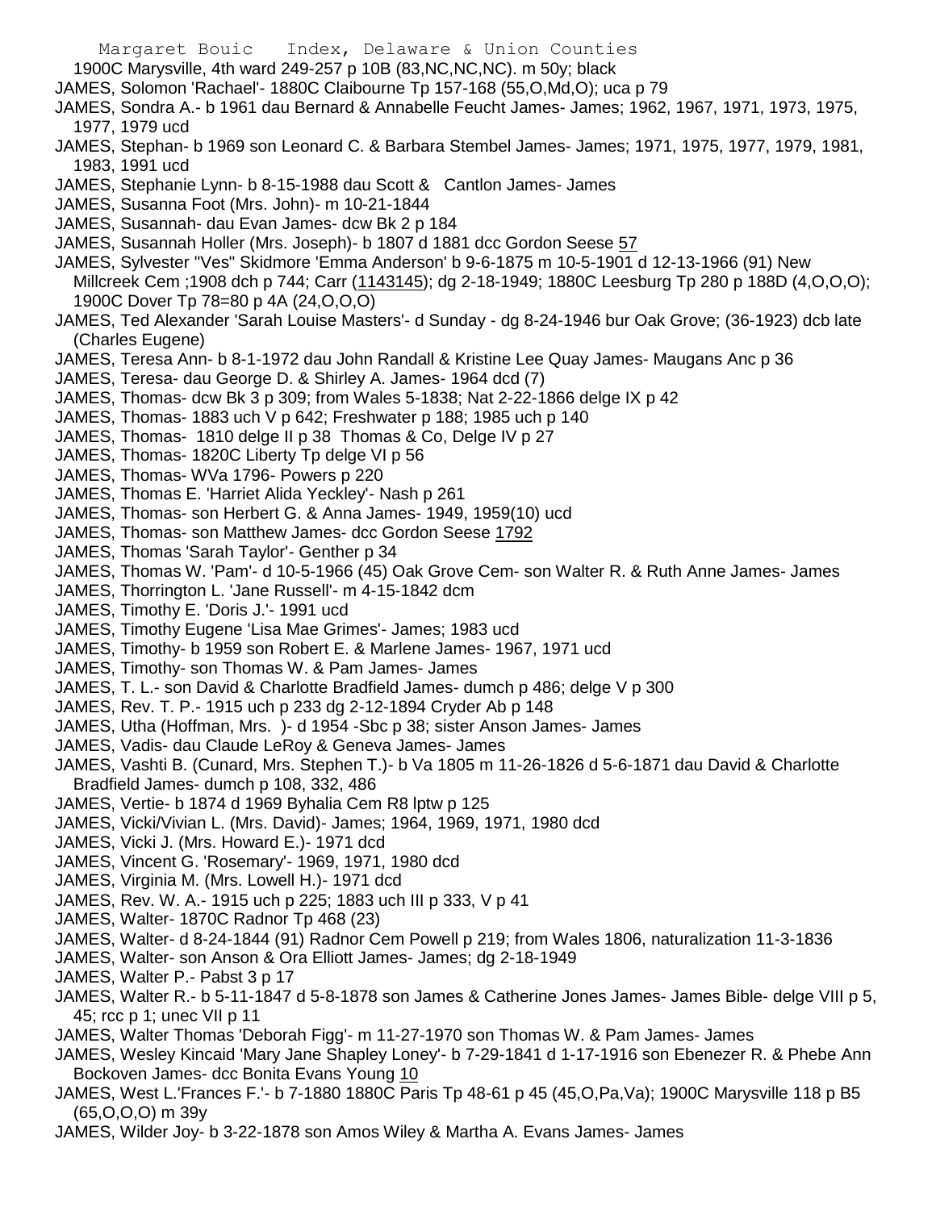1900C Marysville, 4th ward 249-257 p 10B (83,NC,NC,NC). m 50y; black

JAMES, Solomon 'Rachael'- 1880C Claibourne Tp 157-168 (55,O,Md,O); uca p 79

JAMES, Sondra A.- b 1961 dau Bernard & Annabelle Feucht James- James; 1962, 1967, 1971, 1973, 1975, 1977, 1979 ucd

JAMES, Stephan- b 1969 son Leonard C. & Barbara Stembel James- James; 1971, 1975, 1977, 1979, 1981, 1983, 1991 ucd

JAMES, Stephanie Lynn- b 8-15-1988 dau Scott & Cantlon James- James

JAMES, Susanna Foot (Mrs. John)- m 10-21-1844

JAMES, Susannah- dau Evan James- dcw Bk 2 p 184

JAMES, Susannah Holler (Mrs. Joseph)- b 1807 d 1881 dcc Gordon Seese 57

JAMES, Sylvester "Ves" Skidmore 'Emma Anderson' b 9-6-1875 m 10-5-1901 d 12-13-1966 (91) New Millcreek Cem ;1908 dch p 744; Carr (1143145); dg 2-18-1949; 1880C Leesburg Tp 280 p 188D (4,O,O,O); 1900C Dover Tp 78=80 p 4A (24,O,O,O)

JAMES, Ted Alexander 'Sarah Louise Masters'- d Sunday - dg 8-24-1946 bur Oak Grove; (36-1923) dcb late (Charles Eugene)

JAMES, Teresa Ann- b 8-1-1972 dau John Randall & Kristine Lee Quay James- Maugans Anc p 36

JAMES, Teresa- dau George D. & Shirley A. James- 1964 dcd (7)

JAMES, Thomas- dcw Bk 3 p 309; from Wales 5-1838; Nat 2-22-1866 delge IX p 42

JAMES, Thomas- 1883 uch V p 642; Freshwater p 188; 1985 uch p 140

JAMES, Thomas- 1810 delge II p 38 Thomas & Co, Delge IV p 27

JAMES, Thomas- 1820C Liberty Tp delge VI p 56

JAMES, Thomas- WVa 1796- Powers p 220

JAMES, Thomas E. 'Harriet Alida Yeckley'- Nash p 261

JAMES, Thomas- son Herbert G. & Anna James- 1949, 1959(10) ucd

JAMES, Thomas- son Matthew James- dcc Gordon Seese 1792

JAMES, Thomas 'Sarah Taylor'- Genther p 34

JAMES, Thomas W. 'Pam'- d 10-5-1966 (45) Oak Grove Cem- son Walter R. & Ruth Anne James- James

JAMES, Thorrington L. 'Jane Russell'- m 4-15-1842 dcm

JAMES, Timothy E. 'Doris J.'- 1991 ucd

JAMES, Timothy Eugene 'Lisa Mae Grimes'- James; 1983 ucd

JAMES, Timothy- b 1959 son Robert E. & Marlene James- 1967, 1971 ucd

JAMES, Timothy- son Thomas W. & Pam James- James

JAMES, T. L.- son David & Charlotte Bradfield James- dumch p 486; delge V p 300

JAMES, Rev. T. P.- 1915 uch p 233 dg 2-12-1894 Cryder Ab p 148

JAMES, Utha (Hoffman, Mrs. )- d 1954 -Sbc p 38; sister Anson James- James

JAMES, Vadis- dau Claude LeRoy & Geneva James- James

JAMES, Vashti B. (Cunard, Mrs. Stephen T.)- b Va 1805 m 11-26-1826 d 5-6-1871 dau David & Charlotte Bradfield James- dumch p 108, 332, 486

JAMES, Vertie- b 1874 d 1969 Byhalia Cem R8 lptw p 125

JAMES, Vicki/Vivian L. (Mrs. David)- James; 1964, 1969, 1971, 1980 dcd

JAMES, Vicki J. (Mrs. Howard E.)- 1971 dcd

JAMES, Vincent G. 'Rosemary'- 1969, 1971, 1980 dcd

JAMES, Virginia M. (Mrs. Lowell H.)- 1971 dcd

JAMES, Rev. W. A.- 1915 uch p 225; 1883 uch III p 333, V p 41

JAMES, Walter- 1870C Radnor Tp 468 (23)

JAMES, Walter- d 8-24-1844 (91) Radnor Cem Powell p 219; from Wales 1806, naturalization 11-3-1836

JAMES, Walter- son Anson & Ora Elliott James- James; dg 2-18-1949

JAMES, Walter P.- Pabst 3 p 17

JAMES, Walter R.- b 5-11-1847 d 5-8-1878 son James & Catherine Jones James- James Bible- delge VIII p 5, 45; rcc p 1; unec VII p 11

JAMES, Walter Thomas 'Deborah Figg'- m 11-27-1970 son Thomas W. & Pam James- James

JAMES, Wesley Kincaid 'Mary Jane Shapley Loney'- b 7-29-1841 d 1-17-1916 son Ebenezer R. & Phebe Ann Bockoven James- dcc Bonita Evans Young 10

JAMES, West L.'Frances F.'- b 7-1880 1880C Paris Tp 48-61 p 45 (45,O,Pa,Va); 1900C Marysville 118 p B5 (65,O,O,O) m 39y

JAMES, Wilder Joy- b 3-22-1878 son Amos Wiley & Martha A. Evans James- James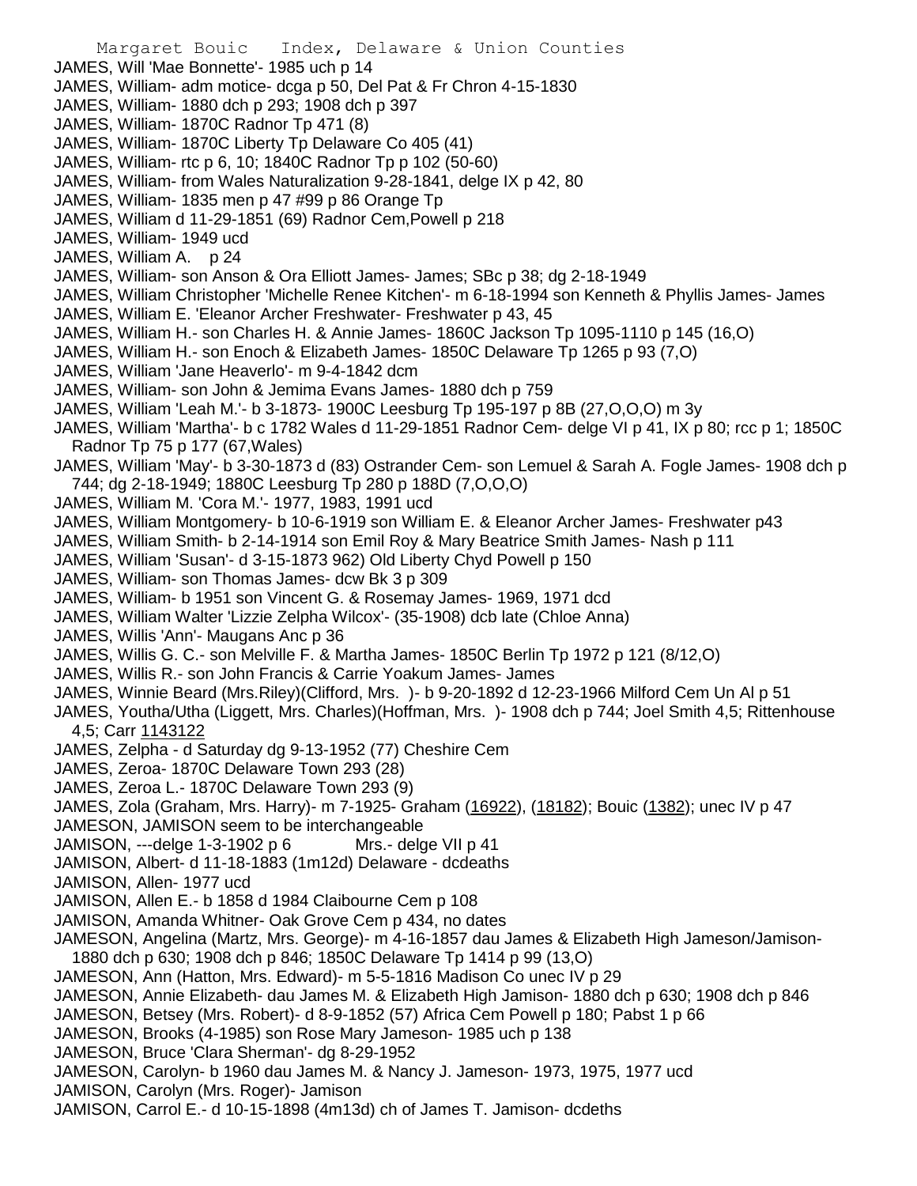JAMES, Will 'Mae Bonnette'- 1985 uch p 14
JAMES, William- adm motice- dcga p 50, Del Pat & Fr Chron 4-15-1830
JAMES, William- 1880 dch p 293; 1908 dch p 397
JAMES, William- 1870C Radnor Tp 471 (8)
JAMES, William- 1870C Liberty Tp Delaware Co 405 (41)
JAMES, William- rtc p 6, 10; 1840C Radnor Tp p 102 (50-60)
JAMES, William- from Wales Naturalization 9-28-1841, delge IX p 42, 80
JAMES, William- 1835 men p 47 #99 p 86 Orange Tp
JAMES, William d 11-29-1851 (69) Radnor Cem,Powell p 218
JAMES, William- 1949 ucd
JAMES, William A. p 24
JAMES, William- son Anson & Ora Elliott James- James; SBc p 38; dg 2-18-1949
JAMES, William Christopher 'Michelle Renee Kitchen'- m 6-18-1994 son Kenneth & Phyllis James- James
JAMES, William E. 'Eleanor Archer Freshwater- Freshwater p 43, 45
JAMES, William H.- son Charles H. & Annie James- 1860C Jackson Tp 1095-1110 p 145 (16,O)
JAMES, William H.- son Enoch & Elizabeth James- 1850C Delaware Tp 1265 p 93 (7,O)
JAMES, William 'Jane Heaverlo'- m 9-4-1842 dcm
JAMES, William- son John & Jemima Evans James- 1880 dch p 759
JAMES, William 'Leah M.'- b 3-1873- 1900C Leesburg Tp 195-197 p 8B (27,O,O,O) m 3y
JAMES, William 'Martha'- b c 1782 Wales d 11-29-1851 Radnor Cem- delge VI p 41, IX p 80; rcc p 1; 1850C Radnor Tp 75 p 177 (67,Wales)
JAMES, William 'May'- b 3-30-1873 d (83) Ostrander Cem- son Lemuel & Sarah A. Fogle James- 1908 dch p 744; dg 2-18-1949; 1880C Leesburg Tp 280 p 188D (7,O,O,O)
JAMES, William M. 'Cora M.'- 1977, 1983, 1991 ucd
JAMES, William Montgomery- b 10-6-1919 son William E. & Eleanor Archer James- Freshwater p43
JAMES, William Smith- b 2-14-1914 son Emil Roy & Mary Beatrice Smith James- Nash p 111
JAMES, William 'Susan'- d 3-15-1873 962) Old Liberty Chyd Powell p 150
JAMES, William- son Thomas James- dcw Bk 3 p 309
JAMES, William- b 1951 son Vincent G. & Rosemay James- 1969, 1971 dcd
JAMES, William Walter 'Lizzie Zelpha Wilcox'- (35-1908) dcb late (Chloe Anna)
JAMES, Willis 'Ann'- Maugans Anc p 36
JAMES, Willis G. C.- son Melville F. & Martha James- 1850C Berlin Tp 1972 p 121 (8/12,O)
JAMES, Willis R.- son John Francis & Carrie Yoakum James- James
JAMES, Winnie Beard (Mrs.Riley)(Clifford, Mrs. )- b 9-20-1892 d 12-23-1966 Milford Cem Un Al p 51
JAMES, Youtha/Utha (Liggett, Mrs. Charles)(Hoffman, Mrs. )- 1908 dch p 744; Joel Smith 4,5; Rittenhouse 4,5; Carr 1143122
JAMES, Zelpha - d Saturday dg 9-13-1952 (77) Cheshire Cem
JAMES, Zeroa- 1870C Delaware Town 293 (28)
JAMES, Zeroa L.- 1870C Delaware Town 293 (9)
JAMES, Zola (Graham, Mrs. Harry)- m 7-1925- Graham (16922), (18182); Bouic (1382); unec IV p 47
JAMESON, JAMISON seem to be interchangeable
JAMISON, ---delge 1-3-1902 p 6 Mrs.- delge VII p 41
JAMISON, Albert- d 11-18-1883 (1m12d) Delaware - dcdeaths
JAMISON, Allen- 1977 ucd
JAMISON, Allen E.- b 1858 d 1984 Claibourne Cem p 108
JAMISON, Amanda Whitner- Oak Grove Cem p 434, no dates
JAMESON, Angelina (Martz, Mrs. George)- m 4-16-1857 dau James & Elizabeth High Jameson/Jamison- 1880 dch p 630; 1908 dch p 846; 1850C Delaware Tp 1414 p 99 (13,O)
JAMESON, Ann (Hatton, Mrs. Edward)- m 5-5-1816 Madison Co unec IV p 29
JAMESON, Annie Elizabeth- dau James M. & Elizabeth High Jamison- 1880 dch p 630; 1908 dch p 846
JAMESON, Betsey (Mrs. Robert)- d 8-9-1852 (57) Africa Cem Powell p 180; Pabst 1 p 66
JAMESON, Brooks (4-1985) son Rose Mary Jameson- 1985 uch p 138
JAMESON, Bruce 'Clara Sherman'- dg 8-29-1952
JAMESON, Carolyn- b 1960 dau James M. & Nancy J. Jameson- 1973, 1975, 1977 ucd
JAMISON, Carolyn (Mrs. Roger)- Jamison
JAMISON, Carrol E.- d 10-15-1898 (4m13d) ch of James T. Jamison- dcdeths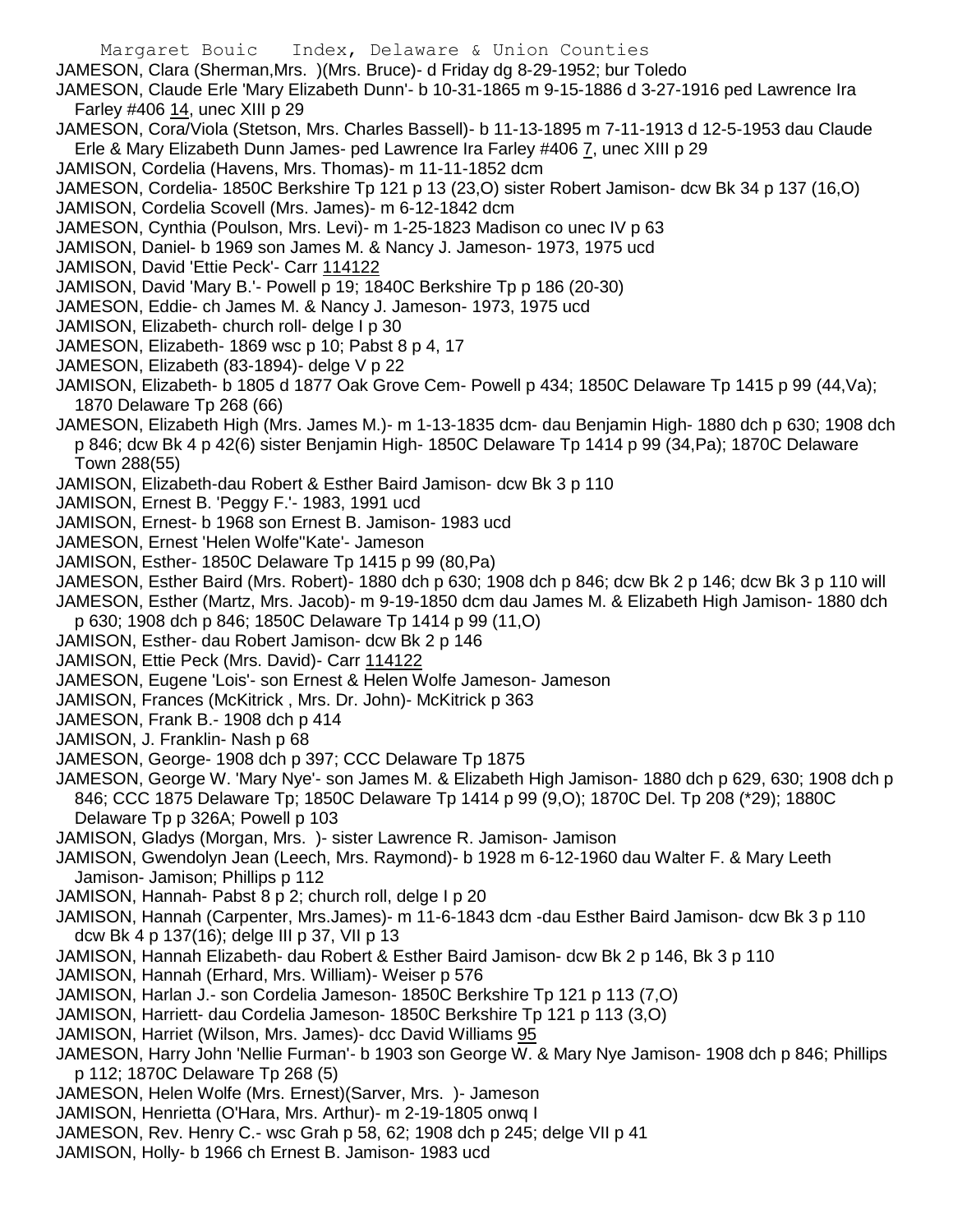JAMESON, Clara (Sherman,Mrs. )(Mrs. Bruce)- d Friday dg 8-29-1952; bur Toledo

JAMESON, Claude Erle 'Mary Elizabeth Dunn'- b 10-31-1865 m 9-15-1886 d 3-27-1916 ped Lawrence Ira Farley #406 14, unec XIII p 29

JAMESON, Cora/Viola (Stetson, Mrs. Charles Bassell)- b 11-13-1895 m 7-11-1913 d 12-5-1953 dau Claude Erle & Mary Elizabeth Dunn James- ped Lawrence Ira Farley #406 7, unec XIII p 29

JAMISON, Cordelia (Havens, Mrs. Thomas)- m 11-11-1852 dcm

JAMESON, Cordelia- 1850C Berkshire Tp 121 p 13 (23,O) sister Robert Jamison- dcw Bk 34 p 137 (16,O)

JAMISON, Cordelia Scovell (Mrs. James)- m 6-12-1842 dcm

JAMESON, Cynthia (Poulson, Mrs. Levi)- m 1-25-1823 Madison co unec IV p 63

JAMISON, Daniel- b 1969 son James M. & Nancy J. Jameson- 1973, 1975 ucd

JAMISON, David 'Ettie Peck'- Carr 114122

JAMISON, David 'Mary B.'- Powell p 19; 1840C Berkshire Tp p 186 (20-30)

JAMESON, Eddie- ch James M. & Nancy J. Jameson- 1973, 1975 ucd

JAMISON, Elizabeth- church roll- delge I p 30

JAMESON, Elizabeth- 1869 wsc p 10; Pabst 8 p 4, 17

JAMESON, Elizabeth (83-1894)- delge V p 22

JAMISON, Elizabeth- b 1805 d 1877 Oak Grove Cem- Powell p 434; 1850C Delaware Tp 1415 p 99 (44,Va); 1870 Delaware Tp 268 (66)

JAMESON, Elizabeth High (Mrs. James M.)- m 1-13-1835 dcm- dau Benjamin High- 1880 dch p 630; 1908 dch p 846; dcw Bk 4 p 42(6) sister Benjamin High- 1850C Delaware Tp 1414 p 99 (34,Pa); 1870C Delaware Town 288(55)

JAMISON, Elizabeth-dau Robert & Esther Baird Jamison- dcw Bk 3 p 110

JAMISON, Ernest B. 'Peggy F.'- 1983, 1991 ucd

JAMISON, Ernest- b 1968 son Ernest B. Jamison- 1983 ucd

JAMESON, Ernest 'Helen Wolfe''Kate'- Jameson

JAMISON, Esther- 1850C Delaware Tp 1415 p 99 (80,Pa)

JAMESON, Esther Baird (Mrs. Robert)- 1880 dch p 630; 1908 dch p 846; dcw Bk 2 p 146; dcw Bk 3 p 110 will

JAMESON, Esther (Martz, Mrs. Jacob)- m 9-19-1850 dcm dau James M. & Elizabeth High Jamison- 1880 dch p 630; 1908 dch p 846; 1850C Delaware Tp 1414 p 99 (11,O)

JAMISON, Esther- dau Robert Jamison- dcw Bk 2 p 146

JAMISON, Ettie Peck (Mrs. David)- Carr 114122

JAMESON, Eugene 'Lois'- son Ernest & Helen Wolfe Jameson- Jameson

JAMISON, Frances (McKitrick , Mrs. Dr. John)- McKitrick p 363

JAMESON, Frank B.- 1908 dch p 414

JAMISON, J. Franklin- Nash p 68

JAMESON, George- 1908 dch p 397; CCC Delaware Tp 1875

JAMESON, George W. 'Mary Nye'- son James M. & Elizabeth High Jamison- 1880 dch p 629, 630; 1908 dch p 846; CCC 1875 Delaware Tp; 1850C Delaware Tp 1414 p 99 (9,O); 1870C Del. Tp 208 (*29); 1880C Delaware Tp p 326A; Powell p 103

JAMISON, Gladys (Morgan, Mrs. )- sister Lawrence R. Jamison- Jamison

JAMISON, Gwendolyn Jean (Leech, Mrs. Raymond)- b 1928 m 6-12-1960 dau Walter F. & Mary Leeth Jamison- Jamison; Phillips p 112

JAMISON, Hannah- Pabst 8 p 2; church roll, delge I p 20

JAMISON, Hannah (Carpenter, Mrs.James)- m 11-6-1843 dcm -dau Esther Baird Jamison- dcw Bk 3 p 110 dcw Bk 4 p 137(16); delge III p 37, VII p 13

JAMISON, Hannah Elizabeth- dau Robert & Esther Baird Jamison- dcw Bk 2 p 146, Bk 3 p 110

JAMISON, Hannah (Erhard, Mrs. William)- Weiser p 576

JAMISON, Harlan J.- son Cordelia Jameson- 1850C Berkshire Tp 121 p 113 (7,O)

JAMISON, Harriett- dau Cordelia Jameson- 1850C Berkshire Tp 121 p 113 (3,O)

JAMESON, Harriet (Wilson, Mrs. James)- dcc David Williams 95

JAMESON, Harry John 'Nellie Furman'- b 1903 son George W. & Mary Nye Jamison- 1908 dch p 846; Phillips p 112; 1870C Delaware Tp 268 (5)

JAMESON, Helen Wolfe (Mrs. Ernest)(Sarver, Mrs. )- Jameson

JAMISON, Henrietta (O'Hara, Mrs. Arthur)- m 2-19-1805 onwq I

JAMESON, Rev. Henry C.- wsc Grah p 58, 62; 1908 dch p 245; delge VII p 41

JAMISON, Holly- b 1966 ch Ernest B. Jamison- 1983 ucd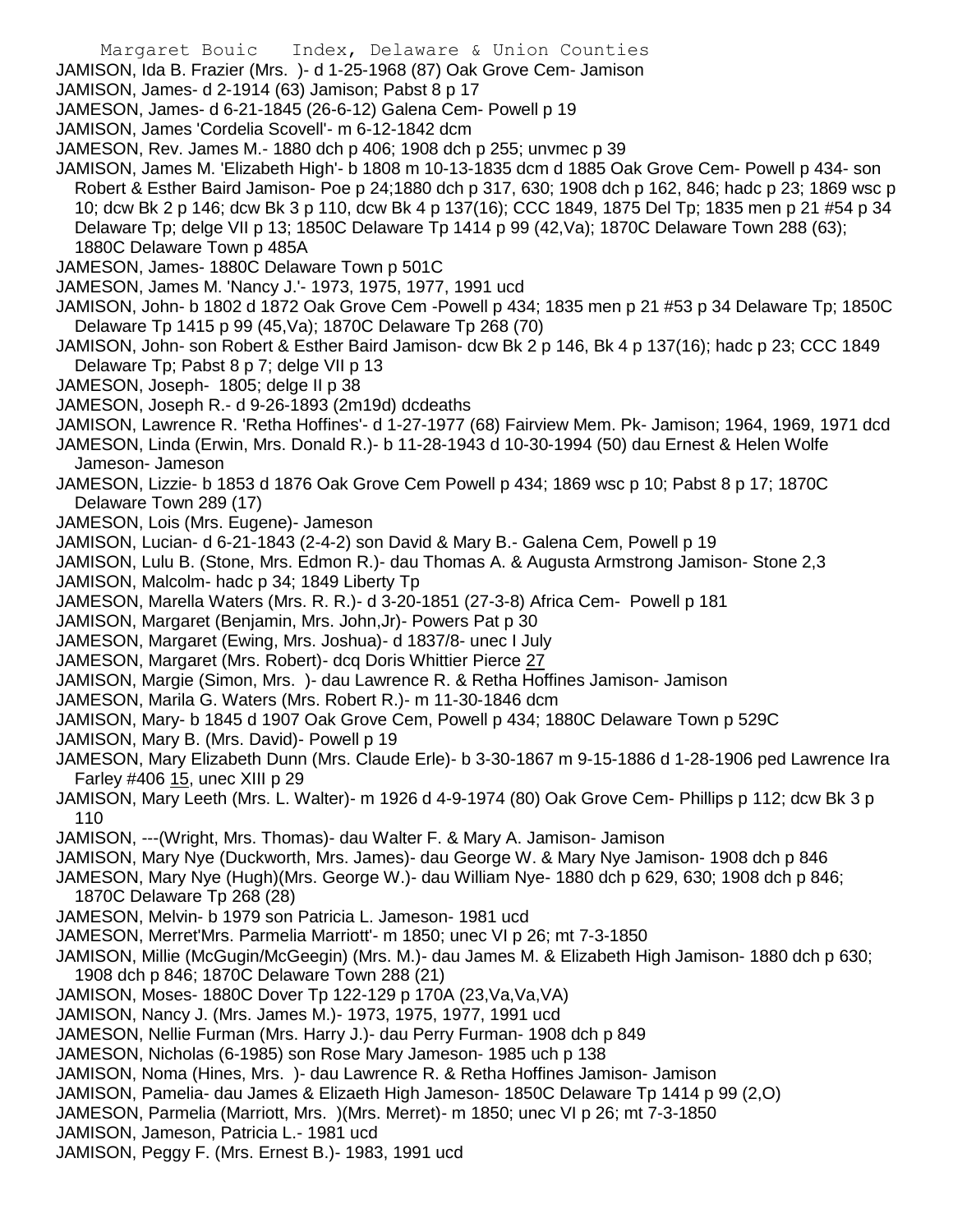JAMISON, Ida B. Frazier (Mrs. )- d 1-25-1968 (87) Oak Grove Cem- Jamison

JAMISON, James- d 2-1914 (63) Jamison; Pabst 8 p 17

JAMESON, James- d 6-21-1845 (26-6-12) Galena Cem- Powell p 19

JAMISON, James 'Cordelia Scovell'- m 6-12-1842 dcm

JAMESON, Rev. James M.- 1880 dch p 406; 1908 dch p 255; unvmec p 39

JAMISON, James M. 'Elizabeth High'- b 1808 m 10-13-1835 dcm d 1885 Oak Grove Cem- Powell p 434- son Robert & Esther Baird Jamison- Poe p 24;1880 dch p 317, 630; 1908 dch p 162, 846; hadc p 23; 1869 wsc p 10; dcw Bk 2 p 146; dcw Bk 3 p 110, dcw Bk 4 p 137(16); CCC 1849, 1875 Del Tp; 1835 men p 21 #54 p 34 Delaware Tp; delge VII p 13; 1850C Delaware Tp 1414 p 99 (42,Va); 1870C Delaware Town 288 (63); 1880C Delaware Town p 485A

JAMESON, James- 1880C Delaware Town p 501C

JAMESON, James M. 'Nancy J.'- 1973, 1975, 1977, 1991 ucd

JAMESON, John- b 1802 d 1872 Oak Grove Cem -Powell p 434; 1835 men p 21 #53 p 34 Delaware Tp; 1850C Delaware Tp 1415 p 99 (45,Va); 1870C Delaware Tp 268 (70)

JAMISON, John- son Robert & Esther Baird Jamison- dcw Bk 2 p 146, Bk 4 p 137(16); hadc p 23; CCC 1849 Delaware Tp; Pabst 8 p 7; delge VII p 13

JAMESON, Joseph- 1805; delge II p 38

JAMESON, Joseph R.- d 9-26-1893 (2m19d) dcdeaths

JAMISON, Lawrence R. 'Retha Hoffines'- d 1-27-1977 (68) Fairview Mem. Pk- Jamison; 1964, 1969, 1971 dcd

JAMESON, Linda (Erwin, Mrs. Donald R.)- b 11-28-1943 d 10-30-1994 (50) dau Ernest & Helen Wolfe Jameson- Jameson

JAMESON, Lizzie- b 1853 d 1876 Oak Grove Cem Powell p 434; 1869 wsc p 10; Pabst 8 p 17; 1870C Delaware Town 289 (17)

JAMESON, Lois (Mrs. Eugene)- Jameson

JAMISON, Lucian- d 6-21-1843 (2-4-2) son David & Mary B.- Galena Cem, Powell p 19

JAMISON, Lulu B. (Stone, Mrs. Edmon R.)- dau Thomas A. & Augusta Armstrong Jamison- Stone 2,3

JAMISON, Malcolm- hadc p 34; 1849 Liberty Tp

JAMESON, Marella Waters (Mrs. R. R.)- d 3-20-1851 (27-3-8) Africa Cem- Powell p 181

JAMISON, Margaret (Benjamin, Mrs. John,Jr)- Powers Pat p 30

JAMESON, Margaret (Ewing, Mrs. Joshua)- d 1837/8- unec I July

JAMESON, Margaret (Mrs. Robert)- dcq Doris Whittier Pierce 27

JAMISON, Margie (Simon, Mrs. )- dau Lawrence R. & Retha Hoffines Jamison- Jamison

JAMESON, Marila G. Waters (Mrs. Robert R.)- m 11-30-1846 dcm

JAMISON, Mary- b 1845 d 1907 Oak Grove Cem, Powell p 434; 1880C Delaware Town p 529C

JAMISON, Mary B. (Mrs. David)- Powell p 19

JAMESON, Mary Elizabeth Dunn (Mrs. Claude Erle)- b 3-30-1867 m 9-15-1886 d 1-28-1906 ped Lawrence Ira Farley #406 15, unec XIII p 29

JAMISON, Mary Leeth (Mrs. L. Walter)- m 1926 d 4-9-1974 (80) Oak Grove Cem- Phillips p 112; dcw Bk 3 p 110

JAMISON, ---(Wright, Mrs. Thomas)- dau Walter F. & Mary A. Jamison- Jamison

JAMISON, Mary Nye (Duckworth, Mrs. James)- dau George W. & Mary Nye Jamison- 1908 dch p 846

JAMESON, Mary Nye (Hugh)(Mrs. George W.)- dau William Nye- 1880 dch p 629, 630; 1908 dch p 846; 1870C Delaware Tp 268 (28)

JAMESON, Melvin- b 1979 son Patricia L. Jameson- 1981 ucd

JAMESON, Merret'Mrs. Parmelia Marriott'- m 1850; unec VI p 26; mt 7-3-1850

JAMISON, Millie (McGugin/McGeegin) (Mrs. M.)- dau James M. & Elizabeth High Jamison- 1880 dch p 630; 1908 dch p 846; 1870C Delaware Town 288 (21)

JAMISON, Moses- 1880C Dover Tp 122-129 p 170A (23,Va,Va,VA)

JAMISON, Nancy J. (Mrs. James M.)- 1973, 1975, 1977, 1991 ucd

JAMESON, Nellie Furman (Mrs. Harry J.)- dau Perry Furman- 1908 dch p 849

JAMESON, Nicholas (6-1985) son Rose Mary Jameson- 1985 uch p 138

JAMISON, Noma (Hines, Mrs. )- dau Lawrence R. & Retha Hoffines Jamison- Jamison

JAMISON, Pamelia- dau James & Elizaeth High Jameson- 1850C Delaware Tp 1414 p 99 (2,O)

JAMESON, Parmelia (Marriott, Mrs. )(Mrs. Merret)- m 1850; unec VI p 26; mt 7-3-1850

JAMISON, Jameson, Patricia L.- 1981 ucd

JAMISON, Peggy F. (Mrs. Ernest B.)- 1983, 1991 ucd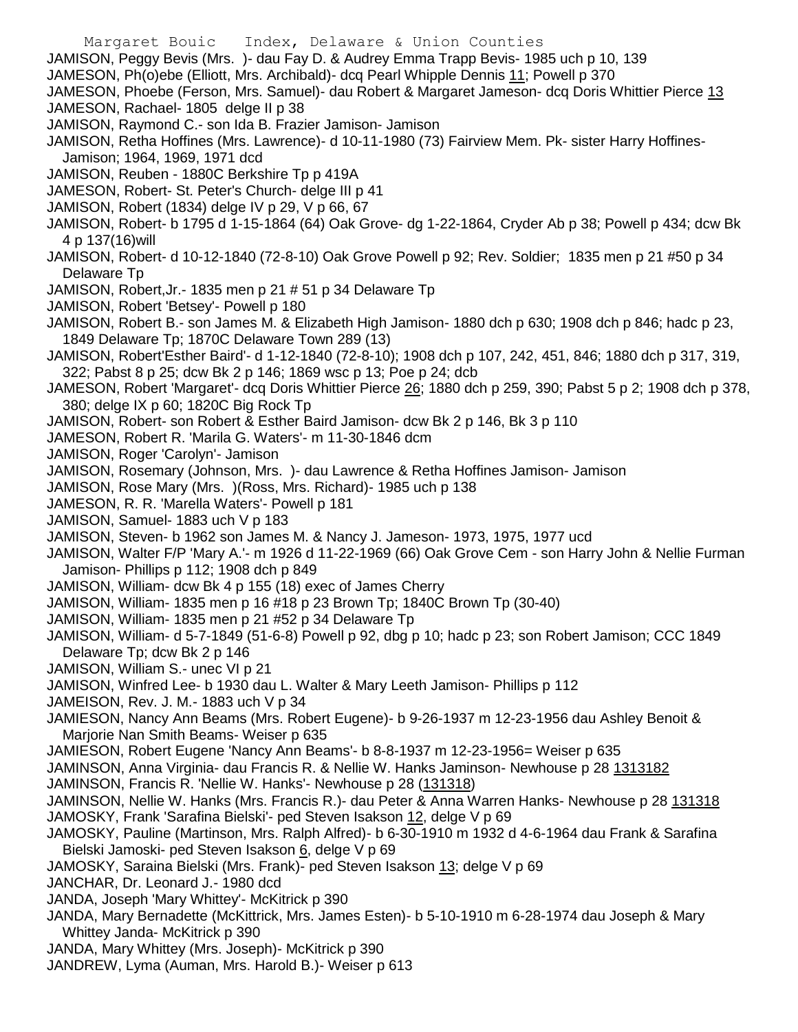JAMISON, Peggy Bevis (Mrs. )- dau Fay D. & Audrey Emma Trapp Bevis- 1985 uch p 10, 139

JAMESON, Ph(o)ebe (Elliott, Mrs. Archibald)- dcq Pearl Whipple Dennis 11; Powell p 370

JAMESON, Phoebe (Ferson, Mrs. Samuel)- dau Robert & Margaret Jameson- dcq Doris Whittier Pierce 13

JAMESON, Rachael- 1805 delge II p 38

JAMISON, Raymond C.- son Ida B. Frazier Jamison- Jamison

JAMISON, Retha Hoffines (Mrs. Lawrence)- d 10-11-1980 (73) Fairview Mem. Pk- sister Harry Hoffines- Jamison; 1964, 1969, 1971 dcd

JAMISON, Reuben - 1880C Berkshire Tp p 419A

JAMESON, Robert- St. Peter's Church- delge III p 41

JAMISON, Robert (1834) delge IV p 29, V p 66, 67

JAMISON, Robert- b 1795 d 1-15-1864 (64) Oak Grove- dg 1-22-1864, Cryder Ab p 38; Powell p 434; dcw Bk 4 p 137(16)will

JAMISON, Robert- d 10-12-1840 (72-8-10) Oak Grove Powell p 92; Rev. Soldier; 1835 men p 21 #50 p 34 Delaware Tp

JAMISON, Robert,Jr.- 1835 men p 21 # 51 p 34 Delaware Tp

JAMISON, Robert 'Betsey'- Powell p 180

JAMISON, Robert B.- son James M. & Elizabeth High Jamison- 1880 dch p 630; 1908 dch p 846; hadc p 23, 1849 Delaware Tp; 1870C Delaware Town 289 (13)

JAMISON, Robert'Esther Baird'- d 1-12-1840 (72-8-10); 1908 dch p 107, 242, 451, 846; 1880 dch p 317, 319, 322; Pabst 8 p 25; dcw Bk 2 p 146; 1869 wsc p 13; Poe p 24; dcb

JAMESON, Robert 'Margaret'- dcq Doris Whittier Pierce 26; 1880 dch p 259, 390; Pabst 5 p 2; 1908 dch p 378, 380; delge IX p 60; 1820C Big Rock Tp

JAMISON, Robert- son Robert & Esther Baird Jamison- dcw Bk 2 p 146, Bk 3 p 110

JAMESON, Robert R. 'Marila G. Waters'- m 11-30-1846 dcm

JAMISON, Roger 'Carolyn'- Jamison

JAMISON, Rosemary (Johnson, Mrs. )- dau Lawrence & Retha Hoffines Jamison- Jamison

JAMISON, Rose Mary (Mrs. )(Ross, Mrs. Richard)- 1985 uch p 138

JAMESON, R. R. 'Marella Waters'- Powell p 181

JAMISON, Samuel- 1883 uch V p 183

JAMISON, Steven- b 1962 son James M. & Nancy J. Jameson- 1973, 1975, 1977 ucd

JAMISON, Walter F/P 'Mary A.'- m 1926 d 11-22-1969 (66) Oak Grove Cem - son Harry John & Nellie Furman Jamison- Phillips p 112; 1908 dch p 849

JAMISON, William- dcw Bk 4 p 155 (18) exec of James Cherry

JAMISON, William- 1835 men p 16 #18 p 23 Brown Tp; 1840C Brown Tp (30-40)

JAMISON, William- 1835 men p 21 #52 p 34 Delaware Tp

JAMISON, William- d 5-7-1849 (51-6-8) Powell p 92, dbg p 10; hadc p 23; son Robert Jamison; CCC 1849 Delaware Tp; dcw Bk 2 p 146

JAMISON, William S.- unec VI p 21

JAMISON, Winfred Lee- b 1930 dau L. Walter & Mary Leeth Jamison- Phillips p 112

JAMEISON, Rev. J. M.- 1883 uch V p 34

JAMIESON, Nancy Ann Beams (Mrs. Robert Eugene)- b 9-26-1937 m 12-23-1956 dau Ashley Benoit & Marjorie Nan Smith Beams- Weiser p 635

JAMIESON, Robert Eugene 'Nancy Ann Beams'- b 8-8-1937 m 12-23-1956= Weiser p 635

JAMINSON, Anna Virginia- dau Francis R. & Nellie W. Hanks Jaminson- Newhouse p 28 1313182

JAMINSON, Francis R. 'Nellie W. Hanks'- Newhouse p 28 (131318)

JAMINSON, Nellie W. Hanks (Mrs. Francis R.)- dau Peter & Anna Warren Hanks- Newhouse p 28 131318

JAMOSKY, Frank 'Sarafina Bielski'- ped Steven Isakson 12, delge V p 69

JAMOSKY, Pauline (Martinson, Mrs. Ralph Alfred)- b 6-30-1910 m 1932 d 4-6-1964 dau Frank & Sarafina Bielski Jamoski- ped Steven Isakson 6, delge V p 69

JAMOSKY, Saraina Bielski (Mrs. Frank)- ped Steven Isakson 13; delge V p 69

JANCHAR, Dr. Leonard J.- 1980 dcd

JANDA, Joseph 'Mary Whittey'- McKitrick p 390

JANDA, Mary Bernadette (McKittrick, Mrs. James Esten)- b 5-10-1910 m 6-28-1974 dau Joseph & Mary Whittey Janda- McKitrick p 390

JANDA, Mary Whittey (Mrs. Joseph)- McKitrick p 390

JANDREW, Lyma (Auman, Mrs. Harold B.)- Weiser p 613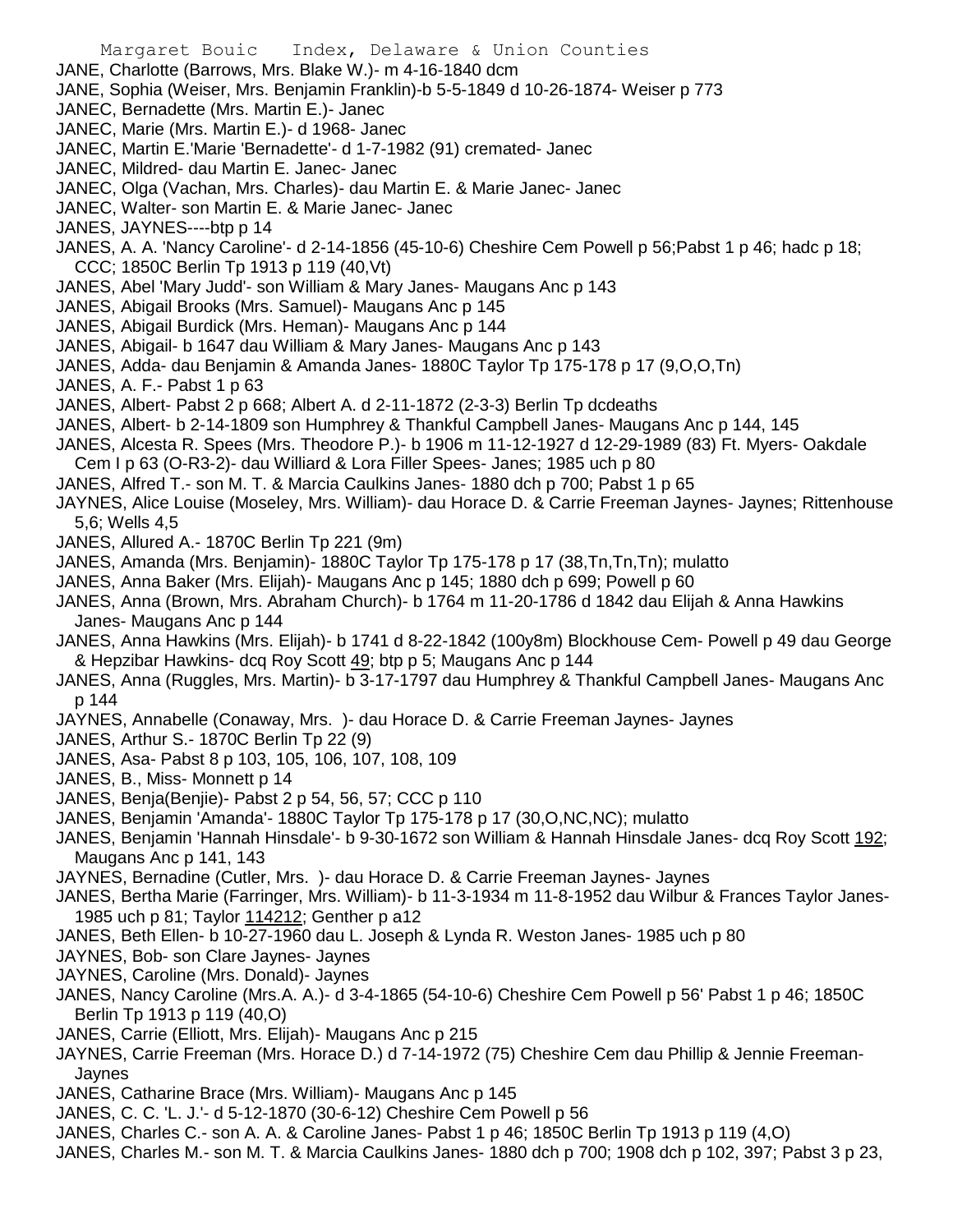JANE, Charlotte (Barrows, Mrs. Blake W.)- m 4-16-1840 dcm

JANE, Sophia (Weiser, Mrs. Benjamin Franklin)-b 5-5-1849 d 10-26-1874- Weiser p 773

JANEC, Bernadette (Mrs. Martin E.)- Janec

JANEC, Marie (Mrs. Martin E.)- d 1968- Janec

JANEC, Martin E.'Marie 'Bernadette'- d 1-7-1982 (91) cremated- Janec

JANEC, Mildred- dau Martin E. Janec- Janec

JANEC, Olga (Vachan, Mrs. Charles)- dau Martin E. & Marie Janec- Janec

JANEC, Walter- son Martin E. & Marie Janec- Janec

JANES, JAYNES----btp p 14

JANES, A. A. 'Nancy Caroline'- d 2-14-1856 (45-10-6) Cheshire Cem Powell p 56;Pabst 1 p 46; hadc p 18; CCC; 1850C Berlin Tp 1913 p 119 (40,Vt)

JANES, Abel 'Mary Judd'- son William & Mary Janes- Maugans Anc p 143

JANES, Abigail Brooks (Mrs. Samuel)- Maugans Anc p 145

JANES, Abigail Burdick (Mrs. Heman)- Maugans Anc p 144

JANES, Abigail- b 1647 dau William & Mary Janes- Maugans Anc p 143

JANES, Adda- dau Benjamin & Amanda Janes- 1880C Taylor Tp 175-178 p 17 (9,O,O,Tn)

JANES, A. F.- Pabst 1 p 63

JANES, Albert- Pabst 2 p 668; Albert A. d 2-11-1872 (2-3-3) Berlin Tp dcdeaths

JANES, Albert- b 2-14-1809 son Humphrey & Thankful Campbell Janes- Maugans Anc p 144, 145

JANES, Alcesta R. Spees (Mrs. Theodore P.)- b 1906 m 11-12-1927 d 12-29-1989 (83) Ft. Myers- Oakdale Cem I p 63 (O-R3-2)- dau Williard & Lora Filler Spees- Janes; 1985 uch p 80

JANES, Alfred T.- son M. T. & Marcia Caulkins Janes- 1880 dch p 700; Pabst 1 p 65

JAYNES, Alice Louise (Moseley, Mrs. William)- dau Horace D. & Carrie Freeman Jaynes- Jaynes; Rittenhouse 5,6; Wells 4,5

JANES, Allured A.- 1870C Berlin Tp 221 (9m)

JANES, Amanda (Mrs. Benjamin)- 1880C Taylor Tp 175-178 p 17 (38,Tn,Tn,Tn); mulatto

JANES, Anna Baker (Mrs. Elijah)- Maugans Anc p 145; 1880 dch p 699; Powell p 60

JANES, Anna (Brown, Mrs. Abraham Church)- b 1764 m 11-20-1786 d 1842 dau Elijah & Anna Hawkins Janes- Maugans Anc p 144

JANES, Anna Hawkins (Mrs. Elijah)- b 1741 d 8-22-1842 (100y8m) Blockhouse Cem- Powell p 49 dau George & Hepzibar Hawkins- dcq Roy Scott 49; btp p 5; Maugans Anc p 144

JANES, Anna (Ruggles, Mrs. Martin)- b 3-17-1797 dau Humphrey & Thankful Campbell Janes- Maugans Anc p 144

JAYNES, Annabelle (Conaway, Mrs. )- dau Horace D. & Carrie Freeman Jaynes- Jaynes

JANES, Arthur S.- 1870C Berlin Tp 22 (9)

JANES, Asa- Pabst 8 p 103, 105, 106, 107, 108, 109

JANES, B., Miss- Monnett p 14

JANES, Benja(Benjie)- Pabst 2 p 54, 56, 57; CCC p 110

JANES, Benjamin 'Amanda'- 1880C Taylor Tp 175-178 p 17 (30,O,NC,NC); mulatto

JANES, Benjamin 'Hannah Hinsdale'- b 9-30-1672 son William & Hannah Hinsdale Janes- dcq Roy Scott 192; Maugans Anc p 141, 143

JAYNES, Bernadine (Cutler, Mrs. )- dau Horace D. & Carrie Freeman Jaynes- Jaynes

JANES, Bertha Marie (Farringer, Mrs. William)- b 11-3-1934 m 11-8-1952 dau Wilbur & Frances Taylor Janes- 1985 uch p 81; Taylor 114212; Genther p a12

JANES, Beth Ellen- b 10-27-1960 dau L. Joseph & Lynda R. Weston Janes- 1985 uch p 80

JAYNES, Bob- son Clare Jaynes- Jaynes

JAYNES, Caroline (Mrs. Donald)- Jaynes

JANES, Nancy Caroline (Mrs.A. A.)- d 3-4-1865 (54-10-6) Cheshire Cem Powell p 56' Pabst 1 p 46; 1850C Berlin Tp 1913 p 119 (40,O)

JANES, Carrie (Elliott, Mrs. Elijah)- Maugans Anc p 215

JAYNES, Carrie Freeman (Mrs. Horace D.) d 7-14-1972 (75) Cheshire Cem dau Phillip & Jennie Freeman- Jaynes

JANES, Catharine Brace (Mrs. William)- Maugans Anc p 145

JANES, C. C. 'L. J.'- d 5-12-1870 (30-6-12) Cheshire Cem Powell p 56

JANES, Charles C.- son A. A. & Caroline Janes- Pabst 1 p 46; 1850C Berlin Tp 1913 p 119 (4,O)

JANES, Charles M.- son M. T. & Marcia Caulkins Janes- 1880 dch p 700; 1908 dch p 102, 397; Pabst 3 p 23,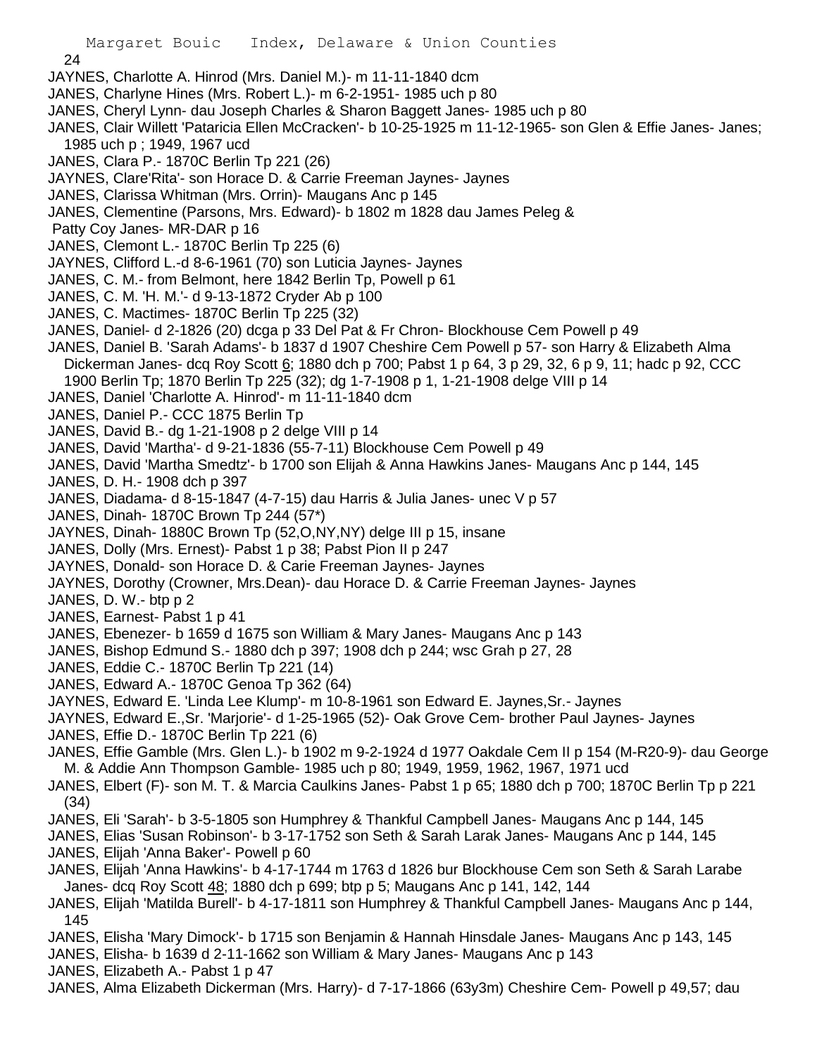JAYNES, Charlotte A. Hinrod (Mrs. Daniel M.)- m 11-11-1840 dcm
JANES, Charlyne Hines (Mrs. Robert L.)- m 6-2-1951- 1985 uch p 80
JANES, Cheryl Lynn- dau Joseph Charles & Sharon Baggett Janes- 1985 uch p 80
JANES, Clair Willett 'Pataricia Ellen McCracken'- b 10-25-1925 m 11-12-1965- son Glen & Effie Janes- Janes; 1985 uch p ; 1949, 1967 ucd
JANES, Clara P.- 1870C Berlin Tp 221 (26)
JAYNES, Clare'Rita'- son Horace D. & Carrie Freeman Jaynes- Jaynes
JANES, Clarissa Whitman (Mrs. Orrin)- Maugans Anc p 145
JANES, Clementine (Parsons, Mrs. Edward)- b 1802 m 1828 dau James Peleg & Patty Coy Janes- MR-DAR p 16
JANES, Clemont L.- 1870C Berlin Tp 225 (6)
JAYNES, Clifford L.-d 8-6-1961 (70) son Luticia Jaynes- Jaynes
JANES, C. M.- from Belmont, here 1842 Berlin Tp, Powell p 61
JANES, C. M. 'H. M.'- d 9-13-1872 Cryder Ab p 100
JANES, C. Mactimes- 1870C Berlin Tp 225 (32)
JANES, Daniel- d 2-1826 (20) dcga p 33 Del Pat & Fr Chron- Blockhouse Cem Powell p 49
JANES, Daniel B. 'Sarah Adams'- b 1837 d 1907 Cheshire Cem Powell p 57- son Harry & Elizabeth Alma Dickerman Janes- dcq Roy Scott 6; 1880 dch p 700; Pabst 1 p 64, 3 p 29, 32, 6 p 9, 11; hadc p 92, CCC 1900 Berlin Tp; 1870 Berlin Tp 225 (32); dg 1-7-1908 p 1, 1-21-1908 delge VIII p 14
JANES, Daniel 'Charlotte A. Hinrod'- m 11-11-1840 dcm
JANES, Daniel P.- CCC 1875 Berlin Tp
JANES, David B.- dg 1-21-1908 p 2 delge VIII p 14
JANES, David 'Martha'- d 9-21-1836 (55-7-11) Blockhouse Cem Powell p 49
JANES, David 'Martha Smedtz'- b 1700 son Elijah & Anna Hawkins Janes- Maugans Anc p 144, 145
JANES, D. H.- 1908 dch p 397
JANES, Diadama- d 8-15-1847 (4-7-15) dau Harris & Julia Janes- unec V p 57
JANES, Dinah- 1870C Brown Tp 244 (57*)
JAYNES, Dinah- 1880C Brown Tp (52,O,NY,NY) delge III p 15, insane
JANES, Dolly (Mrs. Ernest)- Pabst 1 p 38; Pabst Pion II p 247
JAYNES, Donald- son Horace D. & Carie Freeman Jaynes- Jaynes
JAYNES, Dorothy (Crowner, Mrs.Dean)- dau Horace D. & Carrie Freeman Jaynes- Jaynes
JANES, D. W.- btp p 2
JANES, Earnest- Pabst 1 p 41
JANES, Ebenezer- b 1659 d 1675 son William & Mary Janes- Maugans Anc p 143
JANES, Bishop Edmund S.- 1880 dch p 397; 1908 dch p 244; wsc Grah p 27, 28
JANES, Eddie C.- 1870C Berlin Tp 221 (14)
JANES, Edward A.- 1870C Genoa Tp 362 (64)
JAYNES, Edward E. 'Linda Lee Klump'- m 10-8-1961 son Edward E. Jaynes,Sr.- Jaynes
JAYNES, Edward E.,Sr. 'Marjorie'- d 1-25-1965 (52)- Oak Grove Cem- brother Paul Jaynes- Jaynes
JANES, Effie D.- 1870C Berlin Tp 221 (6)
JANES, Effie Gamble (Mrs. Glen L.)- b 1902 m 9-2-1924 d 1977 Oakdale Cem II p 154 (M-R20-9)- dau George M. & Addie Ann Thompson Gamble- 1985 uch p 80; 1949, 1959, 1962, 1967, 1971 ucd
JANES, Elbert (F)- son M. T. & Marcia Caulkins Janes- Pabst 1 p 65; 1880 dch p 700; 1870C Berlin Tp p 221 (34)
JANES, Eli 'Sarah'- b 3-5-1805 son Humphrey & Thankful Campbell Janes- Maugans Anc p 144, 145
JANES, Elias 'Susan Robinson'- b 3-17-1752 son Seth & Sarah Larak Janes- Maugans Anc p 144, 145
JANES, Elijah 'Anna Baker'- Powell p 60
JANES, Elijah 'Anna Hawkins'- b 4-17-1744 m 1763 d 1826 bur Blockhouse Cem son Seth & Sarah Larabe Janes- dcq Roy Scott 48; 1880 dch p 699; btp p 5; Maugans Anc p 141, 142, 144
JANES, Elijah 'Matilda Burell'- b 4-17-1811 son Humphrey & Thankful Campbell Janes- Maugans Anc p 144, 145
JANES, Elisha 'Mary Dimock'- b 1715 son Benjamin & Hannah Hinsdale Janes- Maugans Anc p 143, 145
JANES, Elisha- b 1639 d 2-11-1662 son William & Mary Janes- Maugans Anc p 143
JANES, Elizabeth A.- Pabst 1 p 47
JANES, Alma Elizabeth Dickerman (Mrs. Harry)- d 7-17-1866 (63y3m) Cheshire Cem- Powell p 49,57; dau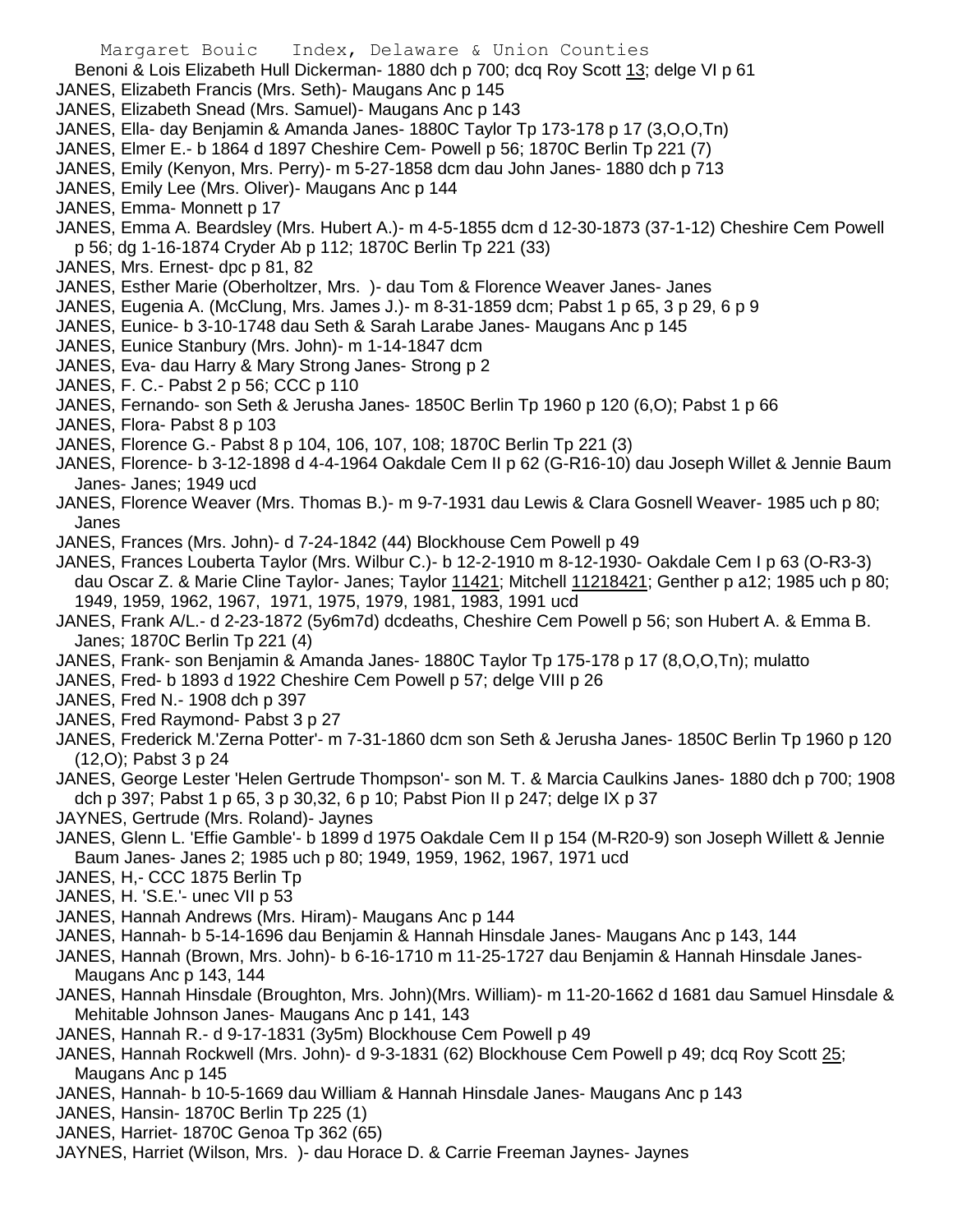Benoni & Lois Elizabeth Hull Dickerman- 1880 dch p 700; dcq Roy Scott 13; delge VI p 61
JANES, Elizabeth Francis (Mrs. Seth)- Maugans Anc p 145
JANES, Elizabeth Snead (Mrs. Samuel)- Maugans Anc p 143
JANES, Ella- day Benjamin & Amanda Janes- 1880C Taylor Tp 173-178 p 17 (3,O,O,Tn)
JANES, Elmer E.- b 1864 d 1897 Cheshire Cem- Powell p 56; 1870C Berlin Tp 221 (7)
JANES, Emily (Kenyon, Mrs. Perry)- m 5-27-1858 dcm dau John Janes- 1880 dch p 713
JANES, Emily Lee (Mrs. Oliver)- Maugans Anc p 144
JANES, Emma- Monnett p 17
JANES, Emma A. Beardsley (Mrs. Hubert A.)- m 4-5-1855 dcm d 12-30-1873 (37-1-12) Cheshire Cem Powell p 56; dg 1-16-1874 Cryder Ab p 112; 1870C Berlin Tp 221 (33)
JANES, Mrs. Ernest- dpc p 81, 82
JANES, Esther Marie (Oberholtzer, Mrs. )- dau Tom & Florence Weaver Janes- Janes
JANES, Eugenia A. (McClung, Mrs. James J.)- m 8-31-1859 dcm; Pabst 1 p 65, 3 p 29, 6 p 9
JANES, Eunice- b 3-10-1748 dau Seth & Sarah Larabe Janes- Maugans Anc p 145
JANES, Eunice Stanbury (Mrs. John)- m 1-14-1847 dcm
JANES, Eva- dau Harry & Mary Strong Janes- Strong p 2
JANES, F. C.- Pabst 2 p 56; CCC p 110
JANES, Fernando- son Seth & Jerusha Janes- 1850C Berlin Tp 1960 p 120 (6,O); Pabst 1 p 66
JANES, Flora- Pabst 8 p 103
JANES, Florence G.- Pabst 8 p 104, 106, 107, 108; 1870C Berlin Tp 221 (3)
JANES, Florence- b 3-12-1898 d 4-4-1964 Oakdale Cem II p 62 (G-R16-10) dau Joseph Willet & Jennie Baum Janes- Janes; 1949 ucd
JANES, Florence Weaver (Mrs. Thomas B.)- m 9-7-1931 dau Lewis & Clara Gosnell Weaver- 1985 uch p 80; Janes
JANES, Frances (Mrs. John)- d 7-24-1842 (44) Blockhouse Cem Powell p 49
JANES, Frances Louberta Taylor (Mrs. Wilbur C.)- b 12-2-1910 m 8-12-1930- Oakdale Cem I p 63 (O-R3-3) dau Oscar Z. & Marie Cline Taylor- Janes; Taylor 11421; Mitchell 11218421; Genther p a12; 1985 uch p 80; 1949, 1959, 1962, 1967, 1971, 1975, 1979, 1981, 1983, 1991 ucd
JANES, Frank A/L.- d 2-23-1872 (5y6m7d) dcdeaths, Cheshire Cem Powell p 56; son Hubert A. & Emma B. Janes; 1870C Berlin Tp 221 (4)
JANES, Frank- son Benjamin & Amanda Janes- 1880C Taylor Tp 175-178 p 17 (8,O,O,Tn); mulatto
JANES, Fred- b 1893 d 1922 Cheshire Cem Powell p 57; delge VIII p 26
JANES, Fred N.- 1908 dch p 397
JANES, Fred Raymond- Pabst 3 p 27
JANES, Frederick M.'Zerna Potter'- m 7-31-1860 dcm son Seth & Jerusha Janes- 1850C Berlin Tp 1960 p 120 (12,O); Pabst 3 p 24
JANES, George Lester 'Helen Gertrude Thompson'- son M. T. & Marcia Caulkins Janes- 1880 dch p 700; 1908 dch p 397; Pabst 1 p 65, 3 p 30,32, 6 p 10; Pabst Pion II p 247; delge IX p 37
JAYNES, Gertrude (Mrs. Roland)- Jaynes
JANES, Glenn L. 'Effie Gamble'- b 1899 d 1975 Oakdale Cem II p 154 (M-R20-9) son Joseph Willett & Jennie Baum Janes- Janes 2; 1985 uch p 80; 1949, 1959, 1962, 1967, 1971 ucd
JANES, H,- CCC 1875 Berlin Tp
JANES, H. 'S.E.'- unec VII p 53
JANES, Hannah Andrews (Mrs. Hiram)- Maugans Anc p 144
JANES, Hannah- b 5-14-1696 dau Benjamin & Hannah Hinsdale Janes- Maugans Anc p 143, 144
JANES, Hannah (Brown, Mrs. John)- b 6-16-1710 m 11-25-1727 dau Benjamin & Hannah Hinsdale Janes- Maugans Anc p 143, 144
JANES, Hannah Hinsdale (Broughton, Mrs. John)(Mrs. William)- m 11-20-1662 d 1681 dau Samuel Hinsdale & Mehitable Johnson Janes- Maugans Anc p 141, 143
JANES, Hannah R.- d 9-17-1831 (3y5m) Blockhouse Cem Powell p 49
JANES, Hannah Rockwell (Mrs. John)- d 9-3-1831 (62) Blockhouse Cem Powell p 49; dcq Roy Scott 25; Maugans Anc p 145
JANES, Hannah- b 10-5-1669 dau William & Hannah Hinsdale Janes- Maugans Anc p 143
JANES, Hansin- 1870C Berlin Tp 225 (1)
JANES, Harriet- 1870C Genoa Tp 362 (65)
JAYNES, Harriet (Wilson, Mrs. )- dau Horace D. & Carrie Freeman Jaynes- Jaynes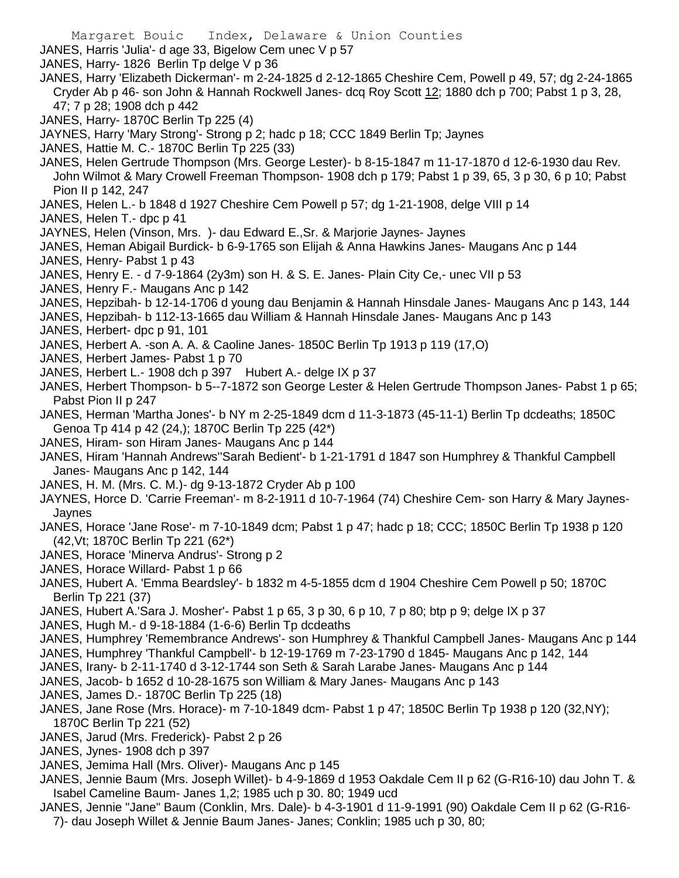JANES, Harris 'Julia'- d age 33, Bigelow Cem unec V p 57

JANES, Harry- 1826 Berlin Tp delge V p 36

JANES, Harry 'Elizabeth Dickerman'- m 2-24-1825 d 2-12-1865 Cheshire Cem, Powell p 49, 57; dg 2-24-1865 Cryder Ab p 46- son John & Hannah Rockwell Janes- dcq Roy Scott 12; 1880 dch p 700; Pabst 1 p 3, 28, 47; 7 p 28; 1908 dch p 442

JANES, Harry- 1870C Berlin Tp 225 (4)

JAYNES, Harry 'Mary Strong'- Strong p 2; hadc p 18; CCC 1849 Berlin Tp; Jaynes

JANES, Hattie M. C.- 1870C Berlin Tp 225 (33)

JANES, Helen Gertrude Thompson (Mrs. George Lester)- b 8-15-1847 m 11-17-1870 d 12-6-1930 dau Rev. John Wilmot & Mary Crowell Freeman Thompson- 1908 dch p 179; Pabst 1 p 39, 65, 3 p 30, 6 p 10; Pabst Pion II p 142, 247

JANES, Helen L.- b 1848 d 1927 Cheshire Cem Powell p 57; dg 1-21-1908, delge VIII p 14

JANES, Helen T.- dpc p 41

JAYNES, Helen (Vinson, Mrs. )- dau Edward E.,Sr. & Marjorie Jaynes- Jaynes

JANES, Heman Abigail Burdick- b 6-9-1765 son Elijah & Anna Hawkins Janes- Maugans Anc p 144

JANES, Henry- Pabst 1 p 43

JANES, Henry E. - d 7-9-1864 (2y3m) son H. & S. E. Janes- Plain City Ce,- unec VII p 53

JANES, Henry F.- Maugans Anc p 142

JANES, Hepzibah- b 12-14-1706 d young dau Benjamin & Hannah Hinsdale Janes- Maugans Anc p 143, 144

JANES, Hepzibah- b 112-13-1665 dau William & Hannah Hinsdale Janes- Maugans Anc p 143

JANES, Herbert- dpc p 91, 101

JANES, Herbert A. -son A. A. & Caoline Janes- 1850C Berlin Tp 1913 p 119 (17,O)

JANES, Herbert James- Pabst 1 p 70

JANES, Herbert L.- 1908 dch p 397 Hubert A.- delge IX p 37

JANES, Herbert Thompson- b 5--7-1872 son George Lester & Helen Gertrude Thompson Janes- Pabst 1 p 65; Pabst Pion II p 247

JANES, Herman 'Martha Jones'- b NY m 2-25-1849 dcm d 11-3-1873 (45-11-1) Berlin Tp dcdeaths; 1850C Genoa Tp 414 p 42 (24,); 1870C Berlin Tp 225 (42*)

JANES, Hiram- son Hiram Janes- Maugans Anc p 144

JANES, Hiram 'Hannah Andrews''Sarah Bedient'- b 1-21-1791 d 1847 son Humphrey & Thankful Campbell Janes- Maugans Anc p 142, 144

JANES, H. M. (Mrs. C. M.)- dg 9-13-1872 Cryder Ab p 100

JAYNES, Horce D. 'Carrie Freeman'- m 8-2-1911 d 10-7-1964 (74) Cheshire Cem- son Harry & Mary Jaynes- Jaynes

JANES, Horace 'Jane Rose'- m 7-10-1849 dcm; Pabst 1 p 47; hadc p 18; CCC; 1850C Berlin Tp 1938 p 120 (42,Vt; 1870C Berlin Tp 221 (62*)

JANES, Horace 'Minerva Andrus'- Strong p 2

JANES, Horace Willard- Pabst 1 p 66

JANES, Hubert A. 'Emma Beardsley'- b 1832 m 4-5-1855 dcm d 1904 Cheshire Cem Powell p 50; 1870C Berlin Tp 221 (37)

JANES, Hubert A.'Sara J. Mosher'- Pabst 1 p 65, 3 p 30, 6 p 10, 7 p 80; btp p 9; delge IX p 37

JANES, Hugh M.- d 9-18-1884 (1-6-6) Berlin Tp dcdeaths

JANES, Humphrey 'Remembrance Andrews'- son Humphrey & Thankful Campbell Janes- Maugans Anc p 144

JANES, Humphrey 'Thankful Campbell'- b 12-19-1769 m 7-23-1790 d 1845- Maugans Anc p 142, 144

JANES, Irany- b 2-11-1740 d 3-12-1744 son Seth & Sarah Larabe Janes- Maugans Anc p 144

JANES, Jacob- b 1652 d 10-28-1675 son William & Mary Janes- Maugans Anc p 143

JANES, James D.- 1870C Berlin Tp 225 (18)

JANES, Jane Rose (Mrs. Horace)- m 7-10-1849 dcm- Pabst 1 p 47; 1850C Berlin Tp 1938 p 120 (32,NY); 1870C Berlin Tp 221 (52)

JANES, Jarud (Mrs. Frederick)- Pabst 2 p 26

JANES, Jynes- 1908 dch p 397

JANES, Jemima Hall (Mrs. Oliver)- Maugans Anc p 145

JANES, Jennie Baum (Mrs. Joseph Willet)- b 4-9-1869 d 1953 Oakdale Cem II p 62 (G-R16-10) dau John T. & Isabel Cameline Baum- Janes 1,2; 1985 uch p 30. 80; 1949 ucd

JANES, Jennie "Jane" Baum (Conklin, Mrs. Dale)- b 4-3-1901 d 11-9-1991 (90) Oakdale Cem II p 62 (G-R16-7)- dau Joseph Willet & Jennie Baum Janes- Janes; Conklin; 1985 uch p 30, 80;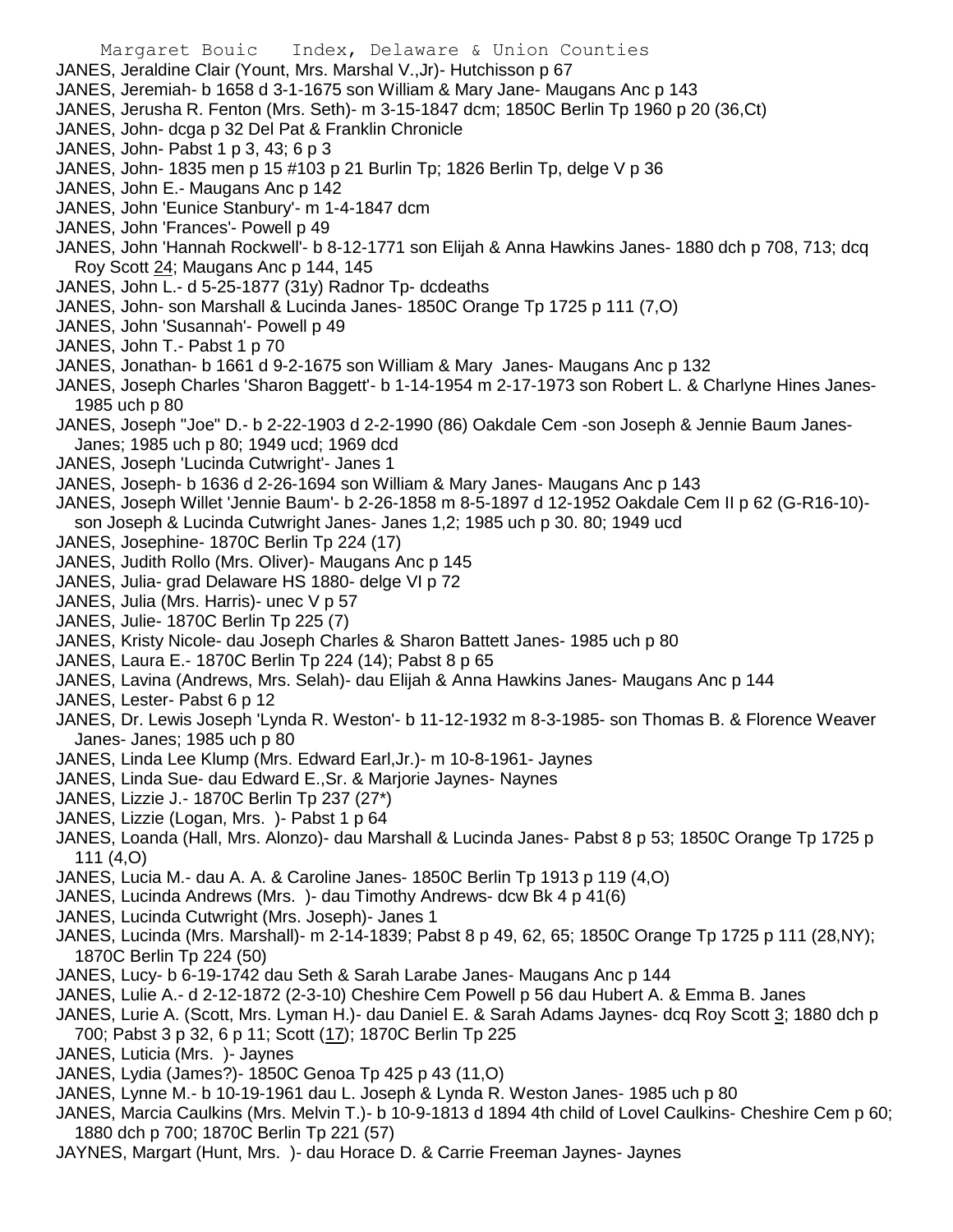JANES, Jeraldine Clair (Yount, Mrs. Marshal V.,Jr)- Hutchisson p 67

JANES, Jeremiah- b 1658 d 3-1-1675 son William & Mary Jane- Maugans Anc p 143

JANES, Jerusha R. Fenton (Mrs. Seth)- m 3-15-1847 dcm; 1850C Berlin Tp 1960 p 20 (36,Ct)

JANES, John- dcga p 32 Del Pat & Franklin Chronicle

JANES, John- Pabst 1 p 3, 43; 6 p 3

JANES, John- 1835 men p 15 #103 p 21 Burlin Tp; 1826 Berlin Tp, delge V p 36

JANES, John E.- Maugans Anc p 142

JANES, John 'Eunice Stanbury'- m 1-4-1847 dcm

JANES, John 'Frances'- Powell p 49

JANES, John 'Hannah Rockwell'- b 8-12-1771 son Elijah & Anna Hawkins Janes- 1880 dch p 708, 713; dcq Roy Scott 24; Maugans Anc p 144, 145

JANES, John L.- d 5-25-1877 (31y) Radnor Tp- dcdeaths

JANES, John- son Marshall & Lucinda Janes- 1850C Orange Tp 1725 p 111 (7,O)

JANES, John 'Susannah'- Powell p 49

JANES, John T.- Pabst 1 p 70

JANES, Jonathan- b 1661 d 9-2-1675 son William & Mary Janes- Maugans Anc p 132

JANES, Joseph Charles 'Sharon Baggett'- b 1-14-1954 m 2-17-1973 son Robert L. & Charlyne Hines Janes- 1985 uch p 80

JANES, Joseph "Joe" D.- b 2-22-1903 d 2-2-1990 (86) Oakdale Cem -son Joseph & Jennie Baum Janes- Janes; 1985 uch p 80; 1949 ucd; 1969 dcd

JANES, Joseph 'Lucinda Cutwright'- Janes 1

JANES, Joseph- b 1636 d 2-26-1694 son William & Mary Janes- Maugans Anc p 143

JANES, Joseph Willet 'Jennie Baum'- b 2-26-1858 m 8-5-1897 d 12-1952 Oakdale Cem II p 62 (G-R16-10)- son Joseph & Lucinda Cutwright Janes- Janes 1,2; 1985 uch p 30. 80; 1949 ucd

JANES, Josephine- 1870C Berlin Tp 224 (17)

JANES, Judith Rollo (Mrs. Oliver)- Maugans Anc p 145

JANES, Julia- grad Delaware HS 1880- delge VI p 72

JANES, Julia (Mrs. Harris)- unec V p 57

JANES, Julie- 1870C Berlin Tp 225 (7)

JANES, Kristy Nicole- dau Joseph Charles & Sharon Battett Janes- 1985 uch p 80

JANES, Laura E.- 1870C Berlin Tp 224 (14); Pabst 8 p 65

JANES, Lavina (Andrews, Mrs. Selah)- dau Elijah & Anna Hawkins Janes- Maugans Anc p 144

JANES, Lester- Pabst 6 p 12

JANES, Dr. Lewis Joseph 'Lynda R. Weston'- b 11-12-1932 m 8-3-1985- son Thomas B. & Florence Weaver Janes- Janes; 1985 uch p 80

JANES, Linda Lee Klump (Mrs. Edward Earl,Jr.)- m 10-8-1961- Jaynes

JANES, Linda Sue- dau Edward E.,Sr. & Marjorie Jaynes- Naynes

JANES, Lizzie J.- 1870C Berlin Tp 237 (27*)

JANES, Lizzie (Logan, Mrs. )- Pabst 1 p 64

JANES, Loanda (Hall, Mrs. Alonzo)- dau Marshall & Lucinda Janes- Pabst 8 p 53; 1850C Orange Tp 1725 p 111 (4,O)

JANES, Lucia M.- dau A. A. & Caroline Janes- 1850C Berlin Tp 1913 p 119 (4,O)

JANES, Lucinda Andrews (Mrs. )- dau Timothy Andrews- dcw Bk 4 p 41(6)

JANES, Lucinda Cutwright (Mrs. Joseph)- Janes 1

JANES, Lucinda (Mrs. Marshall)- m 2-14-1839; Pabst 8 p 49, 62, 65; 1850C Orange Tp 1725 p 111 (28,NY); 1870C Berlin Tp 224 (50)

JANES, Lucy- b 6-19-1742 dau Seth & Sarah Larabe Janes- Maugans Anc p 144

JANES, Lulie A.- d 2-12-1872 (2-3-10) Cheshire Cem Powell p 56 dau Hubert A. & Emma B. Janes

JANES, Lurie A. (Scott, Mrs. Lyman H.)- dau Daniel E. & Sarah Adams Jaynes- dcq Roy Scott 3; 1880 dch p 700; Pabst 3 p 32, 6 p 11; Scott (17); 1870C Berlin Tp 225

JANES, Luticia (Mrs. )- Jaynes

JANES, Lydia (James?)- 1850C Genoa Tp 425 p 43 (11,O)

JANES, Lynne M.- b 10-19-1961 dau L. Joseph & Lynda R. Weston Janes- 1985 uch p 80

JANES, Marcia Caulkins (Mrs. Melvin T.)- b 10-9-1813 d 1894 4th child of Lovel Caulkins- Cheshire Cem p 60; 1880 dch p 700; 1870C Berlin Tp 221 (57)

JAYNES, Margart (Hunt, Mrs. )- dau Horace D. & Carrie Freeman Jaynes- Jaynes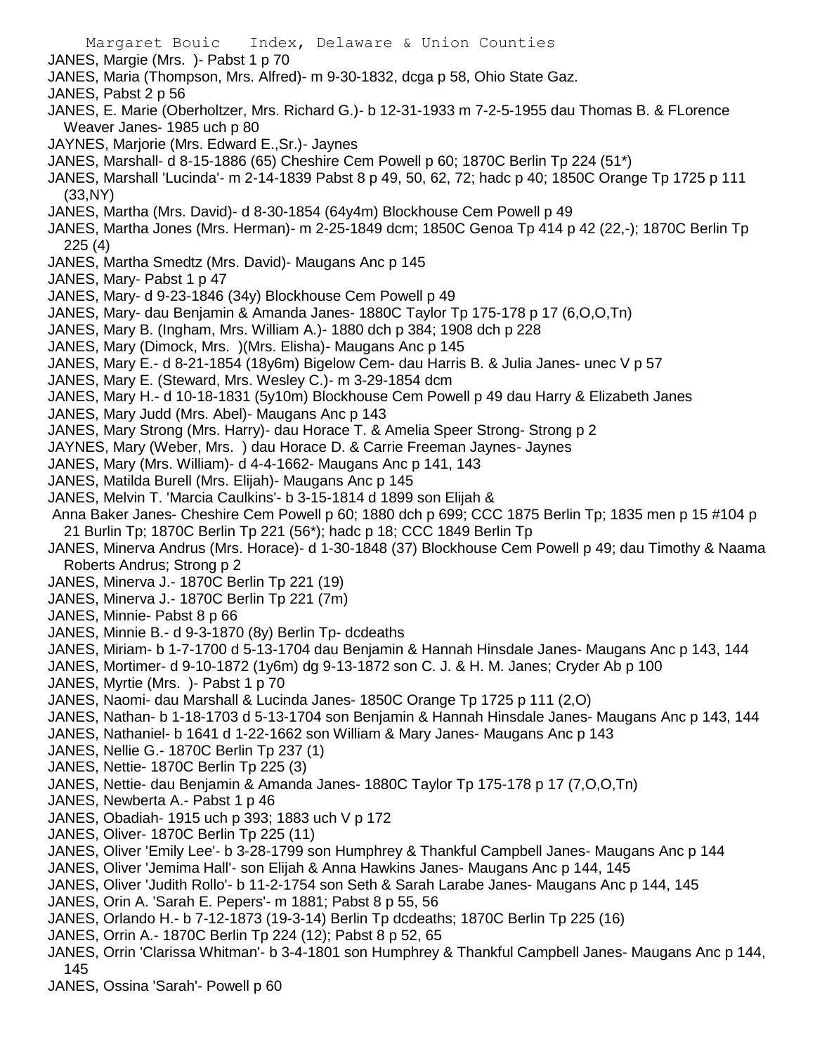JANES, Margie (Mrs. )- Pabst 1 p 70
JANES, Maria (Thompson, Mrs. Alfred)- m 9-30-1832, dcga p 58, Ohio State Gaz.
JANES, Pabst 2 p 56
JANES, E. Marie (Oberholtzer, Mrs. Richard G.)- b 12-31-1933 m 7-2-5-1955 dau Thomas B. & FLorence Weaver Janes- 1985 uch p 80
JAYNES, Marjorie (Mrs. Edward E.,Sr.)- Jaynes
JANES, Marshall- d 8-15-1886 (65) Cheshire Cem Powell p 60; 1870C Berlin Tp 224 (51*)
JANES, Marshall 'Lucinda'- m 2-14-1839 Pabst 8 p 49, 50, 62, 72; hadc p 40; 1850C Orange Tp 1725 p 111 (33,NY)
JANES, Martha (Mrs. David)- d 8-30-1854 (64y4m) Blockhouse Cem Powell p 49
JANES, Martha Jones (Mrs. Herman)- m 2-25-1849 dcm; 1850C Genoa Tp 414 p 42 (22,-); 1870C Berlin Tp 225 (4)
JANES, Martha Smedtz (Mrs. David)- Maugans Anc p 145
JANES, Mary- Pabst 1 p 47
JANES, Mary- d 9-23-1846 (34y) Blockhouse Cem Powell p 49
JANES, Mary- dau Benjamin & Amanda Janes- 1880C Taylor Tp 175-178 p 17 (6,O,O,Tn)
JANES, Mary B. (Ingham, Mrs. William A.)- 1880 dch p 384; 1908 dch p 228
JANES, Mary (Dimock, Mrs. )(Mrs. Elisha)- Maugans Anc p 145
JANES, Mary E.- d 8-21-1854 (18y6m) Bigelow Cem- dau Harris B. & Julia Janes- unec V p 57
JANES, Mary E. (Steward, Mrs. Wesley C.)- m 3-29-1854 dcm
JANES, Mary H.- d 10-18-1831 (5y10m) Blockhouse Cem Powell p 49 dau Harry & Elizabeth Janes
JANES, Mary Judd (Mrs. Abel)- Maugans Anc p 143
JANES, Mary Strong (Mrs. Harry)- dau Horace T. & Amelia Speer Strong- Strong p 2
JAYNES, Mary (Weber, Mrs. ) dau Horace D. & Carrie Freeman Jaynes- Jaynes
JANES, Mary (Mrs. William)- d 4-4-1662- Maugans Anc p 141, 143
JANES, Matilda Burell (Mrs. Elijah)- Maugans Anc p 145
JANES, Melvin T. 'Marcia Caulkins'- b 3-15-1814 d 1899 son Elijah & Anna Baker Janes- Cheshire Cem Powell p 60; 1880 dch p 699; CCC 1875 Berlin Tp; 1835 men p 15 #104 p 21 Burlin Tp; 1870C Berlin Tp 221 (56*); hadc p 18; CCC 1849 Berlin Tp
JANES, Minerva Andrus (Mrs. Horace)- d 1-30-1848 (37) Blockhouse Cem Powell p 49; dau Timothy & Naama Roberts Andrus; Strong p 2
JANES, Minerva J.- 1870C Berlin Tp 221 (19)
JANES, Minerva J.- 1870C Berlin Tp 221 (7m)
JANES, Minnie- Pabst 8 p 66
JANES, Minnie B.- d 9-3-1870 (8y) Berlin Tp- dcdeaths
JANES, Miriam- b 1-7-1700 d 5-13-1704 dau Benjamin & Hannah Hinsdale Janes- Maugans Anc p 143, 144
JANES, Mortimer- d 9-10-1872 (1y6m) dg 9-13-1872 son C. J. & H. M. Janes; Cryder Ab p 100
JANES, Myrtie (Mrs. )- Pabst 1 p 70
JANES, Naomi- dau Marshall & Lucinda Janes- 1850C Orange Tp 1725 p 111 (2,O)
JANES, Nathan- b 1-18-1703 d 5-13-1704 son Benjamin & Hannah Hinsdale Janes- Maugans Anc p 143, 144
JANES, Nathaniel- b 1641 d 1-22-1662 son William & Mary Janes- Maugans Anc p 143
JANES, Nellie G.- 1870C Berlin Tp 237 (1)
JANES, Nettie- 1870C Berlin Tp 225 (3)
JANES, Nettie- dau Benjamin & Amanda Janes- 1880C Taylor Tp 175-178 p 17 (7,O,O,Tn)
JANES, Newberta A.- Pabst 1 p 46
JANES, Obadiah- 1915 uch p 393; 1883 uch V p 172
JANES, Oliver- 1870C Berlin Tp 225 (11)
JANES, Oliver 'Emily Lee'- b 3-28-1799 son Humphrey & Thankful Campbell Janes- Maugans Anc p 144
JANES, Oliver 'Jemima Hall'- son Elijah & Anna Hawkins Janes- Maugans Anc p 144, 145
JANES, Oliver 'Judith Rollo'- b 11-2-1754 son Seth & Sarah Larabe Janes- Maugans Anc p 144, 145
JANES, Orin A. 'Sarah E. Pepers'- m 1881; Pabst 8 p 55, 56
JANES, Orlando H.- b 7-12-1873 (19-3-14) Berlin Tp dcdeaths; 1870C Berlin Tp 225 (16)
JANES, Orrin A.- 1870C Berlin Tp 224 (12); Pabst 8 p 52, 65
JANES, Orrin 'Clarissa Whitman'- b 3-4-1801 son Humphrey & Thankful Campbell Janes- Maugans Anc p 144, 145
JANES, Ossina 'Sarah'- Powell p 60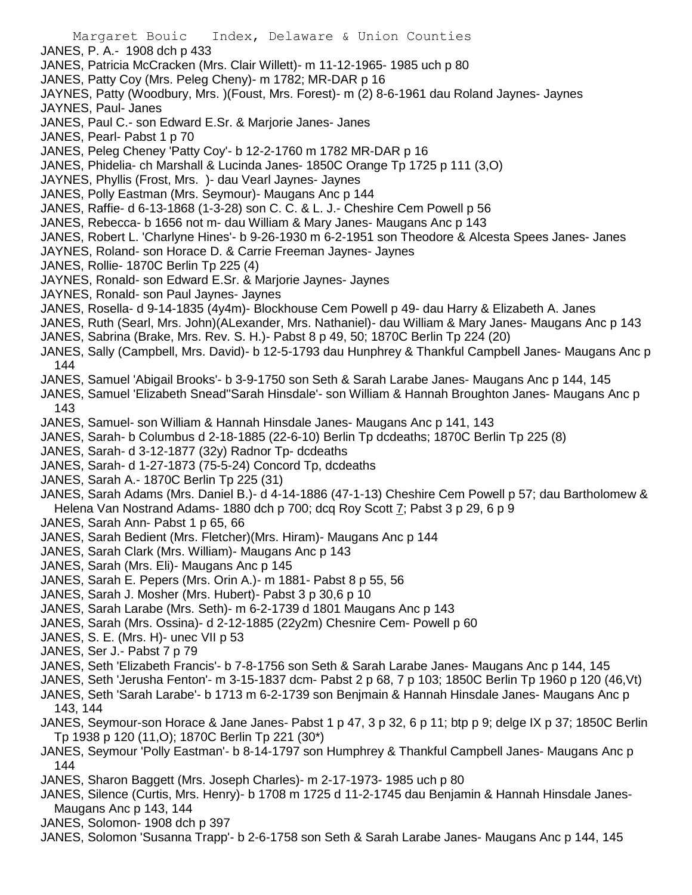JANES, P. A.- 1908 dch p 433
JANES, Patricia McCracken (Mrs. Clair Willett)- m 11-12-1965- 1985 uch p 80
JANES, Patty Coy (Mrs. Peleg Cheny)- m 1782; MR-DAR p 16
JAYNES, Patty (Woodbury, Mrs. )(Foust, Mrs. Forest)- m (2) 8-6-1961 dau Roland Jaynes- Jaynes
JAYNES, Paul- Janes
JANES, Paul C.- son Edward E.Sr. & Marjorie Janes- Janes
JANES, Pearl- Pabst 1 p 70
JANES, Peleg Cheney 'Patty Coy'- b 12-2-1760 m 1782 MR-DAR p 16
JANES, Phidelia- ch Marshall & Lucinda Janes- 1850C Orange Tp 1725 p 111 (3,O)
JAYNES, Phyllis (Frost, Mrs. )- dau Vearl Jaynes- Jaynes
JANES, Polly Eastman (Mrs. Seymour)- Maugans Anc p 144
JANES, Raffie- d 6-13-1868 (1-3-28) son C. C. & L. J.- Cheshire Cem Powell p 56
JANES, Rebecca- b 1656 not m- dau William & Mary Janes- Maugans Anc p 143
JANES, Robert L. 'Charlyne Hines'- b 9-26-1930 m 6-2-1951 son Theodore & Alcesta Spees Janes- Janes
JAYNES, Roland- son Horace D. & Carrie Freeman Jaynes- Jaynes
JANES, Rollie- 1870C Berlin Tp 225 (4)
JAYNES, Ronald- son Edward E.Sr. & Marjorie Jaynes- Jaynes
JAYNES, Ronald- son Paul Jaynes- Jaynes
JANES, Rosella- d 9-14-1835 (4y4m)- Blockhouse Cem Powell p 49- dau Harry & Elizabeth A. Janes
JANES, Ruth (Searl, Mrs. John)(ALexander, Mrs. Nathaniel)- dau William & Mary Janes- Maugans Anc p 143
JANES, Sabrina (Brake, Mrs. Rev. S. H.)- Pabst 8 p 49, 50; 1870C Berlin Tp 224 (20)
JANES, Sally (Campbell, Mrs. David)- b 12-5-1793 dau Hunphrey & Thankful Campbell Janes- Maugans Anc p 144
JANES, Samuel 'Abigail Brooks'- b 3-9-1750 son Seth & Sarah Larabe Janes- Maugans Anc p 144, 145
JANES, Samuel 'Elizabeth Snead''Sarah Hinsdale'- son William & Hannah Broughton Janes- Maugans Anc p 143
JANES, Samuel- son William & Hannah Hinsdale Janes- Maugans Anc p 141, 143
JANES, Sarah- b Columbus d 2-18-1885 (22-6-10) Berlin Tp dcdeaths; 1870C Berlin Tp 225 (8)
JANES, Sarah- d 3-12-1877 (32y) Radnor Tp- dcdeaths
JANES, Sarah- d 1-27-1873 (75-5-24) Concord Tp, dcdeaths
JANES, Sarah A.- 1870C Berlin Tp 225 (31)
JANES, Sarah Adams (Mrs. Daniel B.)- d 4-14-1886 (47-1-13) Cheshire Cem Powell p 57; dau Bartholomew & Helena Van Nostrand Adams- 1880 dch p 700; dcq Roy Scott 7; Pabst 3 p 29, 6 p 9
JANES, Sarah Ann- Pabst 1 p 65, 66
JANES, Sarah Bedient (Mrs. Fletcher)(Mrs. Hiram)- Maugans Anc p 144
JANES, Sarah Clark (Mrs. William)- Maugans Anc p 143
JANES, Sarah (Mrs. Eli)- Maugans Anc p 145
JANES, Sarah E. Pepers (Mrs. Orin A.)- m 1881- Pabst 8 p 55, 56
JANES, Sarah J. Mosher (Mrs. Hubert)- Pabst 3 p 30,6 p 10
JANES, Sarah Larabe (Mrs. Seth)- m 6-2-1739 d 1801 Maugans Anc p 143
JANES, Sarah (Mrs. Ossina)- d 2-12-1885 (22y2m) Chesnire Cem- Powell p 60
JANES, S. E. (Mrs. H)- unec VII p 53
JANES, Ser J.- Pabst 7 p 79
JANES, Seth 'Elizabeth Francis'- b 7-8-1756 son Seth & Sarah Larabe Janes- Maugans Anc p 144, 145
JANES, Seth 'Jerusha Fenton'- m 3-15-1837 dcm- Pabst 2 p 68, 7 p 103; 1850C Berlin Tp 1960 p 120 (46,Vt)
JANES, Seth 'Sarah Larabe'- b 1713 m 6-2-1739 son Benjmain & Hannah Hinsdale Janes- Maugans Anc p 143, 144
JANES, Seymour-son Horace & Jane Janes- Pabst 1 p 47, 3 p 32, 6 p 11; btp p 9; delge IX p 37; 1850C Berlin Tp 1938 p 120 (11,O); 1870C Berlin Tp 221 (30*)
JANES, Seymour 'Polly Eastman'- b 8-14-1797 son Humphrey & Thankful Campbell Janes- Maugans Anc p 144
JANES, Sharon Baggett (Mrs. Joseph Charles)- m 2-17-1973- 1985 uch p 80
JANES, Silence (Curtis, Mrs. Henry)- b 1708 m 1725 d 11-2-1745 dau Benjamin & Hannah Hinsdale Janes- Maugans Anc p 143, 144
JANES, Solomon- 1908 dch p 397
JANES, Solomon 'Susanna Trapp'- b 2-6-1758 son Seth & Sarah Larabe Janes- Maugans Anc p 144, 145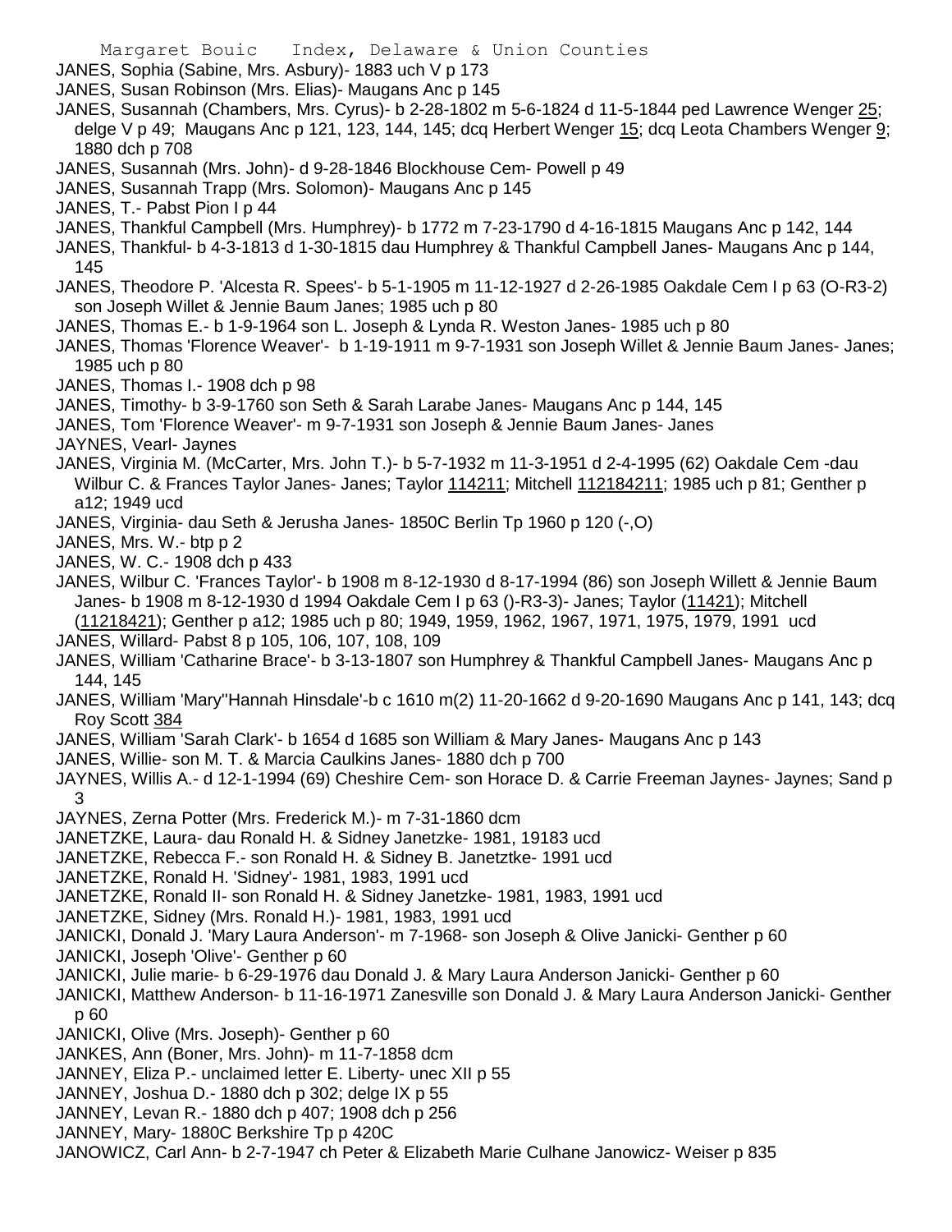JANES, Sophia (Sabine, Mrs. Asbury)- 1883 uch V p 173

JANES, Susan Robinson (Mrs. Elias)- Maugans Anc p 145

JANES, Susannah (Chambers, Mrs. Cyrus)- b 2-28-1802 m 5-6-1824 d 11-5-1844 ped Lawrence Wenger 25; delge V p 49; Maugans Anc p 121, 123, 144, 145; dcq Herbert Wenger 15; dcq Leota Chambers Wenger 9; 1880 dch p 708

JANES, Susannah (Mrs. John)- d 9-28-1846 Blockhouse Cem- Powell p 49

JANES, Susannah Trapp (Mrs. Solomon)- Maugans Anc p 145

JANES, T.- Pabst Pion I p 44

JANES, Thankful Campbell (Mrs. Humphrey)- b 1772 m 7-23-1790 d 4-16-1815 Maugans Anc p 142, 144

JANES, Thankful- b 4-3-1813 d 1-30-1815 dau Humphrey & Thankful Campbell Janes- Maugans Anc p 144, 145

JANES, Theodore P. 'Alcesta R. Spees'- b 5-1-1905 m 11-12-1927 d 2-26-1985 Oakdale Cem I p 63 (O-R3-2) son Joseph Willet & Jennie Baum Janes; 1985 uch p 80

JANES, Thomas E.- b 1-9-1964 son L. Joseph & Lynda R. Weston Janes- 1985 uch p 80

JANES, Thomas 'Florence Weaver'- b 1-19-1911 m 9-7-1931 son Joseph Willet & Jennie Baum Janes- Janes; 1985 uch p 80

JANES, Thomas I.- 1908 dch p 98

JANES, Timothy- b 3-9-1760 son Seth & Sarah Larabe Janes- Maugans Anc p 144, 145

JANES, Tom 'Florence Weaver'- m 9-7-1931 son Joseph & Jennie Baum Janes- Janes

JAYNES, Vearl- Jaynes

JANES, Virginia M. (McCarter, Mrs. John T.)- b 5-7-1932 m 11-3-1951 d 2-4-1995 (62) Oakdale Cem -dau Wilbur C. & Frances Taylor Janes- Janes; Taylor 114211; Mitchell 112184211; 1985 uch p 81; Genther p a12; 1949 ucd

JANES, Virginia- dau Seth & Jerusha Janes- 1850C Berlin Tp 1960 p 120 (-,O)

JANES, Mrs. W.- btp p 2

JANES, W. C.- 1908 dch p 433

JANES, Wilbur C. 'Frances Taylor'- b 1908 m 8-12-1930 d 8-17-1994 (86) son Joseph Willett & Jennie Baum Janes- b 1908 m 8-12-1930 d 1994 Oakdale Cem I p 63 ()-R3-3)- Janes; Taylor (11421); Mitchell (11218421); Genther p a12; 1985 uch p 80; 1949, 1959, 1962, 1967, 1971, 1975, 1979, 1991 ucd

JANES, Willard- Pabst 8 p 105, 106, 107, 108, 109

JANES, William 'Catharine Brace'- b 3-13-1807 son Humphrey & Thankful Campbell Janes- Maugans Anc p 144, 145

JANES, William 'Mary''Hannah Hinsdale'-b c 1610 m(2) 11-20-1662 d 9-20-1690 Maugans Anc p 141, 143; dcq Roy Scott 384

JANES, William 'Sarah Clark'- b 1654 d 1685 son William & Mary Janes- Maugans Anc p 143

JANES, Willie- son M. T. & Marcia Caulkins Janes- 1880 dch p 700

JAYNES, Willis A.- d 12-1-1994 (69) Cheshire Cem- son Horace D. & Carrie Freeman Jaynes- Jaynes; Sand p 3

JAYNES, Zerna Potter (Mrs. Frederick M.)- m 7-31-1860 dcm

JANETZKE, Laura- dau Ronald H. & Sidney Janetzke- 1981, 19183 ucd

JANETZKE, Rebecca F.- son Ronald H. & Sidney B. Janetztke- 1991 ucd

JANETZKE, Ronald H. 'Sidney'- 1981, 1983, 1991 ucd

JANETZKE, Ronald II- son Ronald H. & Sidney Janetzke- 1981, 1983, 1991 ucd

JANETZKE, Sidney (Mrs. Ronald H.)- 1981, 1983, 1991 ucd

JANICKI, Donald J. 'Mary Laura Anderson'- m 7-1968- son Joseph & Olive Janicki- Genther p 60

JANICKI, Joseph 'Olive'- Genther p 60

JANICKI, Julie marie- b 6-29-1976 dau Donald J. & Mary Laura Anderson Janicki- Genther p 60

JANICKI, Matthew Anderson- b 11-16-1971 Zanesville son Donald J. & Mary Laura Anderson Janicki- Genther p 60

JANICKI, Olive (Mrs. Joseph)- Genther p 60

JANKES, Ann (Boner, Mrs. John)- m 11-7-1858 dcm

JANNEY, Eliza P.- unclaimed letter E. Liberty- unec XII p 55

JANNEY, Joshua D.- 1880 dch p 302; delge IX p 55

JANNEY, Levan R.- 1880 dch p 407; 1908 dch p 256

JANNEY, Mary- 1880C Berkshire Tp p 420C

JANOWICZ, Carl Ann- b 2-7-1947 ch Peter & Elizabeth Marie Culhane Janowicz- Weiser p 835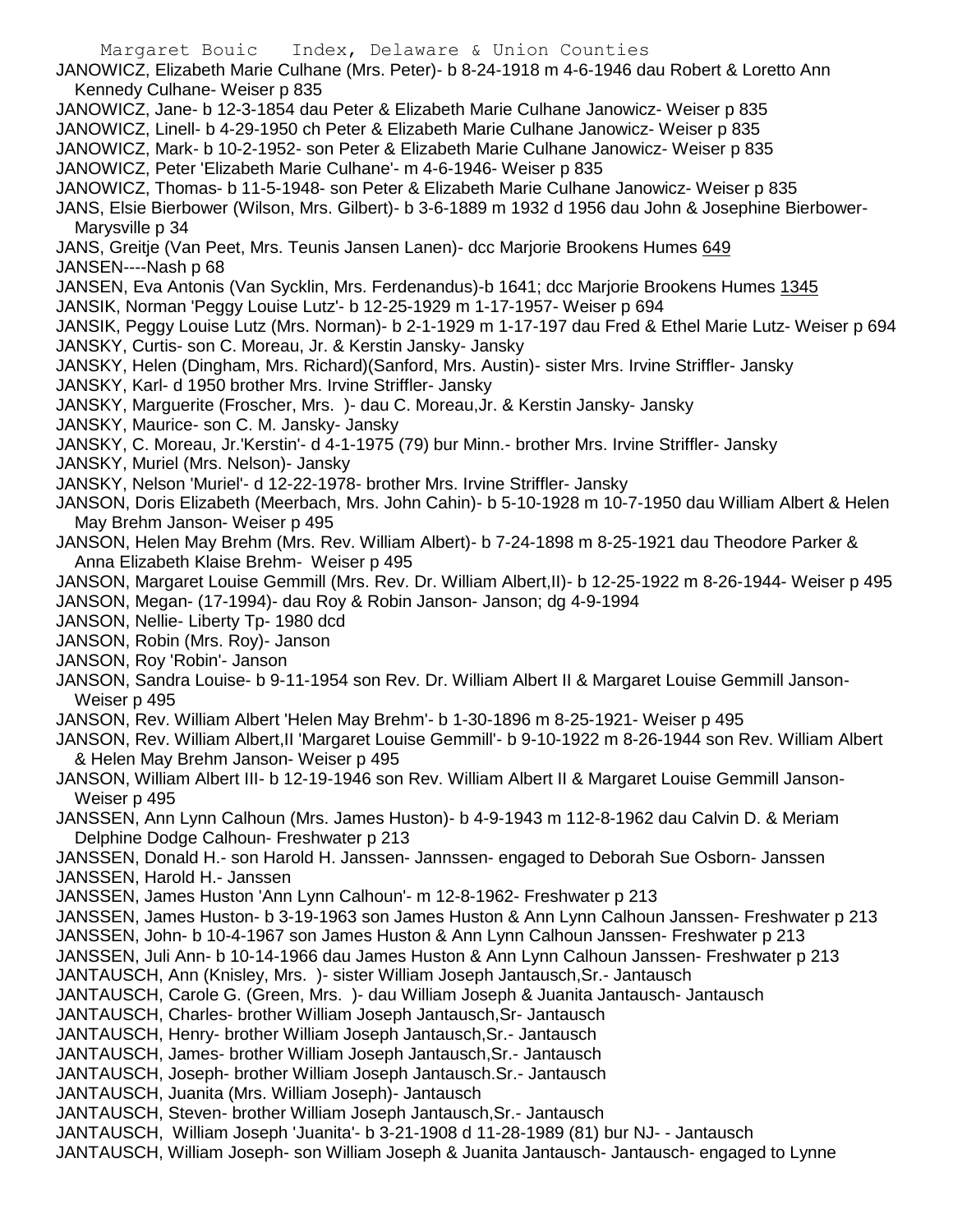JANOWICZ, Elizabeth Marie Culhane (Mrs. Peter)- b 8-24-1918 m 4-6-1946 dau Robert & Loretto Ann Kennedy Culhane- Weiser p 835

JANOWICZ, Jane- b 12-3-1854 dau Peter & Elizabeth Marie Culhane Janowicz- Weiser p 835

JANOWICZ, Linell- b 4-29-1950 ch Peter & Elizabeth Marie Culhane Janowicz- Weiser p 835

JANOWICZ, Mark- b 10-2-1952- son Peter & Elizabeth Marie Culhane Janowicz- Weiser p 835

JANOWICZ, Peter 'Elizabeth Marie Culhane'- m 4-6-1946- Weiser p 835

JANOWICZ, Thomas- b 11-5-1948- son Peter & Elizabeth Marie Culhane Janowicz- Weiser p 835

JANS, Elsie Bierbower (Wilson, Mrs. Gilbert)- b 3-6-1889 m 1932 d 1956 dau John & Josephine Bierbower- Marysville p 34

JANS, Greitje (Van Peet, Mrs. Teunis Jansen Lanen)- dcc Marjorie Brookens Humes 649

JANSEN----Nash p 68

JANSEN, Eva Antonis (Van Sycklin, Mrs. Ferdenandus)-b 1641; dcc Marjorie Brookens Humes 1345

JANSIK, Norman 'Peggy Louise Lutz'- b 12-25-1929 m 1-17-1957- Weiser p 694

JANSIK, Peggy Louise Lutz (Mrs. Norman)- b 2-1-1929 m 1-17-197 dau Fred & Ethel Marie Lutz- Weiser p 694

JANSKY, Curtis- son C. Moreau, Jr. & Kerstin Jansky- Jansky

JANSKY, Helen (Dingham, Mrs. Richard)(Sanford, Mrs. Austin)- sister Mrs. Irvine Striffler- Jansky

JANSKY, Karl- d 1950 brother Mrs. Irvine Striffler- Jansky

JANSKY, Marguerite (Froscher, Mrs. )- dau C. Moreau,Jr. & Kerstin Jansky- Jansky

JANSKY, Maurice- son C. M. Jansky- Jansky

JANSKY, C. Moreau, Jr.'Kerstin'- d 4-1-1975 (79) bur Minn.- brother Mrs. Irvine Striffler- Jansky

JANSKY, Muriel (Mrs. Nelson)- Jansky

JANSKY, Nelson 'Muriel'- d 12-22-1978- brother Mrs. Irvine Striffler- Jansky

JANSON, Doris Elizabeth (Meerbach, Mrs. John Cahin)- b 5-10-1928 m 10-7-1950 dau William Albert & Helen May Brehm Janson- Weiser p 495

JANSON, Helen May Brehm (Mrs. Rev. William Albert)- b 7-24-1898 m 8-25-1921 dau Theodore Parker & Anna Elizabeth Klaise Brehm- Weiser p 495

JANSON, Margaret Louise Gemmill (Mrs. Rev. Dr. William Albert,II)- b 12-25-1922 m 8-26-1944- Weiser p 495

JANSON, Megan- (17-1994)- dau Roy & Robin Janson- Janson; dg 4-9-1994

JANSON, Nellie- Liberty Tp- 1980 dcd

JANSON, Robin (Mrs. Roy)- Janson

JANSON, Roy 'Robin'- Janson

JANSON, Sandra Louise- b 9-11-1954 son Rev. Dr. William Albert II & Margaret Louise Gemmill Janson- Weiser p 495

JANSON, Rev. William Albert 'Helen May Brehm'- b 1-30-1896 m 8-25-1921- Weiser p 495

JANSON, Rev. William Albert,II 'Margaret Louise Gemmill'- b 9-10-1922 m 8-26-1944 son Rev. William Albert & Helen May Brehm Janson- Weiser p 495

JANSON, William Albert III- b 12-19-1946 son Rev. William Albert II & Margaret Louise Gemmill Janson- Weiser p 495

JANSSEN, Ann Lynn Calhoun (Mrs. James Huston)- b 4-9-1943 m 112-8-1962 dau Calvin D. & Meriam Delphine Dodge Calhoun- Freshwater p 213

JANSSEN, Donald H.- son Harold H. Janssen- Jannssen- engaged to Deborah Sue Osborn- Janssen

JANSSEN, Harold H.- Janssen

JANSSEN, James Huston 'Ann Lynn Calhoun'- m 12-8-1962- Freshwater p 213

JANSSEN, James Huston- b 3-19-1963 son James Huston & Ann Lynn Calhoun Janssen- Freshwater p 213

JANSSEN, John- b 10-4-1967 son James Huston & Ann Lynn Calhoun Janssen- Freshwater p 213

JANSSEN, Juli Ann- b 10-14-1966 dau James Huston & Ann Lynn Calhoun Janssen- Freshwater p 213

JANTAUSCH, Ann (Knisley, Mrs. )- sister William Joseph Jantausch,Sr.- Jantausch

JANTAUSCH, Carole G. (Green, Mrs. )- dau William Joseph & Juanita Jantausch- Jantausch

JANTAUSCH, Charles- brother William Joseph Jantausch,Sr- Jantausch

JANTAUSCH, Henry- brother William Joseph Jantausch,Sr.- Jantausch

JANTAUSCH, James- brother William Joseph Jantausch,Sr.- Jantausch

JANTAUSCH, Joseph- brother William Joseph Jantausch.Sr.- Jantausch

JANTAUSCH, Juanita (Mrs. William Joseph)- Jantausch

JANTAUSCH, Steven- brother William Joseph Jantausch,Sr.- Jantausch

JANTAUSCH, William Joseph 'Juanita'- b 3-21-1908 d 11-28-1989 (81) bur NJ- - Jantausch

JANTAUSCH, William Joseph- son William Joseph & Juanita Jantausch- Jantausch- engaged to Lynne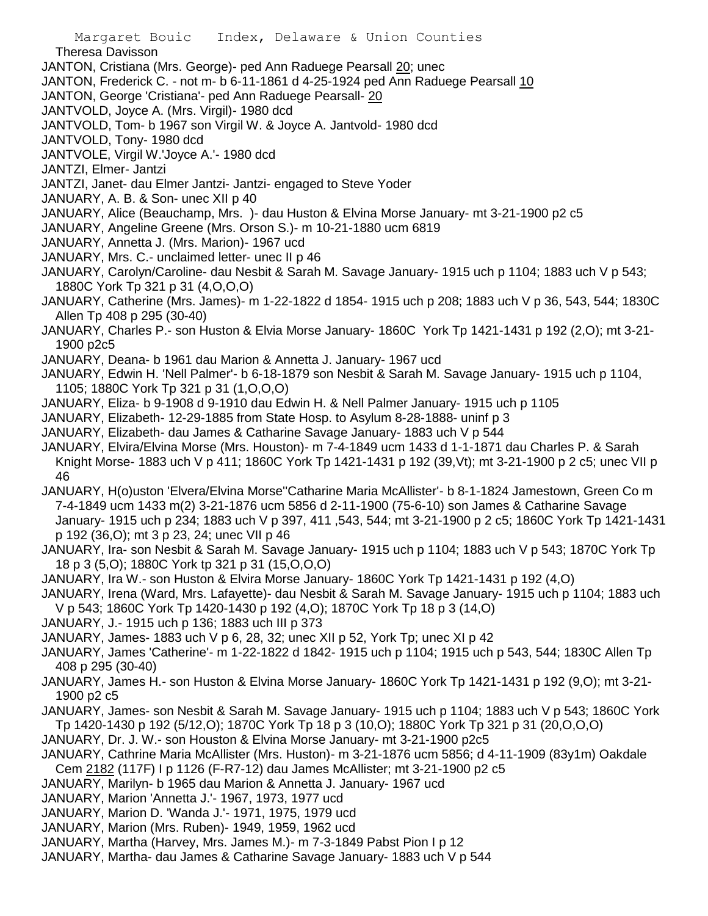Theresa Davisson

JANTON, Cristiana (Mrs. George)- ped Ann Raduege Pearsall 20; unec

JANTON, Frederick C. - not m- b 6-11-1861 d 4-25-1924 ped Ann Raduege Pearsall 10

JANTON, George 'Cristiana'- ped Ann Raduege Pearsall- 20

JANTVOLD, Joyce A. (Mrs. Virgil)- 1980 dcd

JANTVOLD, Tom- b 1967 son Virgil W. & Joyce A. Jantvold- 1980 dcd

JANTVOLD, Tony- 1980 dcd

JANTVOLE, Virgil W.'Joyce A.'- 1980 dcd

JANTZI, Elmer- Jantzi

JANTZI, Janet- dau Elmer Jantzi- Jantzi- engaged to Steve Yoder

JANUARY, A. B. & Son- unec XII p 40

JANUARY, Alice (Beauchamp, Mrs. )- dau Huston & Elvina Morse January- mt 3-21-1900 p2 c5

JANUARY, Angeline Greene (Mrs. Orson S.)- m 10-21-1880 ucm 6819

JANUARY, Annetta J. (Mrs. Marion)- 1967 ucd

JANUARY, Mrs. C.- unclaimed letter- unec II p 46

JANUARY, Carolyn/Caroline- dau Nesbit & Sarah M. Savage January- 1915 uch p 1104; 1883 uch V p 543; 1880C York Tp 321 p 31 (4,O,O,O)

JANUARY, Catherine (Mrs. James)- m 1-22-1822 d 1854- 1915 uch p 208; 1883 uch V p 36, 543, 544; 1830C Allen Tp 408 p 295 (30-40)

JANUARY, Charles P.- son Huston & Elvia Morse January- 1860C York Tp 1421-1431 p 192 (2,O); mt 3-21-1900 p2c5

JANUARY, Deana- b 1961 dau Marion & Annetta J. January- 1967 ucd

JANUARY, Edwin H. 'Nell Palmer'- b 6-18-1879 son Nesbit & Sarah M. Savage January- 1915 uch p 1104, 1105; 1880C York Tp 321 p 31 (1,O,O,O)

JANUARY, Eliza- b 9-1908 d 9-1910 dau Edwin H. & Nell Palmer January- 1915 uch p 1105

JANUARY, Elizabeth- 12-29-1885 from State Hosp. to Asylum 8-28-1888- uninf p 3

JANUARY, Elizabeth- dau James & Catharine Savage January- 1883 uch V p 544

JANUARY, Elvira/Elvina Morse (Mrs. Houston)- m 7-4-1849 ucm 1433 d 1-1-1871 dau Charles P. & Sarah Knight Morse- 1883 uch V p 411; 1860C York Tp 1421-1431 p 192 (39,Vt); mt 3-21-1900 p 2 c5; unec VII p 46

JANUARY, H(o)uston 'Elvera/Elvina Morse''Catharine Maria McAllister'- b 8-1-1824 Jamestown, Green Co m 7-4-1849 ucm 1433 m(2) 3-21-1876 ucm 5856 d 2-11-1900 (75-6-10) son James & Catharine Savage January- 1915 uch p 234; 1883 uch V p 397, 411 ,543, 544; mt 3-21-1900 p 2 c5; 1860C York Tp 1421-1431 p 192 (36,O); mt 3 p 23, 24; unec VII p 46

JANUARY, Ira- son Nesbit & Sarah M. Savage January- 1915 uch p 1104; 1883 uch V p 543; 1870C York Tp 18 p 3 (5,O); 1880C York tp 321 p 31 (15,O,O,O)

JANUARY, Ira W.- son Huston & Elvira Morse January- 1860C York Tp 1421-1431 p 192 (4,O)

JANUARY, Irena (Ward, Mrs. Lafayette)- dau Nesbit & Sarah M. Savage January- 1915 uch p 1104; 1883 uch V p 543; 1860C York Tp 1420-1430 p 192 (4,O); 1870C York Tp 18 p 3 (14,O)

JANUARY, J.- 1915 uch p 136; 1883 uch III p 373

JANUARY, James- 1883 uch V p 6, 28, 32; unec XII p 52, York Tp; unec XI p 42

JANUARY, James 'Catherine'- m 1-22-1822 d 1842- 1915 uch p 1104; 1915 uch p 543, 544; 1830C Allen Tp 408 p 295 (30-40)

JANUARY, James H.- son Huston & Elvina Morse January- 1860C York Tp 1421-1431 p 192 (9,O); mt 3-21-1900 p2 c5

JANUARY, James- son Nesbit & Sarah M. Savage January- 1915 uch p 1104; 1883 uch V p 543; 1860C York Tp 1420-1430 p 192 (5/12,O); 1870C York Tp 18 p 3 (10,O); 1880C York Tp 321 p 31 (20,O,O,O)

JANUARY, Dr. J. W.- son Houston & Elvina Morse January- mt 3-21-1900 p2c5

JANUARY, Cathrine Maria McAllister (Mrs. Huston)- m 3-21-1876 ucm 5856; d 4-11-1909 (83y1m) Oakdale Cem 2182 (117F) I p 1126 (F-R7-12) dau James McAllister; mt 3-21-1900 p2 c5

JANUARY, Marilyn- b 1965 dau Marion & Annetta J. January- 1967 ucd

JANUARY, Marion 'Annetta J.'- 1967, 1973, 1977 ucd

JANUARY, Marion D. 'Wanda J.'- 1971, 1975, 1979 ucd

JANUARY, Marion (Mrs. Ruben)- 1949, 1959, 1962 ucd

JANUARY, Martha (Harvey, Mrs. James M.)- m 7-3-1849 Pabst Pion I p 12

JANUARY, Martha- dau James & Catharine Savage January- 1883 uch V p 544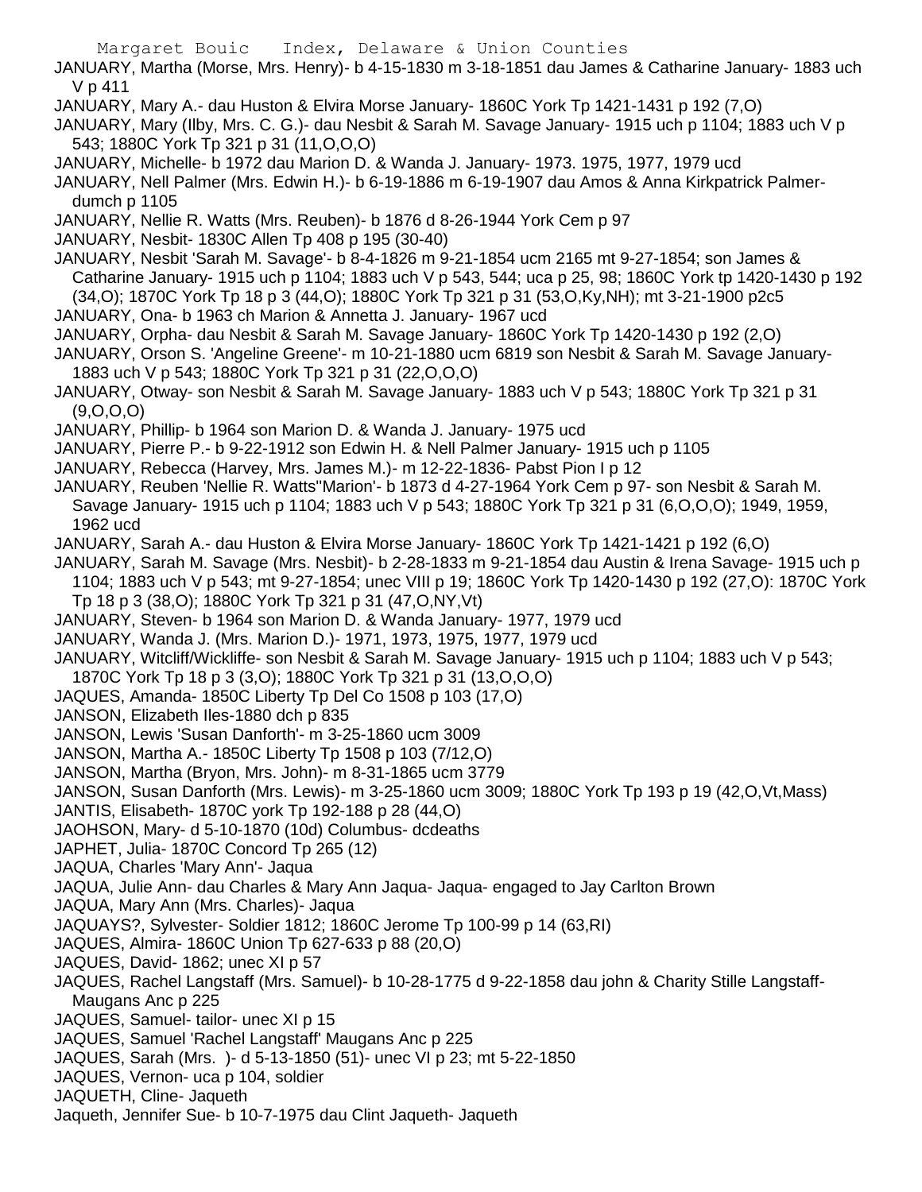JANUARY, Martha (Morse, Mrs. Henry)- b 4-15-1830 m 3-18-1851 dau James & Catharine January- 1883 uch V p 411

JANUARY, Mary A.- dau Huston & Elvira Morse January- 1860C York Tp 1421-1431 p 192 (7,O)

JANUARY, Mary (Ilby, Mrs. C. G.)- dau Nesbit & Sarah M. Savage January- 1915 uch p 1104; 1883 uch V p 543; 1880C York Tp 321 p 31 (11,O,O,O)

JANUARY, Michelle- b 1972 dau Marion D. & Wanda J. January- 1973. 1975, 1977, 1979 ucd

JANUARY, Nell Palmer (Mrs. Edwin H.)- b 6-19-1886 m 6-19-1907 dau Amos & Anna Kirkpatrick Palmer- dumch p 1105

JANUARY, Nellie R. Watts (Mrs. Reuben)- b 1876 d 8-26-1944 York Cem p 97

JANUARY, Nesbit- 1830C Allen Tp 408 p 195 (30-40)

JANUARY, Nesbit 'Sarah M. Savage'- b 8-4-1826 m 9-21-1854 ucm 2165 mt 9-27-1854; son James & Catharine January- 1915 uch p 1104; 1883 uch V p 543, 544; uca p 25, 98; 1860C York tp 1420-1430 p 192 (34,O); 1870C York Tp 18 p 3 (44,O); 1880C York Tp 321 p 31 (53,O,Ky,NH); mt 3-21-1900 p2c5

JANUARY, Ona- b 1963 ch Marion & Annetta J. January- 1967 ucd

JANUARY, Orpha- dau Nesbit & Sarah M. Savage January- 1860C York Tp 1420-1430 p 192 (2,O)

JANUARY, Orson S. 'Angeline Greene'- m 10-21-1880 ucm 6819 son Nesbit & Sarah M. Savage January- 1883 uch V p 543; 1880C York Tp 321 p 31 (22,O,O,O)

JANUARY, Otway- son Nesbit & Sarah M. Savage January- 1883 uch V p 543; 1880C York Tp 321 p 31 (9,O,O,O)

JANUARY, Phillip- b 1964 son Marion D. & Wanda J. January- 1975 ucd

JANUARY, Pierre P.- b 9-22-1912 son Edwin H. & Nell Palmer January- 1915 uch p 1105

JANUARY, Rebecca (Harvey, Mrs. James M.)- m 12-22-1836- Pabst Pion I p 12

JANUARY, Reuben 'Nellie R. Watts''Marion'- b 1873 d 4-27-1964 York Cem p 97- son Nesbit & Sarah M. Savage January- 1915 uch p 1104; 1883 uch V p 543; 1880C York Tp 321 p 31 (6,O,O,O); 1949, 1959, 1962 ucd

JANUARY, Sarah A.- dau Huston & Elvira Morse January- 1860C York Tp 1421-1421 p 192 (6,O)

JANUARY, Sarah M. Savage (Mrs. Nesbit)- b 2-28-1833 m 9-21-1854 dau Austin & Irena Savage- 1915 uch p 1104; 1883 uch V p 543; mt 9-27-1854; unec VIII p 19; 1860C York Tp 1420-1430 p 192 (27,O): 1870C York Tp 18 p 3 (38,O); 1880C York Tp 321 p 31 (47,O,NY,Vt)

JANUARY, Steven- b 1964 son Marion D. & Wanda January- 1977, 1979 ucd

JANUARY, Wanda J. (Mrs. Marion D.)- 1971, 1973, 1975, 1977, 1979 ucd

JANUARY, Witcliff/Wickliffe- son Nesbit & Sarah M. Savage January- 1915 uch p 1104; 1883 uch V p 543; 1870C York Tp 18 p 3 (3,O); 1880C York Tp 321 p 31 (13,O,O,O)

JAQUES, Amanda- 1850C Liberty Tp Del Co 1508 p 103 (17,O)

JANSON, Elizabeth Iles-1880 dch p 835

JANSON, Lewis 'Susan Danforth'- m 3-25-1860 ucm 3009

JANSON, Martha A.- 1850C Liberty Tp 1508 p 103 (7/12,O)

JANSON, Martha (Bryon, Mrs. John)- m 8-31-1865 ucm 3779

JANSON, Susan Danforth (Mrs. Lewis)- m 3-25-1860 ucm 3009; 1880C York Tp 193 p 19 (42,O,Vt,Mass)

JANTIS, Elisabeth- 1870C york Tp 192-188 p 28 (44,O)

JAOHSON, Mary- d 5-10-1870 (10d) Columbus- dcdeaths

JAPHET, Julia- 1870C Concord Tp 265 (12)

JAQUA, Charles 'Mary Ann'- Jaqua

JAQUA, Julie Ann- dau Charles & Mary Ann Jaqua- Jaqua- engaged to Jay Carlton Brown

JAQUA, Mary Ann (Mrs. Charles)- Jaqua

JAQUAYS?, Sylvester- Soldier 1812; 1860C Jerome Tp 100-99 p 14 (63,RI)

JAQUES, Almira- 1860C Union Tp 627-633 p 88 (20,O)

JAQUES, David- 1862; unec XI p 57

JAQUES, Rachel Langstaff (Mrs. Samuel)- b 10-28-1775 d 9-22-1858 dau john & Charity Stille Langstaff- Maugans Anc p 225

JAQUES, Samuel- tailor- unec XI p 15

JAQUES, Samuel 'Rachel Langstaff' Maugans Anc p 225

JAQUES, Sarah (Mrs. )- d 5-13-1850 (51)- unec VI p 23; mt 5-22-1850

JAQUES, Vernon- uca p 104, soldier

JAQUETH, Cline- Jaqueth

Jaqueth, Jennifer Sue- b 10-7-1975 dau Clint Jaqueth- Jaqueth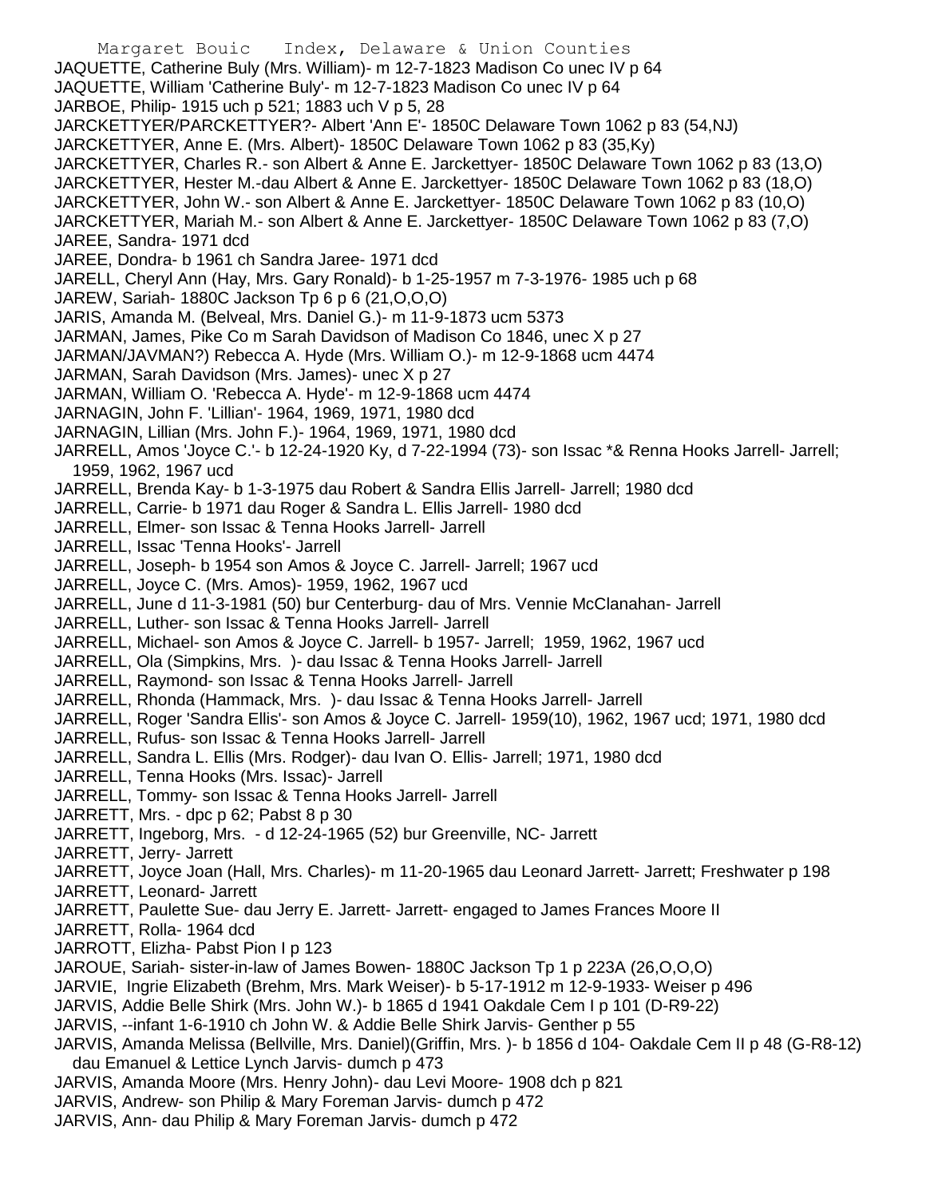JAQUETTE, Catherine Buly (Mrs. William)- m 12-7-1823 Madison Co unec IV p 64
JAQUETTE, William 'Catherine Buly'- m 12-7-1823 Madison Co unec IV p 64
JARBOE, Philip- 1915 uch p 521; 1883 uch V p 5, 28
JARCKETTYER/PARCKETTYER?- Albert 'Ann E'- 1850C Delaware Town 1062 p 83 (54,NJ)
JARCKETTYER, Anne E. (Mrs. Albert)- 1850C Delaware Town 1062 p 83 (35,Ky)
JARCKETTYER, Charles R.- son Albert & Anne E. Jarckettyer- 1850C Delaware Town 1062 p 83 (13,O)
JARCKETTYER, Hester M.-dau Albert & Anne E. Jarckettyer- 1850C Delaware Town 1062 p 83 (18,O)
JARCKETTYER, John W.- son Albert & Anne E. Jarckettyer- 1850C Delaware Town 1062 p 83 (10,O)
JARCKETTYER, Mariah M.- son Albert & Anne E. Jarckettyer- 1850C Delaware Town 1062 p 83 (7,O)
JAREE, Sandra- 1971 dcd
JAREE, Dondra- b 1961 ch Sandra Jaree- 1971 dcd
JARELL, Cheryl Ann (Hay, Mrs. Gary Ronald)- b 1-25-1957 m 7-3-1976- 1985 uch p 68
JAREW, Sariah- 1880C Jackson Tp 6 p 6 (21,O,O,O)
JARIS, Amanda M. (Belveal, Mrs. Daniel G.)- m 11-9-1873 ucm 5373
JARMAN, James, Pike Co m Sarah Davidson of Madison Co 1846, unec X p 27
JARMAN/JAVMAN?) Rebecca A. Hyde (Mrs. William O.)- m 12-9-1868 ucm 4474
JARMAN, Sarah Davidson (Mrs. James)- unec X p 27
JARMAN, William O. 'Rebecca A. Hyde'- m 12-9-1868 ucm 4474
JARNAGIN, John F. 'Lillian'- 1964, 1969, 1971, 1980 dcd
JARNAGIN, Lillian (Mrs. John F.)- 1964, 1969, 1971, 1980 dcd
JARRELL, Amos 'Joyce C.'- b 12-24-1920 Ky, d 7-22-1994 (73)- son Issac *& Renna Hooks Jarrell- Jarrell; 1959, 1962, 1967 ucd
JARRELL, Brenda Kay- b 1-3-1975 dau Robert & Sandra Ellis Jarrell- Jarrell; 1980 dcd
JARRELL, Carrie- b 1971 dau Roger & Sandra L. Ellis Jarrell- 1980 dcd
JARRELL, Elmer- son Issac & Tenna Hooks Jarrell- Jarrell
JARRELL, Issac 'Tenna Hooks'- Jarrell
JARRELL, Joseph- b 1954 son Amos & Joyce C. Jarrell- Jarrell; 1967 ucd
JARRELL, Joyce C. (Mrs. Amos)- 1959, 1962, 1967 ucd
JARRELL, June d 11-3-1981 (50) bur Centerburg- dau of Mrs. Vennie McClanahan- Jarrell
JARRELL, Luther- son Issac & Tenna Hooks Jarrell- Jarrell
JARRELL, Michael- son Amos & Joyce C. Jarrell- b 1957- Jarrell; 1959, 1962, 1967 ucd
JARRELL, Ola (Simpkins, Mrs. )- dau Issac & Tenna Hooks Jarrell- Jarrell
JARRELL, Raymond- son Issac & Tenna Hooks Jarrell- Jarrell
JARRELL, Rhonda (Hammack, Mrs. )- dau Issac & Tenna Hooks Jarrell- Jarrell
JARRELL, Roger 'Sandra Ellis'- son Amos & Joyce C. Jarrell- 1959(10), 1962, 1967 ucd; 1971, 1980 dcd
JARRELL, Rufus- son Issac & Tenna Hooks Jarrell- Jarrell
JARRELL, Sandra L. Ellis (Mrs. Rodger)- dau Ivan O. Ellis- Jarrell; 1971, 1980 dcd
JARRELL, Tenna Hooks (Mrs. Issac)- Jarrell
JARRELL, Tommy- son Issac & Tenna Hooks Jarrell- Jarrell
JARRETT, Mrs. - dpc p 62; Pabst 8 p 30
JARRETT, Ingeborg, Mrs. - d 12-24-1965 (52) bur Greenville, NC- Jarrett
JARRETT, Jerry- Jarrett
JARRETT, Joyce Joan (Hall, Mrs. Charles)- m 11-20-1965 dau Leonard Jarrett- Jarrett; Freshwater p 198
JARRETT, Leonard- Jarrett
JARRETT, Paulette Sue- dau Jerry E. Jarrett- Jarrett- engaged to James Frances Moore II
JARRETT, Rolla- 1964 dcd
JARROTT, Elizha- Pabst Pion I p 123
JAROUE, Sariah- sister-in-law of James Bowen- 1880C Jackson Tp 1 p 223A (26,O,O,O)
JARVIE, Ingrie Elizabeth (Brehm, Mrs. Mark Weiser)- b 5-17-1912 m 12-9-1933- Weiser p 496
JARVIS, Addie Belle Shirk (Mrs. John W.)- b 1865 d 1941 Oakdale Cem I p 101 (D-R9-22)
JARVIS, --infant 1-6-1910 ch John W. & Addie Belle Shirk Jarvis- Genther p 55
JARVIS, Amanda Melissa (Bellville, Mrs. Daniel)(Griffin, Mrs. )- b 1856 d 104- Oakdale Cem II p 48 (G-R8-12) dau Emanuel & Lettice Lynch Jarvis- dumch p 473
JARVIS, Amanda Moore (Mrs. Henry John)- dau Levi Moore- 1908 dch p 821
JARVIS, Andrew- son Philip & Mary Foreman Jarvis- dumch p 472
JARVIS, Ann- dau Philip & Mary Foreman Jarvis- dumch p 472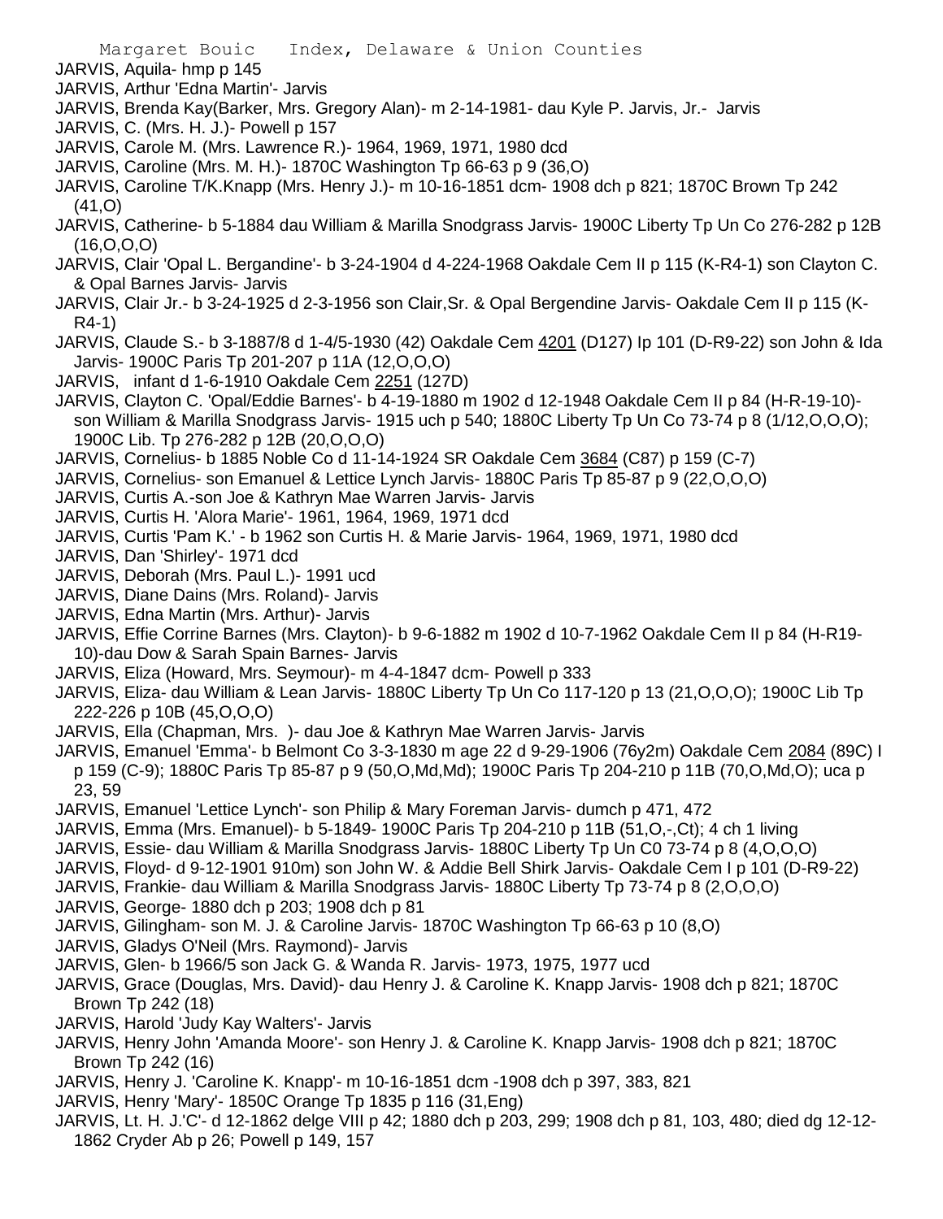JARVIS, Aquila- hmp p 145

JARVIS, Arthur 'Edna Martin'- Jarvis

JARVIS, Brenda Kay(Barker, Mrs. Gregory Alan)- m 2-14-1981- dau Kyle P. Jarvis, Jr.- Jarvis

JARVIS, C. (Mrs. H. J.)- Powell p 157

JARVIS, Carole M. (Mrs. Lawrence R.)- 1964, 1969, 1971, 1980 dcd

JARVIS, Caroline (Mrs. M. H.)- 1870C Washington Tp 66-63 p 9 (36,O)

JARVIS, Caroline T/K.Knapp (Mrs. Henry J.)- m 10-16-1851 dcm- 1908 dch p 821; 1870C Brown Tp 242 (41,O)

JARVIS, Catherine- b 5-1884 dau William & Marilla Snodgrass Jarvis- 1900C Liberty Tp Un Co 276-282 p 12B (16,O,O,O)

JARVIS, Clair 'Opal L. Bergandine'- b 3-24-1904 d 4-224-1968 Oakdale Cem II p 115 (K-R4-1) son Clayton C. & Opal Barnes Jarvis- Jarvis

JARVIS, Clair Jr.- b 3-24-1925 d 2-3-1956 son Clair,Sr. & Opal Bergendine Jarvis- Oakdale Cem II p 115 (K-R4-1)

JARVIS, Claude S.- b 3-1887/8 d 1-4/5-1930 (42) Oakdale Cem 4201 (D127) Ip 101 (D-R9-22) son John & Ida Jarvis- 1900C Paris Tp 201-207 p 11A (12,O,O,O)

JARVIS, infant d 1-6-1910 Oakdale Cem 2251 (127D)

JARVIS, Clayton C. 'Opal/Eddie Barnes'- b 4-19-1880 m 1902 d 12-1948 Oakdale Cem II p 84 (H-R-19-10)- son William & Marilla Snodgrass Jarvis- 1915 uch p 540; 1880C Liberty Tp Un Co 73-74 p 8 (1/12,O,O,O); 1900C Lib. Tp 276-282 p 12B (20,O,O,O)

JARVIS, Cornelius- b 1885 Noble Co d 11-14-1924 SR Oakdale Cem 3684 (C87) p 159 (C-7)

JARVIS, Cornelius- son Emanuel & Lettice Lynch Jarvis- 1880C Paris Tp 85-87 p 9 (22,O,O,O)

JARVIS, Curtis A.-son Joe & Kathryn Mae Warren Jarvis- Jarvis

JARVIS, Curtis H. 'Alora Marie'- 1961, 1964, 1969, 1971 dcd

JARVIS, Curtis 'Pam K.' - b 1962 son Curtis H. & Marie Jarvis- 1964, 1969, 1971, 1980 dcd

JARVIS, Dan 'Shirley'- 1971 dcd

JARVIS, Deborah (Mrs. Paul L.)- 1991 ucd

JARVIS, Diane Dains (Mrs. Roland)- Jarvis

JARVIS, Edna Martin (Mrs. Arthur)- Jarvis

JARVIS, Effie Corrine Barnes (Mrs. Clayton)- b 9-6-1882 m 1902 d 10-7-1962 Oakdale Cem II p 84 (H-R19-10)-dau Dow & Sarah Spain Barnes- Jarvis

JARVIS, Eliza (Howard, Mrs. Seymour)- m 4-4-1847 dcm- Powell p 333

JARVIS, Eliza- dau William & Lean Jarvis- 1880C Liberty Tp Un Co 117-120 p 13 (21,O,O,O); 1900C Lib Tp 222-226 p 10B (45,O,O,O)

JARVIS, Ella (Chapman, Mrs. )- dau Joe & Kathryn Mae Warren Jarvis- Jarvis

JARVIS, Emanuel 'Emma'- b Belmont Co 3-3-1830 m age 22 d 9-29-1906 (76y2m) Oakdale Cem 2084 (89C) I p 159 (C-9); 1880C Paris Tp 85-87 p 9 (50,O,Md,Md); 1900C Paris Tp 204-210 p 11B (70,O,Md,O); uca p 23, 59

JARVIS, Emanuel 'Lettice Lynch'- son Philip & Mary Foreman Jarvis- dumch p 471, 472

JARVIS, Emma (Mrs. Emanuel)- b 5-1849- 1900C Paris Tp 204-210 p 11B (51,O,-,Ct); 4 ch 1 living

JARVIS, Essie- dau William & Marilla Snodgrass Jarvis- 1880C Liberty Tp Un C0 73-74 p 8 (4,O,O,O)

JARVIS, Floyd- d 9-12-1901 910m) son John W. & Addie Bell Shirk Jarvis- Oakdale Cem I p 101 (D-R9-22)

JARVIS, Frankie- dau William & Marilla Snodgrass Jarvis- 1880C Liberty Tp 73-74 p 8 (2,O,O,O)

JARVIS, George- 1880 dch p 203; 1908 dch p 81

JARVIS, Gilingham- son M. J. & Caroline Jarvis- 1870C Washington Tp 66-63 p 10 (8,O)

JARVIS, Gladys O'Neil (Mrs. Raymond)- Jarvis

JARVIS, Glen- b 1966/5 son Jack G. & Wanda R. Jarvis- 1973, 1975, 1977 ucd

JARVIS, Grace (Douglas, Mrs. David)- dau Henry J. & Caroline K. Knapp Jarvis- 1908 dch p 821; 1870C Brown Tp 242 (18)

JARVIS, Harold 'Judy Kay Walters'- Jarvis

JARVIS, Henry John 'Amanda Moore'- son Henry J. & Caroline K. Knapp Jarvis- 1908 dch p 821; 1870C Brown Tp 242 (16)

JARVIS, Henry J. 'Caroline K. Knapp'- m 10-16-1851 dcm -1908 dch p 397, 383, 821

JARVIS, Henry 'Mary'- 1850C Orange Tp 1835 p 116 (31,Eng)

JARVIS, Lt. H. J.'C'- d 12-1862 delge VIII p 42; 1880 dch p 203, 299; 1908 dch p 81, 103, 480; died dg 12-12-1862 Cryder Ab p 26; Powell p 149, 157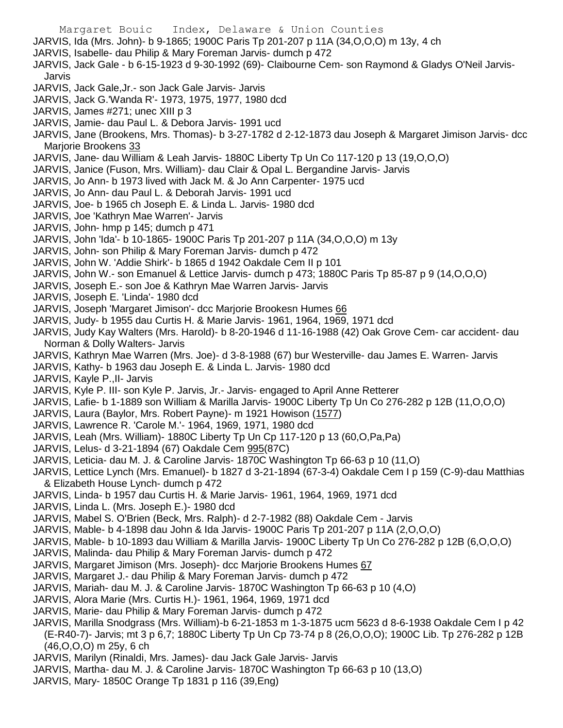JARVIS, Ida (Mrs. John)- b 9-1865; 1900C Paris Tp 201-207 p 11A (34,O,O,O) m 13y, 4 ch

JARVIS, Isabelle- dau Philip & Mary Foreman Jarvis- dumch p 472

JARVIS, Jack Gale - b 6-15-1923 d 9-30-1992 (69)- Claibourne Cem- son Raymond & Gladys O'Neil Jarvis- Jarvis

JARVIS, Jack Gale,Jr.- son Jack Gale Jarvis- Jarvis

JARVIS, Jack G.'Wanda R'- 1973, 1975, 1977, 1980 dcd

JARVIS, James #271; unec XIII p 3

JARVIS, Jamie- dau Paul L. & Debora Jarvis- 1991 ucd

JARVIS, Jane (Brookens, Mrs. Thomas)- b 3-27-1782 d 2-12-1873 dau Joseph & Margaret Jimison Jarvis- dcc Marjorie Brookens 33

JARVIS, Jane- dau William & Leah Jarvis- 1880C Liberty Tp Un Co 117-120 p 13 (19,O,O,O)

JARVIS, Janice (Fuson, Mrs. William)- dau Clair & Opal L. Bergandine Jarvis- Jarvis

JARVIS, Jo Ann- b 1973 lived with Jack M. & Jo Ann Carpenter- 1975 ucd

JARVIS, Jo Ann- dau Paul L. & Deborah Jarvis- 1991 ucd

JARVIS, Joe- b 1965 ch Joseph E. & Linda L. Jarvis- 1980 dcd

JARVIS, Joe 'Kathryn Mae Warren'- Jarvis

JARVIS, John- hmp p 145; dumch p 471

JARVIS, John 'Ida'- b 10-1865- 1900C Paris Tp 201-207 p 11A (34,O,O,O) m 13y

JARVIS, John- son Philip & Mary Foreman Jarvis- dumch p 472

JARVIS, John W. 'Addie Shirk'- b 1865 d 1942 Oakdale Cem II p 101

JARVIS, John W.- son Emanuel & Lettice Jarvis- dumch p 473; 1880C Paris Tp 85-87 p 9 (14,O,O,O)

JARVIS, Joseph E.- son Joe & Kathryn Mae Warren Jarvis- Jarvis

JARVIS, Joseph E. 'Linda'- 1980 dcd

JARVIS, Joseph 'Margaret Jimison'- dcc Marjorie Brookesn Humes 66

JARVIS, Judy- b 1955 dau Curtis H. & Marie Jarvis- 1961, 1964, 1969, 1971 dcd

JARVIS, Judy Kay Walters (Mrs. Harold)- b 8-20-1946 d 11-16-1988 (42) Oak Grove Cem- car accident- dau Norman & Dolly Walters- Jarvis

JARVIS, Kathryn Mae Warren (Mrs. Joe)- d 3-8-1988 (67) bur Westerville- dau James E. Warren- Jarvis

JARVIS, Kathy- b 1963 dau Joseph E. & Linda L. Jarvis- 1980 dcd

JARVIS, Kayle P.,II- Jarvis

JARVIS, Kyle P. III- son Kyle P. Jarvis, Jr.- Jarvis- engaged to April Anne Retterer

JARVIS, Lafie- b 1-1889 son William & Marilla Jarvis- 1900C Liberty Tp Un Co 276-282 p 12B (11,O,O,O)

JARVIS, Laura (Baylor, Mrs. Robert Payne)- m 1921 Howison (1577)

JARVIS, Lawrence R. 'Carole M.'- 1964, 1969, 1971, 1980 dcd

JARVIS, Leah (Mrs. William)- 1880C Liberty Tp Un Cp 117-120 p 13 (60,O,Pa,Pa)

JARVIS, Lelus- d 3-21-1894 (67) Oakdale Cem 995(87C)

JARVIS, Leticia- dau M. J. & Caroline Jarvis- 1870C Washington Tp 66-63 p 10 (11,O)

JARVIS, Lettice Lynch (Mrs. Emanuel)- b 1827 d 3-21-1894 (67-3-4) Oakdale Cem I p 159 (C-9)-dau Matthias & Elizabeth House Lynch- dumch p 472

JARVIS, Linda- b 1957 dau Curtis H. & Marie Jarvis- 1961, 1964, 1969, 1971 dcd

JARVIS, Linda L. (Mrs. Joseph E.)- 1980 dcd

JARVIS, Mabel S. O'Brien (Beck, Mrs. Ralph)- d 2-7-1982 (88) Oakdale Cem - Jarvis

JARVIS, Mable- b 4-1898 dau John & Ida Jarvis- 1900C Paris Tp 201-207 p 11A (2,O,O,O)

JARVIS, Mable- b 10-1893 dau William & Marilla Jarvis- 1900C Liberty Tp Un Co 276-282 p 12B (6,O,O,O)

JARVIS, Malinda- dau Philip & Mary Foreman Jarvis- dumch p 472

JARVIS, Margaret Jimison (Mrs. Joseph)- dcc Marjorie Brookens Humes 67

JARVIS, Margaret J.- dau Philip & Mary Foreman Jarvis- dumch p 472

JARVIS, Mariah- dau M. J. & Caroline Jarvis- 1870C Washington Tp 66-63 p 10 (4,O)

JARVIS, Alora Marie (Mrs. Curtis H.)- 1961, 1964, 1969, 1971 dcd

JARVIS, Marie- dau Philip & Mary Foreman Jarvis- dumch p 472

JARVIS, Marilla Snodgrass (Mrs. William)-b 6-21-1853 m 1-3-1875 ucm 5623 d 8-6-1938 Oakdale Cem I p 42 (E-R40-7)- Jarvis; mt 3 p 6,7; 1880C Liberty Tp Un Cp 73-74 p 8 (26,O,O,O); 1900C Lib. Tp 276-282 p 12B (46,O,O,O) m 25y, 6 ch

JARVIS, Marilyn (Rinaldi, Mrs. James)- dau Jack Gale Jarvis- Jarvis

JARVIS, Martha- dau M. J. & Caroline Jarvis- 1870C Washington Tp 66-63 p 10 (13,O)

JARVIS, Mary- 1850C Orange Tp 1831 p 116 (39,Eng)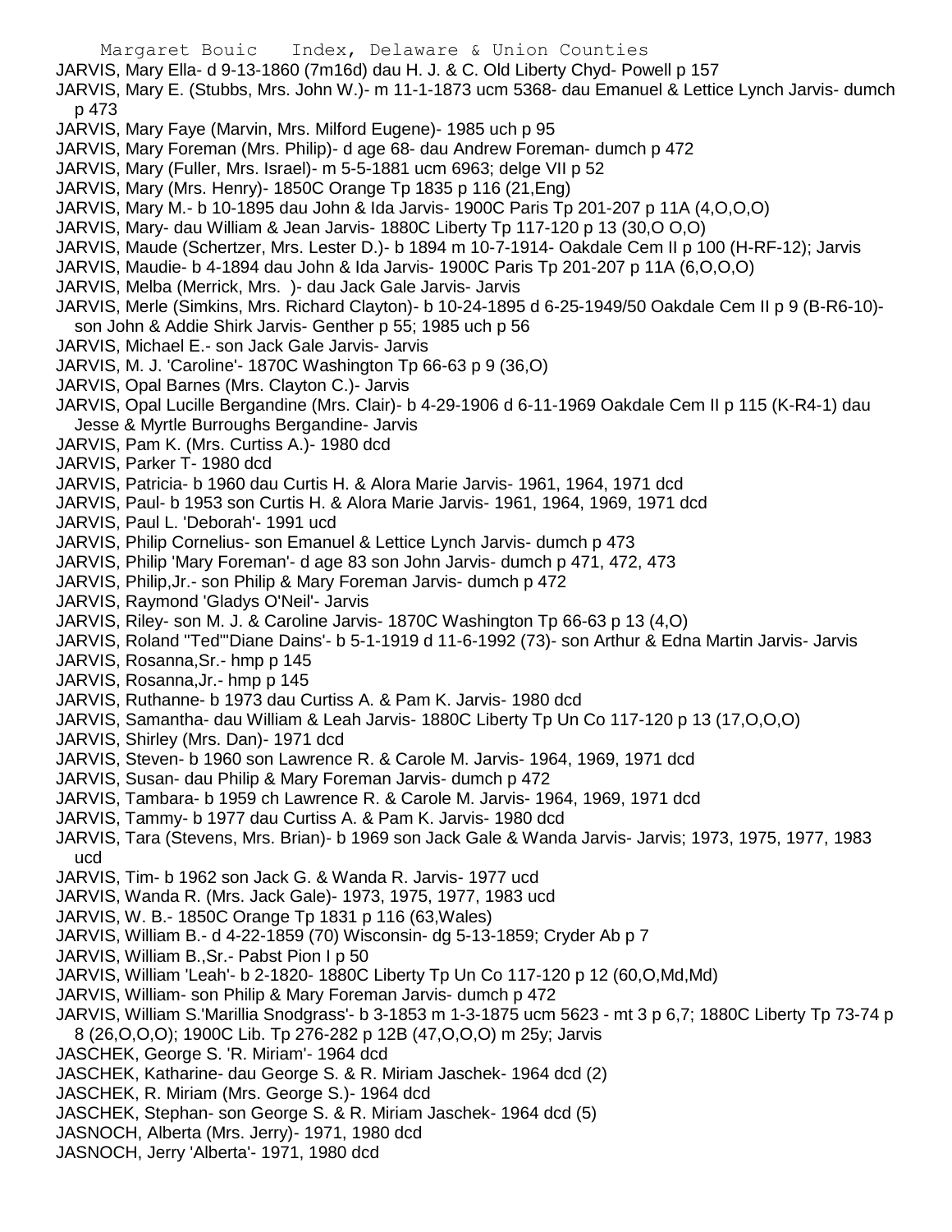JARVIS, Mary Ella- d 9-13-1860 (7m16d) dau H. J. & C. Old Liberty Chyd- Powell p 157

JARVIS, Mary E. (Stubbs, Mrs. John W.)- m 11-1-1873 ucm 5368- dau Emanuel & Lettice Lynch Jarvis- dumch p 473

JARVIS, Mary Faye (Marvin, Mrs. Milford Eugene)- 1985 uch p 95

JARVIS, Mary Foreman (Mrs. Philip)- d age 68- dau Andrew Foreman- dumch p 472

JARVIS, Mary (Fuller, Mrs. Israel)- m 5-5-1881 ucm 6963; delge VII p 52

JARVIS, Mary (Mrs. Henry)- 1850C Orange Tp 1835 p 116 (21,Eng)

JARVIS, Mary M.- b 10-1895 dau John & Ida Jarvis- 1900C Paris Tp 201-207 p 11A (4,O,O,O)

JARVIS, Mary- dau William & Jean Jarvis- 1880C Liberty Tp 117-120 p 13 (30,O O,O)

JARVIS, Maude (Schertzer, Mrs. Lester D.)- b 1894 m 10-7-1914- Oakdale Cem II p 100 (H-RF-12); Jarvis

JARVIS, Maudie- b 4-1894 dau John & Ida Jarvis- 1900C Paris Tp 201-207 p 11A (6,O,O,O)

JARVIS, Melba (Merrick, Mrs. )- dau Jack Gale Jarvis- Jarvis

JARVIS, Merle (Simkins, Mrs. Richard Clayton)- b 10-24-1895 d 6-25-1949/50 Oakdale Cem II p 9 (B-R6-10)- son John & Addie Shirk Jarvis- Genther p 55; 1985 uch p 56

JARVIS, Michael E.- son Jack Gale Jarvis- Jarvis

JARVIS, M. J. 'Caroline'- 1870C Washington Tp 66-63 p 9 (36,O)

JARVIS, Opal Barnes (Mrs. Clayton C.)- Jarvis

JARVIS, Opal Lucille Bergandine (Mrs. Clair)- b 4-29-1906 d 6-11-1969 Oakdale Cem II p 115 (K-R4-1) dau Jesse & Myrtle Burroughs Bergandine- Jarvis

JARVIS, Pam K. (Mrs. Curtiss A.)- 1980 dcd

JARVIS, Parker T- 1980 dcd

JARVIS, Patricia- b 1960 dau Curtis H. & Alora Marie Jarvis- 1961, 1964, 1971 dcd

JARVIS, Paul- b 1953 son Curtis H. & Alora Marie Jarvis- 1961, 1964, 1969, 1971 dcd

JARVIS, Paul L. 'Deborah'- 1991 ucd

JARVIS, Philip Cornelius- son Emanuel & Lettice Lynch Jarvis- dumch p 473

JARVIS, Philip 'Mary Foreman'- d age 83 son John Jarvis- dumch p 471, 472, 473

JARVIS, Philip,Jr.- son Philip & Mary Foreman Jarvis- dumch p 472

JARVIS, Raymond 'Gladys O'Neil'- Jarvis

JARVIS, Riley- son M. J. & Caroline Jarvis- 1870C Washington Tp 66-63 p 13 (4,O)

JARVIS, Roland "Ted"'Diane Dains'- b 5-1-1919 d 11-6-1992 (73)- son Arthur & Edna Martin Jarvis- Jarvis

JARVIS, Rosanna,Sr.- hmp p 145

JARVIS, Rosanna,Jr.- hmp p 145

JARVIS, Ruthanne- b 1973 dau Curtiss A. & Pam K. Jarvis- 1980 dcd

JARVIS, Samantha- dau William & Leah Jarvis- 1880C Liberty Tp Un Co 117-120 p 13 (17,O,O,O)

JARVIS, Shirley (Mrs. Dan)- 1971 dcd

JARVIS, Steven- b 1960 son Lawrence R. & Carole M. Jarvis- 1964, 1969, 1971 dcd

JARVIS, Susan- dau Philip & Mary Foreman Jarvis- dumch p 472

JARVIS, Tambara- b 1959 ch Lawrence R. & Carole M. Jarvis- 1964, 1969, 1971 dcd

JARVIS, Tammy- b 1977 dau Curtiss A. & Pam K. Jarvis- 1980 dcd

JARVIS, Tara (Stevens, Mrs. Brian)- b 1969 son Jack Gale & Wanda Jarvis- Jarvis; 1973, 1975, 1977, 1983 ucd

JARVIS, Tim- b 1962 son Jack G. & Wanda R. Jarvis- 1977 ucd

JARVIS, Wanda R. (Mrs. Jack Gale)- 1973, 1975, 1977, 1983 ucd

JARVIS, W. B.- 1850C Orange Tp 1831 p 116 (63,Wales)

JARVIS, William B.- d 4-22-1859 (70) Wisconsin- dg 5-13-1859; Cryder Ab p 7

JARVIS, William B.,Sr.- Pabst Pion I p 50

JARVIS, William 'Leah'- b 2-1820- 1880C Liberty Tp Un Co 117-120 p 12 (60,O,Md,Md)

JARVIS, William- son Philip & Mary Foreman Jarvis- dumch p 472

JARVIS, William S.'Marillia Snodgrass'- b 3-1853 m 1-3-1875 ucm 5623 - mt 3 p 6,7; 1880C Liberty Tp 73-74 p 8 (26,O,O,O); 1900C Lib. Tp 276-282 p 12B (47,O,O,O) m 25y; Jarvis

JASCHEK, George S. 'R. Miriam'- 1964 dcd

JASCHEK, Katharine- dau George S. & R. Miriam Jaschek- 1964 dcd (2)

JASCHEK, R. Miriam (Mrs. George S.)- 1964 dcd

JASCHEK, Stephan- son George S. & R. Miriam Jaschek- 1964 dcd (5)

JASNOCH, Alberta (Mrs. Jerry)- 1971, 1980 dcd

JASNOCH, Jerry 'Alberta'- 1971, 1980 dcd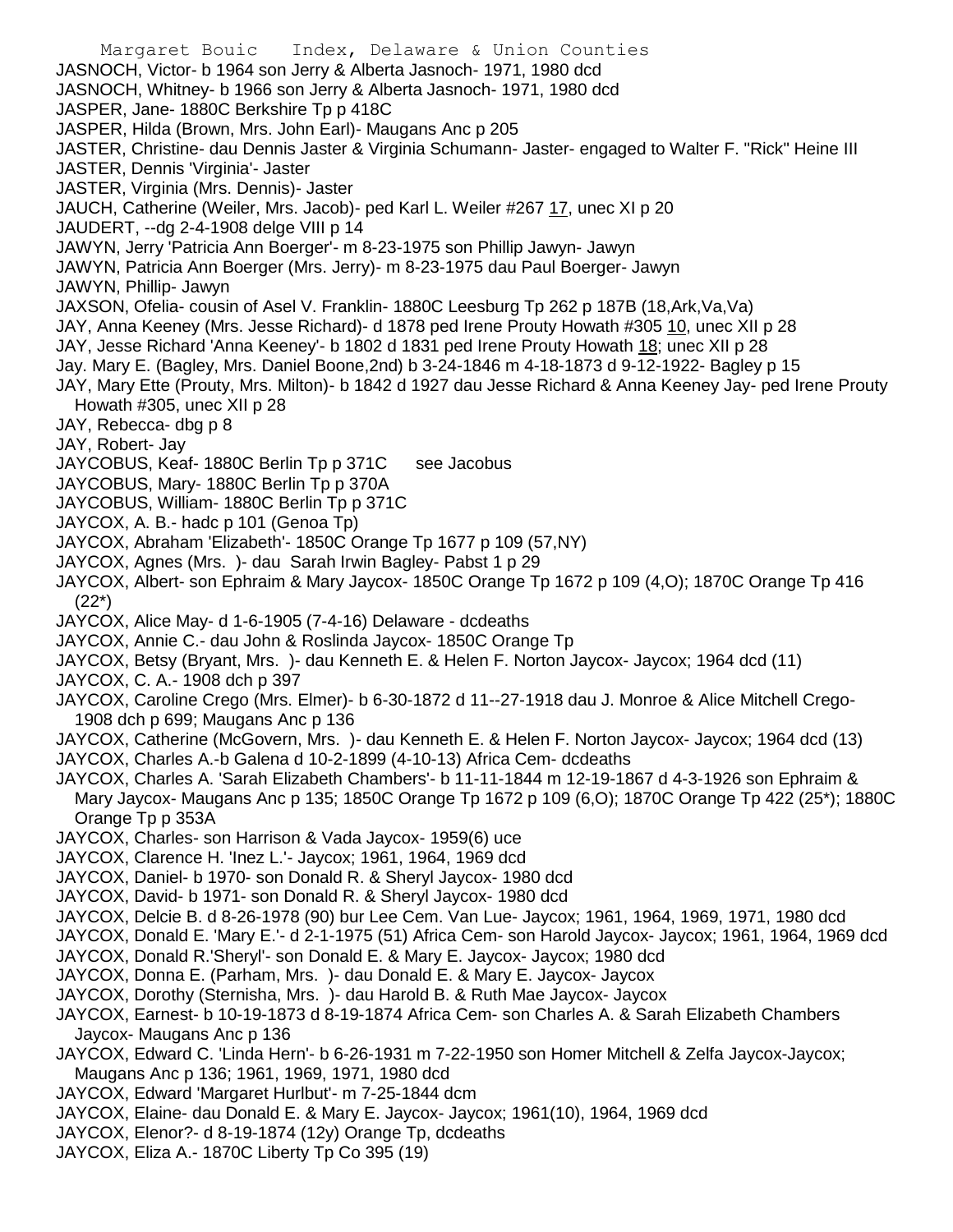JASNOCH, Victor- b 1964 son Jerry & Alberta Jasnoch- 1971, 1980 dcd
JASNOCH, Whitney- b 1966 son Jerry & Alberta Jasnoch- 1971, 1980 dcd
JASPER, Jane- 1880C Berkshire Tp p 418C
JASPER, Hilda (Brown, Mrs. John Earl)- Maugans Anc p 205
JASTER, Christine- dau Dennis Jaster & Virginia Schumann- Jaster- engaged to Walter F. "Rick" Heine III
JASTER, Dennis 'Virginia'- Jaster
JASTER, Virginia (Mrs. Dennis)- Jaster
JAUCH, Catherine (Weiler, Mrs. Jacob)- ped Karl L. Weiler #267 17, unec XI p 20
JAUDERT, --dg 2-4-1908 delge VIII p 14
JAWYN, Jerry 'Patricia Ann Boerger'- m 8-23-1975 son Phillip Jawyn- Jawyn
JAWYN, Patricia Ann Boerger (Mrs. Jerry)- m 8-23-1975 dau Paul Boerger- Jawyn
JAWYN, Phillip- Jawyn
JAXSON, Ofelia- cousin of Asel V. Franklin- 1880C Leesburg Tp 262 p 187B (18,Ark,Va,Va)
JAY, Anna Keeney (Mrs. Jesse Richard)- d 1878 ped Irene Prouty Howath #305 10, unec XII p 28
JAY, Jesse Richard 'Anna Keeney'- b 1802 d 1831 ped Irene Prouty Howath 18; unec XII p 28
Jay. Mary E. (Bagley, Mrs. Daniel Boone,2nd) b 3-24-1846 m 4-18-1873 d 9-12-1922- Bagley p 15
JAY, Mary Ette (Prouty, Mrs. Milton)- b 1842 d 1927 dau Jesse Richard & Anna Keeney Jay- ped Irene Prouty Howath #305, unec XII p 28
JAY, Rebecca- dbg p 8
JAY, Robert- Jay
JAYCOBUS, Keaf- 1880C Berlin Tp p 371C see Jacobus
JAYCOBUS, Mary- 1880C Berlin Tp p 370A
JAYCOBUS, William- 1880C Berlin Tp p 371C
JAYCOX, A. B.- hadc p 101 (Genoa Tp)
JAYCOX, Abraham 'Elizabeth'- 1850C Orange Tp 1677 p 109 (57,NY)
JAYCOX, Agnes (Mrs. )- dau Sarah Irwin Bagley- Pabst 1 p 29
JAYCOX, Albert- son Ephraim & Mary Jaycox- 1850C Orange Tp 1672 p 109 (4,O); 1870C Orange Tp 416 (22*)
JAYCOX, Alice May- d 1-6-1905 (7-4-16) Delaware - dcdeaths
JAYCOX, Annie C.- dau John & Roslinda Jaycox- 1850C Orange Tp
JAYCOX, Betsy (Bryant, Mrs. )- dau Kenneth E. & Helen F. Norton Jaycox- Jaycox; 1964 dcd (11)
JAYCOX, C. A.- 1908 dch p 397
JAYCOX, Caroline Crego (Mrs. Elmer)- b 6-30-1872 d 11--27-1918 dau J. Monroe & Alice Mitchell Crego- 1908 dch p 699; Maugans Anc p 136
JAYCOX, Catherine (McGovern, Mrs. )- dau Kenneth E. & Helen F. Norton Jaycox- Jaycox; 1964 dcd (13)
JAYCOX, Charles A.-b Galena d 10-2-1899 (4-10-13) Africa Cem- dcdeaths
JAYCOX, Charles A. 'Sarah Elizabeth Chambers'- b 11-11-1844 m 12-19-1867 d 4-3-1926 son Ephraim & Mary Jaycox- Maugans Anc p 135; 1850C Orange Tp 1672 p 109 (6,O); 1870C Orange Tp 422 (25*); 1880C Orange Tp p 353A
JAYCOX, Charles- son Harrison & Vada Jaycox- 1959(6) uce
JAYCOX, Clarence H. 'Inez L.'- Jaycox; 1961, 1964, 1969 dcd
JAYCOX, Daniel- b 1970- son Donald R. & Sheryl Jaycox- 1980 dcd
JAYCOX, David- b 1971- son Donald R. & Sheryl Jaycox- 1980 dcd
JAYCOX, Delcie B. d 8-26-1978 (90) bur Lee Cem. Van Lue- Jaycox; 1961, 1964, 1969, 1971, 1980 dcd
JAYCOX, Donald E. 'Mary E.'- d 2-1-1975 (51) Africa Cem- son Harold Jaycox- Jaycox; 1961, 1964, 1969 dcd
JAYCOX, Donald R.'Sheryl'- son Donald E. & Mary E. Jaycox- Jaycox; 1980 dcd
JAYCOX, Donna E. (Parham, Mrs. )- dau Donald E. & Mary E. Jaycox- Jaycox
JAYCOX, Dorothy (Sternisha, Mrs. )- dau Harold B. & Ruth Mae Jaycox- Jaycox
JAYCOX, Earnest- b 10-19-1873 d 8-19-1874 Africa Cem- son Charles A. & Sarah Elizabeth Chambers Jaycox- Maugans Anc p 136
JAYCOX, Edward C. 'Linda Hern'- b 6-26-1931 m 7-22-1950 son Homer Mitchell & Zelfa Jaycox-Jaycox; Maugans Anc p 136; 1961, 1969, 1971, 1980 dcd
JAYCOX, Edward 'Margaret Hurlbut'- m 7-25-1844 dcm
JAYCOX, Elaine- dau Donald E. & Mary E. Jaycox- Jaycox; 1961(10), 1964, 1969 dcd
JAYCOX, Elenor?- d 8-19-1874 (12y) Orange Tp, dcdeaths
JAYCOX, Eliza A.- 1870C Liberty Tp Co 395 (19)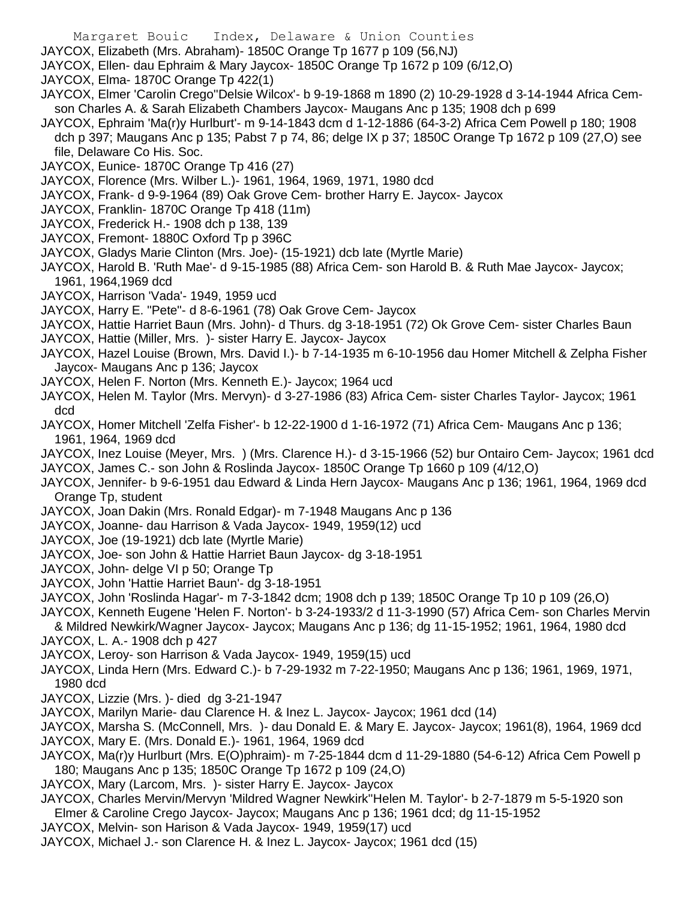JAYCOX, Elizabeth (Mrs. Abraham)- 1850C Orange Tp 1677 p 109 (56,NJ)
JAYCOX, Ellen- dau Ephraim & Mary Jaycox- 1850C Orange Tp 1672 p 109 (6/12,O)
JAYCOX, Elma- 1870C Orange Tp 422(1)
JAYCOX, Elmer 'Carolin Crego''Delsie Wilcox'- b 9-19-1868 m 1890 (2) 10-29-1928 d 3-14-1944 Africa Cem- son Charles A. & Sarah Elizabeth Chambers Jaycox- Maugans Anc p 135; 1908 dch p 699
JAYCOX, Ephraim 'Ma(r)y Hurlburt'- m 9-14-1843 dcm d 1-12-1886 (64-3-2) Africa Cem Powell p 180; 1908 dch p 397; Maugans Anc p 135; Pabst 7 p 74, 86; delge IX p 37; 1850C Orange Tp 1672 p 109 (27,O) see file, Delaware Co His. Soc.
JAYCOX, Eunice- 1870C Orange Tp 416 (27)
JAYCOX, Florence (Mrs. Wilber L.)- 1961, 1964, 1969, 1971, 1980 dcd
JAYCOX, Frank- d 9-9-1964 (89) Oak Grove Cem- brother Harry E. Jaycox- Jaycox
JAYCOX, Franklin- 1870C Orange Tp 418 (11m)
JAYCOX, Frederick H.- 1908 dch p 138, 139
JAYCOX, Fremont- 1880C Oxford Tp p 396C
JAYCOX, Gladys Marie Clinton (Mrs. Joe)- (15-1921) dcb late (Myrtle Marie)
JAYCOX, Harold B. 'Ruth Mae'- d 9-15-1985 (88) Africa Cem- son Harold B. & Ruth Mae Jaycox- Jaycox; 1961, 1964,1969 dcd
JAYCOX, Harrison 'Vada'- 1949, 1959 ucd
JAYCOX, Harry E. "Pete"- d 8-6-1961 (78) Oak Grove Cem- Jaycox
JAYCOX, Hattie Harriet Baun (Mrs. John)- d Thurs. dg 3-18-1951 (72) Ok Grove Cem- sister Charles Baun
JAYCOX, Hattie (Miller, Mrs. )- sister Harry E. Jaycox- Jaycox
JAYCOX, Hazel Louise (Brown, Mrs. David I.)- b 7-14-1935 m 6-10-1956 dau Homer Mitchell & Zelpha Fisher Jaycox- Maugans Anc p 136; Jaycox
JAYCOX, Helen F. Norton (Mrs. Kenneth E.)- Jaycox; 1964 ucd
JAYCOX, Helen M. Taylor (Mrs. Mervyn)- d 3-27-1986 (83) Africa Cem- sister Charles Taylor- Jaycox; 1961 dcd
JAYCOX, Homer Mitchell 'Zelfa Fisher'- b 12-22-1900 d 1-16-1972 (71) Africa Cem- Maugans Anc p 136; 1961, 1964, 1969 dcd
JAYCOX, Inez Louise (Meyer, Mrs. ) (Mrs. Clarence H.)- d 3-15-1966 (52) bur Ontairo Cem- Jaycox; 1961 dcd
JAYCOX, James C.- son John & Roslinda Jaycox- 1850C Orange Tp 1660 p 109 (4/12,O)
JAYCOX, Jennifer- b 9-6-1951 dau Edward & Linda Hern Jaycox- Maugans Anc p 136; 1961, 1964, 1969 dcd Orange Tp, student
JAYCOX, Joan Dakin (Mrs. Ronald Edgar)- m 7-1948 Maugans Anc p 136
JAYCOX, Joanne- dau Harrison & Vada Jaycox- 1949, 1959(12) ucd
JAYCOX, Joe (19-1921) dcb late (Myrtle Marie)
JAYCOX, Joe- son John & Hattie Harriet Baun Jaycox- dg 3-18-1951
JAYCOX, John- delge VI p 50; Orange Tp
JAYCOX, John 'Hattie Harriet Baun'- dg 3-18-1951
JAYCOX, John 'Roslinda Hagar'- m 7-3-1842 dcm; 1908 dch p 139; 1850C Orange Tp 10 p 109 (26,O)
JAYCOX, Kenneth Eugene 'Helen F. Norton'- b 3-24-1933/2 d 11-3-1990 (57) Africa Cem- son Charles Mervin & Mildred Newkirk/Wagner Jaycox- Jaycox; Maugans Anc p 136; dg 11-15-1952; 1961, 1964, 1980 dcd
JAYCOX, L. A.- 1908 dch p 427
JAYCOX, Leroy- son Harrison & Vada Jaycox- 1949, 1959(15) ucd
JAYCOX, Linda Hern (Mrs. Edward C.)- b 7-29-1932 m 7-22-1950; Maugans Anc p 136; 1961, 1969, 1971, 1980 dcd
JAYCOX, Lizzie (Mrs. )- died dg 3-21-1947
JAYCOX, Marilyn Marie- dau Clarence H. & Inez L. Jaycox- Jaycox; 1961 dcd (14)
JAYCOX, Marsha S. (McConnell, Mrs. )- dau Donald E. & Mary E. Jaycox- Jaycox; 1961(8), 1964, 1969 dcd
JAYCOX, Mary E. (Mrs. Donald E.)- 1961, 1964, 1969 dcd
JAYCOX, Ma(r)y Hurlburt (Mrs. E(O)phraim)- m 7-25-1844 dcm d 11-29-1880 (54-6-12) Africa Cem Powell p 180; Maugans Anc p 135; 1850C Orange Tp 1672 p 109 (24,O)
JAYCOX, Mary (Larcom, Mrs. )- sister Harry E. Jaycox- Jaycox
JAYCOX, Charles Mervin/Mervyn 'Mildred Wagner Newkirk''Helen M. Taylor'- b 2-7-1879 m 5-5-1920 son Elmer & Caroline Crego Jaycox- Jaycox; Maugans Anc p 136; 1961 dcd; dg 11-15-1952
JAYCOX, Melvin- son Harison & Vada Jaycox- 1949, 1959(17) ucd
JAYCOX, Michael J.- son Clarence H. & Inez L. Jaycox- Jaycox; 1961 dcd (15)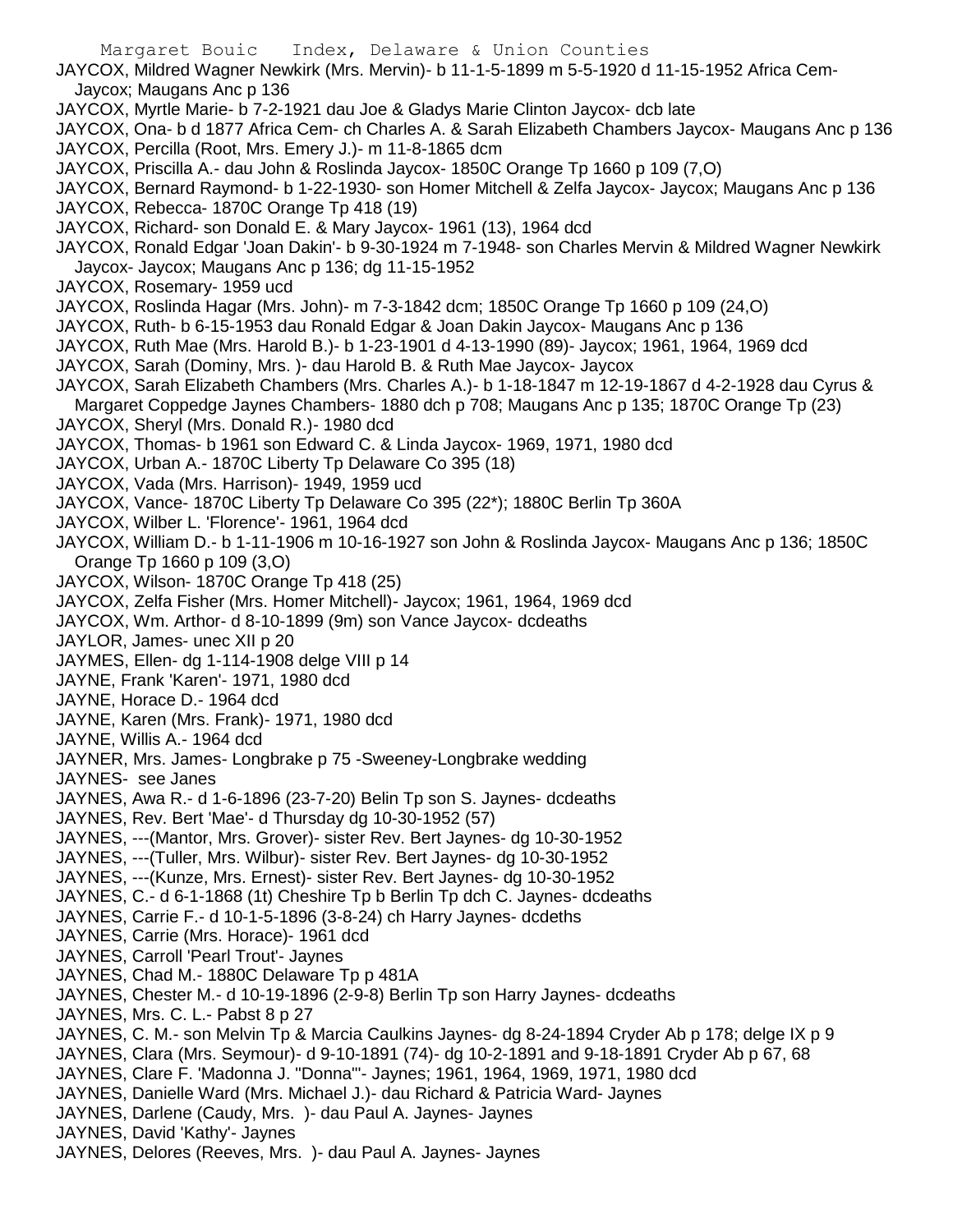JAYCOX, Mildred Wagner Newkirk (Mrs. Mervin)- b 11-1-5-1899 m 5-5-1920 d 11-15-1952 Africa Cem- Jaycox; Maugans Anc p 136

JAYCOX, Myrtle Marie- b 7-2-1921 dau Joe & Gladys Marie Clinton Jaycox- dcb late

JAYCOX, Ona- b d 1877 Africa Cem- ch Charles A. & Sarah Elizabeth Chambers Jaycox- Maugans Anc p 136

JAYCOX, Percilla (Root, Mrs. Emery J.)- m 11-8-1865 dcm

JAYCOX, Priscilla A.- dau John & Roslinda Jaycox- 1850C Orange Tp 1660 p 109 (7,O)

JAYCOX, Bernard Raymond- b 1-22-1930- son Homer Mitchell & Zelfa Jaycox- Jaycox; Maugans Anc p 136

JAYCOX, Rebecca- 1870C Orange Tp 418 (19)

JAYCOX, Richard- son Donald E. & Mary Jaycox- 1961 (13), 1964 dcd

JAYCOX, Ronald Edgar 'Joan Dakin'- b 9-30-1924 m 7-1948- son Charles Mervin & Mildred Wagner Newkirk Jaycox- Jaycox; Maugans Anc p 136; dg 11-15-1952

JAYCOX, Rosemary- 1959 ucd

JAYCOX, Roslinda Hagar (Mrs. John)- m 7-3-1842 dcm; 1850C Orange Tp 1660 p 109 (24,O)

JAYCOX, Ruth- b 6-15-1953 dau Ronald Edgar & Joan Dakin Jaycox- Maugans Anc p 136

JAYCOX, Ruth Mae (Mrs. Harold B.)- b 1-23-1901 d 4-13-1990 (89)- Jaycox; 1961, 1964, 1969 dcd

JAYCOX, Sarah (Dominy, Mrs. )- dau Harold B. & Ruth Mae Jaycox- Jaycox

JAYCOX, Sarah Elizabeth Chambers (Mrs. Charles A.)- b 1-18-1847 m 12-19-1867 d 4-2-1928 dau Cyrus & Margaret Coppedge Jaynes Chambers- 1880 dch p 708; Maugans Anc p 135; 1870C Orange Tp (23)

JAYCOX, Sheryl (Mrs. Donald R.)- 1980 dcd

JAYCOX, Thomas- b 1961 son Edward C. & Linda Jaycox- 1969, 1971, 1980 dcd

JAYCOX, Urban A.- 1870C Liberty Tp Delaware Co 395 (18)

JAYCOX, Vada (Mrs. Harrison)- 1949, 1959 ucd

JAYCOX, Vance- 1870C Liberty Tp Delaware Co 395 (22*); 1880C Berlin Tp 360A

JAYCOX, Wilber L. 'Florence'- 1961, 1964 dcd

JAYCOX, William D.- b 1-11-1906 m 10-16-1927 son John & Roslinda Jaycox- Maugans Anc p 136; 1850C Orange Tp 1660 p 109 (3,O)

JAYCOX, Wilson- 1870C Orange Tp 418 (25)

JAYCOX, Zelfa Fisher (Mrs. Homer Mitchell)- Jaycox; 1961, 1964, 1969 dcd

JAYCOX, Wm. Arthor- d 8-10-1899 (9m) son Vance Jaycox- dcdeaths

JAYLOR, James- unec XII p 20

JAYMES, Ellen- dg 1-114-1908 delge VIII p 14

JAYNE, Frank 'Karen'- 1971, 1980 dcd

JAYNE, Horace D.- 1964 dcd

JAYNE, Karen (Mrs. Frank)- 1971, 1980 dcd

JAYNE, Willis A.- 1964 dcd

JAYNER, Mrs. James- Longbrake p 75 -Sweeney-Longbrake wedding

JAYNES- see Janes

JAYNES, Awa R.- d 1-6-1896 (23-7-20) Belin Tp son S. Jaynes- dcdeaths

JAYNES, Rev. Bert 'Mae'- d Thursday dg 10-30-1952 (57)

JAYNES, ---(Mantor, Mrs. Grover)- sister Rev. Bert Jaynes- dg 10-30-1952

JAYNES, ---(Tuller, Mrs. Wilbur)- sister Rev. Bert Jaynes- dg 10-30-1952

JAYNES, ---(Kunze, Mrs. Ernest)- sister Rev. Bert Jaynes- dg 10-30-1952

JAYNES, C.- d 6-1-1868 (1t) Cheshire Tp b Berlin Tp dch C. Jaynes- dcdeaths

JAYNES, Carrie F.- d 10-1-5-1896 (3-8-24) ch Harry Jaynes- dcdeths

JAYNES, Carrie (Mrs. Horace)- 1961 dcd

JAYNES, Carroll 'Pearl Trout'- Jaynes

JAYNES, Chad M.- 1880C Delaware Tp p 481A

JAYNES, Chester M.- d 10-19-1896 (2-9-8) Berlin Tp son Harry Jaynes- dcdeaths

JAYNES, Mrs. C. L.- Pabst 8 p 27

JAYNES, C. M.- son Melvin Tp & Marcia Caulkins Jaynes- dg 8-24-1894 Cryder Ab p 178; delge IX p 9

JAYNES, Clara (Mrs. Seymour)- d 9-10-1891 (74)- dg 10-2-1891 and 9-18-1891 Cryder Ab p 67, 68

JAYNES, Clare F. 'Madonna J. "Donna"'- Jaynes; 1961, 1964, 1969, 1971, 1980 dcd

JAYNES, Danielle Ward (Mrs. Michael J.)- dau Richard & Patricia Ward- Jaynes

JAYNES, Darlene (Caudy, Mrs. )- dau Paul A. Jaynes- Jaynes

JAYNES, David 'Kathy'- Jaynes

JAYNES, Delores (Reeves, Mrs. )- dau Paul A. Jaynes- Jaynes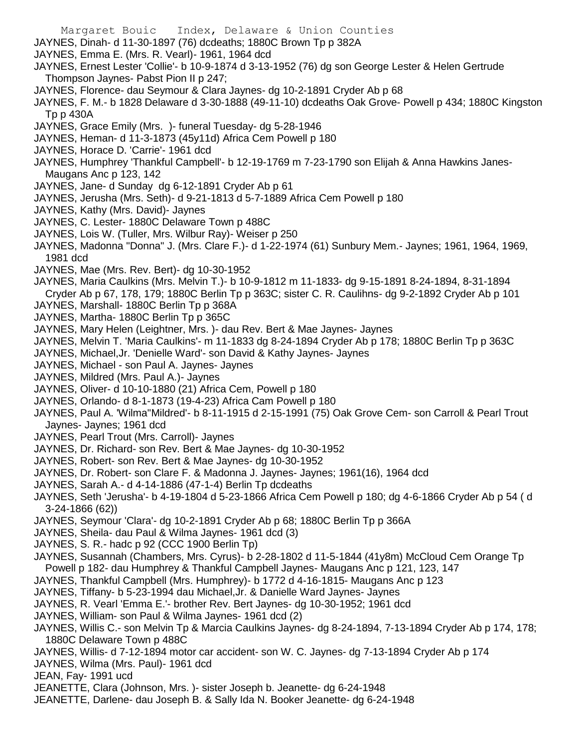JAYNES, Dinah- d 11-30-1897 (76) dcdeaths; 1880C Brown Tp p 382A
JAYNES, Emma E. (Mrs. R. Vearl)- 1961, 1964 dcd
JAYNES, Ernest Lester 'Collie'- b 10-9-1874 d 3-13-1952 (76) dg son George Lester & Helen Gertrude Thompson Jaynes- Pabst Pion II p 247;
JAYNES, Florence- dau Seymour & Clara Jaynes- dg 10-2-1891 Cryder Ab p 68
JAYNES, F. M.- b 1828 Delaware d 3-30-1888 (49-11-10) dcdeaths Oak Grove- Powell p 434; 1880C Kingston Tp p 430A
JAYNES, Grace Emily (Mrs. )- funeral Tuesday- dg 5-28-1946
JAYNES, Heman- d 11-3-1873 (45y11d) Africa Cem Powell p 180
JAYNES, Horace D. 'Carrie'- 1961 dcd
JAYNES, Humphrey 'Thankful Campbell'- b 12-19-1769 m 7-23-1790 son Elijah & Anna Hawkins Janes- Maugans Anc p 123, 142
JAYNES, Jane- d Sunday dg 6-12-1891 Cryder Ab p 61
JAYNES, Jerusha (Mrs. Seth)- d 9-21-1813 d 5-7-1889 Africa Cem Powell p 180
JAYNES, Kathy (Mrs. David)- Jaynes
JAYNES, C. Lester- 1880C Delaware Town p 488C
JAYNES, Lois W. (Tuller, Mrs. Wilbur Ray)- Weiser p 250
JAYNES, Madonna "Donna" J. (Mrs. Clare F.)- d 1-22-1974 (61) Sunbury Mem.- Jaynes; 1961, 1964, 1969, 1981 dcd
JAYNES, Mae (Mrs. Rev. Bert)- dg 10-30-1952
JAYNES, Maria Caulkins (Mrs. Melvin T.)- b 10-9-1812 m 11-1833- dg 9-15-1891 8-24-1894, 8-31-1894 Cryder Ab p 67, 178, 179; 1880C Berlin Tp p 363C; sister C. R. Caulihns- dg 9-2-1892 Cryder Ab p 101
JAYNES, Marshall- 1880C Berlin Tp p 368A
JAYNES, Martha- 1880C Berlin Tp p 365C
JAYNES, Mary Helen (Leightner, Mrs. )- dau Rev. Bert & Mae Jaynes- Jaynes
JAYNES, Melvin T. 'Maria Caulkins'- m 11-1833 dg 8-24-1894 Cryder Ab p 178; 1880C Berlin Tp p 363C
JAYNES, Michael,Jr. 'Denielle Ward'- son David & Kathy Jaynes- Jaynes
JAYNES, Michael - son Paul A. Jaynes- Jaynes
JAYNES, Mildred (Mrs. Paul A.)- Jaynes
JAYNES, Oliver- d 10-10-1880 (21) Africa Cem, Powell p 180
JAYNES, Orlando- d 8-1-1873 (19-4-23) Africa Cam Powell p 180
JAYNES, Paul A. 'Wilma"Mildred'- b 8-11-1915 d 2-15-1991 (75) Oak Grove Cem- son Carroll & Pearl Trout Jaynes- Jaynes; 1961 dcd
JAYNES, Pearl Trout (Mrs. Carroll)- Jaynes
JAYNES, Dr. Richard- son Rev. Bert & Mae Jaynes- dg 10-30-1952
JAYNES, Robert- son Rev. Bert & Mae Jaynes- dg 10-30-1952
JAYNES, Dr. Robert- son Clare F. & Madonna J. Jaynes- Jaynes; 1961(16), 1964 dcd
JAYNES, Sarah A.- d 4-14-1886 (47-1-4) Berlin Tp dcdeaths
JAYNES, Seth 'Jerusha'- b 4-19-1804 d 5-23-1866 Africa Cem Powell p 180; dg 4-6-1866 Cryder Ab p 54 ( d 3-24-1866 (62))
JAYNES, Seymour 'Clara'- dg 10-2-1891 Cryder Ab p 68; 1880C Berlin Tp p 366A
JAYNES, Sheila- dau Paul & Wilma Jaynes- 1961 dcd (3)
JAYNES, S. R.- hadc p 92 (CCC 1900 Berlin Tp)
JAYNES, Susannah (Chambers, Mrs. Cyrus)- b 2-28-1802 d 11-5-1844 (41y8m) McCloud Cem Orange Tp Powell p 182- dau Humphrey & Thankful Campbell Jaynes- Maugans Anc p 121, 123, 147
JAYNES, Thankful Campbell (Mrs. Humphrey)- b 1772 d 4-16-1815- Maugans Anc p 123
JAYNES, Tiffany- b 5-23-1994 dau Michael,Jr. & Danielle Ward Jaynes- Jaynes
JAYNES, R. Vearl 'Emma E.'- brother Rev. Bert Jaynes- dg 10-30-1952; 1961 dcd
JAYNES, William- son Paul & Wilma Jaynes- 1961 dcd (2)
JAYNES, Willis C.- son Melvin Tp & Marcia Caulkins Jaynes- dg 8-24-1894, 7-13-1894 Cryder Ab p 174, 178; 1880C Delaware Town p 488C
JAYNES, Willis- d 7-12-1894 motor car accident- son W. C. Jaynes- dg 7-13-1894 Cryder Ab p 174
JAYNES, Wilma (Mrs. Paul)- 1961 dcd
JEAN, Fay- 1991 ucd
JEANETTE, Clara (Johnson, Mrs. )- sister Joseph b. Jeanette- dg 6-24-1948
JEANETTE, Darlene- dau Joseph B. & Sally Ida N. Booker Jeanette- dg 6-24-1948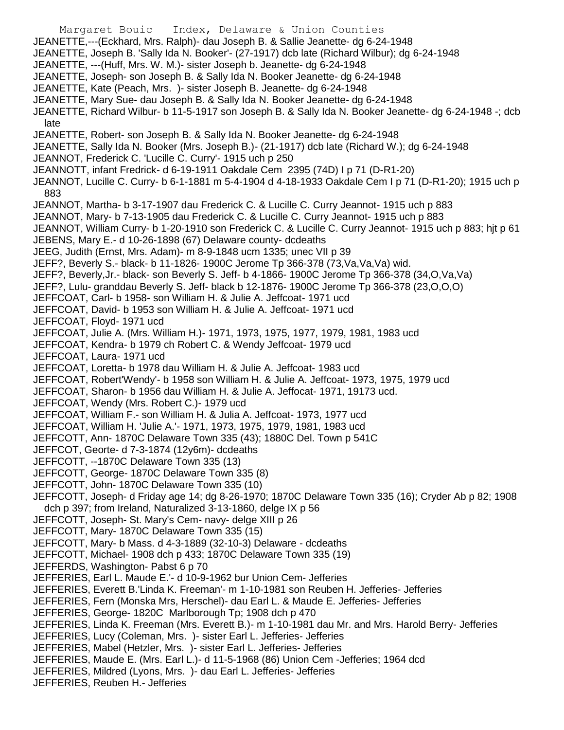JEANETTE,---(Eckhard, Mrs. Ralph)- dau Joseph B. & Sallie Jeanette- dg 6-24-1948
JEANETTE, Joseph B. 'Sally Ida N. Booker'- (27-1917) dcb late (Richard Wilbur); dg 6-24-1948
JEANETTE, ---(Huff, Mrs. W. M.)- sister Joseph b. Jeanette- dg 6-24-1948
JEANETTE, Joseph- son Joseph B. & Sally Ida N. Booker Jeanette- dg 6-24-1948
JEANETTE, Kate (Peach, Mrs. )- sister Joseph B. Jeanette- dg 6-24-1948
JEANETTE, Mary Sue- dau Joseph B. & Sally Ida N. Booker Jeanette- dg 6-24-1948
JEANETTE, Richard Wilbur- b 11-5-1917 son Joseph B. & Sally Ida N. Booker Jeanette- dg 6-24-1948 -; dcb late
JEANETTE, Robert- son Joseph B. & Sally Ida N. Booker Jeanette- dg 6-24-1948
JEANETTE, Sally Ida N. Booker (Mrs. Joseph B.)- (21-1917) dcb late (Richard W.); dg 6-24-1948
JEANNOT, Frederick C. 'Lucille C. Curry'- 1915 uch p 250
JEANNOTT, infant Fredrick- d 6-19-1911 Oakdale Cem 2395 (74D) I p 71 (D-R1-20)
JEANNOT, Lucille C. Curry- b 6-1-1881 m 5-4-1904 d 4-18-1933 Oakdale Cem I p 71 (D-R1-20); 1915 uch p 883
JEANNOT, Martha- b 3-17-1907 dau Frederick C. & Lucille C. Curry Jeannot- 1915 uch p 883
JEANNOT, Mary- b 7-13-1905 dau Frederick C. & Lucille C. Curry Jeannot- 1915 uch p 883
JEANNOT, William Curry- b 1-20-1910 son Frederick C. & Lucille C. Curry Jeannot- 1915 uch p 883; hjt p 61
JEBENS, Mary E.- d 10-26-1898 (67) Delaware county- dcdeaths
JEEG, Judith (Ernst, Mrs. Adam)- m 8-9-1848 ucm 1335; unec VII p 39
JEFF?, Beverly S.- black- b 11-1826- 1900C Jerome Tp 366-378 (73,Va,Va,Va) wid.
JEFF?, Beverly,Jr.- black- son Beverly S. Jeff- b 4-1866- 1900C Jerome Tp 366-378 (34,O,Va,Va)
JEFF?, Lulu- granddau Beverly S. Jeff- black b 12-1876- 1900C Jerome Tp 366-378 (23,O,O,O)
JEFFCOAT, Carl- b 1958- son William H. & Julie A. Jeffcoat- 1971 ucd
JEFFCOAT, David- b 1953 son William H. & Julie A. Jeffcoat- 1971 ucd
JEFFCOAT, Floyd- 1971 ucd
JEFFCOAT, Julie A. (Mrs. William H.)- 1971, 1973, 1975, 1977, 1979, 1981, 1983 ucd
JEFFCOAT, Kendra- b 1979 ch Robert C. & Wendy Jeffcoat- 1979 ucd
JEFFCOAT, Laura- 1971 ucd
JEFFCOAT, Loretta- b 1978 dau William H. & Julie A. Jeffcoat- 1983 ucd
JEFFCOAT, Robert'Wendy'- b 1958 son William H. & Julie A. Jeffcoat- 1973, 1975, 1979 ucd
JEFFCOAT, Sharon- b 1956 dau William H. & Julie A. Jeffocat- 1971, 19173 ucd.
JEFFCOAT, Wendy (Mrs. Robert C.)- 1979 ucd
JEFFCOAT, William F.- son William H. & Julia A. Jeffcoat- 1973, 1977 ucd
JEFFCOAT, William H. 'Julie A.'- 1971, 1973, 1975, 1979, 1981, 1983 ucd
JEFFCOTT, Ann- 1870C Delaware Town 335 (43); 1880C Del. Town p 541C
JEFFCOT, Georte- d 7-3-1874 (12y6m)- dcdeaths
JEFFCOTT, --1870C Delaware Town 335 (13)
JEFFCOTT, George- 1870C Delaware Town 335 (8)
JEFFCOTT, John- 1870C Delaware Town 335 (10)
JEFFCOTT, Joseph- d Friday age 14; dg 8-26-1970; 1870C Delaware Town 335 (16); Cryder Ab p 82; 1908 dch p 397; from Ireland, Naturalized 3-13-1860, delge IX p 56
JEFFCOTT, Joseph- St. Mary's Cem- navy- delge XIII p 26
JEFFCOTT, Mary- 1870C Delaware Town 335 (15)
JEFFCOTT, Mary- b Mass. d 4-3-1889 (32-10-3) Delaware - dcdeaths
JEFFCOTT, Michael- 1908 dch p 433; 1870C Delaware Town 335 (19)
JEFFERDS, Washington- Pabst 6 p 70
JEFFERIES, Earl L. Maude E.'- d 10-9-1962 bur Union Cem- Jefferies
JEFFERIES, Everett B.'Linda K. Freeman'- m 1-10-1981 son Reuben H. Jefferies- Jefferies
JEFFERIES, Fern (Monska Mrs, Herschel)- dau Earl L. & Maude E. Jefferies- Jefferies
JEFFERIES, George- 1820C Marlborough Tp; 1908 dch p 470
JEFFERIES, Linda K. Freeman (Mrs. Everett B.)- m 1-10-1981 dau Mr. and Mrs. Harold Berry- Jefferies
JEFFERIES, Lucy (Coleman, Mrs. )- sister Earl L. Jefferies- Jefferies
JEFFERIES, Mabel (Hetzler, Mrs. )- sister Earl L. Jefferies- Jefferies
JEFFERIES, Maude E. (Mrs. Earl L.)- d 11-5-1968 (86) Union Cem -Jefferies; 1964 dcd
JEFFERIES, Mildred (Lyons, Mrs. )- dau Earl L. Jefferies- Jefferies
JEFFERIES, Reuben H.- Jefferies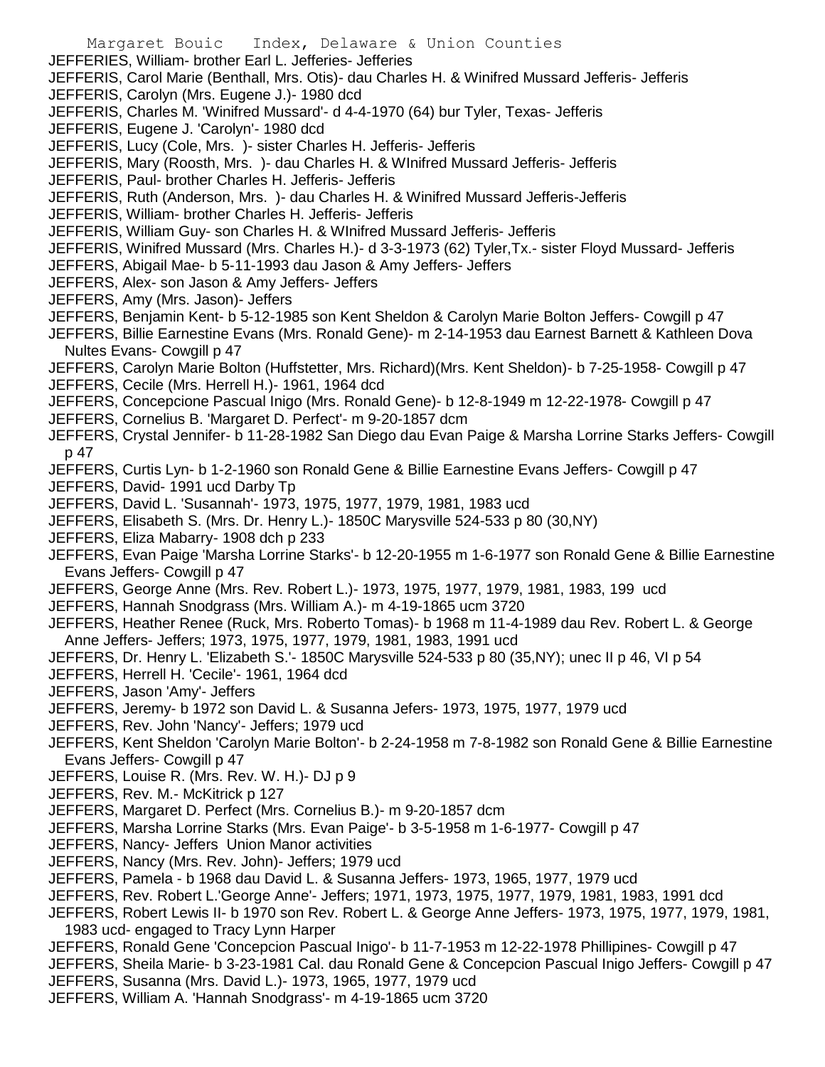JEFFERIES, William- brother Earl L. Jefferies- Jefferies
JEFFERIS, Carol Marie (Benthall, Mrs. Otis)- dau Charles H. & Winifred Mussard Jefferis- Jefferis
JEFFERIS, Carolyn (Mrs. Eugene J.)- 1980 dcd
JEFFERIS, Charles M. 'Winifred Mussard'- d 4-4-1970 (64) bur Tyler, Texas- Jefferis
JEFFERIS, Eugene J. 'Carolyn'- 1980 dcd
JEFFERIS, Lucy (Cole, Mrs. )- sister Charles H. Jefferis- Jefferis
JEFFERIS, Mary (Roosth, Mrs. )- dau Charles H. & WInifred Mussard Jefferis- Jefferis
JEFFERIS, Paul- brother Charles H. Jefferis- Jefferis
JEFFERIS, Ruth (Anderson, Mrs. )- dau Charles H. & Winifred Mussard Jefferis-Jefferis
JEFFERIS, William- brother Charles H. Jefferis- Jefferis
JEFFERIS, William Guy- son Charles H. & WInifred Mussard Jefferis- Jefferis
JEFFERIS, Winifred Mussard (Mrs. Charles H.)- d 3-3-1973 (62) Tyler,Tx.- sister Floyd Mussard- Jefferis
JEFFERS, Abigail Mae- b 5-11-1993 dau Jason & Amy Jeffers- Jeffers
JEFFERS, Alex- son Jason & Amy Jeffers- Jeffers
JEFFERS, Amy (Mrs. Jason)- Jeffers
JEFFERS, Benjamin Kent- b 5-12-1985 son Kent Sheldon & Carolyn Marie Bolton Jeffers- Cowgill p 47
JEFFERS, Billie Earnestine Evans (Mrs. Ronald Gene)- m 2-14-1953 dau Earnest Barnett & Kathleen Dova Nultes Evans- Cowgill p 47
JEFFERS, Carolyn Marie Bolton (Huffstetter, Mrs. Richard)(Mrs. Kent Sheldon)- b 7-25-1958- Cowgill p 47
JEFFERS, Cecile (Mrs. Herrell H.)- 1961, 1964 dcd
JEFFERS, Concepcione Pascual Inigo (Mrs. Ronald Gene)- b 12-8-1949 m 12-22-1978- Cowgill p 47
JEFFERS, Cornelius B. 'Margaret D. Perfect'- m 9-20-1857 dcm
JEFFERS, Crystal Jennifer- b 11-28-1982 San Diego dau Evan Paige & Marsha Lorrine Starks Jeffers- Cowgill p 47
JEFFERS, Curtis Lyn- b 1-2-1960 son Ronald Gene & Billie Earnestine Evans Jeffers- Cowgill p 47
JEFFERS, David- 1991 ucd Darby Tp
JEFFERS, David L. 'Susannah'- 1973, 1975, 1977, 1979, 1981, 1983 ucd
JEFFERS, Elisabeth S. (Mrs. Dr. Henry L.)- 1850C Marysville 524-533 p 80 (30,NY)
JEFFERS, Eliza Mabarry- 1908 dch p 233
JEFFERS, Evan Paige 'Marsha Lorrine Starks'- b 12-20-1955 m 1-6-1977 son Ronald Gene & Billie Earnestine Evans Jeffers- Cowgill p 47
JEFFERS, George Anne (Mrs. Rev. Robert L.)- 1973, 1975, 1977, 1979, 1981, 1983, 199 ucd
JEFFERS, Hannah Snodgrass (Mrs. William A.)- m 4-19-1865 ucm 3720
JEFFERS, Heather Renee (Ruck, Mrs. Roberto Tomas)- b 1968 m 11-4-1989 dau Rev. Robert L. & George Anne Jeffers- Jeffers; 1973, 1975, 1977, 1979, 1981, 1983, 1991 ucd
JEFFERS, Dr. Henry L. 'Elizabeth S.'- 1850C Marysville 524-533 p 80 (35,NY); unec II p 46, VI p 54
JEFFERS, Herrell H. 'Cecile'- 1961, 1964 dcd
JEFFERS, Jason 'Amy'- Jeffers
JEFFERS, Jeremy- b 1972 son David L. & Susanna Jefers- 1973, 1975, 1977, 1979 ucd
JEFFERS, Rev. John 'Nancy'- Jeffers; 1979 ucd
JEFFERS, Kent Sheldon 'Carolyn Marie Bolton'- b 2-24-1958 m 7-8-1982 son Ronald Gene & Billie Earnestine Evans Jeffers- Cowgill p 47
JEFFERS, Louise R. (Mrs. Rev. W. H.)- DJ p 9
JEFFERS, Rev. M.- McKitrick p 127
JEFFERS, Margaret D. Perfect (Mrs. Cornelius B.)- m 9-20-1857 dcm
JEFFERS, Marsha Lorrine Starks (Mrs. Evan Paige'- b 3-5-1958 m 1-6-1977- Cowgill p 47
JEFFERS, Nancy- Jeffers Union Manor activities
JEFFERS, Nancy (Mrs. Rev. John)- Jeffers; 1979 ucd
JEFFERS, Pamela - b 1968 dau David L. & Susanna Jeffers- 1973, 1965, 1977, 1979 ucd
JEFFERS, Rev. Robert L.'George Anne'- Jeffers; 1971, 1973, 1975, 1977, 1979, 1981, 1983, 1991 dcd
JEFFERS, Robert Lewis II- b 1970 son Rev. Robert L. & George Anne Jeffers- 1973, 1975, 1977, 1979, 1981, 1983 ucd- engaged to Tracy Lynn Harper
JEFFERS, Ronald Gene 'Concepcion Pascual Inigo'- b 11-7-1953 m 12-22-1978 Phillipines- Cowgill p 47
JEFFERS, Sheila Marie- b 3-23-1981 Cal. dau Ronald Gene & Concepcion Pascual Inigo Jeffers- Cowgill p 47
JEFFERS, Susanna (Mrs. David L.)- 1973, 1965, 1977, 1979 ucd
JEFFERS, William A. 'Hannah Snodgrass'- m 4-19-1865 ucm 3720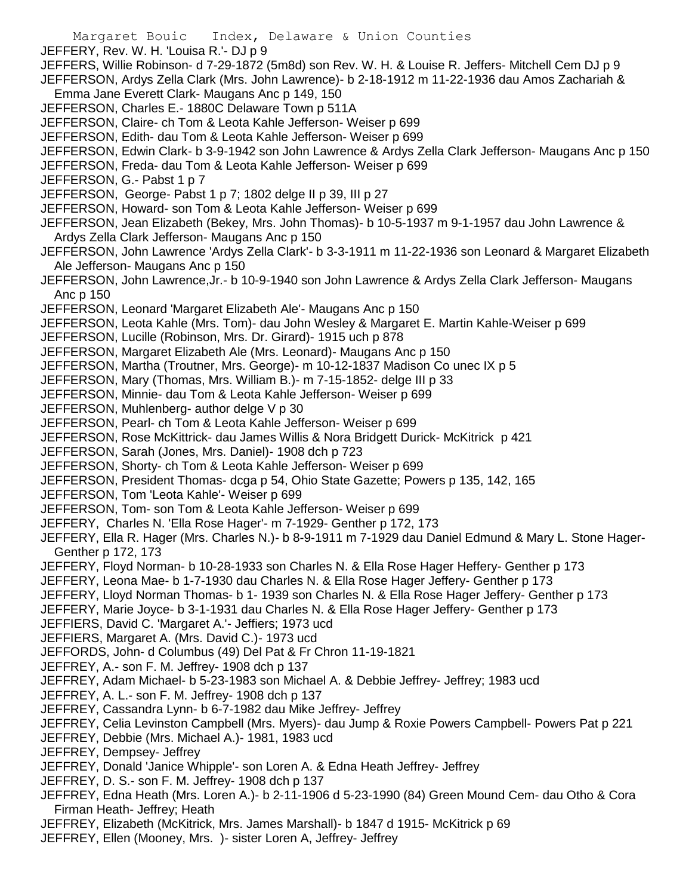JEFFERY, Rev. W. H. 'Louisa R.'- DJ p 9

JEFFERS, Willie Robinson- d 7-29-1872 (5m8d) son Rev. W. H. & Louise R. Jeffers- Mitchell Cem DJ p 9

JEFFERSON, Ardys Zella Clark (Mrs. John Lawrence)- b 2-18-1912 m 11-22-1936 dau Amos Zachariah & Emma Jane Everett Clark- Maugans Anc p 149, 150

JEFFERSON, Charles E.- 1880C Delaware Town p 511A

JEFFERSON, Claire- ch Tom & Leota Kahle Jefferson- Weiser p 699

JEFFERSON, Edith- dau Tom & Leota Kahle Jefferson- Weiser p 699

JEFFERSON, Edwin Clark- b 3-9-1942 son John Lawrence & Ardys Zella Clark Jefferson- Maugans Anc p 150

JEFFERSON, Freda- dau Tom & Leota Kahle Jefferson- Weiser p 699

JEFFERSON, G.- Pabst 1 p 7

JEFFERSON, George- Pabst 1 p 7; 1802 delge II p 39, III p 27

JEFFERSON, Howard- son Tom & Leota Kahle Jefferson- Weiser p 699

JEFFERSON, Jean Elizabeth (Bekey, Mrs. John Thomas)- b 10-5-1937 m 9-1-1957 dau John Lawrence & Ardys Zella Clark Jefferson- Maugans Anc p 150

JEFFERSON, John Lawrence 'Ardys Zella Clark'- b 3-3-1911 m 11-22-1936 son Leonard & Margaret Elizabeth Ale Jefferson- Maugans Anc p 150

JEFFERSON, John Lawrence,Jr.- b 10-9-1940 son John Lawrence & Ardys Zella Clark Jefferson- Maugans Anc p 150

JEFFERSON, Leonard 'Margaret Elizabeth Ale'- Maugans Anc p 150

JEFFERSON, Leota Kahle (Mrs. Tom)- dau John Wesley & Margaret E. Martin Kahle-Weiser p 699

JEFFERSON, Lucille (Robinson, Mrs. Dr. Girard)- 1915 uch p 878

JEFFERSON, Margaret Elizabeth Ale (Mrs. Leonard)- Maugans Anc p 150

JEFFERSON, Martha (Troutner, Mrs. George)- m 10-12-1837 Madison Co unec IX p 5

JEFFERSON, Mary (Thomas, Mrs. William B.)- m 7-15-1852- delge III p 33

JEFFERSON, Minnie- dau Tom & Leota Kahle Jefferson- Weiser p 699

JEFFERSON, Muhlenberg- author delge V p 30

JEFFERSON, Pearl- ch Tom & Leota Kahle Jefferson- Weiser p 699

JEFFERSON, Rose McKittrick- dau James Willis & Nora Bridgett Durick- McKitrick p 421

JEFFERSON, Sarah (Jones, Mrs. Daniel)- 1908 dch p 723

JEFFERSON, Shorty- ch Tom & Leota Kahle Jefferson- Weiser p 699

JEFFERSON, President Thomas- dcga p 54, Ohio State Gazette; Powers p 135, 142, 165

JEFFERSON, Tom 'Leota Kahle'- Weiser p 699

JEFFERSON, Tom- son Tom & Leota Kahle Jefferson- Weiser p 699

JEFFERY, Charles N. 'Ella Rose Hager'- m 7-1929- Genther p 172, 173

JEFFERY, Ella R. Hager (Mrs. Charles N.)- b 8-9-1911 m 7-1929 dau Daniel Edmund & Mary L. Stone Hager- Genther p 172, 173

JEFFERY, Floyd Norman- b 10-28-1933 son Charles N. & Ella Rose Hager Heffery- Genther p 173

JEFFERY, Leona Mae- b 1-7-1930 dau Charles N. & Ella Rose Hager Jeffery- Genther p 173

JEFFERY, Lloyd Norman Thomas- b 1- 1939 son Charles N. & Ella Rose Hager Jeffery- Genther p 173

JEFFERY, Marie Joyce- b 3-1-1931 dau Charles N. & Ella Rose Hager Jeffery- Genther p 173

JEFFIERS, David C. 'Margaret A.'- Jeffiers; 1973 ucd

JEFFIERS, Margaret A. (Mrs. David C.)- 1973 ucd

JEFFORDS, John- d Columbus (49) Del Pat & Fr Chron 11-19-1821

JEFFREY, A.- son F. M. Jeffrey- 1908 dch p 137

JEFFREY, Adam Michael- b 5-23-1983 son Michael A. & Debbie Jeffrey- Jeffrey; 1983 ucd

JEFFREY, A. L.- son F. M. Jeffrey- 1908 dch p 137

JEFFREY, Cassandra Lynn- b 6-7-1982 dau Mike Jeffrey- Jeffrey

JEFFREY, Celia Levinston Campbell (Mrs. Myers)- dau Jump & Roxie Powers Campbell- Powers Pat p 221

JEFFREY, Debbie (Mrs. Michael A.)- 1981, 1983 ucd

JEFFREY, Dempsey- Jeffrey

JEFFREY, Donald 'Janice Whipple'- son Loren A. & Edna Heath Jeffrey- Jeffrey

JEFFREY, D. S.- son F. M. Jeffrey- 1908 dch p 137

JEFFREY, Edna Heath (Mrs. Loren A.)- b 2-11-1906 d 5-23-1990 (84) Green Mound Cem- dau Otho & Cora Firman Heath- Jeffrey; Heath

JEFFREY, Elizabeth (McKitrick, Mrs. James Marshall)- b 1847 d 1915- McKitrick p 69

JEFFREY, Ellen (Mooney, Mrs. )- sister Loren A, Jeffrey- Jeffrey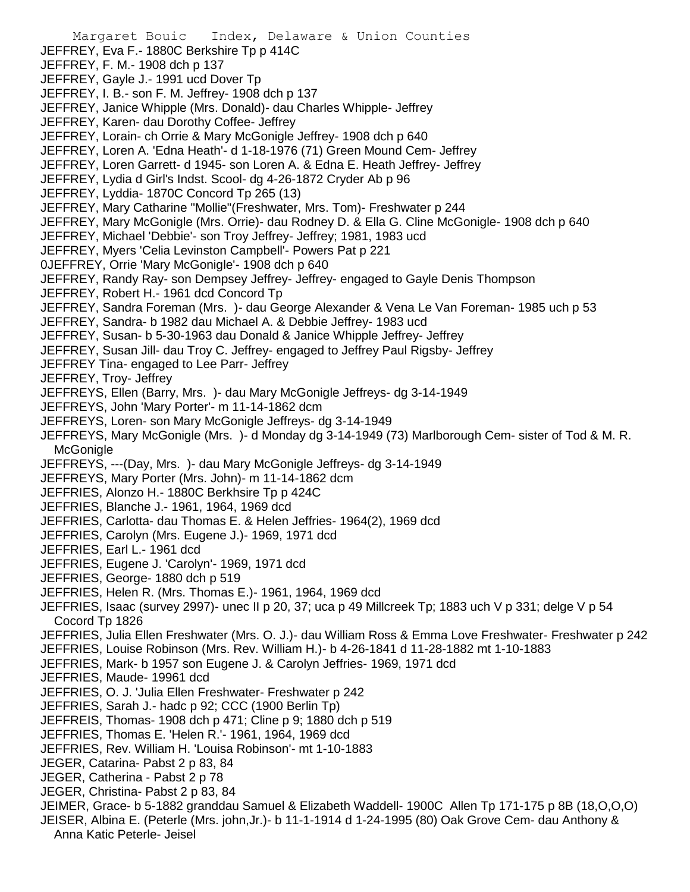JEFFREY, Eva F.- 1880C Berkshire Tp p 414C
JEFFREY, F. M.- 1908 dch p 137
JEFFREY, Gayle J.- 1991 ucd Dover Tp
JEFFREY, I. B.- son F. M. Jeffrey- 1908 dch p 137
JEFFREY, Janice Whipple (Mrs. Donald)- dau Charles Whipple- Jeffrey
JEFFREY, Karen- dau Dorothy Coffee- Jeffrey
JEFFREY, Lorain- ch Orrie & Mary McGonigle Jeffrey- 1908 dch p 640
JEFFREY, Loren A. 'Edna Heath'- d 1-18-1976 (71) Green Mound Cem- Jeffrey
JEFFREY, Loren Garrett- d 1945- son Loren A. & Edna E. Heath Jeffrey- Jeffrey
JEFFREY, Lydia d Girl's Indst. Scool- dg 4-26-1872 Cryder Ab p 96
JEFFREY, Lyddia- 1870C Concord Tp 265 (13)
JEFFREY, Mary Catharine "Mollie"(Freshwater, Mrs. Tom)- Freshwater p 244
JEFFREY, Mary McGonigle (Mrs. Orrie)- dau Rodney D. & Ella G. Cline McGonigle- 1908 dch p 640
JEFFREY, Michael 'Debbie'- son Troy Jeffrey- Jeffrey; 1981, 1983 ucd
JEFFREY, Myers 'Celia Levinston Campbell'- Powers Pat p 221
0JEFFREY, Orrie 'Mary McGonigle'- 1908 dch p 640
JEFFREY, Randy Ray- son Dempsey Jeffrey- Jeffrey- engaged to Gayle Denis Thompson
JEFFREY, Robert H.- 1961 dcd Concord Tp
JEFFREY, Sandra Foreman (Mrs. )- dau George Alexander & Vena Le Van Foreman- 1985 uch p 53
JEFFREY, Sandra- b 1982 dau Michael A. & Debbie Jeffrey- 1983 ucd
JEFFREY, Susan- b 5-30-1963 dau Donald & Janice Whipple Jeffrey- Jeffrey
JEFFREY, Susan Jill- dau Troy C. Jeffrey- engaged to Jeffrey Paul Rigsby- Jeffrey
JEFFREY Tina- engaged to Lee Parr- Jeffrey
JEFFREY, Troy- Jeffrey
JEFFREYS, Ellen (Barry, Mrs. )- dau Mary McGonigle Jeffreys- dg 3-14-1949
JEFFREYS, John 'Mary Porter'- m 11-14-1862 dcm
JEFFREYS, Loren- son Mary McGonigle Jeffreys- dg 3-14-1949
JEFFREYS, Mary McGonigle (Mrs. )- d Monday dg 3-14-1949 (73) Marlborough Cem- sister of Tod & M. R. McGonigle
JEFFREYS, ---(Day, Mrs. )- dau Mary McGonigle Jeffreys- dg 3-14-1949
JEFFREYS, Mary Porter (Mrs. John)- m 11-14-1862 dcm
JEFFRIES, Alonzo H.- 1880C Berkhsire Tp p 424C
JEFFRIES, Blanche J.- 1961, 1964, 1969 dcd
JEFFRIES, Carlotta- dau Thomas E. & Helen Jeffries- 1964(2), 1969 dcd
JEFFRIES, Carolyn (Mrs. Eugene J.)- 1969, 1971 dcd
JEFFRIES, Earl L.- 1961 dcd
JEFFRIES, Eugene J. 'Carolyn'- 1969, 1971 dcd
JEFFRIES, George- 1880 dch p 519
JEFFRIES, Helen R. (Mrs. Thomas E.)- 1961, 1964, 1969 dcd
JEFFRIES, Isaac (survey 2997)- unec II p 20, 37; uca p 49 Millcreek Tp; 1883 uch V p 331; delge V p 54 Cocord Tp 1826
JEFFRIES, Julia Ellen Freshwater (Mrs. O. J.)- dau William Ross & Emma Love Freshwater- Freshwater p 242
JEFFRIES, Louise Robinson (Mrs. Rev. William H.)- b 4-26-1841 d 11-28-1882 mt 1-10-1883
JEFFRIES, Mark- b 1957 son Eugene J. & Carolyn Jeffries- 1969, 1971 dcd
JEFFRIES, Maude- 19961 dcd
JEFFRIES, O. J. 'Julia Ellen Freshwater- Freshwater p 242
JEFFRIES, Sarah J.- hadc p 92; CCC (1900 Berlin Tp)
JEFFREIS, Thomas- 1908 dch p 471; Cline p 9; 1880 dch p 519
JEFFRIES, Thomas E. 'Helen R.'- 1961, 1964, 1969 dcd
JEFFRIES, Rev. William H. 'Louisa Robinson'- mt 1-10-1883
JEGER, Catarina- Pabst 2 p 83, 84
JEGER, Catherina - Pabst 2 p 78
JEGER, Christina- Pabst 2 p 83, 84
JEIMER, Grace- b 5-1882 granddau Samuel & Elizabeth Waddell- 1900C Allen Tp 171-175 p 8B (18,O,O,O)
JEISER, Albina E. (Peterle (Mrs. john,Jr.)- b 11-1-1914 d 1-24-1995 (80) Oak Grove Cem- dau Anthony & Anna Katic Peterle- Jeisel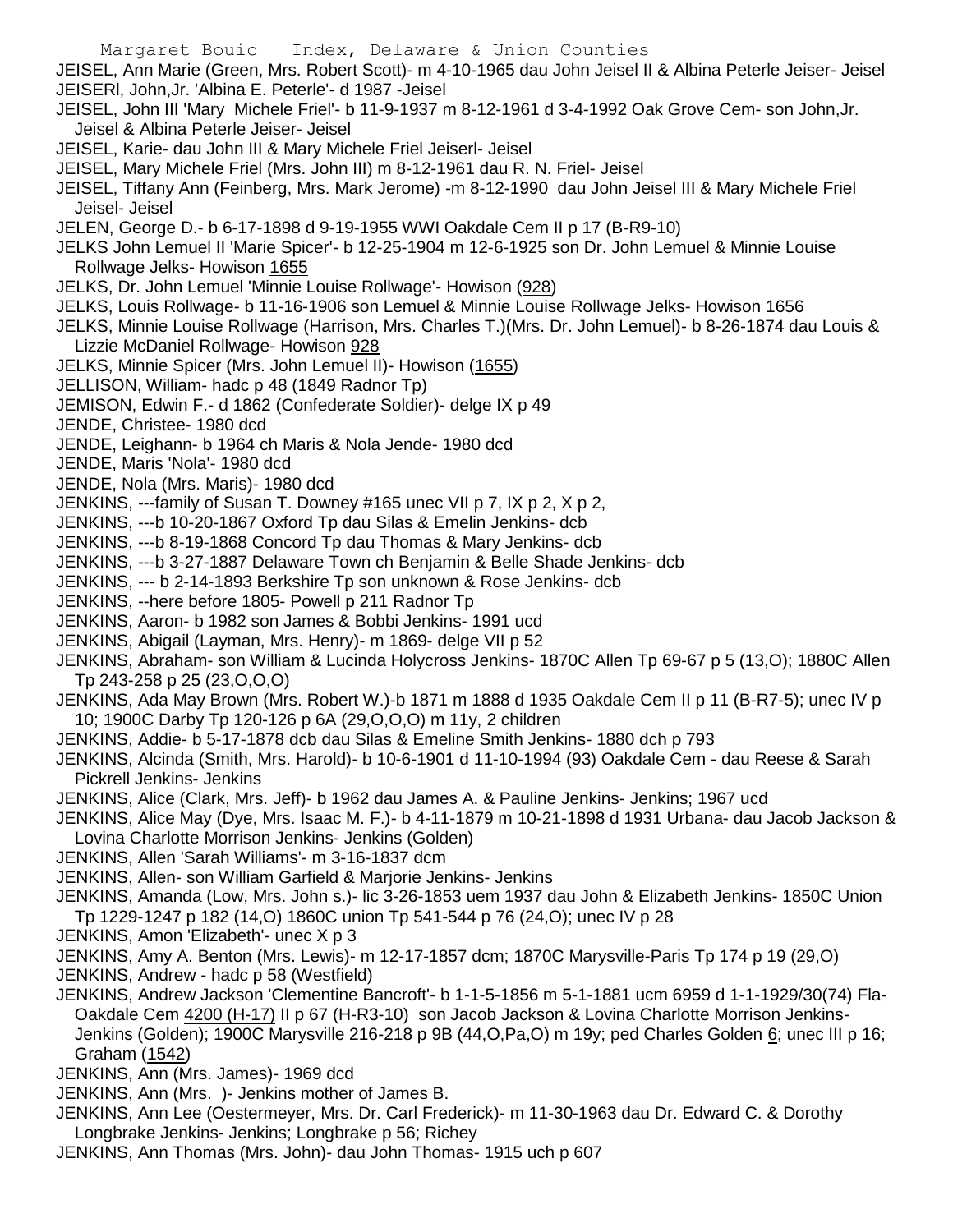JEISEL, Ann Marie (Green, Mrs. Robert Scott)- m 4-10-1965 dau John Jeisel II & Albina Peterle Jeiser- Jeisel

JEISERl, John,Jr. 'Albina E. Peterle'- d 1987 -Jeisel

JEISEL, John III 'Mary Michele Friel'- b 11-9-1937 m 8-12-1961 d 3-4-1992 Oak Grove Cem- son John,Jr. Jeisel & Albina Peterle Jeiser- Jeisel

JEISEL, Karie- dau John III & Mary Michele Friel Jeiserl- Jeisel

JEISEL, Mary Michele Friel (Mrs. John III) m 8-12-1961 dau R. N. Friel- Jeisel

JEISEL, Tiffany Ann (Feinberg, Mrs. Mark Jerome) -m 8-12-1990 dau John Jeisel III & Mary Michele Friel Jeisel- Jeisel

JELEN, George D.- b 6-17-1898 d 9-19-1955 WWI Oakdale Cem II p 17 (B-R9-10)

JELKS John Lemuel II 'Marie Spicer'- b 12-25-1904 m 12-6-1925 son Dr. John Lemuel & Minnie Louise Rollwage Jelks- Howison 1655

JELKS, Dr. John Lemuel 'Minnie Louise Rollwage'- Howison (928)

JELKS, Louis Rollwage- b 11-16-1906 son Lemuel & Minnie Louise Rollwage Jelks- Howison 1656

JELKS, Minnie Louise Rollwage (Harrison, Mrs. Charles T.)(Mrs. Dr. John Lemuel)- b 8-26-1874 dau Louis & Lizzie McDaniel Rollwage- Howison 928

JELKS, Minnie Spicer (Mrs. John Lemuel II)- Howison (1655)

JELLISON, William- hadc p 48 (1849 Radnor Tp)

JEMISON, Edwin F.- d 1862 (Confederate Soldier)- delge IX p 49

JENDE, Christee- 1980 dcd

JENDE, Leighann- b 1964 ch Maris & Nola Jende- 1980 dcd

JENDE, Maris 'Nola'- 1980 dcd

JENDE, Nola (Mrs. Maris)- 1980 dcd

JENKINS, ---family of Susan T. Downey #165 unec VII p 7, IX p 2, X p 2,

JENKINS, ---b 10-20-1867 Oxford Tp dau Silas & Emelin Jenkins- dcb

JENKINS, ---b 8-19-1868 Concord Tp dau Thomas & Mary Jenkins- dcb

JENKINS, ---b 3-27-1887 Delaware Town ch Benjamin & Belle Shade Jenkins- dcb

JENKINS, --- b 2-14-1893 Berkshire Tp son unknown & Rose Jenkins- dcb

JENKINS, --here before 1805- Powell p 211 Radnor Tp

JENKINS, Aaron- b 1982 son James & Bobbi Jenkins- 1991 ucd

JENKINS, Abigail (Layman, Mrs. Henry)- m 1869- delge VII p 52

JENKINS, Abraham- son William & Lucinda Holycross Jenkins- 1870C Allen Tp 69-67 p 5 (13,O); 1880C Allen Tp 243-258 p 25 (23,O,O,O)

JENKINS, Ada May Brown (Mrs. Robert W.)-b 1871 m 1888 d 1935 Oakdale Cem II p 11 (B-R7-5); unec IV p 10; 1900C Darby Tp 120-126 p 6A (29,O,O,O) m 11y, 2 children

JENKINS, Addie- b 5-17-1878 dcb dau Silas & Emeline Smith Jenkins- 1880 dch p 793

JENKINS, Alcinda (Smith, Mrs. Harold)- b 10-6-1901 d 11-10-1994 (93) Oakdale Cem - dau Reese & Sarah Pickrell Jenkins- Jenkins

JENKINS, Alice (Clark, Mrs. Jeff)- b 1962 dau James A. & Pauline Jenkins- Jenkins; 1967 ucd

JENKINS, Alice May (Dye, Mrs. Isaac M. F.)- b 4-11-1879 m 10-21-1898 d 1931 Urbana- dau Jacob Jackson & Lovina Charlotte Morrison Jenkins- Jenkins (Golden)

JENKINS, Allen 'Sarah Williams'- m 3-16-1837 dcm

JENKINS, Allen- son William Garfield & Marjorie Jenkins- Jenkins

JENKINS, Amanda (Low, Mrs. John s.)- lic 3-26-1853 uem 1937 dau John & Elizabeth Jenkins- 1850C Union Tp 1229-1247 p 182 (14,O) 1860C union Tp 541-544 p 76 (24,O); unec IV p 28

JENKINS, Amon 'Elizabeth'- unec X p 3

JENKINS, Amy A. Benton (Mrs. Lewis)- m 12-17-1857 dcm; 1870C Marysville-Paris Tp 174 p 19 (29,O)

JENKINS, Andrew - hadc p 58 (Westfield)

JENKINS, Andrew Jackson 'Clementine Bancroft'- b 1-1-5-1856 m 5-1-1881 ucm 6959 d 1-1-1929/30(74) Fla- Oakdale Cem 4200 (H-17) II p 67 (H-R3-10) son Jacob Jackson & Lovina Charlotte Morrison Jenkins- Jenkins (Golden); 1900C Marysville 216-218 p 9B (44,O,Pa,O) m 19y; ped Charles Golden 6; unec III p 16; Graham (1542)

JENKINS, Ann (Mrs. James)- 1969 dcd

JENKINS, Ann (Mrs. )- Jenkins mother of James B.

JENKINS, Ann Lee (Oestermeyer, Mrs. Dr. Carl Frederick)- m 11-30-1963 dau Dr. Edward C. & Dorothy Longbrake Jenkins- Jenkins; Longbrake p 56; Richey

JENKINS, Ann Thomas (Mrs. John)- dau John Thomas- 1915 uch p 607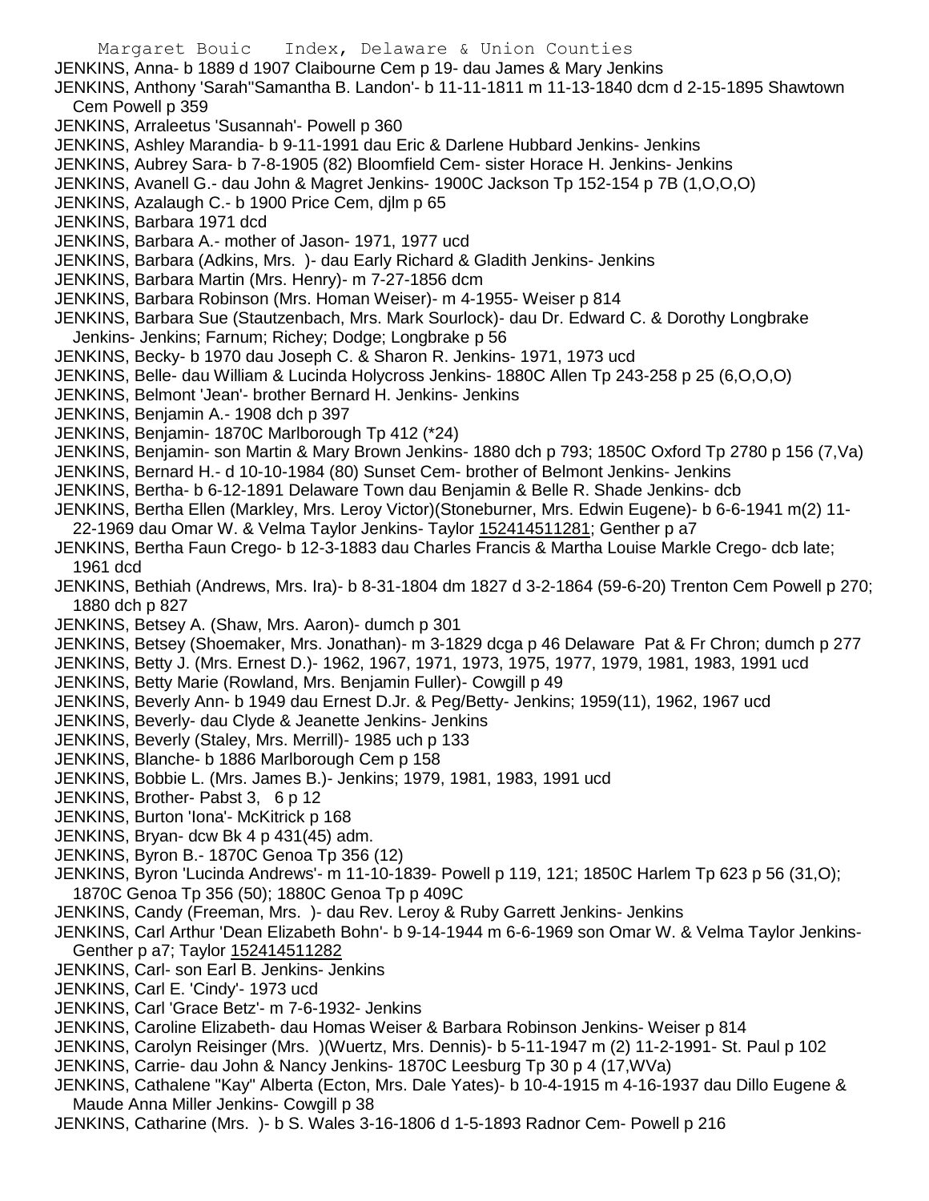JENKINS, Anna- b 1889 d 1907 Claibourne Cem p 19- dau James & Mary Jenkins
JENKINS, Anthony 'Sarah''Samantha B. Landon'- b 11-11-1811 m 11-13-1840 dcm d 2-15-1895 Shawtown Cem Powell p 359
JENKINS, Arraleetus 'Susannah'- Powell p 360
JENKINS, Ashley Marandia- b 9-11-1991 dau Eric & Darlene Hubbard Jenkins- Jenkins
JENKINS, Aubrey Sara- b 7-8-1905 (82) Bloomfield Cem- sister Horace H. Jenkins- Jenkins
JENKINS, Avanell G.- dau John & Magret Jenkins- 1900C Jackson Tp 152-154 p 7B (1,O,O,O)
JENKINS, Azalaugh C.- b 1900 Price Cem, djlm p 65
JENKINS, Barbara 1971 dcd
JENKINS, Barbara A.- mother of Jason- 1971, 1977 ucd
JENKINS, Barbara (Adkins, Mrs. )- dau Early Richard & Gladith Jenkins- Jenkins
JENKINS, Barbara Martin (Mrs. Henry)- m 7-27-1856 dcm
JENKINS, Barbara Robinson (Mrs. Homan Weiser)- m 4-1955- Weiser p 814
JENKINS, Barbara Sue (Stautzenbach, Mrs. Mark Sourlock)- dau Dr. Edward C. & Dorothy Longbrake Jenkins- Jenkins; Farnum; Richey; Dodge; Longbrake p 56
JENKINS, Becky- b 1970 dau Joseph C. & Sharon R. Jenkins- 1971, 1973 ucd
JENKINS, Belle- dau William & Lucinda Holycross Jenkins- 1880C Allen Tp 243-258 p 25 (6,O,O,O)
JENKINS, Belmont 'Jean'- brother Bernard H. Jenkins- Jenkins
JENKINS, Benjamin A.- 1908 dch p 397
JENKINS, Benjamin- 1870C Marlborough Tp 412 (*24)
JENKINS, Benjamin- son Martin & Mary Brown Jenkins- 1880 dch p 793; 1850C Oxford Tp 2780 p 156 (7,Va)
JENKINS, Bernard H.- d 10-10-1984 (80) Sunset Cem- brother of Belmont Jenkins- Jenkins
JENKINS, Bertha- b 6-12-1891 Delaware Town dau Benjamin & Belle R. Shade Jenkins- dcb
JENKINS, Bertha Ellen (Markley, Mrs. Leroy Victor)(Stoneburner, Mrs. Edwin Eugene)- b 6-6-1941 m(2) 11-22-1969 dau Omar W. & Velma Taylor Jenkins- Taylor 152414511281; Genther p a7
JENKINS, Bertha Faun Crego- b 12-3-1883 dau Charles Francis & Martha Louise Markle Crego- dcb late; 1961 dcd
JENKINS, Bethiah (Andrews, Mrs. Ira)- b 8-31-1804 dm 1827 d 3-2-1864 (59-6-20) Trenton Cem Powell p 270; 1880 dch p 827
JENKINS, Betsey A. (Shaw, Mrs. Aaron)- dumch p 301
JENKINS, Betsey (Shoemaker, Mrs. Jonathan)- m 3-1829 dcga p 46 Delaware Pat & Fr Chron; dumch p 277
JENKINS, Betty J. (Mrs. Ernest D.)- 1962, 1967, 1971, 1973, 1975, 1977, 1979, 1981, 1983, 1991 ucd
JENKINS, Betty Marie (Rowland, Mrs. Benjamin Fuller)- Cowgill p 49
JENKINS, Beverly Ann- b 1949 dau Ernest D.Jr. & Peg/Betty- Jenkins; 1959(11), 1962, 1967 ucd
JENKINS, Beverly- dau Clyde & Jeanette Jenkins- Jenkins
JENKINS, Beverly (Staley, Mrs. Merrill)- 1985 uch p 133
JENKINS, Blanche- b 1886 Marlborough Cem p 158
JENKINS, Bobbie L. (Mrs. James B.)- Jenkins; 1979, 1981, 1983, 1991 ucd
JENKINS, Brother- Pabst 3, 6 p 12
JENKINS, Burton 'Iona'- McKitrick p 168
JENKINS, Bryan- dcw Bk 4 p 431(45) adm.
JENKINS, Byron B.- 1870C Genoa Tp 356 (12)
JENKINS, Byron 'Lucinda Andrews'- m 11-10-1839- Powell p 119, 121; 1850C Harlem Tp 623 p 56 (31,O); 1870C Genoa Tp 356 (50); 1880C Genoa Tp p 409C
JENKINS, Candy (Freeman, Mrs. )- dau Rev. Leroy & Ruby Garrett Jenkins- Jenkins
JENKINS, Carl Arthur 'Dean Elizabeth Bohn'- b 9-14-1944 m 6-6-1969 son Omar W. & Velma Taylor Jenkins- Genther p a7; Taylor 152414511282
JENKINS, Carl- son Earl B. Jenkins- Jenkins
JENKINS, Carl E. 'Cindy'- 1973 ucd
JENKINS, Carl 'Grace Betz'- m 7-6-1932- Jenkins
JENKINS, Caroline Elizabeth- dau Homas Weiser & Barbara Robinson Jenkins- Weiser p 814
JENKINS, Carolyn Reisinger (Mrs. )(Wuertz, Mrs. Dennis)- b 5-11-1947 m (2) 11-2-1991- St. Paul p 102
JENKINS, Carrie- dau John & Nancy Jenkins- 1870C Leesburg Tp 30 p 4 (17,WVa)
JENKINS, Cathalene "Kay" Alberta (Ecton, Mrs. Dale Yates)- b 10-4-1915 m 4-16-1937 dau Dillo Eugene & Maude Anna Miller Jenkins- Cowgill p 38
JENKINS, Catharine (Mrs. )- b S. Wales 3-16-1806 d 1-5-1893 Radnor Cem- Powell p 216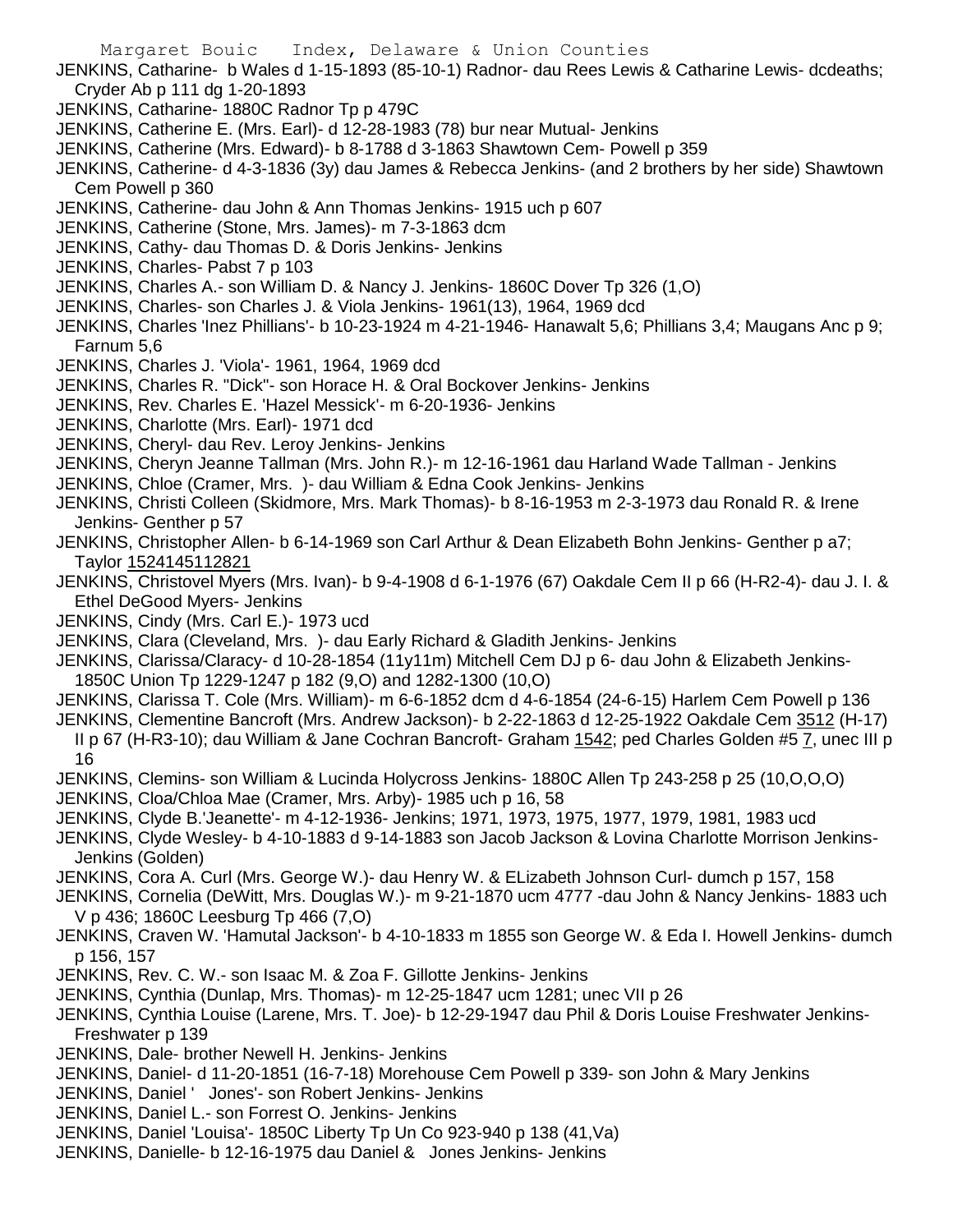JENKINS, Catharine- b Wales d 1-15-1893 (85-10-1) Radnor- dau Rees Lewis & Catharine Lewis- dcdeaths; Cryder Ab p 111 dg 1-20-1893

JENKINS, Catharine- 1880C Radnor Tp p 479C

JENKINS, Catherine E. (Mrs. Earl)- d 12-28-1983 (78) bur near Mutual- Jenkins

JENKINS, Catherine (Mrs. Edward)- b 8-1788 d 3-1863 Shawtown Cem- Powell p 359

JENKINS, Catherine- d 4-3-1836 (3y) dau James & Rebecca Jenkins- (and 2 brothers by her side) Shawtown Cem Powell p 360

JENKINS, Catherine- dau John & Ann Thomas Jenkins- 1915 uch p 607

JENKINS, Catherine (Stone, Mrs. James)- m 7-3-1863 dcm

JENKINS, Cathy- dau Thomas D. & Doris Jenkins- Jenkins

JENKINS, Charles- Pabst 7 p 103

JENKINS, Charles A.- son William D. & Nancy J. Jenkins- 1860C Dover Tp 326 (1,O)

JENKINS, Charles- son Charles J. & Viola Jenkins- 1961(13), 1964, 1969 dcd

JENKINS, Charles 'Inez Phillians'- b 10-23-1924 m 4-21-1946- Hanawalt 5,6; Phillians 3,4; Maugans Anc p 9; Farnum 5,6

JENKINS, Charles J. 'Viola'- 1961, 1964, 1969 dcd

JENKINS, Charles R. "Dick"- son Horace H. & Oral Bockover Jenkins- Jenkins

JENKINS, Rev. Charles E. 'Hazel Messick'- m 6-20-1936- Jenkins

JENKINS, Charlotte (Mrs. Earl)- 1971 dcd

JENKINS, Cheryl- dau Rev. Leroy Jenkins- Jenkins

JENKINS, Cheryn Jeanne Tallman (Mrs. John R.)- m 12-16-1961 dau Harland Wade Tallman - Jenkins

JENKINS, Chloe (Cramer, Mrs. )- dau William & Edna Cook Jenkins- Jenkins

JENKINS, Christi Colleen (Skidmore, Mrs. Mark Thomas)- b 8-16-1953 m 2-3-1973 dau Ronald R. & Irene Jenkins- Genther p 57

JENKINS, Christopher Allen- b 6-14-1969 son Carl Arthur & Dean Elizabeth Bohn Jenkins- Genther p a7; Taylor 1524145112821

JENKINS, Christovel Myers (Mrs. Ivan)- b 9-4-1908 d 6-1-1976 (67) Oakdale Cem II p 66 (H-R2-4)- dau J. I. & Ethel DeGood Myers- Jenkins

JENKINS, Cindy (Mrs. Carl E.)- 1973 ucd

JENKINS, Clara (Cleveland, Mrs. )- dau Early Richard & Gladith Jenkins- Jenkins

JENKINS, Clarissa/Claracy- d 10-28-1854 (11y11m) Mitchell Cem DJ p 6- dau John & Elizabeth Jenkins- 1850C Union Tp 1229-1247 p 182 (9,O) and 1282-1300 (10,O)

JENKINS, Clarissa T. Cole (Mrs. William)- m 6-6-1852 dcm d 4-6-1854 (24-6-15) Harlem Cem Powell p 136

JENKINS, Clementine Bancroft (Mrs. Andrew Jackson)- b 2-22-1863 d 12-25-1922 Oakdale Cem 3512 (H-17) II p 67 (H-R3-10); dau William & Jane Cochran Bancroft- Graham 1542; ped Charles Golden #5 7, unec III p 16

JENKINS, Clemins- son William & Lucinda Holycross Jenkins- 1880C Allen Tp 243-258 p 25 (10,O,O,O)

JENKINS, Cloa/Chloa Mae (Cramer, Mrs. Arby)- 1985 uch p 16, 58

JENKINS, Clyde B.'Jeanette'- m 4-12-1936- Jenkins; 1971, 1973, 1975, 1977, 1979, 1981, 1983 ucd

JENKINS, Clyde Wesley- b 4-10-1883 d 9-14-1883 son Jacob Jackson & Lovina Charlotte Morrison Jenkins- Jenkins (Golden)

JENKINS, Cora A. Curl (Mrs. George W.)- dau Henry W. & ELizabeth Johnson Curl- dumch p 157, 158

JENKINS, Cornelia (DeWitt, Mrs. Douglas W.)- m 9-21-1870 ucm 4777 -dau John & Nancy Jenkins- 1883 uch V p 436; 1860C Leesburg Tp 466 (7,O)

JENKINS, Craven W. 'Hamutal Jackson'- b 4-10-1833 m 1855 son George W. & Eda I. Howell Jenkins- dumch p 156, 157

JENKINS, Rev. C. W.- son Isaac M. & Zoa F. Gillotte Jenkins- Jenkins

JENKINS, Cynthia (Dunlap, Mrs. Thomas)- m 12-25-1847 ucm 1281; unec VII p 26

JENKINS, Cynthia Louise (Larene, Mrs. T. Joe)- b 12-29-1947 dau Phil & Doris Louise Freshwater Jenkins- Freshwater p 139

JENKINS, Dale- brother Newell H. Jenkins- Jenkins

JENKINS, Daniel- d 11-20-1851 (16-7-18) Morehouse Cem Powell p 339- son John & Mary Jenkins

JENKINS, Daniel ' Jones'- son Robert Jenkins- Jenkins

JENKINS, Daniel L.- son Forrest O. Jenkins- Jenkins

JENKINS, Daniel 'Louisa'- 1850C Liberty Tp Un Co 923-940 p 138 (41,Va)

JENKINS, Danielle- b 12-16-1975 dau Daniel & Jones Jenkins- Jenkins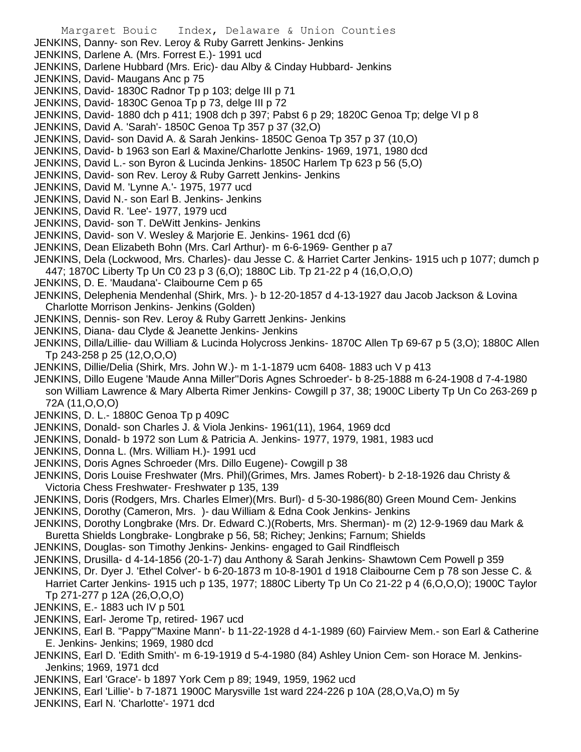JENKINS, Danny- son Rev. Leroy & Ruby Garrett Jenkins- Jenkins
JENKINS, Darlene A. (Mrs. Forrest E.)- 1991 ucd
JENKINS, Darlene Hubbard (Mrs. Eric)- dau Alby & Cinday Hubbard- Jenkins
JENKINS, David- Maugans Anc p 75
JENKINS, David- 1830C Radnor Tp p 103; delge III p 71
JENKINS, David- 1830C Genoa Tp p 73, delge III p 72
JENKINS, David- 1880 dch p 411; 1908 dch p 397; Pabst 6 p 29; 1820C Genoa Tp; delge VI p 8
JENKINS, David A. 'Sarah'- 1850C Genoa Tp 357 p 37 (32,O)
JENKINS, David- son David A. & Sarah Jenkins- 1850C Genoa Tp 357 p 37 (10,O)
JENKINS, David- b 1963 son Earl & Maxine/Charlotte Jenkins- 1969, 1971, 1980 dcd
JENKINS, David L.- son Byron & Lucinda Jenkins- 1850C Harlem Tp 623 p 56 (5,O)
JENKINS, David- son Rev. Leroy & Ruby Garrett Jenkins- Jenkins
JENKINS, David M. 'Lynne A.'- 1975, 1977 ucd
JENKINS, David N.- son Earl B. Jenkins- Jenkins
JENKINS, David R. 'Lee'- 1977, 1979 ucd
JENKINS, David- son T. DeWitt Jenkins- Jenkins
JENKINS, David- son V. Wesley & Marjorie E. Jenkins- 1961 dcd (6)
JENKINS, Dean Elizabeth Bohn (Mrs. Carl Arthur)- m 6-6-1969- Genther p a7
JENKINS, Dela (Lockwood, Mrs. Charles)- dau Jesse C. & Harriet Carter Jenkins- 1915 uch p 1077; dumch p 447; 1870C Liberty Tp Un C0 23 p 3 (6,O); 1880C Lib. Tp 21-22 p 4 (16,O,O,O)
JENKINS, D. E. 'Maudana'- Claibourne Cem p 65
JENKINS, Delephenia Mendenhal (Shirk, Mrs. )- b 12-20-1857 d 4-13-1927 dau Jacob Jackson & Lovina Charlotte Morrison Jenkins- Jenkins (Golden)
JENKINS, Dennis- son Rev. Leroy & Ruby Garrett Jenkins- Jenkins
JENKINS, Diana- dau Clyde & Jeanette Jenkins- Jenkins
JENKINS, Dilla/Lillie- dau William & Lucinda Holycross Jenkins- 1870C Allen Tp 69-67 p 5 (3,O); 1880C Allen Tp 243-258 p 25 (12,O,O,O)
JENKINS, Dillie/Delia (Shirk, Mrs. John W.)- m 1-1-1879 ucm 6408- 1883 uch V p 413
JENKINS, Dillo Eugene 'Maude Anna Miller''Doris Agnes Schroeder'- b 8-25-1888 m 6-24-1908 d 7-4-1980 son William Lawrence & Mary Alberta Rimer Jenkins- Cowgill p 37, 38; 1900C Liberty Tp Un Co 263-269 p 72A (11,O,O,O)
JENKINS, D. L.- 1880C Genoa Tp p 409C
JENKINS, Donald- son Charles J. & Viola Jenkins- 1961(11), 1964, 1969 dcd
JENKINS, Donald- b 1972 son Lum & Patricia A. Jenkins- 1977, 1979, 1981, 1983 ucd
JENKINS, Donna L. (Mrs. William H.)- 1991 ucd
JENKINS, Doris Agnes Schroeder (Mrs. Dillo Eugene)- Cowgill p 38
JENKINS, Doris Louise Freshwater (Mrs. Phil)(Grimes, Mrs. James Robert)- b 2-18-1926 dau Christy & Victoria Chess Freshwater- Freshwater p 135, 139
JENKINS, Doris (Rodgers, Mrs. Charles Elmer)(Mrs. Burl)- d 5-30-1986(80) Green Mound Cem- Jenkins
JENKINS, Dorothy (Cameron, Mrs. )- dau William & Edna Cook Jenkins- Jenkins
JENKINS, Dorothy Longbrake (Mrs. Dr. Edward C.)(Roberts, Mrs. Sherman)- m (2) 12-9-1969 dau Mark & Buretta Shields Longbrake- Longbrake p 56, 58; Richey; Jenkins; Farnum; Shields
JENKINS, Douglas- son Timothy Jenkins- Jenkins- engaged to Gail Rindfleisch
JENKINS, Drusilla- d 4-14-1856 (20-1-7) dau Anthony & Sarah Jenkins- Shawtown Cem Powell p 359
JENKINS, Dr. Dyer J. 'Ethel Colver'- b 6-20-1873 m 10-8-1901 d 1918 Claibourne Cem p 78 son Jesse C. & Harriet Carter Jenkins- 1915 uch p 135, 1977; 1880C Liberty Tp Un Co 21-22 p 4 (6,O,O,O); 1900C Taylor Tp 271-277 p 12A (26,O,O,O)
JENKINS, E.- 1883 uch IV p 501
JENKINS, Earl- Jerome Tp, retired- 1967 ucd
JENKINS, Earl B. ''Pappy'''Maxine Mann'- b 11-22-1928 d 4-1-1989 (60) Fairview Mem.- son Earl & Catherine E. Jenkins- Jenkins; 1969, 1980 dcd
JENKINS, Earl D. 'Edith Smith'- m 6-19-1919 d 5-4-1980 (84) Ashley Union Cem- son Horace M. Jenkins- Jenkins; 1969, 1971 dcd
JENKINS, Earl 'Grace'- b 1897 York Cem p 89; 1949, 1959, 1962 ucd
JENKINS, Earl 'Lillie'- b 7-1871 1900C Marysville 1st ward 224-226 p 10A (28,O,Va,O) m 5y
JENKINS, Earl N. 'Charlotte'- 1971 dcd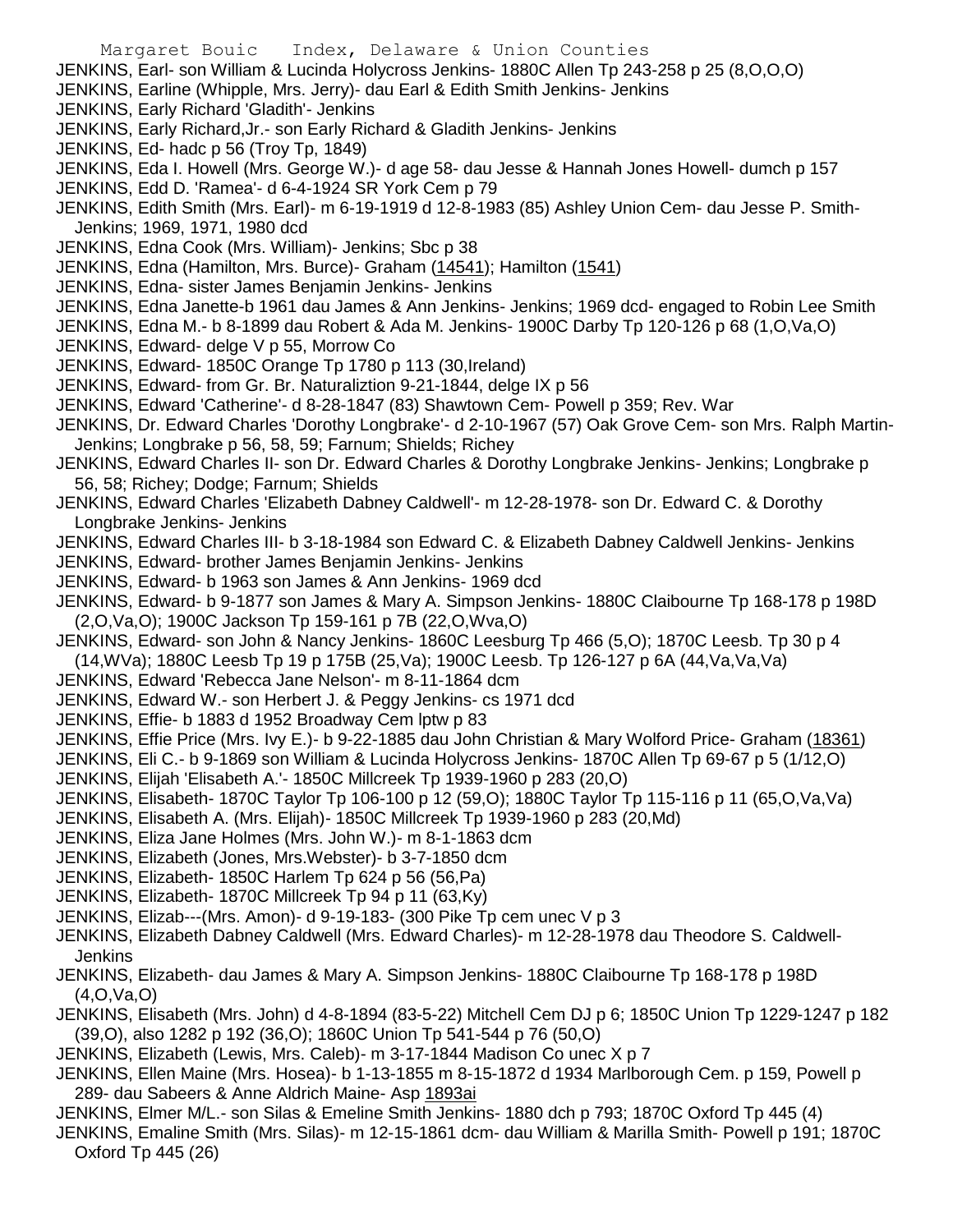JENKINS, Earl- son William & Lucinda Holycross Jenkins- 1880C Allen Tp 243-258 p 25 (8,O,O,O)
JENKINS, Earline (Whipple, Mrs. Jerry)- dau Earl & Edith Smith Jenkins- Jenkins
JENKINS, Early Richard 'Gladith'- Jenkins
JENKINS, Early Richard,Jr.- son Early Richard & Gladith Jenkins- Jenkins
JENKINS, Ed- hadc p 56 (Troy Tp, 1849)
JENKINS, Eda I. Howell (Mrs. George W.)- d age 58- dau Jesse & Hannah Jones Howell- dumch p 157
JENKINS, Edd D. 'Ramea'- d 6-4-1924 SR York Cem p 79
JENKINS, Edith Smith (Mrs. Earl)- m 6-19-1919 d 12-8-1983 (85) Ashley Union Cem- dau Jesse P. Smith- Jenkins; 1969, 1971, 1980 dcd
JENKINS, Edna Cook (Mrs. William)- Jenkins; Sbc p 38
JENKINS, Edna (Hamilton, Mrs. Burce)- Graham (14541); Hamilton (1541)
JENKINS, Edna- sister James Benjamin Jenkins- Jenkins
JENKINS, Edna Janette-b 1961 dau James & Ann Jenkins- Jenkins; 1969 dcd- engaged to Robin Lee Smith
JENKINS, Edna M.- b 8-1899 dau Robert & Ada M. Jenkins- 1900C Darby Tp 120-126 p 68 (1,O,Va,O)
JENKINS, Edward- delge V p 55, Morrow Co
JENKINS, Edward- 1850C Orange Tp 1780 p 113 (30,Ireland)
JENKINS, Edward- from Gr. Br. Naturaliztion 9-21-1844, delge IX p 56
JENKINS, Edward 'Catherine'- d 8-28-1847 (83) Shawtown Cem- Powell p 359; Rev. War
JENKINS, Dr. Edward Charles 'Dorothy Longbrake'- d 2-10-1967 (57) Oak Grove Cem- son Mrs. Ralph Martin- Jenkins; Longbrake p 56, 58, 59; Farnum; Shields; Richey
JENKINS, Edward Charles II- son Dr. Edward Charles & Dorothy Longbrake Jenkins- Jenkins; Longbrake p 56, 58; Richey; Dodge; Farnum; Shields
JENKINS, Edward Charles 'Elizabeth Dabney Caldwell'- m 12-28-1978- son Dr. Edward C. & Dorothy Longbrake Jenkins- Jenkins
JENKINS, Edward Charles III- b 3-18-1984 son Edward C. & Elizabeth Dabney Caldwell Jenkins- Jenkins
JENKINS, Edward- brother James Benjamin Jenkins- Jenkins
JENKINS, Edward- b 1963 son James & Ann Jenkins- 1969 dcd
JENKINS, Edward- b 9-1877 son James & Mary A. Simpson Jenkins- 1880C Claibourne Tp 168-178 p 198D (2,O,Va,O); 1900C Jackson Tp 159-161 p 7B (22,O,Wva,O)
JENKINS, Edward- son John & Nancy Jenkins- 1860C Leesburg Tp 466 (5,O); 1870C Leesb. Tp 30 p 4 (14,WVa); 1880C Leesb Tp 19 p 175B (25,Va); 1900C Leesb. Tp 126-127 p 6A (44,Va,Va,Va)
JENKINS, Edward 'Rebecca Jane Nelson'- m 8-11-1864 dcm
JENKINS, Edward W.- son Herbert J. & Peggy Jenkins- cs 1971 dcd
JENKINS, Effie- b 1883 d 1952 Broadway Cem lptw p 83
JENKINS, Effie Price (Mrs. Ivy E.)- b 9-22-1885 dau John Christian & Mary Wolford Price- Graham (18361)
JENKINS, Eli C.- b 9-1869 son William & Lucinda Holycross Jenkins- 1870C Allen Tp 69-67 p 5 (1/12,O)
JENKINS, Elijah 'Elisabeth A.'- 1850C Millcreek Tp 1939-1960 p 283 (20,O)
JENKINS, Elisabeth- 1870C Taylor Tp 106-100 p 12 (59,O); 1880C Taylor Tp 115-116 p 11 (65,O,Va,Va)
JENKINS, Elisabeth A. (Mrs. Elijah)- 1850C Millcreek Tp 1939-1960 p 283 (20,Md)
JENKINS, Eliza Jane Holmes (Mrs. John W.)- m 8-1-1863 dcm
JENKINS, Elizabeth (Jones, Mrs.Webster)- b 3-7-1850 dcm
JENKINS, Elizabeth- 1850C Harlem Tp 624 p 56 (56,Pa)
JENKINS, Elizabeth- 1870C Millcreek Tp 94 p 11 (63,Ky)
JENKINS, Elizab---(Mrs. Amon)- d 9-19-183- (300 Pike Tp cem unec V p 3
JENKINS, Elizabeth Dabney Caldwell (Mrs. Edward Charles)- m 12-28-1978 dau Theodore S. Caldwell- Jenkins
JENKINS, Elizabeth- dau James & Mary A. Simpson Jenkins- 1880C Claibourne Tp 168-178 p 198D (4,O,Va,O)
JENKINS, Elisabeth (Mrs. John) d 4-8-1894 (83-5-22) Mitchell Cem DJ p 6; 1850C Union Tp 1229-1247 p 182 (39,O), also 1282 p 192 (36,O); 1860C Union Tp 541-544 p 76 (50,O)
JENKINS, Elizabeth (Lewis, Mrs. Caleb)- m 3-17-1844 Madison Co unec X p 7
JENKINS, Ellen Maine (Mrs. Hosea)- b 1-13-1855 m 8-15-1872 d 1934 Marlborough Cem. p 159, Powell p 289- dau Sabeers & Anne Aldrich Maine- Asp 1893ai
JENKINS, Elmer M/L.- son Silas & Emeline Smith Jenkins- 1880 dch p 793; 1870C Oxford Tp 445 (4)
JENKINS, Emaline Smith (Mrs. Silas)- m 12-15-1861 dcm- dau William & Marilla Smith- Powell p 191; 1870C Oxford Tp 445 (26)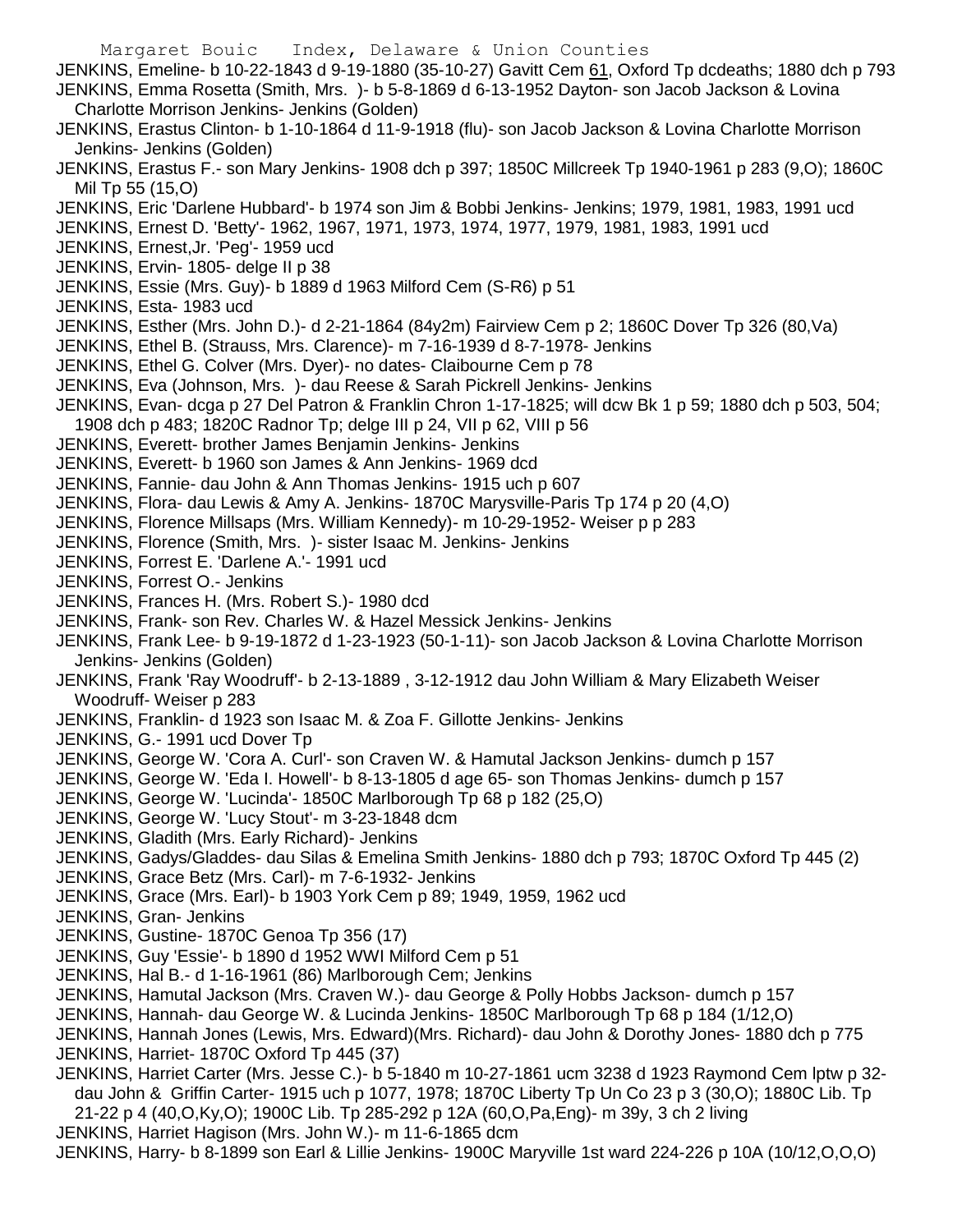JENKINS, Emeline- b 10-22-1843 d 9-19-1880 (35-10-27) Gavitt Cem 61, Oxford Tp dcdeaths; 1880 dch p 793

JENKINS, Emma Rosetta (Smith, Mrs. )- b 5-8-1869 d 6-13-1952 Dayton- son Jacob Jackson & Lovina Charlotte Morrison Jenkins- Jenkins (Golden)

JENKINS, Erastus Clinton- b 1-10-1864 d 11-9-1918 (flu)- son Jacob Jackson & Lovina Charlotte Morrison Jenkins- Jenkins (Golden)

JENKINS, Erastus F.- son Mary Jenkins- 1908 dch p 397; 1850C Millcreek Tp 1940-1961 p 283 (9,O); 1860C Mil Tp 55 (15,O)

JENKINS, Eric 'Darlene Hubbard'- b 1974 son Jim & Bobbi Jenkins- Jenkins; 1979, 1981, 1983, 1991 ucd

JENKINS, Ernest D. 'Betty'- 1962, 1967, 1971, 1973, 1974, 1977, 1979, 1981, 1983, 1991 ucd

JENKINS, Ernest,Jr. 'Peg'- 1959 ucd

JENKINS, Ervin- 1805- delge II p 38

JENKINS, Essie (Mrs. Guy)- b 1889 d 1963 Milford Cem (S-R6) p 51

JENKINS, Esta- 1983 ucd

JENKINS, Esther (Mrs. John D.)- d 2-21-1864 (84y2m) Fairview Cem p 2; 1860C Dover Tp 326 (80,Va)

JENKINS, Ethel B. (Strauss, Mrs. Clarence)- m 7-16-1939 d 8-7-1978- Jenkins

JENKINS, Ethel G. Colver (Mrs. Dyer)- no dates- Claibourne Cem p 78

JENKINS, Eva (Johnson, Mrs. )- dau Reese & Sarah Pickrell Jenkins- Jenkins

JENKINS, Evan- dcga p 27 Del Patron & Franklin Chron 1-17-1825; will dcw Bk 1 p 59; 1880 dch p 503, 504; 1908 dch p 483; 1820C Radnor Tp; delge III p 24, VII p 62, VIII p 56

JENKINS, Everett- brother James Benjamin Jenkins- Jenkins

JENKINS, Everett- b 1960 son James & Ann Jenkins- 1969 dcd

JENKINS, Fannie- dau John & Ann Thomas Jenkins- 1915 uch p 607

JENKINS, Flora- dau Lewis & Amy A. Jenkins- 1870C Marysville-Paris Tp 174 p 20 (4,O)

JENKINS, Florence Millsaps (Mrs. William Kennedy)- m 10-29-1952- Weiser p p 283

JENKINS, Florence (Smith, Mrs. )- sister Isaac M. Jenkins- Jenkins

JENKINS, Forrest E. 'Darlene A.'- 1991 ucd

JENKINS, Forrest O.- Jenkins

JENKINS, Frances H. (Mrs. Robert S.)- 1980 dcd

JENKINS, Frank- son Rev. Charles W. & Hazel Messick Jenkins- Jenkins

JENKINS, Frank Lee- b 9-19-1872 d 1-23-1923 (50-1-11)- son Jacob Jackson & Lovina Charlotte Morrison Jenkins- Jenkins (Golden)

JENKINS, Frank 'Ray Woodruff'- b 2-13-1889 , 3-12-1912 dau John William & Mary Elizabeth Weiser Woodruff- Weiser p 283

JENKINS, Franklin- d 1923 son Isaac M. & Zoa F. Gillotte Jenkins- Jenkins

JENKINS, G.- 1991 ucd Dover Tp

JENKINS, George W. 'Cora A. Curl'- son Craven W. & Hamutal Jackson Jenkins- dumch p 157

JENKINS, George W. 'Eda I. Howell'- b 8-13-1805 d age 65- son Thomas Jenkins- dumch p 157

JENKINS, George W. 'Lucinda'- 1850C Marlborough Tp 68 p 182 (25,O)

JENKINS, George W. 'Lucy Stout'- m 3-23-1848 dcm

JENKINS, Gladith (Mrs. Early Richard)- Jenkins

JENKINS, Gadys/Gladdes- dau Silas & Emelina Smith Jenkins- 1880 dch p 793; 1870C Oxford Tp 445 (2)

JENKINS, Grace Betz (Mrs. Carl)- m 7-6-1932- Jenkins

JENKINS, Grace (Mrs. Earl)- b 1903 York Cem p 89; 1949, 1959, 1962 ucd

JENKINS, Gran- Jenkins

JENKINS, Gustine- 1870C Genoa Tp 356 (17)

JENKINS, Guy 'Essie'- b 1890 d 1952 WWI Milford Cem p 51

JENKINS, Hal B.- d 1-16-1961 (86) Marlborough Cem; Jenkins

JENKINS, Hamutal Jackson (Mrs. Craven W.)- dau George & Polly Hobbs Jackson- dumch p 157

JENKINS, Hannah- dau George W. & Lucinda Jenkins- 1850C Marlborough Tp 68 p 184 (1/12,O)

JENKINS, Hannah Jones (Lewis, Mrs. Edward)(Mrs. Richard)- dau John & Dorothy Jones- 1880 dch p 775

JENKINS, Harriet- 1870C Oxford Tp 445 (37)

JENKINS, Harriet Carter (Mrs. Jesse C.)- b 5-1840 m 10-27-1861 ucm 3238 d 1923 Raymond Cem lptw p 32- dau John & Griffin Carter- 1915 uch p 1077, 1978; 1870C Liberty Tp Un Co 23 p 3 (30,O); 1880C Lib. Tp 21-22 p 4 (40,O,Ky,O); 1900C Lib. Tp 285-292 p 12A (60,O,Pa,Eng)- m 39y, 3 ch 2 living

JENKINS, Harriet Hagison (Mrs. John W.)- m 11-6-1865 dcm

JENKINS, Harry- b 8-1899 son Earl & Lillie Jenkins- 1900C Maryville 1st ward 224-226 p 10A (10/12,O,O,O)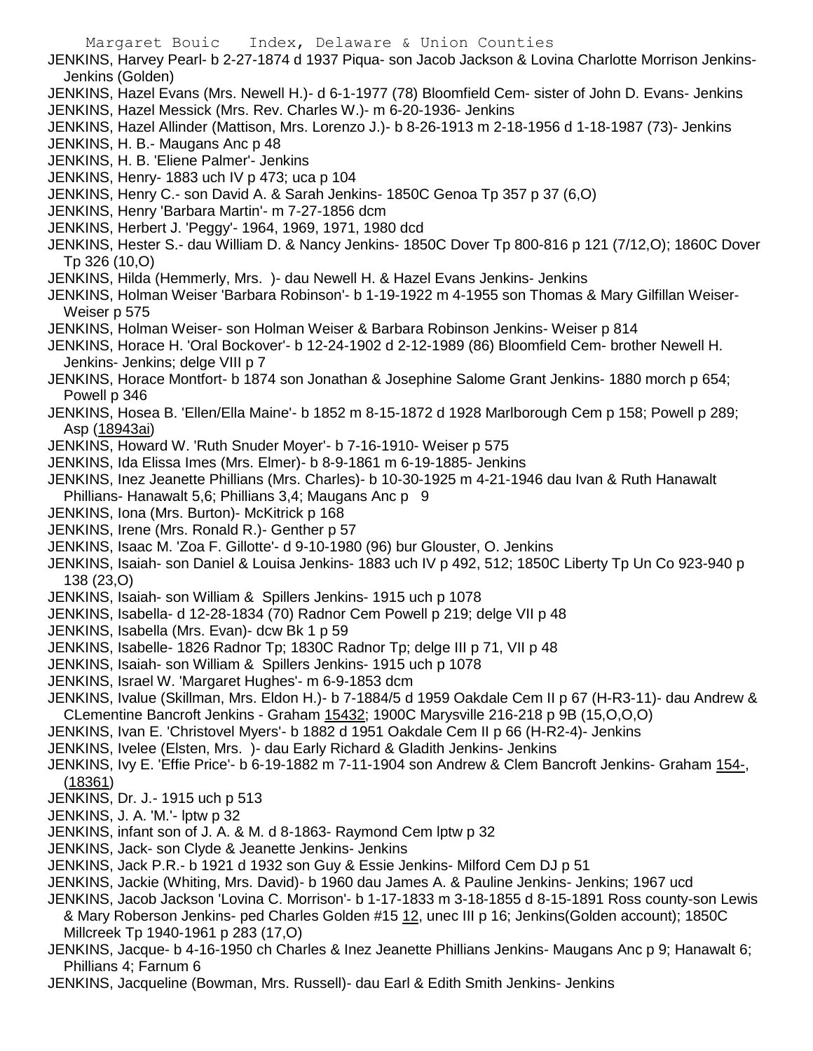JENKINS, Harvey Pearl- b 2-27-1874 d 1937 Piqua- son Jacob Jackson & Lovina Charlotte Morrison Jenkins- Jenkins (Golden)

JENKINS, Hazel Evans (Mrs. Newell H.)- d 6-1-1977 (78) Bloomfield Cem- sister of John D. Evans- Jenkins

JENKINS, Hazel Messick (Mrs. Rev. Charles W.)- m 6-20-1936- Jenkins

JENKINS, Hazel Allinder (Mattison, Mrs. Lorenzo J.)- b 8-26-1913 m 2-18-1956 d 1-18-1987 (73)- Jenkins

JENKINS, H. B.- Maugans Anc p 48

JENKINS, H. B. 'Eliene Palmer'- Jenkins

JENKINS, Henry- 1883 uch IV p 473; uca p 104

JENKINS, Henry C.- son David A. & Sarah Jenkins- 1850C Genoa Tp 357 p 37 (6,O)

JENKINS, Henry 'Barbara Martin'- m 7-27-1856 dcm

JENKINS, Herbert J. 'Peggy'- 1964, 1969, 1971, 1980 dcd

JENKINS, Hester S.- dau William D. & Nancy Jenkins- 1850C Dover Tp 800-816 p 121 (7/12,O); 1860C Dover Tp 326 (10,O)

JENKINS, Hilda (Hemmerly, Mrs. )- dau Newell H. & Hazel Evans Jenkins- Jenkins

JENKINS, Holman Weiser 'Barbara Robinson'- b 1-19-1922 m 4-1955 son Thomas & Mary Gilfillan Weiser- Weiser p 575

JENKINS, Holman Weiser- son Holman Weiser & Barbara Robinson Jenkins- Weiser p 814

JENKINS, Horace H. 'Oral Bockover'- b 12-24-1902 d 2-12-1989 (86) Bloomfield Cem- brother Newell H. Jenkins- Jenkins; delge VIII p 7

JENKINS, Horace Montfort- b 1874 son Jonathan & Josephine Salome Grant Jenkins- 1880 morch p 654; Powell p 346

JENKINS, Hosea B. 'Ellen/Ella Maine'- b 1852 m 8-15-1872 d 1928 Marlborough Cem p 158; Powell p 289; Asp (18943ai)

JENKINS, Howard W. 'Ruth Snuder Moyer'- b 7-16-1910- Weiser p 575

JENKINS, Ida Elissa Imes (Mrs. Elmer)- b 8-9-1861 m 6-19-1885- Jenkins

JENKINS, Inez Jeanette Phillians (Mrs. Charles)- b 10-30-1925 m 4-21-1946 dau Ivan & Ruth Hanawalt Phillians- Hanawalt 5,6; Phillians 3,4; Maugans Anc p 9

JENKINS, Iona (Mrs. Burton)- McKitrick p 168

JENKINS, Irene (Mrs. Ronald R.)- Genther p 57

JENKINS, Isaac M. 'Zoa F. Gillotte'- d 9-10-1980 (96) bur Glouster, O. Jenkins

JENKINS, Isaiah- son Daniel & Louisa Jenkins- 1883 uch IV p 492, 512; 1850C Liberty Tp Un Co 923-940 p 138 (23,O)

JENKINS, Isaiah- son William & Spillers Jenkins- 1915 uch p 1078

JENKINS, Isabella- d 12-28-1834 (70) Radnor Cem Powell p 219; delge VII p 48

JENKINS, Isabella (Mrs. Evan)- dcw Bk 1 p 59

JENKINS, Isabelle- 1826 Radnor Tp; 1830C Radnor Tp; delge III p 71, VII p 48

JENKINS, Isaiah- son William & Spillers Jenkins- 1915 uch p 1078

JENKINS, Israel W. 'Margaret Hughes'- m 6-9-1853 dcm

JENKINS, Ivalue (Skillman, Mrs. Eldon H.)- b 7-1884/5 d 1959 Oakdale Cem II p 67 (H-R3-11)- dau Andrew & CLementine Bancroft Jenkins - Graham 15432; 1900C Marysville 216-218 p 9B (15,O,O,O)

JENKINS, Ivan E. 'Christovel Myers'- b 1882 d 1951 Oakdale Cem II p 66 (H-R2-4)- Jenkins

JENKINS, Ivelee (Elsten, Mrs. )- dau Early Richard & Gladith Jenkins- Jenkins

JENKINS, Ivy E. 'Effie Price'- b 6-19-1882 m 7-11-1904 son Andrew & Clem Bancroft Jenkins- Graham 154-, (18361)

JENKINS, Dr. J.- 1915 uch p 513

JENKINS, J. A. 'M.'- lptw p 32

JENKINS, infant son of J. A. & M. d 8-1863- Raymond Cem lptw p 32

JENKINS, Jack- son Clyde & Jeanette Jenkins- Jenkins

JENKINS, Jack P.R.- b 1921 d 1932 son Guy & Essie Jenkins- Milford Cem DJ p 51

JENKINS, Jackie (Whiting, Mrs. David)- b 1960 dau James A. & Pauline Jenkins- Jenkins; 1967 ucd

JENKINS, Jacob Jackson 'Lovina C. Morrison'- b 1-17-1833 m 3-18-1855 d 8-15-1891 Ross county-son Lewis & Mary Roberson Jenkins- ped Charles Golden #15 12, unec III p 16; Jenkins(Golden account); 1850C Millcreek Tp 1940-1961 p 283 (17,O)

JENKINS, Jacque- b 4-16-1950 ch Charles & Inez Jeanette Phillians Jenkins- Maugans Anc p 9; Hanawalt 6; Phillians 4; Farnum 6

JENKINS, Jacqueline (Bowman, Mrs. Russell)- dau Earl & Edith Smith Jenkins- Jenkins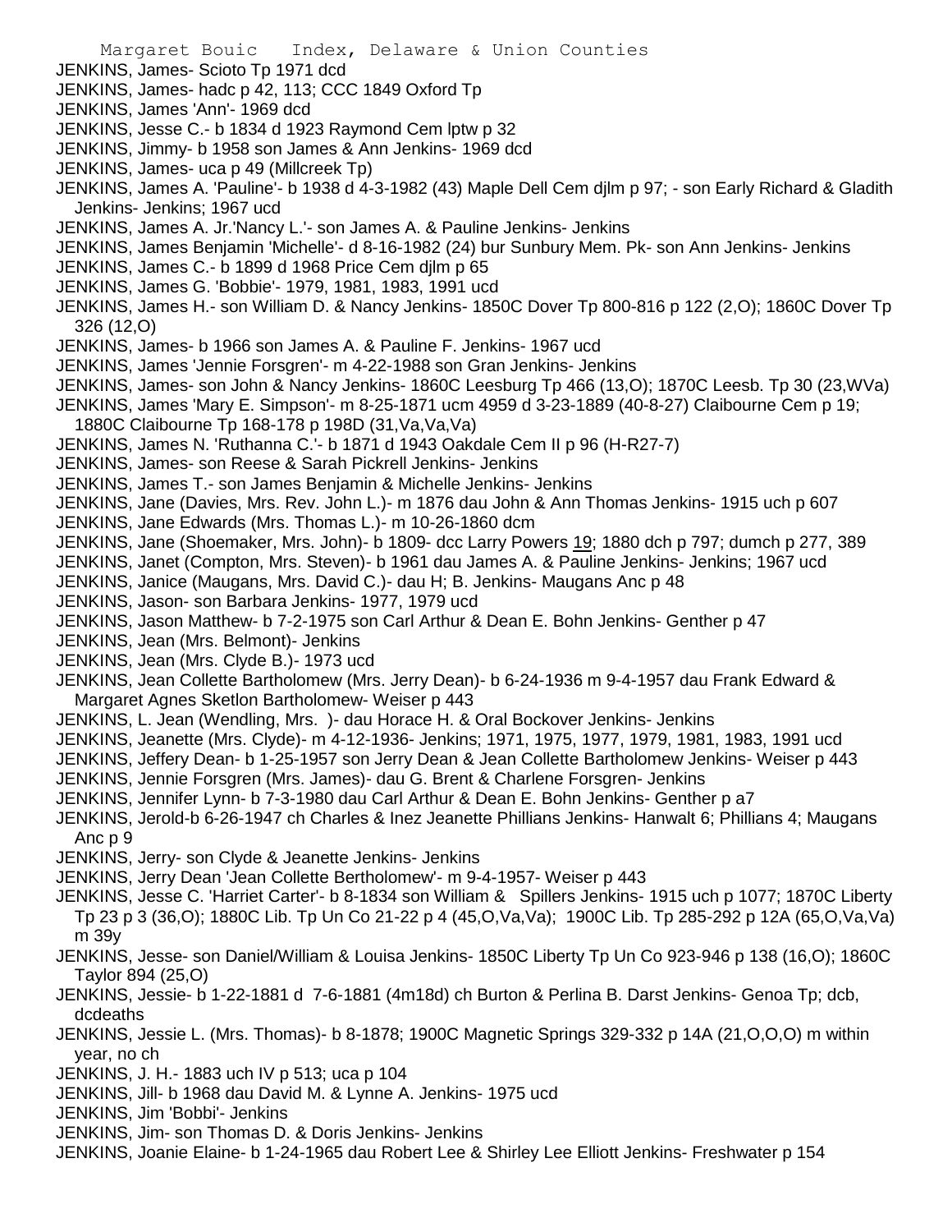JENKINS, James- Scioto Tp 1971 dcd

JENKINS, James- hadc p 42, 113; CCC 1849 Oxford Tp

JENKINS, James 'Ann'- 1969 dcd

JENKINS, Jesse C.- b 1834 d 1923 Raymond Cem lptw p 32

JENKINS, Jimmy- b 1958 son James & Ann Jenkins- 1969 dcd

JENKINS, James- uca p 49 (Millcreek Tp)

JENKINS, James A. 'Pauline'- b 1938 d 4-3-1982 (43) Maple Dell Cem djlm p 97; - son Early Richard & Gladith Jenkins- Jenkins; 1967 ucd

JENKINS, James A. Jr.'Nancy L.'- son James A. & Pauline Jenkins- Jenkins

JENKINS, James Benjamin 'Michelle'- d 8-16-1982 (24) bur Sunbury Mem. Pk- son Ann Jenkins- Jenkins

JENKINS, James C.- b 1899 d 1968 Price Cem djlm p 65

JENKINS, James G. 'Bobbie'- 1979, 1981, 1983, 1991 ucd

JENKINS, James H.- son William D. & Nancy Jenkins- 1850C Dover Tp 800-816 p 122 (2,O); 1860C Dover Tp 326 (12,O)

JENKINS, James- b 1966 son James A. & Pauline F. Jenkins- 1967 ucd

JENKINS, James 'Jennie Forsgren'- m 4-22-1988 son Gran Jenkins- Jenkins

JENKINS, James- son John & Nancy Jenkins- 1860C Leesburg Tp 466 (13,O); 1870C Leesb. Tp 30 (23,WVa)

JENKINS, James 'Mary E. Simpson'- m 8-25-1871 ucm 4959 d 3-23-1889 (40-8-27) Claibourne Cem p 19; 1880C Claibourne Tp 168-178 p 198D (31,Va,Va,Va)

JENKINS, James N. 'Ruthanna C.'- b 1871 d 1943 Oakdale Cem II p 96 (H-R27-7)

JENKINS, James- son Reese & Sarah Pickrell Jenkins- Jenkins

JENKINS, James T.- son James Benjamin & Michelle Jenkins- Jenkins

JENKINS, Jane (Davies, Mrs. Rev. John L.)- m 1876 dau John & Ann Thomas Jenkins- 1915 uch p 607

JENKINS, Jane Edwards (Mrs. Thomas L.)- m 10-26-1860 dcm

JENKINS, Jane (Shoemaker, Mrs. John)- b 1809- dcc Larry Powers 19; 1880 dch p 797; dumch p 277, 389

JENKINS, Janet (Compton, Mrs. Steven)- b 1961 dau James A. & Pauline Jenkins- Jenkins; 1967 ucd

JENKINS, Janice (Maugans, Mrs. David C.)- dau H; B. Jenkins- Maugans Anc p 48

JENKINS, Jason- son Barbara Jenkins- 1977, 1979 ucd

JENKINS, Jason Matthew- b 7-2-1975 son Carl Arthur & Dean E. Bohn Jenkins- Genther p 47

JENKINS, Jean (Mrs. Belmont)- Jenkins

JENKINS, Jean (Mrs. Clyde B.)- 1973 ucd

JENKINS, Jean Collette Bartholomew (Mrs. Jerry Dean)- b 6-24-1936 m 9-4-1957 dau Frank Edward & Margaret Agnes Sketlon Bartholomew- Weiser p 443

JENKINS, L. Jean (Wendling, Mrs. )- dau Horace H. & Oral Bockover Jenkins- Jenkins

JENKINS, Jeanette (Mrs. Clyde)- m 4-12-1936- Jenkins; 1971, 1975, 1977, 1979, 1981, 1983, 1991 ucd

JENKINS, Jeffery Dean- b 1-25-1957 son Jerry Dean & Jean Collette Bartholomew Jenkins- Weiser p 443

JENKINS, Jennie Forsgren (Mrs. James)- dau G. Brent & Charlene Forsgren- Jenkins

JENKINS, Jennifer Lynn- b 7-3-1980 dau Carl Arthur & Dean E. Bohn Jenkins- Genther p a7

JENKINS, Jerold-b 6-26-1947 ch Charles & Inez Jeanette Phillians Jenkins- Hanwalt 6; Phillians 4; Maugans Anc p 9

JENKINS, Jerry- son Clyde & Jeanette Jenkins- Jenkins

JENKINS, Jerry Dean 'Jean Collette Bertholomew'- m 9-4-1957- Weiser p 443

JENKINS, Jesse C. 'Harriet Carter'- b 8-1834 son William & Spillers Jenkins- 1915 uch p 1077; 1870C Liberty Tp 23 p 3 (36,O); 1880C Lib. Tp Un Co 21-22 p 4 (45,O,Va,Va); 1900C Lib. Tp 285-292 p 12A (65,O,Va,Va) m 39y

JENKINS, Jesse- son Daniel/William & Louisa Jenkins- 1850C Liberty Tp Un Co 923-946 p 138 (16,O); 1860C Taylor 894 (25,O)

JENKINS, Jessie- b 1-22-1881 d 7-6-1881 (4m18d) ch Burton & Perlina B. Darst Jenkins- Genoa Tp; dcb, dcdeaths

JENKINS, Jessie L. (Mrs. Thomas)- b 8-1878; 1900C Magnetic Springs 329-332 p 14A (21,O,O,O) m within year, no ch

JENKINS, J. H.- 1883 uch IV p 513; uca p 104

JENKINS, Jill- b 1968 dau David M. & Lynne A. Jenkins- 1975 ucd

JENKINS, Jim 'Bobbi'- Jenkins

JENKINS, Jim- son Thomas D. & Doris Jenkins- Jenkins

JENKINS, Joanie Elaine- b 1-24-1965 dau Robert Lee & Shirley Lee Elliott Jenkins- Freshwater p 154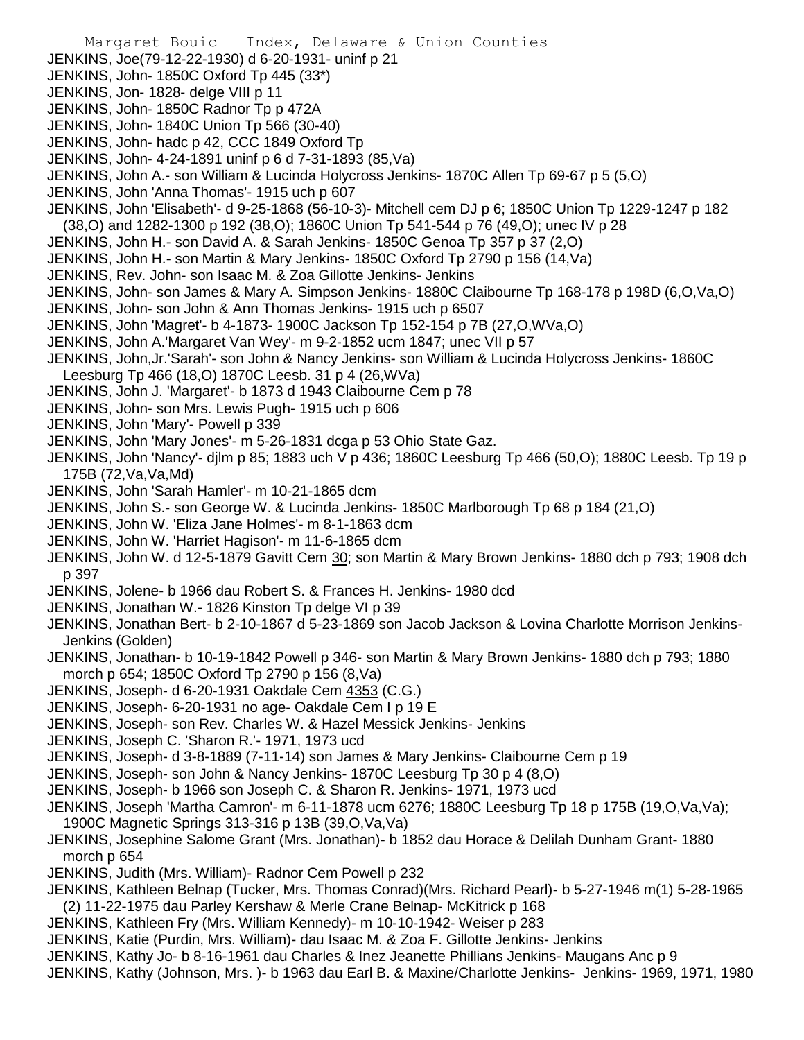JENKINS, Joe(79-12-22-1930) d 6-20-1931- uninf p 21
JENKINS, John- 1850C Oxford Tp 445 (33*)
JENKINS, Jon- 1828- delge VIII p 11
JENKINS, John- 1850C Radnor Tp p 472A
JENKINS, John- 1840C Union Tp 566 (30-40)
JENKINS, John- hadc p 42, CCC 1849 Oxford Tp
JENKINS, John- 4-24-1891 uninf p 6 d 7-31-1893 (85,Va)
JENKINS, John A.- son William & Lucinda Holycross Jenkins- 1870C Allen Tp 69-67 p 5 (5,O)
JENKINS, John 'Anna Thomas'- 1915 uch p 607
JENKINS, John 'Elisabeth'- d 9-25-1868 (56-10-3)- Mitchell cem DJ p 6; 1850C Union Tp 1229-1247 p 182 (38,O) and 1282-1300 p 192 (38,O); 1860C Union Tp 541-544 p 76 (49,O); unec IV p 28
JENKINS, John H.- son David A. & Sarah Jenkins- 1850C Genoa Tp 357 p 37 (2,O)
JENKINS, John H.- son Martin & Mary Jenkins- 1850C Oxford Tp 2790 p 156 (14,Va)
JENKINS, Rev. John- son Isaac M. & Zoa Gillotte Jenkins- Jenkins
JENKINS, John- son James & Mary A. Simpson Jenkins- 1880C Claibourne Tp 168-178 p 198D (6,O,Va,O)
JENKINS, John- son John & Ann Thomas Jenkins- 1915 uch p 6507
JENKINS, John 'Magret'- b 4-1873- 1900C Jackson Tp 152-154 p 7B (27,O,WVa,O)
JENKINS, John A.'Margaret Van Wey'- m 9-2-1852 ucm 1847; unec VII p 57
JENKINS, John,Jr.'Sarah'- son John & Nancy Jenkins- son William & Lucinda Holycross Jenkins- 1860C Leesburg Tp 466 (18,O) 1870C Leesb. 31 p 4 (26,WVa)
JENKINS, John J. 'Margaret'- b 1873 d 1943 Claibourne Cem p 78
JENKINS, John- son Mrs. Lewis Pugh- 1915 uch p 606
JENKINS, John 'Mary'- Powell p 339
JENKINS, John 'Mary Jones'- m 5-26-1831 dcga p 53 Ohio State Gaz.
JENKINS, John 'Nancy'- djlm p 85; 1883 uch V p 436; 1860C Leesburg Tp 466 (50,O); 1880C Leesb. Tp 19 p 175B (72,Va,Va,Md)
JENKINS, John 'Sarah Hamler'- m 10-21-1865 dcm
JENKINS, John S.- son George W. & Lucinda Jenkins- 1850C Marlborough Tp 68 p 184 (21,O)
JENKINS, John W. 'Eliza Jane Holmes'- m 8-1-1863 dcm
JENKINS, John W. 'Harriet Hagison'- m 11-6-1865 dcm
JENKINS, John W. d 12-5-1879 Gavitt Cem 30; son Martin & Mary Brown Jenkins- 1880 dch p 793; 1908 dch p 397
JENKINS, Jolene- b 1966 dau Robert S. & Frances H. Jenkins- 1980 dcd
JENKINS, Jonathan W.- 1826 Kinston Tp delge VI p 39
JENKINS, Jonathan Bert- b 2-10-1867 d 5-23-1869 son Jacob Jackson & Lovina Charlotte Morrison Jenkins- Jenkins (Golden)
JENKINS, Jonathan- b 10-19-1842 Powell p 346- son Martin & Mary Brown Jenkins- 1880 dch p 793; 1880 morch p 654; 1850C Oxford Tp 2790 p 156 (8,Va)
JENKINS, Joseph- d 6-20-1931 Oakdale Cem 4353 (C.G.)
JENKINS, Joseph- 6-20-1931 no age- Oakdale Cem I p 19 E
JENKINS, Joseph- son Rev. Charles W. & Hazel Messick Jenkins- Jenkins
JENKINS, Joseph C. 'Sharon R.'- 1971, 1973 ucd
JENKINS, Joseph- d 3-8-1889 (7-11-14) son James & Mary Jenkins- Claibourne Cem p 19
JENKINS, Joseph- son John & Nancy Jenkins- 1870C Leesburg Tp 30 p 4 (8,O)
JENKINS, Joseph- b 1966 son Joseph C. & Sharon R. Jenkins- 1971, 1973 ucd
JENKINS, Joseph 'Martha Camron'- m 6-11-1878 ucm 6276; 1880C Leesburg Tp 18 p 175B (19,O,Va,Va); 1900C Magnetic Springs 313-316 p 13B (39,O,Va,Va)
JENKINS, Josephine Salome Grant (Mrs. Jonathan)- b 1852 dau Horace & Delilah Dunham Grant- 1880 morch p 654
JENKINS, Judith (Mrs. William)- Radnor Cem Powell p 232
JENKINS, Kathleen Belnap (Tucker, Mrs. Thomas Conrad)(Mrs. Richard Pearl)- b 5-27-1946 m(1) 5-28-1965 (2) 11-22-1975 dau Parley Kershaw & Merle Crane Belnap- McKitrick p 168
JENKINS, Kathleen Fry (Mrs. William Kennedy)- m 10-10-1942- Weiser p 283
JENKINS, Katie (Purdin, Mrs. William)- dau Isaac M. & Zoa F. Gillotte Jenkins- Jenkins
JENKINS, Kathy Jo- b 8-16-1961 dau Charles & Inez Jeanette Phillians Jenkins- Maugans Anc p 9
JENKINS, Kathy (Johnson, Mrs. )- b 1963 dau Earl B. & Maxine/Charlotte Jenkins- Jenkins- 1969, 1971, 1980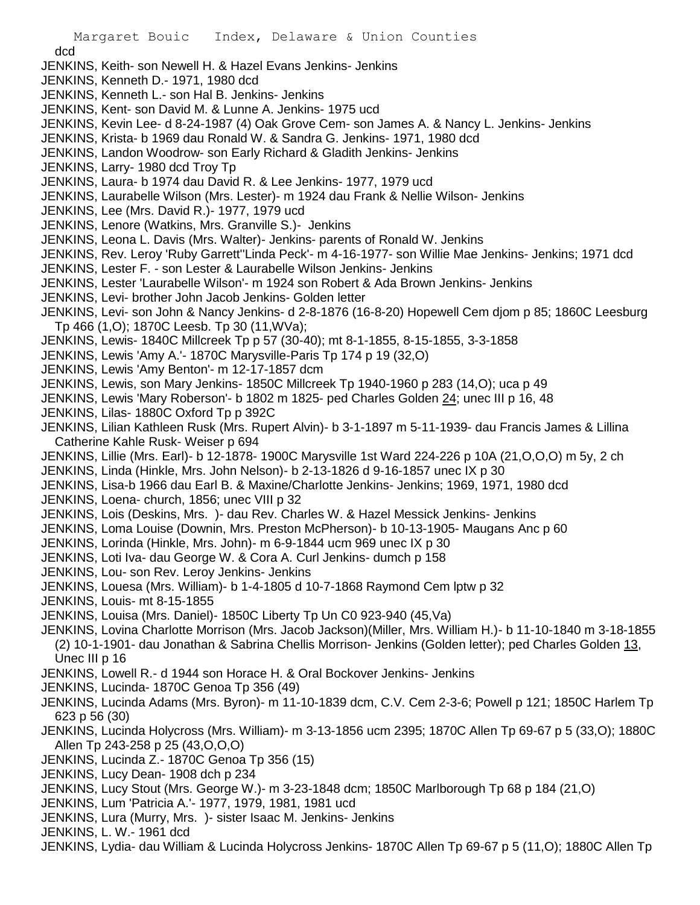dcd

JENKINS, Keith- son Newell H. & Hazel Evans Jenkins- Jenkins
JENKINS, Kenneth D.- 1971, 1980 dcd
JENKINS, Kenneth L.- son Hal B. Jenkins- Jenkins
JENKINS, Kent- son David M. & Lunne A. Jenkins- 1975 ucd
JENKINS, Kevin Lee- d 8-24-1987 (4) Oak Grove Cem- son James A. & Nancy L. Jenkins- Jenkins
JENKINS, Krista- b 1969 dau Ronald W. & Sandra G. Jenkins- 1971, 1980 dcd
JENKINS, Landon Woodrow- son Early Richard & Gladith Jenkins- Jenkins
JENKINS, Larry- 1980 dcd Troy Tp
JENKINS, Laura- b 1974 dau David R. & Lee Jenkins- 1977, 1979 ucd
JENKINS, Laurabelle Wilson (Mrs. Lester)- m 1924 dau Frank & Nellie Wilson- Jenkins
JENKINS, Lee (Mrs. David R.)- 1977, 1979 ucd
JENKINS, Lenore (Watkins, Mrs. Granville S.)- Jenkins
JENKINS, Leona L. Davis (Mrs. Walter)- Jenkins- parents of Ronald W. Jenkins
JENKINS, Rev. Leroy 'Ruby Garrett''Linda Peck'- m 4-16-1977- son Willie Mae Jenkins- Jenkins; 1971 dcd
JENKINS, Lester F. - son Lester & Laurabelle Wilson Jenkins- Jenkins
JENKINS, Lester 'Laurabelle Wilson'- m 1924 son Robert & Ada Brown Jenkins- Jenkins
JENKINS, Levi- brother John Jacob Jenkins- Golden letter
JENKINS, Levi- son John & Nancy Jenkins- d 2-8-1876 (16-8-20) Hopewell Cem djom p 85; 1860C Leesburg Tp 466 (1,O); 1870C Leesb. Tp 30 (11,WVa);
JENKINS, Lewis- 1840C Millcreek Tp p 57 (30-40); mt 8-1-1855, 8-15-1855, 3-3-1858
JENKINS, Lewis 'Amy A.'- 1870C Marysville-Paris Tp 174 p 19 (32,O)
JENKINS, Lewis 'Amy Benton'- m 12-17-1857 dcm
JENKINS, Lewis, son Mary Jenkins- 1850C Millcreek Tp 1940-1960 p 283 (14,O); uca p 49
JENKINS, Lewis 'Mary Roberson'- b 1802 m 1825- ped Charles Golden 24; unec III p 16, 48
JENKINS, Lilas- 1880C Oxford Tp p 392C
JENKINS, Lilian Kathleen Rusk (Mrs. Rupert Alvin)- b 3-1-1897 m 5-11-1939- dau Francis James & Lillina Catherine Kahle Rusk- Weiser p 694
JENKINS, Lillie (Mrs. Earl)- b 12-1878- 1900C Marysville 1st Ward 224-226 p 10A (21,O,O,O) m 5y, 2 ch
JENKINS, Linda (Hinkle, Mrs. John Nelson)- b 2-13-1826 d 9-16-1857 unec IX p 30
JENKINS, Lisa-b 1966 dau Earl B. & Maxine/Charlotte Jenkins- Jenkins; 1969, 1971, 1980 dcd
JENKINS, Loena- church, 1856; unec VIII p 32
JENKINS, Lois (Deskins, Mrs. )- dau Rev. Charles W. & Hazel Messick Jenkins- Jenkins
JENKINS, Loma Louise (Downin, Mrs. Preston McPherson)- b 10-13-1905- Maugans Anc p 60
JENKINS, Lorinda (Hinkle, Mrs. John)- m 6-9-1844 ucm 969 unec IX p 30
JENKINS, Loti Iva- dau George W. & Cora A. Curl Jenkins- dumch p 158
JENKINS, Lou- son Rev. Leroy Jenkins- Jenkins
JENKINS, Louesa (Mrs. William)- b 1-4-1805 d 10-7-1868 Raymond Cem lptw p 32
JENKINS, Louis- mt 8-15-1855
JENKINS, Louisa (Mrs. Daniel)- 1850C Liberty Tp Un C0 923-940 (45,Va)
JENKINS, Lovina Charlotte Morrison (Mrs. Jacob Jackson)(Miller, Mrs. William H.)- b 11-10-1840 m 3-18-1855 (2) 10-1-1901- dau Jonathan & Sabrina Chellis Morrison- Jenkins (Golden letter); ped Charles Golden 13, Unec III p 16
JENKINS, Lowell R.- d 1944 son Horace H. & Oral Bockover Jenkins- Jenkins
JENKINS, Lucinda- 1870C Genoa Tp 356 (49)
JENKINS, Lucinda Adams (Mrs. Byron)- m 11-10-1839 dcm, C.V. Cem 2-3-6; Powell p 121; 1850C Harlem Tp 623 p 56 (30)
JENKINS, Lucinda Holycross (Mrs. William)- m 3-13-1856 ucm 2395; 1870C Allen Tp 69-67 p 5 (33,O); 1880C Allen Tp 243-258 p 25 (43,O,O,O)
JENKINS, Lucinda Z.- 1870C Genoa Tp 356 (15)
JENKINS, Lucy Dean- 1908 dch p 234
JENKINS, Lucy Stout (Mrs. George W.)- m 3-23-1848 dcm; 1850C Marlborough Tp 68 p 184 (21,O)
JENKINS, Lum 'Patricia A.'- 1977, 1979, 1981, 1981 ucd
JENKINS, Lura (Murry, Mrs. )- sister Isaac M. Jenkins- Jenkins
JENKINS, L. W.- 1961 dcd
JENKINS, Lydia- dau William & Lucinda Holycross Jenkins- 1870C Allen Tp 69-67 p 5 (11,O); 1880C Allen Tp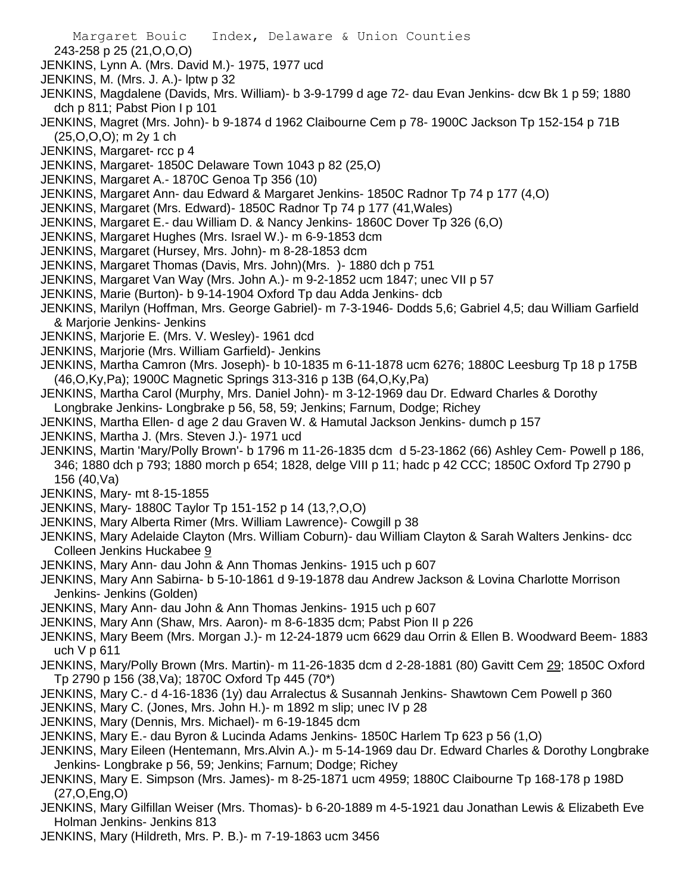243-258 p 25 (21,O,O,O)

JENKINS, Lynn A. (Mrs. David M.)- 1975, 1977 ucd

JENKINS, M. (Mrs. J. A.)- lptw p 32

JENKINS, Magdalene (Davids, Mrs. William)- b 3-9-1799 d age 72- dau Evan Jenkins- dcw Bk 1 p 59; 1880 dch p 811; Pabst Pion I p 101

JENKINS, Magret (Mrs. John)- b 9-1874 d 1962 Claibourne Cem p 78- 1900C Jackson Tp 152-154 p 71B (25,O,O,O); m 2y 1 ch

JENKINS, Margaret- rcc p 4

JENKINS, Margaret- 1850C Delaware Town 1043 p 82 (25,O)

JENKINS, Margaret A.- 1870C Genoa Tp 356 (10)

JENKINS, Margaret Ann- dau Edward & Margaret Jenkins- 1850C Radnor Tp 74 p 177 (4,O)

JENKINS, Margaret (Mrs. Edward)- 1850C Radnor Tp 74 p 177 (41,Wales)

JENKINS, Margaret E.- dau William D. & Nancy Jenkins- 1860C Dover Tp 326 (6,O)

JENKINS, Margaret Hughes (Mrs. Israel W.)- m 6-9-1853 dcm

JENKINS, Margaret (Hursey, Mrs. John)- m 8-28-1853 dcm

JENKINS, Margaret Thomas (Davis, Mrs. John)(Mrs. )- 1880 dch p 751

JENKINS, Margaret Van Way (Mrs. John A.)- m 9-2-1852 ucm 1847; unec VII p 57

JENKINS, Marie (Burton)- b 9-14-1904 Oxford Tp dau Adda Jenkins- dcb

JENKINS, Marilyn (Hoffman, Mrs. George Gabriel)- m 7-3-1946- Dodds 5,6; Gabriel 4,5; dau William Garfield & Marjorie Jenkins- Jenkins

JENKINS, Marjorie E. (Mrs. V. Wesley)- 1961 dcd

JENKINS, Marjorie (Mrs. William Garfield)- Jenkins

JENKINS, Martha Camron (Mrs. Joseph)- b 10-1835 m 6-11-1878 ucm 6276; 1880C Leesburg Tp 18 p 175B (46,O,Ky,Pa); 1900C Magnetic Springs 313-316 p 13B (64,O,Ky,Pa)

JENKINS, Martha Carol (Murphy, Mrs. Daniel John)- m 3-12-1969 dau Dr. Edward Charles & Dorothy Longbrake Jenkins- Longbrake p 56, 58, 59; Jenkins; Farnum, Dodge; Richey

JENKINS, Martha Ellen- d age 2 dau Graven W. & Hamutal Jackson Jenkins- dumch p 157

JENKINS, Martha J. (Mrs. Steven J.)- 1971 ucd

JENKINS, Martin 'Mary/Polly Brown'- b 1796 m 11-26-1835 dcm d 5-23-1862 (66) Ashley Cem- Powell p 186, 346; 1880 dch p 793; 1880 morch p 654; 1828, delge VIII p 11; hadc p 42 CCC; 1850C Oxford Tp 2790 p 156 (40,Va)

JENKINS, Mary- mt 8-15-1855

JENKINS, Mary- 1880C Taylor Tp 151-152 p 14 (13,?,O,O)

JENKINS, Mary Alberta Rimer (Mrs. William Lawrence)- Cowgill p 38

JENKINS, Mary Adelaide Clayton (Mrs. William Coburn)- dau William Clayton & Sarah Walters Jenkins- dcc Colleen Jenkins Huckabee 9

JENKINS, Mary Ann- dau John & Ann Thomas Jenkins- 1915 uch p 607

JENKINS, Mary Ann Sabirna- b 5-10-1861 d 9-19-1878 dau Andrew Jackson & Lovina Charlotte Morrison Jenkins- Jenkins (Golden)

JENKINS, Mary Ann- dau John & Ann Thomas Jenkins- 1915 uch p 607

JENKINS, Mary Ann (Shaw, Mrs. Aaron)- m 8-6-1835 dcm; Pabst Pion II p 226

JENKINS, Mary Beem (Mrs. Morgan J.)- m 12-24-1879 ucm 6629 dau Orrin & Ellen B. Woodward Beem- 1883 uch V p 611

JENKINS, Mary/Polly Brown (Mrs. Martin)- m 11-26-1835 dcm d 2-28-1881 (80) Gavitt Cem 29; 1850C Oxford Tp 2790 p 156 (38,Va); 1870C Oxford Tp 445 (70*)

JENKINS, Mary C.- d 4-16-1836 (1y) dau Arralectus & Susannah Jenkins- Shawtown Cem Powell p 360

JENKINS, Mary C. (Jones, Mrs. John H.)- m 1892 m slip; unec IV p 28

JENKINS, Mary (Dennis, Mrs. Michael)- m 6-19-1845 dcm

JENKINS, Mary E.- dau Byron & Lucinda Adams Jenkins- 1850C Harlem Tp 623 p 56 (1,O)

JENKINS, Mary Eileen (Hentemann, Mrs.Alvin A.)- m 5-14-1969 dau Dr. Edward Charles & Dorothy Longbrake Jenkins- Longbrake p 56, 59; Jenkins; Farnum; Dodge; Richey

JENKINS, Mary E. Simpson (Mrs. James)- m 8-25-1871 ucm 4959; 1880C Claibourne Tp 168-178 p 198D (27,O,Eng,O)

JENKINS, Mary Gilfillan Weiser (Mrs. Thomas)- b 6-20-1889 m 4-5-1921 dau Jonathan Lewis & Elizabeth Eve Holman Jenkins- Jenkins 813

JENKINS, Mary (Hildreth, Mrs. P. B.)- m 7-19-1863 ucm 3456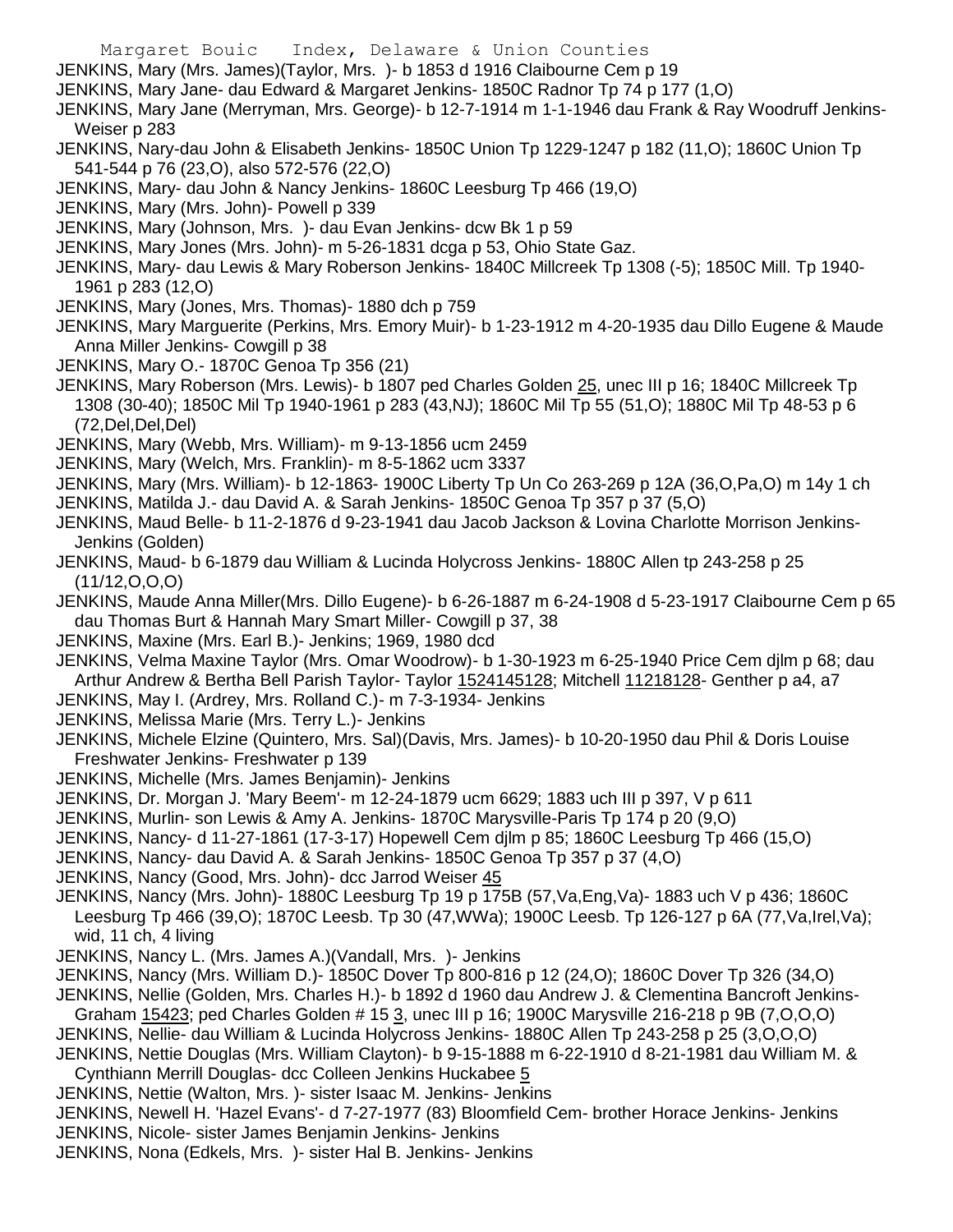JENKINS, Mary (Mrs. James)(Taylor, Mrs. )- b 1853 d 1916 Claibourne Cem p 19

JENKINS, Mary Jane- dau Edward & Margaret Jenkins- 1850C Radnor Tp 74 p 177 (1,O)

JENKINS, Mary Jane (Merryman, Mrs. George)- b 12-7-1914 m 1-1-1946 dau Frank & Ray Woodruff Jenkins- Weiser p 283

JENKINS, Nary-dau John & Elisabeth Jenkins- 1850C Union Tp 1229-1247 p 182 (11,O); 1860C Union Tp 541-544 p 76 (23,O), also 572-576 (22,O)

JENKINS, Mary- dau John & Nancy Jenkins- 1860C Leesburg Tp 466 (19,O)

JENKINS, Mary (Mrs. John)- Powell p 339

JENKINS, Mary (Johnson, Mrs. )- dau Evan Jenkins- dcw Bk 1 p 59

JENKINS, Mary Jones (Mrs. John)- m 5-26-1831 dcga p 53, Ohio State Gaz.

JENKINS, Mary- dau Lewis & Mary Roberson Jenkins- 1840C Millcreek Tp 1308 (-5); 1850C Mill. Tp 1940-1961 p 283 (12,O)

JENKINS, Mary (Jones, Mrs. Thomas)- 1880 dch p 759

JENKINS, Mary Marguerite (Perkins, Mrs. Emory Muir)- b 1-23-1912 m 4-20-1935 dau Dillo Eugene & Maude Anna Miller Jenkins- Cowgill p 38

JENKINS, Mary O.- 1870C Genoa Tp 356 (21)

JENKINS, Mary Roberson (Mrs. Lewis)- b 1807 ped Charles Golden 25, unec III p 16; 1840C Millcreek Tp 1308 (30-40); 1850C Mil Tp 1940-1961 p 283 (43,NJ); 1860C Mil Tp 55 (51,O); 1880C Mil Tp 48-53 p 6 (72,Del,Del,Del)

JENKINS, Mary (Webb, Mrs. William)- m 9-13-1856 ucm 2459

JENKINS, Mary (Welch, Mrs. Franklin)- m 8-5-1862 ucm 3337

JENKINS, Mary (Mrs. William)- b 12-1863- 1900C Liberty Tp Un Co 263-269 p 12A (36,O,Pa,O) m 14y 1 ch

JENKINS, Matilda J.- dau David A. & Sarah Jenkins- 1850C Genoa Tp 357 p 37 (5,O)

JENKINS, Maud Belle- b 11-2-1876 d 9-23-1941 dau Jacob Jackson & Lovina Charlotte Morrison Jenkins- Jenkins (Golden)

JENKINS, Maud- b 6-1879 dau William & Lucinda Holycross Jenkins- 1880C Allen tp 243-258 p 25 (11/12,O,O,O)

JENKINS, Maude Anna Miller(Mrs. Dillo Eugene)- b 6-26-1887 m 6-24-1908 d 5-23-1917 Claibourne Cem p 65 dau Thomas Burt & Hannah Mary Smart Miller- Cowgill p 37, 38

JENKINS, Maxine (Mrs. Earl B.)- Jenkins; 1969, 1980 dcd

JENKINS, Velma Maxine Taylor (Mrs. Omar Woodrow)- b 1-30-1923 m 6-25-1940 Price Cem djlm p 68; dau Arthur Andrew & Bertha Bell Parish Taylor- Taylor 1524145128; Mitchell 11218128- Genther p a4, a7

JENKINS, May I. (Ardrey, Mrs. Rolland C.)- m 7-3-1934- Jenkins

JENKINS, Melissa Marie (Mrs. Terry L.)- Jenkins

JENKINS, Michele Elzine (Quintero, Mrs. Sal)(Davis, Mrs. James)- b 10-20-1950 dau Phil & Doris Louise Freshwater Jenkins- Freshwater p 139

JENKINS, Michelle (Mrs. James Benjamin)- Jenkins

JENKINS, Dr. Morgan J. 'Mary Beem'- m 12-24-1879 ucm 6629; 1883 uch III p 397, V p 611

JENKINS, Murlin- son Lewis & Amy A. Jenkins- 1870C Marysville-Paris Tp 174 p 20 (9,O)

JENKINS, Nancy- d 11-27-1861 (17-3-17) Hopewell Cem djlm p 85; 1860C Leesburg Tp 466 (15,O)

JENKINS, Nancy- dau David A. & Sarah Jenkins- 1850C Genoa Tp 357 p 37 (4,O)

JENKINS, Nancy (Good, Mrs. John)- dcc Jarrod Weiser 45

JENKINS, Nancy (Mrs. John)- 1880C Leesburg Tp 19 p 175B (57,Va,Eng,Va)- 1883 uch V p 436; 1860C Leesburg Tp 466 (39,O); 1870C Leesb. Tp 30 (47,WWa); 1900C Leesb. Tp 126-127 p 6A (77,Va,Irel,Va); wid, 11 ch, 4 living

JENKINS, Nancy L. (Mrs. James A.)(Vandall, Mrs. )- Jenkins

JENKINS, Nancy (Mrs. William D.)- 1850C Dover Tp 800-816 p 12 (24,O); 1860C Dover Tp 326 (34,O)

JENKINS, Nellie (Golden, Mrs. Charles H.)- b 1892 d 1960 dau Andrew J. & Clementina Bancroft Jenkins- Graham 15423; ped Charles Golden # 15 3, unec III p 16; 1900C Marysville 216-218 p 9B (7,O,O,O)

JENKINS, Nellie- dau William & Lucinda Holycross Jenkins- 1880C Allen Tp 243-258 p 25 (3,O,O,O)

JENKINS, Nettie Douglas (Mrs. William Clayton)- b 9-15-1888 m 6-22-1910 d 8-21-1981 dau William M. & Cynthiann Merrill Douglas- dcc Colleen Jenkins Huckabee 5

JENKINS, Nettie (Walton, Mrs. )- sister Isaac M. Jenkins- Jenkins

JENKINS, Newell H. 'Hazel Evans'- d 7-27-1977 (83) Bloomfield Cem- brother Horace Jenkins- Jenkins

JENKINS, Nicole- sister James Benjamin Jenkins- Jenkins

JENKINS, Nona (Edkels, Mrs. )- sister Hal B. Jenkins- Jenkins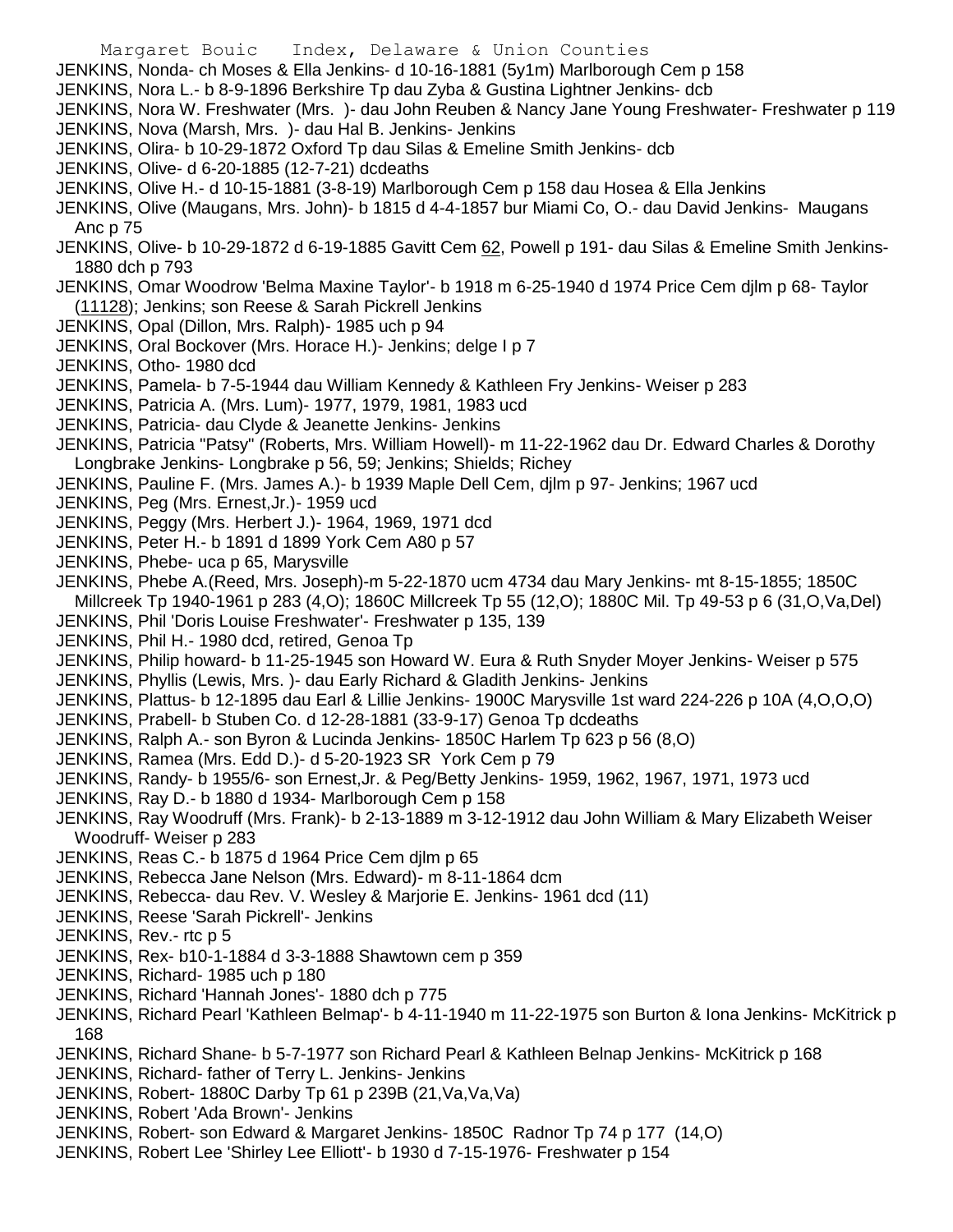JENKINS, Nonda- ch Moses & Ella Jenkins- d 10-16-1881 (5y1m) Marlborough Cem p 158

JENKINS, Nora L.- b 8-9-1896 Berkshire Tp dau Zyba & Gustina Lightner Jenkins- dcb

JENKINS, Nora W. Freshwater (Mrs. )- dau John Reuben & Nancy Jane Young Freshwater- Freshwater p 119

JENKINS, Nova (Marsh, Mrs. )- dau Hal B. Jenkins- Jenkins

JENKINS, Olira- b 10-29-1872 Oxford Tp dau Silas & Emeline Smith Jenkins- dcb

JENKINS, Olive- d 6-20-1885 (12-7-21) dcdeaths

JENKINS, Olive H.- d 10-15-1881 (3-8-19) Marlborough Cem p 158 dau Hosea & Ella Jenkins

JENKINS, Olive (Maugans, Mrs. John)- b 1815 d 4-4-1857 bur Miami Co, O.- dau David Jenkins- Maugans Anc p 75

JENKINS, Olive- b 10-29-1872 d 6-19-1885 Gavitt Cem 62, Powell p 191- dau Silas & Emeline Smith Jenkins- 1880 dch p 793

JENKINS, Omar Woodrow 'Belma Maxine Taylor'- b 1918 m 6-25-1940 d 1974 Price Cem djlm p 68- Taylor (11128); Jenkins; son Reese & Sarah Pickrell Jenkins

JENKINS, Opal (Dillon, Mrs. Ralph)- 1985 uch p 94

JENKINS, Oral Bockover (Mrs. Horace H.)- Jenkins; delge I p 7

JENKINS, Otho- 1980 dcd

JENKINS, Pamela- b 7-5-1944 dau William Kennedy & Kathleen Fry Jenkins- Weiser p 283

JENKINS, Patricia A. (Mrs. Lum)- 1977, 1979, 1981, 1983 ucd

JENKINS, Patricia- dau Clyde & Jeanette Jenkins- Jenkins

JENKINS, Patricia "Patsy" (Roberts, Mrs. William Howell)- m 11-22-1962 dau Dr. Edward Charles & Dorothy Longbrake Jenkins- Longbrake p 56, 59; Jenkins; Shields; Richey

JENKINS, Pauline F. (Mrs. James A.)- b 1939 Maple Dell Cem, djlm p 97- Jenkins; 1967 ucd

JENKINS, Peg (Mrs. Ernest,Jr.)- 1959 ucd

JENKINS, Peggy (Mrs. Herbert J.)- 1964, 1969, 1971 dcd

JENKINS, Peter H.- b 1891 d 1899 York Cem A80 p 57

JENKINS, Phebe- uca p 65, Marysville

JENKINS, Phebe A.(Reed, Mrs. Joseph)-m 5-22-1870 ucm 4734 dau Mary Jenkins- mt 8-15-1855; 1850C Millcreek Tp 1940-1961 p 283 (4,O); 1860C Millcreek Tp 55 (12,O); 1880C Mil. Tp 49-53 p 6 (31,O,Va,Del)

JENKINS, Phil 'Doris Louise Freshwater'- Freshwater p 135, 139

JENKINS, Phil H.- 1980 dcd, retired, Genoa Tp

JENKINS, Philip howard- b 11-25-1945 son Howard W. Eura & Ruth Snyder Moyer Jenkins- Weiser p 575

JENKINS, Phyllis (Lewis, Mrs. )- dau Early Richard & Gladith Jenkins- Jenkins

JENKINS, Plattus- b 12-1895 dau Earl & Lillie Jenkins- 1900C Marysville 1st ward 224-226 p 10A (4,O,O,O)

JENKINS, Prabell- b Stuben Co. d 12-28-1881 (33-9-17) Genoa Tp dcdeaths

JENKINS, Ralph A.- son Byron & Lucinda Jenkins- 1850C Harlem Tp 623 p 56 (8,O)

JENKINS, Ramea (Mrs. Edd D.)- d 5-20-1923 SR York Cem p 79

JENKINS, Randy- b 1955/6- son Ernest,Jr. & Peg/Betty Jenkins- 1959, 1962, 1967, 1971, 1973 ucd

JENKINS, Ray D.- b 1880 d 1934- Marlborough Cem p 158

JENKINS, Ray Woodruff (Mrs. Frank)- b 2-13-1889 m 3-12-1912 dau John William & Mary Elizabeth Weiser Woodruff- Weiser p 283

JENKINS, Reas C.- b 1875 d 1964 Price Cem djlm p 65

JENKINS, Rebecca Jane Nelson (Mrs. Edward)- m 8-11-1864 dcm

JENKINS, Rebecca- dau Rev. V. Wesley & Marjorie E. Jenkins- 1961 dcd (11)

JENKINS, Reese 'Sarah Pickrell'- Jenkins

JENKINS, Rev.- rtc p 5

JENKINS, Rex- b10-1-1884 d 3-3-1888 Shawtown cem p 359

JENKINS, Richard- 1985 uch p 180

JENKINS, Richard 'Hannah Jones'- 1880 dch p 775

JENKINS, Richard Pearl 'Kathleen Belmap'- b 4-11-1940 m 11-22-1975 son Burton & Iona Jenkins- McKitrick p 168

JENKINS, Richard Shane- b 5-7-1977 son Richard Pearl & Kathleen Belnap Jenkins- McKitrick p 168

JENKINS, Richard- father of Terry L. Jenkins- Jenkins

JENKINS, Robert- 1880C Darby Tp 61 p 239B (21,Va,Va,Va)

JENKINS, Robert 'Ada Brown'- Jenkins

JENKINS, Robert- son Edward & Margaret Jenkins- 1850C Radnor Tp 74 p 177 (14,O)

JENKINS, Robert Lee 'Shirley Lee Elliott'- b 1930 d 7-15-1976- Freshwater p 154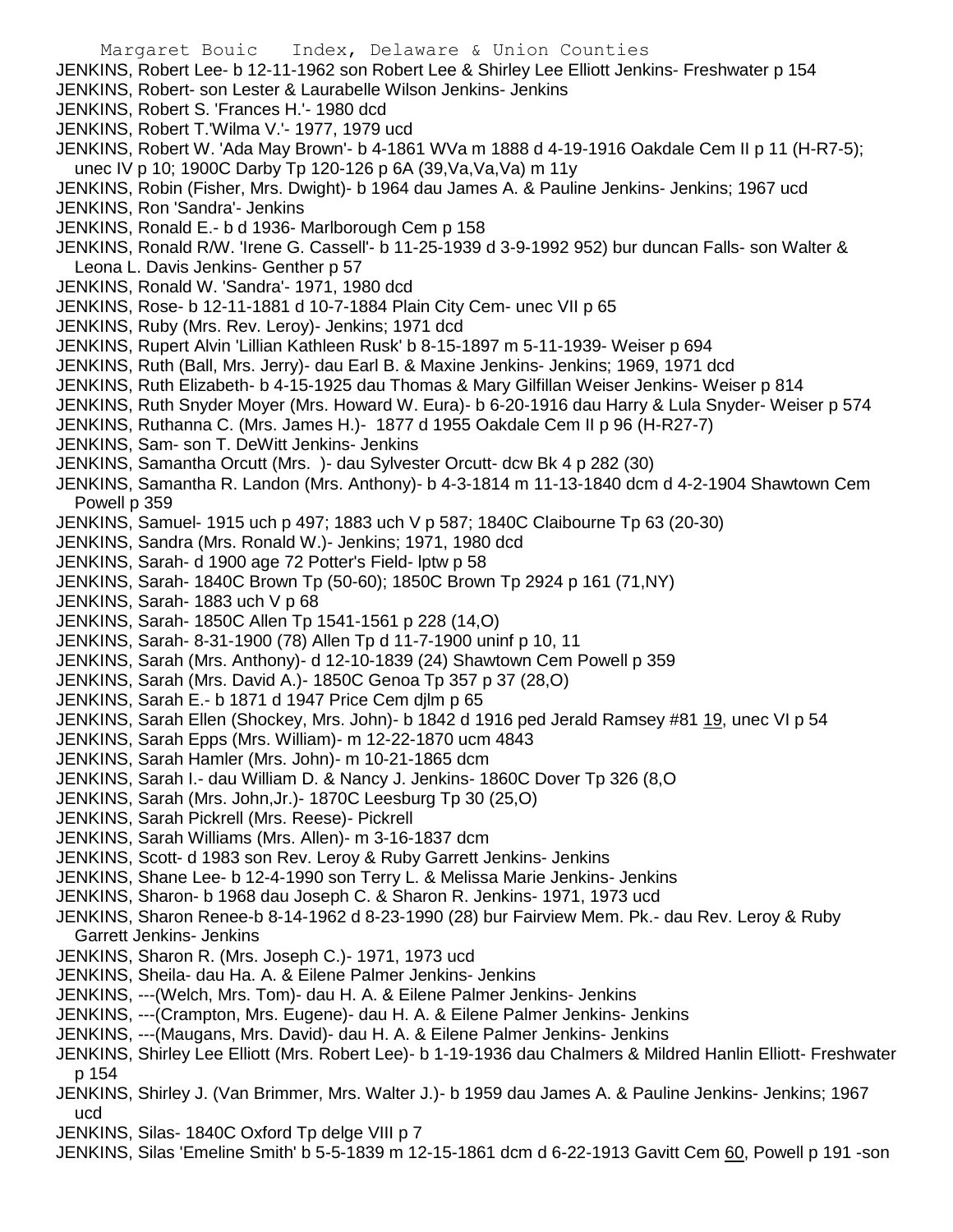JENKINS, Robert Lee- b 12-11-1962 son Robert Lee & Shirley Lee Elliott Jenkins- Freshwater p 154
JENKINS, Robert- son Lester & Laurabelle Wilson Jenkins- Jenkins
JENKINS, Robert S. 'Frances H.'- 1980 dcd
JENKINS, Robert T.'Wilma V.'- 1977, 1979 ucd
JENKINS, Robert W. 'Ada May Brown'- b 4-1861 WVa m 1888 d 4-19-1916 Oakdale Cem II p 11 (H-R7-5); unec IV p 10; 1900C Darby Tp 120-126 p 6A (39,Va,Va,Va) m 11y
JENKINS, Robin (Fisher, Mrs. Dwight)- b 1964 dau James A. & Pauline Jenkins- Jenkins; 1967 ucd
JENKINS, Ron 'Sandra'- Jenkins
JENKINS, Ronald E.- b d 1936- Marlborough Cem p 158
JENKINS, Ronald R/W. 'Irene G. Cassell'- b 11-25-1939 d 3-9-1992 952) bur duncan Falls- son Walter & Leona L. Davis Jenkins- Genther p 57
JENKINS, Ronald W. 'Sandra'- 1971, 1980 dcd
JENKINS, Rose- b 12-11-1881 d 10-7-1884 Plain City Cem- unec VII p 65
JENKINS, Ruby (Mrs. Rev. Leroy)- Jenkins; 1971 dcd
JENKINS, Rupert Alvin 'Lillian Kathleen Rusk' b 8-15-1897 m 5-11-1939- Weiser p 694
JENKINS, Ruth (Ball, Mrs. Jerry)- dau Earl B. & Maxine Jenkins- Jenkins; 1969, 1971 dcd
JENKINS, Ruth Elizabeth- b 4-15-1925 dau Thomas & Mary Gilfillan Weiser Jenkins- Weiser p 814
JENKINS, Ruth Snyder Moyer (Mrs. Howard W. Eura)- b 6-20-1916 dau Harry & Lula Snyder- Weiser p 574
JENKINS, Ruthanna C. (Mrs. James H.)- 1877 d 1955 Oakdale Cem II p 96 (H-R27-7)
JENKINS, Sam- son T. DeWitt Jenkins- Jenkins
JENKINS, Samantha Orcutt (Mrs. )- dau Sylvester Orcutt- dcw Bk 4 p 282 (30)
JENKINS, Samantha R. Landon (Mrs. Anthony)- b 4-3-1814 m 11-13-1840 dcm d 4-2-1904 Shawtown Cem Powell p 359
JENKINS, Samuel- 1915 uch p 497; 1883 uch V p 587; 1840C Claibourne Tp 63 (20-30)
JENKINS, Sandra (Mrs. Ronald W.)- Jenkins; 1971, 1980 dcd
JENKINS, Sarah- d 1900 age 72 Potter's Field- lptw p 58
JENKINS, Sarah- 1840C Brown Tp (50-60); 1850C Brown Tp 2924 p 161 (71,NY)
JENKINS, Sarah- 1883 uch V p 68
JENKINS, Sarah- 1850C Allen Tp 1541-1561 p 228 (14,O)
JENKINS, Sarah- 8-31-1900 (78) Allen Tp d 11-7-1900 uninf p 10, 11
JENKINS, Sarah (Mrs. Anthony)- d 12-10-1839 (24) Shawtown Cem Powell p 359
JENKINS, Sarah (Mrs. David A.)- 1850C Genoa Tp 357 p 37 (28,O)
JENKINS, Sarah E.- b 1871 d 1947 Price Cem djlm p 65
JENKINS, Sarah Ellen (Shockey, Mrs. John)- b 1842 d 1916 ped Jerald Ramsey #81 19, unec VI p 54
JENKINS, Sarah Epps (Mrs. William)- m 12-22-1870 ucm 4843
JENKINS, Sarah Hamler (Mrs. John)- m 10-21-1865 dcm
JENKINS, Sarah I.- dau William D. & Nancy J. Jenkins- 1860C Dover Tp 326 (8,O
JENKINS, Sarah (Mrs. John,Jr.)- 1870C Leesburg Tp 30 (25,O)
JENKINS, Sarah Pickrell (Mrs. Reese)- Pickrell
JENKINS, Sarah Williams (Mrs. Allen)- m 3-16-1837 dcm
JENKINS, Scott- d 1983 son Rev. Leroy & Ruby Garrett Jenkins- Jenkins
JENKINS, Shane Lee- b 12-4-1990 son Terry L. & Melissa Marie Jenkins- Jenkins
JENKINS, Sharon- b 1968 dau Joseph C. & Sharon R. Jenkins- 1971, 1973 ucd
JENKINS, Sharon Renee-b 8-14-1962 d 8-23-1990 (28) bur Fairview Mem. Pk.- dau Rev. Leroy & Ruby Garrett Jenkins- Jenkins
JENKINS, Sharon R. (Mrs. Joseph C.)- 1971, 1973 ucd
JENKINS, Sheila- dau Ha. A. & Eilene Palmer Jenkins- Jenkins
JENKINS, ---(Welch, Mrs. Tom)- dau H. A. & Eilene Palmer Jenkins- Jenkins
JENKINS, ---(Crampton, Mrs. Eugene)- dau H. A. & Eilene Palmer Jenkins- Jenkins
JENKINS, ---(Maugans, Mrs. David)- dau H. A. & Eilene Palmer Jenkins- Jenkins
JENKINS, Shirley Lee Elliott (Mrs. Robert Lee)- b 1-19-1936 dau Chalmers & Mildred Hanlin Elliott- Freshwater p 154
JENKINS, Shirley J. (Van Brimmer, Mrs. Walter J.)- b 1959 dau James A. & Pauline Jenkins- Jenkins; 1967 ucd
JENKINS, Silas- 1840C Oxford Tp delge VIII p 7
JENKINS, Silas 'Emeline Smith' b 5-5-1839 m 12-15-1861 dcm d 6-22-1913 Gavitt Cem 60, Powell p 191 -son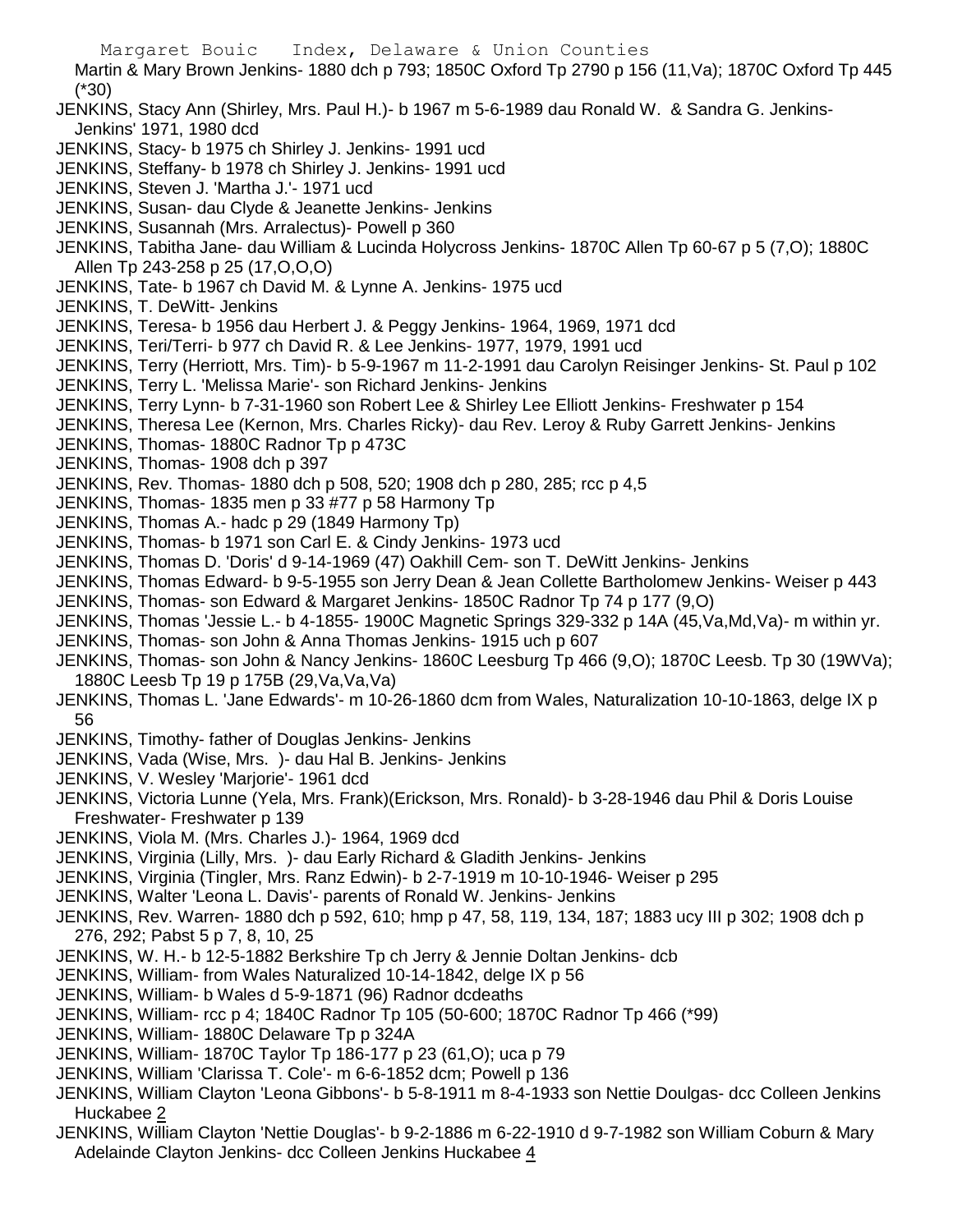Martin & Mary Brown Jenkins- 1880 dch p 793; 1850C Oxford Tp 2790 p 156 (11,Va); 1870C Oxford Tp 445 (*30)

JENKINS, Stacy Ann (Shirley, Mrs. Paul H.)- b 1967 m 5-6-1989 dau Ronald W. & Sandra G. Jenkins- Jenkins' 1971, 1980 dcd

JENKINS, Stacy- b 1975 ch Shirley J. Jenkins- 1991 ucd

JENKINS, Steffany- b 1978 ch Shirley J. Jenkins- 1991 ucd

JENKINS, Steven J. 'Martha J.'- 1971 ucd

JENKINS, Susan- dau Clyde & Jeanette Jenkins- Jenkins

JENKINS, Susannah (Mrs. Arralectus)- Powell p 360

JENKINS, Tabitha Jane- dau William & Lucinda Holycross Jenkins- 1870C Allen Tp 60-67 p 5 (7,O); 1880C Allen Tp 243-258 p 25 (17,O,O,O)

JENKINS, Tate- b 1967 ch David M. & Lynne A. Jenkins- 1975 ucd

JENKINS, T. DeWitt- Jenkins

JENKINS, Teresa- b 1956 dau Herbert J. & Peggy Jenkins- 1964, 1969, 1971 dcd

JENKINS, Teri/Terri- b 977 ch David R. & Lee Jenkins- 1977, 1979, 1991 ucd

JENKINS, Terry (Herriott, Mrs. Tim)- b 5-9-1967 m 11-2-1991 dau Carolyn Reisinger Jenkins- St. Paul p 102

JENKINS, Terry L. 'Melissa Marie'- son Richard Jenkins- Jenkins

JENKINS, Terry Lynn- b 7-31-1960 son Robert Lee & Shirley Lee Elliott Jenkins- Freshwater p 154

JENKINS, Theresa Lee (Kernon, Mrs. Charles Ricky)- dau Rev. Leroy & Ruby Garrett Jenkins- Jenkins

JENKINS, Thomas- 1880C Radnor Tp p 473C

JENKINS, Thomas- 1908 dch p 397

JENKINS, Rev. Thomas- 1880 dch p 508, 520; 1908 dch p 280, 285; rcc p 4,5

JENKINS, Thomas- 1835 men p 33 #77 p 58 Harmony Tp

JENKINS, Thomas A.- hadc p 29 (1849 Harmony Tp)

JENKINS, Thomas- b 1971 son Carl E. & Cindy Jenkins- 1973 ucd

JENKINS, Thomas D. 'Doris' d 9-14-1969 (47) Oakhill Cem- son T. DeWitt Jenkins- Jenkins

JENKINS, Thomas Edward- b 9-5-1955 son Jerry Dean & Jean Collette Bartholomew Jenkins- Weiser p 443

JENKINS, Thomas- son Edward & Margaret Jenkins- 1850C Radnor Tp 74 p 177 (9,O)

JENKINS, Thomas 'Jessie L.- b 4-1855- 1900C Magnetic Springs 329-332 p 14A (45,Va,Md,Va)- m within yr.

JENKINS, Thomas- son John & Anna Thomas Jenkins- 1915 uch p 607

JENKINS, Thomas- son John & Nancy Jenkins- 1860C Leesburg Tp 466 (9,O); 1870C Leesb. Tp 30 (19WVa); 1880C Leesb Tp 19 p 175B (29,Va,Va,Va)

JENKINS, Thomas L. 'Jane Edwards'- m 10-26-1860 dcm from Wales, Naturalization 10-10-1863, delge IX p 56

JENKINS, Timothy- father of Douglas Jenkins- Jenkins

JENKINS, Vada (Wise, Mrs. )- dau Hal B. Jenkins- Jenkins

JENKINS, V. Wesley 'Marjorie'- 1961 dcd

JENKINS, Victoria Lunne (Yela, Mrs. Frank)(Erickson, Mrs. Ronald)- b 3-28-1946 dau Phil & Doris Louise Freshwater- Freshwater p 139

JENKINS, Viola M. (Mrs. Charles J.)- 1964, 1969 dcd

JENKINS, Virginia (Lilly, Mrs. )- dau Early Richard & Gladith Jenkins- Jenkins

JENKINS, Virginia (Tingler, Mrs. Ranz Edwin)- b 2-7-1919 m 10-10-1946- Weiser p 295

JENKINS, Walter 'Leona L. Davis'- parents of Ronald W. Jenkins- Jenkins

JENKINS, Rev. Warren- 1880 dch p 592, 610; hmp p 47, 58, 119, 134, 187; 1883 ucy III p 302; 1908 dch p 276, 292; Pabst 5 p 7, 8, 10, 25

JENKINS, W. H.- b 12-5-1882 Berkshire Tp ch Jerry & Jennie Doltan Jenkins- dcb

JENKINS, William- from Wales Naturalized 10-14-1842, delge IX p 56

JENKINS, William- b Wales d 5-9-1871 (96) Radnor dcdeaths

JENKINS, William- rcc p 4; 1840C Radnor Tp 105 (50-600; 1870C Radnor Tp 466 (*99)

JENKINS, William- 1880C Delaware Tp p 324A

JENKINS, William- 1870C Taylor Tp 186-177 p 23 (61,O); uca p 79

JENKINS, William 'Clarissa T. Cole'- m 6-6-1852 dcm; Powell p 136

JENKINS, William Clayton 'Leona Gibbons'- b 5-8-1911 m 8-4-1933 son Nettie Doulgas- dcc Colleen Jenkins Huckabee 2

JENKINS, William Clayton 'Nettie Douglas'- b 9-2-1886 m 6-22-1910 d 9-7-1982 son William Coburn & Mary Adelainde Clayton Jenkins- dcc Colleen Jenkins Huckabee 4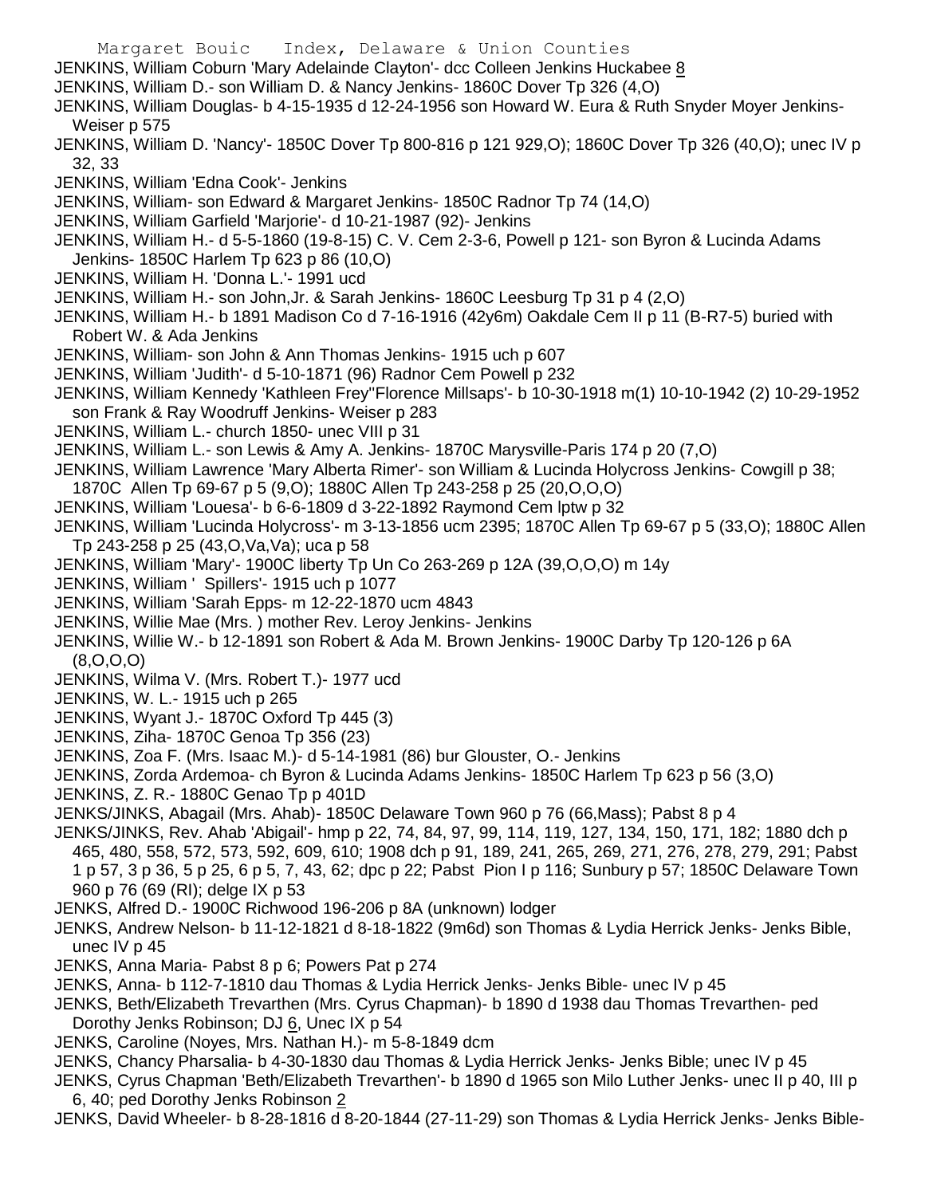JENKINS, William Coburn 'Mary Adelainde Clayton'- dcc Colleen Jenkins Huckabee 8

JENKINS, William D.- son William D. & Nancy Jenkins- 1860C Dover Tp 326 (4,O)

JENKINS, William Douglas- b 4-15-1935 d 12-24-1956 son Howard W. Eura & Ruth Snyder Moyer Jenkins- Weiser p 575

JENKINS, William D. 'Nancy'- 1850C Dover Tp 800-816 p 121 929,O); 1860C Dover Tp 326 (40,O); unec IV p 32, 33

JENKINS, William 'Edna Cook'- Jenkins

JENKINS, William- son Edward & Margaret Jenkins- 1850C Radnor Tp 74 (14,O)

JENKINS, William Garfield 'Marjorie'- d 10-21-1987 (92)- Jenkins

JENKINS, William H.- d 5-5-1860 (19-8-15) C. V. Cem 2-3-6, Powell p 121- son Byron & Lucinda Adams Jenkins- 1850C Harlem Tp 623 p 86 (10,O)

JENKINS, William H. 'Donna L.'- 1991 ucd

JENKINS, William H.- son John,Jr. & Sarah Jenkins- 1860C Leesburg Tp 31 p 4 (2,O)

JENKINS, William H.- b 1891 Madison Co d 7-16-1916 (42y6m) Oakdale Cem II p 11 (B-R7-5) buried with Robert W. & Ada Jenkins

JENKINS, William- son John & Ann Thomas Jenkins- 1915 uch p 607

JENKINS, William 'Judith'- d 5-10-1871 (96) Radnor Cem Powell p 232

JENKINS, William Kennedy 'Kathleen Frey''Florence Millsaps'- b 10-30-1918 m(1) 10-10-1942 (2) 10-29-1952 son Frank & Ray Woodruff Jenkins- Weiser p 283

JENKINS, William L.- church 1850- unec VIII p 31

JENKINS, William L.- son Lewis & Amy A. Jenkins- 1870C Marysville-Paris 174 p 20 (7,O)

JENKINS, William Lawrence 'Mary Alberta Rimer'- son William & Lucinda Holycross Jenkins- Cowgill p 38; 1870C Allen Tp 69-67 p 5 (9,O); 1880C Allen Tp 243-258 p 25 (20,O,O,O)

JENKINS, William 'Louesa'- b 6-6-1809 d 3-22-1892 Raymond Cem lptw p 32

JENKINS, William 'Lucinda Holycross'- m 3-13-1856 ucm 2395; 1870C Allen Tp 69-67 p 5 (33,O); 1880C Allen Tp 243-258 p 25 (43,O,Va,Va); uca p 58

JENKINS, William 'Mary'- 1900C liberty Tp Un Co 263-269 p 12A (39,O,O,O) m 14y

JENKINS, William ' Spillers'- 1915 uch p 1077

JENKINS, William 'Sarah Epps- m 12-22-1870 ucm 4843

JENKINS, Willie Mae (Mrs. ) mother Rev. Leroy Jenkins- Jenkins

JENKINS, Willie W.- b 12-1891 son Robert & Ada M. Brown Jenkins- 1900C Darby Tp 120-126 p 6A (8,O,O,O)

JENKINS, Wilma V. (Mrs. Robert T.)- 1977 ucd

JENKINS, W. L.- 1915 uch p 265

JENKINS, Wyant J.- 1870C Oxford Tp 445 (3)

JENKINS, Ziha- 1870C Genoa Tp 356 (23)

JENKINS, Zoa F. (Mrs. Isaac M.)- d 5-14-1981 (86) bur Glouster, O.- Jenkins

JENKINS, Zorda Ardemoa- ch Byron & Lucinda Adams Jenkins- 1850C Harlem Tp 623 p 56 (3,O)

JENKINS, Z. R.- 1880C Genao Tp p 401D

JENKS/JINKS, Abagail (Mrs. Ahab)- 1850C Delaware Town 960 p 76 (66,Mass); Pabst 8 p 4

JENKS/JINKS, Rev. Ahab 'Abigail'- hmp p 22, 74, 84, 97, 99, 114, 119, 127, 134, 150, 171, 182; 1880 dch p 465, 480, 558, 572, 573, 592, 609, 610; 1908 dch p 91, 189, 241, 265, 269, 271, 276, 278, 279, 291; Pabst 1 p 57, 3 p 36, 5 p 25, 6 p 5, 7, 43, 62; dpc p 22; Pabst Pion I p 116; Sunbury p 57; 1850C Delaware Town 960 p 76 (69 (RI); delge IX p 53

JENKS, Alfred D.- 1900C Richwood 196-206 p 8A (unknown) lodger

JENKS, Andrew Nelson- b 11-12-1821 d 8-18-1822 (9m6d) son Thomas & Lydia Herrick Jenks- Jenks Bible, unec IV p 45

JENKS, Anna Maria- Pabst 8 p 6; Powers Pat p 274

JENKS, Anna- b 112-7-1810 dau Thomas & Lydia Herrick Jenks- Jenks Bible- unec IV p 45

JENKS, Beth/Elizabeth Trevarthen (Mrs. Cyrus Chapman)- b 1890 d 1938 dau Thomas Trevarthen- ped Dorothy Jenks Robinson; DJ 6, Unec IX p 54

JENKS, Caroline (Noyes, Mrs. Nathan H.)- m 5-8-1849 dcm

JENKS, Chancy Pharsalia- b 4-30-1830 dau Thomas & Lydia Herrick Jenks- Jenks Bible; unec IV p 45

JENKS, Cyrus Chapman 'Beth/Elizabeth Trevarthen'- b 1890 d 1965 son Milo Luther Jenks- unec II p 40, III p 6, 40; ped Dorothy Jenks Robinson 2

JENKS, David Wheeler- b 8-28-1816 d 8-20-1844 (27-11-29) son Thomas & Lydia Herrick Jenks- Jenks Bible-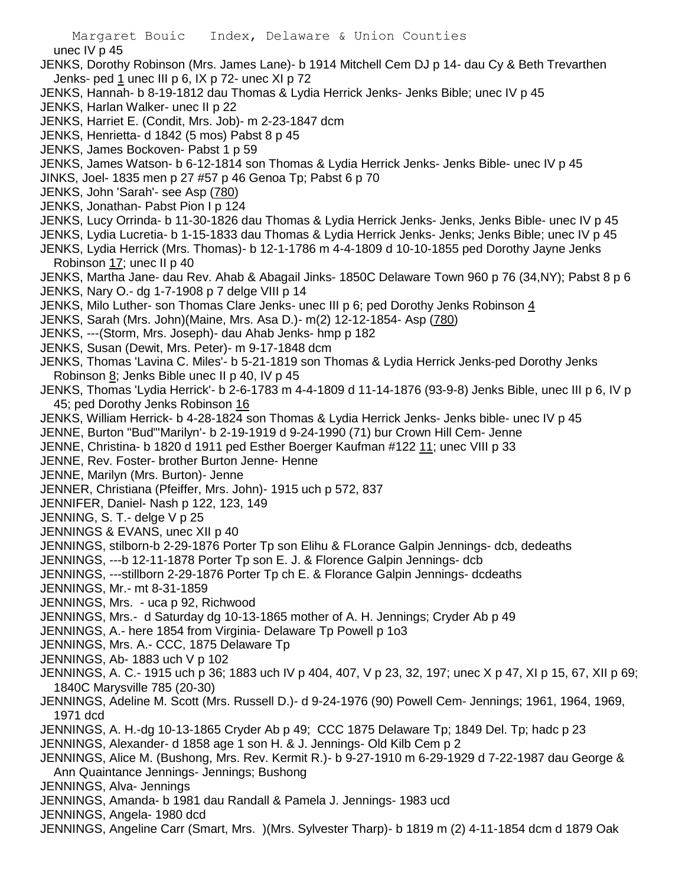unec IV p 45

JENKS, Dorothy Robinson (Mrs. James Lane)- b 1914 Mitchell Cem DJ p 14- dau Cy & Beth Trevarthen Jenks- ped 1 unec III p 6, IX p 72- unec XI p 72

JENKS, Hannah- b 8-19-1812 dau Thomas & Lydia Herrick Jenks- Jenks Bible; unec IV p 45

JENKS, Harlan Walker- unec II p 22

JENKS, Harriet E. (Condit, Mrs. Job)- m 2-23-1847 dcm

JENKS, Henrietta- d 1842 (5 mos) Pabst 8 p 45

JENKS, James Bockoven- Pabst 1 p 59

JENKS, James Watson- b 6-12-1814 son Thomas & Lydia Herrick Jenks- Jenks Bible- unec IV p 45

JINKS, Joel- 1835 men p 27 #57 p 46 Genoa Tp; Pabst 6 p 70

JENKS, John 'Sarah'- see Asp (780)

JENKS, Jonathan- Pabst Pion I p 124

JENKS, Lucy Orrinda- b 11-30-1826 dau Thomas & Lydia Herrick Jenks- Jenks, Jenks Bible- unec IV p 45

JENKS, Lydia Lucretia- b 1-15-1833 dau Thomas & Lydia Herrick Jenks- Jenks; Jenks Bible; unec IV p 45

JENKS, Lydia Herrick (Mrs. Thomas)- b 12-1-1786 m 4-4-1809 d 10-10-1855 ped Dorothy Jayne Jenks Robinson 17; unec II p 40

JENKS, Martha Jane- dau Rev. Ahab & Abagail Jinks- 1850C Delaware Town 960 p 76 (34,NY); Pabst 8 p 6

JENKS, Nary O.- dg 1-7-1908 p 7 delge VIII p 14

JENKS, Milo Luther- son Thomas Clare Jenks- unec III p 6; ped Dorothy Jenks Robinson 4

JENKS, Sarah (Mrs. John)(Maine, Mrs. Asa D.)- m(2) 12-12-1854- Asp (780)

JENKS, ---(Storm, Mrs. Joseph)- dau Ahab Jenks- hmp p 182

JENKS, Susan (Dewit, Mrs. Peter)- m 9-17-1848 dcm

JENKS, Thomas 'Lavina C. Miles'- b 5-21-1819 son Thomas & Lydia Herrick Jenks-ped Dorothy Jenks Robinson 8; Jenks Bible unec II p 40, IV p 45

JENKS, Thomas 'Lydia Herrick'- b 2-6-1783 m 4-4-1809 d 11-14-1876 (93-9-8) Jenks Bible, unec III p 6, IV p 45; ped Dorothy Jenks Robinson 16

JENKS, William Herrick- b 4-28-1824 son Thomas & Lydia Herrick Jenks- Jenks bible- unec IV p 45

JENNE, Burton "Bud"'Marilyn'- b 2-19-1919 d 9-24-1990 (71) bur Crown Hill Cem- Jenne

JENNE, Christina- b 1820 d 1911 ped Esther Boerger Kaufman #122 11; unec VIII p 33

JENNE, Rev. Foster- brother Burton Jenne- Henne

JENNE, Marilyn (Mrs. Burton)- Jenne

JENNER, Christiana (Pfeiffer, Mrs. John)- 1915 uch p 572, 837

JENNIFER, Daniel- Nash p 122, 123, 149

JENNING, S. T.- delge V p 25

JENNINGS & EVANS, unec XII p 40

JENNINGS, stilborn-b 2-29-1876 Porter Tp son Elihu & FLorance Galpin Jennings- dcb, dedeaths

JENNINGS, ---b 12-11-1878 Porter Tp son E. J. & Florence Galpin Jennings- dcb

JENNINGS, ---stillborn 2-29-1876 Porter Tp ch E. & Florance Galpin Jennings- dcdeaths

JENNINGS, Mr.- mt 8-31-1859

JENNINGS, Mrs. - uca p 92, Richwood

JENNINGS, Mrs.- d Saturday dg 10-13-1865 mother of A. H. Jennings; Cryder Ab p 49

JENNINGS, A.- here 1854 from Virginia- Delaware Tp Powell p 1o3

JENNINGS, Mrs. A.- CCC, 1875 Delaware Tp

JENNINGS, Ab- 1883 uch V p 102

JENNINGS, A. C.- 1915 uch p 36; 1883 uch IV p 404, 407, V p 23, 32, 197; unec X p 47, XI p 15, 67, XII p 69; 1840C Marysville 785 (20-30)

JENNINGS, Adeline M. Scott (Mrs. Russell D.)- d 9-24-1976 (90) Powell Cem- Jennings; 1961, 1964, 1969, 1971 dcd

JENNINGS, A. H.-dg 10-13-1865 Cryder Ab p 49; CCC 1875 Delaware Tp; 1849 Del. Tp; hadc p 23

JENNINGS, Alexander- d 1858 age 1 son H. & J. Jennings- Old Kilb Cem p 2

JENNINGS, Alice M. (Bushong, Mrs. Rev. Kermit R.)- b 9-27-1910 m 6-29-1929 d 7-22-1987 dau George & Ann Quaintance Jennings- Jennings; Bushong

JENNINGS, Alva- Jennings

JENNINGS, Amanda- b 1981 dau Randall & Pamela J. Jennings- 1983 ucd

JENNINGS, Angela- 1980 dcd

JENNINGS, Angeline Carr (Smart, Mrs. )(Mrs. Sylvester Tharp)- b 1819 m (2) 4-11-1854 dcm d 1879 Oak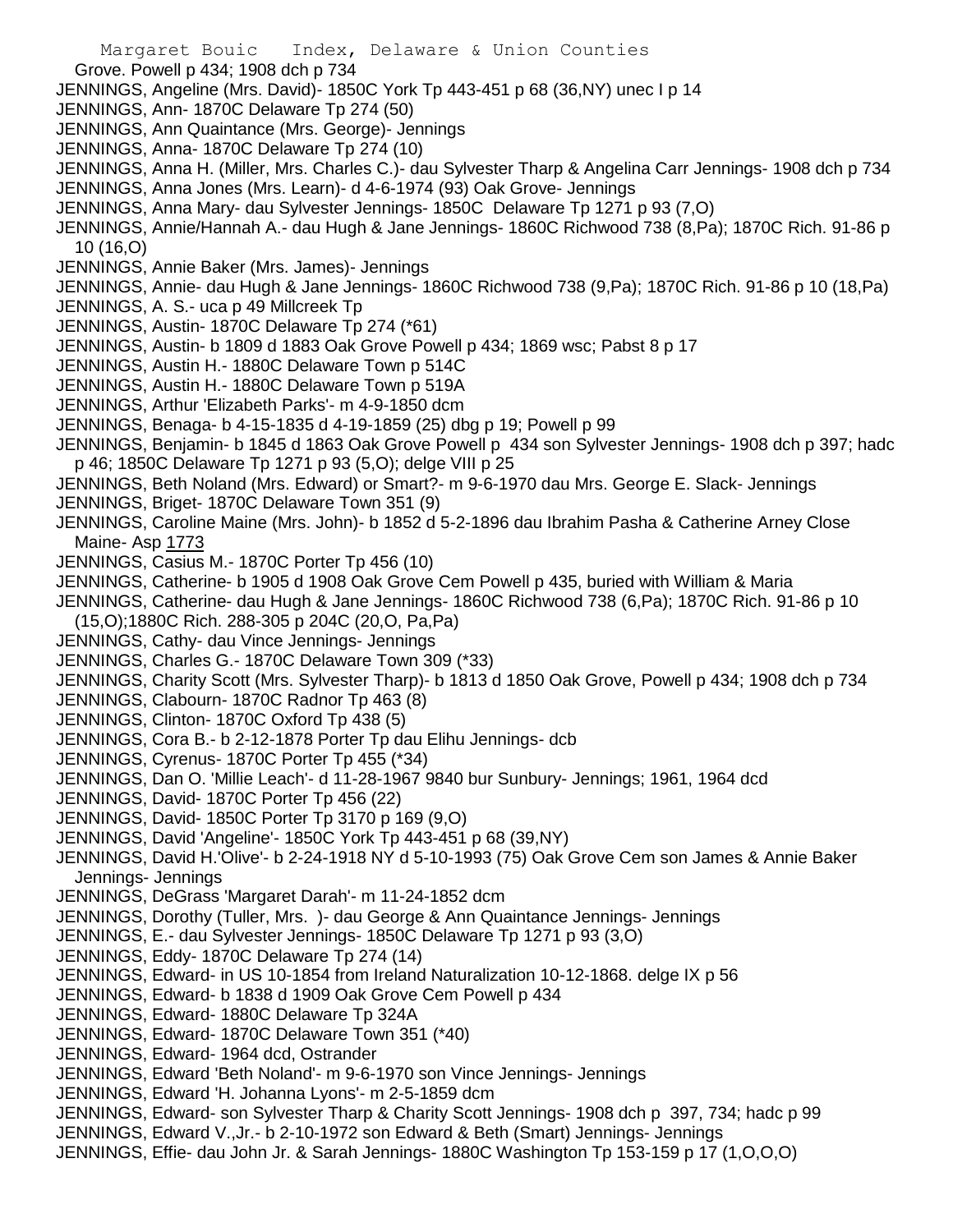Grove. Powell p 434; 1908 dch p 734

JENNINGS, Angeline (Mrs. David)- 1850C York Tp 443-451 p 68 (36,NY) unec I p 14

JENNINGS, Ann- 1870C Delaware Tp 274 (50)

JENNINGS, Ann Quaintance (Mrs. George)- Jennings

JENNINGS, Anna- 1870C Delaware Tp 274 (10)

JENNINGS, Anna H. (Miller, Mrs. Charles C.)- dau Sylvester Tharp & Angelina Carr Jennings- 1908 dch p 734

JENNINGS, Anna Jones (Mrs. Learn)- d 4-6-1974 (93) Oak Grove- Jennings

JENNINGS, Anna Mary- dau Sylvester Jennings- 1850C Delaware Tp 1271 p 93 (7,O)

JENNINGS, Annie/Hannah A.- dau Hugh & Jane Jennings- 1860C Richwood 738 (8,Pa); 1870C Rich. 91-86 p 10 (16,O)

JENNINGS, Annie Baker (Mrs. James)- Jennings

JENNINGS, Annie- dau Hugh & Jane Jennings- 1860C Richwood 738 (9,Pa); 1870C Rich. 91-86 p 10 (18,Pa)

JENNINGS, A. S.- uca p 49 Millcreek Tp

JENNINGS, Austin- 1870C Delaware Tp 274 (*61)

JENNINGS, Austin- b 1809 d 1883 Oak Grove Powell p 434; 1869 wsc; Pabst 8 p 17

JENNINGS, Austin H.- 1880C Delaware Town p 514C

JENNINGS, Austin H.- 1880C Delaware Town p 519A

JENNINGS, Arthur 'Elizabeth Parks'- m 4-9-1850 dcm

JENNINGS, Benaga- b 4-15-1835 d 4-19-1859 (25) dbg p 19; Powell p 99

JENNINGS, Benjamin- b 1845 d 1863 Oak Grove Powell p 434 son Sylvester Jennings- 1908 dch p 397; hadc p 46; 1850C Delaware Tp 1271 p 93 (5,O); delge VIII p 25

JENNINGS, Beth Noland (Mrs. Edward) or Smart?- m 9-6-1970 dau Mrs. George E. Slack- Jennings

JENNINGS, Briget- 1870C Delaware Town 351 (9)

JENNINGS, Caroline Maine (Mrs. John)- b 1852 d 5-2-1896 dau Ibrahim Pasha & Catherine Arney Close Maine- Asp 1773

JENNINGS, Casius M.- 1870C Porter Tp 456 (10)

JENNINGS, Catherine- b 1905 d 1908 Oak Grove Cem Powell p 435, buried with William & Maria

JENNINGS, Catherine- dau Hugh & Jane Jennings- 1860C Richwood 738 (6,Pa); 1870C Rich. 91-86 p 10 (15,O);1880C Rich. 288-305 p 204C (20,O, Pa,Pa)

JENNINGS, Cathy- dau Vince Jennings- Jennings

JENNINGS, Charles G.- 1870C Delaware Town 309 (*33)

JENNINGS, Charity Scott (Mrs. Sylvester Tharp)- b 1813 d 1850 Oak Grove, Powell p 434; 1908 dch p 734

JENNINGS, Clabourn- 1870C Radnor Tp 463 (8)

JENNINGS, Clinton- 1870C Oxford Tp 438 (5)

JENNINGS, Cora B.- b 2-12-1878 Porter Tp dau Elihu Jennings- dcb

JENNINGS, Cyrenus- 1870C Porter Tp 455 (*34)

JENNINGS, Dan O. 'Millie Leach'- d 11-28-1967 9840 bur Sunbury- Jennings; 1961, 1964 dcd

JENNINGS, David- 1870C Porter Tp 456 (22)

JENNINGS, David- 1850C Porter Tp 3170 p 169 (9,O)

JENNINGS, David 'Angeline'- 1850C York Tp 443-451 p 68 (39,NY)

JENNINGS, David H.'Olive'- b 2-24-1918 NY d 5-10-1993 (75) Oak Grove Cem son James & Annie Baker Jennings- Jennings

JENNINGS, DeGrass 'Margaret Darah'- m 11-24-1852 dcm

JENNINGS, Dorothy (Tuller, Mrs. )- dau George & Ann Quaintance Jennings- Jennings

JENNINGS, E.- dau Sylvester Jennings- 1850C Delaware Tp 1271 p 93 (3,O)

JENNINGS, Eddy- 1870C Delaware Tp 274 (14)

JENNINGS, Edward- in US 10-1854 from Ireland Naturalization 10-12-1868. delge IX p 56

JENNINGS, Edward- b 1838 d 1909 Oak Grove Cem Powell p 434

JENNINGS, Edward- 1880C Delaware Tp 324A

JENNINGS, Edward- 1870C Delaware Town 351 (*40)

JENNINGS, Edward- 1964 dcd, Ostrander

JENNINGS, Edward 'Beth Noland'- m 9-6-1970 son Vince Jennings- Jennings

JENNINGS, Edward 'H. Johanna Lyons'- m 2-5-1859 dcm

JENNINGS, Edward- son Sylvester Tharp & Charity Scott Jennings- 1908 dch p 397, 734; hadc p 99

JENNINGS, Edward V.,Jr.- b 2-10-1972 son Edward & Beth (Smart) Jennings- Jennings

JENNINGS, Effie- dau John Jr. & Sarah Jennings- 1880C Washington Tp 153-159 p 17 (1,O,O,O)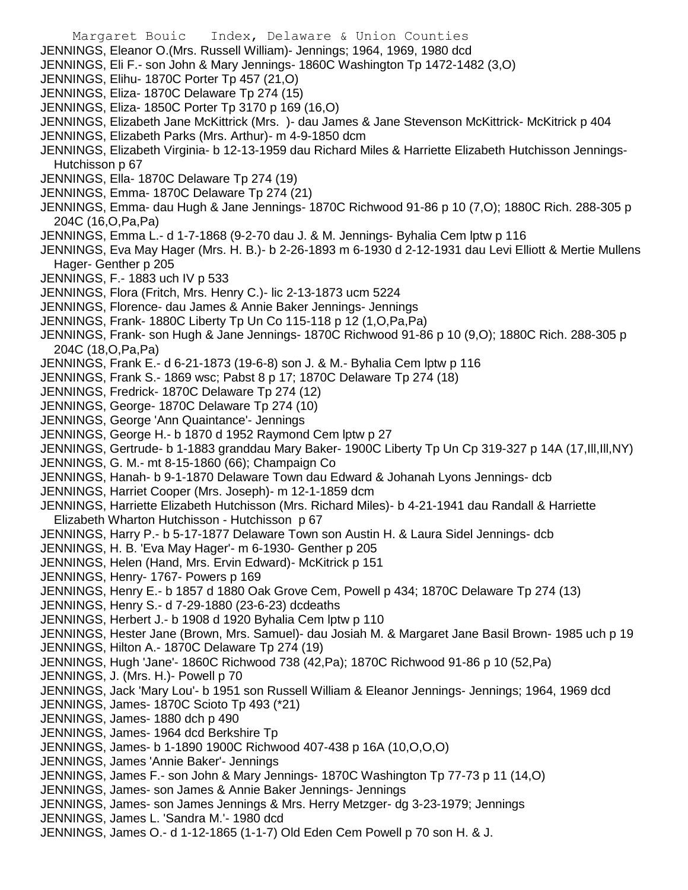JENNINGS, Eleanor O.(Mrs. Russell William)- Jennings; 1964, 1969, 1980 dcd

JENNINGS, Eli F.- son John & Mary Jennings- 1860C Washington Tp 1472-1482 (3,O)

JENNINGS, Elihu- 1870C Porter Tp 457 (21,O)

JENNINGS, Eliza- 1870C Delaware Tp 274 (15)

JENNINGS, Eliza- 1850C Porter Tp 3170 p 169 (16,O)

JENNINGS, Elizabeth Jane McKittrick (Mrs. )- dau James & Jane Stevenson McKittrick- McKitrick p 404

JENNINGS, Elizabeth Parks (Mrs. Arthur)- m 4-9-1850 dcm

JENNINGS, Elizabeth Virginia- b 12-13-1959 dau Richard Miles & Harriette Elizabeth Hutchisson Jennings- Hutchisson p 67

JENNINGS, Ella- 1870C Delaware Tp 274 (19)

JENNINGS, Emma- 1870C Delaware Tp 274 (21)

JENNINGS, Emma- dau Hugh & Jane Jennings- 1870C Richwood 91-86 p 10 (7,O); 1880C Rich. 288-305 p 204C (16,O,Pa,Pa)

JENNINGS, Emma L.- d 1-7-1868 (9-2-70 dau J. & M. Jennings- Byhalia Cem lptw p 116

JENNINGS, Eva May Hager (Mrs. H. B.)- b 2-26-1893 m 6-1930 d 2-12-1931 dau Levi Elliott & Mertie Mullens Hager- Genther p 205

JENNINGS, F.- 1883 uch IV p 533

JENNINGS, Flora (Fritch, Mrs. Henry C.)- lic 2-13-1873 ucm 5224

JENNINGS, Florence- dau James & Annie Baker Jennings- Jennings

JENNINGS, Frank- 1880C Liberty Tp Un Co 115-118 p 12 (1,O,Pa,Pa)

JENNINGS, Frank- son Hugh & Jane Jennings- 1870C Richwood 91-86 p 10 (9,O); 1880C Rich. 288-305 p 204C (18,O,Pa,Pa)

JENNINGS, Frank E.- d 6-21-1873 (19-6-8) son J. & M.- Byhalia Cem lptw p 116

JENNINGS, Frank S.- 1869 wsc; Pabst 8 p 17; 1870C Delaware Tp 274 (18)

JENNINGS, Fredrick- 1870C Delaware Tp 274 (12)

JENNINGS, George- 1870C Delaware Tp 274 (10)

JENNINGS, George 'Ann Quaintance'- Jennings

JENNINGS, George H.- b 1870 d 1952 Raymond Cem lptw p 27

JENNINGS, Gertrude- b 1-1883 granddau Mary Baker- 1900C Liberty Tp Un Cp 319-327 p 14A (17,Ill,Ill,NY)

JENNINGS, G. M.- mt 8-15-1860 (66); Champaign Co

JENNINGS, Hanah- b 9-1-1870 Delaware Town dau Edward & Johanah Lyons Jennings- dcb

JENNINGS, Harriet Cooper (Mrs. Joseph)- m 12-1-1859 dcm

JENNINGS, Harriette Elizabeth Hutchisson (Mrs. Richard Miles)- b 4-21-1941 dau Randall & Harriette Elizabeth Wharton Hutchisson - Hutchisson p 67

JENNINGS, Harry P.- b 5-17-1877 Delaware Town son Austin H. & Laura Sidel Jennings- dcb

JENNINGS, H. B. 'Eva May Hager'- m 6-1930- Genther p 205

JENNINGS, Helen (Hand, Mrs. Ervin Edward)- McKitrick p 151

JENNINGS, Henry- 1767- Powers p 169

JENNINGS, Henry E.- b 1857 d 1880 Oak Grove Cem, Powell p 434; 1870C Delaware Tp 274 (13)

JENNINGS, Henry S.- d 7-29-1880 (23-6-23) dcdeaths

JENNINGS, Herbert J.- b 1908 d 1920 Byhalia Cem lptw p 110

JENNINGS, Hester Jane (Brown, Mrs. Samuel)- dau Josiah M. & Margaret Jane Basil Brown- 1985 uch p 19

JENNINGS, Hilton A.- 1870C Delaware Tp 274 (19)

JENNINGS, Hugh 'Jane'- 1860C Richwood 738 (42,Pa); 1870C Richwood 91-86 p 10 (52,Pa)

JENNINGS, J. (Mrs. H.)- Powell p 70

JENNINGS, Jack 'Mary Lou'- b 1951 son Russell William & Eleanor Jennings- Jennings; 1964, 1969 dcd

JENNINGS, James- 1870C Scioto Tp 493 (*21)

JENNINGS, James- 1880 dch p 490

JENNINGS, James- 1964 dcd Berkshire Tp

JENNINGS, James- b 1-1890 1900C Richwood 407-438 p 16A (10,O,O,O)

JENNINGS, James 'Annie Baker'- Jennings

JENNINGS, James F.- son John & Mary Jennings- 1870C Washington Tp 77-73 p 11 (14,O)

JENNINGS, James- son James & Annie Baker Jennings- Jennings

JENNINGS, James- son James Jennings & Mrs. Herry Metzger- dg 3-23-1979; Jennings

JENNINGS, James L. 'Sandra M.'- 1980 dcd

JENNINGS, James O.- d 1-12-1865 (1-1-7) Old Eden Cem Powell p 70 son H. & J.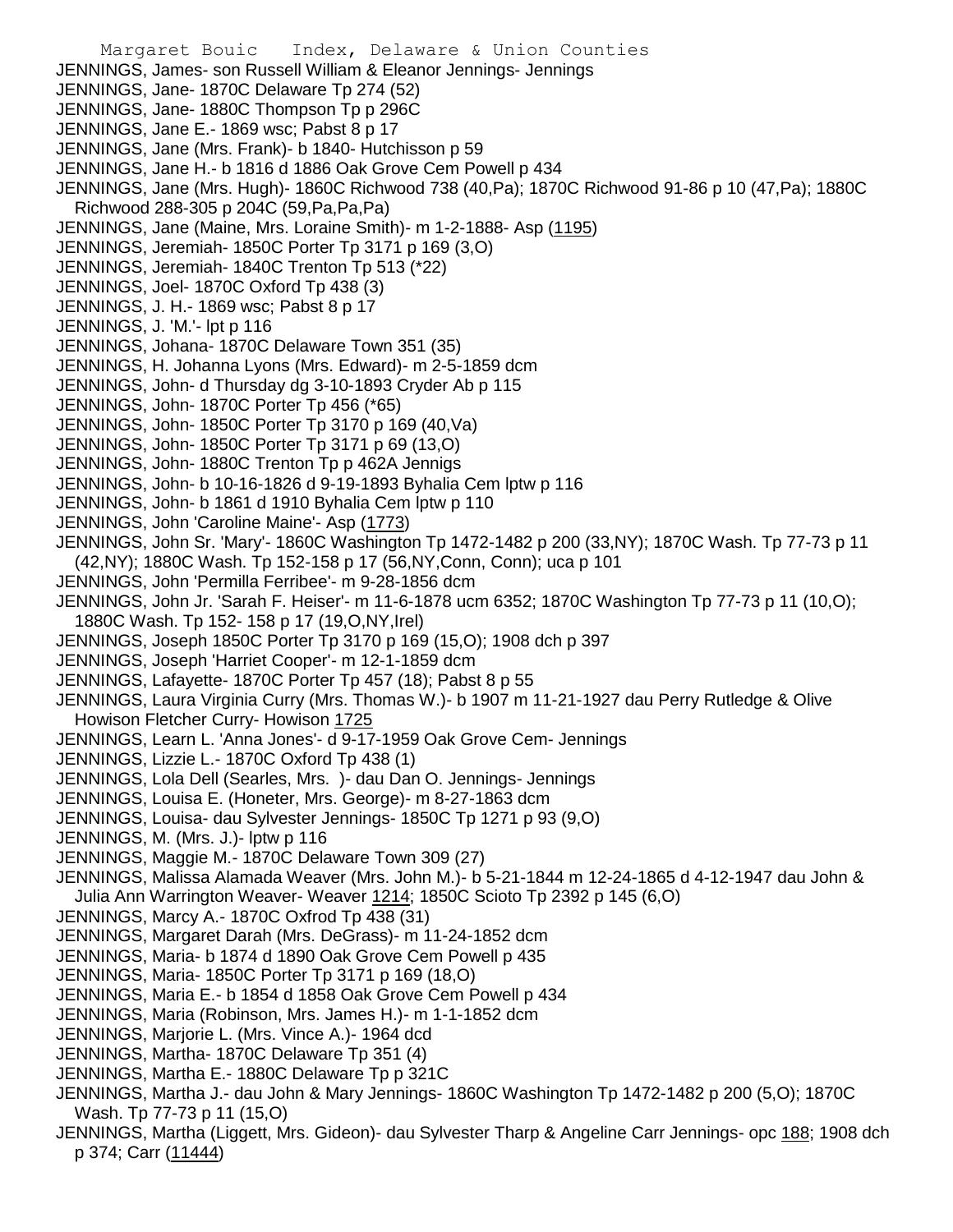JENNINGS, James- son Russell William & Eleanor Jennings- Jennings
JENNINGS, Jane- 1870C Delaware Tp 274 (52)
JENNINGS, Jane- 1880C Thompson Tp p 296C
JENNINGS, Jane E.- 1869 wsc; Pabst 8 p 17
JENNINGS, Jane (Mrs. Frank)- b 1840- Hutchisson p 59
JENNINGS, Jane H.- b 1816 d 1886 Oak Grove Cem Powell p 434
JENNINGS, Jane (Mrs. Hugh)- 1860C Richwood 738 (40,Pa); 1870C Richwood 91-86 p 10 (47,Pa); 1880C Richwood 288-305 p 204C (59,Pa,Pa,Pa)
JENNINGS, Jane (Maine, Mrs. Loraine Smith)- m 1-2-1888- Asp (1195)
JENNINGS, Jeremiah- 1850C Porter Tp 3171 p 169 (3,O)
JENNINGS, Jeremiah- 1840C Trenton Tp 513 (*22)
JENNINGS, Joel- 1870C Oxford Tp 438 (3)
JENNINGS, J. H.- 1869 wsc; Pabst 8 p 17
JENNINGS, J. 'M.'- lpt p 116
JENNINGS, Johana- 1870C Delaware Town 351 (35)
JENNINGS, H. Johanna Lyons (Mrs. Edward)- m 2-5-1859 dcm
JENNINGS, John- d Thursday dg 3-10-1893 Cryder Ab p 115
JENNINGS, John- 1870C Porter Tp 456 (*65)
JENNINGS, John- 1850C Porter Tp 3170 p 169 (40,Va)
JENNINGS, John- 1850C Porter Tp 3171 p 69 (13,O)
JENNINGS, John- 1880C Trenton Tp p 462A Jennigs
JENNINGS, John- b 10-16-1826 d 9-19-1893 Byhalia Cem lptw p 116
JENNINGS, John- b 1861 d 1910 Byhalia Cem lptw p 110
JENNINGS, John 'Caroline Maine'- Asp (1773)
JENNINGS, John Sr. 'Mary'- 1860C Washington Tp 1472-1482 p 200 (33,NY); 1870C Wash. Tp 77-73 p 11 (42,NY); 1880C Wash. Tp 152-158 p 17 (56,NY,Conn, Conn); uca p 101
JENNINGS, John 'Permilla Ferribee'- m 9-28-1856 dcm
JENNINGS, John Jr. 'Sarah F. Heiser'- m 11-6-1878 ucm 6352; 1870C Washington Tp 77-73 p 11 (10,O); 1880C Wash. Tp 152- 158 p 17 (19,O,NY,Irel)
JENNINGS, Joseph 1850C Porter Tp 3170 p 169 (15,O); 1908 dch p 397
JENNINGS, Joseph 'Harriet Cooper'- m 12-1-1859 dcm
JENNINGS, Lafayette- 1870C Porter Tp 457 (18); Pabst 8 p 55
JENNINGS, Laura Virginia Curry (Mrs. Thomas W.)- b 1907 m 11-21-1927 dau Perry Rutledge & Olive Howison Fletcher Curry- Howison 1725
JENNINGS, Learn L. 'Anna Jones'- d 9-17-1959 Oak Grove Cem- Jennings
JENNINGS, Lizzie L.- 1870C Oxford Tp 438 (1)
JENNINGS, Lola Dell (Searles, Mrs. )- dau Dan O. Jennings- Jennings
JENNINGS, Louisa E. (Honeter, Mrs. George)- m 8-27-1863 dcm
JENNINGS, Louisa- dau Sylvester Jennings- 1850C Tp 1271 p 93 (9,O)
JENNINGS, M. (Mrs. J.)- lptw p 116
JENNINGS, Maggie M.- 1870C Delaware Town 309 (27)
JENNINGS, Malissa Alamada Weaver (Mrs. John M.)- b 5-21-1844 m 12-24-1865 d 4-12-1947 dau John & Julia Ann Warrington Weaver- Weaver 1214; 1850C Scioto Tp 2392 p 145 (6,O)
JENNINGS, Marcy A.- 1870C Oxfrod Tp 438 (31)
JENNINGS, Margaret Darah (Mrs. DeGrass)- m 11-24-1852 dcm
JENNINGS, Maria- b 1874 d 1890 Oak Grove Cem Powell p 435
JENNINGS, Maria- 1850C Porter Tp 3171 p 169 (18,O)
JENNINGS, Maria E.- b 1854 d 1858 Oak Grove Cem Powell p 434
JENNINGS, Maria (Robinson, Mrs. James H.)- m 1-1-1852 dcm
JENNINGS, Marjorie L. (Mrs. Vince A.)- 1964 dcd
JENNINGS, Martha- 1870C Delaware Tp 351 (4)
JENNINGS, Martha E.- 1880C Delaware Tp p 321C
JENNINGS, Martha J.- dau John & Mary Jennings- 1860C Washington Tp 1472-1482 p 200 (5,O); 1870C Wash. Tp 77-73 p 11 (15,O)
JENNINGS, Martha (Liggett, Mrs. Gideon)- dau Sylvester Tharp & Angeline Carr Jennings- opc 188; 1908 dch p 374; Carr (11444)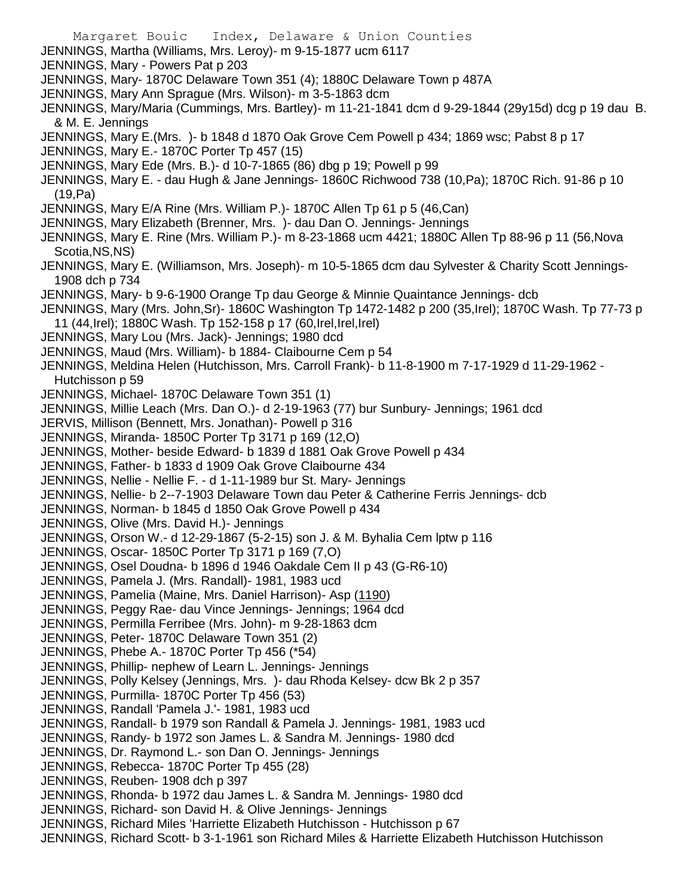JENNINGS, Martha (Williams, Mrs. Leroy)- m 9-15-1877 ucm 6117
JENNINGS, Mary - Powers Pat p 203
JENNINGS, Mary- 1870C Delaware Town 351 (4); 1880C Delaware Town p 487A
JENNINGS, Mary Ann Sprague (Mrs. Wilson)- m 3-5-1863 dcm
JENNINGS, Mary/Maria (Cummings, Mrs. Bartley)- m 11-21-1841 dcm d 9-29-1844 (29y15d) dcg p 19 dau B. & M. E. Jennings
JENNINGS, Mary E.(Mrs. )- b 1848 d 1870 Oak Grove Cem Powell p 434; 1869 wsc; Pabst 8 p 17
JENNINGS, Mary E.- 1870C Porter Tp 457 (15)
JENNINGS, Mary Ede (Mrs. B.)- d 10-7-1865 (86) dbg p 19; Powell p 99
JENNINGS, Mary E. - dau Hugh & Jane Jennings- 1860C Richwood 738 (10,Pa); 1870C Rich. 91-86 p 10 (19,Pa)
JENNINGS, Mary E/A Rine (Mrs. William P.)- 1870C Allen Tp 61 p 5 (46,Can)
JENNINGS, Mary Elizabeth (Brenner, Mrs. )- dau Dan O. Jennings- Jennings
JENNINGS, Mary E. Rine (Mrs. William P.)- m 8-23-1868 ucm 4421; 1880C Allen Tp 88-96 p 11 (56,Nova Scotia,NS,NS)
JENNINGS, Mary E. (Williamson, Mrs. Joseph)- m 10-5-1865 dcm dau Sylvester & Charity Scott Jennings- 1908 dch p 734
JENNINGS, Mary- b 9-6-1900 Orange Tp dau George & Minnie Quaintance Jennings- dcb
JENNINGS, Mary (Mrs. John,Sr)- 1860C Washington Tp 1472-1482 p 200 (35,Irel); 1870C Wash. Tp 77-73 p 11 (44,Irel); 1880C Wash. Tp 152-158 p 17 (60,Irel,Irel,Irel)
JENNINGS, Mary Lou (Mrs. Jack)- Jennings; 1980 dcd
JENNINGS, Maud (Mrs. William)- b 1884- Claibourne Cem p 54
JENNINGS, Meldina Helen (Hutchisson, Mrs. Carroll Frank)- b 11-8-1900 m 7-17-1929 d 11-29-1962 - Hutchisson p 59
JENNINGS, Michael- 1870C Delaware Town 351 (1)
JENNINGS, Millie Leach (Mrs. Dan O.)- d 2-19-1963 (77) bur Sunbury- Jennings; 1961 dcd
JERVIS, Millison (Bennett, Mrs. Jonathan)- Powell p 316
JENNINGS, Miranda- 1850C Porter Tp 3171 p 169 (12,O)
JENNINGS, Mother- beside Edward- b 1839 d 1881 Oak Grove Powell p 434
JENNINGS, Father- b 1833 d 1909 Oak Grove Claibourne 434
JENNINGS, Nellie - Nellie F. - d 1-11-1989 bur St. Mary- Jennings
JENNINGS, Nellie- b 2--7-1903 Delaware Town dau Peter & Catherine Ferris Jennings- dcb
JENNINGS, Norman- b 1845 d 1850 Oak Grove Powell p 434
JENNINGS, Olive (Mrs. David H.)- Jennings
JENNINGS, Orson W.- d 12-29-1867 (5-2-15) son J. & M. Byhalia Cem lptw p 116
JENNINGS, Oscar- 1850C Porter Tp 3171 p 169 (7,O)
JENNINGS, Osel Doudna- b 1896 d 1946 Oakdale Cem II p 43 (G-R6-10)
JENNINGS, Pamela J. (Mrs. Randall)- 1981, 1983 ucd
JENNINGS, Pamelia (Maine, Mrs. Daniel Harrison)- Asp (1190)
JENNINGS, Peggy Rae- dau Vince Jennings- Jennings; 1964 dcd
JENNINGS, Permilla Ferribee (Mrs. John)- m 9-28-1863 dcm
JENNINGS, Peter- 1870C Delaware Town 351 (2)
JENNINGS, Phebe A.- 1870C Porter Tp 456 (*54)
JENNINGS, Phillip- nephew of Learn L. Jennings- Jennings
JENNINGS, Polly Kelsey (Jennings, Mrs. )- dau Rhoda Kelsey- dcw Bk 2 p 357
JENNINGS, Purmilla- 1870C Porter Tp 456 (53)
JENNINGS, Randall 'Pamela J.'- 1981, 1983 ucd
JENNINGS, Randall- b 1979 son Randall & Pamela J. Jennings- 1981, 1983 ucd
JENNINGS, Randy- b 1972 son James L. & Sandra M. Jennings- 1980 dcd
JENNINGS, Dr. Raymond L.- son Dan O. Jennings- Jennings
JENNINGS, Rebecca- 1870C Porter Tp 455 (28)
JENNINGS, Reuben- 1908 dch p 397
JENNINGS, Rhonda- b 1972 dau James L. & Sandra M. Jennings- 1980 dcd
JENNINGS, Richard- son David H. & Olive Jennings- Jennings
JENNINGS, Richard Miles 'Harriette Elizabeth Hutchisson - Hutchisson p 67
JENNINGS, Richard Scott- b 3-1-1961 son Richard Miles & Harriette Elizabeth Hutchisson Hutchisson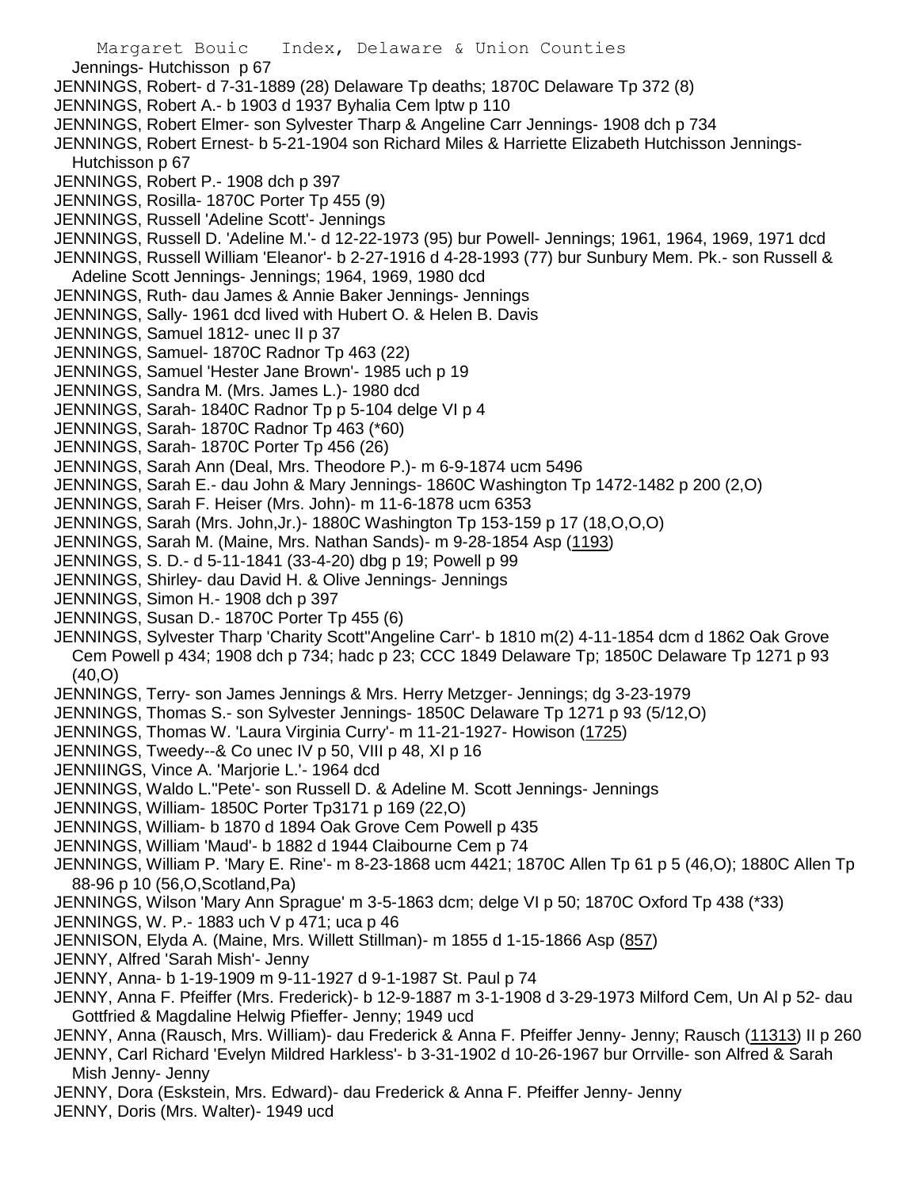Jennings- Hutchisson p 67

JENNINGS, Robert- d 7-31-1889 (28) Delaware Tp deaths; 1870C Delaware Tp 372 (8)

JENNINGS, Robert A.- b 1903 d 1937 Byhalia Cem lptw p 110

JENNINGS, Robert Elmer- son Sylvester Tharp & Angeline Carr Jennings- 1908 dch p 734

JENNINGS, Robert Ernest- b 5-21-1904 son Richard Miles & Harriette Elizabeth Hutchisson Jennings- Hutchisson p 67

JENNINGS, Robert P.- 1908 dch p 397

JENNINGS, Rosilla- 1870C Porter Tp 455 (9)

JENNINGS, Russell 'Adeline Scott'- Jennings

JENNINGS, Russell D. 'Adeline M.'- d 12-22-1973 (95) bur Powell- Jennings; 1961, 1964, 1969, 1971 dcd

JENNINGS, Russell William 'Eleanor'- b 2-27-1916 d 4-28-1993 (77) bur Sunbury Mem. Pk.- son Russell & Adeline Scott Jennings- Jennings; 1964, 1969, 1980 dcd

JENNINGS, Ruth- dau James & Annie Baker Jennings- Jennings

JENNINGS, Sally- 1961 dcd lived with Hubert O. & Helen B. Davis

JENNINGS, Samuel 1812- unec II p 37

JENNINGS, Samuel- 1870C Radnor Tp 463 (22)

JENNINGS, Samuel 'Hester Jane Brown'- 1985 uch p 19

JENNINGS, Sandra M. (Mrs. James L.)- 1980 dcd

JENNINGS, Sarah- 1840C Radnor Tp p 5-104 delge VI p 4

JENNINGS, Sarah- 1870C Radnor Tp 463 (*60)

JENNINGS, Sarah- 1870C Porter Tp 456 (26)

JENNINGS, Sarah Ann (Deal, Mrs. Theodore P.)- m 6-9-1874 ucm 5496

JENNINGS, Sarah E.- dau John & Mary Jennings- 1860C Washington Tp 1472-1482 p 200 (2,O)

JENNINGS, Sarah F. Heiser (Mrs. John)- m 11-6-1878 ucm 6353

JENNINGS, Sarah (Mrs. John,Jr.)- 1880C Washington Tp 153-159 p 17 (18,O,O,O)

JENNINGS, Sarah M. (Maine, Mrs. Nathan Sands)- m 9-28-1854 Asp (1193)

JENNINGS, S. D.- d 5-11-1841 (33-4-20) dbg p 19; Powell p 99

JENNINGS, Shirley- dau David H. & Olive Jennings- Jennings

JENNINGS, Simon H.- 1908 dch p 397

JENNINGS, Susan D.- 1870C Porter Tp 455 (6)

JENNINGS, Sylvester Tharp 'Charity Scott''Angeline Carr'- b 1810 m(2) 4-11-1854 dcm d 1862 Oak Grove Cem Powell p 434; 1908 dch p 734; hadc p 23; CCC 1849 Delaware Tp; 1850C Delaware Tp 1271 p 93 (40,O)

JENNINGS, Terry- son James Jennings & Mrs. Herry Metzger- Jennings; dg 3-23-1979

JENNINGS, Thomas S.- son Sylvester Jennings- 1850C Delaware Tp 1271 p 93 (5/12,O)

JENNINGS, Thomas W. 'Laura Virginia Curry'- m 11-21-1927- Howison (1725)

JENNINGS, Tweedy--& Co unec IV p 50, VIII p 48, XI p 16

JENNIINGS, Vince A. 'Marjorie L.'- 1964 dcd

JENNINGS, Waldo L."Pete'- son Russell D. & Adeline M. Scott Jennings- Jennings

JENNINGS, William- 1850C Porter Tp3171 p 169 (22,O)

JENNINGS, William- b 1870 d 1894 Oak Grove Cem Powell p 435

JENNINGS, William 'Maud'- b 1882 d 1944 Claibourne Cem p 74

JENNINGS, William P. 'Mary E. Rine'- m 8-23-1868 ucm 4421; 1870C Allen Tp 61 p 5 (46,O); 1880C Allen Tp 88-96 p 10 (56,O,Scotland,Pa)

JENNINGS, Wilson 'Mary Ann Sprague' m 3-5-1863 dcm; delge VI p 50; 1870C Oxford Tp 438 (*33)

JENNINGS, W. P.- 1883 uch V p 471; uca p 46

JENNISON, Elyda A. (Maine, Mrs. Willett Stillman)- m 1855 d 1-15-1866 Asp (857)

JENNY, Alfred 'Sarah Mish'- Jenny

JENNY, Anna- b 1-19-1909 m 9-11-1927 d 9-1-1987 St. Paul p 74

JENNY, Anna F. Pfeiffer (Mrs. Frederick)- b 12-9-1887 m 3-1-1908 d 3-29-1973 Milford Cem, Un Al p 52- dau Gottfried & Magdaline Helwig Pfieffer- Jenny; 1949 ucd

JENNY, Anna (Rausch, Mrs. William)- dau Frederick & Anna F. Pfeiffer Jenny- Jenny; Rausch (11313) II p 260

JENNY, Carl Richard 'Evelyn Mildred Harkless'- b 3-31-1902 d 10-26-1967 bur Orrville- son Alfred & Sarah Mish Jenny- Jenny

JENNY, Dora (Eskstein, Mrs. Edward)- dau Frederick & Anna F. Pfeiffer Jenny- Jenny

JENNY, Doris (Mrs. Walter)- 1949 ucd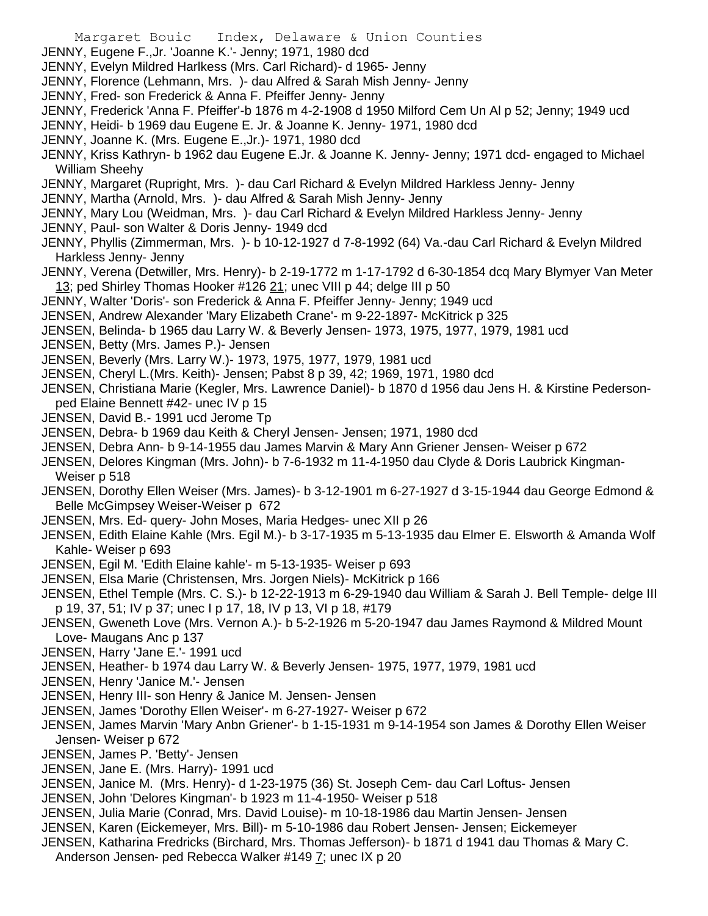JENNY, Eugene F.,Jr. 'Joanne K.'- Jenny; 1971, 1980 dcd
JENNY, Evelyn Mildred Harlkess (Mrs. Carl Richard)- d 1965- Jenny
JENNY, Florence (Lehmann, Mrs. )- dau Alfred & Sarah Mish Jenny- Jenny
JENNY, Fred- son Frederick & Anna F. Pfeiffer Jenny- Jenny
JENNY, Frederick 'Anna F. Pfeiffer'-b 1876 m 4-2-1908 d 1950 Milford Cem Un Al p 52; Jenny; 1949 ucd
JENNY, Heidi- b 1969 dau Eugene E. Jr. & Joanne K. Jenny- 1971, 1980 dcd
JENNY, Joanne K. (Mrs. Eugene E.,Jr.)- 1971, 1980 dcd
JENNY, Kriss Kathryn- b 1962 dau Eugene E.Jr. & Joanne K. Jenny- Jenny; 1971 dcd- engaged to Michael William Sheehy
JENNY, Margaret (Rupright, Mrs. )- dau Carl Richard & Evelyn Mildred Harkless Jenny- Jenny
JENNY, Martha (Arnold, Mrs. )- dau Alfred & Sarah Mish Jenny- Jenny
JENNY, Mary Lou (Weidman, Mrs. )- dau Carl Richard & Evelyn Mildred Harkless Jenny- Jenny
JENNY, Paul- son Walter & Doris Jenny- 1949 dcd
JENNY, Phyllis (Zimmerman, Mrs. )- b 10-12-1927 d 7-8-1992 (64) Va.-dau Carl Richard & Evelyn Mildred Harkless Jenny- Jenny
JENNY, Verena (Detwiller, Mrs. Henry)- b 2-19-1772 m 1-17-1792 d 6-30-1854 dcq Mary Blymyer Van Meter 13; ped Shirley Thomas Hooker #126 21; unec VIII p 44; delge III p 50
JENNY, Walter 'Doris'- son Frederick & Anna F. Pfeiffer Jenny- Jenny; 1949 ucd
JENSEN, Andrew Alexander 'Mary Elizabeth Crane'- m 9-22-1897- McKitrick p 325
JENSEN, Belinda- b 1965 dau Larry W. & Beverly Jensen- 1973, 1975, 1977, 1979, 1981 ucd
JENSEN, Betty (Mrs. James P.)- Jensen
JENSEN, Beverly (Mrs. Larry W.)- 1973, 1975, 1977, 1979, 1981 ucd
JENSEN, Cheryl L.(Mrs. Keith)- Jensen; Pabst 8 p 39, 42; 1969, 1971, 1980 dcd
JENSEN, Christiana Marie (Kegler, Mrs. Lawrence Daniel)- b 1870 d 1956 dau Jens H. & Kirstine Pederson- ped Elaine Bennett #42- unec IV p 15
JENSEN, David B.- 1991 ucd Jerome Tp
JENSEN, Debra- b 1969 dau Keith & Cheryl Jensen- Jensen; 1971, 1980 dcd
JENSEN, Debra Ann- b 9-14-1955 dau James Marvin & Mary Ann Griener Jensen- Weiser p 672
JENSEN, Delores Kingman (Mrs. John)- b 7-6-1932 m 11-4-1950 dau Clyde & Doris Laubrick Kingman- Weiser p 518
JENSEN, Dorothy Ellen Weiser (Mrs. James)- b 3-12-1901 m 6-27-1927 d 3-15-1944 dau George Edmond & Belle McGimpsey Weiser-Weiser p 672
JENSEN, Mrs. Ed- query- John Moses, Maria Hedges- unec XII p 26
JENSEN, Edith Elaine Kahle (Mrs. Egil M.)- b 3-17-1935 m 5-13-1935 dau Elmer E. Elsworth & Amanda Wolf Kahle- Weiser p 693
JENSEN, Egil M. 'Edith Elaine kahle'- m 5-13-1935- Weiser p 693
JENSEN, Elsa Marie (Christensen, Mrs. Jorgen Niels)- McKitrick p 166
JENSEN, Ethel Temple (Mrs. C. S.)- b 12-22-1913 m 6-29-1940 dau William & Sarah J. Bell Temple- delge III p 19, 37, 51; IV p 37; unec I p 17, 18, IV p 13, VI p 18, #179
JENSEN, Gweneth Love (Mrs. Vernon A.)- b 5-2-1926 m 5-20-1947 dau James Raymond & Mildred Mount Love- Maugans Anc p 137
JENSEN, Harry 'Jane E.'- 1991 ucd
JENSEN, Heather- b 1974 dau Larry W. & Beverly Jensen- 1975, 1977, 1979, 1981 ucd
JENSEN, Henry 'Janice M.'- Jensen
JENSEN, Henry III- son Henry & Janice M. Jensen- Jensen
JENSEN, James 'Dorothy Ellen Weiser'- m 6-27-1927- Weiser p 672
JENSEN, James Marvin 'Mary Anbn Griener'- b 1-15-1931 m 9-14-1954 son James & Dorothy Ellen Weiser Jensen- Weiser p 672
JENSEN, James P. 'Betty'- Jensen
JENSEN, Jane E. (Mrs. Harry)- 1991 ucd
JENSEN, Janice M. (Mrs. Henry)- d 1-23-1975 (36) St. Joseph Cem- dau Carl Loftus- Jensen
JENSEN, John 'Delores Kingman'- b 1923 m 11-4-1950- Weiser p 518
JENSEN, Julia Marie (Conrad, Mrs. David Louise)- m 10-18-1986 dau Martin Jensen- Jensen
JENSEN, Karen (Eickemeyer, Mrs. Bill)- m 5-10-1986 dau Robert Jensen- Jensen; Eickemeyer
JENSEN, Katharina Fredricks (Birchard, Mrs. Thomas Jefferson)- b 1871 d 1941 dau Thomas & Mary C. Anderson Jensen- ped Rebecca Walker #149 7; unec IX p 20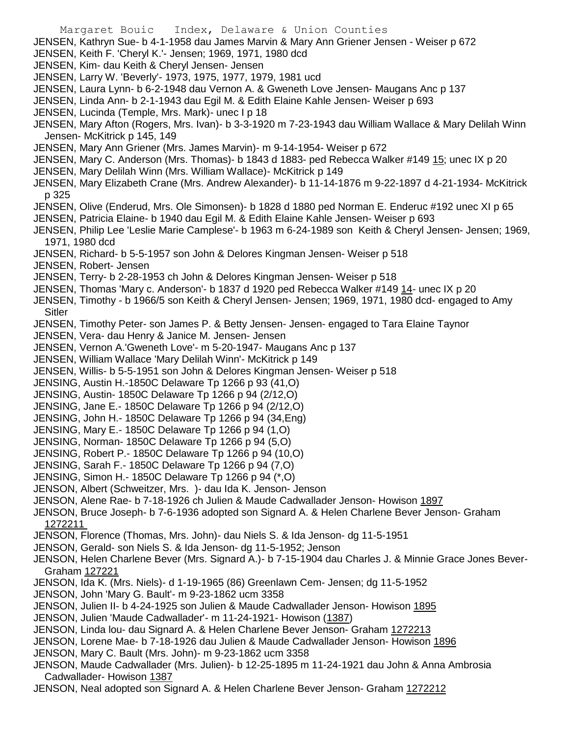JENSEN, Kathryn Sue- b 4-1-1958 dau James Marvin & Mary Ann Griener Jensen - Weiser p 672

JENSEN, Keith F. 'Cheryl K.'- Jensen; 1969, 1971, 1980 dcd

JENSEN, Kim- dau Keith & Cheryl Jensen- Jensen

JENSEN, Larry W. 'Beverly'- 1973, 1975, 1977, 1979, 1981 ucd

JENSEN, Laura Lynn- b 6-2-1948 dau Vernon A. & Gweneth Love Jensen- Maugans Anc p 137

JENSEN, Linda Ann- b 2-1-1943 dau Egil M. & Edith Elaine Kahle Jensen- Weiser p 693

JENSEN, Lucinda (Temple, Mrs. Mark)- unec I p 18

JENSEN, Mary Afton (Rogers, Mrs. Ivan)- b 3-3-1920 m 7-23-1943 dau William Wallace & Mary Delilah Winn Jensen- McKitrick p 145, 149

JENSEN, Mary Ann Griener (Mrs. James Marvin)- m 9-14-1954- Weiser p 672

JENSEN, Mary C. Anderson (Mrs. Thomas)- b 1843 d 1883- ped Rebecca Walker #149 15; unec IX p 20

JENSEN, Mary Delilah Winn (Mrs. William Wallace)- McKitrick p 149

JENSEN, Mary Elizabeth Crane (Mrs. Andrew Alexander)- b 11-14-1876 m 9-22-1897 d 4-21-1934- McKitrick p 325

JENSEN, Olive (Enderud, Mrs. Ole Simonsen)- b 1828 d 1880 ped Norman E. Enderuc #192 unec XI p 65

JENSEN, Patricia Elaine- b 1940 dau Egil M. & Edith Elaine Kahle Jensen- Weiser p 693

JENSEN, Philip Lee 'Leslie Marie Camplese'- b 1963 m 6-24-1989 son Keith & Cheryl Jensen- Jensen; 1969, 1971, 1980 dcd

JENSEN, Richard- b 5-5-1957 son John & Delores Kingman Jensen- Weiser p 518

JENSEN, Robert- Jensen

JENSEN, Terry- b 2-28-1953 ch John & Delores Kingman Jensen- Weiser p 518

JENSEN, Thomas 'Mary c. Anderson'- b 1837 d 1920 ped Rebecca Walker #149 14- unec IX p 20

JENSEN, Timothy - b 1966/5 son Keith & Cheryl Jensen- Jensen; 1969, 1971, 1980 dcd- engaged to Amy Sitler

JENSEN, Timothy Peter- son James P. & Betty Jensen- Jensen- engaged to Tara Elaine Taynor

JENSEN, Vera- dau Henry & Janice M. Jensen- Jensen

JENSEN, Vernon A.'Gweneth Love'- m 5-20-1947- Maugans Anc p 137

JENSEN, William Wallace 'Mary Delilah Winn'- McKitrick p 149

JENSEN, Willis- b 5-5-1951 son John & Delores Kingman Jensen- Weiser p 518

JENSING, Austin H.-1850C Delaware Tp 1266 p 93 (41,O)

JENSING, Austin- 1850C Delaware Tp 1266 p 94 (2/12,O)

JENSING, Jane E.- 1850C Delaware Tp 1266 p 94 (2/12,O)

JENSING, John H.- 1850C Delaware Tp 1266 p 94 (34,Eng)

JENSING, Mary E.- 1850C Delaware Tp 1266 p 94 (1,O)

JENSING, Norman- 1850C Delaware Tp 1266 p 94 (5,O)

JENSING, Robert P.- 1850C Delaware Tp 1266 p 94 (10,O)

JENSING, Sarah F.- 1850C Delaware Tp 1266 p 94 (7,O)

JENSING, Simon H.- 1850C Delaware Tp 1266 p 94 (*,O)

JENSON, Albert (Schweitzer, Mrs. )- dau Ida K. Jenson- Jenson

JENSON, Alene Rae- b 7-18-1926 ch Julien & Maude Cadwallader Jenson- Howison 1897

JENSON, Bruce Joseph- b 7-6-1936 adopted son Signard A. & Helen Charlene Bever Jenson- Graham 1272211

JENSON, Florence (Thomas, Mrs. John)- dau Niels S. & Ida Jenson- dg 11-5-1951

JENSON, Gerald- son Niels S. & Ida Jenson- dg 11-5-1952; Jenson

JENSON, Helen Charlene Bever (Mrs. Signard A.)- b 7-15-1904 dau Charles J. & Minnie Grace Jones Bever- Graham 127221

JENSON, Ida K. (Mrs. Niels)- d 1-19-1965 (86) Greenlawn Cem- Jensen; dg 11-5-1952

JENSON, John 'Mary G. Bault'- m 9-23-1862 ucm 3358

JENSON, Julien II- b 4-24-1925 son Julien & Maude Cadwallader Jenson- Howison 1895

JENSON, Julien 'Maude Cadwallader'- m 11-24-1921- Howison (1387)

JENSON, Linda lou- dau Signard A. & Helen Charlene Bever Jenson- Graham 1272213

JENSON, Lorene Mae- b 7-18-1926 dau Julien & Maude Cadwallader Jenson- Howison 1896

JENSON, Mary C. Bault (Mrs. John)- m 9-23-1862 ucm 3358

JENSON, Maude Cadwallader (Mrs. Julien)- b 12-25-1895 m 11-24-1921 dau John & Anna Ambrosia Cadwallader- Howison 1387

JENSON, Neal adopted son Signard A. & Helen Charlene Bever Jenson- Graham 1272212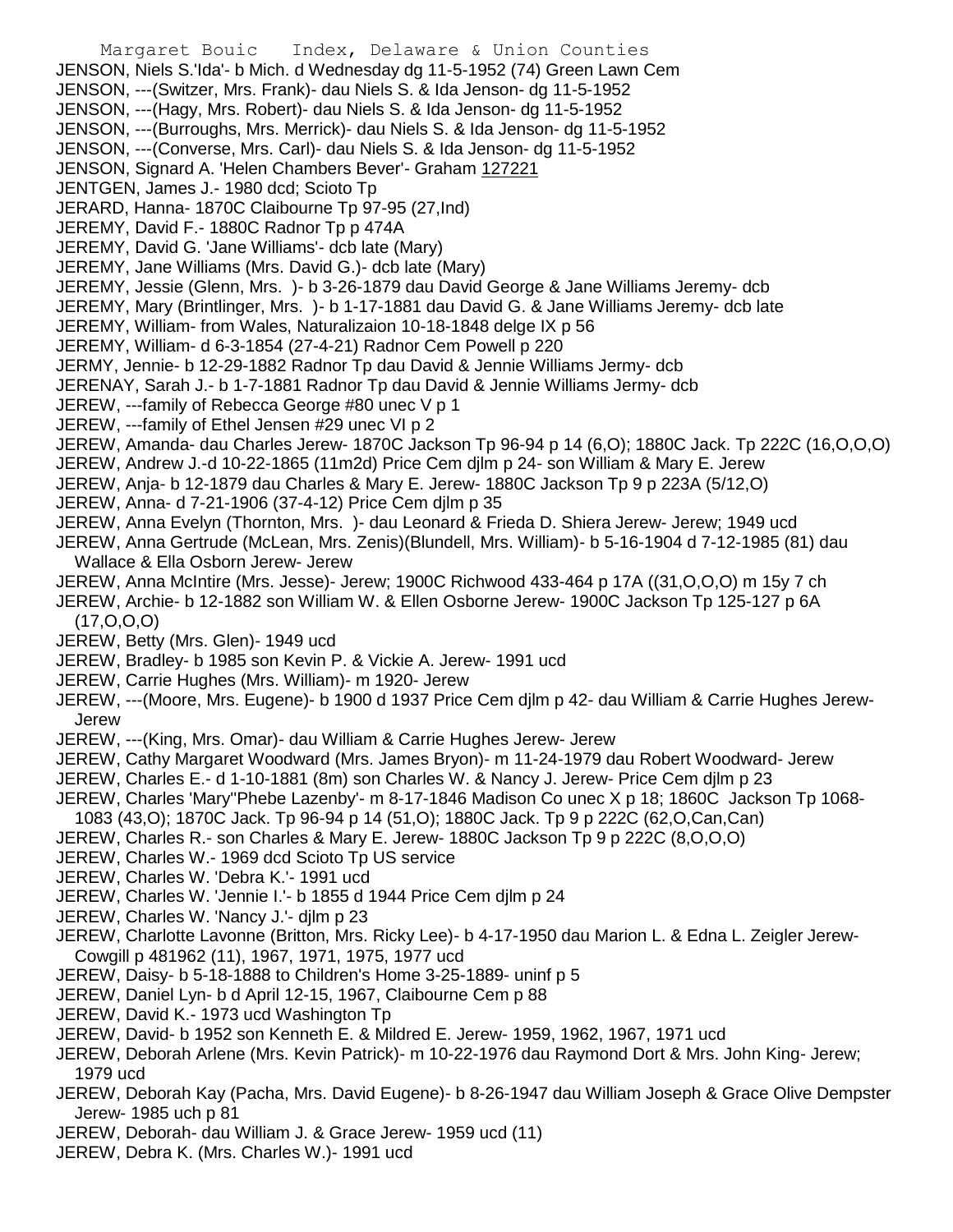JENSON, Niels S.'Ida'- b Mich. d Wednesday dg 11-5-1952 (74) Green Lawn Cem

JENSON, ---(Switzer, Mrs. Frank)- dau Niels S. & Ida Jenson- dg 11-5-1952

JENSON, ---(Hagy, Mrs. Robert)- dau Niels S. & Ida Jenson- dg 11-5-1952

JENSON, ---(Burroughs, Mrs. Merrick)- dau Niels S. & Ida Jenson- dg 11-5-1952

JENSON, ---(Converse, Mrs. Carl)- dau Niels S. & Ida Jenson- dg 11-5-1952

JENSON, Signard A. 'Helen Chambers Bever'- Graham 127221

JENTGEN, James J.- 1980 dcd; Scioto Tp

JERARD, Hanna- 1870C Claibourne Tp 97-95 (27,Ind)

JEREMY, David F.- 1880C Radnor Tp p 474A

JEREMY, David G. 'Jane Williams'- dcb late (Mary)

JEREMY, Jane Williams (Mrs. David G.)- dcb late (Mary)

JEREMY, Jessie (Glenn, Mrs. )- b 3-26-1879 dau David George & Jane Williams Jeremy- dcb

JEREMY, Mary (Brintlinger, Mrs. )- b 1-17-1881 dau David G. & Jane Williams Jeremy- dcb late

JEREMY, William- from Wales, Naturalizaion 10-18-1848 delge IX p 56

JEREMY, William- d 6-3-1854 (27-4-21) Radnor Cem Powell p 220

JERMY, Jennie- b 12-29-1882 Radnor Tp dau David & Jennie Williams Jermy- dcb

JERENAY, Sarah J.- b 1-7-1881 Radnor Tp dau David & Jennie Williams Jermy- dcb

JEREW, ---family of Rebecca George #80 unec V p 1

JEREW, ---family of Ethel Jensen #29 unec VI p 2

JEREW, Amanda- dau Charles Jerew- 1870C Jackson Tp 96-94 p 14 (6,O); 1880C Jack. Tp 222C (16,O,O,O)

JEREW, Andrew J.-d 10-22-1865 (11m2d) Price Cem djlm p 24- son William & Mary E. Jerew

JEREW, Anja- b 12-1879 dau Charles & Mary E. Jerew- 1880C Jackson Tp 9 p 223A (5/12,O)

JEREW, Anna- d 7-21-1906 (37-4-12) Price Cem djlm p 35

JEREW, Anna Evelyn (Thornton, Mrs. )- dau Leonard & Frieda D. Shiera Jerew- Jerew; 1949 ucd

JEREW, Anna Gertrude (McLean, Mrs. Zenis)(Blundell, Mrs. William)- b 5-16-1904 d 7-12-1985 (81) dau Wallace & Ella Osborn Jerew- Jerew

JEREW, Anna McIntire (Mrs. Jesse)- Jerew; 1900C Richwood 433-464 p 17A ((31,O,O,O) m 15y 7 ch

JEREW, Archie- b 12-1882 son William W. & Ellen Osborne Jerew- 1900C Jackson Tp 125-127 p 6A (17,O,O,O)

JEREW, Betty (Mrs. Glen)- 1949 ucd

JEREW, Bradley- b 1985 son Kevin P. & Vickie A. Jerew- 1991 ucd

JEREW, Carrie Hughes (Mrs. William)- m 1920- Jerew

JEREW, ---(Moore, Mrs. Eugene)- b 1900 d 1937 Price Cem djlm p 42- dau William & Carrie Hughes Jerew- Jerew

JEREW, ---(King, Mrs. Omar)- dau William & Carrie Hughes Jerew- Jerew

JEREW, Cathy Margaret Woodward (Mrs. James Bryon)- m 11-24-1979 dau Robert Woodward- Jerew

JEREW, Charles E.- d 1-10-1881 (8m) son Charles W. & Nancy J. Jerew- Price Cem djlm p 23

JEREW, Charles 'Mary''Phebe Lazenby'- m 8-17-1846 Madison Co unec X p 18; 1860C Jackson Tp 1068-1083 (43,O); 1870C Jack. Tp 96-94 p 14 (51,O); 1880C Jack. Tp 9 p 222C (62,O,Can,Can)

JEREW, Charles R.- son Charles & Mary E. Jerew- 1880C Jackson Tp 9 p 222C (8,O,O,O)

JEREW, Charles W.- 1969 dcd Scioto Tp US service

JEREW, Charles W. 'Debra K.'- 1991 ucd

JEREW, Charles W. 'Jennie I.'- b 1855 d 1944 Price Cem djlm p 24

JEREW, Charles W. 'Nancy J.'- djlm p 23

JEREW, Charlotte Lavonne (Britton, Mrs. Ricky Lee)- b 4-17-1950 dau Marion L. & Edna L. Zeigler Jerew- Cowgill p 481962 (11), 1967, 1971, 1975, 1977 ucd

JEREW, Daisy- b 5-18-1888 to Children's Home 3-25-1889- uninf p 5

JEREW, Daniel Lyn- b d April 12-15, 1967, Claibourne Cem p 88

JEREW, David K.- 1973 ucd Washington Tp

JEREW, David- b 1952 son Kenneth E. & Mildred E. Jerew- 1959, 1962, 1967, 1971 ucd

JEREW, Deborah Arlene (Mrs. Kevin Patrick)- m 10-22-1976 dau Raymond Dort & Mrs. John King- Jerew; 1979 ucd

JEREW, Deborah Kay (Pacha, Mrs. David Eugene)- b 8-26-1947 dau William Joseph & Grace Olive Dempster Jerew- 1985 uch p 81

JEREW, Deborah- dau William J. & Grace Jerew- 1959 ucd (11)

JEREW, Debra K. (Mrs. Charles W.)- 1991 ucd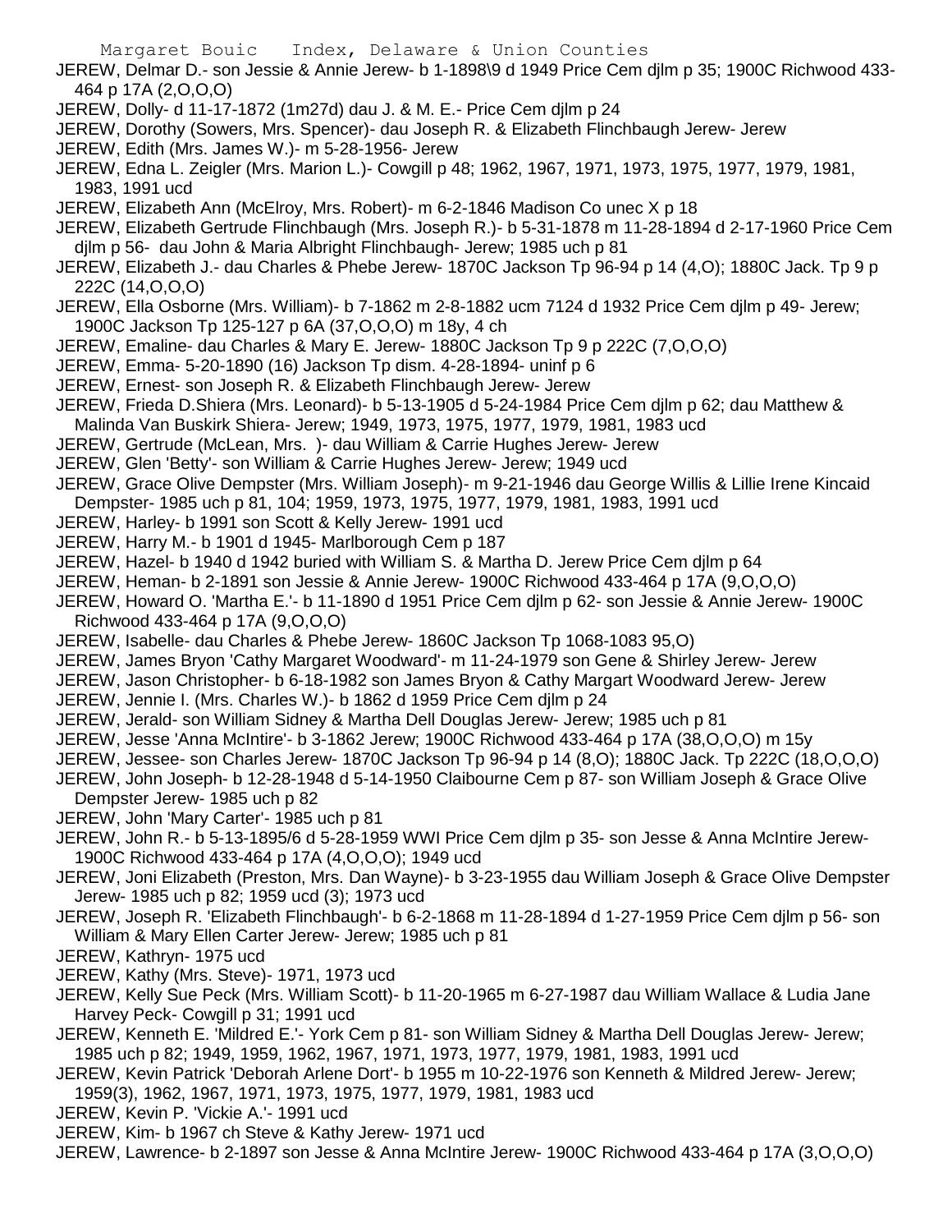JEREW, Delmar D.- son Jessie & Annie Jerew- b 1-1898\9 d 1949 Price Cem djlm p 35; 1900C Richwood 433-464 p 17A (2,O,O,O)

JEREW, Dolly- d 11-17-1872 (1m27d) dau J. & M. E.- Price Cem djlm p 24

JEREW, Dorothy (Sowers, Mrs. Spencer)- dau Joseph R. & Elizabeth Flinchbaugh Jerew- Jerew

JEREW, Edith (Mrs. James W.)- m 5-28-1956- Jerew

JEREW, Edna L. Zeigler (Mrs. Marion L.)- Cowgill p 48; 1962, 1967, 1971, 1973, 1975, 1977, 1979, 1981, 1983, 1991 ucd

JEREW, Elizabeth Ann (McElroy, Mrs. Robert)- m 6-2-1846 Madison Co unec X p 18

JEREW, Elizabeth Gertrude Flinchbaugh (Mrs. Joseph R.)- b 5-31-1878 m 11-28-1894 d 2-17-1960 Price Cem djlm p 56- dau John & Maria Albright Flinchbaugh- Jerew; 1985 uch p 81

JEREW, Elizabeth J.- dau Charles & Phebe Jerew- 1870C Jackson Tp 96-94 p 14 (4,O); 1880C Jack. Tp 9 p 222C (14,O,O,O)

JEREW, Ella Osborne (Mrs. William)- b 7-1862 m 2-8-1882 ucm 7124 d 1932 Price Cem djlm p 49- Jerew; 1900C Jackson Tp 125-127 p 6A (37,O,O,O) m 18y, 4 ch

JEREW, Emaline- dau Charles & Mary E. Jerew- 1880C Jackson Tp 9 p 222C (7,O,O,O)

JEREW, Emma- 5-20-1890 (16) Jackson Tp dism. 4-28-1894- uninf p 6

JEREW, Ernest- son Joseph R. & Elizabeth Flinchbaugh Jerew- Jerew

JEREW, Frieda D.Shiera (Mrs. Leonard)- b 5-13-1905 d 5-24-1984 Price Cem djlm p 62; dau Matthew & Malinda Van Buskirk Shiera- Jerew; 1949, 1973, 1975, 1977, 1979, 1981, 1983 ucd

JEREW, Gertrude (McLean, Mrs. )- dau William & Carrie Hughes Jerew- Jerew

JEREW, Glen 'Betty'- son William & Carrie Hughes Jerew- Jerew; 1949 ucd

JEREW, Grace Olive Dempster (Mrs. William Joseph)- m 9-21-1946 dau George Willis & Lillie Irene Kincaid Dempster- 1985 uch p 81, 104; 1959, 1973, 1975, 1977, 1979, 1981, 1983, 1991 ucd

JEREW, Harley- b 1991 son Scott & Kelly Jerew- 1991 ucd

JEREW, Harry M.- b 1901 d 1945- Marlborough Cem p 187

JEREW, Hazel- b 1940 d 1942 buried with William S. & Martha D. Jerew Price Cem djlm p 64

JEREW, Heman- b 2-1891 son Jessie & Annie Jerew- 1900C Richwood 433-464 p 17A (9,O,O,O)

JEREW, Howard O. 'Martha E.'- b 11-1890 d 1951 Price Cem djlm p 62- son Jessie & Annie Jerew- 1900C Richwood 433-464 p 17A (9,O,O,O)

JEREW, Isabelle- dau Charles & Phebe Jerew- 1860C Jackson Tp 1068-1083 95,O)

JEREW, James Bryon 'Cathy Margaret Woodward'- m 11-24-1979 son Gene & Shirley Jerew- Jerew

JEREW, Jason Christopher- b 6-18-1982 son James Bryon & Cathy Margart Woodward Jerew- Jerew

JEREW, Jennie I. (Mrs. Charles W.)- b 1862 d 1959 Price Cem djlm p 24

JEREW, Jerald- son William Sidney & Martha Dell Douglas Jerew- Jerew; 1985 uch p 81

JEREW, Jesse 'Anna McIntire'- b 3-1862 Jerew; 1900C Richwood 433-464 p 17A (38,O,O,O) m 15y

JEREW, Jessee- son Charles Jerew- 1870C Jackson Tp 96-94 p 14 (8,O); 1880C Jack. Tp 222C (18,O,O,O)

JEREW, John Joseph- b 12-28-1948 d 5-14-1950 Claibourne Cem p 87- son William Joseph & Grace Olive Dempster Jerew- 1985 uch p 82

JEREW, John 'Mary Carter'- 1985 uch p 81

JEREW, John R.- b 5-13-1895/6 d 5-28-1959 WWI Price Cem djlm p 35- son Jesse & Anna McIntire Jerew- 1900C Richwood 433-464 p 17A (4,O,O,O); 1949 ucd

JEREW, Joni Elizabeth (Preston, Mrs. Dan Wayne)- b 3-23-1955 dau William Joseph & Grace Olive Dempster Jerew- 1985 uch p 82; 1959 ucd (3); 1973 ucd

JEREW, Joseph R. 'Elizabeth Flinchbaugh'- b 6-2-1868 m 11-28-1894 d 1-27-1959 Price Cem djlm p 56- son William & Mary Ellen Carter Jerew- Jerew; 1985 uch p 81

JEREW, Kathryn- 1975 ucd

JEREW, Kathy (Mrs. Steve)- 1971, 1973 ucd

JEREW, Kelly Sue Peck (Mrs. William Scott)- b 11-20-1965 m 6-27-1987 dau William Wallace & Ludia Jane Harvey Peck- Cowgill p 31; 1991 ucd

JEREW, Kenneth E. 'Mildred E.'- York Cem p 81- son William Sidney & Martha Dell Douglas Jerew- Jerew; 1985 uch p 82; 1949, 1959, 1962, 1967, 1971, 1973, 1977, 1979, 1981, 1983, 1991 ucd

JEREW, Kevin Patrick 'Deborah Arlene Dort'- b 1955 m 10-22-1976 son Kenneth & Mildred Jerew- Jerew; 1959(3), 1962, 1967, 1971, 1973, 1975, 1977, 1979, 1981, 1983 ucd

JEREW, Kevin P. 'Vickie A.'- 1991 ucd

JEREW, Kim- b 1967 ch Steve & Kathy Jerew- 1971 ucd

JEREW, Lawrence- b 2-1897 son Jesse & Anna McIntire Jerew- 1900C Richwood 433-464 p 17A (3,O,O,O)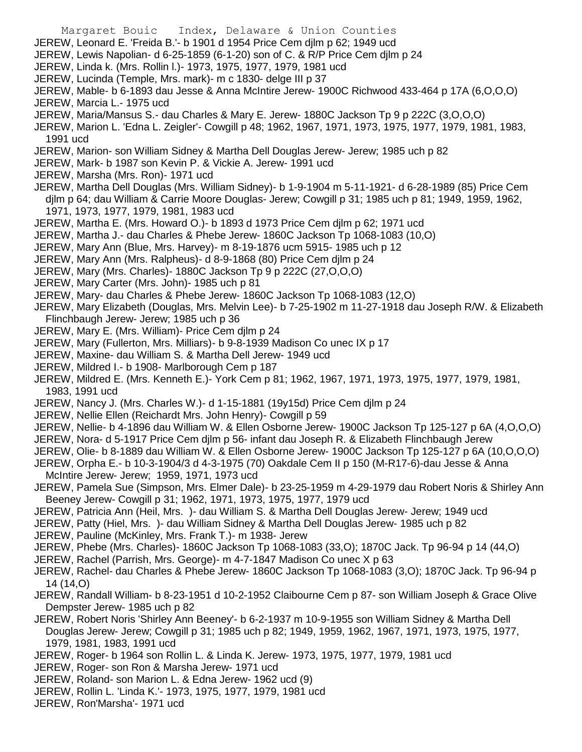JEREW, Leonard E. 'Freida B.'- b 1901 d 1954 Price Cem djlm p 62; 1949 ucd
JEREW, Lewis Napolian- d 6-25-1859 (6-1-20) son of C. & R/P Price Cem djlm p 24
JEREW, Linda k. (Mrs. Rollin l.)- 1973, 1975, 1977, 1979, 1981 ucd
JEREW, Lucinda (Temple, Mrs. mark)- m c 1830- delge III p 37
JEREW, Mable- b 6-1893 dau Jesse & Anna McIntire Jerew- 1900C Richwood 433-464 p 17A (6,O,O,O)
JEREW, Marcia L.- 1975 ucd
JEREW, Maria/Mansus S.- dau Charles & Mary E. Jerew- 1880C Jackson Tp 9 p 222C (3,O,O,O)
JEREW, Marion L. 'Edna L. Zeigler'- Cowgill p 48; 1962, 1967, 1971, 1973, 1975, 1977, 1979, 1981, 1983, 1991 ucd
JEREW, Marion- son William Sidney & Martha Dell Douglas Jerew- Jerew; 1985 uch p 82
JEREW, Mark- b 1987 son Kevin P. & Vickie A. Jerew- 1991 ucd
JEREW, Marsha (Mrs. Ron)- 1971 ucd
JEREW, Martha Dell Douglas (Mrs. William Sidney)- b 1-9-1904 m 5-11-1921- d 6-28-1989 (85) Price Cem djlm p 64; dau William & Carrie Moore Douglas- Jerew; Cowgill p 31; 1985 uch p 81; 1949, 1959, 1962, 1971, 1973, 1977, 1979, 1981, 1983 ucd
JEREW, Martha E. (Mrs. Howard O.)- b 1893 d 1973 Price Cem djlm p 62; 1971 ucd
JEREW, Martha J.- dau Charles & Phebe Jerew- 1860C Jackson Tp 1068-1083 (10,O)
JEREW, Mary Ann (Blue, Mrs. Harvey)- m 8-19-1876 ucm 5915- 1985 uch p 12
JEREW, Mary Ann (Mrs. Ralpheus)- d 8-9-1868 (80) Price Cem djlm p 24
JEREW, Mary (Mrs. Charles)- 1880C Jackson Tp 9 p 222C (27,O,O,O)
JEREW, Mary Carter (Mrs. John)- 1985 uch p 81
JEREW, Mary- dau Charles & Phebe Jerew- 1860C Jackson Tp 1068-1083 (12,O)
JEREW, Mary Elizabeth (Douglas, Mrs. Melvin Lee)- b 7-25-1902 m 11-27-1918 dau Joseph R/W. & Elizabeth Flinchbaugh Jerew- Jerew; 1985 uch p 36
JEREW, Mary E. (Mrs. William)- Price Cem djlm p 24
JEREW, Mary (Fullerton, Mrs. Milliars)- b 9-8-1939 Madison Co unec IX p 17
JEREW, Maxine- dau William S. & Martha Dell Jerew- 1949 ucd
JEREW, Mildred I.- b 1908- Marlborough Cem p 187
JEREW, Mildred E. (Mrs. Kenneth E.)- York Cem p 81; 1962, 1967, 1971, 1973, 1975, 1977, 1979, 1981, 1983, 1991 ucd
JEREW, Nancy J. (Mrs. Charles W.)- d 1-15-1881 (19y15d) Price Cem djlm p 24
JEREW, Nellie Ellen (Reichardt Mrs. John Henry)- Cowgill p 59
JEREW, Nellie- b 4-1896 dau William W. & Ellen Osborne Jerew- 1900C Jackson Tp 125-127 p 6A (4,O,O,O)
JEREW, Nora- d 5-1917 Price Cem djlm p 56- infant dau Joseph R. & Elizabeth Flinchbaugh Jerew
JEREW, Olie- b 8-1889 dau William W. & Ellen Osborne Jerew- 1900C Jackson Tp 125-127 p 6A (10,O,O,O)
JEREW, Orpha E.- b 10-3-1904/3 d 4-3-1975 (70) Oakdale Cem II p 150 (M-R17-6)-dau Jesse & Anna McIntire Jerew- Jerew; 1959, 1971, 1973 ucd
JEREW, Pamela Sue (Simpson, Mrs. Elmer Dale)- b 23-25-1959 m 4-29-1979 dau Robert Noris & Shirley Ann Beeney Jerew- Cowgill p 31; 1962, 1971, 1973, 1975, 1977, 1979 ucd
JEREW, Patricia Ann (Heil, Mrs. )- dau William S. & Martha Dell Douglas Jerew- Jerew; 1949 ucd
JEREW, Patty (Hiel, Mrs. )- dau William Sidney & Martha Dell Douglas Jerew- 1985 uch p 82
JEREW, Pauline (McKinley, Mrs. Frank T.)- m 1938- Jerew
JEREW, Phebe (Mrs. Charles)- 1860C Jackson Tp 1068-1083 (33,O); 1870C Jack. Tp 96-94 p 14 (44,O)
JEREW, Rachel (Parrish, Mrs. George)- m 4-7-1847 Madison Co unec X p 63
JEREW, Rachel- dau Charles & Phebe Jerew- 1860C Jackson Tp 1068-1083 (3,O); 1870C Jack. Tp 96-94 p 14 (14,O)
JEREW, Randall William- b 8-23-1951 d 10-2-1952 Claibourne Cem p 87- son William Joseph & Grace Olive Dempster Jerew- 1985 uch p 82
JEREW, Robert Noris 'Shirley Ann Beeney'- b 6-2-1937 m 10-9-1955 son William Sidney & Martha Dell Douglas Jerew- Jerew; Cowgill p 31; 1985 uch p 82; 1949, 1959, 1962, 1967, 1971, 1973, 1975, 1977, 1979, 1981, 1983, 1991 ucd
JEREW, Roger- b 1964 son Rollin L. & Linda K. Jerew- 1973, 1975, 1977, 1979, 1981 ucd
JEREW, Roger- son Ron & Marsha Jerew- 1971 ucd
JEREW, Roland- son Marion L. & Edna Jerew- 1962 ucd (9)
JEREW, Rollin L. 'Linda K.'- 1973, 1975, 1977, 1979, 1981 ucd
JEREW, Ron'Marsha'- 1971 ucd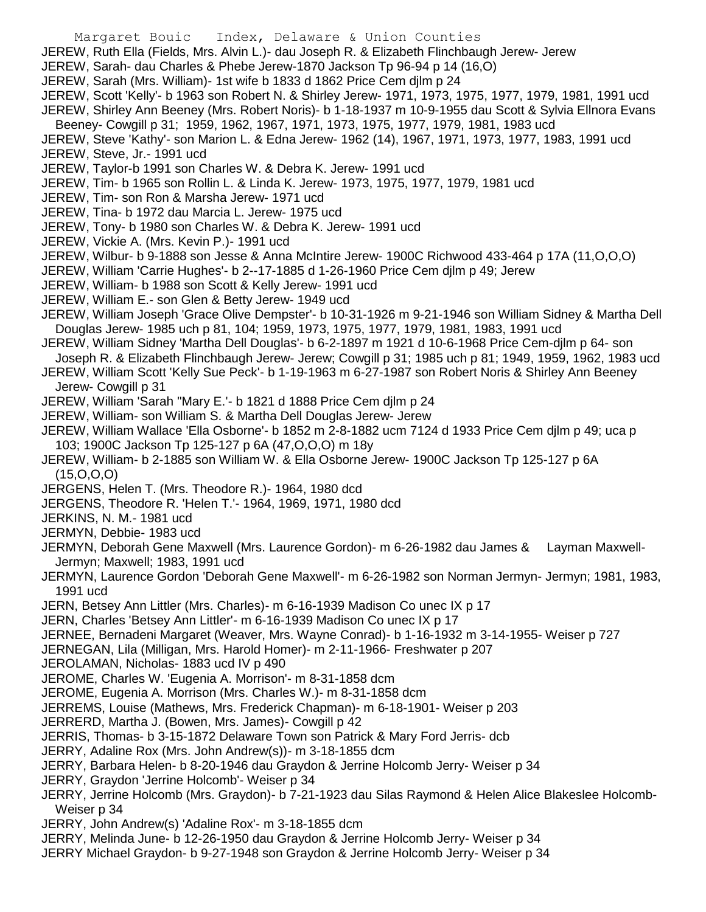JEREW, Ruth Ella (Fields, Mrs. Alvin L.)- dau Joseph R. & Elizabeth Flinchbaugh Jerew- Jerew
JEREW, Sarah- dau Charles & Phebe Jerew-1870 Jackson Tp 96-94 p 14 (16,O)
JEREW, Sarah (Mrs. William)- 1st wife b 1833 d 1862 Price Cem djlm p 24
JEREW, Scott 'Kelly'- b 1963 son Robert N. & Shirley Jerew- 1971, 1973, 1975, 1977, 1979, 1981, 1991 ucd
JEREW, Shirley Ann Beeney (Mrs. Robert Noris)- b 1-18-1937 m 10-9-1955 dau Scott & Sylvia Ellnora Evans Beeney- Cowgill p 31; 1959, 1962, 1967, 1971, 1973, 1975, 1977, 1979, 1981, 1983 ucd
JEREW, Steve 'Kathy'- son Marion L. & Edna Jerew- 1962 (14), 1967, 1971, 1973, 1977, 1983, 1991 ucd
JEREW, Steve, Jr.- 1991 ucd
JEREW, Taylor-b 1991 son Charles W. & Debra K. Jerew- 1991 ucd
JEREW, Tim- b 1965 son Rollin L. & Linda K. Jerew- 1973, 1975, 1977, 1979, 1981 ucd
JEREW, Tim- son Ron & Marsha Jerew- 1971 ucd
JEREW, Tina- b 1972 dau Marcia L. Jerew- 1975 ucd
JEREW, Tony- b 1980 son Charles W. & Debra K. Jerew- 1991 ucd
JEREW, Vickie A. (Mrs. Kevin P.)- 1991 ucd
JEREW, Wilbur- b 9-1888 son Jesse & Anna McIntire Jerew- 1900C Richwood 433-464 p 17A (11,O,O,O)
JEREW, William 'Carrie Hughes'- b 2--17-1885 d 1-26-1960 Price Cem djlm p 49; Jerew
JEREW, William- b 1988 son Scott & Kelly Jerew- 1991 ucd
JEREW, William E.- son Glen & Betty Jerew- 1949 ucd
JEREW, William Joseph 'Grace Olive Dempster'- b 10-31-1926 m 9-21-1946 son William Sidney & Martha Dell Douglas Jerew- 1985 uch p 81, 104; 1959, 1973, 1975, 1977, 1979, 1981, 1983, 1991 ucd
JEREW, William Sidney 'Martha Dell Douglas'- b 6-2-1897 m 1921 d 10-6-1968 Price Cem-djlm p 64- son Joseph R. & Elizabeth Flinchbaugh Jerew- Jerew; Cowgill p 31; 1985 uch p 81; 1949, 1959, 1962, 1983 ucd
JEREW, William Scott 'Kelly Sue Peck'- b 1-19-1963 m 6-27-1987 son Robert Noris & Shirley Ann Beeney Jerew- Cowgill p 31
JEREW, William 'Sarah ''Mary E.'- b 1821 d 1888 Price Cem djlm p 24
JEREW, William- son William S. & Martha Dell Douglas Jerew- Jerew
JEREW, William Wallace 'Ella Osborne'- b 1852 m 2-8-1882 ucm 7124 d 1933 Price Cem djlm p 49; uca p 103; 1900C Jackson Tp 125-127 p 6A (47,O,O,O) m 18y
JEREW, William- b 2-1885 son William W. & Ella Osborne Jerew- 1900C Jackson Tp 125-127 p 6A (15,O,O,O)
JERGENS, Helen T. (Mrs. Theodore R.)- 1964, 1980 dcd
JERGENS, Theodore R. 'Helen T.'- 1964, 1969, 1971, 1980 dcd
JERKINS, N. M.- 1981 ucd
JERMYN, Debbie- 1983 ucd
JERMYN, Deborah Gene Maxwell (Mrs. Laurence Gordon)- m 6-26-1982 dau James & Layman Maxwell- Jermyn; Maxwell; 1983, 1991 ucd
JERMYN, Laurence Gordon 'Deborah Gene Maxwell'- m 6-26-1982 son Norman Jermyn- Jermyn; 1981, 1983, 1991 ucd
JERN, Betsey Ann Littler (Mrs. Charles)- m 6-16-1939 Madison Co unec IX p 17
JERN, Charles 'Betsey Ann Littler'- m 6-16-1939 Madison Co unec IX p 17
JERNEE, Bernadeni Margaret (Weaver, Mrs. Wayne Conrad)- b 1-16-1932 m 3-14-1955- Weiser p 727
JERNEGAN, Lila (Milligan, Mrs. Harold Homer)- m 2-11-1966- Freshwater p 207
JEROLAMAN, Nicholas- 1883 ucd IV p 490
JEROME, Charles W. 'Eugenia A. Morrison'- m 8-31-1858 dcm
JEROME, Eugenia A. Morrison (Mrs. Charles W.)- m 8-31-1858 dcm
JERREMS, Louise (Mathews, Mrs. Frederick Chapman)- m 6-18-1901- Weiser p 203
JERRERD, Martha J. (Bowen, Mrs. James)- Cowgill p 42
JERRIS, Thomas- b 3-15-1872 Delaware Town son Patrick & Mary Ford Jerris- dcb
JERRY, Adaline Rox (Mrs. John Andrew(s))- m 3-18-1855 dcm
JERRY, Barbara Helen- b 8-20-1946 dau Graydon & Jerrine Holcomb Jerry- Weiser p 34
JERRY, Graydon 'Jerrine Holcomb'- Weiser p 34
JERRY, Jerrine Holcomb (Mrs. Graydon)- b 7-21-1923 dau Silas Raymond & Helen Alice Blakeslee Holcomb- Weiser p 34
JERRY, John Andrew(s) 'Adaline Rox'- m 3-18-1855 dcm
JERRY, Melinda June- b 12-26-1950 dau Graydon & Jerrine Holcomb Jerry- Weiser p 34
JERRY Michael Graydon- b 9-27-1948 son Graydon & Jerrine Holcomb Jerry- Weiser p 34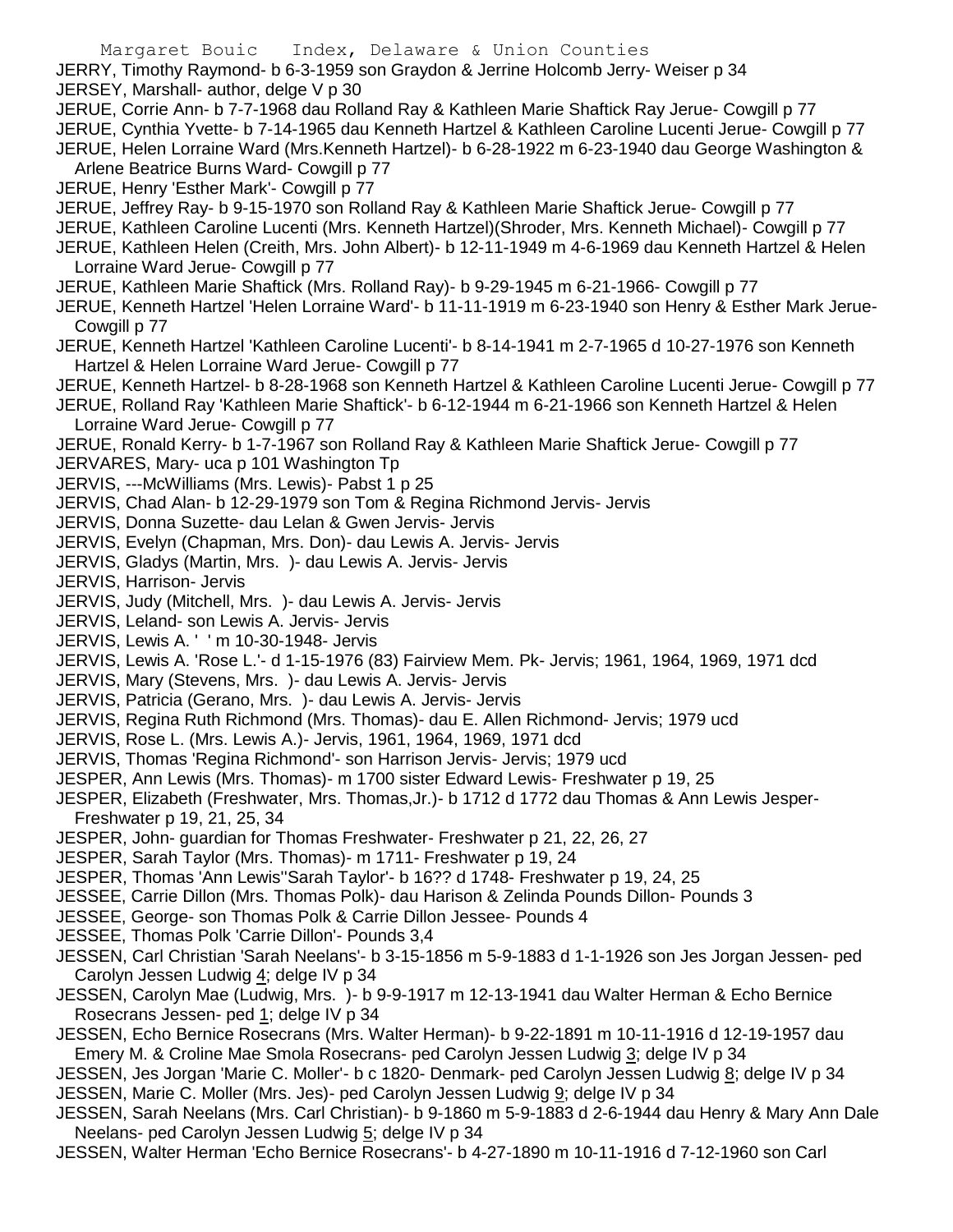JERRY, Timothy Raymond- b 6-3-1959 son Graydon & Jerrine Holcomb Jerry- Weiser p 34

JERSEY, Marshall- author, delge V p 30

JERUE, Corrie Ann- b 7-7-1968 dau Rolland Ray & Kathleen Marie Shaftick Ray Jerue- Cowgill p 77

JERUE, Cynthia Yvette- b 7-14-1965 dau Kenneth Hartzel & Kathleen Caroline Lucenti Jerue- Cowgill p 77

JERUE, Helen Lorraine Ward (Mrs.Kenneth Hartzel)- b 6-28-1922 m 6-23-1940 dau George Washington & Arlene Beatrice Burns Ward- Cowgill p 77

JERUE, Henry 'Esther Mark'- Cowgill p 77

JERUE, Jeffrey Ray- b 9-15-1970 son Rolland Ray & Kathleen Marie Shaftick Jerue- Cowgill p 77

JERUE, Kathleen Caroline Lucenti (Mrs. Kenneth Hartzel)(Shroder, Mrs. Kenneth Michael)- Cowgill p 77

JERUE, Kathleen Helen (Creith, Mrs. John Albert)- b 12-11-1949 m 4-6-1969 dau Kenneth Hartzel & Helen Lorraine Ward Jerue- Cowgill p 77

JERUE, Kathleen Marie Shaftick (Mrs. Rolland Ray)- b 9-29-1945 m 6-21-1966- Cowgill p 77

JERUE, Kenneth Hartzel 'Helen Lorraine Ward'- b 11-11-1919 m 6-23-1940 son Henry & Esther Mark Jerue- Cowgill p 77

JERUE, Kenneth Hartzel 'Kathleen Caroline Lucenti'- b 8-14-1941 m 2-7-1965 d 10-27-1976 son Kenneth Hartzel & Helen Lorraine Ward Jerue- Cowgill p 77

JERUE, Kenneth Hartzel- b 8-28-1968 son Kenneth Hartzel & Kathleen Caroline Lucenti Jerue- Cowgill p 77

JERUE, Rolland Ray 'Kathleen Marie Shaftick'- b 6-12-1944 m 6-21-1966 son Kenneth Hartzel & Helen Lorraine Ward Jerue- Cowgill p 77

JERUE, Ronald Kerry- b 1-7-1967 son Rolland Ray & Kathleen Marie Shaftick Jerue- Cowgill p 77

JERVARES, Mary- uca p 101 Washington Tp

JERVIS, ---McWilliams (Mrs. Lewis)- Pabst 1 p 25

JERVIS, Chad Alan- b 12-29-1979 son Tom & Regina Richmond Jervis- Jervis

JERVIS, Donna Suzette- dau Lelan & Gwen Jervis- Jervis

JERVIS, Evelyn (Chapman, Mrs. Don)- dau Lewis A. Jervis- Jervis

JERVIS, Gladys (Martin, Mrs. )- dau Lewis A. Jervis- Jervis

JERVIS, Harrison- Jervis

JERVIS, Judy (Mitchell, Mrs. )- dau Lewis A. Jervis- Jervis

JERVIS, Leland- son Lewis A. Jervis- Jervis

JERVIS, Lewis A. ' ' m 10-30-1948- Jervis

JERVIS, Lewis A. 'Rose L.'- d 1-15-1976 (83) Fairview Mem. Pk- Jervis; 1961, 1964, 1969, 1971 dcd

JERVIS, Mary (Stevens, Mrs. )- dau Lewis A. Jervis- Jervis

JERVIS, Patricia (Gerano, Mrs. )- dau Lewis A. Jervis- Jervis

JERVIS, Regina Ruth Richmond (Mrs. Thomas)- dau E. Allen Richmond- Jervis; 1979 ucd

JERVIS, Rose L. (Mrs. Lewis A.)- Jervis, 1961, 1964, 1969, 1971 dcd

JERVIS, Thomas 'Regina Richmond'- son Harrison Jervis- Jervis; 1979 ucd

JESPER, Ann Lewis (Mrs. Thomas)- m 1700 sister Edward Lewis- Freshwater p 19, 25

JESPER, Elizabeth (Freshwater, Mrs. Thomas,Jr.)- b 1712 d 1772 dau Thomas & Ann Lewis Jesper- Freshwater p 19, 21, 25, 34

JESPER, John- guardian for Thomas Freshwater- Freshwater p 21, 22, 26, 27

JESPER, Sarah Taylor (Mrs. Thomas)- m 1711- Freshwater p 19, 24

JESPER, Thomas 'Ann Lewis''Sarah Taylor'- b 16?? d 1748- Freshwater p 19, 24, 25

JESSEE, Carrie Dillon (Mrs. Thomas Polk)- dau Harison & Zelinda Pounds Dillon- Pounds 3

JESSEE, George- son Thomas Polk & Carrie Dillon Jessee- Pounds 4

JESSEE, Thomas Polk 'Carrie Dillon'- Pounds 3,4

JESSEN, Carl Christian 'Sarah Neelans'- b 3-15-1856 m 5-9-1883 d 1-1-1926 son Jes Jorgan Jessen- ped Carolyn Jessen Ludwig 4; delge IV p 34

JESSEN, Carolyn Mae (Ludwig, Mrs. )- b 9-9-1917 m 12-13-1941 dau Walter Herman & Echo Bernice Rosecrans Jessen- ped 1; delge IV p 34

JESSEN, Echo Bernice Rosecrans (Mrs. Walter Herman)- b 9-22-1891 m 10-11-1916 d 12-19-1957 dau Emery M. & Croline Mae Smola Rosecrans- ped Carolyn Jessen Ludwig 3; delge IV p 34

JESSEN, Jes Jorgan 'Marie C. Moller'- b c 1820- Denmark- ped Carolyn Jessen Ludwig 8; delge IV p 34

JESSEN, Marie C. Moller (Mrs. Jes)- ped Carolyn Jessen Ludwig 9; delge IV p 34

JESSEN, Sarah Neelans (Mrs. Carl Christian)- b 9-1860 m 5-9-1883 d 2-6-1944 dau Henry & Mary Ann Dale Neelans- ped Carolyn Jessen Ludwig 5; delge IV p 34

JESSEN, Walter Herman 'Echo Bernice Rosecrans'- b 4-27-1890 m 10-11-1916 d 7-12-1960 son Carl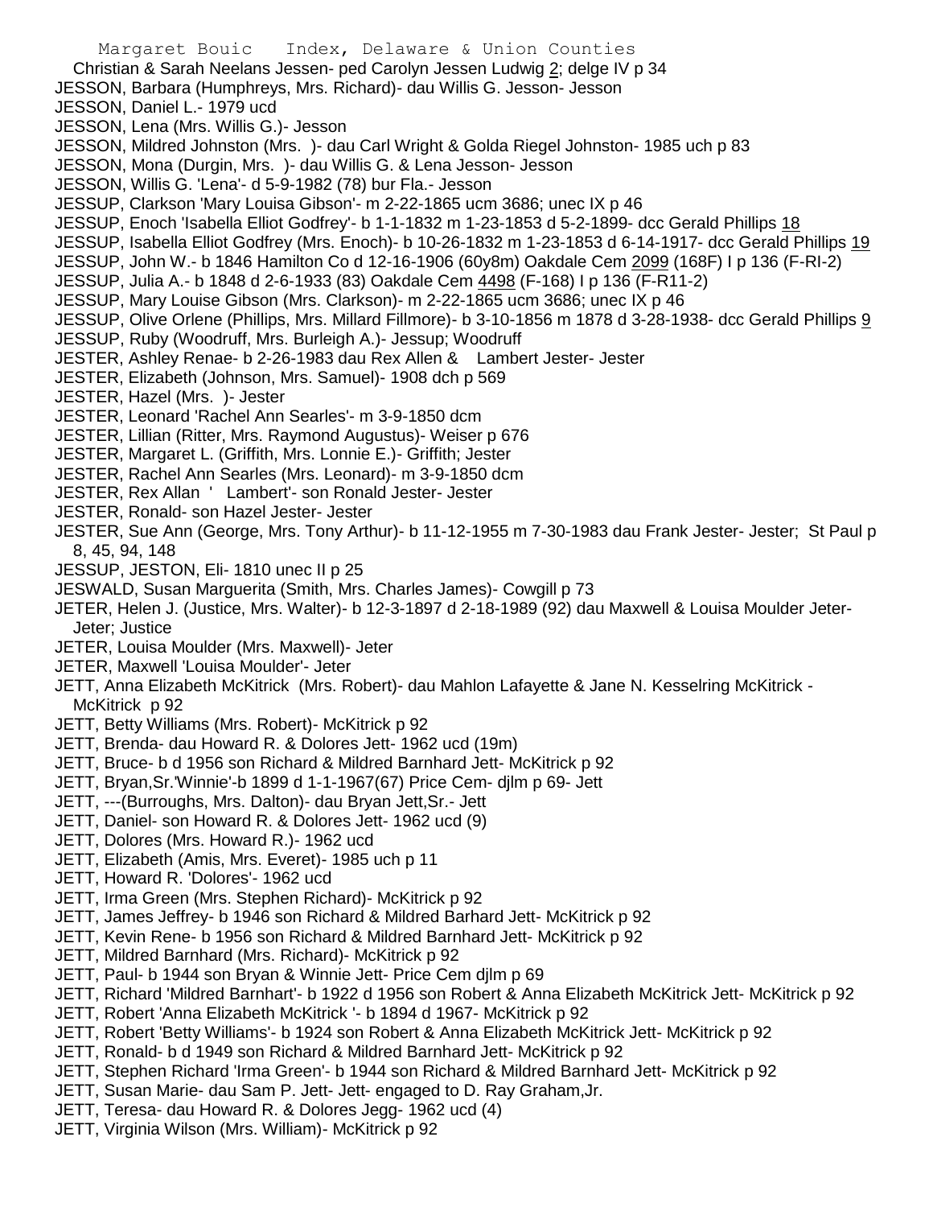Christian & Sarah Neelans Jessen- ped Carolyn Jessen Ludwig 2; delge IV p 34
JESSON, Barbara (Humphreys, Mrs. Richard)- dau Willis G. Jesson- Jesson
JESSON, Daniel L.- 1979 ucd
JESSON, Lena (Mrs. Willis G.)- Jesson
JESSON, Mildred Johnston (Mrs. )- dau Carl Wright & Golda Riegel Johnston- 1985 uch p 83
JESSON, Mona (Durgin, Mrs. )- dau Willis G. & Lena Jesson- Jesson
JESSON, Willis G. 'Lena'- d 5-9-1982 (78) bur Fla.- Jesson
JESSUP, Clarkson 'Mary Louisa Gibson'- m 2-22-1865 ucm 3686; unec IX p 46
JESSUP, Enoch 'Isabella Elliot Godfrey'- b 1-1-1832 m 1-23-1853 d 5-2-1899- dcc Gerald Phillips 18
JESSUP, Isabella Elliot Godfrey (Mrs. Enoch)- b 10-26-1832 m 1-23-1853 d 6-14-1917- dcc Gerald Phillips 19
JESSUP, John W.- b 1846 Hamilton Co d 12-16-1906 (60y8m) Oakdale Cem 2099 (168F) I p 136 (F-RI-2)
JESSUP, Julia A.- b 1848 d 2-6-1933 (83) Oakdale Cem 4498 (F-168) I p 136 (F-R11-2)
JESSUP, Mary Louise Gibson (Mrs. Clarkson)- m 2-22-1865 ucm 3686; unec IX p 46
JESSUP, Olive Orlene (Phillips, Mrs. Millard Fillmore)- b 3-10-1856 m 1878 d 3-28-1938- dcc Gerald Phillips 9
JESSUP, Ruby (Woodruff, Mrs. Burleigh A.)- Jessup; Woodruff
JESTER, Ashley Renae- b 2-26-1983 dau Rex Allen & Lambert Jester- Jester
JESTER, Elizabeth (Johnson, Mrs. Samuel)- 1908 dch p 569
JESTER, Hazel (Mrs. )- Jester
JESTER, Leonard 'Rachel Ann Searles'- m 3-9-1850 dcm
JESTER, Lillian (Ritter, Mrs. Raymond Augustus)- Weiser p 676
JESTER, Margaret L. (Griffith, Mrs. Lonnie E.)- Griffith; Jester
JESTER, Rachel Ann Searles (Mrs. Leonard)- m 3-9-1850 dcm
JESTER, Rex Allan ' Lambert'- son Ronald Jester- Jester
JESTER, Ronald- son Hazel Jester- Jester
JESTER, Sue Ann (George, Mrs. Tony Arthur)- b 11-12-1955 m 7-30-1983 dau Frank Jester- Jester; St Paul p 8, 45, 94, 148
JESSUP, JESTON, Eli- 1810 unec II p 25
JESWALD, Susan Marguerita (Smith, Mrs. Charles James)- Cowgill p 73
JETER, Helen J. (Justice, Mrs. Walter)- b 12-3-1897 d 2-18-1989 (92) dau Maxwell & Louisa Moulder Jeter- Jeter; Justice
JETER, Louisa Moulder (Mrs. Maxwell)- Jeter
JETER, Maxwell 'Louisa Moulder'- Jeter
JETT, Anna Elizabeth McKitrick (Mrs. Robert)- dau Mahlon Lafayette & Jane N. Kesselring McKitrick - McKitrick p 92
JETT, Betty Williams (Mrs. Robert)- McKitrick p 92
JETT, Brenda- dau Howard R. & Dolores Jett- 1962 ucd (19m)
JETT, Bruce- b d 1956 son Richard & Mildred Barnhard Jett- McKitrick p 92
JETT, Bryan,Sr.'Winnie'-b 1899 d 1-1-1967(67) Price Cem- djlm p 69- Jett
JETT, ---(Burroughs, Mrs. Dalton)- dau Bryan Jett,Sr.- Jett
JETT, Daniel- son Howard R. & Dolores Jett- 1962 ucd (9)
JETT, Dolores (Mrs. Howard R.)- 1962 ucd
JETT, Elizabeth (Amis, Mrs. Everet)- 1985 uch p 11
JETT, Howard R. 'Dolores'- 1962 ucd
JETT, Irma Green (Mrs. Stephen Richard)- McKitrick p 92
JETT, James Jeffrey- b 1946 son Richard & Mildred Barhard Jett- McKitrick p 92
JETT, Kevin Rene- b 1956 son Richard & Mildred Barnhard Jett- McKitrick p 92
JETT, Mildred Barnhard (Mrs. Richard)- McKitrick p 92
JETT, Paul- b 1944 son Bryan & Winnie Jett- Price Cem djlm p 69
JETT, Richard 'Mildred Barnhart'- b 1922 d 1956 son Robert & Anna Elizabeth McKitrick Jett- McKitrick p 92
JETT, Robert 'Anna Elizabeth McKitrick '- b 1894 d 1967- McKitrick p 92
JETT, Robert 'Betty Williams'- b 1924 son Robert & Anna Elizabeth McKitrick Jett- McKitrick p 92
JETT, Ronald- b d 1949 son Richard & Mildred Barnhard Jett- McKitrick p 92
JETT, Stephen Richard 'Irma Green'- b 1944 son Richard & Mildred Barnhard Jett- McKitrick p 92
JETT, Susan Marie- dau Sam P. Jett- Jett- engaged to D. Ray Graham,Jr.
JETT, Teresa- dau Howard R. & Dolores Jegg- 1962 ucd (4)
JETT, Virginia Wilson (Mrs. William)- McKitrick p 92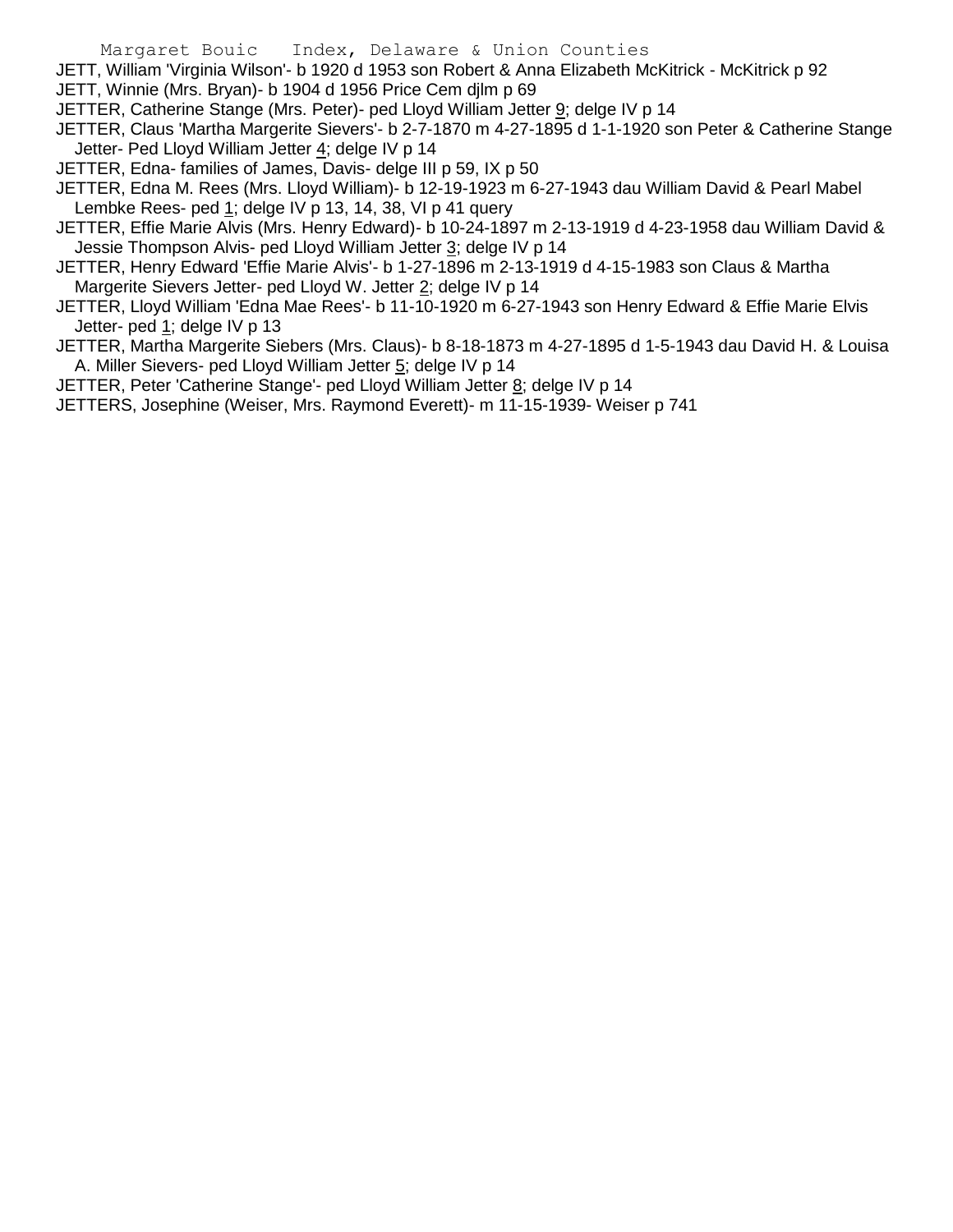JETT, William 'Virginia Wilson'- b 1920 d 1953 son Robert & Anna Elizabeth McKitrick - McKitrick p 92

JETT, Winnie (Mrs. Bryan)- b 1904 d 1956 Price Cem djlm p 69

JETTER, Catherine Stange (Mrs. Peter)- ped Lloyd William Jetter 9; delge IV p 14

JETTER, Claus 'Martha Margerite Sievers'- b 2-7-1870 m 4-27-1895 d 1-1-1920 son Peter & Catherine Stange Jetter- Ped Lloyd William Jetter 4; delge IV p 14

JETTER, Edna- families of James, Davis- delge III p 59, IX p 50

JETTER, Edna M. Rees (Mrs. Lloyd William)- b 12-19-1923 m 6-27-1943 dau William David & Pearl Mabel Lembke Rees- ped 1; delge IV p 13, 14, 38, VI p 41 query

JETTER, Effie Marie Alvis (Mrs. Henry Edward)- b 10-24-1897 m 2-13-1919 d 4-23-1958 dau William David & Jessie Thompson Alvis- ped Lloyd William Jetter 3; delge IV p 14

JETTER, Henry Edward 'Effie Marie Alvis'- b 1-27-1896 m 2-13-1919 d 4-15-1983 son Claus & Martha Margerite Sievers Jetter- ped Lloyd W. Jetter 2; delge IV p 14

JETTER, Lloyd William 'Edna Mae Rees'- b 11-10-1920 m 6-27-1943 son Henry Edward & Effie Marie Elvis Jetter- ped 1; delge IV p 13

JETTER, Martha Margerite Siebers (Mrs. Claus)- b 8-18-1873 m 4-27-1895 d 1-5-1943 dau David H. & Louisa A. Miller Sievers- ped Lloyd William Jetter 5; delge IV p 14

JETTER, Peter 'Catherine Stange'- ped Lloyd William Jetter 8; delge IV p 14

JETTERS, Josephine (Weiser, Mrs. Raymond Everett)- m 11-15-1939- Weiser p 741